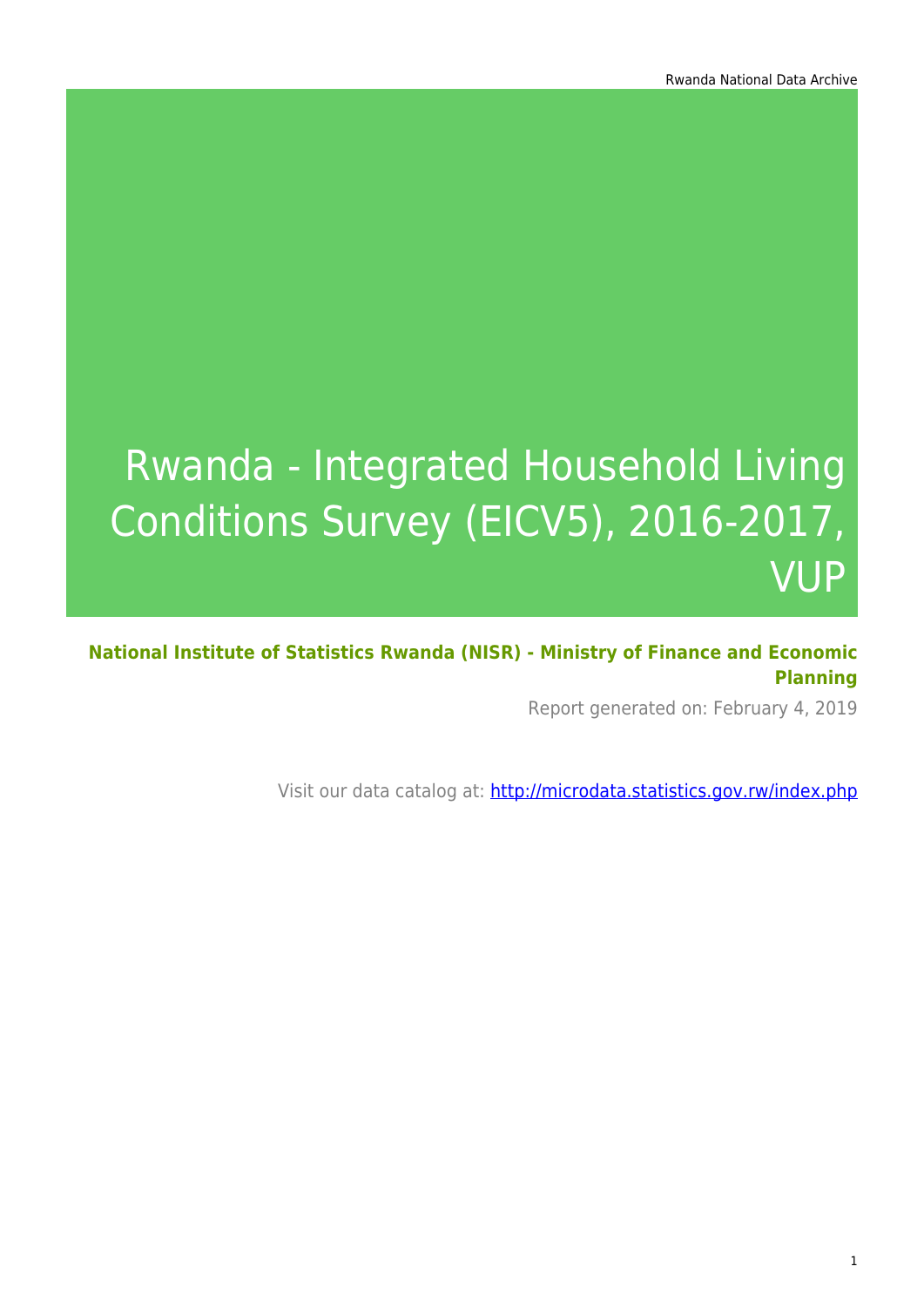# Rwanda - Integrated Household Living Conditions Survey (EICV5), 2016-2017, VUP

**National Institute of Statistics Rwanda (NISR) - Ministry of Finance and Economic Planning**

Report generated on: February 4, 2019

Visit our data catalog at: http://microdata.statistics.gov.rw/index.php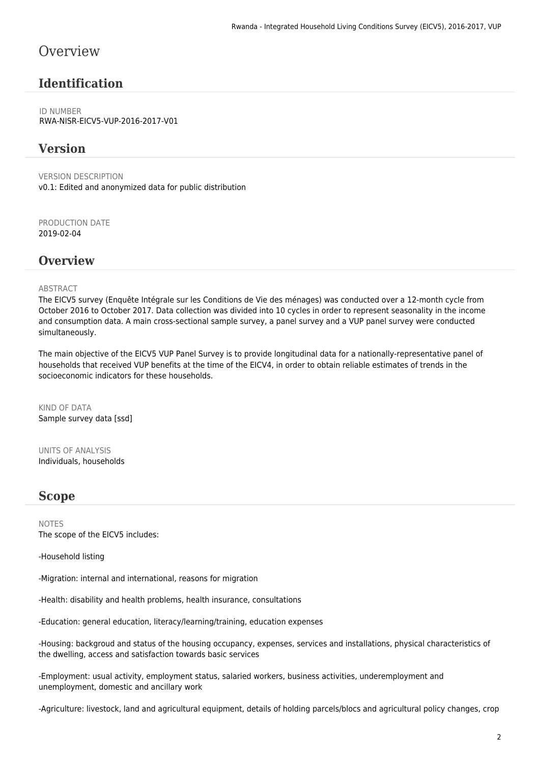# Overview

## Identification

ID NUMBER
RWA-NISR-EICV5-VUP-2016-2017-V01

## Version

VERSION DESCRIPTION
v0.1: Edited and anonymized data for public distribution

PRODUCTION DATE
2019-02-04

## Overview

ABSTRACT
The EICV5 survey (Enquête Intégrale sur les Conditions de Vie des ménages) was conducted over a 12-month cycle from October 2016 to October 2017. Data collection was divided into 10 cycles in order to represent seasonality in the income and consumption data. A main cross-sectional sample survey, a panel survey and a VUP panel survey were conducted simultaneously.

The main objective of the EICV5 VUP Panel Survey is to provide longitudinal data for a nationally-representative panel of households that received VUP benefits at the time of the EICV4, in order to obtain reliable estimates of trends in the socioeconomic indicators for these households.

KIND OF DATA
Sample survey data [ssd]

UNITS OF ANALYSIS
Individuals, households

## Scope

NOTES
The scope of the EICV5 includes:

-Household listing

-Migration: internal and international, reasons for migration

-Health: disability and health problems, health insurance, consultations

-Education: general education, literacy/learning/training, education expenses

-Housing: backgroud and status of the housing occupancy, expenses, services and installations, physical characteristics of the dwelling, access and satisfaction towards basic services

-Employment: usual activity, employment status, salaried workers, business activities, underemployment and unemployment, domestic and ancillary work

-Agriculture: livestock, land and agricultural equipment, details of holding parcels/blocs and agricultural policy changes, crop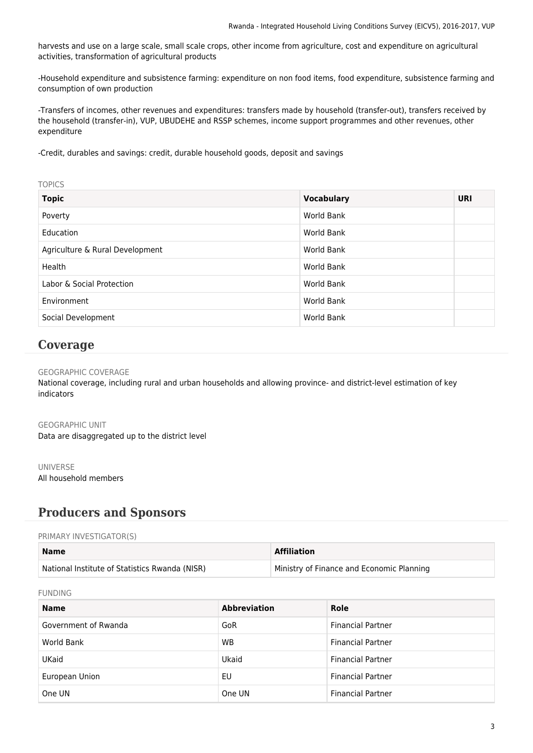harvests and use on a large scale, small scale crops, other income from agriculture, cost and expenditure on agricultural activities, transformation of agricultural products

-Household expenditure and subsistence farming: expenditure on non food items, food expenditure, subsistence farming and consumption of own production

-Transfers of incomes, other revenues and expenditures: transfers made by household (transfer-out), transfers received by the household (transfer-in), VUP, UBUDEHE and RSSP schemes, income support programmes and other revenues, other expenditure

-Credit, durables and savings: credit, durable household goods, deposit and savings

TOPICS

| Topic | Vocabulary | URI |
|---|---|---|
| Poverty | World Bank | |
| Education | World Bank | |
| Agriculture & Rural Development | World Bank | |
| Health | World Bank | |
| Labor & Social Protection | World Bank | |
| Environment | World Bank | |
| Social Development | World Bank | |

## Coverage

GEOGRAPHIC COVERAGE

National coverage, including rural and urban households and allowing province- and district-level estimation of key indicators

GEOGRAPHIC UNIT

Data are disaggregated up to the district level

UNIVERSE

All household members

## Producers and Sponsors

PRIMARY INVESTIGATOR(S)

| Name | Affiliation |
|---|---|
| National Institute of Statistics Rwanda (NISR) | Ministry of Finance and Economic Planning |

FUNDING

| Name | Abbreviation | Role |
|---|---|---|
| Government of Rwanda | GoR | Financial Partner |
| World Bank | WB | Financial Partner |
| UKaid | Ukaid | Financial Partner |
| European Union | EU | Financial Partner |
| One UN | One UN | Financial Partner |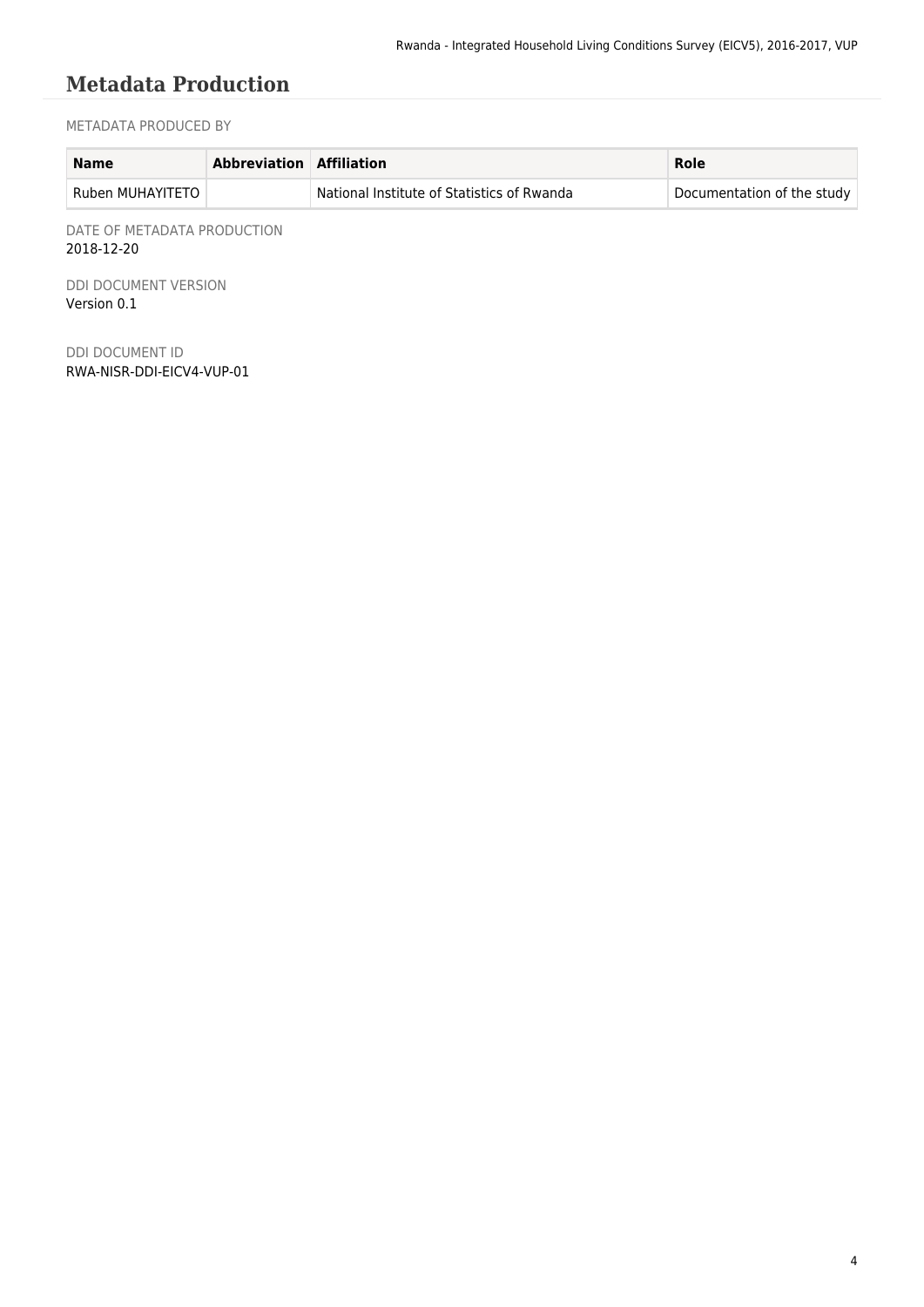# Metadata Production

METADATA PRODUCED BY

| Name | Abbreviation | Affiliation | Role |
|---|---|---|---|
| Ruben MUHAYITETO | | National Institute of Statistics of Rwanda | Documentation of the study |

DATE OF METADATA PRODUCTION
2018-12-20

DDI DOCUMENT VERSION
Version 0.1

DDI DOCUMENT ID
RWA-NISR-DDI-EICV4-VUP-01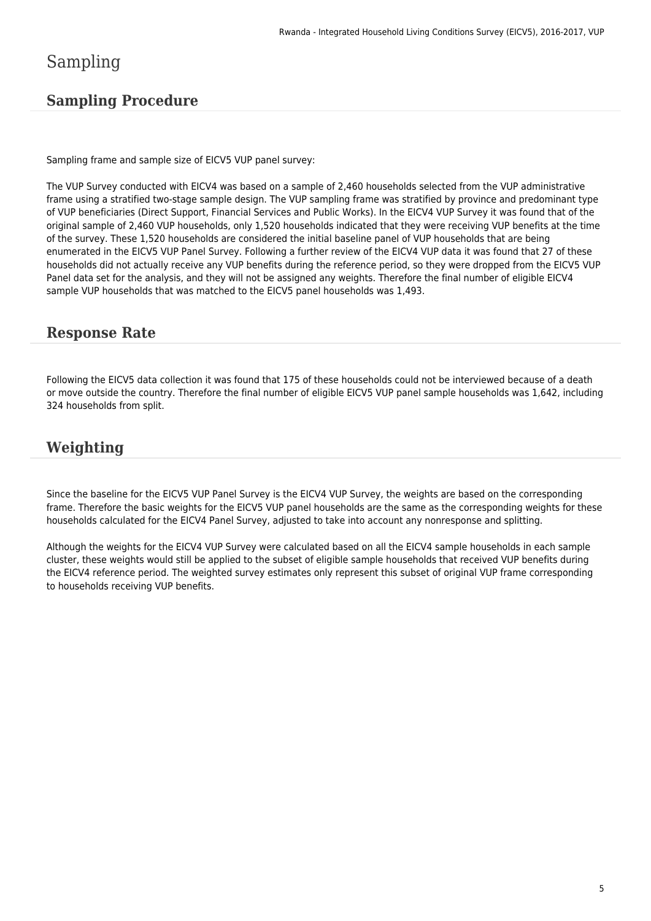# Sampling

## Sampling Procedure

Sampling frame and sample size of EICV5 VUP panel survey:

The VUP Survey conducted with EICV4 was based on a sample of 2,460 households selected from the VUP administrative frame using a stratified two-stage sample design. The VUP sampling frame was stratified by province and predominant type of VUP beneficiaries (Direct Support, Financial Services and Public Works). In the EICV4 VUP Survey it was found that of the original sample of 2,460 VUP households, only 1,520 households indicated that they were receiving VUP benefits at the time of the survey. These 1,520 households are considered the initial baseline panel of VUP households that are being enumerated in the EICV5 VUP Panel Survey. Following a further review of the EICV4 VUP data it was found that 27 of these households did not actually receive any VUP benefits during the reference period, so they were dropped from the EICV5 VUP Panel data set for the analysis, and they will not be assigned any weights. Therefore the final number of eligible EICV4 sample VUP households that was matched to the EICV5 panel households was 1,493.

## Response Rate

Following the EICV5 data collection it was found that 175 of these households could not be interviewed because of a death or move outside the country. Therefore the final number of eligible EICV5 VUP panel sample households was 1,642, including 324 households from split.

## Weighting

Since the baseline for the EICV5 VUP Panel Survey is the EICV4 VUP Survey, the weights are based on the corresponding frame. Therefore the basic weights for the EICV5 VUP panel households are the same as the corresponding weights for these households calculated for the EICV4 Panel Survey, adjusted to take into account any nonresponse and splitting.

Although the weights for the EICV4 VUP Survey were calculated based on all the EICV4 sample households in each sample cluster, these weights would still be applied to the subset of eligible sample households that received VUP benefits during the EICV4 reference period. The weighted survey estimates only represent this subset of original VUP frame corresponding to households receiving VUP benefits.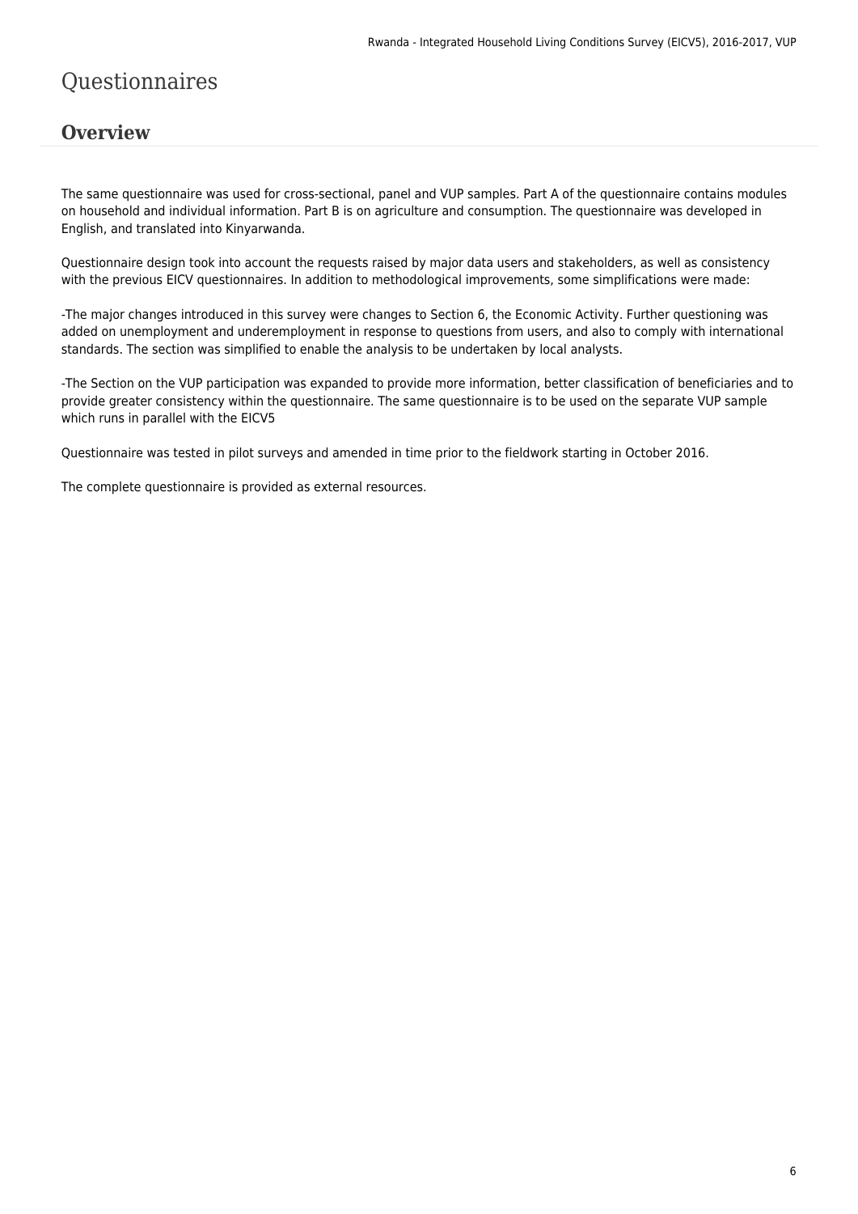# Questionnaires

## Overview

The same questionnaire was used for cross-sectional, panel and VUP samples. Part A of the questionnaire contains modules on household and individual information. Part B is on agriculture and consumption. The questionnaire was developed in English, and translated into Kinyarwanda.

Questionnaire design took into account the requests raised by major data users and stakeholders, as well as consistency with the previous EICV questionnaires. In addition to methodological improvements, some simplifications were made:

-The major changes introduced in this survey were changes to Section 6, the Economic Activity. Further questioning was added on unemployment and underemployment in response to questions from users, and also to comply with international standards. The section was simplified to enable the analysis to be undertaken by local analysts.

-The Section on the VUP participation was expanded to provide more information, better classification of beneficiaries and to provide greater consistency within the questionnaire. The same questionnaire is to be used on the separate VUP sample which runs in parallel with the EICV5

Questionnaire was tested in pilot surveys and amended in time prior to the fieldwork starting in October 2016.

The complete questionnaire is provided as external resources.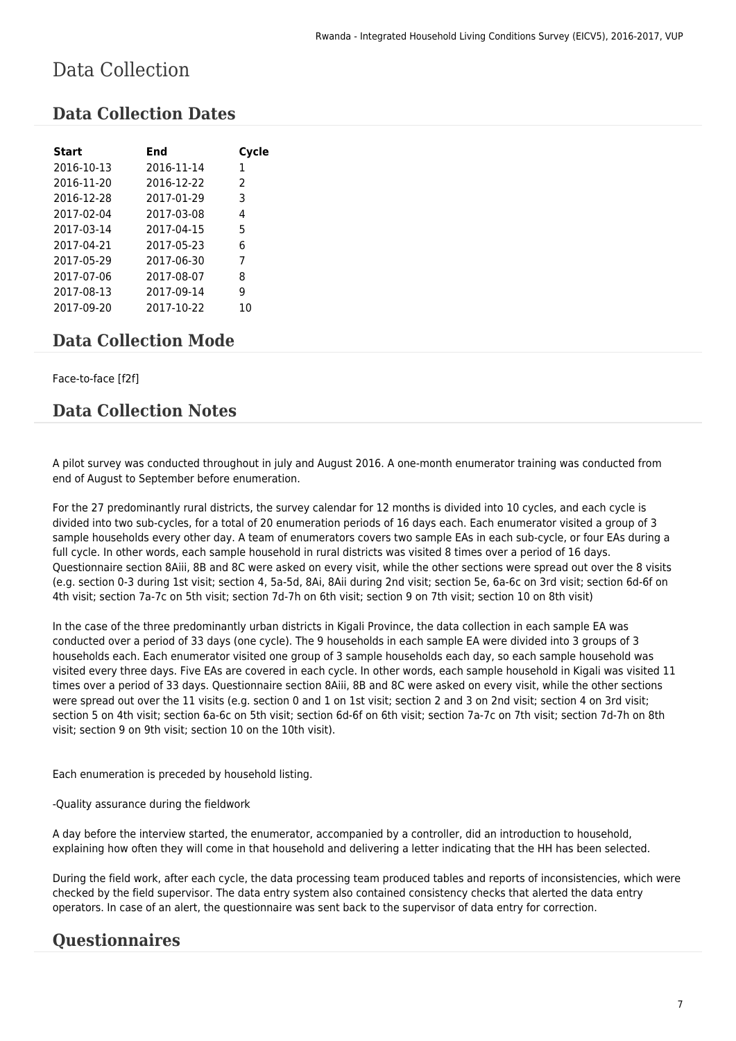# Data Collection

## Data Collection Dates

| Start | End | Cycle |
|---|---|---|
| 2016-10-13 | 2016-11-14 | 1 |
| 2016-11-20 | 2016-12-22 | 2 |
| 2016-12-28 | 2017-01-29 | 3 |
| 2017-02-04 | 2017-03-08 | 4 |
| 2017-03-14 | 2017-04-15 | 5 |
| 2017-04-21 | 2017-05-23 | 6 |
| 2017-05-29 | 2017-06-30 | 7 |
| 2017-07-06 | 2017-08-07 | 8 |
| 2017-08-13 | 2017-09-14 | 9 |
| 2017-09-20 | 2017-10-22 | 10 |

## Data Collection Mode

Face-to-face [f2f]

## Data Collection Notes

A pilot survey was conducted throughout in july and August 2016. A one-month enumerator training was conducted from end of August to September before enumeration.

For the 27 predominantly rural districts, the survey calendar for 12 months is divided into 10 cycles, and each cycle is divided into two sub-cycles, for a total of 20 enumeration periods of 16 days each. Each enumerator visited a group of 3 sample households every other day. A team of enumerators covers two sample EAs in each sub-cycle, or four EAs during a full cycle. In other words, each sample household in rural districts was visited 8 times over a period of 16 days. Questionnaire section 8Aiii, 8B and 8C were asked on every visit, while the other sections were spread out over the 8 visits (e.g. section 0-3 during 1st visit; section 4, 5a-5d, 8Ai, 8Aii during 2nd visit; section 5e, 6a-6c on 3rd visit; section 6d-6f on 4th visit; section 7a-7c on 5th visit; section 7d-7h on 6th visit; section 9 on 7th visit; section 10 on 8th visit)

In the case of the three predominantly urban districts in Kigali Province, the data collection in each sample EA was conducted over a period of 33 days (one cycle). The 9 households in each sample EA were divided into 3 groups of 3 households each. Each enumerator visited one group of 3 sample households each day, so each sample household was visited every three days. Five EAs are covered in each cycle. In other words, each sample household in Kigali was visited 11 times over a period of 33 days. Questionnaire section 8Aiii, 8B and 8C were asked on every visit, while the other sections were spread out over the 11 visits (e.g. section 0 and 1 on 1st visit; section 2 and 3 on 2nd visit; section 4 on 3rd visit; section 5 on 4th visit; section 6a-6c on 5th visit; section 6d-6f on 6th visit; section 7a-7c on 7th visit; section 7d-7h on 8th visit; section 9 on 9th visit; section 10 on the 10th visit).

Each enumeration is preceded by household listing.

-Quality assurance during the fieldwork

A day before the interview started, the enumerator, accompanied by a controller, did an introduction to household, explaining how often they will come in that household and delivering a letter indicating that the HH has been selected.

During the field work, after each cycle, the data processing team produced tables and reports of inconsistencies, which were checked by the field supervisor. The data entry system also contained consistency checks that alerted the data entry operators. In case of an alert, the questionnaire was sent back to the supervisor of data entry for correction.

## Questionnaires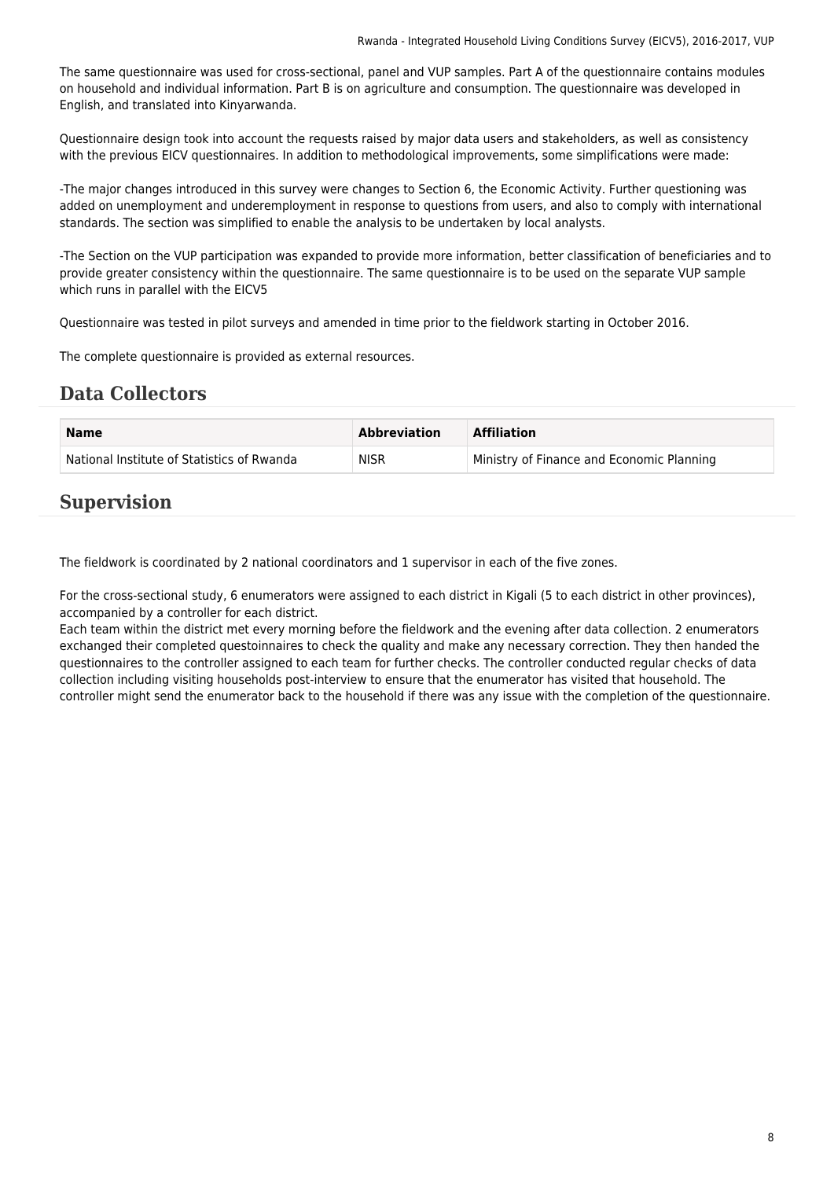The same questionnaire was used for cross-sectional, panel and VUP samples. Part A of the questionnaire contains modules on household and individual information. Part B is on agriculture and consumption. The questionnaire was developed in English, and translated into Kinyarwanda.

Questionnaire design took into account the requests raised by major data users and stakeholders, as well as consistency with the previous EICV questionnaires. In addition to methodological improvements, some simplifications were made:

-The major changes introduced in this survey were changes to Section 6, the Economic Activity. Further questioning was added on unemployment and underemployment in response to questions from users, and also to comply with international standards. The section was simplified to enable the analysis to be undertaken by local analysts.

-The Section on the VUP participation was expanded to provide more information, better classification of beneficiaries and to provide greater consistency within the questionnaire. The same questionnaire is to be used on the separate VUP sample which runs in parallel with the EICV5

Questionnaire was tested in pilot surveys and amended in time prior to the fieldwork starting in October 2016.

The complete questionnaire is provided as external resources.

## Data Collectors

| Name | Abbreviation | Affiliation |
| --- | --- | --- |
| National Institute of Statistics of Rwanda | NISR | Ministry of Finance and Economic Planning |

## Supervision

The fieldwork is coordinated by 2 national coordinators and 1 supervisor in each of the five zones.

For the cross-sectional study, 6 enumerators were assigned to each district in Kigali (5 to each district in other provinces), accompanied by a controller for each district.
Each team within the district met every morning before the fieldwork and the evening after data collection. 2 enumerators exchanged their completed questoinnaires to check the quality and make any necessary correction. They then handed the questionnaires to the controller assigned to each team for further checks. The controller conducted regular checks of data collection including visiting households post-interview to ensure that the enumerator has visited that household. The controller might send the enumerator back to the household if there was any issue with the completion of the questionnaire.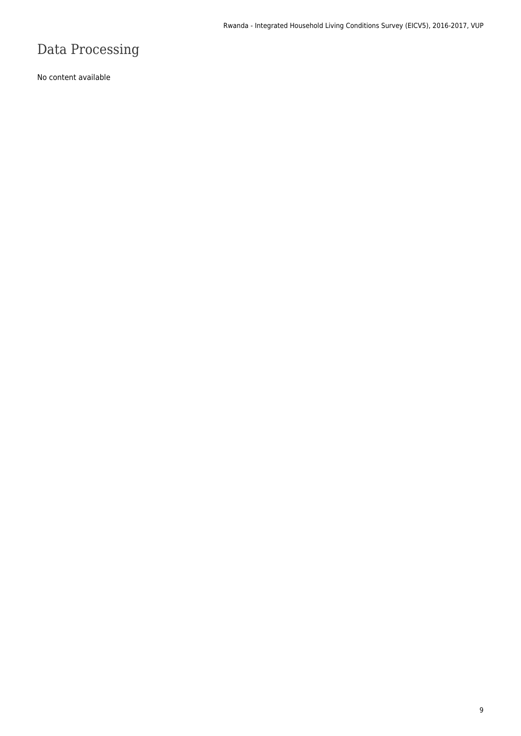# Data Processing

No content available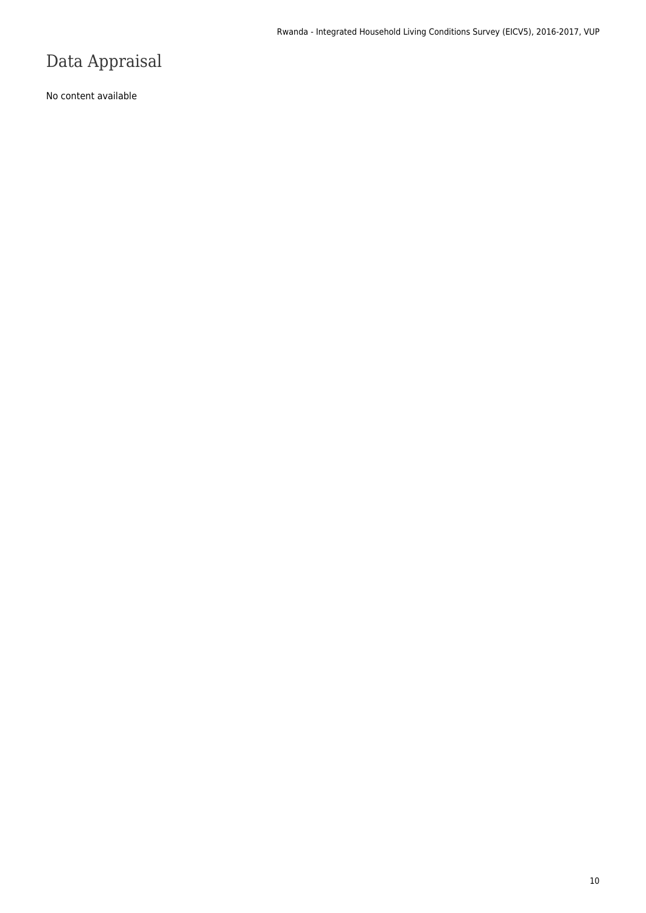# Data Appraisal

No content available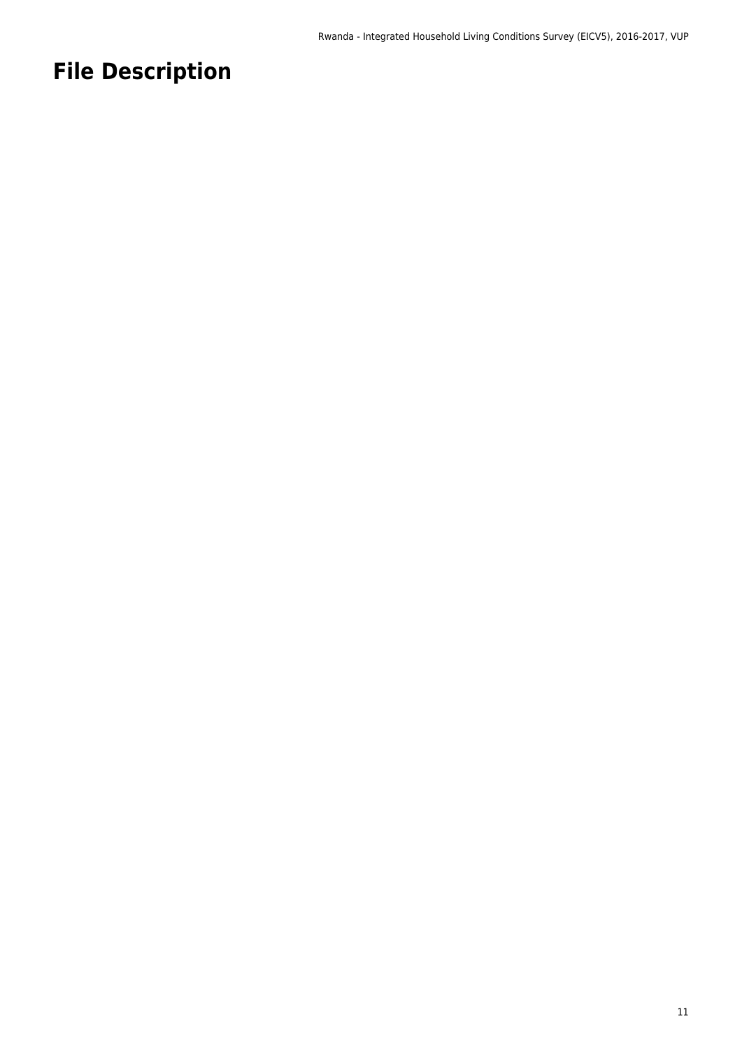# File Description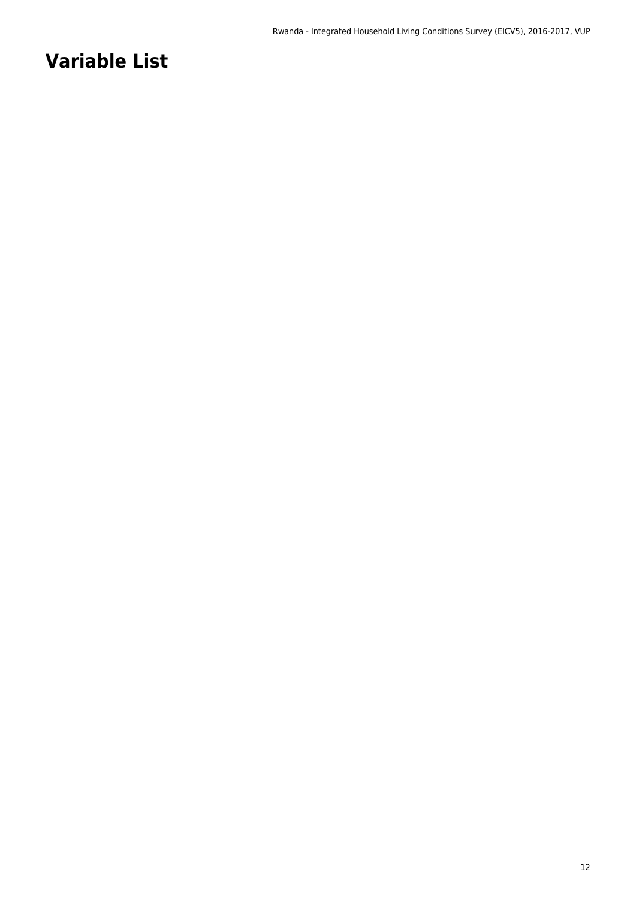# Variable List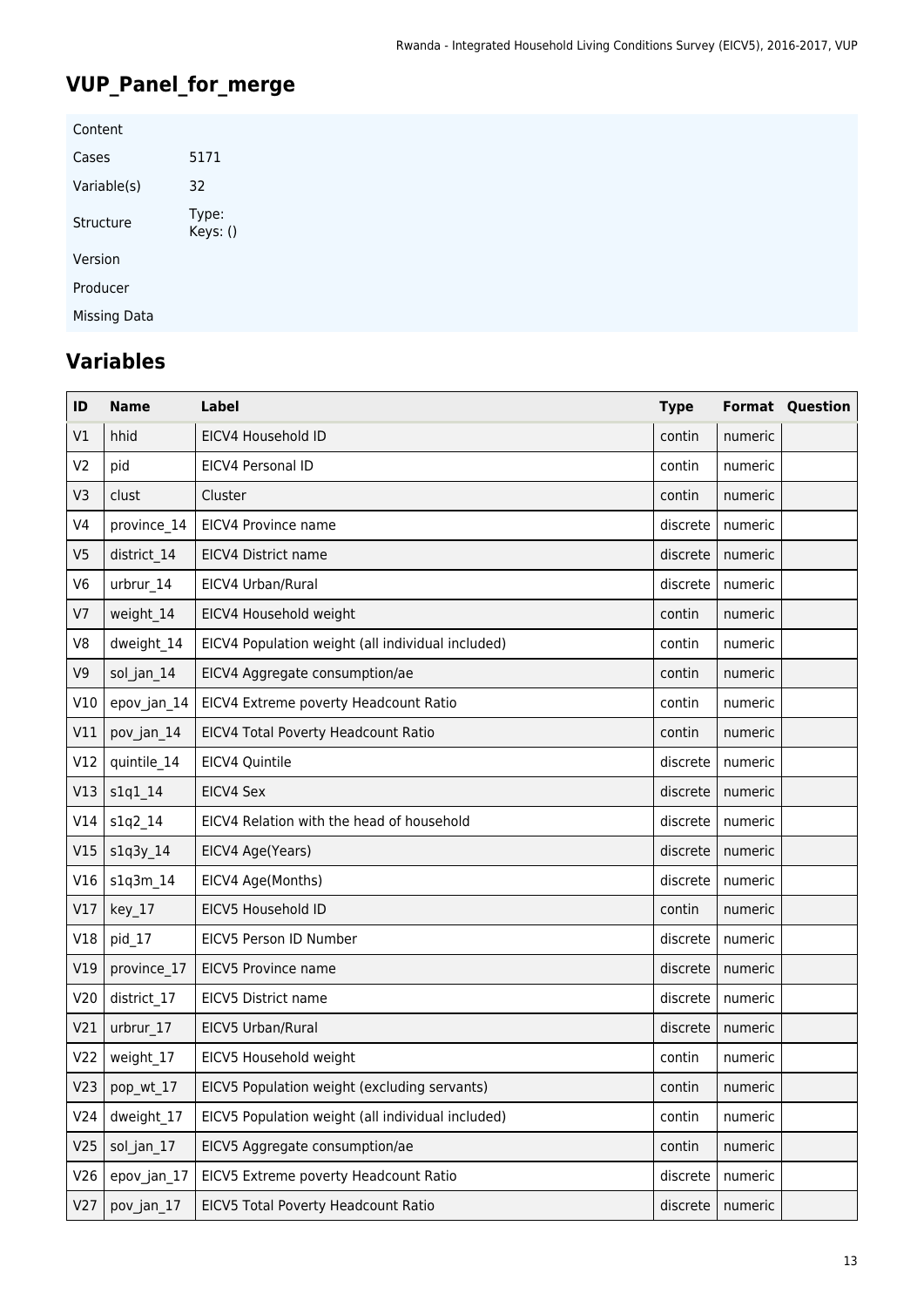# VUP_Panel_for_merge

| Content | |
|---|---|
| Cases | 5171 |
| Variable(s) | 32 |
| Structure | Type:<br>Keys: () |
| Version | |
| Producer | |
| Missing Data | |

## Variables

| ID | Name | Label | Type | Format | Question |
|---|---|---|---|---|---|
| V1 | hhid | EICV4 Household ID | contin | numeric | |
| V2 | pid | EICV4 Personal ID | contin | numeric | |
| V3 | clust | Cluster | contin | numeric | |
| V4 | province_14 | EICV4 Province name | discrete | numeric | |
| V5 | district_14 | EICV4 District name | discrete | numeric | |
| V6 | urbrur_14 | EICV4 Urban/Rural | discrete | numeric | |
| V7 | weight_14 | EICV4 Household weight | contin | numeric | |
| V8 | dweight_14 | EICV4 Population weight (all individual included) | contin | numeric | |
| V9 | sol_jan_14 | EICV4 Aggregate consumption/ae | contin | numeric | |
| V10 | epov_jan_14 | EICV4 Extreme poverty Headcount Ratio | contin | numeric | |
| V11 | pov_jan_14 | EICV4 Total Poverty Headcount Ratio | contin | numeric | |
| V12 | quintile_14 | EICV4 Quintile | discrete | numeric | |
| V13 | s1q1_14 | EICV4 Sex | discrete | numeric | |
| V14 | s1q2_14 | EICV4 Relation with the head of household | discrete | numeric | |
| V15 | s1q3y_14 | EICV4 Age(Years) | discrete | numeric | |
| V16 | s1q3m_14 | EICV4 Age(Months) | discrete | numeric | |
| V17 | key_17 | EICV5 Household ID | contin | numeric | |
| V18 | pid_17 | EICV5 Person ID Number | discrete | numeric | |
| V19 | province_17 | EICV5 Province name | discrete | numeric | |
| V20 | district_17 | EICV5 District name | discrete | numeric | |
| V21 | urbrur_17 | EICV5 Urban/Rural | discrete | numeric | |
| V22 | weight_17 | EICV5 Household weight | contin | numeric | |
| V23 | pop_wt_17 | EICV5 Population weight (excluding servants) | contin | numeric | |
| V24 | dweight_17 | EICV5 Population weight (all individual included) | contin | numeric | |
| V25 | sol_jan_17 | EICV5 Aggregate consumption/ae | contin | numeric | |
| V26 | epov_jan_17 | EICV5 Extreme poverty Headcount Ratio | discrete | numeric | |
| V27 | pov_jan_17 | EICV5 Total Poverty Headcount Ratio | discrete | numeric | |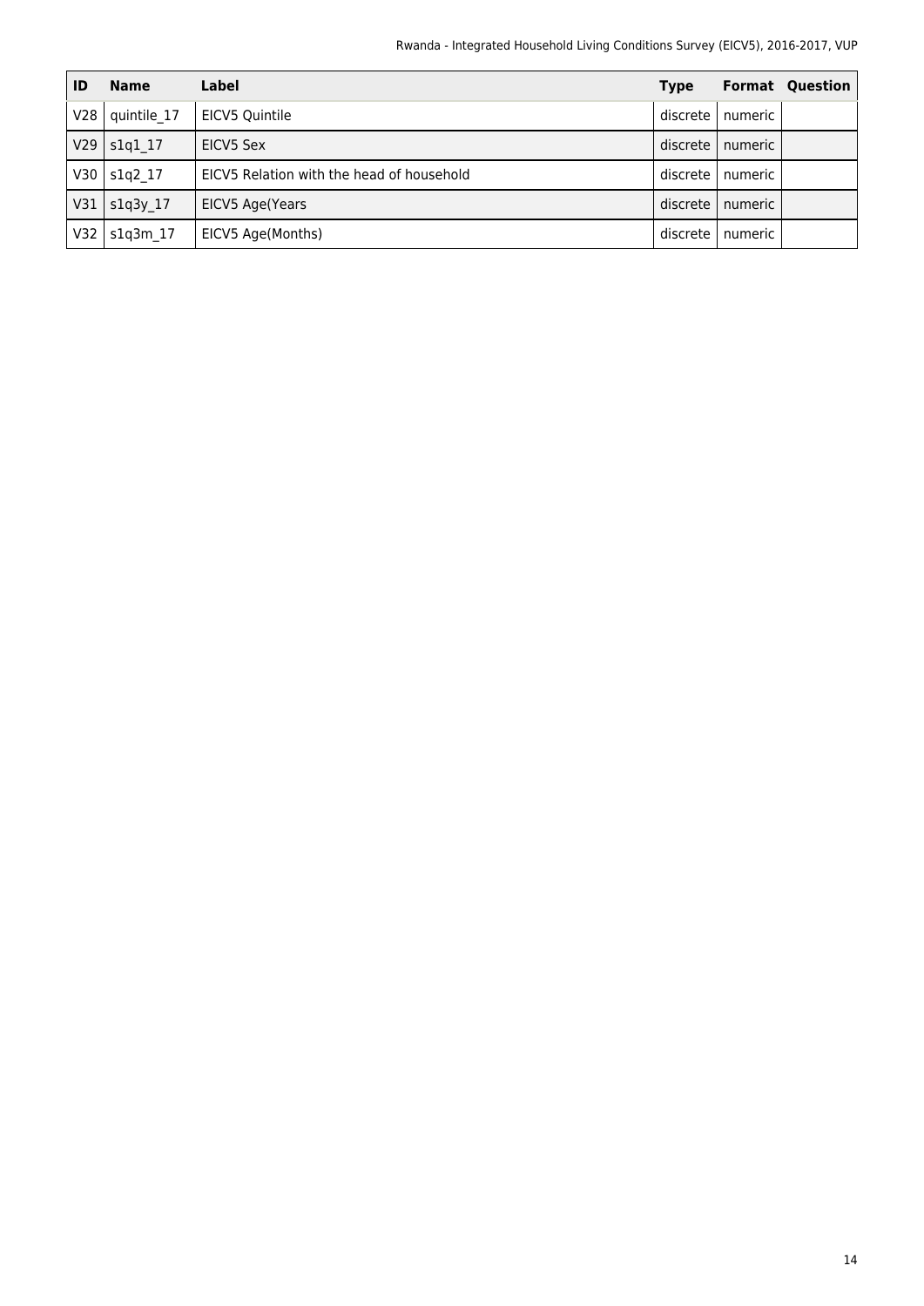| ID | Name | Label | Type | Format | Question |
|---|---|---|---|---|---|
| V28 | quintile_17 | EICV5 Quintile | discrete | numeric | |
| V29 | s1q1_17 | EICV5 Sex | discrete | numeric | |
| V30 | s1q2_17 | EICV5 Relation with the head of household | discrete | numeric | |
| V31 | s1q3y_17 | EICV5 Age(Years | discrete | numeric | |
| V32 | s1q3m_17 | EICV5 Age(Months) | discrete | numeric | |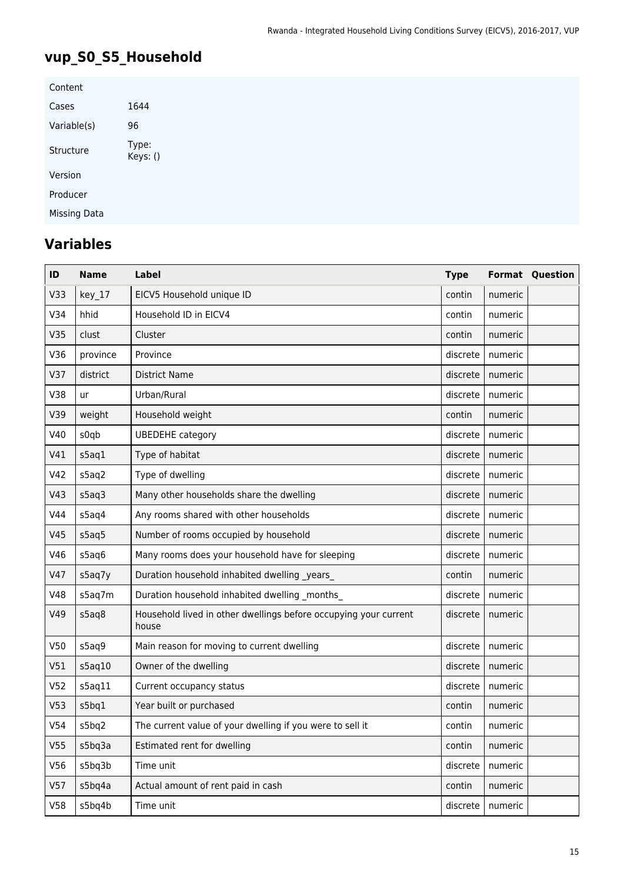## vup_S0_S5_Household

| Content | |
|---|---|
| Cases | 1644 |
| Variable(s) | 96 |
| Structure | Type: Keys: () |
| Version | |
| Producer | |
| Missing Data | |

## Variables

| ID | Name | Label | Type | Format | Question |
|---|---|---|---|---|---|
| V33 | key_17 | EICV5 Household unique ID | contin | numeric | |
| V34 | hhid | Household ID in EICV4 | contin | numeric | |
| V35 | clust | Cluster | contin | numeric | |
| V36 | province | Province | discrete | numeric | |
| V37 | district | District Name | discrete | numeric | |
| V38 | ur | Urban/Rural | discrete | numeric | |
| V39 | weight | Household weight | contin | numeric | |
| V40 | s0qb | UBEDEHE category | discrete | numeric | |
| V41 | s5aq1 | Type of habitat | discrete | numeric | |
| V42 | s5aq2 | Type of dwelling | discrete | numeric | |
| V43 | s5aq3 | Many other households share the dwelling | discrete | numeric | |
| V44 | s5aq4 | Any rooms shared with other households | discrete | numeric | |
| V45 | s5aq5 | Number of rooms occupied by household | discrete | numeric | |
| V46 | s5aq6 | Many rooms does your household have for sleeping | discrete | numeric | |
| V47 | s5aq7y | Duration household inhabited dwelling _years_ | contin | numeric | |
| V48 | s5aq7m | Duration household inhabited dwelling _months_ | discrete | numeric | |
| V49 | s5aq8 | Household lived in other dwellings before occupying your current house | discrete | numeric | |
| V50 | s5aq9 | Main reason for moving to current dwelling | discrete | numeric | |
| V51 | s5aq10 | Owner of the dwelling | discrete | numeric | |
| V52 | s5aq11 | Current occupancy status | discrete | numeric | |
| V53 | s5bq1 | Year built or purchased | contin | numeric | |
| V54 | s5bq2 | The current value of your dwelling if you were to sell it | contin | numeric | |
| V55 | s5bq3a | Estimated rent for dwelling | contin | numeric | |
| V56 | s5bq3b | Time unit | discrete | numeric | |
| V57 | s5bq4a | Actual amount of rent paid in cash | contin | numeric | |
| V58 | s5bq4b | Time unit | discrete | numeric | |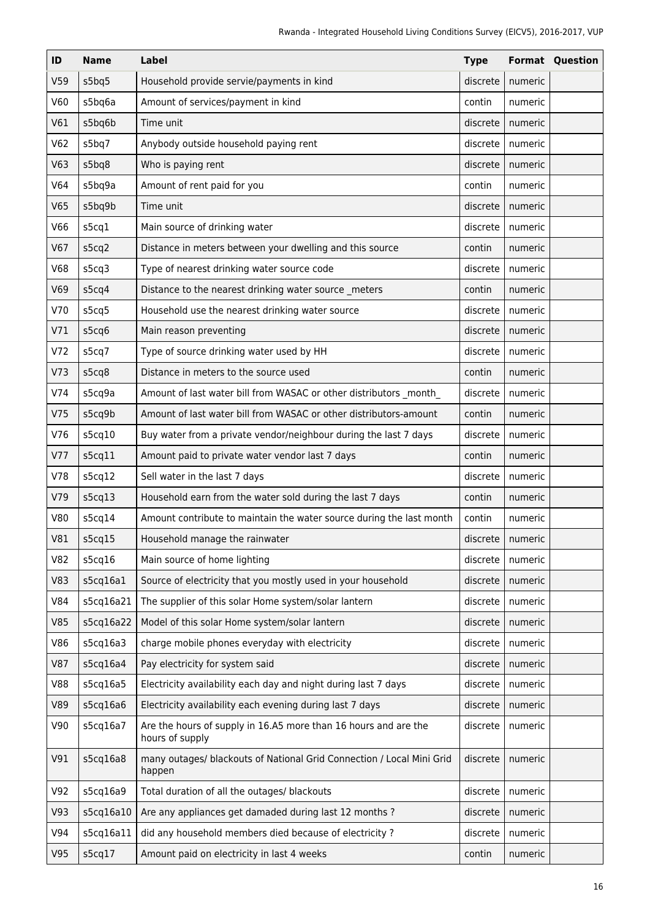| ID | Name | Label | Type | Format | Question |
| --- | --- | --- | --- | --- | --- |
| V59 | s5bq5 | Household provide servie/payments in kind | discrete | numeric | |
| V60 | s5bq6a | Amount of services/payment in kind | contin | numeric | |
| V61 | s5bq6b | Time unit | discrete | numeric | |
| V62 | s5bq7 | Anybody outside household paying rent | discrete | numeric | |
| V63 | s5bq8 | Who is paying rent | discrete | numeric | |
| V64 | s5bq9a | Amount of rent paid for you | contin | numeric | |
| V65 | s5bq9b | Time unit | discrete | numeric | |
| V66 | s5cq1 | Main source of drinking water | discrete | numeric | |
| V67 | s5cq2 | Distance in meters between your dwelling and this source | contin | numeric | |
| V68 | s5cq3 | Type of nearest drinking water source code | discrete | numeric | |
| V69 | s5cq4 | Distance to the nearest drinking water source _meters | contin | numeric | |
| V70 | s5cq5 | Household use the nearest drinking water source | discrete | numeric | |
| V71 | s5cq6 | Main reason preventing | discrete | numeric | |
| V72 | s5cq7 | Type of source drinking water used by HH | discrete | numeric | |
| V73 | s5cq8 | Distance in meters to the source used | contin | numeric | |
| V74 | s5cq9a | Amount of last water bill from WASAC or other distributors _month_ | discrete | numeric | |
| V75 | s5cq9b | Amount of last water bill from WASAC or other distributors-amount | contin | numeric | |
| V76 | s5cq10 | Buy water from a private vendor/neighbour during the last 7 days | discrete | numeric | |
| V77 | s5cq11 | Amount paid to private water vendor last 7 days | contin | numeric | |
| V78 | s5cq12 | Sell water in the last 7 days | discrete | numeric | |
| V79 | s5cq13 | Household earn from the water sold during the last 7 days | contin | numeric | |
| V80 | s5cq14 | Amount contribute to maintain the water source during the last month | contin | numeric | |
| V81 | s5cq15 | Household manage the rainwater | discrete | numeric | |
| V82 | s5cq16 | Main source of home lighting | discrete | numeric | |
| V83 | s5cq16a1 | Source of electricity that you mostly used in your household | discrete | numeric | |
| V84 | s5cq16a21 | The supplier of this solar Home system/solar lantern | discrete | numeric | |
| V85 | s5cq16a22 | Model of this solar Home system/solar lantern | discrete | numeric | |
| V86 | s5cq16a3 | charge mobile phones everyday with electricity | discrete | numeric | |
| V87 | s5cq16a4 | Pay electricity for system said | discrete | numeric | |
| V88 | s5cq16a5 | Electricity availability each day and night during last 7 days | discrete | numeric | |
| V89 | s5cq16a6 | Electricity availability each evening during last 7 days | discrete | numeric | |
| V90 | s5cq16a7 | Are the hours of supply in 16.A5 more than 16 hours and are the hours of supply | discrete | numeric | |
| V91 | s5cq16a8 | many outages/ blackouts of National Grid Connection / Local Mini Grid happen | discrete | numeric | |
| V92 | s5cq16a9 | Total duration of all the outages/ blackouts | discrete | numeric | |
| V93 | s5cq16a10 | Are any appliances get damaded during last 12 months ? | discrete | numeric | |
| V94 | s5cq16a11 | did any household members died because of electricity ? | discrete | numeric | |
| V95 | s5cq17 | Amount paid on electricity in last 4 weeks | contin | numeric | |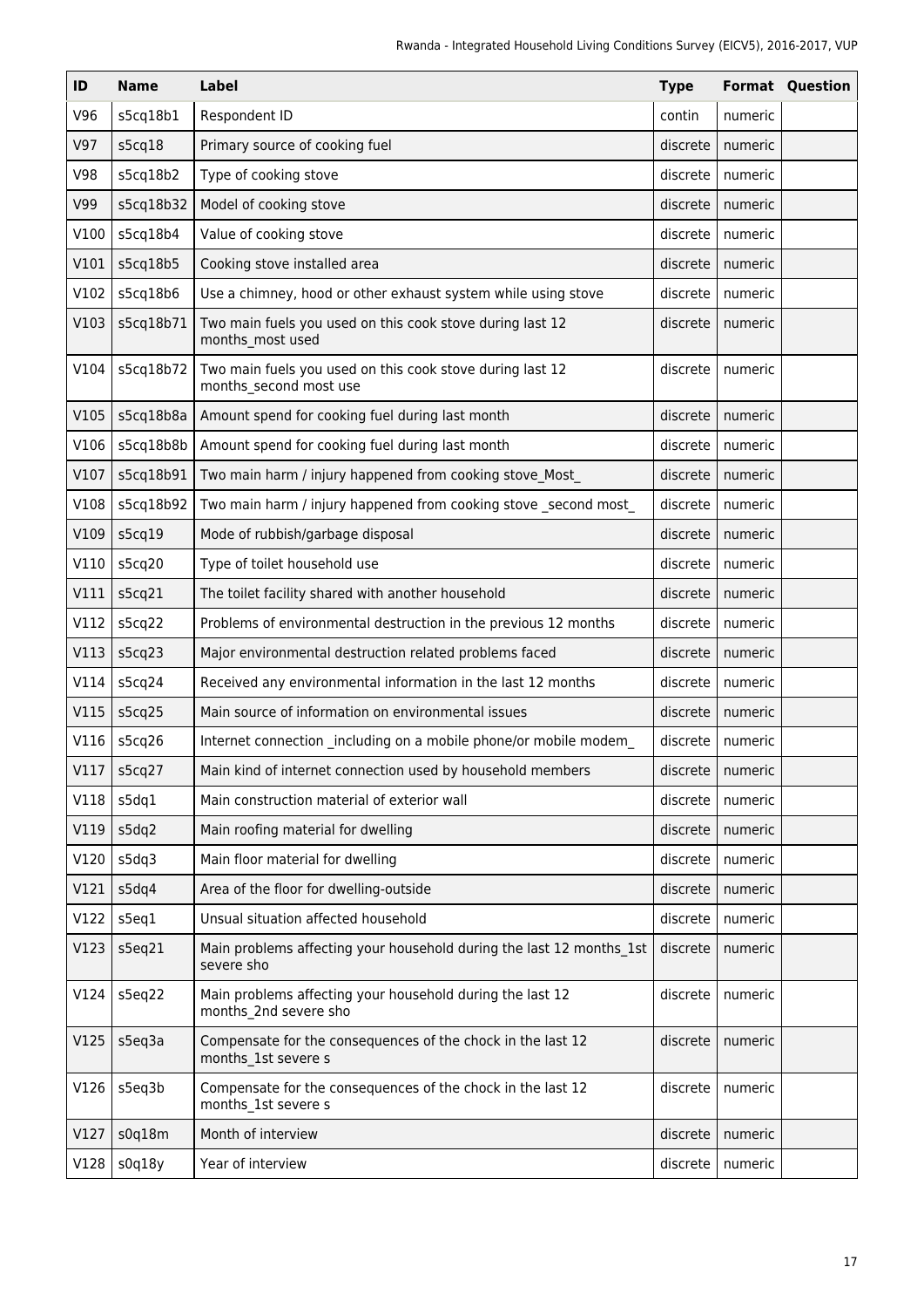| ID | Name | Label | Type | Format | Question |
|---|---|---|---|---|---|
| V96 | s5cq18b1 | Respondent ID | contin | numeric | |
| V97 | s5cq18 | Primary source of cooking fuel | discrete | numeric | |
| V98 | s5cq18b2 | Type of cooking stove | discrete | numeric | |
| V99 | s5cq18b32 | Model of cooking stove | discrete | numeric | |
| V100 | s5cq18b4 | Value of cooking stove | discrete | numeric | |
| V101 | s5cq18b5 | Cooking stove installed area | discrete | numeric | |
| V102 | s5cq18b6 | Use a chimney, hood or other exhaust system while using stove | discrete | numeric | |
| V103 | s5cq18b71 | Two main fuels you used on this cook stove during last 12 months_most used | discrete | numeric | |
| V104 | s5cq18b72 | Two main fuels you used on this cook stove during last 12 months_second most use | discrete | numeric | |
| V105 | s5cq18b8a | Amount spend for cooking fuel during last month | discrete | numeric | |
| V106 | s5cq18b8b | Amount spend for cooking fuel during last month | discrete | numeric | |
| V107 | s5cq18b91 | Two main harm / injury happened from cooking stove_Most_ | discrete | numeric | |
| V108 | s5cq18b92 | Two main harm / injury happened from cooking stove _second most_ | discrete | numeric | |
| V109 | s5cq19 | Mode of rubbish/garbage disposal | discrete | numeric | |
| V110 | s5cq20 | Type of toilet household use | discrete | numeric | |
| V111 | s5cq21 | The toilet facility shared with another household | discrete | numeric | |
| V112 | s5cq22 | Problems of environmental destruction in the previous 12 months | discrete | numeric | |
| V113 | s5cq23 | Major environmental destruction related problems faced | discrete | numeric | |
| V114 | s5cq24 | Received any environmental information in the last 12 months | discrete | numeric | |
| V115 | s5cq25 | Main source of information on environmental issues | discrete | numeric | |
| V116 | s5cq26 | Internet connection _including on a mobile phone/or mobile modem_ | discrete | numeric | |
| V117 | s5cq27 | Main kind of internet connection used by household members | discrete | numeric | |
| V118 | s5dq1 | Main construction material of exterior wall | discrete | numeric | |
| V119 | s5dq2 | Main roofing material for dwelling | discrete | numeric | |
| V120 | s5dq3 | Main floor material for dwelling | discrete | numeric | |
| V121 | s5dq4 | Area of the floor for dwelling-outside | discrete | numeric | |
| V122 | s5eq1 | Unsual situation affected household | discrete | numeric | |
| V123 | s5eq21 | Main problems affecting your household during the last 12 months_1st severe sho | discrete | numeric | |
| V124 | s5eq22 | Main problems affecting your household during the last 12 months_2nd severe sho | discrete | numeric | |
| V125 | s5eq3a | Compensate for the consequences of the chock in the last 12 months_1st severe s | discrete | numeric | |
| V126 | s5eq3b | Compensate for the consequences of the chock in the last 12 months_1st severe s | discrete | numeric | |
| V127 | s0q18m | Month of interview | discrete | numeric | |
| V128 | s0q18y | Year of interview | discrete | numeric | |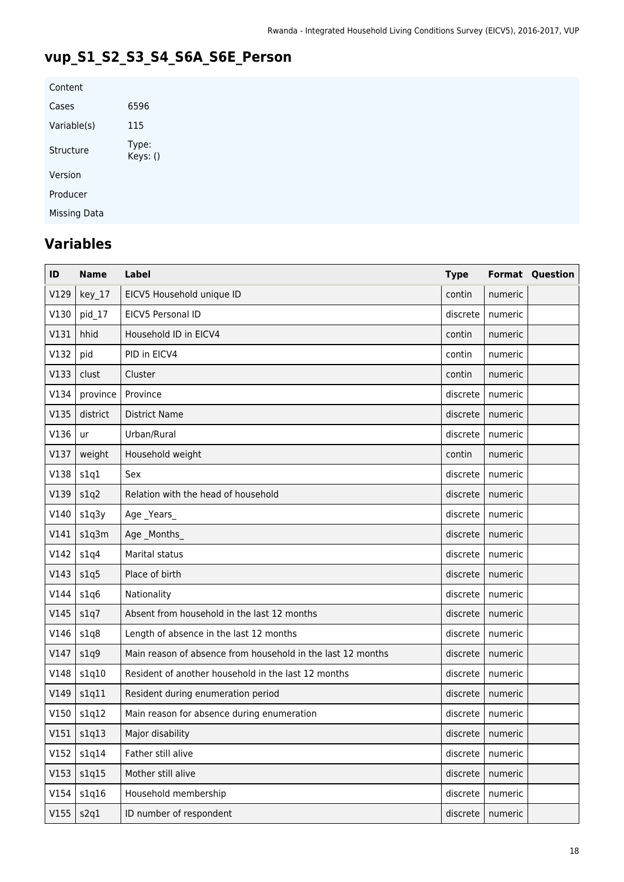## vup_S1_S2_S3_S4_S6A_S6E_Person

| Content | |
|---|---|
| Cases | 6596 |
| Variable(s) | 115 |
| Structure | Type:<br>Keys: () |
| Version | |
| Producer | |
| Missing Data | |

## Variables

| ID | Name | Label | Type | Format | Question |
|---|---|---|---|---|---|
| V129 | key_17 | EICV5 Household unique ID | contin | numeric | |
| V130 | pid_17 | EICV5 Personal ID | discrete | numeric | |
| V131 | hhid | Household ID in EICV4 | contin | numeric | |
| V132 | pid | PID in EICV4 | contin | numeric | |
| V133 | clust | Cluster | contin | numeric | |
| V134 | province | Province | discrete | numeric | |
| V135 | district | District Name | discrete | numeric | |
| V136 | ur | Urban/Rural | discrete | numeric | |
| V137 | weight | Household weight | contin | numeric | |
| V138 | s1q1 | Sex | discrete | numeric | |
| V139 | s1q2 | Relation with the head of household | discrete | numeric | |
| V140 | s1q3y | Age _Years_ | discrete | numeric | |
| V141 | s1q3m | Age _Months_ | discrete | numeric | |
| V142 | s1q4 | Marital status | discrete | numeric | |
| V143 | s1q5 | Place of birth | discrete | numeric | |
| V144 | s1q6 | Nationality | discrete | numeric | |
| V145 | s1q7 | Absent from household in the last 12 months | discrete | numeric | |
| V146 | s1q8 | Length of absence in the last 12 months | discrete | numeric | |
| V147 | s1q9 | Main reason of absence from household in the last 12 months | discrete | numeric | |
| V148 | s1q10 | Resident of another household in the last 12 months | discrete | numeric | |
| V149 | s1q11 | Resident during enumeration period | discrete | numeric | |
| V150 | s1q12 | Main reason for absence during enumeration | discrete | numeric | |
| V151 | s1q13 | Major disability | discrete | numeric | |
| V152 | s1q14 | Father still alive | discrete | numeric | |
| V153 | s1q15 | Mother still alive | discrete | numeric | |
| V154 | s1q16 | Household membership | discrete | numeric | |
| V155 | s2q1 | ID number of respondent | discrete | numeric | |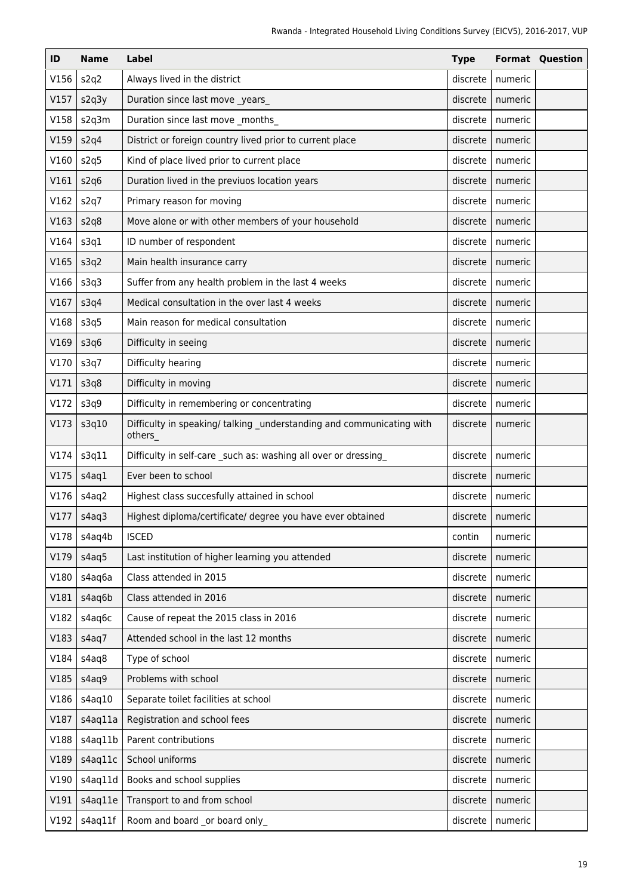| ID | Name | Label | Type | Format | Question |
|---|---|---|---|---|---|
| V156 | s2q2 | Always lived in the district | discrete | numeric | |
| V157 | s2q3y | Duration since last move _years_ | discrete | numeric | |
| V158 | s2q3m | Duration since last move _months_ | discrete | numeric | |
| V159 | s2q4 | District or foreign country lived prior to current place | discrete | numeric | |
| V160 | s2q5 | Kind of place lived prior to current place | discrete | numeric | |
| V161 | s2q6 | Duration lived in the previuos location years | discrete | numeric | |
| V162 | s2q7 | Primary reason for moving | discrete | numeric | |
| V163 | s2q8 | Move alone or with other members of your household | discrete | numeric | |
| V164 | s3q1 | ID number of respondent | discrete | numeric | |
| V165 | s3q2 | Main health insurance carry | discrete | numeric | |
| V166 | s3q3 | Suffer from any health problem in the last 4 weeks | discrete | numeric | |
| V167 | s3q4 | Medical consultation in the over last 4 weeks | discrete | numeric | |
| V168 | s3q5 | Main reason for medical consultation | discrete | numeric | |
| V169 | s3q6 | Difficulty in seeing | discrete | numeric | |
| V170 | s3q7 | Difficulty hearing | discrete | numeric | |
| V171 | s3q8 | Difficulty in moving | discrete | numeric | |
| V172 | s3q9 | Difficulty in remembering or concentrating | discrete | numeric | |
| V173 | s3q10 | Difficulty in speaking/ talking _understanding and communicating with others_ | discrete | numeric | |
| V174 | s3q11 | Difficulty in self-care _such as: washing all over or dressing_ | discrete | numeric | |
| V175 | s4aq1 | Ever been to school | discrete | numeric | |
| V176 | s4aq2 | Highest class succesfully attained in school | discrete | numeric | |
| V177 | s4aq3 | Highest diploma/certificate/ degree you have ever obtained | discrete | numeric | |
| V178 | s4aq4b | ISCED | contin | numeric | |
| V179 | s4aq5 | Last institution of higher learning you attended | discrete | numeric | |
| V180 | s4aq6a | Class attended in 2015 | discrete | numeric | |
| V181 | s4aq6b | Class attended in 2016 | discrete | numeric | |
| V182 | s4aq6c | Cause of repeat the 2015 class in 2016 | discrete | numeric | |
| V183 | s4aq7 | Attended school in the last 12 months | discrete | numeric | |
| V184 | s4aq8 | Type of school | discrete | numeric | |
| V185 | s4aq9 | Problems with school | discrete | numeric | |
| V186 | s4aq10 | Separate toilet facilities at school | discrete | numeric | |
| V187 | s4aq11a | Registration and school fees | discrete | numeric | |
| V188 | s4aq11b | Parent contributions | discrete | numeric | |
| V189 | s4aq11c | School uniforms | discrete | numeric | |
| V190 | s4aq11d | Books and school supplies | discrete | numeric | |
| V191 | s4aq11e | Transport to and from school | discrete | numeric | |
| V192 | s4aq11f | Room and board _or board only_ | discrete | numeric | |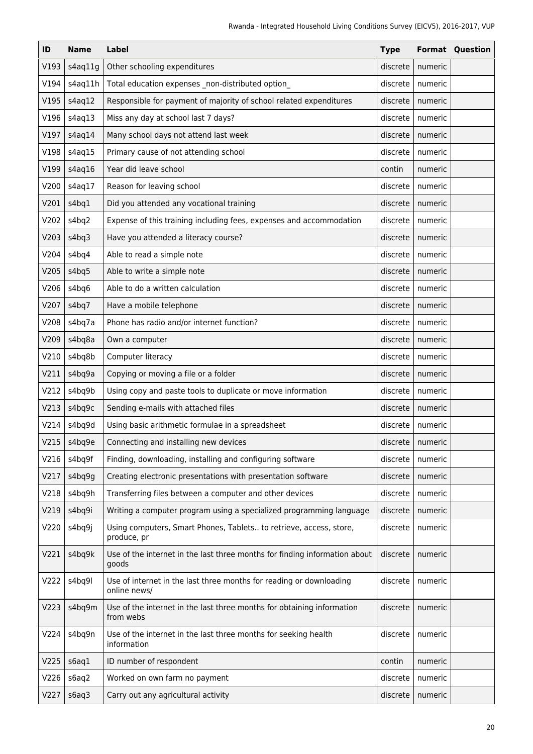| ID | Name | Label | Type | Format | Question |
|---|---|---|---|---|---|
| V193 | s4aq11g | Other schooling expenditures | discrete | numeric | |
| V194 | s4aq11h | Total education expenses _non-distributed option_ | discrete | numeric | |
| V195 | s4aq12 | Responsible for payment of majority of school related expenditures | discrete | numeric | |
| V196 | s4aq13 | Miss any day at school last 7 days? | discrete | numeric | |
| V197 | s4aq14 | Many school days not attend last week | discrete | numeric | |
| V198 | s4aq15 | Primary cause of not attending school | discrete | numeric | |
| V199 | s4aq16 | Year did leave school | contin | numeric | |
| V200 | s4aq17 | Reason for leaving school | discrete | numeric | |
| V201 | s4bq1 | Did you attended any vocational training | discrete | numeric | |
| V202 | s4bq2 | Expense of this training including fees, expenses and accommodation | discrete | numeric | |
| V203 | s4bq3 | Have you attended a literacy course? | discrete | numeric | |
| V204 | s4bq4 | Able to read a simple note | discrete | numeric | |
| V205 | s4bq5 | Able to write a simple note | discrete | numeric | |
| V206 | s4bq6 | Able to do a written calculation | discrete | numeric | |
| V207 | s4bq7 | Have a mobile telephone | discrete | numeric | |
| V208 | s4bq7a | Phone has radio and/or internet function? | discrete | numeric | |
| V209 | s4bq8a | Own a computer | discrete | numeric | |
| V210 | s4bq8b | Computer literacy | discrete | numeric | |
| V211 | s4bq9a | Copying or moving a file or a folder | discrete | numeric | |
| V212 | s4bq9b | Using copy and paste tools to duplicate or move information | discrete | numeric | |
| V213 | s4bq9c | Sending e-mails with attached files | discrete | numeric | |
| V214 | s4bq9d | Using basic arithmetic formulae in a spreadsheet | discrete | numeric | |
| V215 | s4bq9e | Connecting and installing new devices | discrete | numeric | |
| V216 | s4bq9f | Finding, downloading, installing and configuring software | discrete | numeric | |
| V217 | s4bq9g | Creating electronic presentations with presentation software | discrete | numeric | |
| V218 | s4bq9h | Transferring files between a computer and other devices | discrete | numeric | |
| V219 | s4bq9i | Writing a computer program using a specialized programming language | discrete | numeric | |
| V220 | s4bq9j | Using computers, Smart Phones, Tablets.. to retrieve, access, store, produce, pr | discrete | numeric | |
| V221 | s4bq9k | Use of the internet in the last three months for finding information about goods | discrete | numeric | |
| V222 | s4bq9l | Use of internet in the last three months for reading or downloading online news/ | discrete | numeric | |
| V223 | s4bq9m | Use of the internet in the last three months for obtaining information from webs | discrete | numeric | |
| V224 | s4bq9n | Use of the internet in the last three months for seeking health information | discrete | numeric | |
| V225 | s6aq1 | ID number of respondent | contin | numeric | |
| V226 | s6aq2 | Worked on own farm no payment | discrete | numeric | |
| V227 | s6aq3 | Carry out any agricultural activity | discrete | numeric | |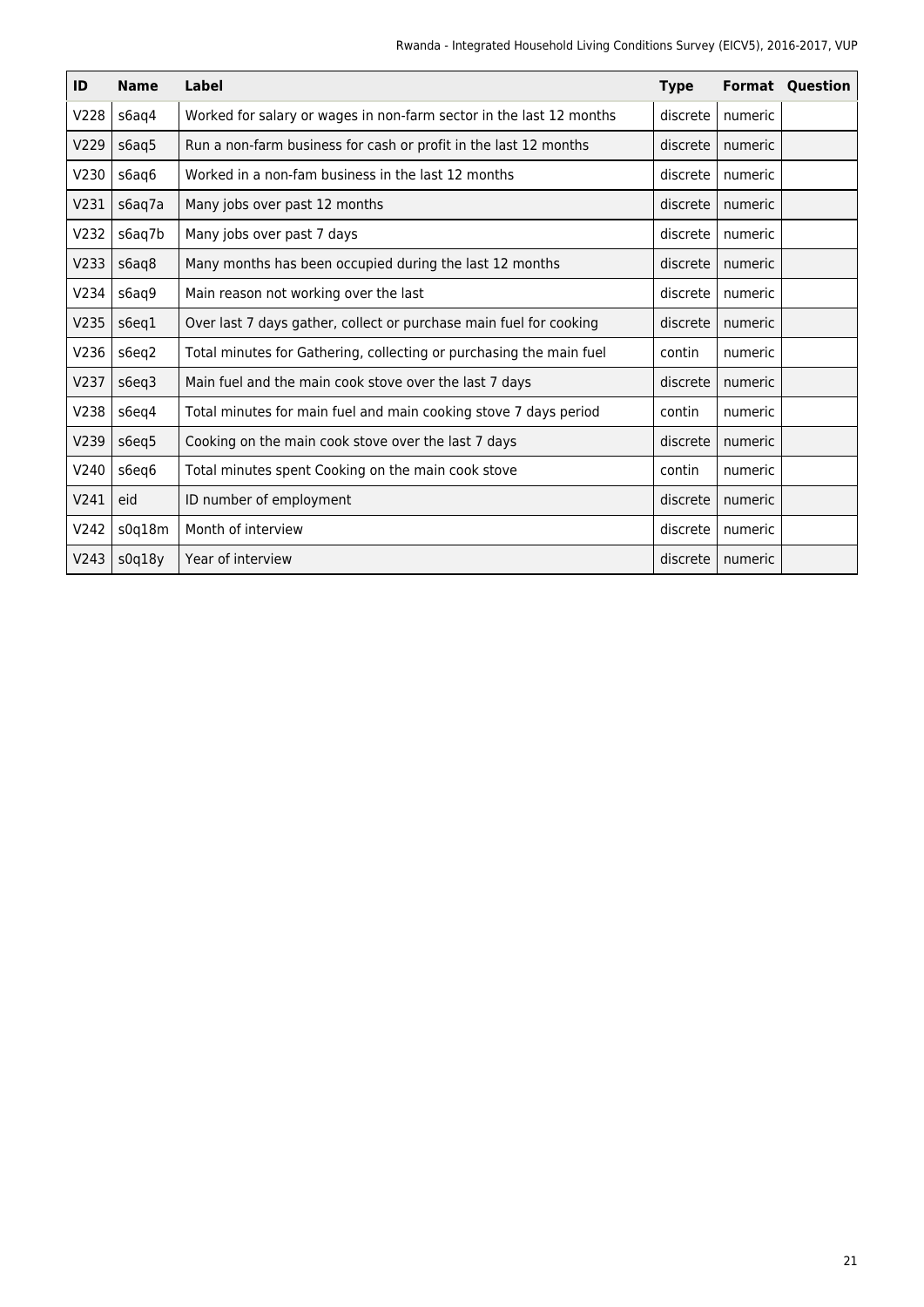| ID | Name | Label | Type | Format | Question |
|---|---|---|---|---|---|
| V228 | s6aq4 | Worked for salary or wages in non-farm sector in the last 12 months | discrete | numeric | |
| V229 | s6aq5 | Run a non-farm business for cash or profit in the last 12 months | discrete | numeric | |
| V230 | s6aq6 | Worked in a non-fam business in the last 12 months | discrete | numeric | |
| V231 | s6aq7a | Many jobs over past 12 months | discrete | numeric | |
| V232 | s6aq7b | Many jobs over past 7 days | discrete | numeric | |
| V233 | s6aq8 | Many months has been occupied during the last 12 months | discrete | numeric | |
| V234 | s6aq9 | Main reason not working over the last | discrete | numeric | |
| V235 | s6eq1 | Over last 7 days gather, collect or purchase main fuel for cooking | discrete | numeric | |
| V236 | s6eq2 | Total minutes for Gathering, collecting or purchasing the main fuel | contin | numeric | |
| V237 | s6eq3 | Main fuel and the main cook stove over the last 7 days | discrete | numeric | |
| V238 | s6eq4 | Total minutes for main fuel and main cooking stove 7 days period | contin | numeric | |
| V239 | s6eq5 | Cooking on the main cook stove over the last 7 days | discrete | numeric | |
| V240 | s6eq6 | Total minutes spent Cooking on the main cook stove | contin | numeric | |
| V241 | eid | ID number of employment | discrete | numeric | |
| V242 | s0q18m | Month of interview | discrete | numeric | |
| V243 | s0q18y | Year of interview | discrete | numeric | |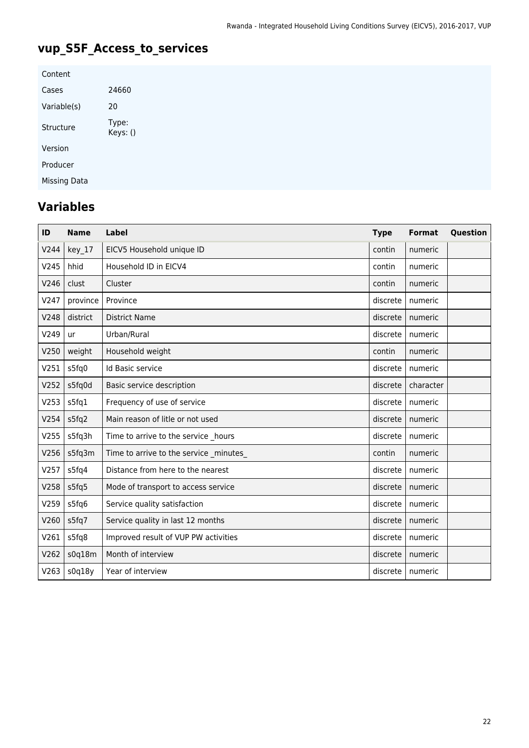## vup_S5F_Access_to_services

| | |
|---|---|
| Content | |
| Cases | 24660 |
| Variable(s) | 20 |
| Structure | Type: Keys: () |
| Version | |
| Producer | |
| Missing Data | |

## Variables

| ID | Name | Label | Type | Format | Question |
|---|---|---|---|---|---|
| V244 | key_17 | EICV5 Household unique ID | contin | numeric | |
| V245 | hhid | Household ID in EICV4 | contin | numeric | |
| V246 | clust | Cluster | contin | numeric | |
| V247 | province | Province | discrete | numeric | |
| V248 | district | District Name | discrete | numeric | |
| V249 | ur | Urban/Rural | discrete | numeric | |
| V250 | weight | Household weight | contin | numeric | |
| V251 | s5fq0 | Id Basic service | discrete | numeric | |
| V252 | s5fq0d | Basic service description | discrete | character | |
| V253 | s5fq1 | Frequency of use of service | discrete | numeric | |
| V254 | s5fq2 | Main reason of litle or not used | discrete | numeric | |
| V255 | s5fq3h | Time to arrive to the service _hours | discrete | numeric | |
| V256 | s5fq3m | Time to arrive to the service _minutes_ | contin | numeric | |
| V257 | s5fq4 | Distance from here to the nearest | discrete | numeric | |
| V258 | s5fq5 | Mode of transport to access service | discrete | numeric | |
| V259 | s5fq6 | Service quality satisfaction | discrete | numeric | |
| V260 | s5fq7 | Service quality in last 12 months | discrete | numeric | |
| V261 | s5fq8 | Improved result of VUP PW activities | discrete | numeric | |
| V262 | s0q18m | Month of interview | discrete | numeric | |
| V263 | s0q18y | Year of interview | discrete | numeric | |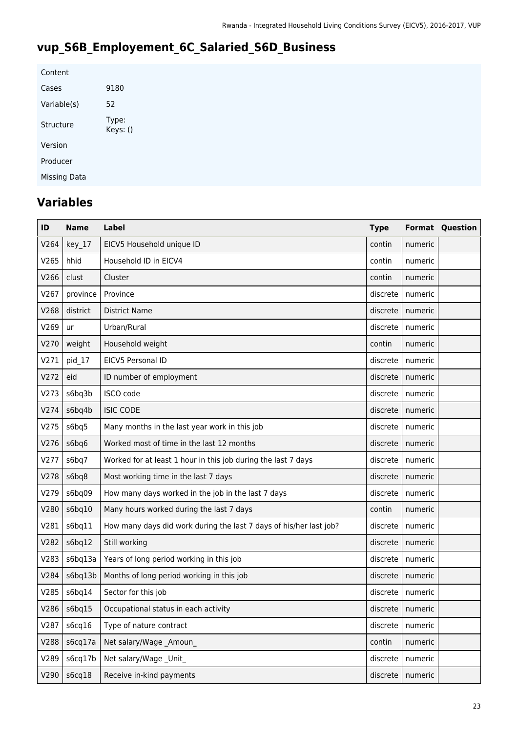# vup_S6B_Employement_6C_Salaried_S6D_Business

| Content | |
|---|---|
| Cases | 9180 |
| Variable(s) | 52 |
| Structure | Type:<br>Keys: () |
| Version | |
| Producer | |
| Missing Data | |

## Variables

| ID | Name | Label | Type | Format | Question |
|---|---|---|---|---|---|
| V264 | key_17 | EICV5 Household unique ID | contin | numeric | |
| V265 | hhid | Household ID in EICV4 | contin | numeric | |
| V266 | clust | Cluster | contin | numeric | |
| V267 | province | Province | discrete | numeric | |
| V268 | district | District Name | discrete | numeric | |
| V269 | ur | Urban/Rural | discrete | numeric | |
| V270 | weight | Household weight | contin | numeric | |
| V271 | pid_17 | EICV5 Personal ID | discrete | numeric | |
| V272 | eid | ID number of employment | discrete | numeric | |
| V273 | s6bq3b | ISCO code | discrete | numeric | |
| V274 | s6bq4b | ISIC CODE | discrete | numeric | |
| V275 | s6bq5 | Many months in the last year work in this job | discrete | numeric | |
| V276 | s6bq6 | Worked most of time in the last 12 months | discrete | numeric | |
| V277 | s6bq7 | Worked for at least 1 hour in this job during the last 7 days | discrete | numeric | |
| V278 | s6bq8 | Most working time in the last 7 days | discrete | numeric | |
| V279 | s6bq09 | How many days worked in the job in the last 7 days | discrete | numeric | |
| V280 | s6bq10 | Many hours worked during the last 7 days | contin | numeric | |
| V281 | s6bq11 | How many days did work during the last 7 days of his/her last job? | discrete | numeric | |
| V282 | s6bq12 | Still working | discrete | numeric | |
| V283 | s6bq13a | Years of long period working in this job | discrete | numeric | |
| V284 | s6bq13b | Months of long period working in this job | discrete | numeric | |
| V285 | s6bq14 | Sector for this job | discrete | numeric | |
| V286 | s6bq15 | Occupational status in each activity | discrete | numeric | |
| V287 | s6cq16 | Type of nature contract | discrete | numeric | |
| V288 | s6cq17a | Net salary/Wage _Amoun_ | contin | numeric | |
| V289 | s6cq17b | Net salary/Wage _Unit_ | discrete | numeric | |
| V290 | s6cq18 | Receive in-kind payments | discrete | numeric | |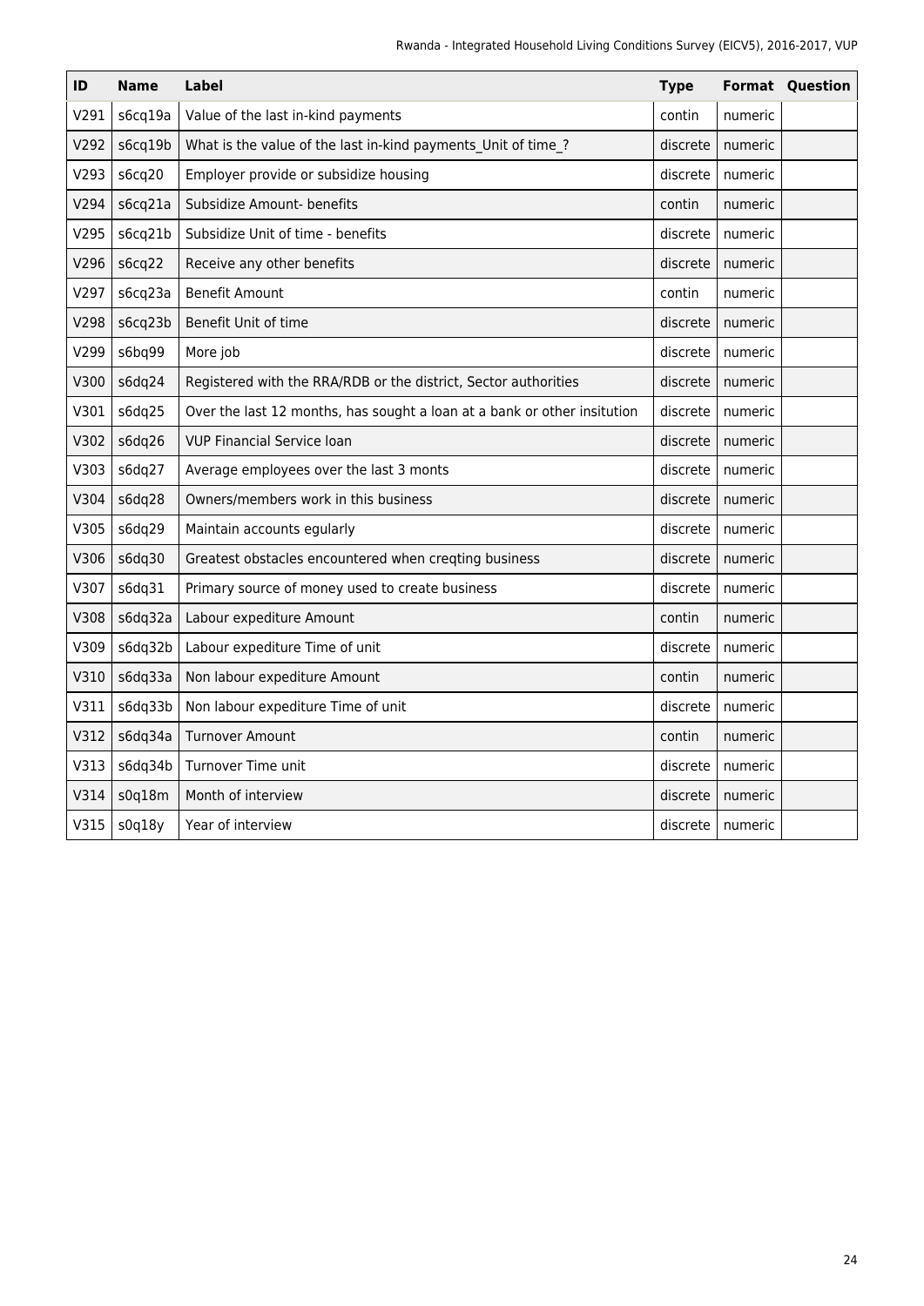| ID | Name | Label | Type | Format | Question |
|---|---|---|---|---|---|
| V291 | s6cq19a | Value of the last in-kind payments | contin | numeric | |
| V292 | s6cq19b | What is the value of the last in-kind payments_Unit of time_? | discrete | numeric | |
| V293 | s6cq20 | Employer provide or subsidize housing | discrete | numeric | |
| V294 | s6cq21a | Subsidize Amount- benefits | contin | numeric | |
| V295 | s6cq21b | Subsidize Unit of time - benefits | discrete | numeric | |
| V296 | s6cq22 | Receive any other benefits | discrete | numeric | |
| V297 | s6cq23a | Benefit Amount | contin | numeric | |
| V298 | s6cq23b | Benefit Unit of time | discrete | numeric | |
| V299 | s6bq99 | More job | discrete | numeric | |
| V300 | s6dq24 | Registered with the RRA/RDB or the district, Sector authorities | discrete | numeric | |
| V301 | s6dq25 | Over the last 12 months, has sought a loan at a bank or other insitution | discrete | numeric | |
| V302 | s6dq26 | VUP Financial Service loan | discrete | numeric | |
| V303 | s6dq27 | Average employees over the last 3 monts | discrete | numeric | |
| V304 | s6dq28 | Owners/members work in this business | discrete | numeric | |
| V305 | s6dq29 | Maintain accounts egularly | discrete | numeric | |
| V306 | s6dq30 | Greatest obstacles encountered when creqting business | discrete | numeric | |
| V307 | s6dq31 | Primary source of money used to create business | discrete | numeric | |
| V308 | s6dq32a | Labour expediture Amount | contin | numeric | |
| V309 | s6dq32b | Labour expediture Time of unit | discrete | numeric | |
| V310 | s6dq33a | Non labour expediture Amount | contin | numeric | |
| V311 | s6dq33b | Non labour expediture Time of unit | discrete | numeric | |
| V312 | s6dq34a | Turnover Amount | contin | numeric | |
| V313 | s6dq34b | Turnover Time unit | discrete | numeric | |
| V314 | s0q18m | Month of interview | discrete | numeric | |
| V315 | s0q18y | Year of interview | discrete | numeric | |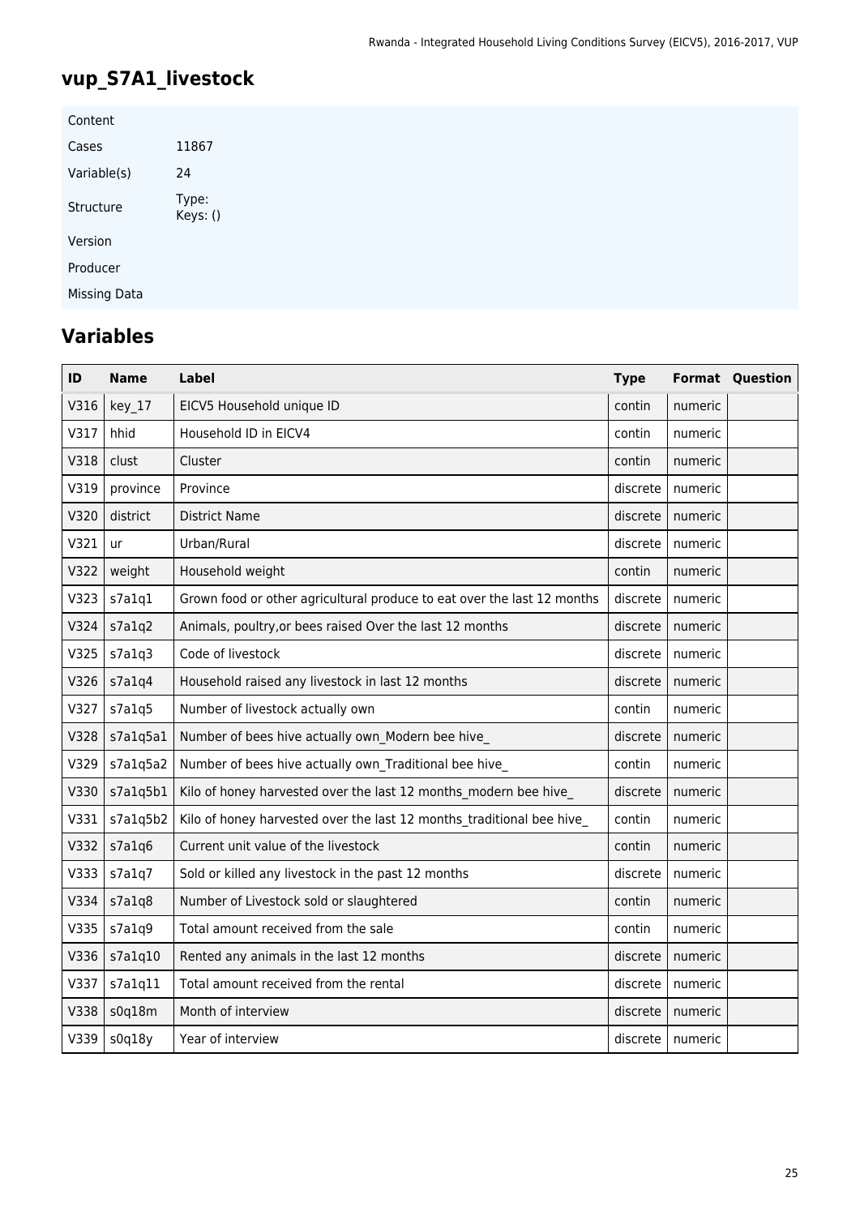# vup_S7A1_livestock

| Content | |
|---|---|
| Cases | 11867 |
| Variable(s) | 24 |
| Structure | Type: Keys: () |
| Version | |
| Producer | |
| Missing Data | |

## Variables

| ID | Name | Label | Type | Format | Question |
|---|---|---|---|---|---|
| V316 | key_17 | EICV5 Household unique ID | contin | numeric | |
| V317 | hhid | Household ID in EICV4 | contin | numeric | |
| V318 | clust | Cluster | contin | numeric | |
| V319 | province | Province | discrete | numeric | |
| V320 | district | District Name | discrete | numeric | |
| V321 | ur | Urban/Rural | discrete | numeric | |
| V322 | weight | Household weight | contin | numeric | |
| V323 | s7a1q1 | Grown food or other agricultural produce to eat over the last 12 months | discrete | numeric | |
| V324 | s7a1q2 | Animals, poultry,or bees raised Over the last 12 months | discrete | numeric | |
| V325 | s7a1q3 | Code of livestock | discrete | numeric | |
| V326 | s7a1q4 | Household raised any livestock in last 12 months | discrete | numeric | |
| V327 | s7a1q5 | Number of livestock actually own | contin | numeric | |
| V328 | s7a1q5a1 | Number of bees hive actually own_Modern bee hive_ | discrete | numeric | |
| V329 | s7a1q5a2 | Number of bees hive actually own_Traditional bee hive_ | contin | numeric | |
| V330 | s7a1q5b1 | Kilo of honey harvested over the last 12 months_modern bee hive_ | discrete | numeric | |
| V331 | s7a1q5b2 | Kilo of honey harvested over the last 12 months_traditional bee hive_ | contin | numeric | |
| V332 | s7a1q6 | Current unit value of the livestock | contin | numeric | |
| V333 | s7a1q7 | Sold or killed any livestock in the past 12 months | discrete | numeric | |
| V334 | s7a1q8 | Number of Livestock sold or slaughtered | contin | numeric | |
| V335 | s7a1q9 | Total amount received from the sale | contin | numeric | |
| V336 | s7a1q10 | Rented any animals in the last 12 months | discrete | numeric | |
| V337 | s7a1q11 | Total amount received from the rental | discrete | numeric | |
| V338 | s0q18m | Month of interview | discrete | numeric | |
| V339 | s0q18y | Year of interview | discrete | numeric | |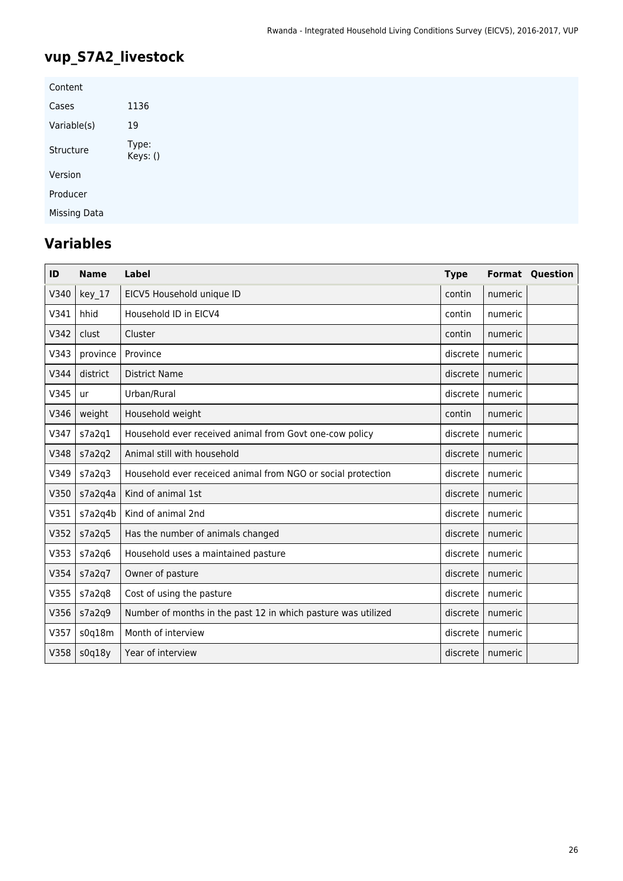## vup_S7A2_livestock

| Content | |
|---|---|
| Cases | 1136 |
| Variable(s) | 19 |
| Structure | Type: Keys: () |
| Version | |
| Producer | |
| Missing Data | |

## Variables

| ID | Name | Label | Type | Format | Question |
|---|---|---|---|---|---|
| V340 | key_17 | EICV5 Household unique ID | contin | numeric | |
| V341 | hhid | Household ID in EICV4 | contin | numeric | |
| V342 | clust | Cluster | contin | numeric | |
| V343 | province | Province | discrete | numeric | |
| V344 | district | District Name | discrete | numeric | |
| V345 | ur | Urban/Rural | discrete | numeric | |
| V346 | weight | Household weight | contin | numeric | |
| V347 | s7a2q1 | Household ever received animal from Govt one-cow policy | discrete | numeric | |
| V348 | s7a2q2 | Animal still with household | discrete | numeric | |
| V349 | s7a2q3 | Household ever receiced animal from NGO or social protection | discrete | numeric | |
| V350 | s7a2q4a | Kind of animal 1st | discrete | numeric | |
| V351 | s7a2q4b | Kind of animal 2nd | discrete | numeric | |
| V352 | s7a2q5 | Has the number of animals changed | discrete | numeric | |
| V353 | s7a2q6 | Household uses a maintained pasture | discrete | numeric | |
| V354 | s7a2q7 | Owner of pasture | discrete | numeric | |
| V355 | s7a2q8 | Cost of using the pasture | discrete | numeric | |
| V356 | s7a2q9 | Number of months in the past 12 in which pasture was utilized | discrete | numeric | |
| V357 | s0q18m | Month of interview | discrete | numeric | |
| V358 | s0q18y | Year of interview | discrete | numeric | |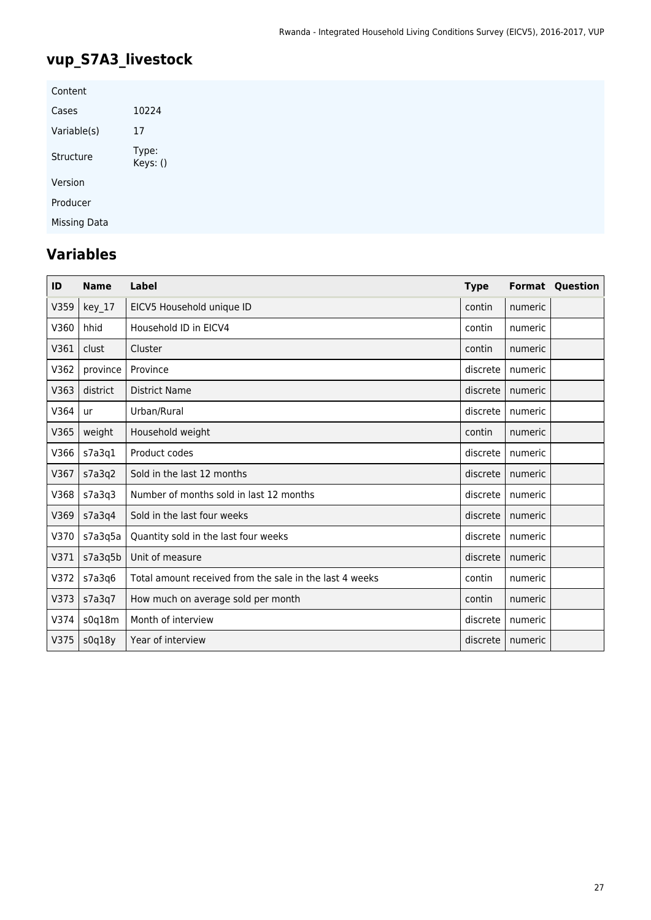# vup_S7A3_livestock

| Content | |
|---|---|
| Cases | 10224 |
| Variable(s) | 17 |
| Structure | Type:<br>Keys: () |
| Version | |
| Producer | |
| Missing Data | |

## Variables

| ID | Name | Label | Type | Format | Question |
|---|---|---|---|---|---|
| V359 | key_17 | EICV5 Household unique ID | contin | numeric | |
| V360 | hhid | Household ID in EICV4 | contin | numeric | |
| V361 | clust | Cluster | contin | numeric | |
| V362 | province | Province | discrete | numeric | |
| V363 | district | District Name | discrete | numeric | |
| V364 | ur | Urban/Rural | discrete | numeric | |
| V365 | weight | Household weight | contin | numeric | |
| V366 | s7a3q1 | Product codes | discrete | numeric | |
| V367 | s7a3q2 | Sold in the last 12 months | discrete | numeric | |
| V368 | s7a3q3 | Number of months sold in last 12 months | discrete | numeric | |
| V369 | s7a3q4 | Sold in the last four weeks | discrete | numeric | |
| V370 | s7a3q5a | Quantity sold in the last four weeks | discrete | numeric | |
| V371 | s7a3q5b | Unit of measure | discrete | numeric | |
| V372 | s7a3q6 | Total amount received from the sale in the last 4 weeks | contin | numeric | |
| V373 | s7a3q7 | How much on average sold per month | contin | numeric | |
| V374 | s0q18m | Month of interview | discrete | numeric | |
| V375 | s0q18y | Year of interview | discrete | numeric | |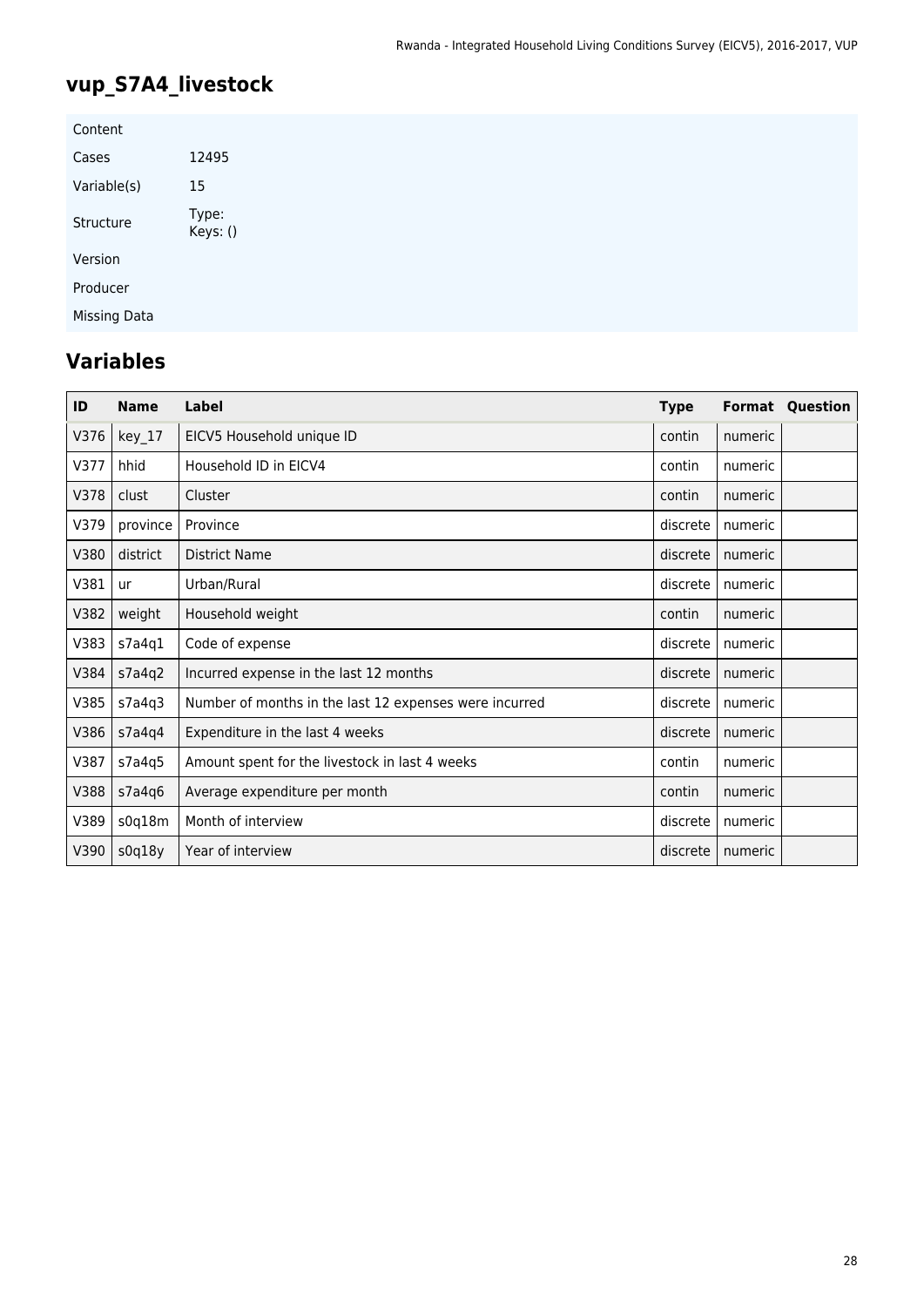## vup_S7A4_livestock

| | |
|---|---|
| Content | |
| Cases | 12495 |
| Variable(s) | 15 |
| Structure | Type: Keys: () |
| Version | |
| Producer | |
| Missing Data | |

## Variables

| ID | Name | Label | Type | Format | Question |
|---|---|---|---|---|---|
| V376 | key_17 | EICV5 Household unique ID | contin | numeric | |
| V377 | hhid | Household ID in EICV4 | contin | numeric | |
| V378 | clust | Cluster | contin | numeric | |
| V379 | province | Province | discrete | numeric | |
| V380 | district | District Name | discrete | numeric | |
| V381 | ur | Urban/Rural | discrete | numeric | |
| V382 | weight | Household weight | contin | numeric | |
| V383 | s7a4q1 | Code of expense | discrete | numeric | |
| V384 | s7a4q2 | Incurred expense in the last 12 months | discrete | numeric | |
| V385 | s7a4q3 | Number of months in the last 12 expenses were incurred | discrete | numeric | |
| V386 | s7a4q4 | Expenditure in the last 4 weeks | discrete | numeric | |
| V387 | s7a4q5 | Amount spent for the livestock in last 4 weeks | contin | numeric | |
| V388 | s7a4q6 | Average expenditure per month | contin | numeric | |
| V389 | s0q18m | Month of interview | discrete | numeric | |
| V390 | s0q18y | Year of interview | discrete | numeric | |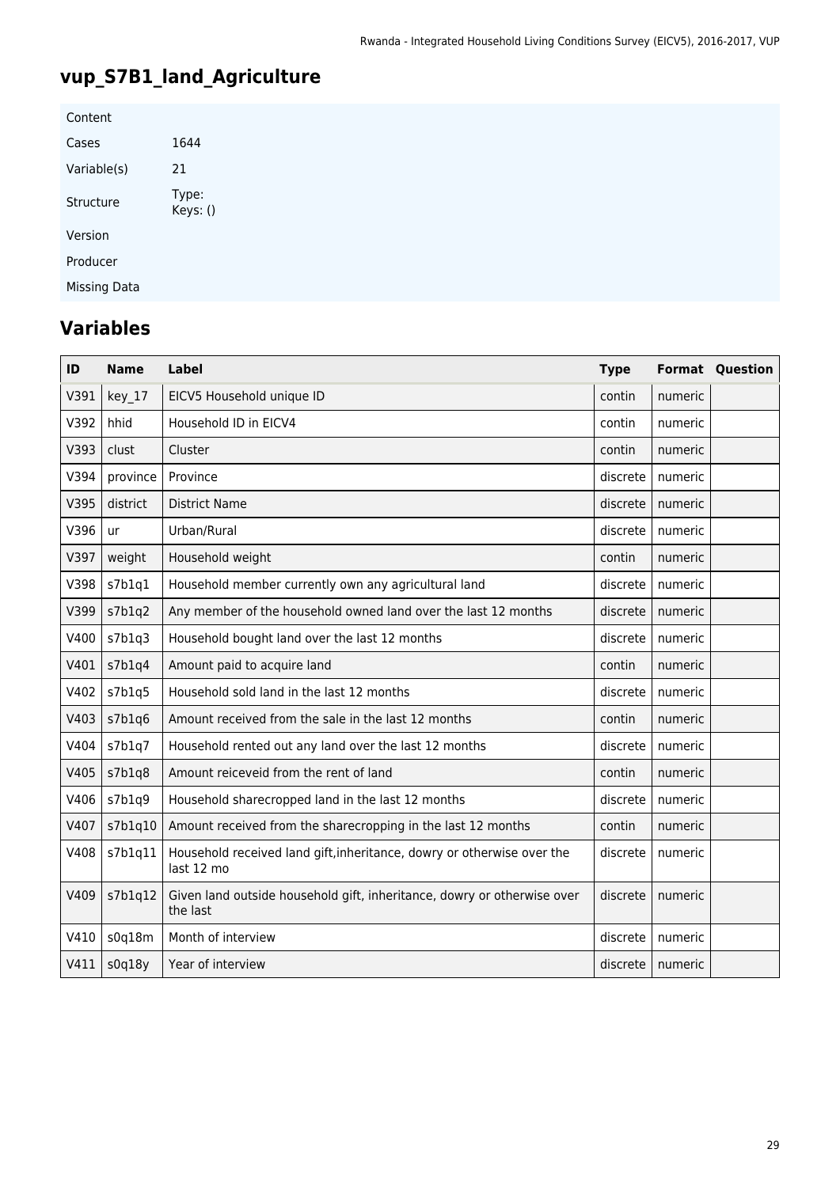## vup_S7B1_land_Agriculture

| | |
|---|---|
| Content | |
| Cases | 1644 |
| Variable(s) | 21 |
| Structure | Type: Keys: () |
| Version | |
| Producer | |
| Missing Data | |

## Variables

| ID | Name | Label | Type | Format | Question |
|---|---|---|---|---|---|
| V391 | key_17 | EICV5 Household unique ID | contin | numeric | |
| V392 | hhid | Household ID in EICV4 | contin | numeric | |
| V393 | clust | Cluster | contin | numeric | |
| V394 | province | Province | discrete | numeric | |
| V395 | district | District Name | discrete | numeric | |
| V396 | ur | Urban/Rural | discrete | numeric | |
| V397 | weight | Household weight | contin | numeric | |
| V398 | s7b1q1 | Household member currently own any agricultural land | discrete | numeric | |
| V399 | s7b1q2 | Any member of the household owned land over the last 12 months | discrete | numeric | |
| V400 | s7b1q3 | Household bought land over the last 12 months | discrete | numeric | |
| V401 | s7b1q4 | Amount paid to acquire land | contin | numeric | |
| V402 | s7b1q5 | Household sold land in the last 12 months | discrete | numeric | |
| V403 | s7b1q6 | Amount received from the sale in the last 12 months | contin | numeric | |
| V404 | s7b1q7 | Household rented out any land over the last 12 months | discrete | numeric | |
| V405 | s7b1q8 | Amount reiceveid from the rent of land | contin | numeric | |
| V406 | s7b1q9 | Household sharecropped land in the last 12 months | discrete | numeric | |
| V407 | s7b1q10 | Amount received from the sharecropping in the last 12 months | contin | numeric | |
| V408 | s7b1q11 | Household received land gift,inheritance, dowry or otherwise over the last 12 mo | discrete | numeric | |
| V409 | s7b1q12 | Given land outside household gift, inheritance, dowry or otherwise over the last | discrete | numeric | |
| V410 | s0q18m | Month of interview | discrete | numeric | |
| V411 | s0q18y | Year of interview | discrete | numeric | |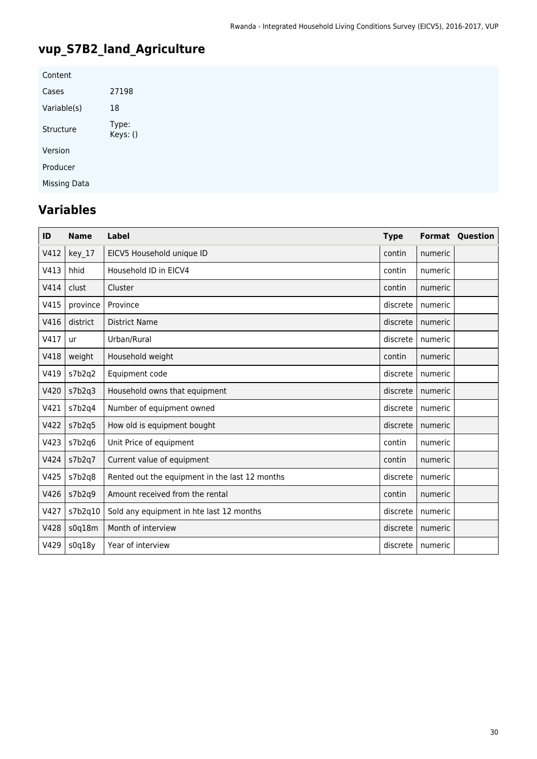## vup_S7B2_land_Agriculture

| | |
|---|---|
| Content | |
| Cases | 27198 |
| Variable(s) | 18 |
| Structure | Type: <br>Keys: () |
| Version | |
| Producer | |
| Missing Data | |

## Variables

| ID | Name | Label | Type | Format | Question |
|---|---|---|---|---|---|
| V412 | key_17 | EICV5 Household unique ID | contin | numeric | |
| V413 | hhid | Household ID in EICV4 | contin | numeric | |
| V414 | clust | Cluster | contin | numeric | |
| V415 | province | Province | discrete | numeric | |
| V416 | district | District Name | discrete | numeric | |
| V417 | ur | Urban/Rural | discrete | numeric | |
| V418 | weight | Household weight | contin | numeric | |
| V419 | s7b2q2 | Equipment code | discrete | numeric | |
| V420 | s7b2q3 | Household owns that equipment | discrete | numeric | |
| V421 | s7b2q4 | Number of equipment owned | discrete | numeric | |
| V422 | s7b2q5 | How old is equipment bought | discrete | numeric | |
| V423 | s7b2q6 | Unit Price of equipment | contin | numeric | |
| V424 | s7b2q7 | Current value of equipment | contin | numeric | |
| V425 | s7b2q8 | Rented out the equipment in the last 12 months | discrete | numeric | |
| V426 | s7b2q9 | Amount received from the rental | contin | numeric | |
| V427 | s7b2q10 | Sold any equipment in hte last 12 months | discrete | numeric | |
| V428 | s0q18m | Month of interview | discrete | numeric | |
| V429 | s0q18y | Year of interview | discrete | numeric | |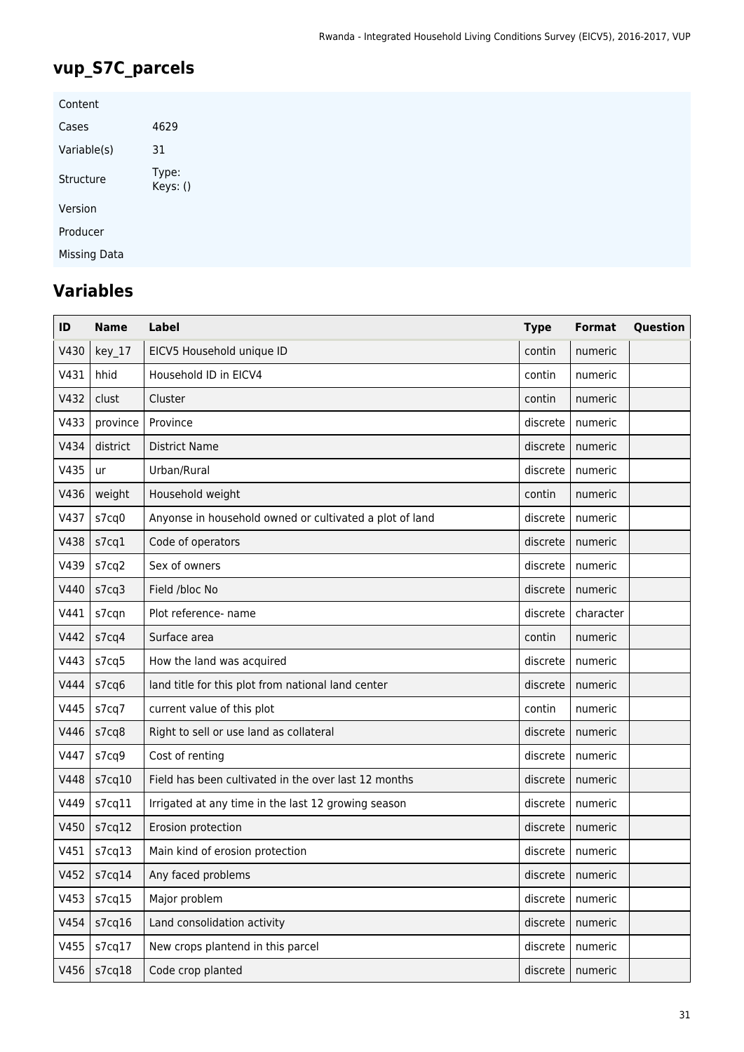## vup_S7C_parcels

| | |
|---|---|
| Content | |
| Cases | 4629 |
| Variable(s) | 31 |
| Structure | Type: Keys: () |
| Version | |
| Producer | |
| Missing Data | |

## Variables

| ID | Name | Label | Type | Format | Question |
|---|---|---|---|---|---|
| V430 | key_17 | EICV5 Household unique ID | contin | numeric | |
| V431 | hhid | Household ID in EICV4 | contin | numeric | |
| V432 | clust | Cluster | contin | numeric | |
| V433 | province | Province | discrete | numeric | |
| V434 | district | District Name | discrete | numeric | |
| V435 | ur | Urban/Rural | discrete | numeric | |
| V436 | weight | Household weight | contin | numeric | |
| V437 | s7cq0 | Anyonse in household owned or cultivated a plot of land | discrete | numeric | |
| V438 | s7cq1 | Code of operators | discrete | numeric | |
| V439 | s7cq2 | Sex of owners | discrete | numeric | |
| V440 | s7cq3 | Field /bloc No | discrete | numeric | |
| V441 | s7cqn | Plot reference- name | discrete | character | |
| V442 | s7cq4 | Surface area | contin | numeric | |
| V443 | s7cq5 | How the land was acquired | discrete | numeric | |
| V444 | s7cq6 | land title for this plot from national land center | discrete | numeric | |
| V445 | s7cq7 | current value of this plot | contin | numeric | |
| V446 | s7cq8 | Right to sell or use land as collateral | discrete | numeric | |
| V447 | s7cq9 | Cost of renting | discrete | numeric | |
| V448 | s7cq10 | Field has been cultivated in the over last 12 months | discrete | numeric | |
| V449 | s7cq11 | Irrigated at any time in the last 12 growing season | discrete | numeric | |
| V450 | s7cq12 | Erosion protection | discrete | numeric | |
| V451 | s7cq13 | Main kind of erosion protection | discrete | numeric | |
| V452 | s7cq14 | Any faced problems | discrete | numeric | |
| V453 | s7cq15 | Major problem | discrete | numeric | |
| V454 | s7cq16 | Land consolidation activity | discrete | numeric | |
| V455 | s7cq17 | New crops plantend in this parcel | discrete | numeric | |
| V456 | s7cq18 | Code crop planted | discrete | numeric | |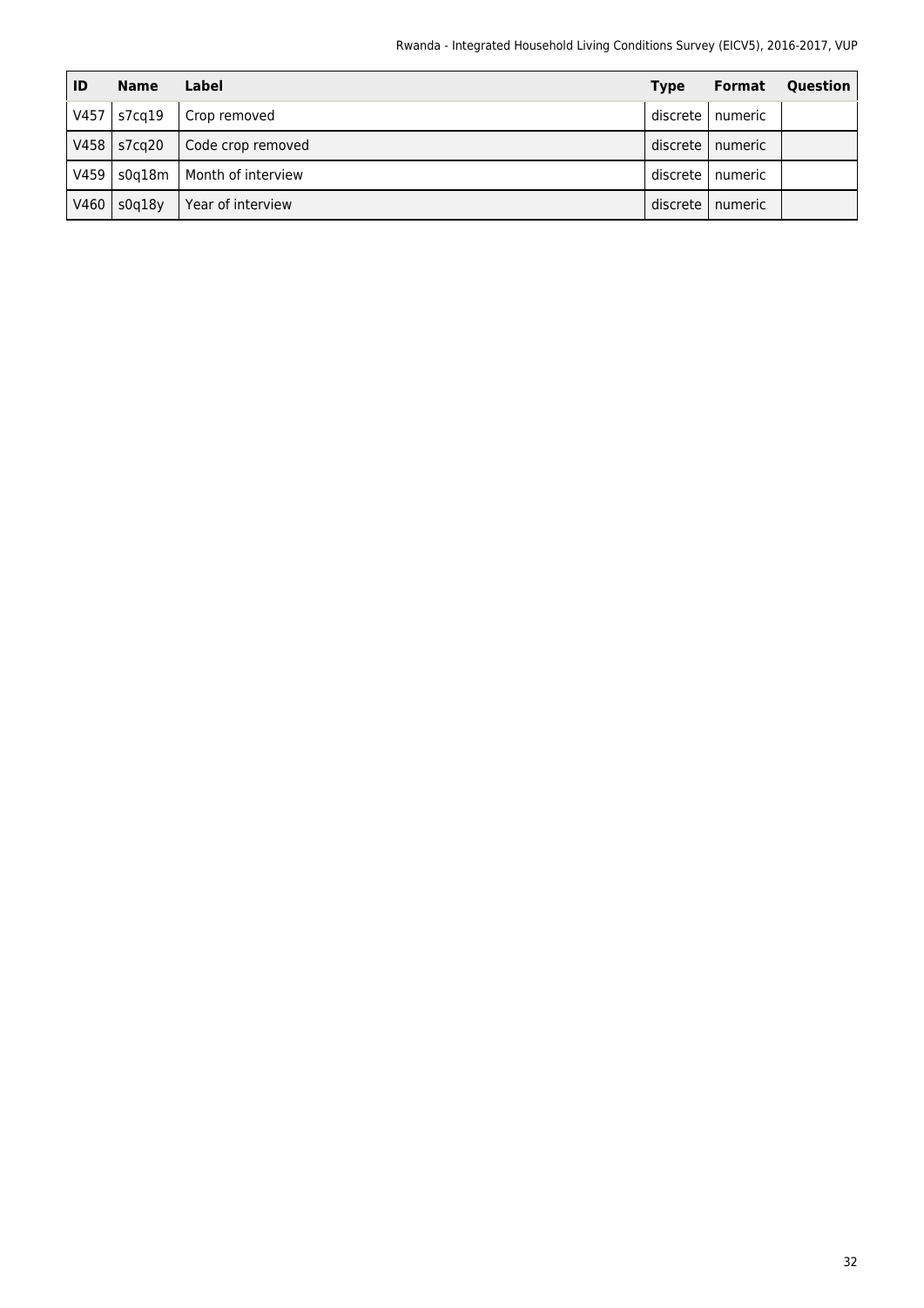| ID | Name | Label | Type | Format | Question |
|---|---|---|---|---|---|
| V457 | s7cq19 | Crop removed | discrete | numeric | |
| V458 | s7cq20 | Code crop removed | discrete | numeric | |
| V459 | s0q18m | Month of interview | discrete | numeric | |
| V460 | s0q18y | Year of interview | discrete | numeric | |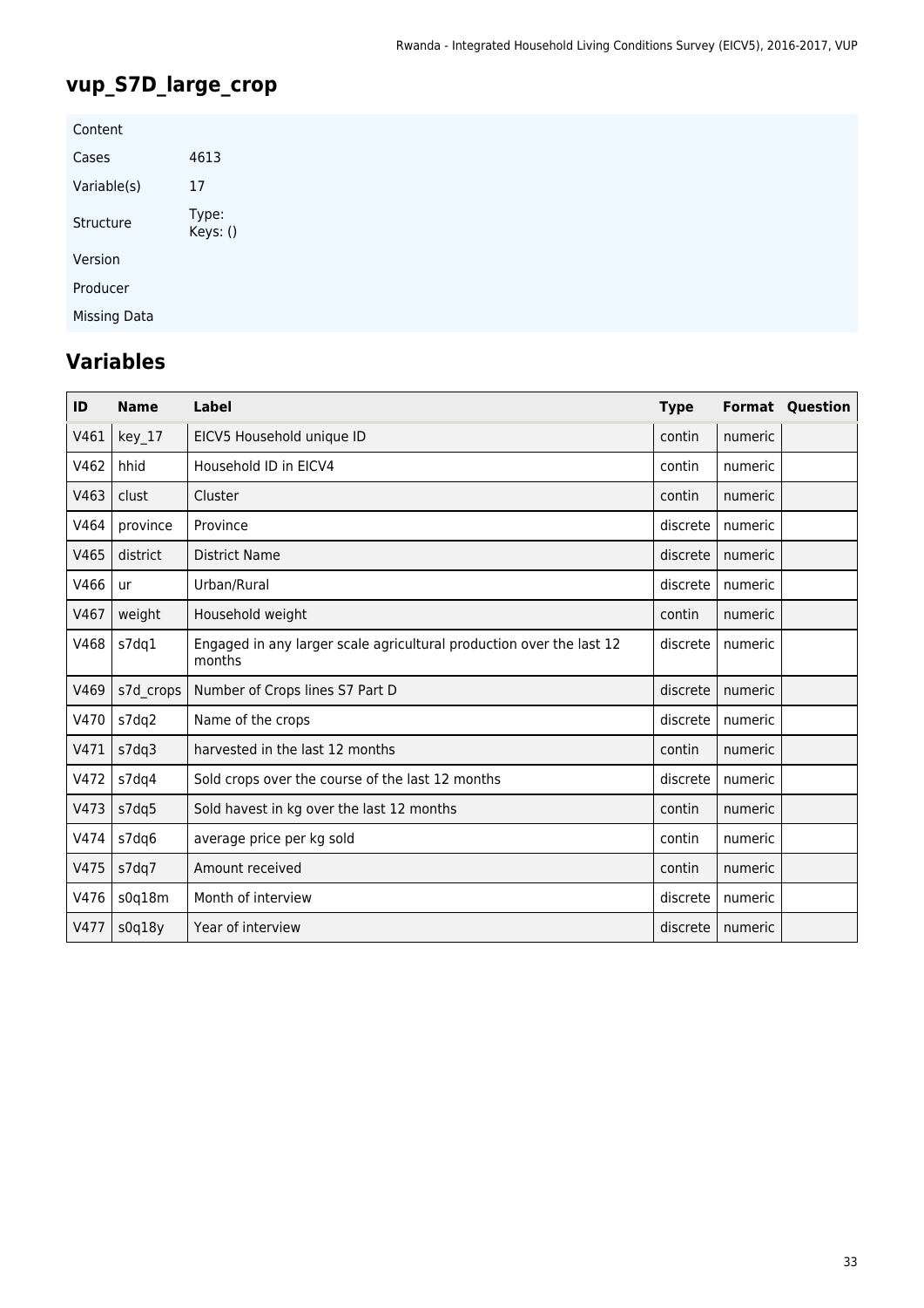## vup_S7D_large_crop

| | |
|---|---|
| Content | |
| Cases | 4613 |
| Variable(s) | 17 |
| Structure | Type:<br>Keys: () |
| Version | |
| Producer | |
| Missing Data | |

## Variables

| ID | Name | Label | Type | Format | Question |
|---|---|---|---|---|---|
| V461 | key_17 | EICV5 Household unique ID | contin | numeric | |
| V462 | hhid | Household ID in EICV4 | contin | numeric | |
| V463 | clust | Cluster | contin | numeric | |
| V464 | province | Province | discrete | numeric | |
| V465 | district | District Name | discrete | numeric | |
| V466 | ur | Urban/Rural | discrete | numeric | |
| V467 | weight | Household weight | contin | numeric | |
| V468 | s7dq1 | Engaged in any larger scale agricultural production over the last 12 months | discrete | numeric | |
| V469 | s7d_crops | Number of Crops lines S7 Part D | discrete | numeric | |
| V470 | s7dq2 | Name of the crops | discrete | numeric | |
| V471 | s7dq3 | harvested in the last 12 months | contin | numeric | |
| V472 | s7dq4 | Sold crops over the course of the last 12 months | discrete | numeric | |
| V473 | s7dq5 | Sold havest in kg over the last 12 months | contin | numeric | |
| V474 | s7dq6 | average price per kg sold | contin | numeric | |
| V475 | s7dq7 | Amount received | contin | numeric | |
| V476 | s0q18m | Month of interview | discrete | numeric | |
| V477 | s0q18y | Year of interview | discrete | numeric | |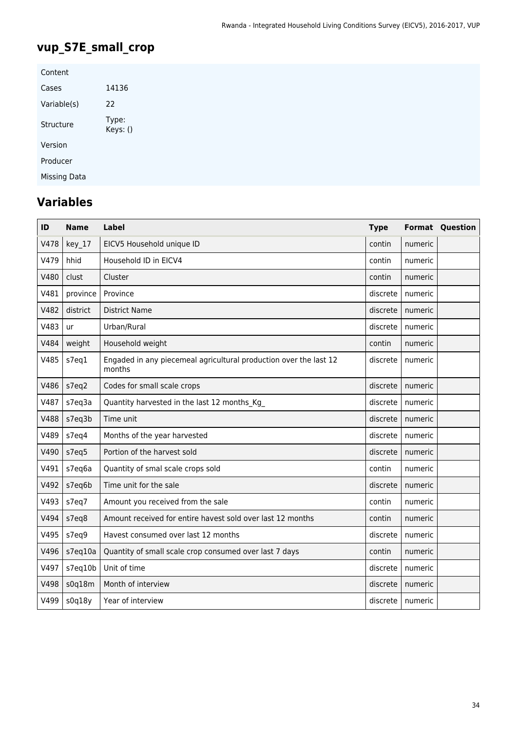## vup_S7E_small_crop

| | |
|---|---|
| Content | |
| Cases | 14136 |
| Variable(s) | 22 |
| Structure | Type: Keys: () |
| Version | |
| Producer | |
| Missing Data | |

## Variables

| ID | Name | Label | Type | Format | Question |
|---|---|---|---|---|---|
| V478 | key_17 | EICV5 Household unique ID | contin | numeric | |
| V479 | hhid | Household ID in EICV4 | contin | numeric | |
| V480 | clust | Cluster | contin | numeric | |
| V481 | province | Province | discrete | numeric | |
| V482 | district | District Name | discrete | numeric | |
| V483 | ur | Urban/Rural | discrete | numeric | |
| V484 | weight | Household weight | contin | numeric | |
| V485 | s7eq1 | Engaded in any piecemeal agricultural production over the last 12 months | discrete | numeric | |
| V486 | s7eq2 | Codes for small scale crops | discrete | numeric | |
| V487 | s7eq3a | Quantity harvested in the last 12 months_Kg_ | discrete | numeric | |
| V488 | s7eq3b | Time unit | discrete | numeric | |
| V489 | s7eq4 | Months of the year harvested | discrete | numeric | |
| V490 | s7eq5 | Portion of the harvest sold | discrete | numeric | |
| V491 | s7eq6a | Quantity of smal scale crops sold | contin | numeric | |
| V492 | s7eq6b | Time unit for the sale | discrete | numeric | |
| V493 | s7eq7 | Amount you received from the sale | contin | numeric | |
| V494 | s7eq8 | Amount received for entire havest sold over last 12 months | contin | numeric | |
| V495 | s7eq9 | Havest consumed over last 12 months | discrete | numeric | |
| V496 | s7eq10a | Quantity of small scale crop consumed over last 7 days | contin | numeric | |
| V497 | s7eq10b | Unit of time | discrete | numeric | |
| V498 | s0q18m | Month of interview | discrete | numeric | |
| V499 | s0q18y | Year of interview | discrete | numeric | |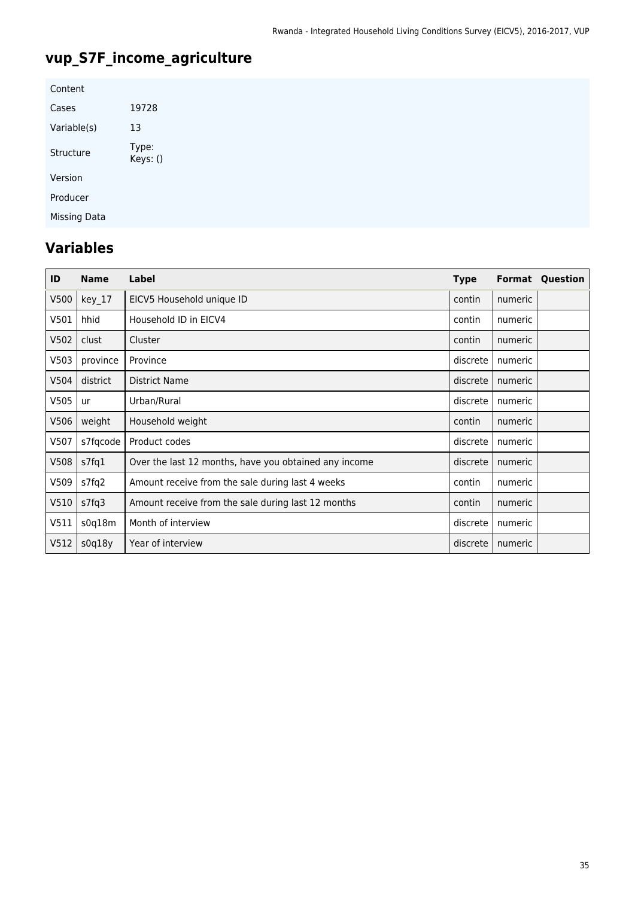# vup_S7F_income_agriculture

| | |
|---|---|
| Content | |
| Cases | 19728 |
| Variable(s) | 13 |
| Structure | Type:<br>Keys: () |
| Version | |
| Producer | |
| Missing Data | |

## Variables

| ID | Name | Label | Type | Format | Question |
|---|---|---|---|---|---|
| V500 | key_17 | EICV5 Household unique ID | contin | numeric | |
| V501 | hhid | Household ID in EICV4 | contin | numeric | |
| V502 | clust | Cluster | contin | numeric | |
| V503 | province | Province | discrete | numeric | |
| V504 | district | District Name | discrete | numeric | |
| V505 | ur | Urban/Rural | discrete | numeric | |
| V506 | weight | Household weight | contin | numeric | |
| V507 | s7fqcode | Product codes | discrete | numeric | |
| V508 | s7fq1 | Over the last 12 months, have you obtained any income | discrete | numeric | |
| V509 | s7fq2 | Amount receive from the sale during last 4 weeks | contin | numeric | |
| V510 | s7fq3 | Amount receive from the sale during last 12 months | contin | numeric | |
| V511 | s0q18m | Month of interview | discrete | numeric | |
| V512 | s0q18y | Year of interview | discrete | numeric | |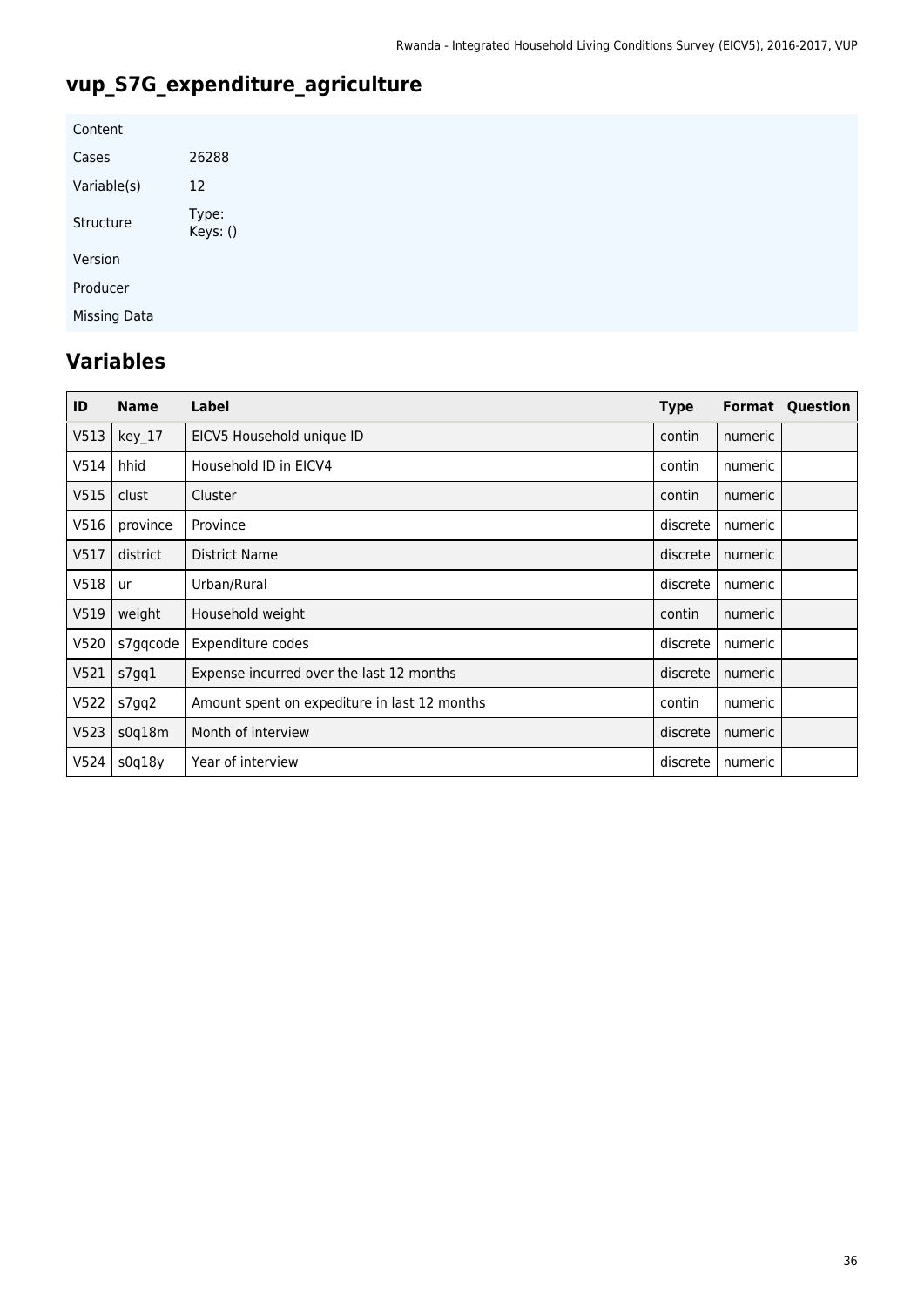## vup_S7G_expenditure_agriculture

| | |
|---|---|
| Content | |
| Cases | 26288 |
| Variable(s) | 12 |
| Structure | Type:<br>Keys: () |
| Version | |
| Producer | |
| Missing Data | |

## Variables

| ID | Name | Label | Type | Format | Question |
|---|---|---|---|---|---|
| V513 | key_17 | EICV5 Household unique ID | contin | numeric | |
| V514 | hhid | Household ID in EICV4 | contin | numeric | |
| V515 | clust | Cluster | contin | numeric | |
| V516 | province | Province | discrete | numeric | |
| V517 | district | District Name | discrete | numeric | |
| V518 | ur | Urban/Rural | discrete | numeric | |
| V519 | weight | Household weight | contin | numeric | |
| V520 | s7gqcode | Expenditure codes | discrete | numeric | |
| V521 | s7gq1 | Expense incurred over the last 12 months | discrete | numeric | |
| V522 | s7gq2 | Amount spent on expediture in last 12 months | contin | numeric | |
| V523 | s0q18m | Month of interview | discrete | numeric | |
| V524 | s0q18y | Year of interview | discrete | numeric | |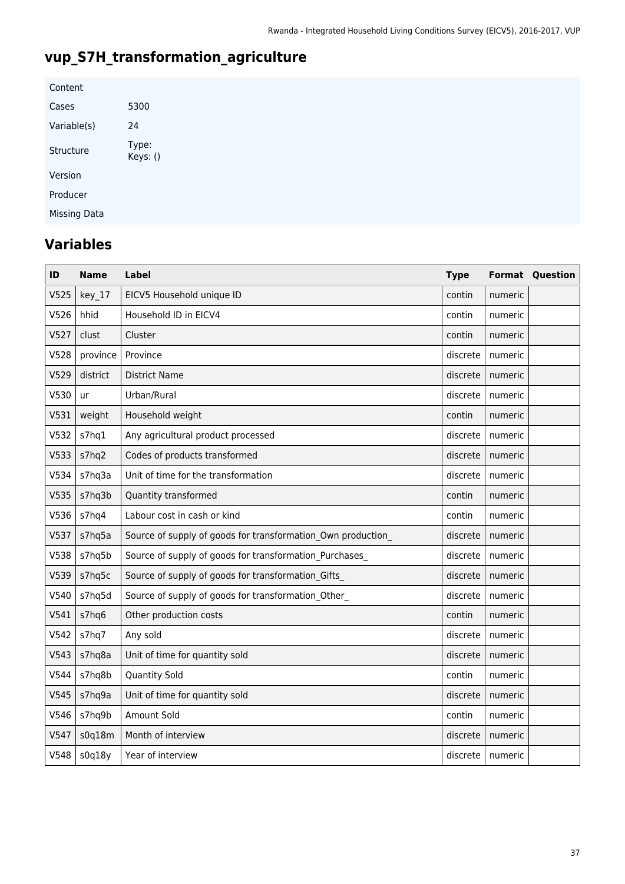# vup_S7H_transformation_agriculture

| Content | |
|---|---|
| Cases | 5300 |
| Variable(s) | 24 |
| Structure | Type:<br>Keys: () |
| Version | |
| Producer | |
| Missing Data | |

## Variables

| ID | Name | Label | Type | Format | Question |
|---|---|---|---|---|---|
| V525 | key_17 | EICV5 Household unique ID | contin | numeric | |
| V526 | hhid | Household ID in EICV4 | contin | numeric | |
| V527 | clust | Cluster | contin | numeric | |
| V528 | province | Province | discrete | numeric | |
| V529 | district | District Name | discrete | numeric | |
| V530 | ur | Urban/Rural | discrete | numeric | |
| V531 | weight | Household weight | contin | numeric | |
| V532 | s7hq1 | Any agricultural product processed | discrete | numeric | |
| V533 | s7hq2 | Codes of products transformed | discrete | numeric | |
| V534 | s7hq3a | Unit of time for the transformation | discrete | numeric | |
| V535 | s7hq3b | Quantity transformed | contin | numeric | |
| V536 | s7hq4 | Labour cost in cash or kind | contin | numeric | |
| V537 | s7hq5a | Source of supply of goods for transformation_Own production_ | discrete | numeric | |
| V538 | s7hq5b | Source of supply of goods for transformation_Purchases_ | discrete | numeric | |
| V539 | s7hq5c | Source of supply of goods for transformation_Gifts_ | discrete | numeric | |
| V540 | s7hq5d | Source of supply of goods for transformation_Other_ | discrete | numeric | |
| V541 | s7hq6 | Other production costs | contin | numeric | |
| V542 | s7hq7 | Any sold | discrete | numeric | |
| V543 | s7hq8a | Unit of time for quantity sold | discrete | numeric | |
| V544 | s7hq8b | Quantity Sold | contin | numeric | |
| V545 | s7hq9a | Unit of time for quantity sold | discrete | numeric | |
| V546 | s7hq9b | Amount Sold | contin | numeric | |
| V547 | s0q18m | Month of interview | discrete | numeric | |
| V548 | s0q18y | Year of interview | discrete | numeric | |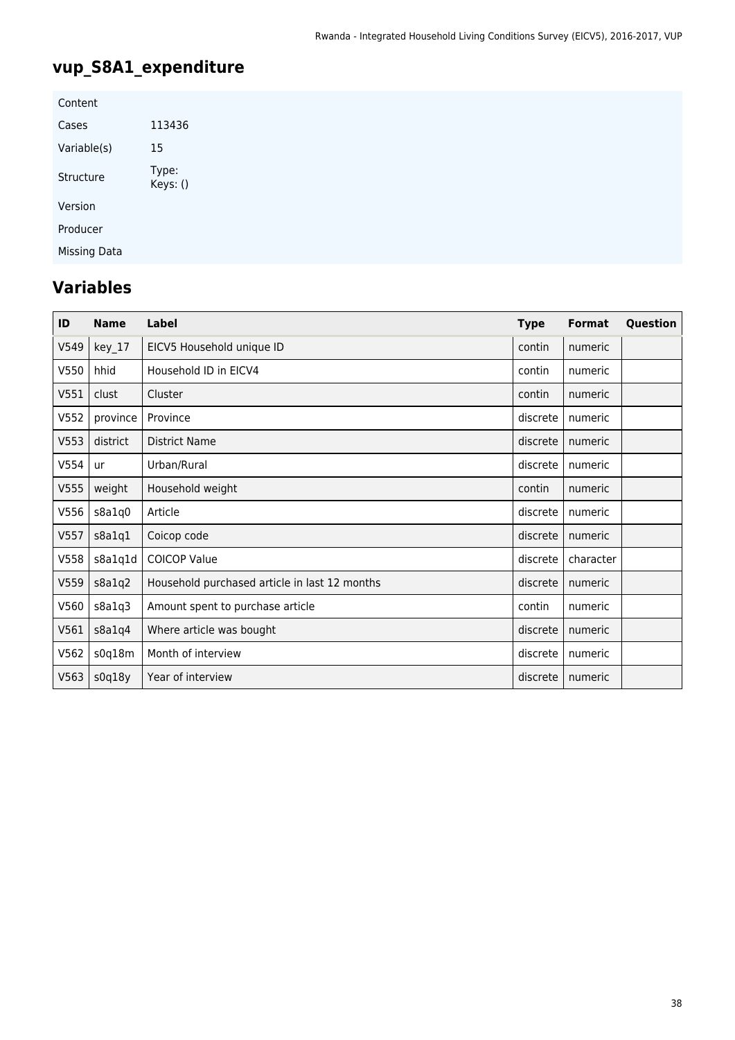## vup_S8A1_expenditure

| | |
|---|---|
| Content | |
| Cases | 113436 |
| Variable(s) | 15 |
| Structure | Type: <br> Keys: () |
| Version | |
| Producer | |
| Missing Data | |

## Variables

| ID | Name | Label | Type | Format | Question |
|---|---|---|---|---|---|
| V549 | key_17 | EICV5 Household unique ID | contin | numeric | |
| V550 | hhid | Household ID in EICV4 | contin | numeric | |
| V551 | clust | Cluster | contin | numeric | |
| V552 | province | Province | discrete | numeric | |
| V553 | district | District Name | discrete | numeric | |
| V554 | ur | Urban/Rural | discrete | numeric | |
| V555 | weight | Household weight | contin | numeric | |
| V556 | s8a1q0 | Article | discrete | numeric | |
| V557 | s8a1q1 | Coicop code | discrete | numeric | |
| V558 | s8a1q1d | COICOP Value | discrete | character | |
| V559 | s8a1q2 | Household purchased article in last 12 months | discrete | numeric | |
| V560 | s8a1q3 | Amount spent to purchase article | contin | numeric | |
| V561 | s8a1q4 | Where article was bought | discrete | numeric | |
| V562 | s0q18m | Month of interview | discrete | numeric | |
| V563 | s0q18y | Year of interview | discrete | numeric | |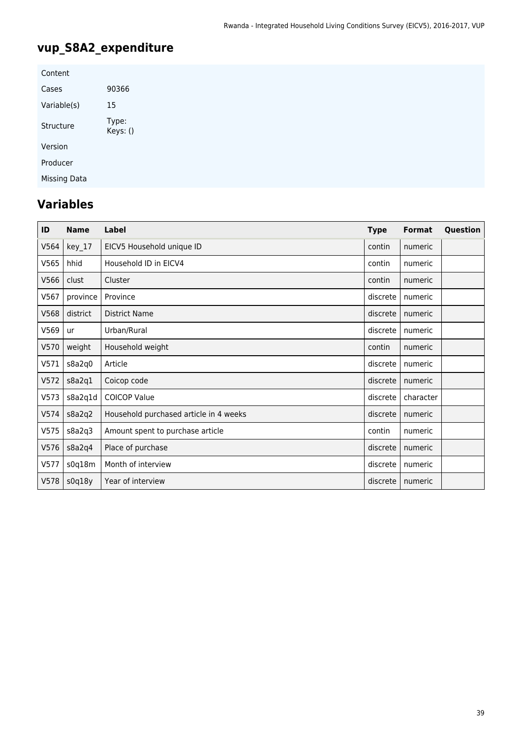## vup_S8A2_expenditure

| Content | |
|---|---|
| Cases | 90366 |
| Variable(s) | 15 |
| Structure | Type:<br>Keys: () |
| Version | |
| Producer | |
| Missing Data | |

## Variables

| ID | Name | Label | Type | Format | Question |
|---|---|---|---|---|---|
| V564 | key_17 | EICV5 Household unique ID | contin | numeric | |
| V565 | hhid | Household ID in EICV4 | contin | numeric | |
| V566 | clust | Cluster | contin | numeric | |
| V567 | province | Province | discrete | numeric | |
| V568 | district | District Name | discrete | numeric | |
| V569 | ur | Urban/Rural | discrete | numeric | |
| V570 | weight | Household weight | contin | numeric | |
| V571 | s8a2q0 | Article | discrete | numeric | |
| V572 | s8a2q1 | Coicop code | discrete | numeric | |
| V573 | s8a2q1d | COICOP Value | discrete | character | |
| V574 | s8a2q2 | Household purchased article in 4 weeks | discrete | numeric | |
| V575 | s8a2q3 | Amount spent to purchase article | contin | numeric | |
| V576 | s8a2q4 | Place of purchase | discrete | numeric | |
| V577 | s0q18m | Month of interview | discrete | numeric | |
| V578 | s0q18y | Year of interview | discrete | numeric | |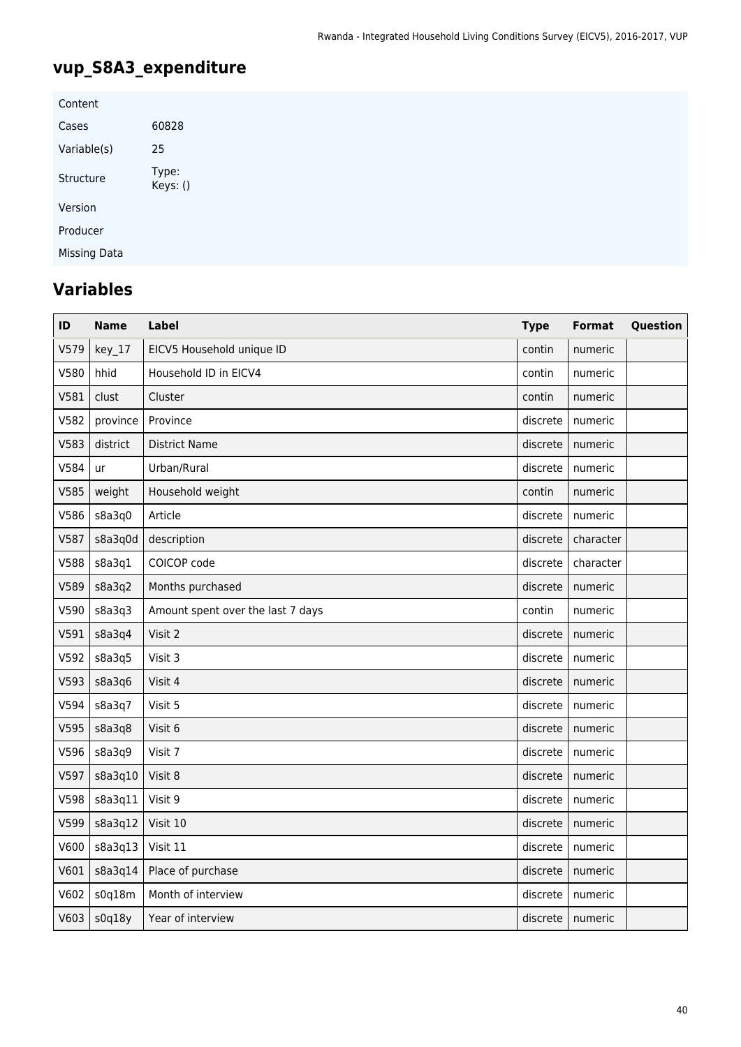# vup_S8A3_expenditure

| | |
|---|---|
| Content | |
| Cases | 60828 |
| Variable(s) | 25 |
| Structure | Type:<br>Keys: () |
| Version | |
| Producer | |
| Missing Data | |

## Variables

| ID | Name | Label | Type | Format | Question |
|---|---|---|---|---|---|
| V579 | key_17 | EICV5 Household unique ID | contin | numeric | |
| V580 | hhid | Household ID in EICV4 | contin | numeric | |
| V581 | clust | Cluster | contin | numeric | |
| V582 | province | Province | discrete | numeric | |
| V583 | district | District Name | discrete | numeric | |
| V584 | ur | Urban/Rural | discrete | numeric | |
| V585 | weight | Household weight | contin | numeric | |
| V586 | s8a3q0 | Article | discrete | numeric | |
| V587 | s8a3q0d | description | discrete | character | |
| V588 | s8a3q1 | COICOP code | discrete | character | |
| V589 | s8a3q2 | Months purchased | discrete | numeric | |
| V590 | s8a3q3 | Amount spent over the last 7 days | contin | numeric | |
| V591 | s8a3q4 | Visit 2 | discrete | numeric | |
| V592 | s8a3q5 | Visit 3 | discrete | numeric | |
| V593 | s8a3q6 | Visit 4 | discrete | numeric | |
| V594 | s8a3q7 | Visit 5 | discrete | numeric | |
| V595 | s8a3q8 | Visit 6 | discrete | numeric | |
| V596 | s8a3q9 | Visit 7 | discrete | numeric | |
| V597 | s8a3q10 | Visit 8 | discrete | numeric | |
| V598 | s8a3q11 | Visit 9 | discrete | numeric | |
| V599 | s8a3q12 | Visit 10 | discrete | numeric | |
| V600 | s8a3q13 | Visit 11 | discrete | numeric | |
| V601 | s8a3q14 | Place of purchase | discrete | numeric | |
| V602 | s0q18m | Month of interview | discrete | numeric | |
| V603 | s0q18y | Year of interview | discrete | numeric | |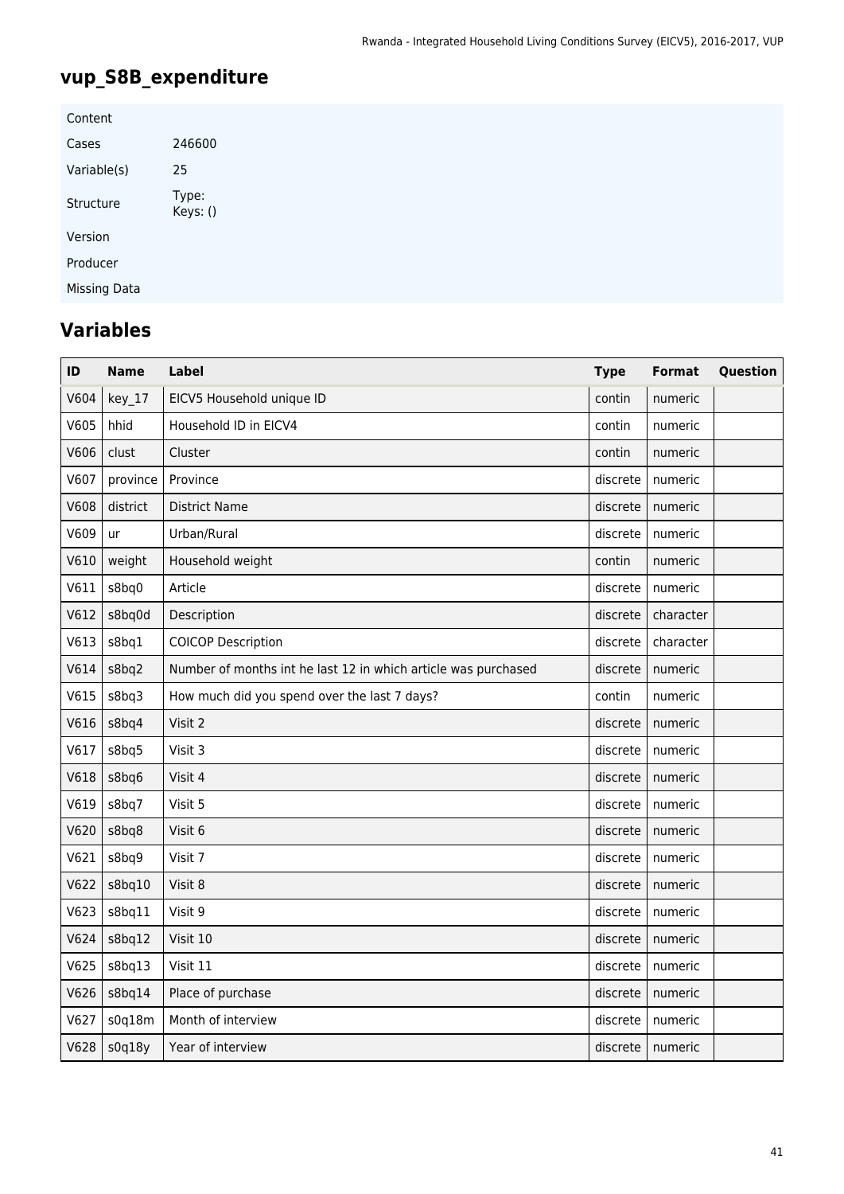## vup_S8B_expenditure

| | |
|---|---|
| Content | |
| Cases | 246600 |
| Variable(s) | 25 |
| Structure | Type: Keys: () |
| Version | |
| Producer | |
| Missing Data | |

## Variables

| ID | Name | Label | Type | Format | Question |
|---|---|---|---|---|---|
| V604 | key_17 | EICV5 Household unique ID | contin | numeric | |
| V605 | hhid | Household ID in EICV4 | contin | numeric | |
| V606 | clust | Cluster | contin | numeric | |
| V607 | province | Province | discrete | numeric | |
| V608 | district | District Name | discrete | numeric | |
| V609 | ur | Urban/Rural | discrete | numeric | |
| V610 | weight | Household weight | contin | numeric | |
| V611 | s8bq0 | Article | discrete | numeric | |
| V612 | s8bq0d | Description | discrete | character | |
| V613 | s8bq1 | COICOP Description | discrete | character | |
| V614 | s8bq2 | Number of months int he last 12 in which article was purchased | discrete | numeric | |
| V615 | s8bq3 | How much did you spend over the last 7 days? | contin | numeric | |
| V616 | s8bq4 | Visit 2 | discrete | numeric | |
| V617 | s8bq5 | Visit 3 | discrete | numeric | |
| V618 | s8bq6 | Visit 4 | discrete | numeric | |
| V619 | s8bq7 | Visit 5 | discrete | numeric | |
| V620 | s8bq8 | Visit 6 | discrete | numeric | |
| V621 | s8bq9 | Visit 7 | discrete | numeric | |
| V622 | s8bq10 | Visit 8 | discrete | numeric | |
| V623 | s8bq11 | Visit 9 | discrete | numeric | |
| V624 | s8bq12 | Visit 10 | discrete | numeric | |
| V625 | s8bq13 | Visit 11 | discrete | numeric | |
| V626 | s8bq14 | Place of purchase | discrete | numeric | |
| V627 | s0q18m | Month of interview | discrete | numeric | |
| V628 | s0q18y | Year of interview | discrete | numeric | |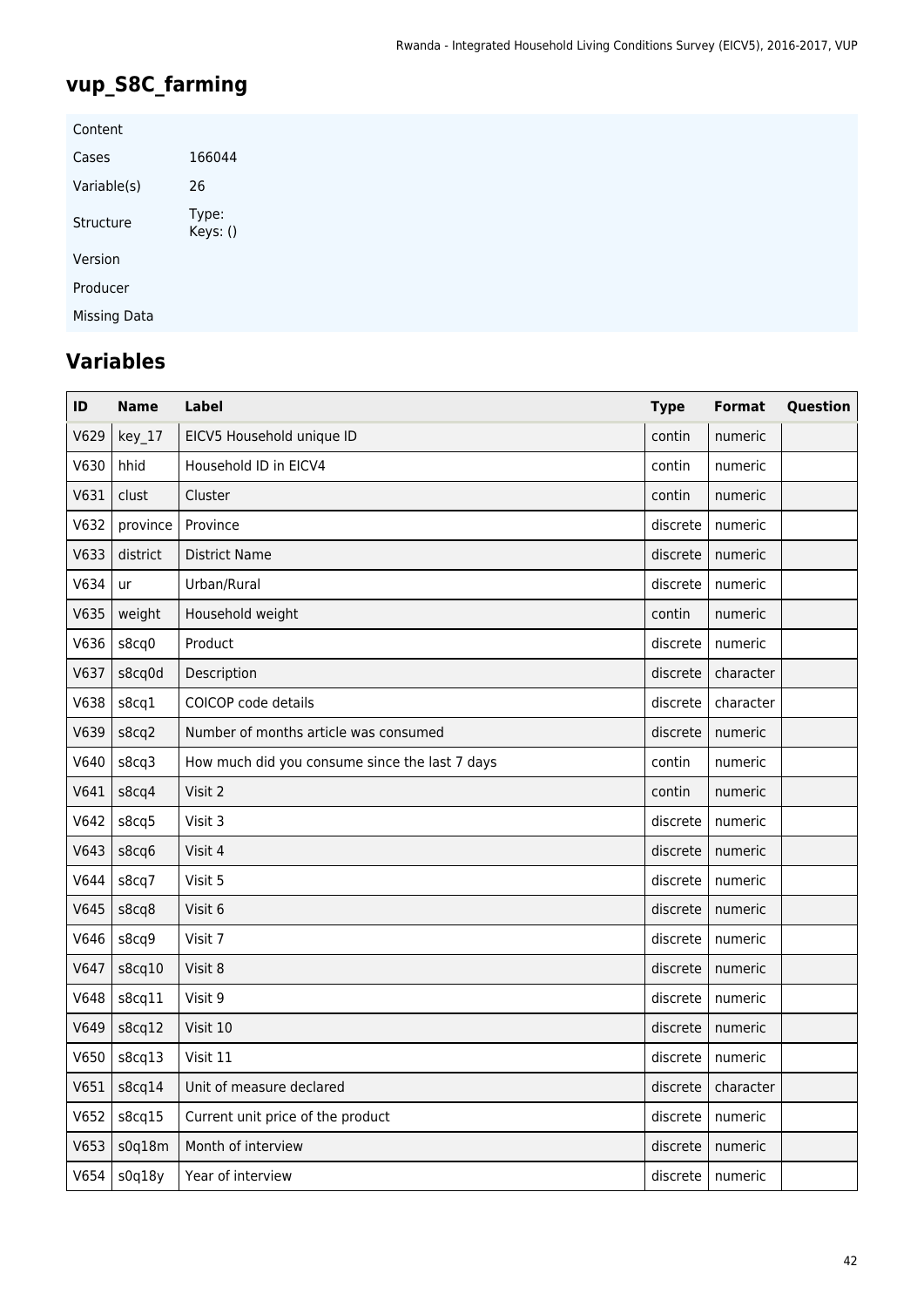## vup_S8C_farming

| | |
|---|---|
| Content | |
| Cases | 166044 |
| Variable(s) | 26 |
| Structure | Type: Keys: () |
| Version | |
| Producer | |
| Missing Data | |

## Variables

| ID | Name | Label | Type | Format | Question |
|---|---|---|---|---|---|
| V629 | key_17 | EICV5 Household unique ID | contin | numeric | |
| V630 | hhid | Household ID in EICV4 | contin | numeric | |
| V631 | clust | Cluster | contin | numeric | |
| V632 | province | Province | discrete | numeric | |
| V633 | district | District Name | discrete | numeric | |
| V634 | ur | Urban/Rural | discrete | numeric | |
| V635 | weight | Household weight | contin | numeric | |
| V636 | s8cq0 | Product | discrete | numeric | |
| V637 | s8cq0d | Description | discrete | character | |
| V638 | s8cq1 | COICOP code details | discrete | character | |
| V639 | s8cq2 | Number of months article was consumed | discrete | numeric | |
| V640 | s8cq3 | How much did you consume since the last 7 days | contin | numeric | |
| V641 | s8cq4 | Visit 2 | contin | numeric | |
| V642 | s8cq5 | Visit 3 | discrete | numeric | |
| V643 | s8cq6 | Visit 4 | discrete | numeric | |
| V644 | s8cq7 | Visit 5 | discrete | numeric | |
| V645 | s8cq8 | Visit 6 | discrete | numeric | |
| V646 | s8cq9 | Visit 7 | discrete | numeric | |
| V647 | s8cq10 | Visit 8 | discrete | numeric | |
| V648 | s8cq11 | Visit 9 | discrete | numeric | |
| V649 | s8cq12 | Visit 10 | discrete | numeric | |
| V650 | s8cq13 | Visit 11 | discrete | numeric | |
| V651 | s8cq14 | Unit of measure declared | discrete | character | |
| V652 | s8cq15 | Current unit price of the product | discrete | numeric | |
| V653 | s0q18m | Month of interview | discrete | numeric | |
| V654 | s0q18y | Year of interview | discrete | numeric | |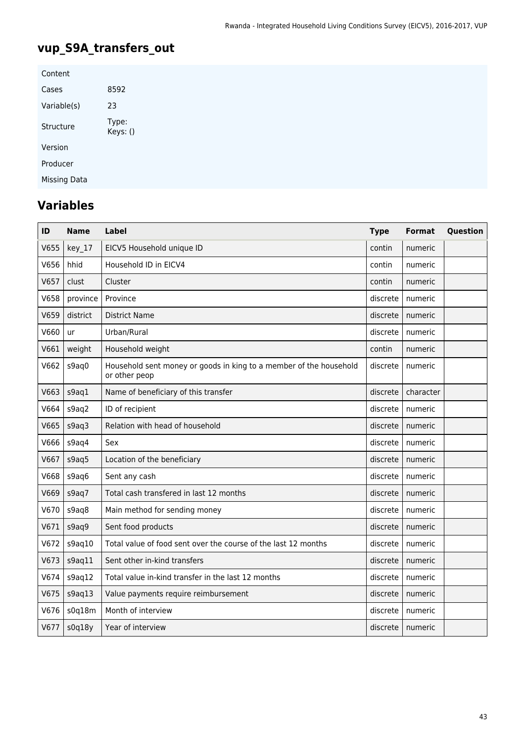## vup_S9A_transfers_out

| | |
|---|---|
| Content | |
| Cases | 8592 |
| Variable(s) | 23 |
| Structure | Type:<br>Keys: () |
| Version | |
| Producer | |
| Missing Data | |

## Variables

| ID | Name | Label | Type | Format | Question |
|---|---|---|---|---|---|
| V655 | key_17 | EICV5 Household unique ID | contin | numeric | |
| V656 | hhid | Household ID in EICV4 | contin | numeric | |
| V657 | clust | Cluster | contin | numeric | |
| V658 | province | Province | discrete | numeric | |
| V659 | district | District Name | discrete | numeric | |
| V660 | ur | Urban/Rural | discrete | numeric | |
| V661 | weight | Household weight | contin | numeric | |
| V662 | s9aq0 | Household sent money or goods in king to a member of the household or other peop | discrete | numeric | |
| V663 | s9aq1 | Name of beneficiary of this transfer | discrete | character | |
| V664 | s9aq2 | ID of recipient | discrete | numeric | |
| V665 | s9aq3 | Relation with head of household | discrete | numeric | |
| V666 | s9aq4 | Sex | discrete | numeric | |
| V667 | s9aq5 | Location of the beneficiary | discrete | numeric | |
| V668 | s9aq6 | Sent any cash | discrete | numeric | |
| V669 | s9aq7 | Total cash transfered in last 12 months | discrete | numeric | |
| V670 | s9aq8 | Main method for sending money | discrete | numeric | |
| V671 | s9aq9 | Sent food products | discrete | numeric | |
| V672 | s9aq10 | Total value of food sent over the course of the last 12 months | discrete | numeric | |
| V673 | s9aq11 | Sent other in-kind transfers | discrete | numeric | |
| V674 | s9aq12 | Total value in-kind transfer in the last 12 months | discrete | numeric | |
| V675 | s9aq13 | Value payments require reimbursement | discrete | numeric | |
| V676 | s0q18m | Month of interview | discrete | numeric | |
| V677 | s0q18y | Year of interview | discrete | numeric | |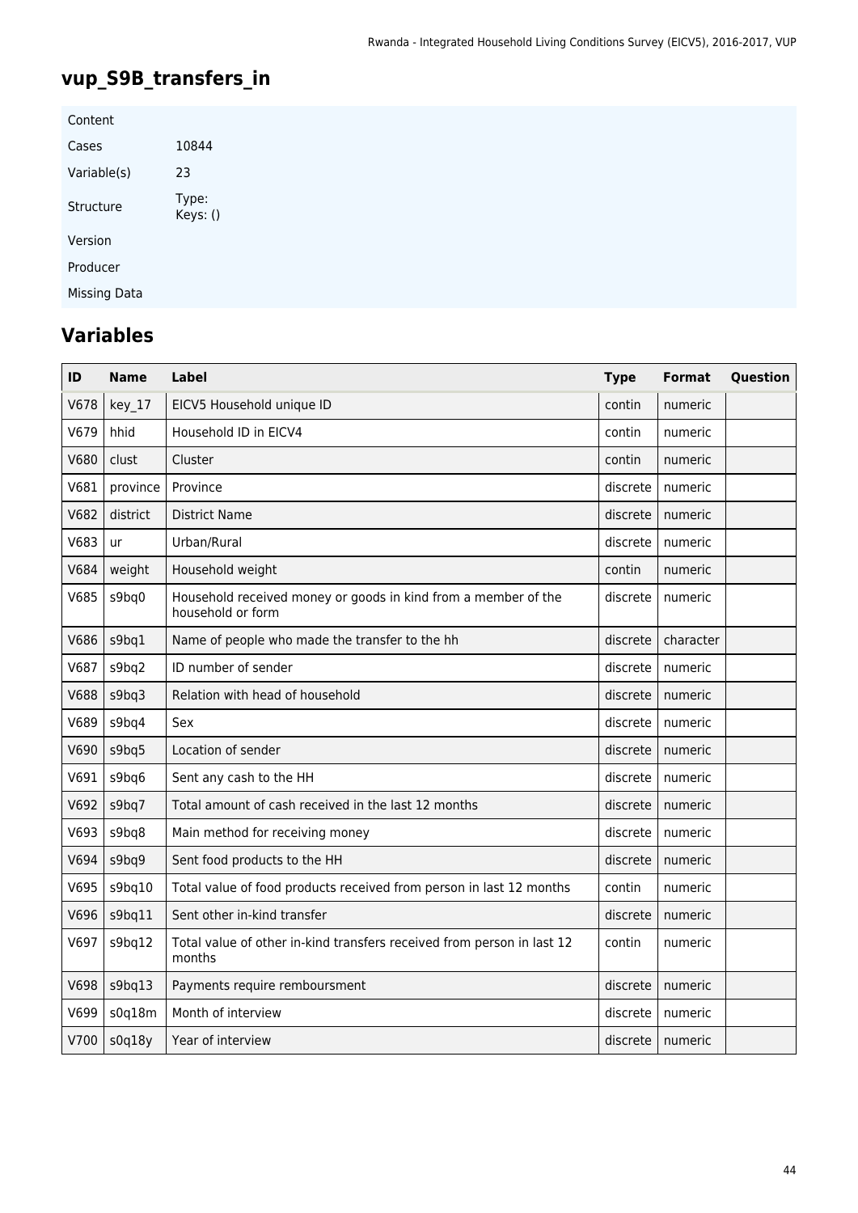## vup_S9B_transfers_in

| Content | |
|---|---|
| Cases | 10844 |
| Variable(s) | 23 |
| Structure | Type: Keys: () |
| Version | |
| Producer | |
| Missing Data | |

## Variables

| ID | Name | Label | Type | Format | Question |
|---|---|---|---|---|---|
| V678 | key_17 | EICV5 Household unique ID | contin | numeric | |
| V679 | hhid | Household ID in EICV4 | contin | numeric | |
| V680 | clust | Cluster | contin | numeric | |
| V681 | province | Province | discrete | numeric | |
| V682 | district | District Name | discrete | numeric | |
| V683 | ur | Urban/Rural | discrete | numeric | |
| V684 | weight | Household weight | contin | numeric | |
| V685 | s9bq0 | Household received money or goods in kind from a member of the household or form | discrete | numeric | |
| V686 | s9bq1 | Name of people who made the transfer to the hh | discrete | character | |
| V687 | s9bq2 | ID number of sender | discrete | numeric | |
| V688 | s9bq3 | Relation with head of household | discrete | numeric | |
| V689 | s9bq4 | Sex | discrete | numeric | |
| V690 | s9bq5 | Location of sender | discrete | numeric | |
| V691 | s9bq6 | Sent any cash to the HH | discrete | numeric | |
| V692 | s9bq7 | Total amount of cash received in the last 12 months | discrete | numeric | |
| V693 | s9bq8 | Main method for receiving money | discrete | numeric | |
| V694 | s9bq9 | Sent food products to the HH | discrete | numeric | |
| V695 | s9bq10 | Total value of food products received from person in last 12 months | contin | numeric | |
| V696 | s9bq11 | Sent other in-kind transfer | discrete | numeric | |
| V697 | s9bq12 | Total value of other in-kind transfers received from person in last 12 months | contin | numeric | |
| V698 | s9bq13 | Payments require remboursment | discrete | numeric | |
| V699 | s0q18m | Month of interview | discrete | numeric | |
| V700 | s0q18y | Year of interview | discrete | numeric | |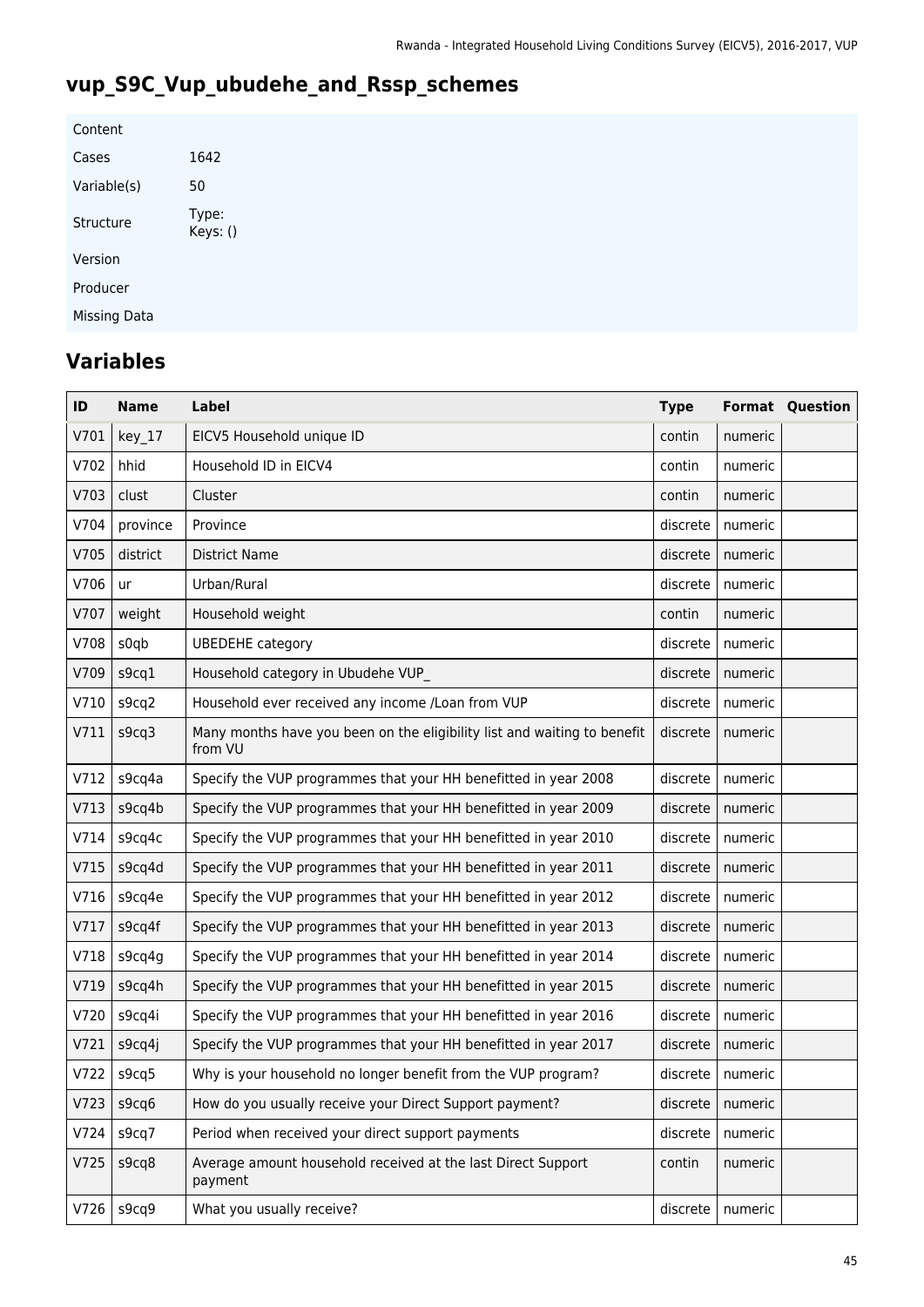## vup_S9C_Vup_ubudehe_and_Rssp_schemes

| | |
|---|---|
| Content | |
| Cases | 1642 |
| Variable(s) | 50 |
| Structure | Type: Keys: () |
| Version | |
| Producer | |
| Missing Data | |

## Variables

| ID | Name | Label | Type | Format | Question |
|---|---|---|---|---|---|
| V701 | key_17 | EICV5 Household unique ID | contin | numeric | |
| V702 | hhid | Household ID in EICV4 | contin | numeric | |
| V703 | clust | Cluster | contin | numeric | |
| V704 | province | Province | discrete | numeric | |
| V705 | district | District Name | discrete | numeric | |
| V706 | ur | Urban/Rural | discrete | numeric | |
| V707 | weight | Household weight | contin | numeric | |
| V708 | s0qb | UBEDEHE category | discrete | numeric | |
| V709 | s9cq1 | Household category in Ubudehe VUP_ | discrete | numeric | |
| V710 | s9cq2 | Household ever received any income /Loan from VUP | discrete | numeric | |
| V711 | s9cq3 | Many months have you been on the eligibility list and waiting to benefit from VU | discrete | numeric | |
| V712 | s9cq4a | Specify the VUP programmes that your HH benefitted in year 2008 | discrete | numeric | |
| V713 | s9cq4b | Specify the VUP programmes that your HH benefitted in year 2009 | discrete | numeric | |
| V714 | s9cq4c | Specify the VUP programmes that your HH benefitted in year 2010 | discrete | numeric | |
| V715 | s9cq4d | Specify the VUP programmes that your HH benefitted in year 2011 | discrete | numeric | |
| V716 | s9cq4e | Specify the VUP programmes that your HH benefitted in year 2012 | discrete | numeric | |
| V717 | s9cq4f | Specify the VUP programmes that your HH benefitted in year 2013 | discrete | numeric | |
| V718 | s9cq4g | Specify the VUP programmes that your HH benefitted in year 2014 | discrete | numeric | |
| V719 | s9cq4h | Specify the VUP programmes that your HH benefitted in year 2015 | discrete | numeric | |
| V720 | s9cq4i | Specify the VUP programmes that your HH benefitted in year 2016 | discrete | numeric | |
| V721 | s9cq4j | Specify the VUP programmes that your HH benefitted in year 2017 | discrete | numeric | |
| V722 | s9cq5 | Why is your household no longer benefit from the VUP program? | discrete | numeric | |
| V723 | s9cq6 | How do you usually receive your Direct Support payment? | discrete | numeric | |
| V724 | s9cq7 | Period when received your direct support payments | discrete | numeric | |
| V725 | s9cq8 | Average amount household received at the last Direct Support payment | contin | numeric | |
| V726 | s9cq9 | What you usually receive? | discrete | numeric | |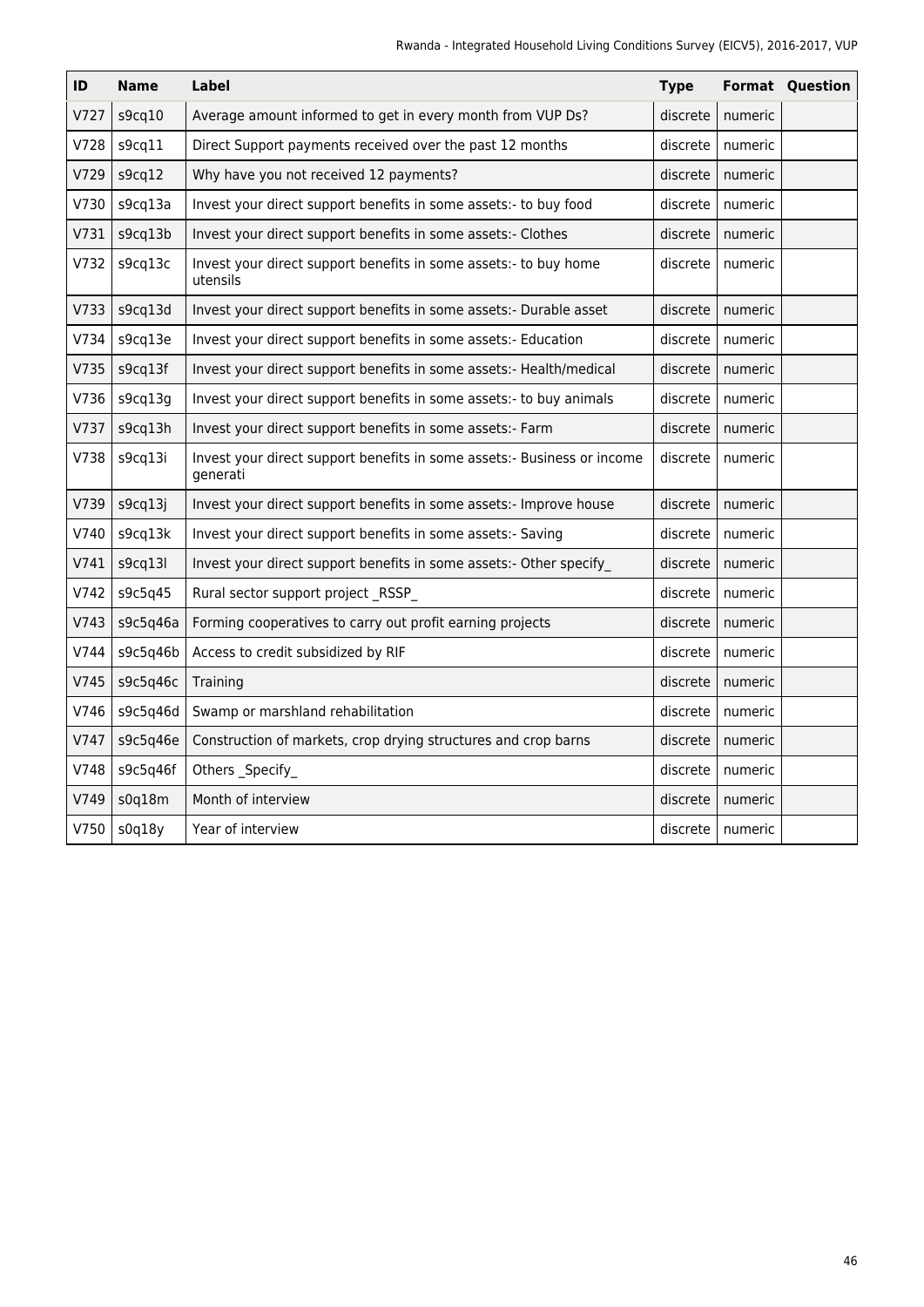| ID | Name | Label | Type | Format | Question |
|---|---|---|---|---|---|
| V727 | s9cq10 | Average amount informed to get in every month from VUP Ds? | discrete | numeric | |
| V728 | s9cq11 | Direct Support payments received over the past 12 months | discrete | numeric | |
| V729 | s9cq12 | Why have you not received 12 payments? | discrete | numeric | |
| V730 | s9cq13a | Invest your direct support benefits in some assets:- to buy food | discrete | numeric | |
| V731 | s9cq13b | Invest your direct support benefits in some assets:- Clothes | discrete | numeric | |
| V732 | s9cq13c | Invest your direct support benefits in some assets:- to buy home utensils | discrete | numeric | |
| V733 | s9cq13d | Invest your direct support benefits in some assets:- Durable asset | discrete | numeric | |
| V734 | s9cq13e | Invest your direct support benefits in some assets:- Education | discrete | numeric | |
| V735 | s9cq13f | Invest your direct support benefits in some assets:- Health/medical | discrete | numeric | |
| V736 | s9cq13g | Invest your direct support benefits in some assets:- to buy animals | discrete | numeric | |
| V737 | s9cq13h | Invest your direct support benefits in some assets:- Farm | discrete | numeric | |
| V738 | s9cq13i | Invest your direct support benefits in some assets:- Business or income generati | discrete | numeric | |
| V739 | s9cq13j | Invest your direct support benefits in some assets:- Improve house | discrete | numeric | |
| V740 | s9cq13k | Invest your direct support benefits in some assets:- Saving | discrete | numeric | |
| V741 | s9cq13l | Invest your direct support benefits in some assets:- Other specify_ | discrete | numeric | |
| V742 | s9c5q45 | Rural sector support project _RSSP_ | discrete | numeric | |
| V743 | s9c5q46a | Forming cooperatives to carry out profit earning projects | discrete | numeric | |
| V744 | s9c5q46b | Access to credit subsidized by RIF | discrete | numeric | |
| V745 | s9c5q46c | Training | discrete | numeric | |
| V746 | s9c5q46d | Swamp or marshland rehabilitation | discrete | numeric | |
| V747 | s9c5q46e | Construction of markets, crop drying structures and crop barns | discrete | numeric | |
| V748 | s9c5q46f | Others _Specify_ | discrete | numeric | |
| V749 | s0q18m | Month of interview | discrete | numeric | |
| V750 | s0q18y | Year of interview | discrete | numeric | |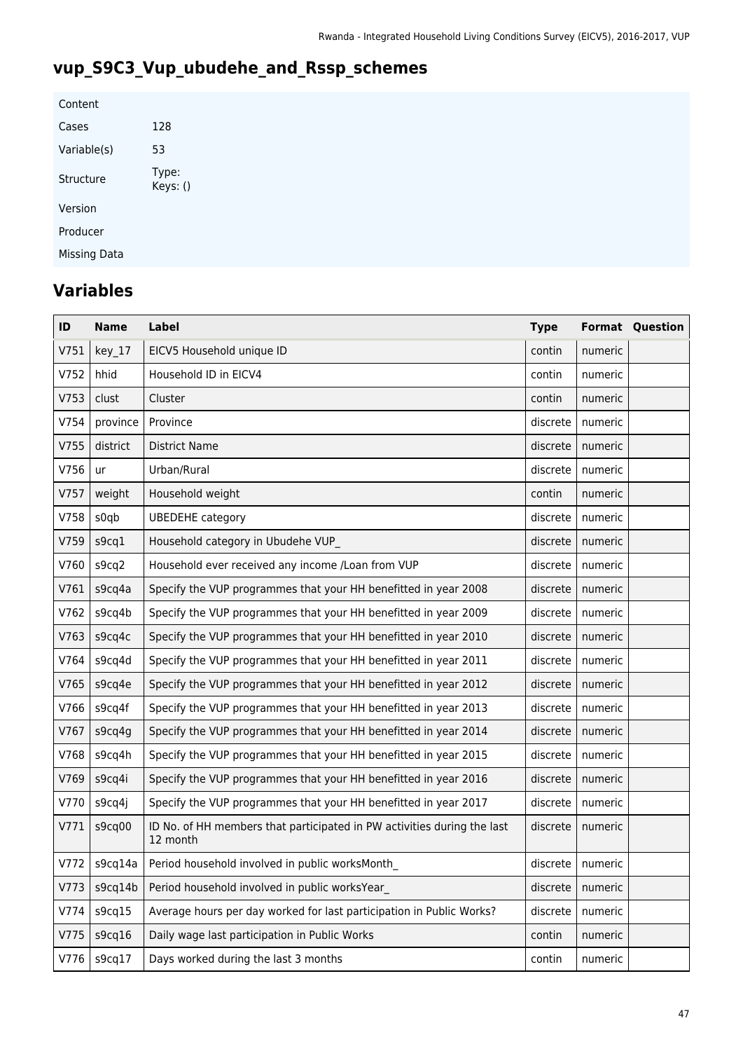## vup_S9C3_Vup_ubudehe_and_Rssp_schemes

| Content | |
|---|---|
| Cases | 128 |
| Variable(s) | 53 |
| Structure | Type: <br> Keys: () |
| Version | |
| Producer | |
| Missing Data | |

## Variables

| ID | Name | Label | Type | Format | Question |
|---|---|---|---|---|---|
| V751 | key_17 | EICV5 Household unique ID | contin | numeric | |
| V752 | hhid | Household ID in EICV4 | contin | numeric | |
| V753 | clust | Cluster | contin | numeric | |
| V754 | province | Province | discrete | numeric | |
| V755 | district | District Name | discrete | numeric | |
| V756 | ur | Urban/Rural | discrete | numeric | |
| V757 | weight | Household weight | contin | numeric | |
| V758 | s0qb | UBEDEHE category | discrete | numeric | |
| V759 | s9cq1 | Household category in Ubudehe VUP_ | discrete | numeric | |
| V760 | s9cq2 | Household ever received any income /Loan from VUP | discrete | numeric | |
| V761 | s9cq4a | Specify the VUP programmes that your HH benefitted in year 2008 | discrete | numeric | |
| V762 | s9cq4b | Specify the VUP programmes that your HH benefitted in year 2009 | discrete | numeric | |
| V763 | s9cq4c | Specify the VUP programmes that your HH benefitted in year 2010 | discrete | numeric | |
| V764 | s9cq4d | Specify the VUP programmes that your HH benefitted in year 2011 | discrete | numeric | |
| V765 | s9cq4e | Specify the VUP programmes that your HH benefitted in year 2012 | discrete | numeric | |
| V766 | s9cq4f | Specify the VUP programmes that your HH benefitted in year 2013 | discrete | numeric | |
| V767 | s9cq4g | Specify the VUP programmes that your HH benefitted in year 2014 | discrete | numeric | |
| V768 | s9cq4h | Specify the VUP programmes that your HH benefitted in year 2015 | discrete | numeric | |
| V769 | s9cq4i | Specify the VUP programmes that your HH benefitted in year 2016 | discrete | numeric | |
| V770 | s9cq4j | Specify the VUP programmes that your HH benefitted in year 2017 | discrete | numeric | |
| V771 | s9cq00 | ID No. of HH members that participated in PW activities during the last 12 month | discrete | numeric | |
| V772 | s9cq14a | Period household involved in public worksMonth_ | discrete | numeric | |
| V773 | s9cq14b | Period household involved in public worksYear_ | discrete | numeric | |
| V774 | s9cq15 | Average hours per day worked for last participation in Public Works? | discrete | numeric | |
| V775 | s9cq16 | Daily wage last participation in Public Works | contin | numeric | |
| V776 | s9cq17 | Days worked during the last 3 months | contin | numeric | |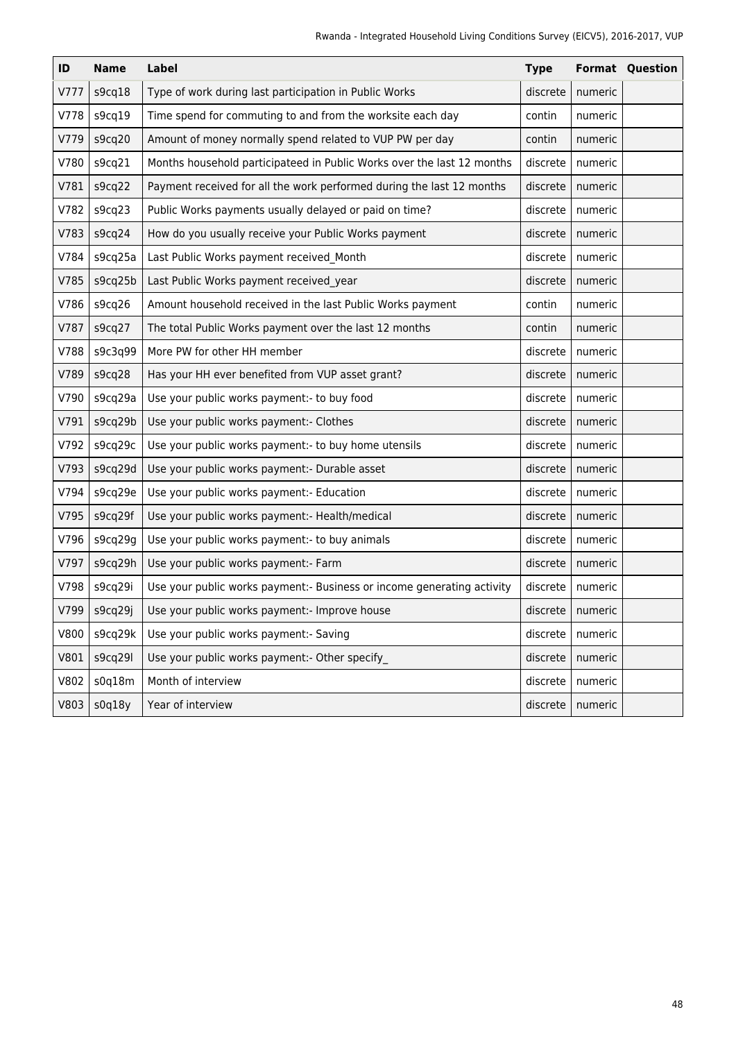| ID | Name | Label | Type | Format | Question |
|---|---|---|---|---|---|
| V777 | s9cq18 | Type of work during last participation in Public Works | discrete | numeric | |
| V778 | s9cq19 | Time spend for commuting to and from the worksite each day | contin | numeric | |
| V779 | s9cq20 | Amount of money normally spend related to VUP PW per day | contin | numeric | |
| V780 | s9cq21 | Months household participateed in Public Works over the last 12 months | discrete | numeric | |
| V781 | s9cq22 | Payment received for all the work performed during the last 12 months | discrete | numeric | |
| V782 | s9cq23 | Public Works payments usually delayed or paid on time? | discrete | numeric | |
| V783 | s9cq24 | How do you usually receive your Public Works payment | discrete | numeric | |
| V784 | s9cq25a | Last Public Works payment received_Month | discrete | numeric | |
| V785 | s9cq25b | Last Public Works payment received_year | discrete | numeric | |
| V786 | s9cq26 | Amount household received in the last Public Works payment | contin | numeric | |
| V787 | s9cq27 | The total Public Works payment over the last 12 months | contin | numeric | |
| V788 | s9c3q99 | More PW for other HH member | discrete | numeric | |
| V789 | s9cq28 | Has your HH ever benefited from VUP asset grant? | discrete | numeric | |
| V790 | s9cq29a | Use your public works payment:- to buy food | discrete | numeric | |
| V791 | s9cq29b | Use your public works payment:- Clothes | discrete | numeric | |
| V792 | s9cq29c | Use your public works payment:- to buy home utensils | discrete | numeric | |
| V793 | s9cq29d | Use your public works payment:- Durable asset | discrete | numeric | |
| V794 | s9cq29e | Use your public works payment:- Education | discrete | numeric | |
| V795 | s9cq29f | Use your public works payment:- Health/medical | discrete | numeric | |
| V796 | s9cq29g | Use your public works payment:- to buy animals | discrete | numeric | |
| V797 | s9cq29h | Use your public works payment:- Farm | discrete | numeric | |
| V798 | s9cq29i | Use your public works payment:- Business or income generating activity | discrete | numeric | |
| V799 | s9cq29j | Use your public works payment:- Improve house | discrete | numeric | |
| V800 | s9cq29k | Use your public works payment:- Saving | discrete | numeric | |
| V801 | s9cq29l | Use your public works payment:- Other specify_ | discrete | numeric | |
| V802 | s0q18m | Month of interview | discrete | numeric | |
| V803 | s0q18y | Year of interview | discrete | numeric | |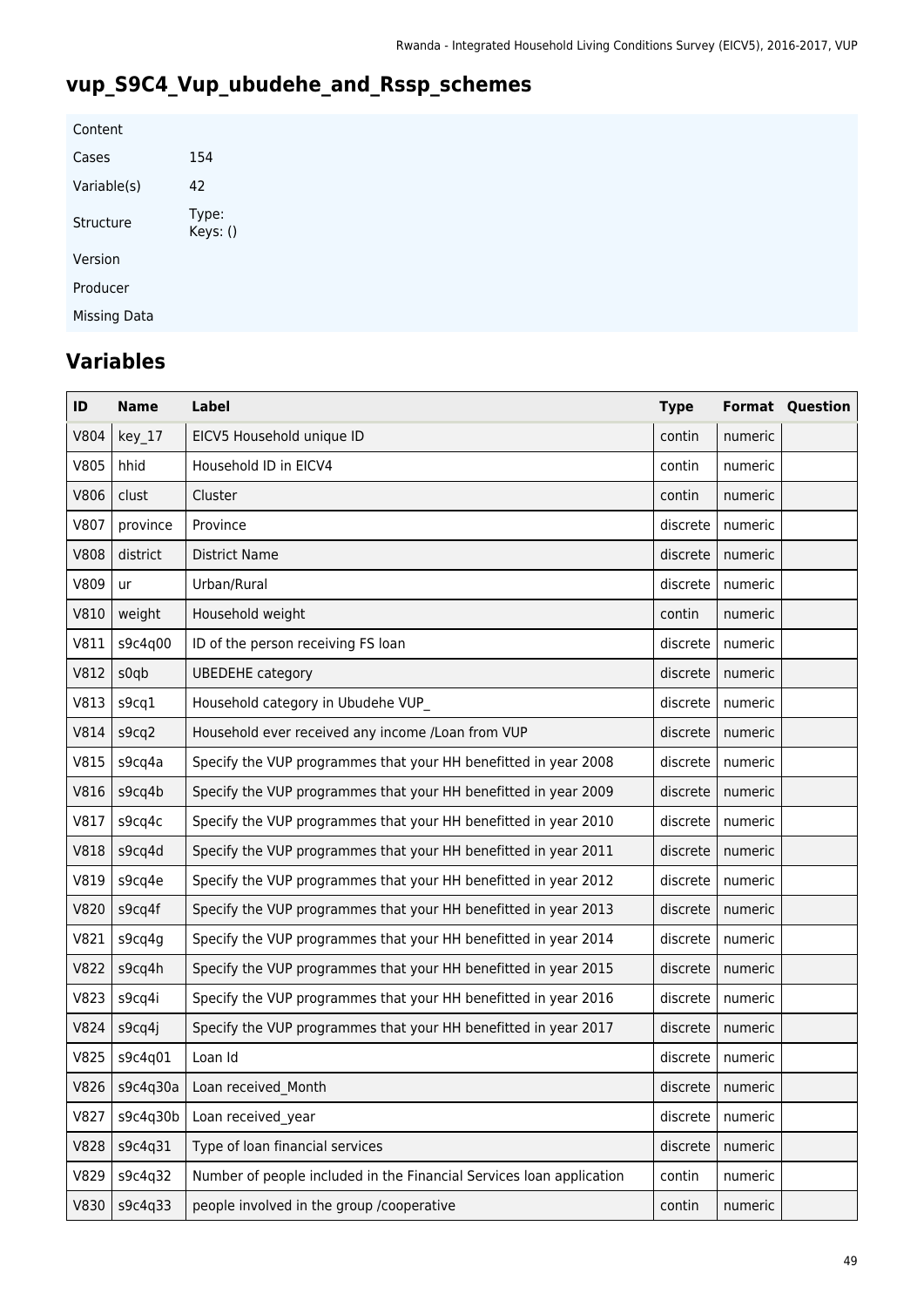## vup_S9C4_Vup_ubudehe_and_Rssp_schemes

| Content | |
|---|---|
| Cases | 154 |
| Variable(s) | 42 |
| Structure | Type:<br>Keys: () |
| Version | |
| Producer | |
| Missing Data | |

## Variables

| ID | Name | Label | Type | Format | Question |
|---|---|---|---|---|---|
| V804 | key_17 | EICV5 Household unique ID | contin | numeric | |
| V805 | hhid | Household ID in EICV4 | contin | numeric | |
| V806 | clust | Cluster | contin | numeric | |
| V807 | province | Province | discrete | numeric | |
| V808 | district | District Name | discrete | numeric | |
| V809 | ur | Urban/Rural | discrete | numeric | |
| V810 | weight | Household weight | contin | numeric | |
| V811 | s9c4q00 | ID of the person receiving FS loan | discrete | numeric | |
| V812 | s0qb | UBEDEHE category | discrete | numeric | |
| V813 | s9cq1 | Household category in Ubudehe VUP_ | discrete | numeric | |
| V814 | s9cq2 | Household ever received any income /Loan from VUP | discrete | numeric | |
| V815 | s9cq4a | Specify the VUP programmes that your HH benefitted in year 2008 | discrete | numeric | |
| V816 | s9cq4b | Specify the VUP programmes that your HH benefitted in year 2009 | discrete | numeric | |
| V817 | s9cq4c | Specify the VUP programmes that your HH benefitted in year 2010 | discrete | numeric | |
| V818 | s9cq4d | Specify the VUP programmes that your HH benefitted in year 2011 | discrete | numeric | |
| V819 | s9cq4e | Specify the VUP programmes that your HH benefitted in year 2012 | discrete | numeric | |
| V820 | s9cq4f | Specify the VUP programmes that your HH benefitted in year 2013 | discrete | numeric | |
| V821 | s9cq4g | Specify the VUP programmes that your HH benefitted in year 2014 | discrete | numeric | |
| V822 | s9cq4h | Specify the VUP programmes that your HH benefitted in year 2015 | discrete | numeric | |
| V823 | s9cq4i | Specify the VUP programmes that your HH benefitted in year 2016 | discrete | numeric | |
| V824 | s9cq4j | Specify the VUP programmes that your HH benefitted in year 2017 | discrete | numeric | |
| V825 | s9c4q01 | Loan Id | discrete | numeric | |
| V826 | s9c4q30a | Loan received_Month | discrete | numeric | |
| V827 | s9c4q30b | Loan received_year | discrete | numeric | |
| V828 | s9c4q31 | Type of loan financial services | discrete | numeric | |
| V829 | s9c4q32 | Number of people included in the Financial Services loan application | contin | numeric | |
| V830 | s9c4q33 | people involved in the group /cooperative | contin | numeric | |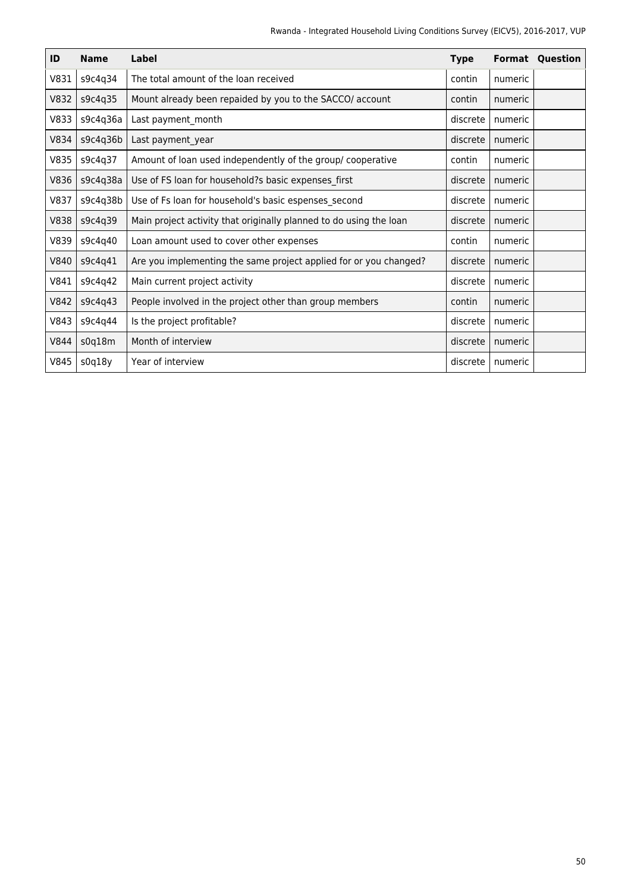| ID | Name | Label | Type | Format | Question |
|---|---|---|---|---|---|
| V831 | s9c4q34 | The total amount of the loan received | contin | numeric | |
| V832 | s9c4q35 | Mount already been repaided by you to the SACCO/ account | contin | numeric | |
| V833 | s9c4q36a | Last payment_month | discrete | numeric | |
| V834 | s9c4q36b | Last payment_year | discrete | numeric | |
| V835 | s9c4q37 | Amount of loan used independently of the group/ cooperative | contin | numeric | |
| V836 | s9c4q38a | Use of FS loan for household?s basic expenses_first | discrete | numeric | |
| V837 | s9c4q38b | Use of Fs loan for household's basic espenses_second | discrete | numeric | |
| V838 | s9c4q39 | Main project activity that originally planned to do using the loan | discrete | numeric | |
| V839 | s9c4q40 | Loan amount used to cover other expenses | contin | numeric | |
| V840 | s9c4q41 | Are you implementing the same project applied for or you changed? | discrete | numeric | |
| V841 | s9c4q42 | Main current project activity | discrete | numeric | |
| V842 | s9c4q43 | People involved in the project other than group members | contin | numeric | |
| V843 | s9c4q44 | Is the project profitable? | discrete | numeric | |
| V844 | s0q18m | Month of interview | discrete | numeric | |
| V845 | s0q18y | Year of interview | discrete | numeric | |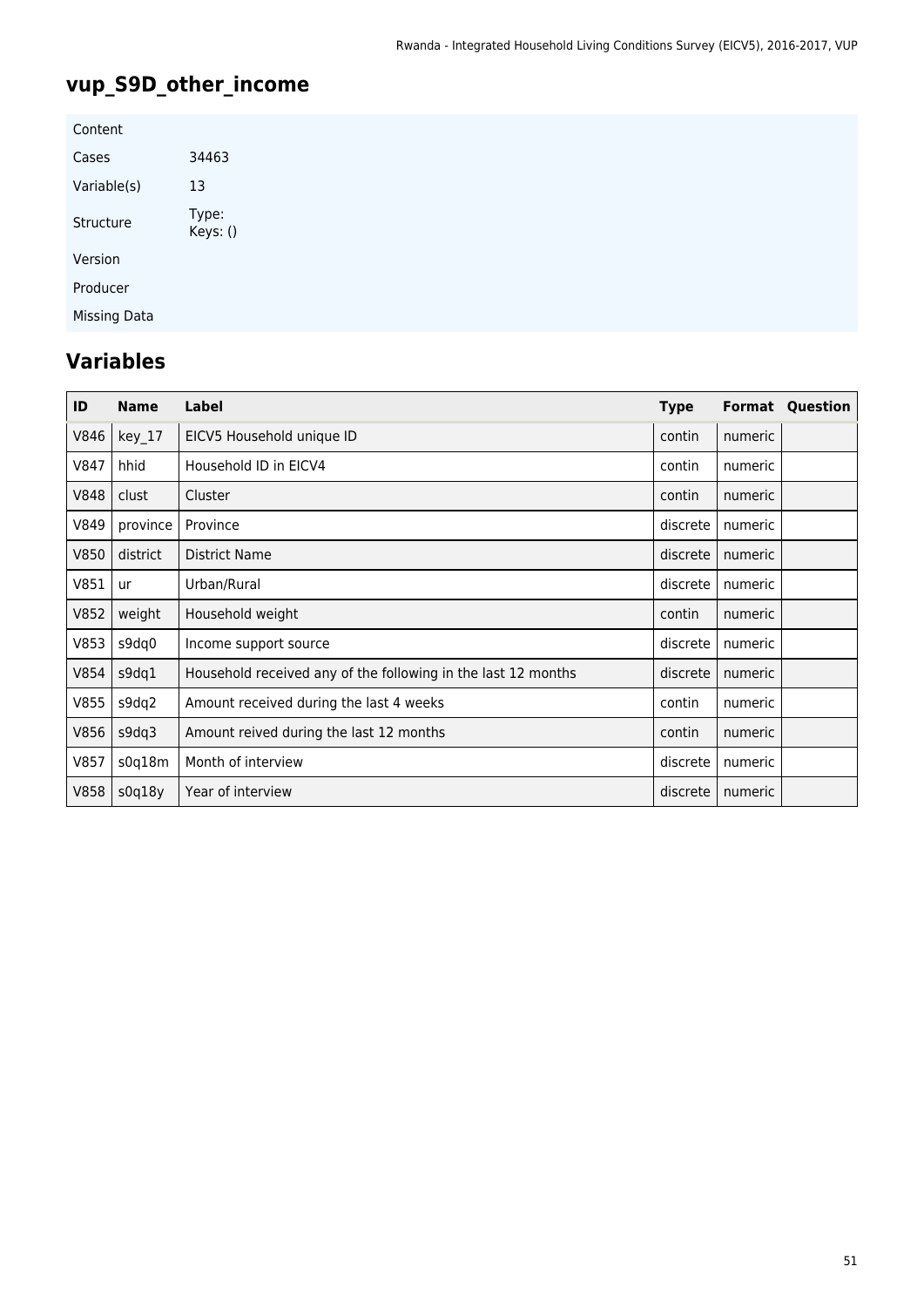## vup_S9D_other_income

| Content | |
|---|---|
| Cases | 34463 |
| Variable(s) | 13 |
| Structure | Type:<br>Keys: () |
| Version | |
| Producer | |
| Missing Data | |

## Variables

| ID | Name | Label | Type | Format | Question |
|---|---|---|---|---|---|
| V846 | key_17 | EICV5 Household unique ID | contin | numeric | |
| V847 | hhid | Household ID in EICV4 | contin | numeric | |
| V848 | clust | Cluster | contin | numeric | |
| V849 | province | Province | discrete | numeric | |
| V850 | district | District Name | discrete | numeric | |
| V851 | ur | Urban/Rural | discrete | numeric | |
| V852 | weight | Household weight | contin | numeric | |
| V853 | s9dq0 | Income support source | discrete | numeric | |
| V854 | s9dq1 | Household received any of the following in the last 12 months | discrete | numeric | |
| V855 | s9dq2 | Amount received during the last 4 weeks | contin | numeric | |
| V856 | s9dq3 | Amount reived during the last 12 months | contin | numeric | |
| V857 | s0q18m | Month of interview | discrete | numeric | |
| V858 | s0q18y | Year of interview | discrete | numeric | |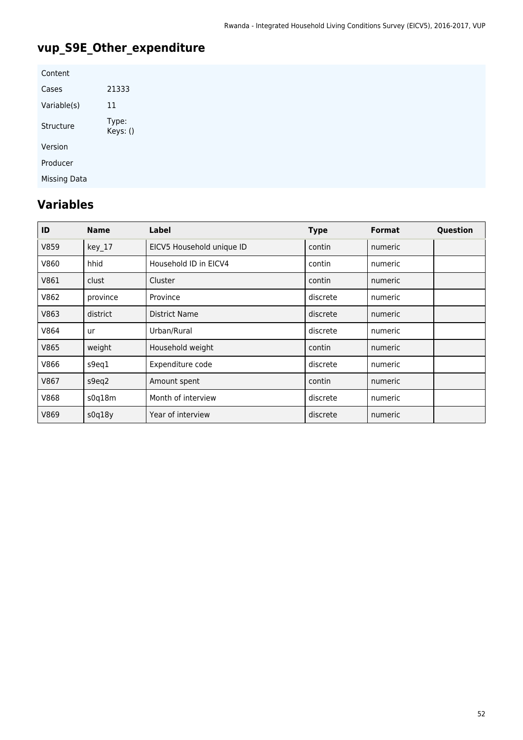# vup_S9E_Other_expenditure

| | |
|---|---|
| Content | |
| Cases | 21333 |
| Variable(s) | 11 |
| Structure | Type:<br>Keys: () |
| Version | |
| Producer | |
| Missing Data | |

## Variables

| ID | Name | Label | Type | Format | Question |
|---|---|---|---|---|---|
| V859 | key_17 | EICV5 Household unique ID | contin | numeric | |
| V860 | hhid | Household ID in EICV4 | contin | numeric | |
| V861 | clust | Cluster | contin | numeric | |
| V862 | province | Province | discrete | numeric | |
| V863 | district | District Name | discrete | numeric | |
| V864 | ur | Urban/Rural | discrete | numeric | |
| V865 | weight | Household weight | contin | numeric | |
| V866 | s9eq1 | Expenditure code | discrete | numeric | |
| V867 | s9eq2 | Amount spent | contin | numeric | |
| V868 | s0q18m | Month of interview | discrete | numeric | |
| V869 | s0q18y | Year of interview | discrete | numeric | |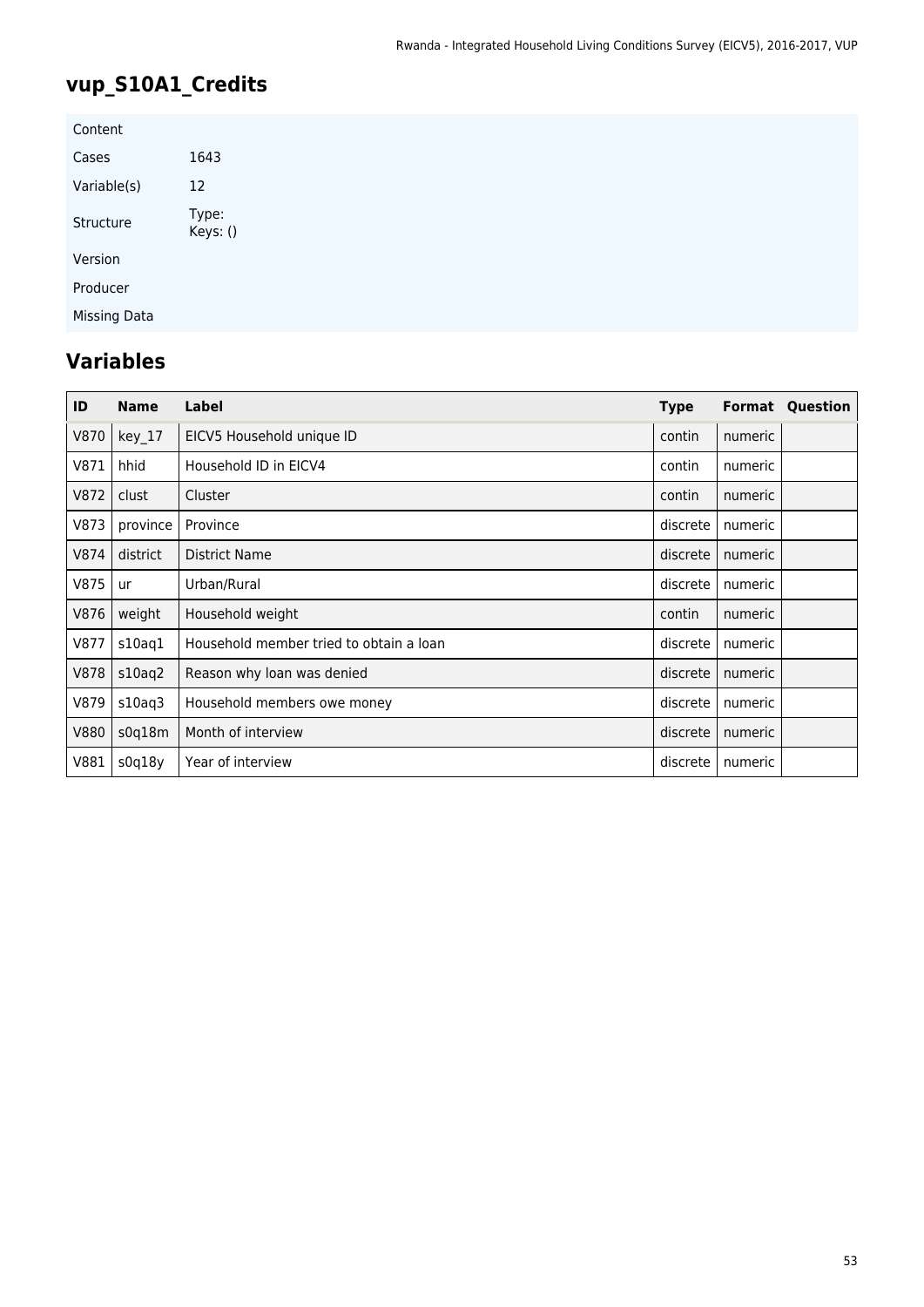## vup_S10A1_Credits

| Content | |
|---|---|
| Cases | 1643 |
| Variable(s) | 12 |
| Structure | Type: <br> Keys: () |
| Version | |
| Producer | |
| Missing Data | |

## Variables

| ID | Name | Label | Type | Format | Question |
|---|---|---|---|---|---|
| V870 | key_17 | EICV5 Household unique ID | contin | numeric | |
| V871 | hhid | Household ID in EICV4 | contin | numeric | |
| V872 | clust | Cluster | contin | numeric | |
| V873 | province | Province | discrete | numeric | |
| V874 | district | District Name | discrete | numeric | |
| V875 | ur | Urban/Rural | discrete | numeric | |
| V876 | weight | Household weight | contin | numeric | |
| V877 | s10aq1 | Household member tried to obtain a loan | discrete | numeric | |
| V878 | s10aq2 | Reason why loan was denied | discrete | numeric | |
| V879 | s10aq3 | Household members owe money | discrete | numeric | |
| V880 | s0q18m | Month of interview | discrete | numeric | |
| V881 | s0q18y | Year of interview | discrete | numeric | |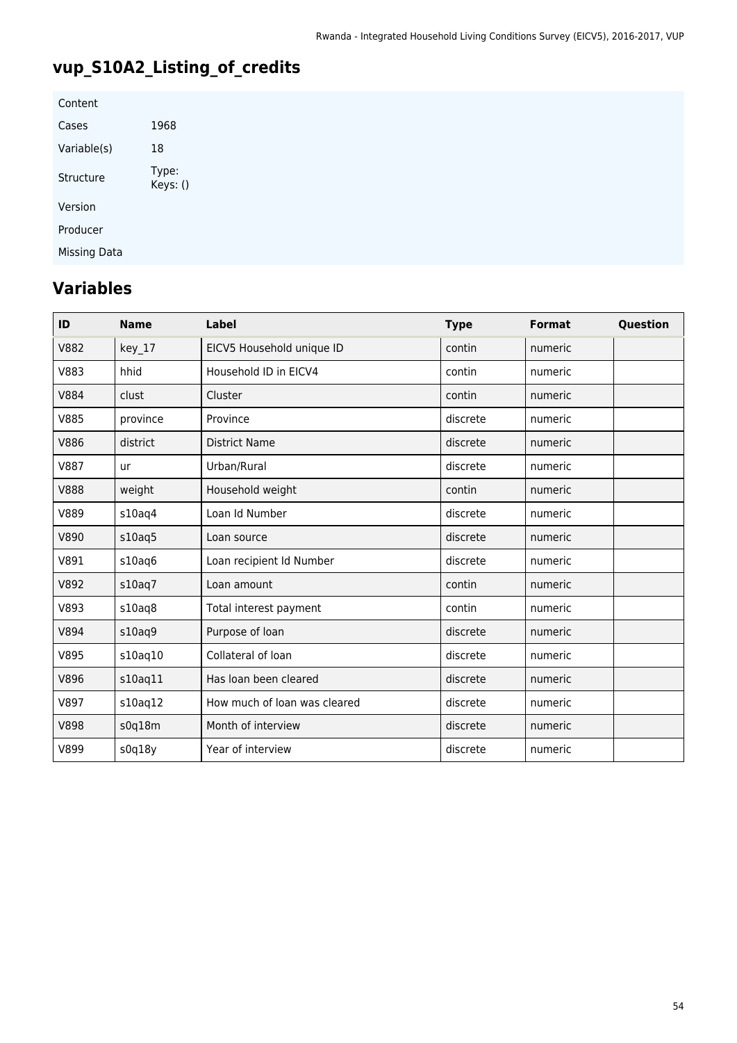## vup_S10A2_Listing_of_credits

| | |
|---|---|
| Content | |
| Cases | 1968 |
| Variable(s) | 18 |
| Structure | Type:<br>Keys: () |
| Version | |
| Producer | |
| Missing Data | |

## Variables

| ID | Name | Label | Type | Format | Question |
|---|---|---|---|---|---|
| V882 | key_17 | EICV5 Household unique ID | contin | numeric | |
| V883 | hhid | Household ID in EICV4 | contin | numeric | |
| V884 | clust | Cluster | contin | numeric | |
| V885 | province | Province | discrete | numeric | |
| V886 | district | District Name | discrete | numeric | |
| V887 | ur | Urban/Rural | discrete | numeric | |
| V888 | weight | Household weight | contin | numeric | |
| V889 | s10aq4 | Loan Id Number | discrete | numeric | |
| V890 | s10aq5 | Loan source | discrete | numeric | |
| V891 | s10aq6 | Loan recipient Id Number | discrete | numeric | |
| V892 | s10aq7 | Loan amount | contin | numeric | |
| V893 | s10aq8 | Total interest payment | contin | numeric | |
| V894 | s10aq9 | Purpose of loan | discrete | numeric | |
| V895 | s10aq10 | Collateral of loan | discrete | numeric | |
| V896 | s10aq11 | Has loan been cleared | discrete | numeric | |
| V897 | s10aq12 | How much of loan was cleared | discrete | numeric | |
| V898 | s0q18m | Month of interview | discrete | numeric | |
| V899 | s0q18y | Year of interview | discrete | numeric | |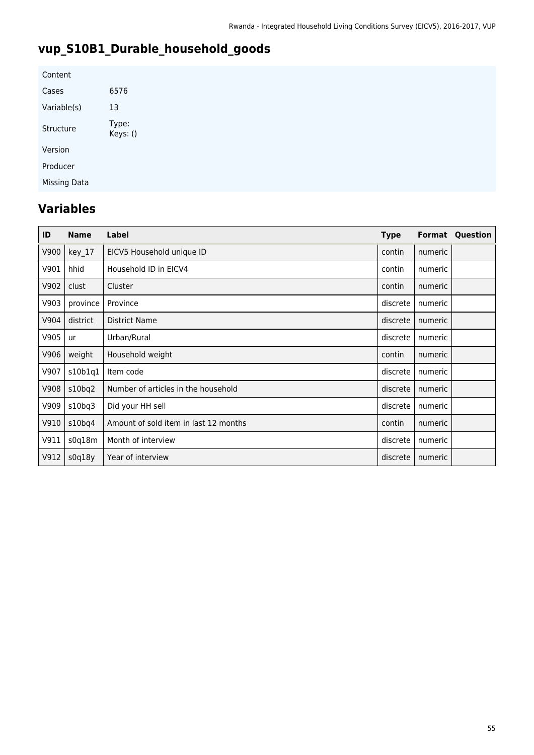# vup_S10B1_Durable_household_goods

| Content | |
|---|---|
| Cases | 6576 |
| Variable(s) | 13 |
| Structure | Type:<br>Keys: () |
| Version | |
| Producer | |
| Missing Data | |

## Variables

| ID | Name | Label | Type | Format | Question |
|---|---|---|---|---|---|
| V900 | key_17 | EICV5 Household unique ID | contin | numeric | |
| V901 | hhid | Household ID in EICV4 | contin | numeric | |
| V902 | clust | Cluster | contin | numeric | |
| V903 | province | Province | discrete | numeric | |
| V904 | district | District Name | discrete | numeric | |
| V905 | ur | Urban/Rural | discrete | numeric | |
| V906 | weight | Household weight | contin | numeric | |
| V907 | s10b1q1 | Item code | discrete | numeric | |
| V908 | s10bq2 | Number of articles in the household | discrete | numeric | |
| V909 | s10bq3 | Did your HH sell | discrete | numeric | |
| V910 | s10bq4 | Amount of sold item in last 12 months | contin | numeric | |
| V911 | s0q18m | Month of interview | discrete | numeric | |
| V912 | s0q18y | Year of interview | discrete | numeric | |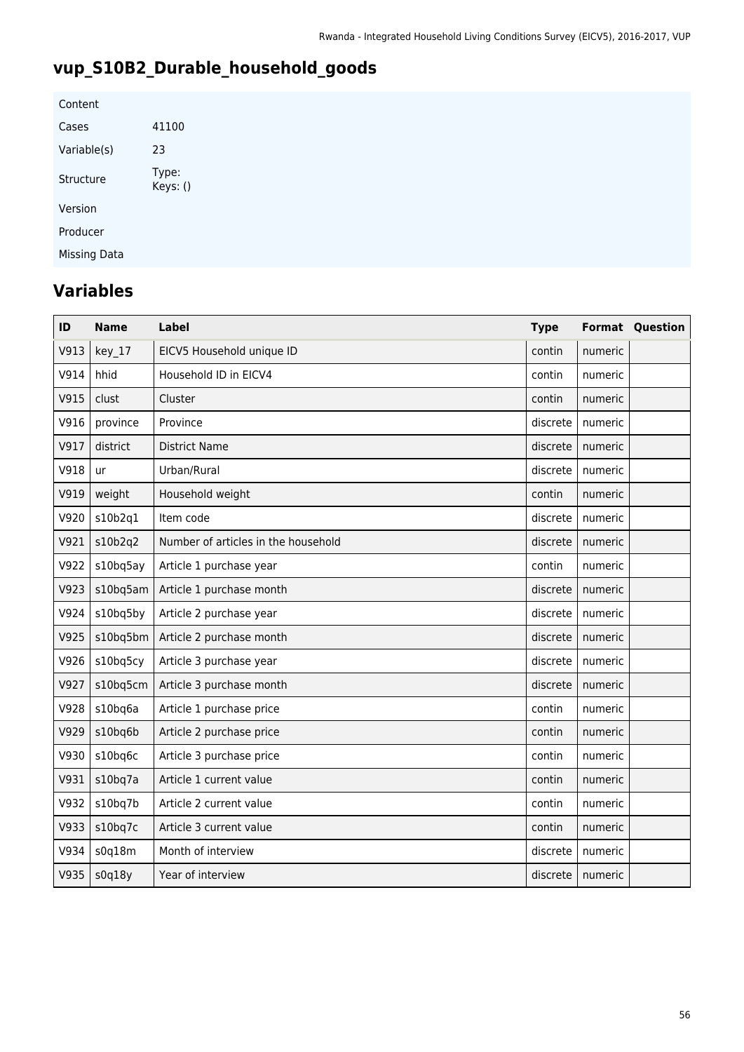# vup_S10B2_Durable_household_goods

| | |
|---|---|
| Content | |
| Cases | 41100 |
| Variable(s) | 23 |
| Structure | Type:<br>Keys: () |
| Version | |
| Producer | |
| Missing Data | |

## Variables

| ID | Name | Label | Type | Format | Question |
|---|---|---|---|---|---|
| V913 | key_17 | EICV5 Household unique ID | contin | numeric | |
| V914 | hhid | Household ID in EICV4 | contin | numeric | |
| V915 | clust | Cluster | contin | numeric | |
| V916 | province | Province | discrete | numeric | |
| V917 | district | District Name | discrete | numeric | |
| V918 | ur | Urban/Rural | discrete | numeric | |
| V919 | weight | Household weight | contin | numeric | |
| V920 | s10b2q1 | Item code | discrete | numeric | |
| V921 | s10b2q2 | Number of articles in the household | discrete | numeric | |
| V922 | s10bq5ay | Article 1 purchase year | contin | numeric | |
| V923 | s10bq5am | Article 1 purchase month | discrete | numeric | |
| V924 | s10bq5by | Article 2 purchase year | discrete | numeric | |
| V925 | s10bq5bm | Article 2 purchase month | discrete | numeric | |
| V926 | s10bq5cy | Article 3 purchase year | discrete | numeric | |
| V927 | s10bq5cm | Article 3 purchase month | discrete | numeric | |
| V928 | s10bq6a | Article 1 purchase price | contin | numeric | |
| V929 | s10bq6b | Article 2 purchase price | contin | numeric | |
| V930 | s10bq6c | Article 3 purchase price | contin | numeric | |
| V931 | s10bq7a | Article 1 current value | contin | numeric | |
| V932 | s10bq7b | Article 2 current value | contin | numeric | |
| V933 | s10bq7c | Article 3 current value | contin | numeric | |
| V934 | s0q18m | Month of interview | discrete | numeric | |
| V935 | s0q18y | Year of interview | discrete | numeric | |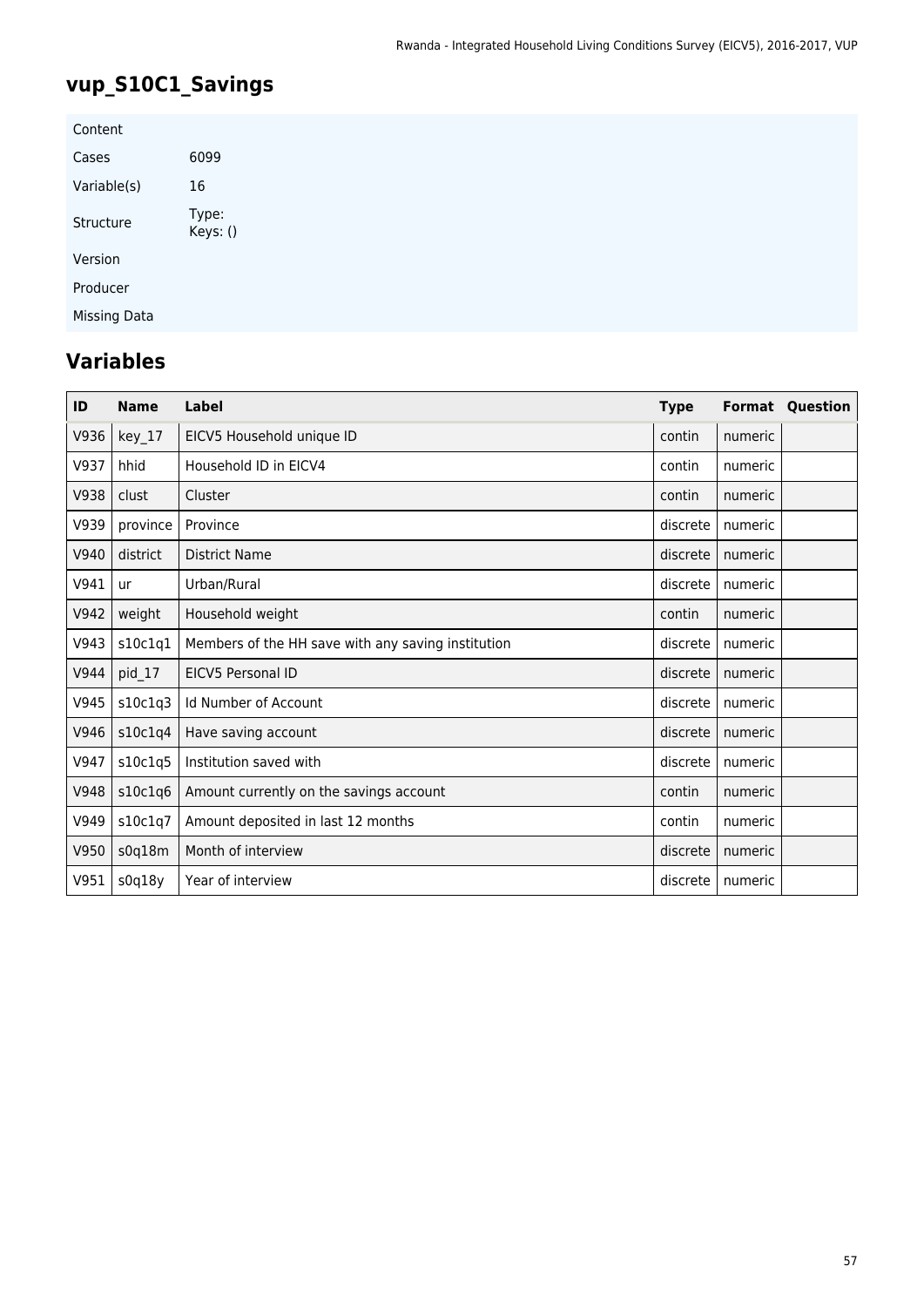# vup_S10C1_Savings

| Content | |
|---|---|
| Cases | 6099 |
| Variable(s) | 16 |
| Structure | Type:<br>Keys: () |
| Version | |
| Producer | |
| Missing Data | |

## Variables

| ID | Name | Label | Type | Format | Question |
|---|---|---|---|---|---|
| V936 | key_17 | EICV5 Household unique ID | contin | numeric | |
| V937 | hhid | Household ID in EICV4 | contin | numeric | |
| V938 | clust | Cluster | contin | numeric | |
| V939 | province | Province | discrete | numeric | |
| V940 | district | District Name | discrete | numeric | |
| V941 | ur | Urban/Rural | discrete | numeric | |
| V942 | weight | Household weight | contin | numeric | |
| V943 | s10c1q1 | Members of the HH save with any saving institution | discrete | numeric | |
| V944 | pid_17 | EICV5 Personal ID | discrete | numeric | |
| V945 | s10c1q3 | Id Number of Account | discrete | numeric | |
| V946 | s10c1q4 | Have saving account | discrete | numeric | |
| V947 | s10c1q5 | Institution saved with | discrete | numeric | |
| V948 | s10c1q6 | Amount currently on the savings account | contin | numeric | |
| V949 | s10c1q7 | Amount deposited in last 12 months | contin | numeric | |
| V950 | s0q18m | Month of interview | discrete | numeric | |
| V951 | s0q18y | Year of interview | discrete | numeric | |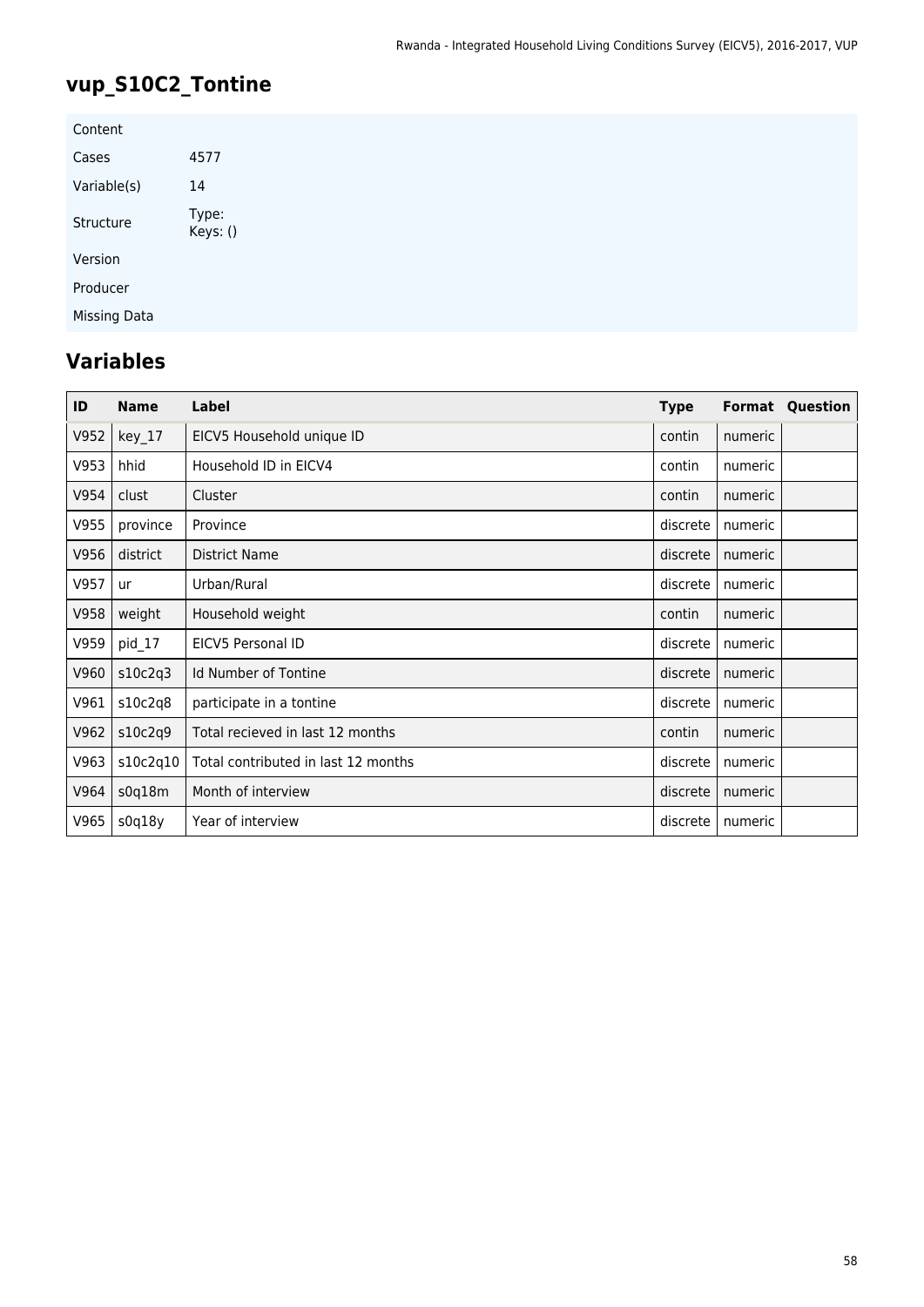## vup_S10C2_Tontine

| | |
|---|---|
| Content | |
| Cases | 4577 |
| Variable(s) | 14 |
| Structure | Type:<br>Keys: () |
| Version | |
| Producer | |
| Missing Data | |

## Variables

| ID | Name | Label | Type | Format | Question |
|---|---|---|---|---|---|
| V952 | key_17 | EICV5 Household unique ID | contin | numeric | |
| V953 | hhid | Household ID in EICV4 | contin | numeric | |
| V954 | clust | Cluster | contin | numeric | |
| V955 | province | Province | discrete | numeric | |
| V956 | district | District Name | discrete | numeric | |
| V957 | ur | Urban/Rural | discrete | numeric | |
| V958 | weight | Household weight | contin | numeric | |
| V959 | pid_17 | EICV5 Personal ID | discrete | numeric | |
| V960 | s10c2q3 | Id Number of Tontine | discrete | numeric | |
| V961 | s10c2q8 | participate in a tontine | discrete | numeric | |
| V962 | s10c2q9 | Total recieved in last 12 months | contin | numeric | |
| V963 | s10c2q10 | Total contributed in last 12 months | discrete | numeric | |
| V964 | s0q18m | Month of interview | discrete | numeric | |
| V965 | s0q18y | Year of interview | discrete | numeric | |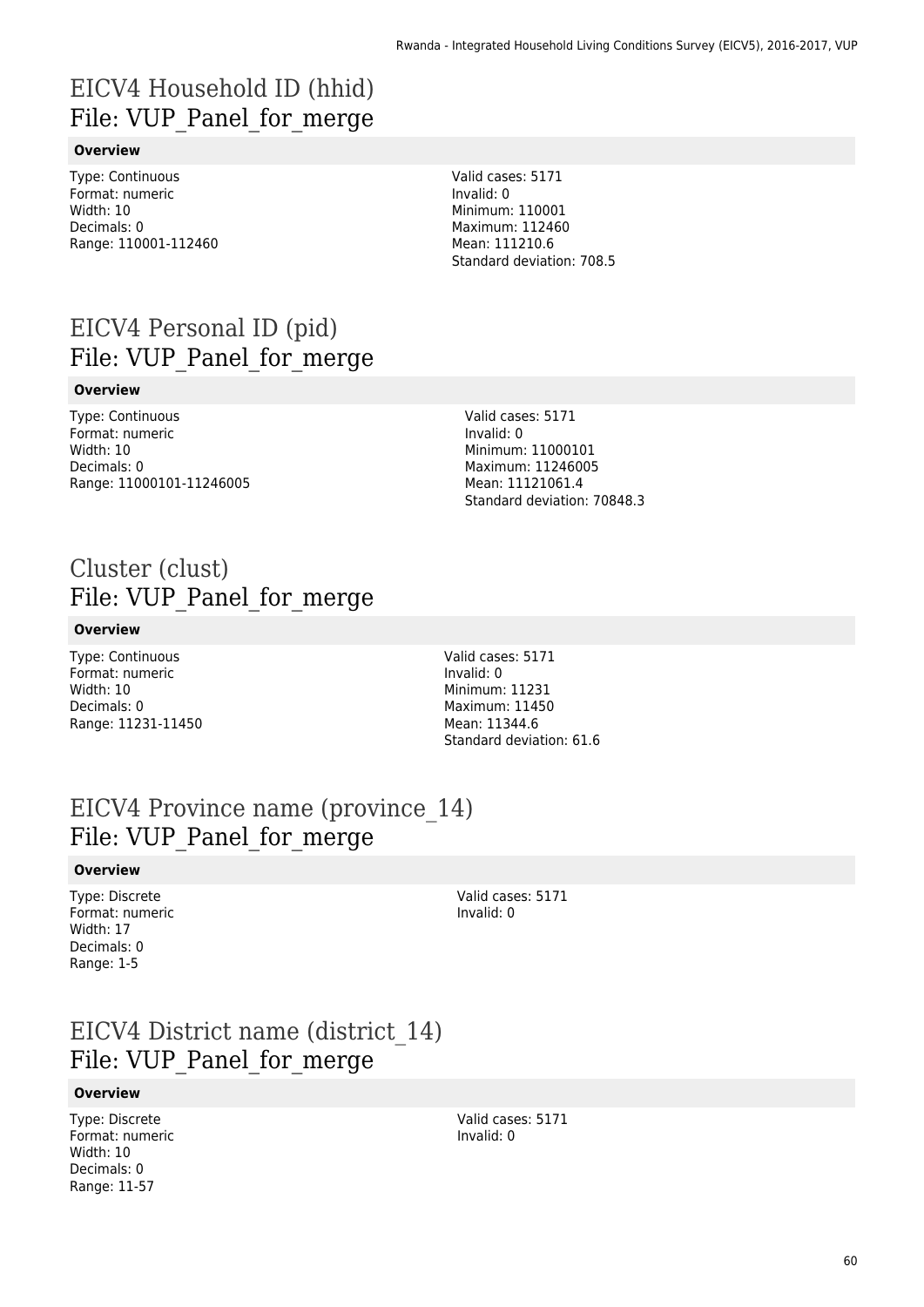# EICV4 Household ID (hhid)
File: VUP_Panel_for_merge

**Overview**

Type: Continuous
Format: numeric
Width: 10
Decimals: 0
Range: 110001-112460

Valid cases: 5171
Invalid: 0
Minimum: 110001
Maximum: 112460
Mean: 111210.6
Standard deviation: 708.5

# EICV4 Personal ID (pid)
File: VUP_Panel_for_merge

**Overview**

Type: Continuous
Format: numeric
Width: 10
Decimals: 0
Range: 11000101-11246005

Valid cases: 5171
Invalid: 0
Minimum: 11000101
Maximum: 11246005
Mean: 11121061.4
Standard deviation: 70848.3

# Cluster (clust)
File: VUP_Panel_for_merge

**Overview**

Type: Continuous
Format: numeric
Width: 10
Decimals: 0
Range: 11231-11450

Valid cases: 5171
Invalid: 0
Minimum: 11231
Maximum: 11450
Mean: 11344.6
Standard deviation: 61.6

# EICV4 Province name (province_14)
File: VUP_Panel_for_merge

**Overview**

Type: Discrete
Format: numeric
Width: 17
Decimals: 0
Range: 1-5

Valid cases: 5171
Invalid: 0

# EICV4 District name (district_14)
File: VUP_Panel_for_merge

**Overview**

Type: Discrete
Format: numeric
Width: 10
Decimals: 0
Range: 11-57

Valid cases: 5171
Invalid: 0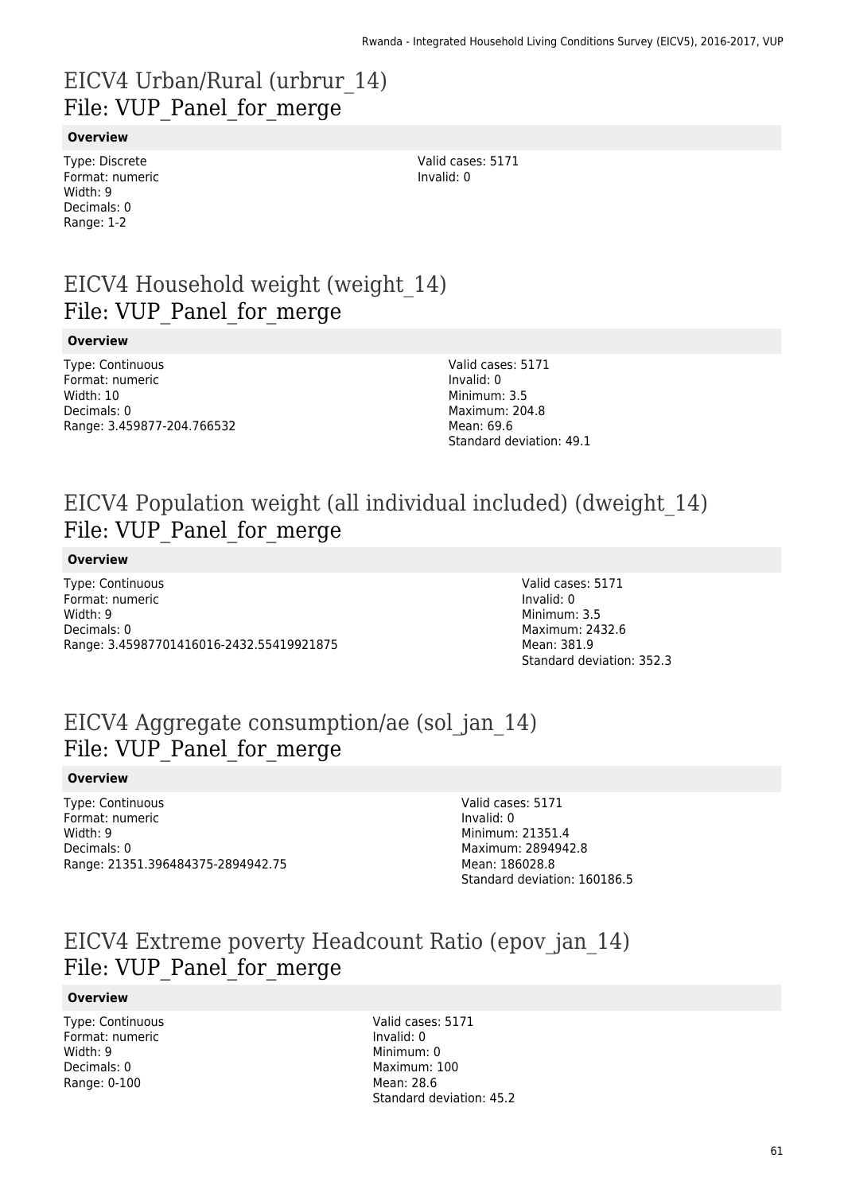# EICV4 Urban/Rural (urbrur_14)
File: VUP_Panel_for_merge

**Overview**

Type: Discrete
Format: numeric
Width: 9
Decimals: 0
Range: 1-2

Valid cases: 5171
Invalid: 0

# EICV4 Household weight (weight_14)
File: VUP_Panel_for_merge

**Overview**

Type: Continuous
Format: numeric
Width: 10
Decimals: 0
Range: 3.459877-204.766532

Valid cases: 5171
Invalid: 0
Minimum: 3.5
Maximum: 204.8
Mean: 69.6
Standard deviation: 49.1

# EICV4 Population weight (all individual included) (dweight_14)
File: VUP_Panel_for_merge

**Overview**

Type: Continuous
Format: numeric
Width: 9
Decimals: 0
Range: 3.45987701416016-2432.55419921875

Valid cases: 5171
Invalid: 0
Minimum: 3.5
Maximum: 2432.6
Mean: 381.9
Standard deviation: 352.3

# EICV4 Aggregate consumption/ae (sol_jan_14)
File: VUP_Panel_for_merge

**Overview**

Type: Continuous
Format: numeric
Width: 9
Decimals: 0
Range: 21351.396484375-2894942.75

Valid cases: 5171
Invalid: 0
Minimum: 21351.4
Maximum: 2894942.8
Mean: 186028.8
Standard deviation: 160186.5

# EICV4 Extreme poverty Headcount Ratio (epov_jan_14)
File: VUP_Panel_for_merge

**Overview**

Type: Continuous
Format: numeric
Width: 9
Decimals: 0
Range: 0-100

Valid cases: 5171
Invalid: 0
Minimum: 0
Maximum: 100
Mean: 28.6
Standard deviation: 45.2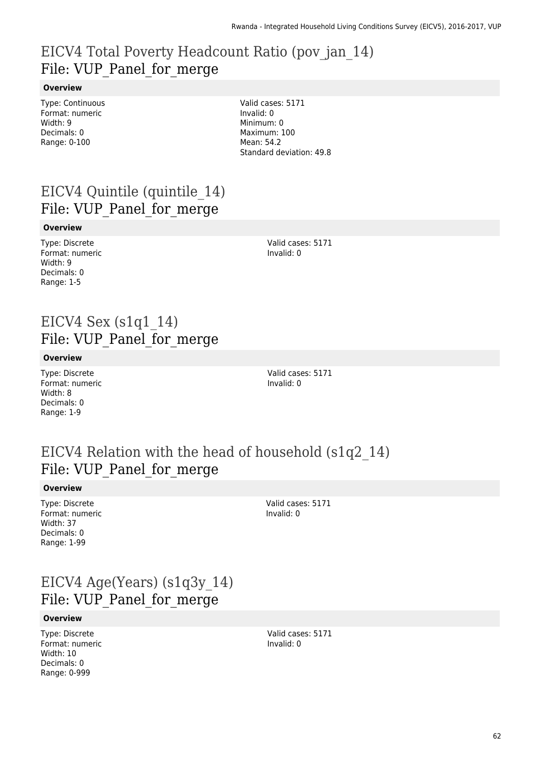# EICV4 Total Poverty Headcount Ratio (pov_jan_14)
## File: VUP_Panel_for_merge

**Overview**

Type: Continuous
Format: numeric
Width: 9
Decimals: 0
Range: 0-100

Valid cases: 5171
Invalid: 0
Minimum: 0
Maximum: 100
Mean: 54.2
Standard deviation: 49.8

# EICV4 Quintile (quintile_14)
## File: VUP_Panel_for_merge

**Overview**

Type: Discrete
Format: numeric
Width: 9
Decimals: 0
Range: 1-5

Valid cases: 5171
Invalid: 0

# EICV4 Sex (s1q1_14)
## File: VUP_Panel_for_merge

**Overview**

Type: Discrete
Format: numeric
Width: 8
Decimals: 0
Range: 1-9

Valid cases: 5171
Invalid: 0

# EICV4 Relation with the head of household (s1q2_14)
## File: VUP_Panel_for_merge

**Overview**

Type: Discrete
Format: numeric
Width: 37
Decimals: 0
Range: 1-99

Valid cases: 5171
Invalid: 0

# EICV4 Age(Years) (s1q3y_14)
## File: VUP_Panel_for_merge

**Overview**

Type: Discrete
Format: numeric
Width: 10
Decimals: 0
Range: 0-999

Valid cases: 5171
Invalid: 0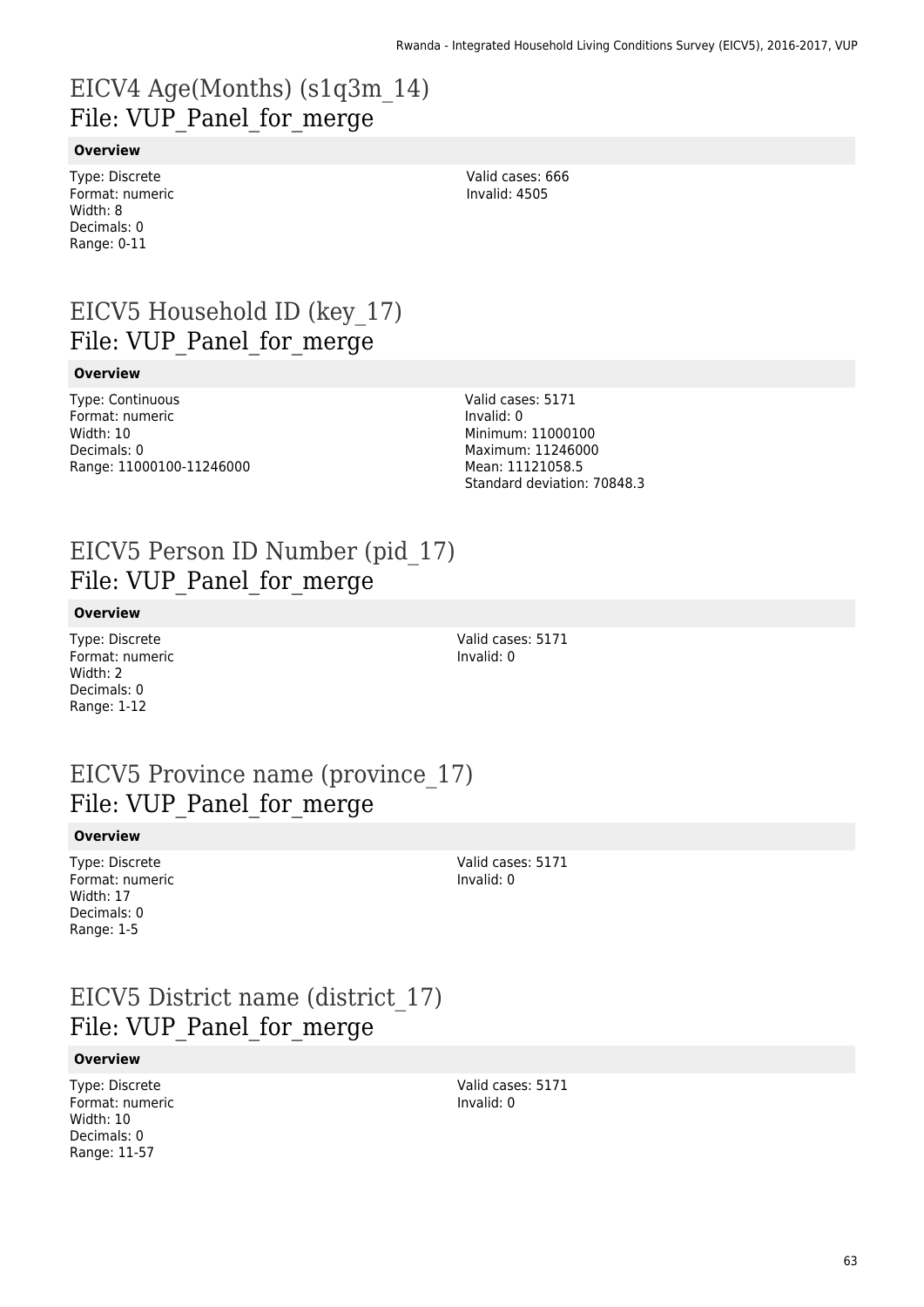# EICV4 Age(Months) (s1q3m_14)
## File: VUP_Panel_for_merge

**Overview**

Type: Discrete
Format: numeric
Width: 8
Decimals: 0
Range: 0-11

Valid cases: 666
Invalid: 4505

# EICV5 Household ID (key_17)
## File: VUP_Panel_for_merge

**Overview**

Type: Continuous
Format: numeric
Width: 10
Decimals: 0
Range: 11000100-11246000

Valid cases: 5171
Invalid: 0
Minimum: 11000100
Maximum: 11246000
Mean: 11121058.5
Standard deviation: 70848.3

# EICV5 Person ID Number (pid_17)
## File: VUP_Panel_for_merge

**Overview**

Type: Discrete
Format: numeric
Width: 2
Decimals: 0
Range: 1-12

Valid cases: 5171
Invalid: 0

# EICV5 Province name (province_17)
## File: VUP_Panel_for_merge

**Overview**

Type: Discrete
Format: numeric
Width: 17
Decimals: 0
Range: 1-5

Valid cases: 5171
Invalid: 0

# EICV5 District name (district_17)
## File: VUP_Panel_for_merge

**Overview**

Type: Discrete
Format: numeric
Width: 10
Decimals: 0
Range: 11-57

Valid cases: 5171
Invalid: 0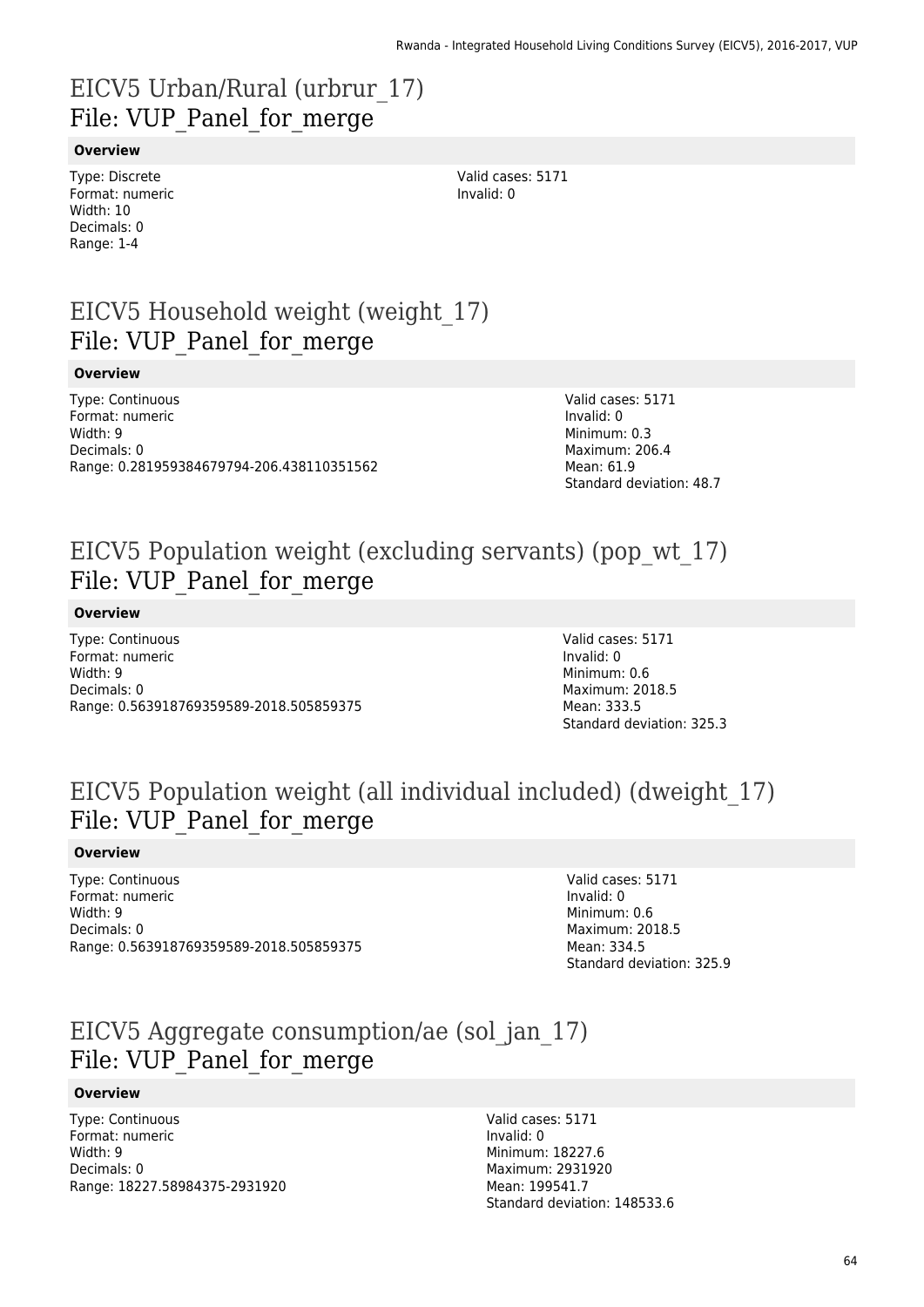# EICV5 Urban/Rural (urbrur_17)
File: VUP_Panel_for_merge

**Overview**

Type: Discrete
Format: numeric
Width: 10
Decimals: 0
Range: 1-4

Valid cases: 5171
Invalid: 0

# EICV5 Household weight (weight_17)
File: VUP_Panel_for_merge

**Overview**

Type: Continuous
Format: numeric
Width: 9
Decimals: 0
Range: 0.281959384679794-206.438110351562

Valid cases: 5171
Invalid: 0
Minimum: 0.3
Maximum: 206.4
Mean: 61.9
Standard deviation: 48.7

# EICV5 Population weight (excluding servants) (pop_wt_17)
File: VUP_Panel_for_merge

**Overview**

Type: Continuous
Format: numeric
Width: 9
Decimals: 0
Range: 0.563918769359589-2018.505859375

Valid cases: 5171
Invalid: 0
Minimum: 0.6
Maximum: 2018.5
Mean: 333.5
Standard deviation: 325.3

# EICV5 Population weight (all individual included) (dweight_17)
File: VUP_Panel_for_merge

**Overview**

Type: Continuous
Format: numeric
Width: 9
Decimals: 0
Range: 0.563918769359589-2018.505859375

Valid cases: 5171
Invalid: 0
Minimum: 0.6
Maximum: 2018.5
Mean: 334.5
Standard deviation: 325.9

# EICV5 Aggregate consumption/ae (sol_jan_17)
File: VUP_Panel_for_merge

**Overview**

Type: Continuous
Format: numeric
Width: 9
Decimals: 0
Range: 18227.58984375-2931920

Valid cases: 5171
Invalid: 0
Minimum: 18227.6
Maximum: 2931920
Mean: 199541.7
Standard deviation: 148533.6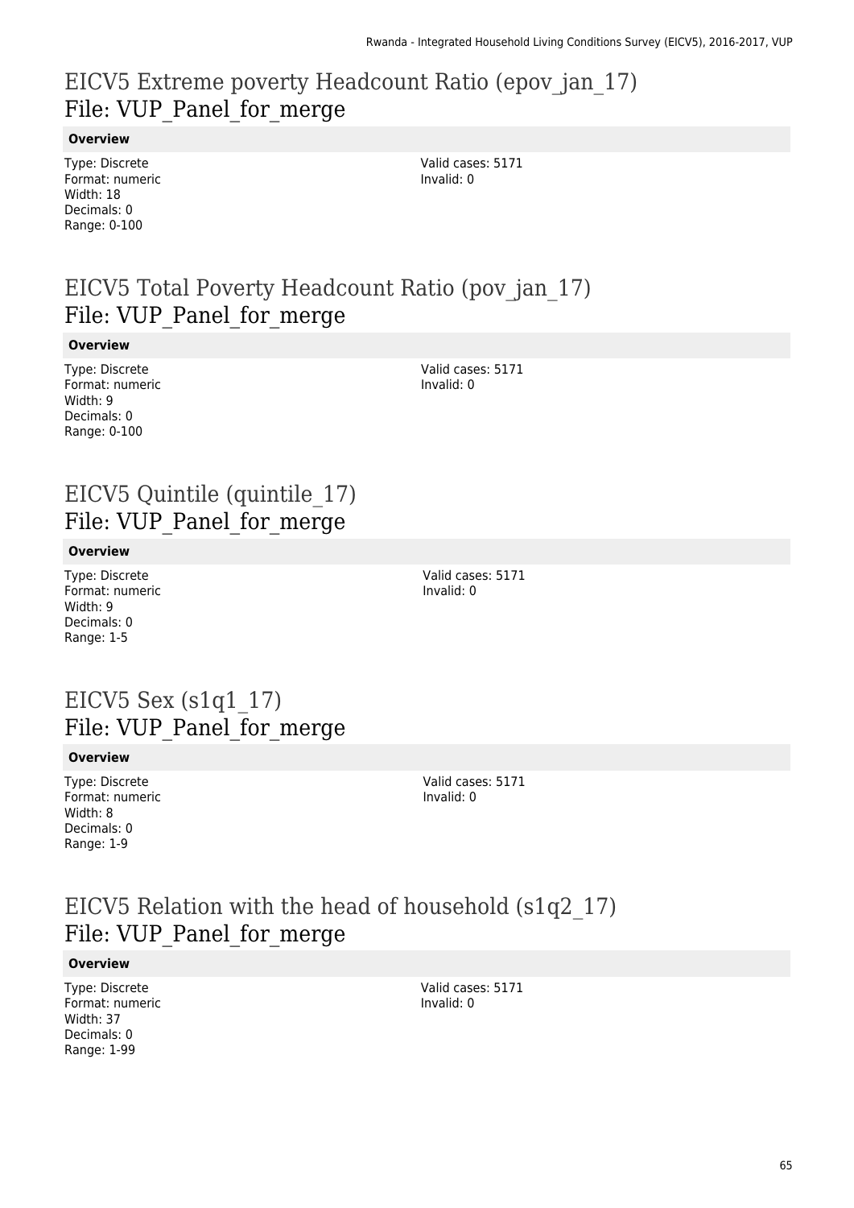# EICV5 Extreme poverty Headcount Ratio (epov_jan_17)
File: VUP_Panel_for_merge

**Overview**

Type: Discrete
Format: numeric
Width: 18
Decimals: 0
Range: 0-100

Valid cases: 5171
Invalid: 0

# EICV5 Total Poverty Headcount Ratio (pov_jan_17)
File: VUP_Panel_for_merge

**Overview**

Type: Discrete
Format: numeric
Width: 9
Decimals: 0
Range: 0-100

Valid cases: 5171
Invalid: 0

# EICV5 Quintile (quintile_17)
File: VUP_Panel_for_merge

**Overview**

Type: Discrete
Format: numeric
Width: 9
Decimals: 0
Range: 1-5

Valid cases: 5171
Invalid: 0

# EICV5 Sex (s1q1_17)
File: VUP_Panel_for_merge

**Overview**

Type: Discrete
Format: numeric
Width: 8
Decimals: 0
Range: 1-9

Valid cases: 5171
Invalid: 0

# EICV5 Relation with the head of household (s1q2_17)
File: VUP_Panel_for_merge

**Overview**

Type: Discrete
Format: numeric
Width: 37
Decimals: 0
Range: 1-99

Valid cases: 5171
Invalid: 0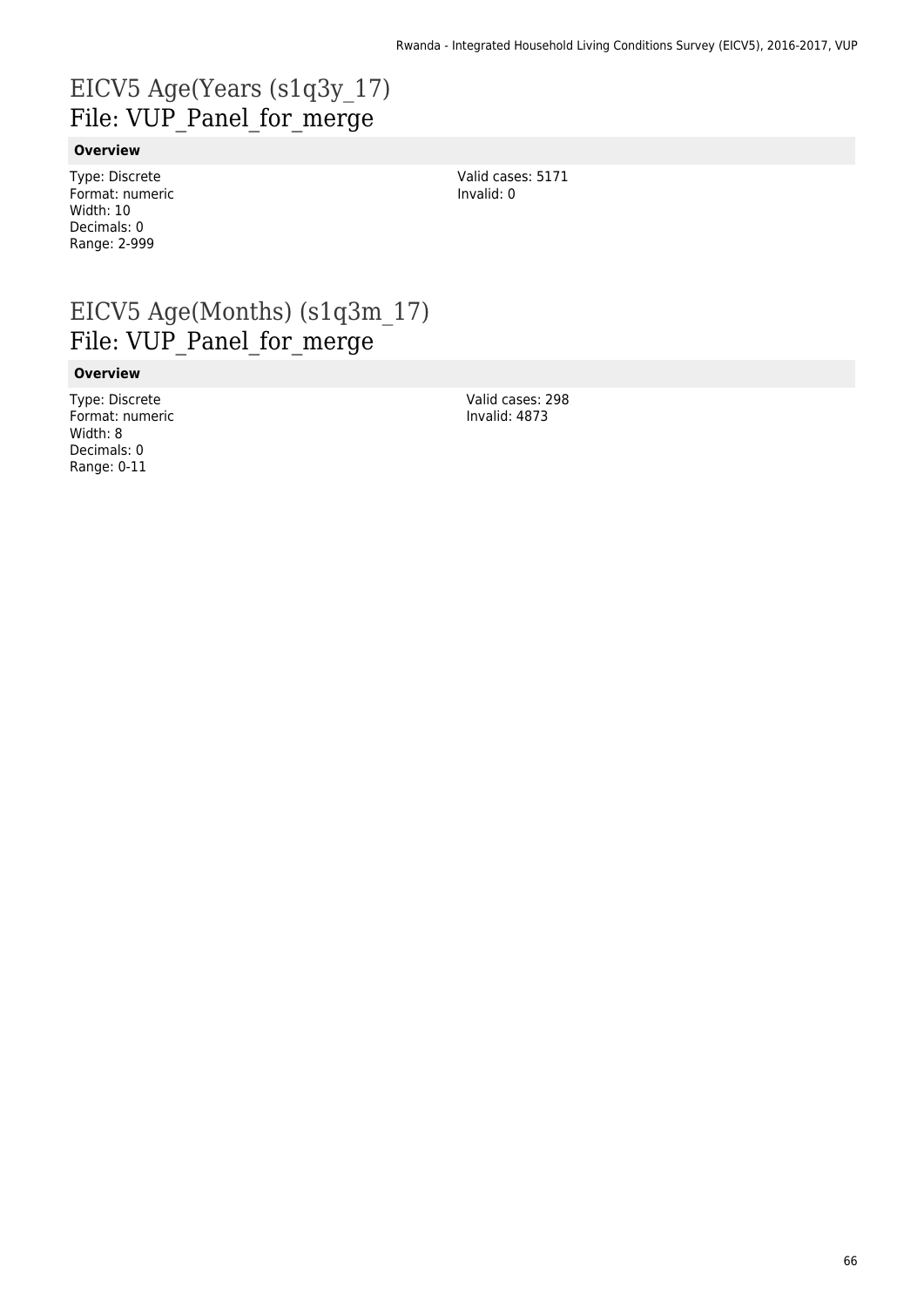# EICV5 Age(Years (s1q3y_17)

## File: VUP_Panel_for_merge

### Overview

Type: Discrete
Format: numeric
Width: 10
Decimals: 0
Range: 2-999

Valid cases: 5171
Invalid: 0

# EICV5 Age(Months) (s1q3m_17)

## File: VUP_Panel_for_merge

### Overview

Type: Discrete
Format: numeric
Width: 8
Decimals: 0
Range: 0-11

Valid cases: 298
Invalid: 4873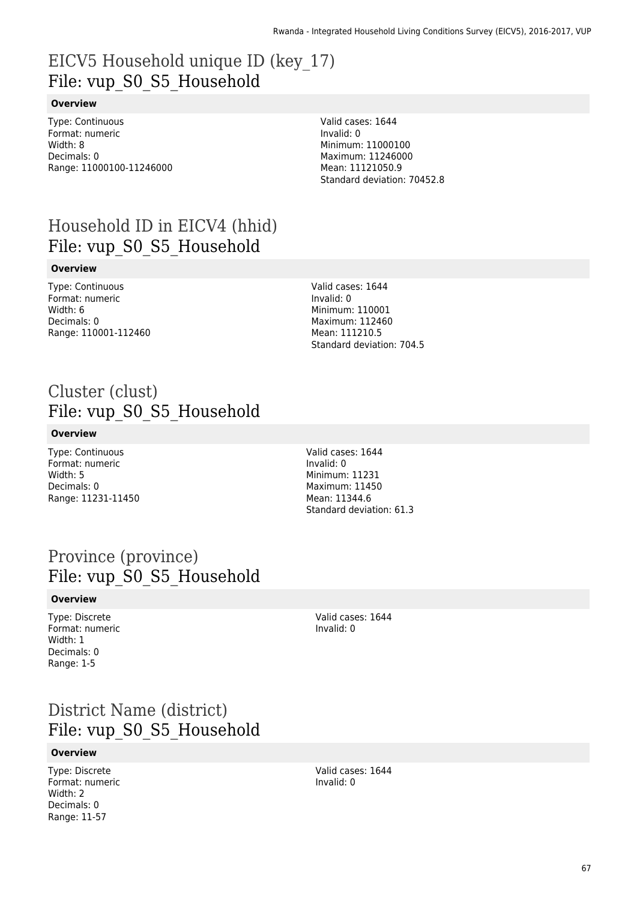# EICV5 Household unique ID (key_17)
## File: vup_S0_S5_Household

**Overview**

Type: Continuous
Format: numeric
Width: 8
Decimals: 0
Range: 11000100-11246000

Valid cases: 1644
Invalid: 0
Minimum: 11000100
Maximum: 11246000
Mean: 11121050.9
Standard deviation: 70452.8

# Household ID in EICV4 (hhid)
## File: vup_S0_S5_Household

**Overview**

Type: Continuous
Format: numeric
Width: 6
Decimals: 0
Range: 110001-112460

Valid cases: 1644
Invalid: 0
Minimum: 110001
Maximum: 112460
Mean: 111210.5
Standard deviation: 704.5

# Cluster (clust)
## File: vup_S0_S5_Household

**Overview**

Type: Continuous
Format: numeric
Width: 5
Decimals: 0
Range: 11231-11450

Valid cases: 1644
Invalid: 0
Minimum: 11231
Maximum: 11450
Mean: 11344.6
Standard deviation: 61.3

# Province (province)
## File: vup_S0_S5_Household

**Overview**

Type: Discrete
Format: numeric
Width: 1
Decimals: 0
Range: 1-5

Valid cases: 1644
Invalid: 0

# District Name (district)
## File: vup_S0_S5_Household

**Overview**

Type: Discrete
Format: numeric
Width: 2
Decimals: 0
Range: 11-57

Valid cases: 1644
Invalid: 0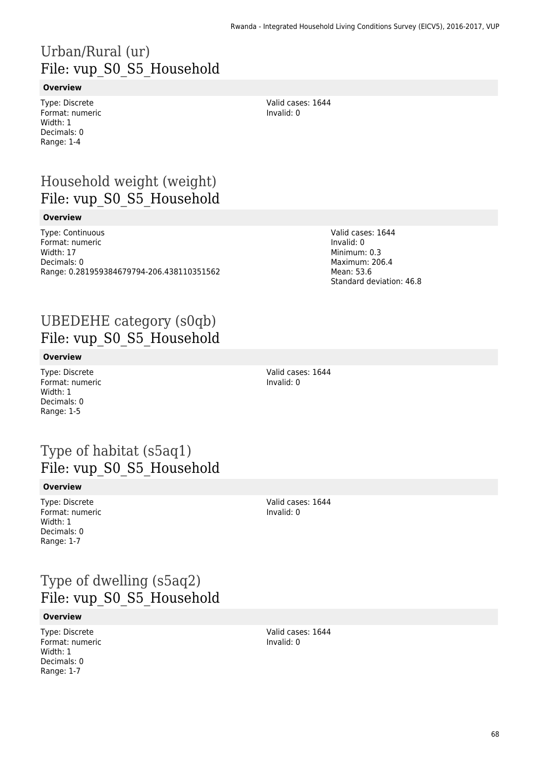# Urban/Rural (ur)
File: vup_S0_S5_Household

**Overview**

Type: Discrete
Format: numeric
Width: 1
Decimals: 0
Range: 1-4

Valid cases: 1644
Invalid: 0

# Household weight (weight)
File: vup_S0_S5_Household

**Overview**

Type: Continuous
Format: numeric
Width: 17
Decimals: 0
Range: 0.281959384679794-206.438110351562

Valid cases: 1644
Invalid: 0
Minimum: 0.3
Maximum: 206.4
Mean: 53.6
Standard deviation: 46.8

# UBEDEHE category (s0qb)
File: vup_S0_S5_Household

**Overview**

Type: Discrete
Format: numeric
Width: 1
Decimals: 0
Range: 1-5

Valid cases: 1644
Invalid: 0

# Type of habitat (s5aq1)
File: vup_S0_S5_Household

**Overview**

Type: Discrete
Format: numeric
Width: 1
Decimals: 0
Range: 1-7

Valid cases: 1644
Invalid: 0

# Type of dwelling (s5aq2)
File: vup_S0_S5_Household

**Overview**

Type: Discrete
Format: numeric
Width: 1
Decimals: 0
Range: 1-7

Valid cases: 1644
Invalid: 0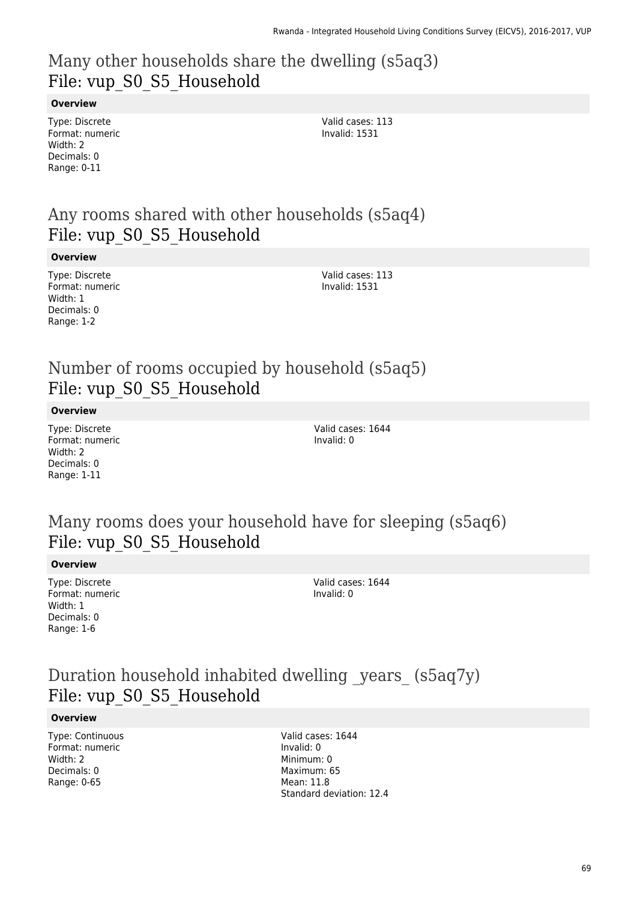## Many other households share the dwelling (s5aq3)
## File: vup_S0_S5_Household

**Overview**

Type: Discrete
Format: numeric
Width: 2
Decimals: 0
Range: 0-11

Valid cases: 113
Invalid: 1531

## Any rooms shared with other households (s5aq4)
## File: vup_S0_S5_Household

**Overview**

Type: Discrete
Format: numeric
Width: 1
Decimals: 0
Range: 1-2

Valid cases: 113
Invalid: 1531

## Number of rooms occupied by household (s5aq5)
## File: vup_S0_S5_Household

**Overview**

Type: Discrete
Format: numeric
Width: 2
Decimals: 0
Range: 1-11

Valid cases: 1644
Invalid: 0

## Many rooms does your household have for sleeping (s5aq6)
## File: vup_S0_S5_Household

**Overview**

Type: Discrete
Format: numeric
Width: 1
Decimals: 0
Range: 1-6

Valid cases: 1644
Invalid: 0

## Duration household inhabited dwelling _years_ (s5aq7y)
## File: vup_S0_S5_Household

**Overview**

Type: Continuous
Format: numeric
Width: 2
Decimals: 0
Range: 0-65

Valid cases: 1644
Invalid: 0
Minimum: 0
Maximum: 65
Mean: 11.8
Standard deviation: 12.4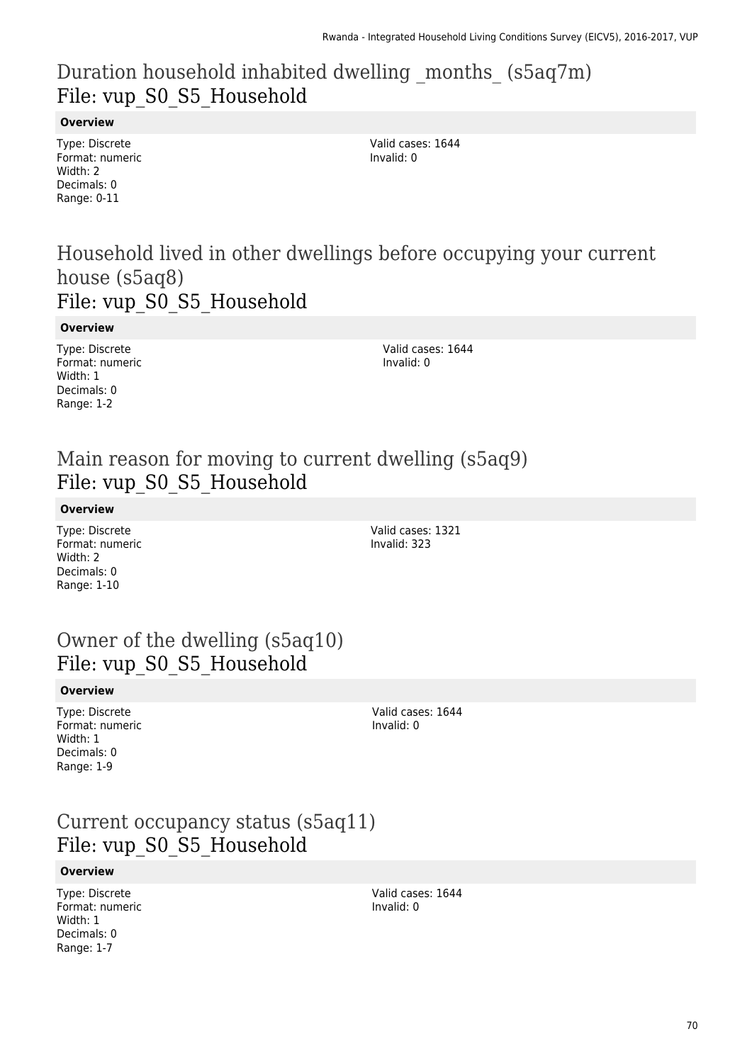## Duration household inhabited dwelling _months_ (s5aq7m)
File: vup_S0_S5_Household

**Overview**

Type: Discrete
Format: numeric
Width: 2
Decimals: 0
Range: 0-11

Valid cases: 1644
Invalid: 0

## Household lived in other dwellings before occupying your current house (s5aq8)
File: vup_S0_S5_Household

**Overview**

Type: Discrete
Format: numeric
Width: 1
Decimals: 0
Range: 1-2

Valid cases: 1644
Invalid: 0

## Main reason for moving to current dwelling (s5aq9)
File: vup_S0_S5_Household

**Overview**

Type: Discrete
Format: numeric
Width: 2
Decimals: 0
Range: 1-10

Valid cases: 1321
Invalid: 323

## Owner of the dwelling (s5aq10)
File: vup_S0_S5_Household

**Overview**

Type: Discrete
Format: numeric
Width: 1
Decimals: 0
Range: 1-9

Valid cases: 1644
Invalid: 0

## Current occupancy status (s5aq11)
File: vup_S0_S5_Household

**Overview**

Type: Discrete
Format: numeric
Width: 1
Decimals: 0
Range: 1-7

Valid cases: 1644
Invalid: 0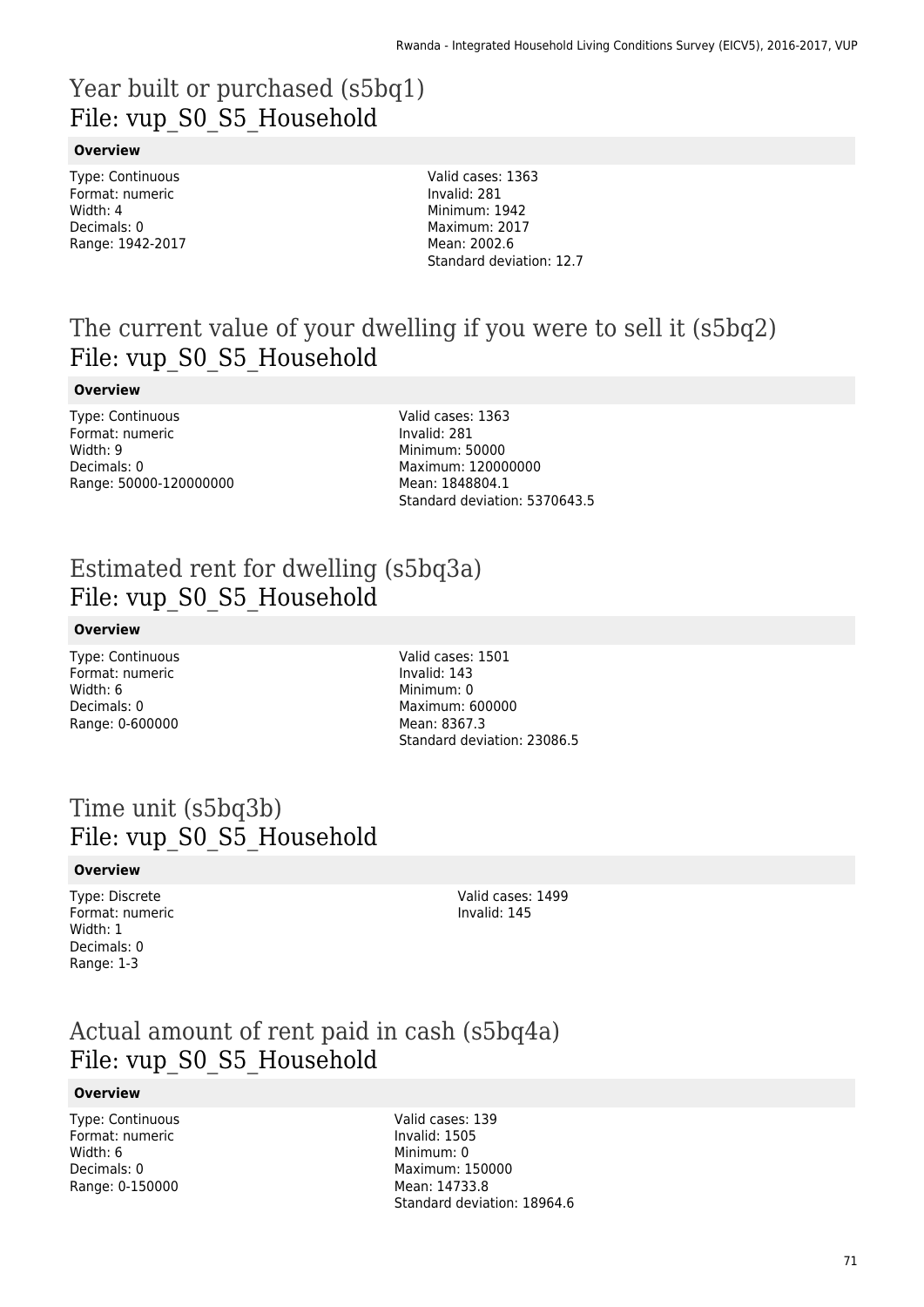# Year built or purchased (s5bq1)
File: vup_S0_S5_Household

**Overview**

Type: Continuous
Format: numeric
Width: 4
Decimals: 0
Range: 1942-2017

Valid cases: 1363
Invalid: 281
Minimum: 1942
Maximum: 2017
Mean: 2002.6
Standard deviation: 12.7

# The current value of your dwelling if you were to sell it (s5bq2)
File: vup_S0_S5_Household

**Overview**

Type: Continuous
Format: numeric
Width: 9
Decimals: 0
Range: 50000-120000000

Valid cases: 1363
Invalid: 281
Minimum: 50000
Maximum: 120000000
Mean: 1848804.1
Standard deviation: 5370643.5

# Estimated rent for dwelling (s5bq3a)
File: vup_S0_S5_Household

**Overview**

Type: Continuous
Format: numeric
Width: 6
Decimals: 0
Range: 0-600000

Valid cases: 1501
Invalid: 143
Minimum: 0
Maximum: 600000
Mean: 8367.3
Standard deviation: 23086.5

# Time unit (s5bq3b)
File: vup_S0_S5_Household

**Overview**

Type: Discrete
Format: numeric
Width: 1
Decimals: 0
Range: 1-3

Valid cases: 1499
Invalid: 145

# Actual amount of rent paid in cash (s5bq4a)
File: vup_S0_S5_Household

**Overview**

Type: Continuous
Format: numeric
Width: 6
Decimals: 0
Range: 0-150000

Valid cases: 139
Invalid: 1505
Minimum: 0
Maximum: 150000
Mean: 14733.8
Standard deviation: 18964.6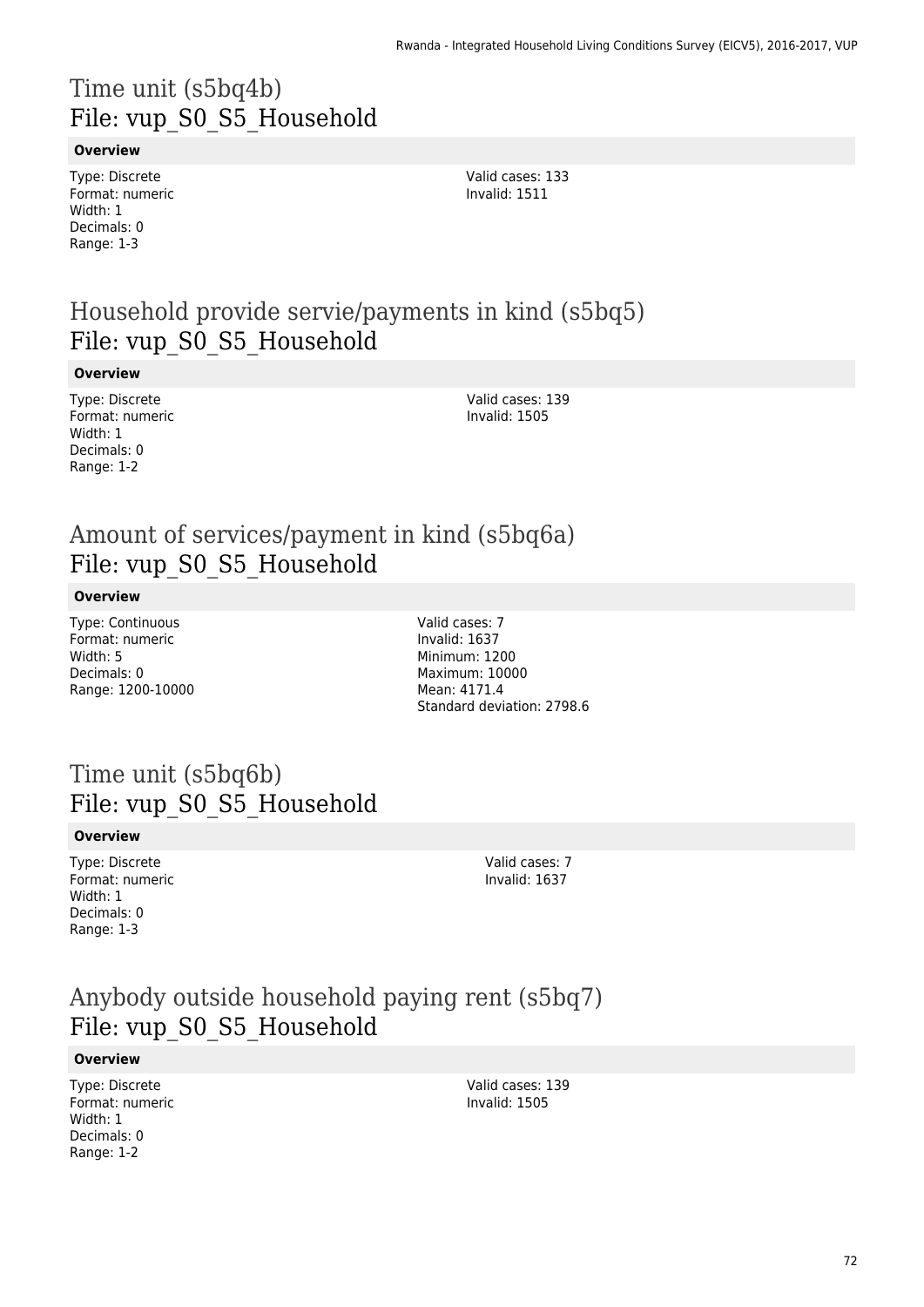# Time unit (s5bq4b)
## File: vup_S0_S5_Household

**Overview**

Type: Discrete
Format: numeric
Width: 1
Decimals: 0
Range: 1-3

Valid cases: 133
Invalid: 1511

# Household provide servie/payments in kind (s5bq5)
## File: vup_S0_S5_Household

**Overview**

Type: Discrete
Format: numeric
Width: 1
Decimals: 0
Range: 1-2

Valid cases: 139
Invalid: 1505

# Amount of services/payment in kind (s5bq6a)
## File: vup_S0_S5_Household

**Overview**

Type: Continuous
Format: numeric
Width: 5
Decimals: 0
Range: 1200-10000

Valid cases: 7
Invalid: 1637
Minimum: 1200
Maximum: 10000
Mean: 4171.4
Standard deviation: 2798.6

# Time unit (s5bq6b)
## File: vup_S0_S5_Household

**Overview**

Type: Discrete
Format: numeric
Width: 1
Decimals: 0
Range: 1-3

Valid cases: 7
Invalid: 1637

# Anybody outside household paying rent (s5bq7)
## File: vup_S0_S5_Household

**Overview**

Type: Discrete
Format: numeric
Width: 1
Decimals: 0
Range: 1-2

Valid cases: 139
Invalid: 1505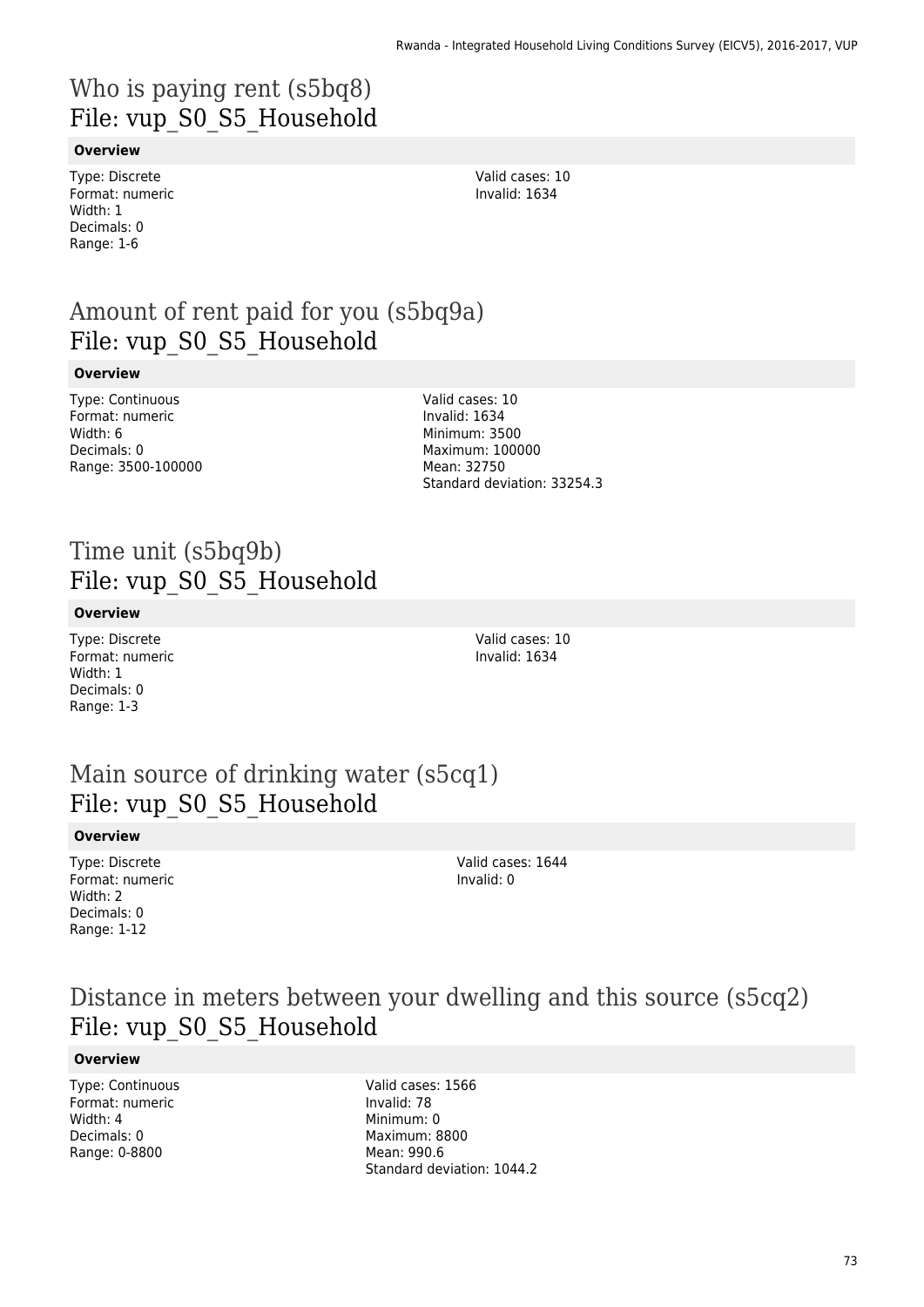# Who is paying rent (s5bq8)
## File: vup_S0_S5_Household

**Overview**

Type: Discrete
Format: numeric
Width: 1
Decimals: 0
Range: 1-6

Valid cases: 10
Invalid: 1634

# Amount of rent paid for you (s5bq9a)
## File: vup_S0_S5_Household

**Overview**

Type: Continuous
Format: numeric
Width: 6
Decimals: 0
Range: 3500-100000

Valid cases: 10
Invalid: 1634
Minimum: 3500
Maximum: 100000
Mean: 32750
Standard deviation: 33254.3

# Time unit (s5bq9b)
## File: vup_S0_S5_Household

**Overview**

Type: Discrete
Format: numeric
Width: 1
Decimals: 0
Range: 1-3

Valid cases: 10
Invalid: 1634

# Main source of drinking water (s5cq1)
## File: vup_S0_S5_Household

**Overview**

Type: Discrete
Format: numeric
Width: 2
Decimals: 0
Range: 1-12

Valid cases: 1644
Invalid: 0

# Distance in meters between your dwelling and this source (s5cq2)
## File: vup_S0_S5_Household

**Overview**

Type: Continuous
Format: numeric
Width: 4
Decimals: 0
Range: 0-8800

Valid cases: 1566
Invalid: 78
Minimum: 0
Maximum: 8800
Mean: 990.6
Standard deviation: 1044.2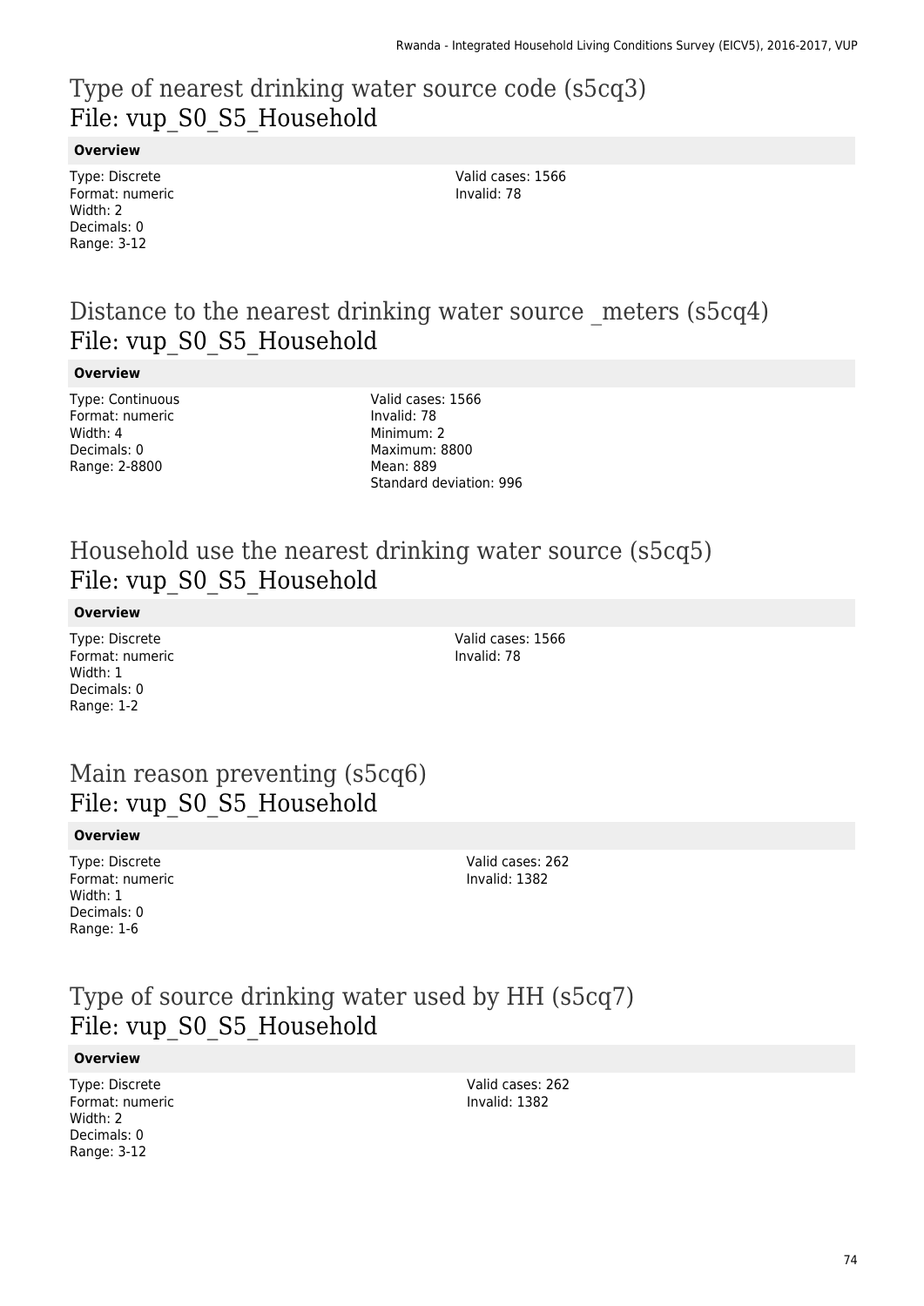# Type of nearest drinking water source code (s5cq3)
File: vup_S0_S5_Household

**Overview**

Type: Discrete
Format: numeric
Width: 2
Decimals: 0
Range: 3-12

Valid cases: 1566
Invalid: 78

# Distance to the nearest drinking water source _meters (s5cq4)
File: vup_S0_S5_Household

**Overview**

Type: Continuous
Format: numeric
Width: 4
Decimals: 0
Range: 2-8800

Valid cases: 1566
Invalid: 78
Minimum: 2
Maximum: 8800
Mean: 889
Standard deviation: 996

# Household use the nearest drinking water source (s5cq5)
File: vup_S0_S5_Household

**Overview**

Type: Discrete
Format: numeric
Width: 1
Decimals: 0
Range: 1-2

Valid cases: 1566
Invalid: 78

# Main reason preventing (s5cq6)
File: vup_S0_S5_Household

**Overview**

Type: Discrete
Format: numeric
Width: 1
Decimals: 0
Range: 1-6

Valid cases: 262
Invalid: 1382

# Type of source drinking water used by HH (s5cq7)
File: vup_S0_S5_Household

**Overview**

Type: Discrete
Format: numeric
Width: 2
Decimals: 0
Range: 3-12

Valid cases: 262
Invalid: 1382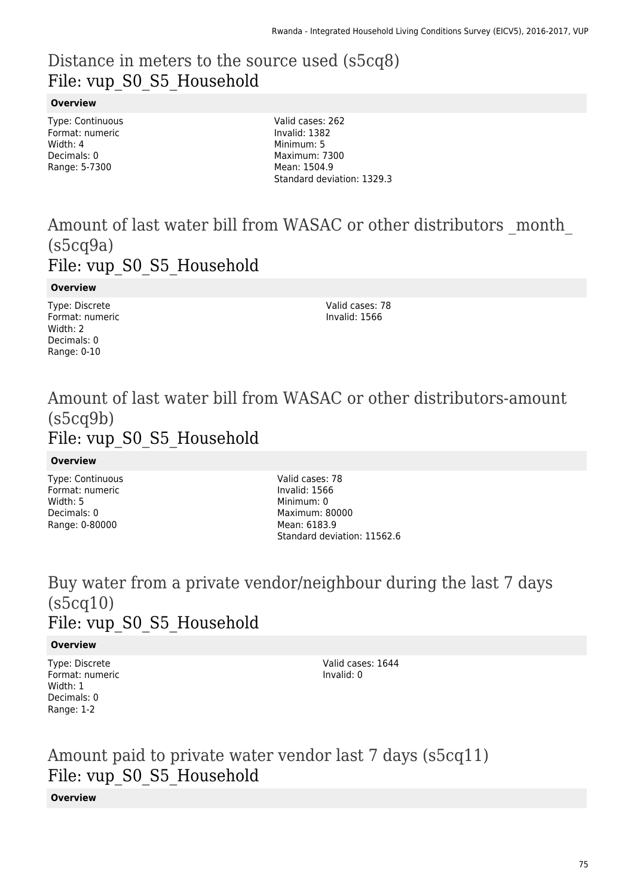# Distance in meters to the source used (s5cq8)
## File: vup_S0_S5_Household

**Overview**

Type: Continuous
Format: numeric
Width: 4
Decimals: 0
Range: 5-7300

Valid cases: 262
Invalid: 1382
Minimum: 5
Maximum: 7300
Mean: 1504.9
Standard deviation: 1329.3

# Amount of last water bill from WASAC or other distributors _month_ (s5cq9a)
## File: vup_S0_S5_Household

**Overview**

Type: Discrete
Format: numeric
Width: 2
Decimals: 0
Range: 0-10

Valid cases: 78
Invalid: 1566

# Amount of last water bill from WASAC or other distributors-amount (s5cq9b)
## File: vup_S0_S5_Household

**Overview**

Type: Continuous
Format: numeric
Width: 5
Decimals: 0
Range: 0-80000

Valid cases: 78
Invalid: 1566
Minimum: 0
Maximum: 80000
Mean: 6183.9
Standard deviation: 11562.6

# Buy water from a private vendor/neighbour during the last 7 days (s5cq10)
## File: vup_S0_S5_Household

**Overview**

Type: Discrete
Format: numeric
Width: 1
Decimals: 0
Range: 1-2

Valid cases: 1644
Invalid: 0

# Amount paid to private water vendor last 7 days (s5cq11)
## File: vup_S0_S5_Household

**Overview**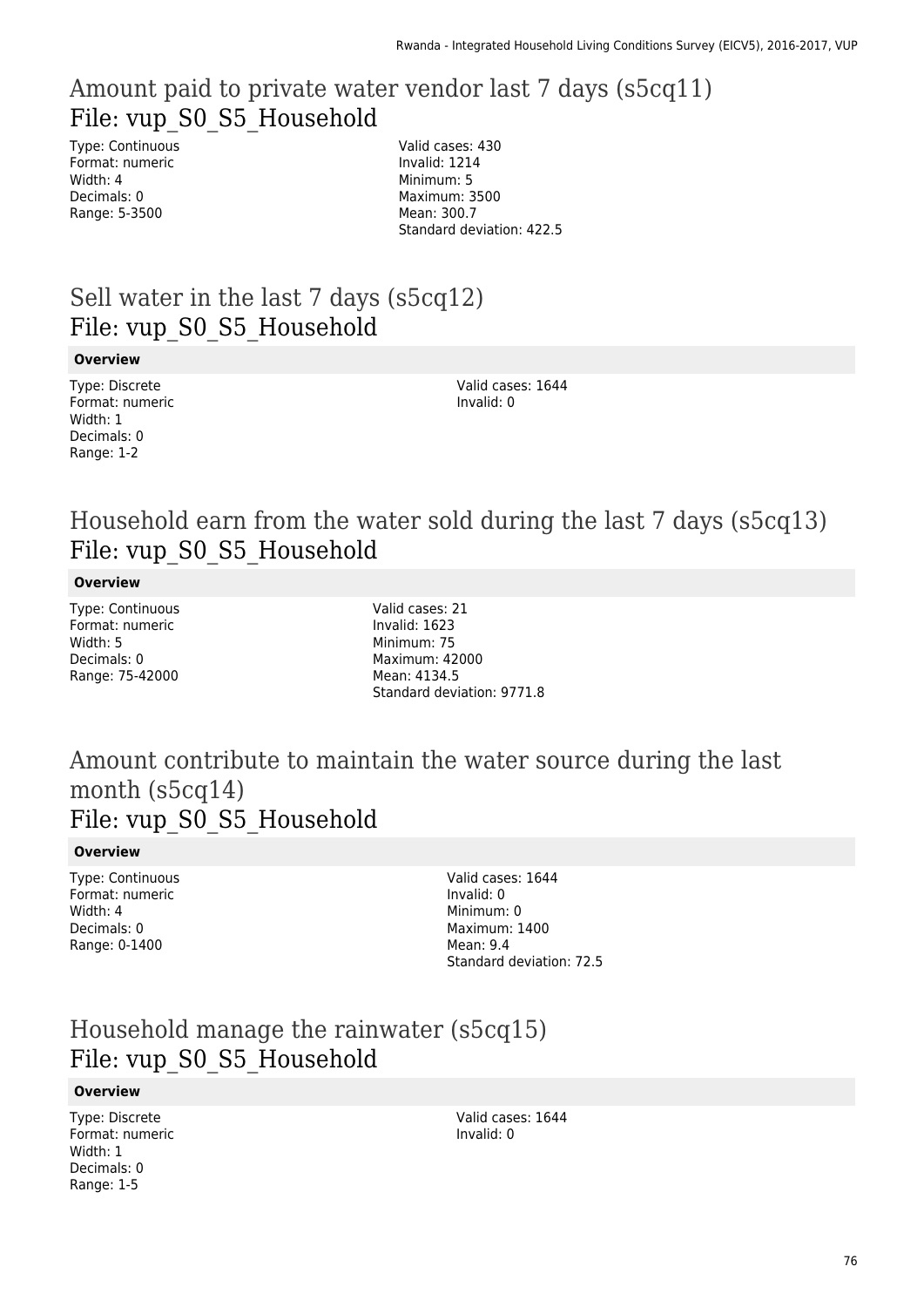## Amount paid to private water vendor last 7 days (s5cq11)
## File: vup_S0_S5_Household

Type: Continuous
Format: numeric
Width: 4
Decimals: 0
Range: 5-3500

Valid cases: 430
Invalid: 1214
Minimum: 5
Maximum: 3500
Mean: 300.7
Standard deviation: 422.5

## Sell water in the last 7 days (s5cq12)
## File: vup_S0_S5_Household

**Overview**

Type: Discrete
Format: numeric
Width: 1
Decimals: 0
Range: 1-2

Valid cases: 1644
Invalid: 0

## Household earn from the water sold during the last 7 days (s5cq13)
## File: vup_S0_S5_Household

**Overview**

Type: Continuous
Format: numeric
Width: 5
Decimals: 0
Range: 75-42000

Valid cases: 21
Invalid: 1623
Minimum: 75
Maximum: 42000
Mean: 4134.5
Standard deviation: 9771.8

## Amount contribute to maintain the water source during the last month (s5cq14)
## File: vup_S0_S5_Household

**Overview**

Type: Continuous
Format: numeric
Width: 4
Decimals: 0
Range: 0-1400

Valid cases: 1644
Invalid: 0
Minimum: 0
Maximum: 1400
Mean: 9.4
Standard deviation: 72.5

## Household manage the rainwater (s5cq15)
## File: vup_S0_S5_Household

**Overview**

Type: Discrete
Format: numeric
Width: 1
Decimals: 0
Range: 1-5

Valid cases: 1644
Invalid: 0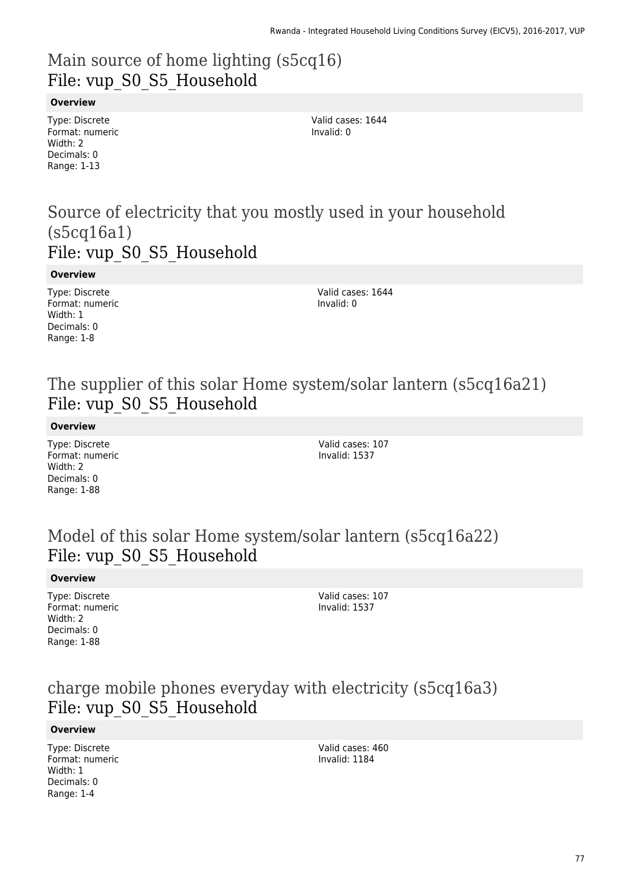# Main source of home lighting (s5cq16)
## File: vup_S0_S5_Household

**Overview**

Type: Discrete
Format: numeric
Width: 2
Decimals: 0
Range: 1-13

Valid cases: 1644
Invalid: 0

# Source of electricity that you mostly used in your household (s5cq16a1)
## File: vup_S0_S5_Household

**Overview**

Type: Discrete
Format: numeric
Width: 1
Decimals: 0
Range: 1-8

Valid cases: 1644
Invalid: 0

# The supplier of this solar Home system/solar lantern (s5cq16a21)
## File: vup_S0_S5_Household

**Overview**

Type: Discrete
Format: numeric
Width: 2
Decimals: 0
Range: 1-88

Valid cases: 107
Invalid: 1537

# Model of this solar Home system/solar lantern (s5cq16a22)
## File: vup_S0_S5_Household

**Overview**

Type: Discrete
Format: numeric
Width: 2
Decimals: 0
Range: 1-88

Valid cases: 107
Invalid: 1537

# charge mobile phones everyday with electricity (s5cq16a3)
## File: vup_S0_S5_Household

**Overview**

Type: Discrete
Format: numeric
Width: 1
Decimals: 0
Range: 1-4

Valid cases: 460
Invalid: 1184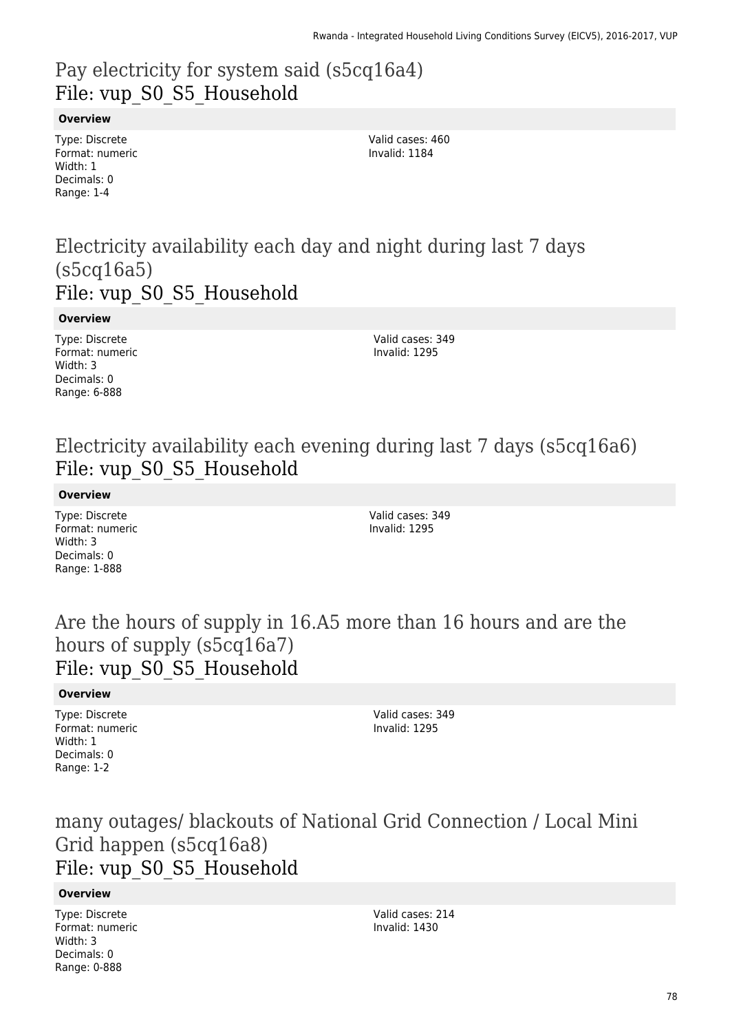# Pay electricity for system said (s5cq16a4)
# File: vup_S0_S5_Household

**Overview**

Type: Discrete
Format: numeric
Width: 1
Decimals: 0
Range: 1-4

Valid cases: 460
Invalid: 1184

# Electricity availability each day and night during last 7 days (s5cq16a5)
# File: vup_S0_S5_Household

**Overview**

Type: Discrete
Format: numeric
Width: 3
Decimals: 0
Range: 6-888

Valid cases: 349
Invalid: 1295

# Electricity availability each evening during last 7 days (s5cq16a6)
# File: vup_S0_S5_Household

**Overview**

Type: Discrete
Format: numeric
Width: 3
Decimals: 0
Range: 1-888

Valid cases: 349
Invalid: 1295

# Are the hours of supply in 16.A5 more than 16 hours and are the hours of supply (s5cq16a7)
# File: vup_S0_S5_Household

**Overview**

Type: Discrete
Format: numeric
Width: 1
Decimals: 0
Range: 1-2

Valid cases: 349
Invalid: 1295

# many outages/ blackouts of National Grid Connection / Local Mini Grid happen (s5cq16a8)
# File: vup_S0_S5_Household

**Overview**

Type: Discrete
Format: numeric
Width: 3
Decimals: 0
Range: 0-888

Valid cases: 214
Invalid: 1430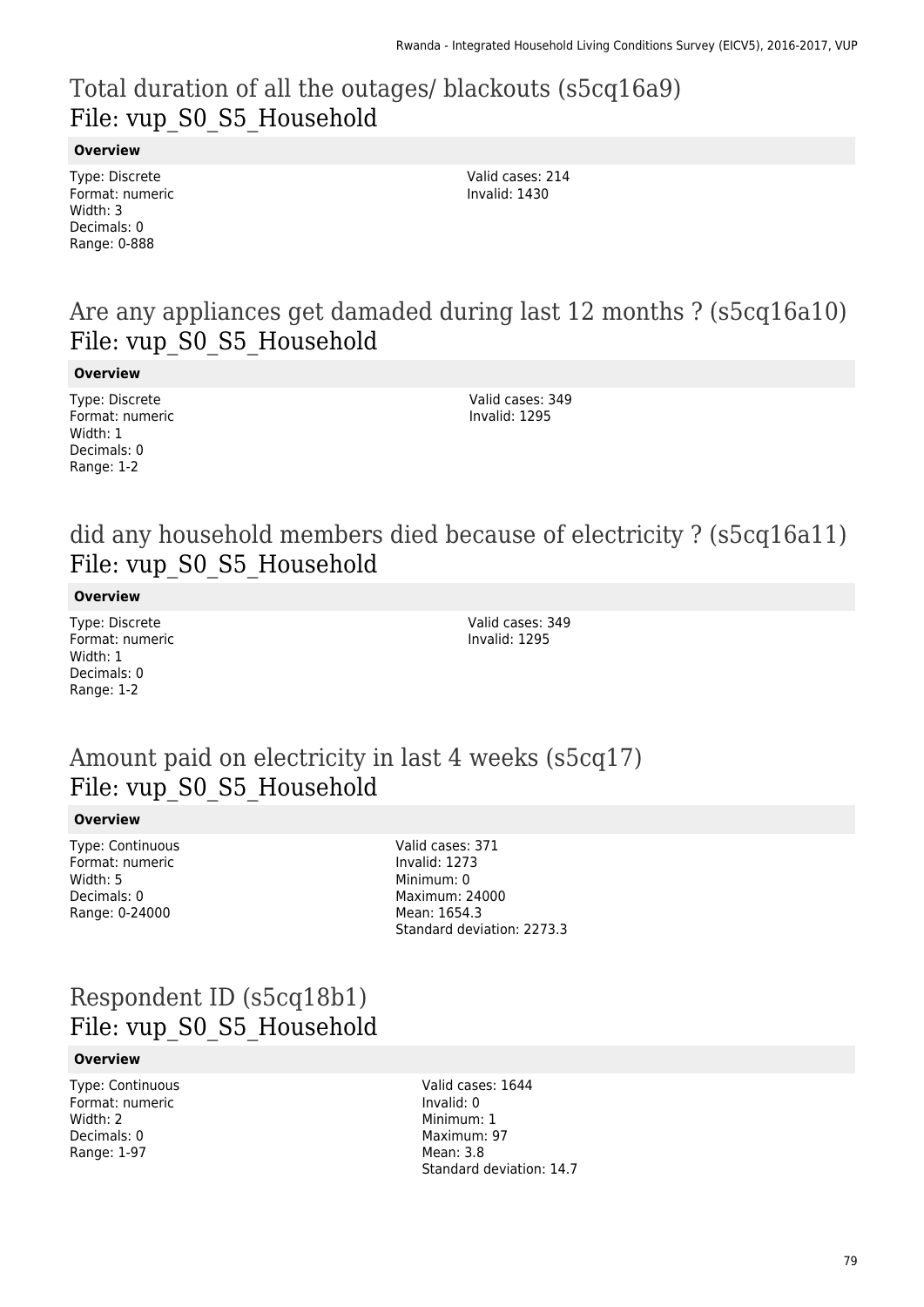# Total duration of all the outages/ blackouts (s5cq16a9)
File: vup_S0_S5_Household

**Overview**

Type: Discrete
Format: numeric
Width: 3
Decimals: 0
Range: 0-888

Valid cases: 214
Invalid: 1430

# Are any appliances get damaded during last 12 months ? (s5cq16a10)
File: vup_S0_S5_Household

**Overview**

Type: Discrete
Format: numeric
Width: 1
Decimals: 0
Range: 1-2

Valid cases: 349
Invalid: 1295

# did any household members died because of electricity ? (s5cq16a11)
File: vup_S0_S5_Household

**Overview**

Type: Discrete
Format: numeric
Width: 1
Decimals: 0
Range: 1-2

Valid cases: 349
Invalid: 1295

# Amount paid on electricity in last 4 weeks (s5cq17)
File: vup_S0_S5_Household

**Overview**

Type: Continuous
Format: numeric
Width: 5
Decimals: 0
Range: 0-24000

Valid cases: 371
Invalid: 1273
Minimum: 0
Maximum: 24000
Mean: 1654.3
Standard deviation: 2273.3

# Respondent ID (s5cq18b1)
File: vup_S0_S5_Household

**Overview**

Type: Continuous
Format: numeric
Width: 2
Decimals: 0
Range: 1-97

Valid cases: 1644
Invalid: 0
Minimum: 1
Maximum: 97
Mean: 3.8
Standard deviation: 14.7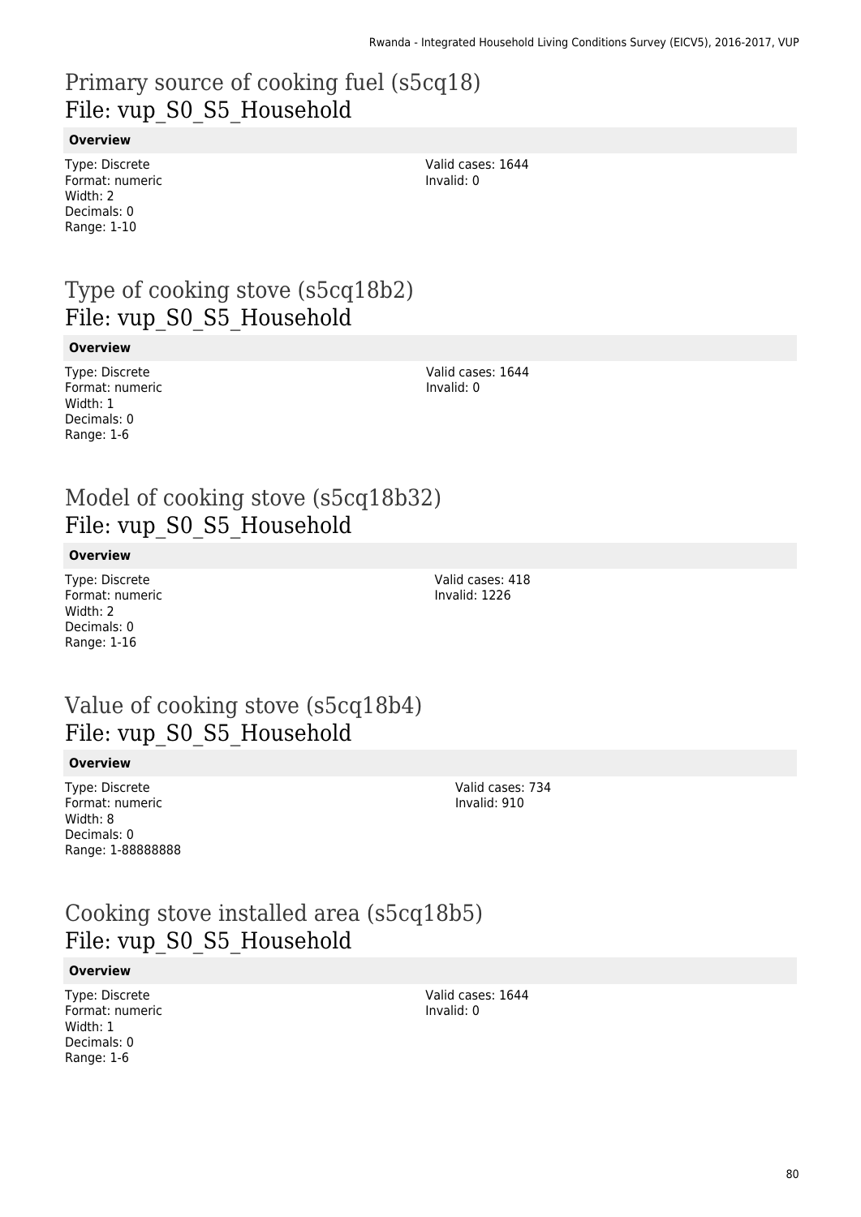# Primary source of cooking fuel (s5cq18)
File: vup_S0_S5_Household

**Overview**

Type: Discrete
Format: numeric
Width: 2
Decimals: 0
Range: 1-10

Valid cases: 1644
Invalid: 0

# Type of cooking stove (s5cq18b2)
File: vup_S0_S5_Household

**Overview**

Type: Discrete
Format: numeric
Width: 1
Decimals: 0
Range: 1-6

Valid cases: 1644
Invalid: 0

# Model of cooking stove (s5cq18b32)
File: vup_S0_S5_Household

**Overview**

Type: Discrete
Format: numeric
Width: 2
Decimals: 0
Range: 1-16

Valid cases: 418
Invalid: 1226

# Value of cooking stove (s5cq18b4)
File: vup_S0_S5_Household

**Overview**

Type: Discrete
Format: numeric
Width: 8
Decimals: 0
Range: 1-88888888

Valid cases: 734
Invalid: 910

# Cooking stove installed area (s5cq18b5)
File: vup_S0_S5_Household

**Overview**

Type: Discrete
Format: numeric
Width: 1
Decimals: 0
Range: 1-6

Valid cases: 1644
Invalid: 0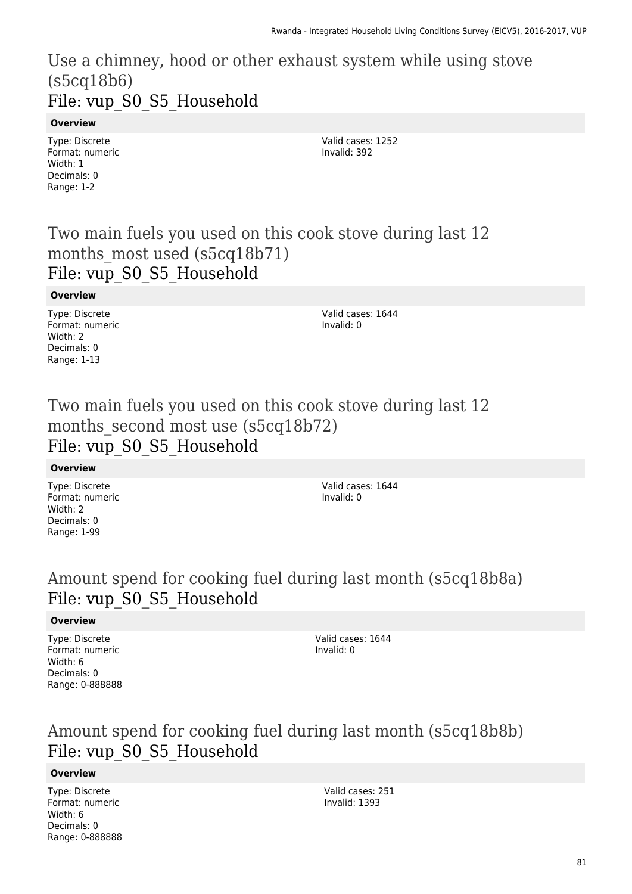## Use a chimney, hood or other exhaust system while using stove (s5cq18b6)
## File: vup_S0_S5_Household

**Overview**

Type: Discrete
Format: numeric
Width: 1
Decimals: 0
Range: 1-2

Valid cases: 1252
Invalid: 392

## Two main fuels you used on this cook stove during last 12 months_most used (s5cq18b71)
## File: vup_S0_S5_Household

**Overview**

Type: Discrete
Format: numeric
Width: 2
Decimals: 0
Range: 1-13

Valid cases: 1644
Invalid: 0

## Two main fuels you used on this cook stove during last 12 months_second most use (s5cq18b72)
## File: vup_S0_S5_Household

**Overview**

Type: Discrete
Format: numeric
Width: 2
Decimals: 0
Range: 1-99

Valid cases: 1644
Invalid: 0

## Amount spend for cooking fuel during last month (s5cq18b8a)
## File: vup_S0_S5_Household

**Overview**

Type: Discrete
Format: numeric
Width: 6
Decimals: 0
Range: 0-888888

Valid cases: 1644
Invalid: 0

## Amount spend for cooking fuel during last month (s5cq18b8b)
## File: vup_S0_S5_Household

**Overview**

Type: Discrete
Format: numeric
Width: 6
Decimals: 0
Range: 0-888888

Valid cases: 251
Invalid: 1393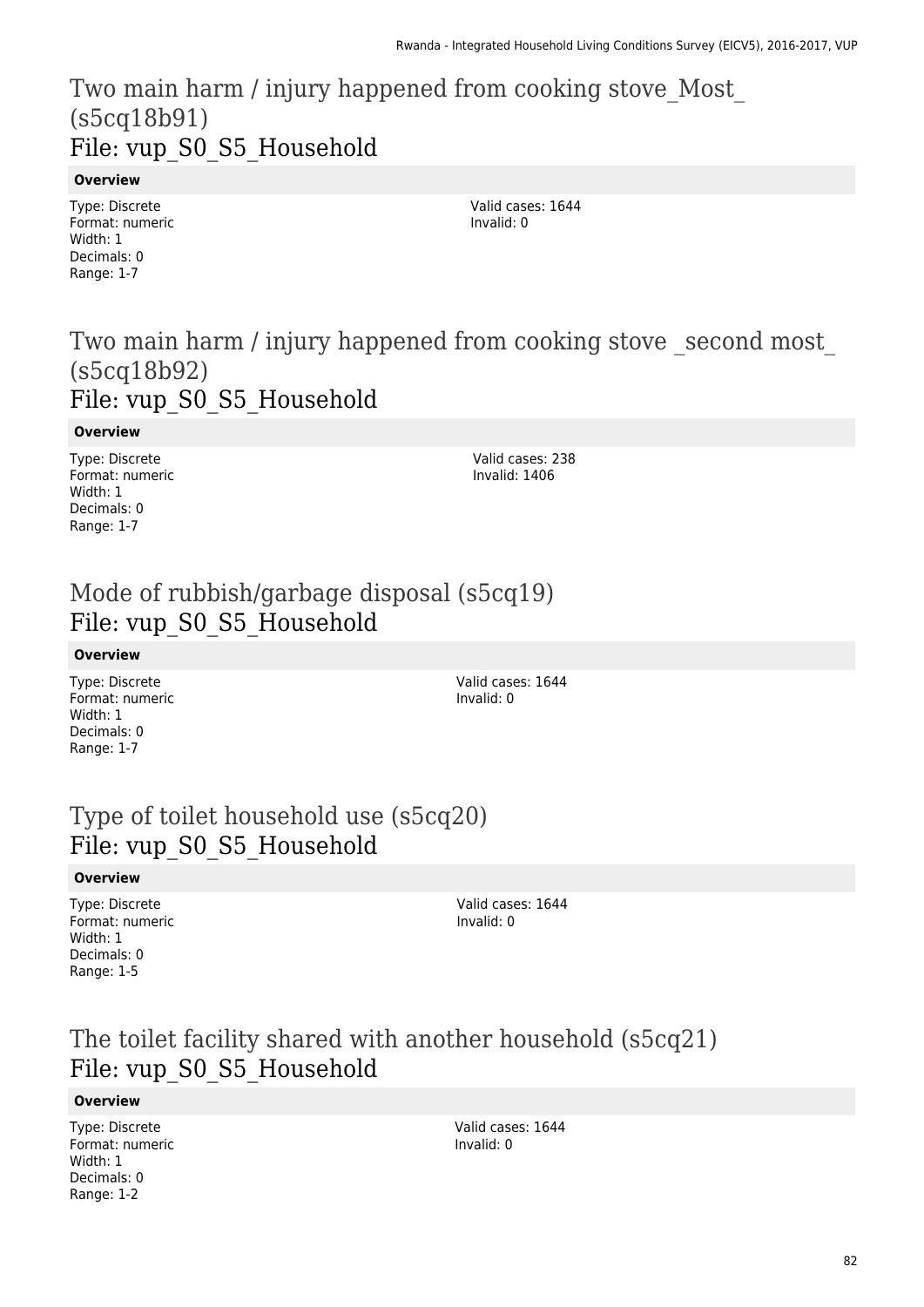# Two main harm / injury happened from cooking stove_Most_ (s5cq18b91)
## File: vup_S0_S5_Household

**Overview**

Type: Discrete
Format: numeric
Width: 1
Decimals: 0
Range: 1-7

Valid cases: 1644
Invalid: 0

# Two main harm / injury happened from cooking stove _second most_ (s5cq18b92)
## File: vup_S0_S5_Household

**Overview**

Type: Discrete
Format: numeric
Width: 1
Decimals: 0
Range: 1-7

Valid cases: 238
Invalid: 1406

# Mode of rubbish/garbage disposal (s5cq19)
## File: vup_S0_S5_Household

**Overview**

Type: Discrete
Format: numeric
Width: 1
Decimals: 0
Range: 1-7

Valid cases: 1644
Invalid: 0

# Type of toilet household use (s5cq20)
## File: vup_S0_S5_Household

**Overview**

Type: Discrete
Format: numeric
Width: 1
Decimals: 0
Range: 1-5

Valid cases: 1644
Invalid: 0

# The toilet facility shared with another household (s5cq21)
## File: vup_S0_S5_Household

**Overview**

Type: Discrete
Format: numeric
Width: 1
Decimals: 0
Range: 1-2

Valid cases: 1644
Invalid: 0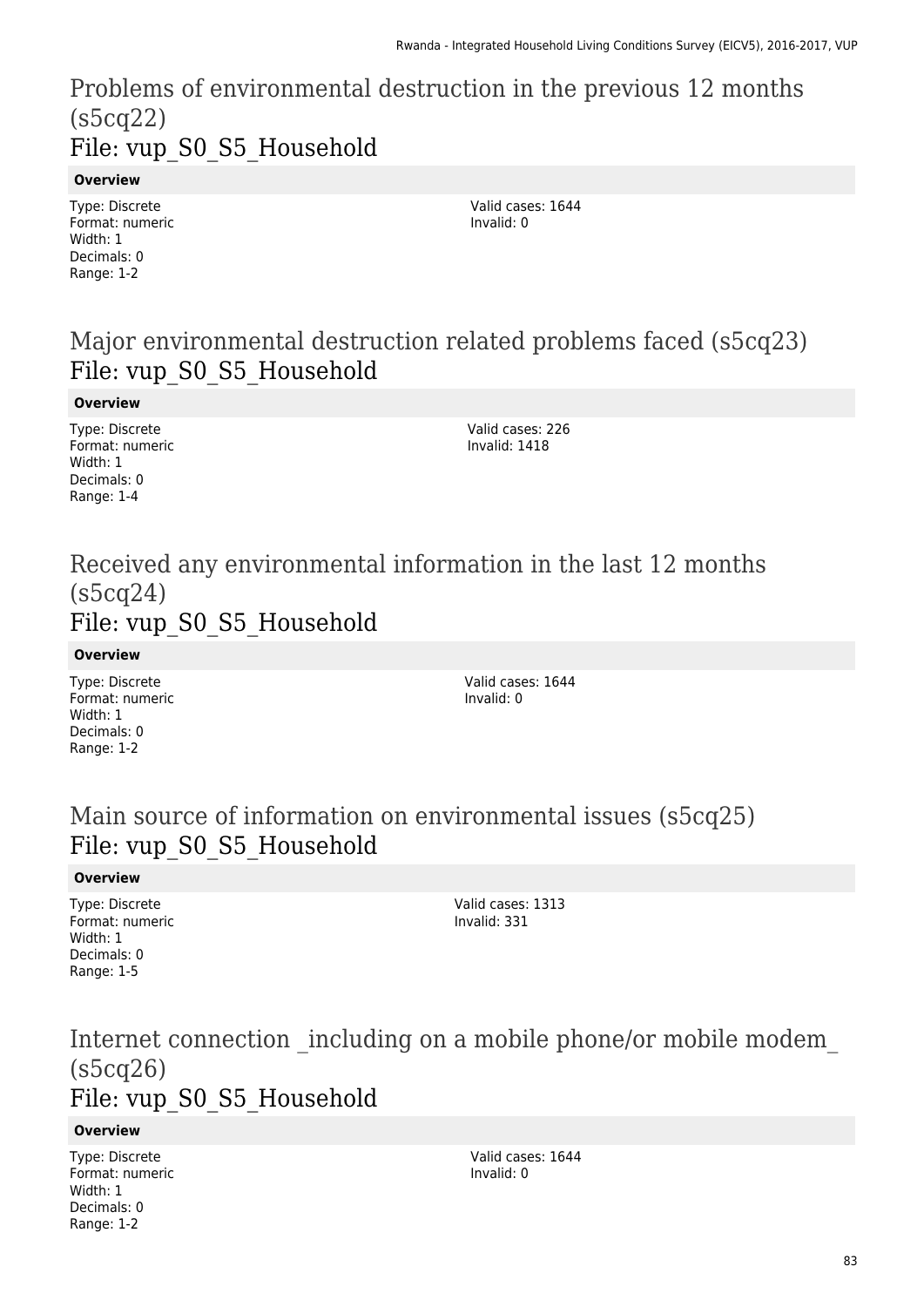# Problems of environmental destruction in the previous 12 months (s5cq22)

## File: vup_S0_S5_Household

**Overview**

Type: Discrete
Format: numeric
Width: 1
Decimals: 0
Range: 1-2

Valid cases: 1644
Invalid: 0

# Major environmental destruction related problems faced (s5cq23)

## File: vup_S0_S5_Household

**Overview**

Type: Discrete
Format: numeric
Width: 1
Decimals: 0
Range: 1-4

Valid cases: 226
Invalid: 1418

# Received any environmental information in the last 12 months (s5cq24)

## File: vup_S0_S5_Household

**Overview**

Type: Discrete
Format: numeric
Width: 1
Decimals: 0
Range: 1-2

Valid cases: 1644
Invalid: 0

# Main source of information on environmental issues (s5cq25)

## File: vup_S0_S5_Household

**Overview**

Type: Discrete
Format: numeric
Width: 1
Decimals: 0
Range: 1-5

Valid cases: 1313
Invalid: 331

# Internet connection _including on a mobile phone/or mobile modem_ (s5cq26)

## File: vup_S0_S5_Household

**Overview**

Type: Discrete
Format: numeric
Width: 1
Decimals: 0
Range: 1-2

Valid cases: 1644
Invalid: 0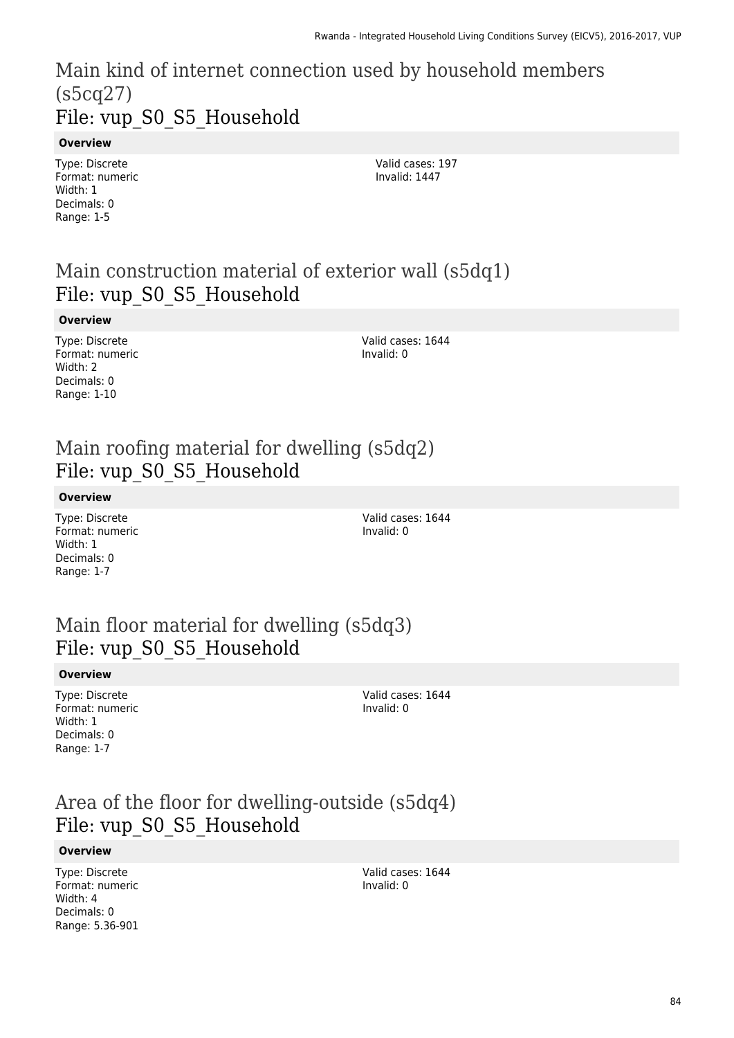## Main kind of internet connection used by household members (s5cq27)
## File: vup_S0_S5_Household

**Overview**

Type: Discrete
Format: numeric
Width: 1
Decimals: 0
Range: 1-5

Valid cases: 197
Invalid: 1447

## Main construction material of exterior wall (s5dq1)
## File: vup_S0_S5_Household

**Overview**

Type: Discrete
Format: numeric
Width: 2
Decimals: 0
Range: 1-10

Valid cases: 1644
Invalid: 0

## Main roofing material for dwelling (s5dq2)
## File: vup_S0_S5_Household

**Overview**

Type: Discrete
Format: numeric
Width: 1
Decimals: 0
Range: 1-7

Valid cases: 1644
Invalid: 0

## Main floor material for dwelling (s5dq3)
## File: vup_S0_S5_Household

**Overview**

Type: Discrete
Format: numeric
Width: 1
Decimals: 0
Range: 1-7

Valid cases: 1644
Invalid: 0

## Area of the floor for dwelling-outside (s5dq4)
## File: vup_S0_S5_Household

**Overview**

Type: Discrete
Format: numeric
Width: 4
Decimals: 0
Range: 5.36-901

Valid cases: 1644
Invalid: 0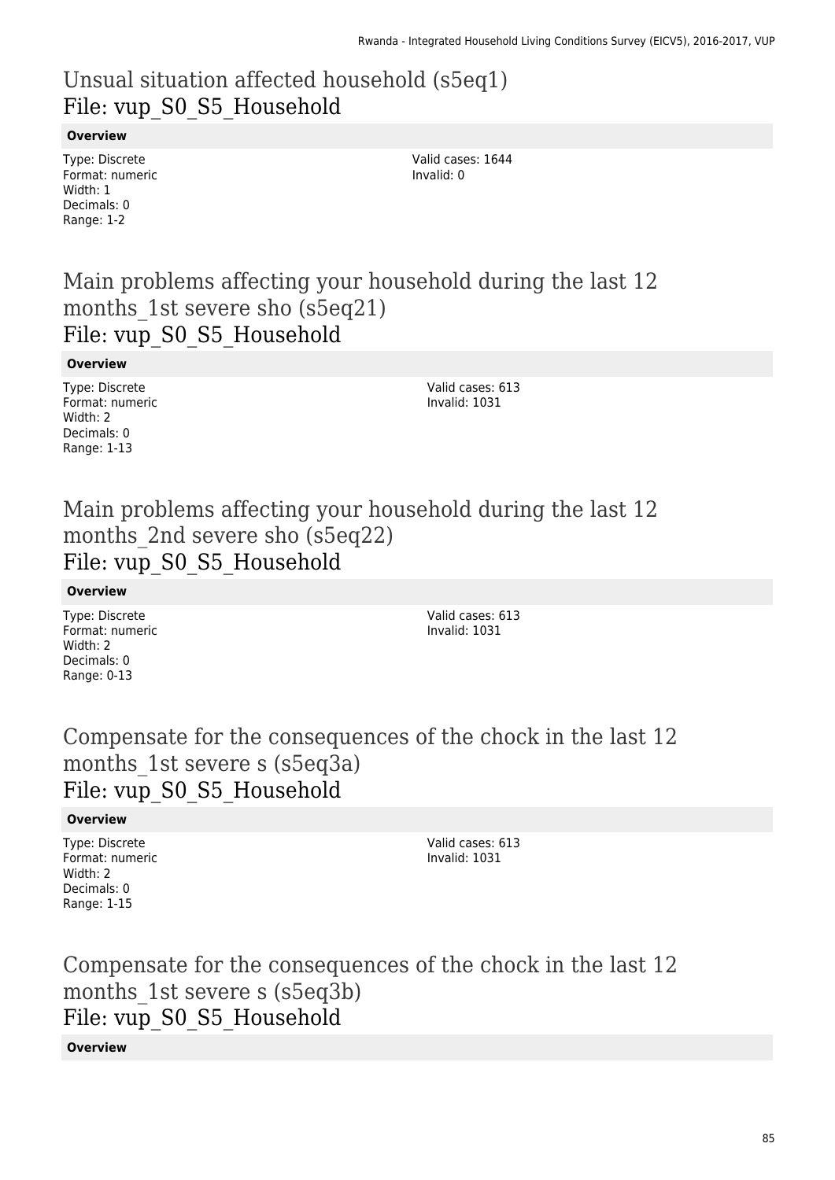# Unusual situation affected household (s5eq1)
## File: vup_S0_S5_Household

**Overview**

Type: Discrete
Format: numeric
Width: 1
Decimals: 0
Range: 1-2

Valid cases: 1644
Invalid: 0

# Main problems affecting your household during the last 12 months_1st severe sho (s5eq21)
## File: vup_S0_S5_Household

**Overview**

Type: Discrete
Format: numeric
Width: 2
Decimals: 0
Range: 1-13

Valid cases: 613
Invalid: 1031

# Main problems affecting your household during the last 12 months_2nd severe sho (s5eq22)
## File: vup_S0_S5_Household

**Overview**

Type: Discrete
Format: numeric
Width: 2
Decimals: 0
Range: 0-13

Valid cases: 613
Invalid: 1031

# Compensate for the consequences of the chock in the last 12 months_1st severe s (s5eq3a)
## File: vup_S0_S5_Household

**Overview**

Type: Discrete
Format: numeric
Width: 2
Decimals: 0
Range: 1-15

Valid cases: 613
Invalid: 1031

# Compensate for the consequences of the chock in the last 12 months_1st severe s (s5eq3b)
## File: vup_S0_S5_Household

**Overview**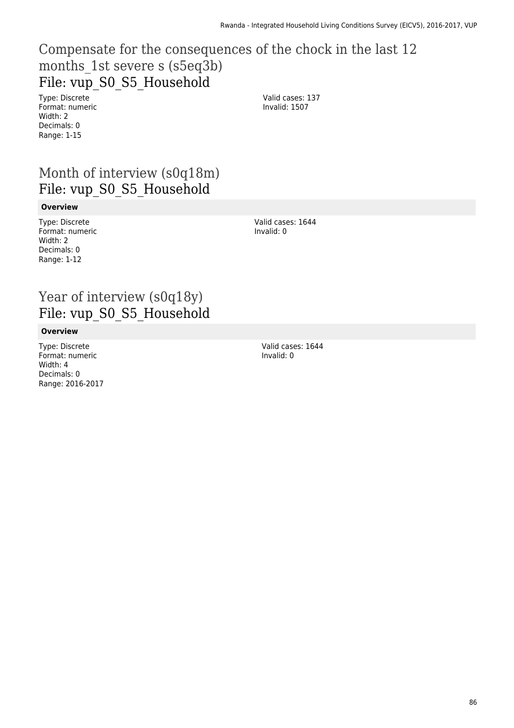## Compensate for the consequences of the chock in the last 12 months_1st severe s (s5eq3b)
File: vup_S0_S5_Household

Type: Discrete
Format: numeric
Width: 2
Decimals: 0
Range: 1-15

Valid cases: 137
Invalid: 1507

## Month of interview (s0q18m)
File: vup_S0_S5_Household

**Overview**

Type: Discrete
Format: numeric
Width: 2
Decimals: 0
Range: 1-12

Valid cases: 1644
Invalid: 0

## Year of interview (s0q18y)
File: vup_S0_S5_Household

**Overview**

Type: Discrete
Format: numeric
Width: 4
Decimals: 0
Range: 2016-2017

Valid cases: 1644
Invalid: 0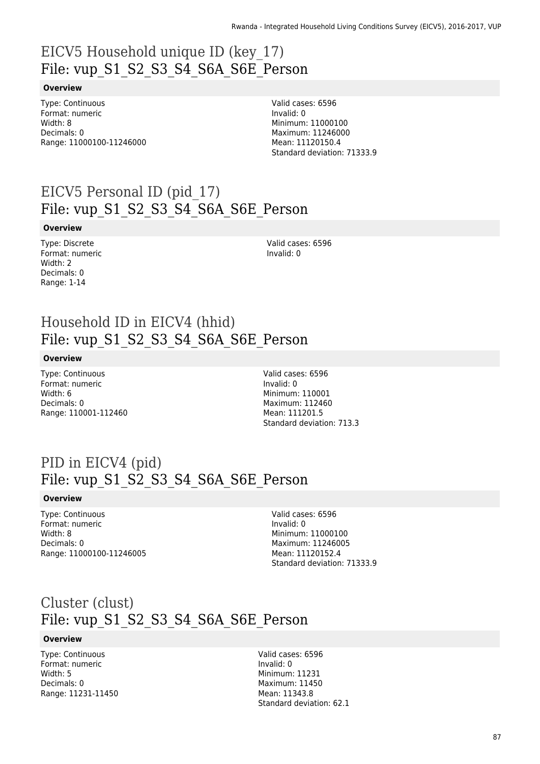# EICV5 Household unique ID (key_17)
## File: vup_S1_S2_S3_S4_S6A_S6E_Person

**Overview**

Type: Continuous
Format: numeric
Width: 8
Decimals: 0
Range: 11000100-11246000

Valid cases: 6596
Invalid: 0
Minimum: 11000100
Maximum: 11246000
Mean: 11120150.4
Standard deviation: 71333.9

# EICV5 Personal ID (pid_17)
## File: vup_S1_S2_S3_S4_S6A_S6E_Person

**Overview**

Type: Discrete
Format: numeric
Width: 2
Decimals: 0
Range: 1-14

Valid cases: 6596
Invalid: 0

# Household ID in EICV4 (hhid)
## File: vup_S1_S2_S3_S4_S6A_S6E_Person

**Overview**

Type: Continuous
Format: numeric
Width: 6
Decimals: 0
Range: 110001-112460

Valid cases: 6596
Invalid: 0
Minimum: 110001
Maximum: 112460
Mean: 111201.5
Standard deviation: 713.3

# PID in EICV4 (pid)
## File: vup_S1_S2_S3_S4_S6A_S6E_Person

**Overview**

Type: Continuous
Format: numeric
Width: 8
Decimals: 0
Range: 11000100-11246005

Valid cases: 6596
Invalid: 0
Minimum: 11000100
Maximum: 11246005
Mean: 11120152.4
Standard deviation: 71333.9

# Cluster (clust)
## File: vup_S1_S2_S3_S4_S6A_S6E_Person

**Overview**

Type: Continuous
Format: numeric
Width: 5
Decimals: 0
Range: 11231-11450

Valid cases: 6596
Invalid: 0
Minimum: 11231
Maximum: 11450
Mean: 11343.8
Standard deviation: 62.1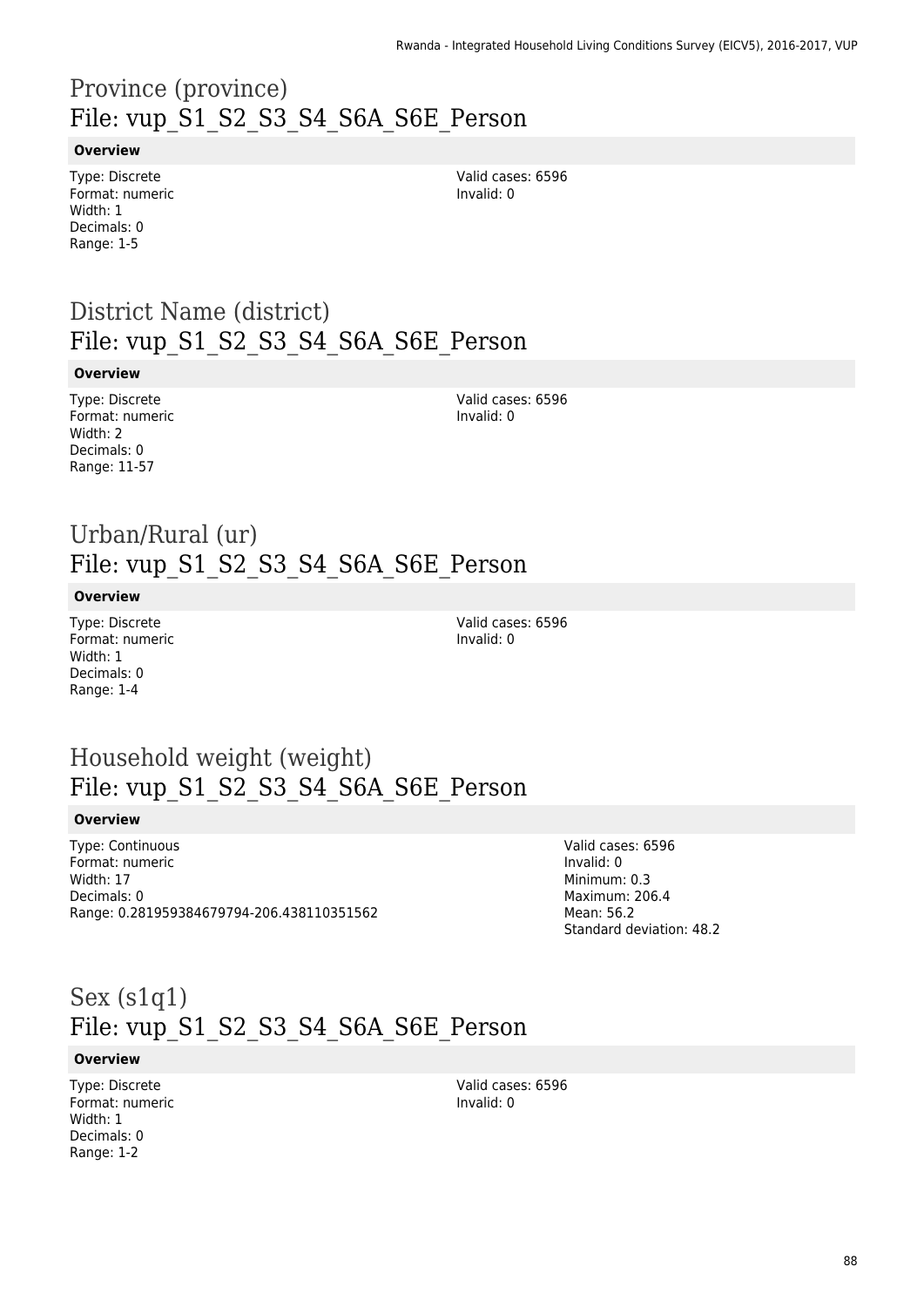# Province (province)
## File: vup_S1_S2_S3_S4_S6A_S6E_Person

**Overview**

Type: Discrete
Format: numeric
Width: 1
Decimals: 0
Range: 1-5

Valid cases: 6596
Invalid: 0

# District Name (district)
## File: vup_S1_S2_S3_S4_S6A_S6E_Person

**Overview**

Type: Discrete
Format: numeric
Width: 2
Decimals: 0
Range: 11-57

Valid cases: 6596
Invalid: 0

# Urban/Rural (ur)
## File: vup_S1_S2_S3_S4_S6A_S6E_Person

**Overview**

Type: Discrete
Format: numeric
Width: 1
Decimals: 0
Range: 1-4

Valid cases: 6596
Invalid: 0

# Household weight (weight)
## File: vup_S1_S2_S3_S4_S6A_S6E_Person

**Overview**

Type: Continuous
Format: numeric
Width: 17
Decimals: 0
Range: 0.281959384679794-206.438110351562

Valid cases: 6596
Invalid: 0
Minimum: 0.3
Maximum: 206.4
Mean: 56.2
Standard deviation: 48.2

# Sex (s1q1)
## File: vup_S1_S2_S3_S4_S6A_S6E_Person

**Overview**

Type: Discrete
Format: numeric
Width: 1
Decimals: 0
Range: 1-2

Valid cases: 6596
Invalid: 0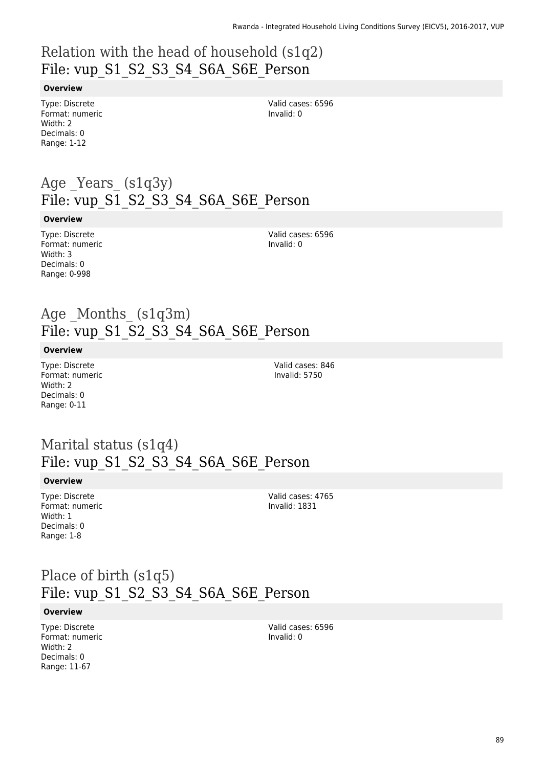# Relation with the head of household (s1q2)
File: vup_S1_S2_S3_S4_S6A_S6E_Person

**Overview**

Type: Discrete
Format: numeric
Width: 2
Decimals: 0
Range: 1-12

Valid cases: 6596
Invalid: 0

# Age _Years_ (s1q3y)
File: vup_S1_S2_S3_S4_S6A_S6E_Person

**Overview**

Type: Discrete
Format: numeric
Width: 3
Decimals: 0
Range: 0-998

Valid cases: 6596
Invalid: 0

# Age _Months_ (s1q3m)
File: vup_S1_S2_S3_S4_S6A_S6E_Person

**Overview**

Type: Discrete
Format: numeric
Width: 2
Decimals: 0
Range: 0-11

Valid cases: 846
Invalid: 5750

# Marital status (s1q4)
File: vup_S1_S2_S3_S4_S6A_S6E_Person

**Overview**

Type: Discrete
Format: numeric
Width: 1
Decimals: 0
Range: 1-8

Valid cases: 4765
Invalid: 1831

# Place of birth (s1q5)
File: vup_S1_S2_S3_S4_S6A_S6E_Person

**Overview**

Type: Discrete
Format: numeric
Width: 2
Decimals: 0
Range: 11-67

Valid cases: 6596
Invalid: 0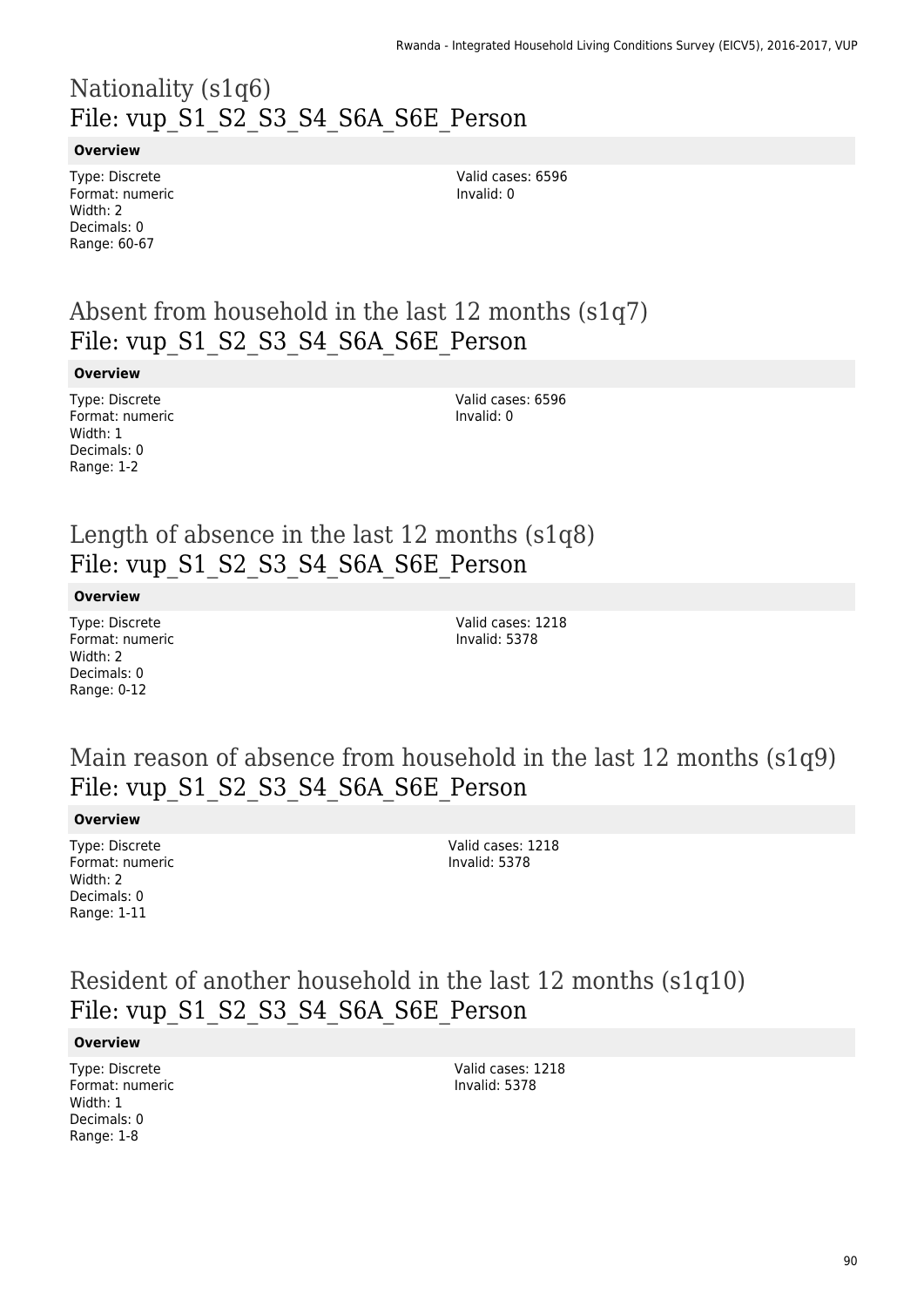## Nationality (s1q6)
## File: vup_S1_S2_S3_S4_S6A_S6E_Person

**Overview**

Type: Discrete
Format: numeric
Width: 2
Decimals: 0
Range: 60-67

Valid cases: 6596
Invalid: 0

## Absent from household in the last 12 months (s1q7)
## File: vup_S1_S2_S3_S4_S6A_S6E_Person

**Overview**

Type: Discrete
Format: numeric
Width: 1
Decimals: 0
Range: 1-2

Valid cases: 6596
Invalid: 0

## Length of absence in the last 12 months (s1q8)
## File: vup_S1_S2_S3_S4_S6A_S6E_Person

**Overview**

Type: Discrete
Format: numeric
Width: 2
Decimals: 0
Range: 0-12

Valid cases: 1218
Invalid: 5378

## Main reason of absence from household in the last 12 months (s1q9)
## File: vup_S1_S2_S3_S4_S6A_S6E_Person

**Overview**

Type: Discrete
Format: numeric
Width: 2
Decimals: 0
Range: 1-11

Valid cases: 1218
Invalid: 5378

## Resident of another household in the last 12 months (s1q10)
## File: vup_S1_S2_S3_S4_S6A_S6E_Person

**Overview**

Type: Discrete
Format: numeric
Width: 1
Decimals: 0
Range: 1-8

Valid cases: 1218
Invalid: 5378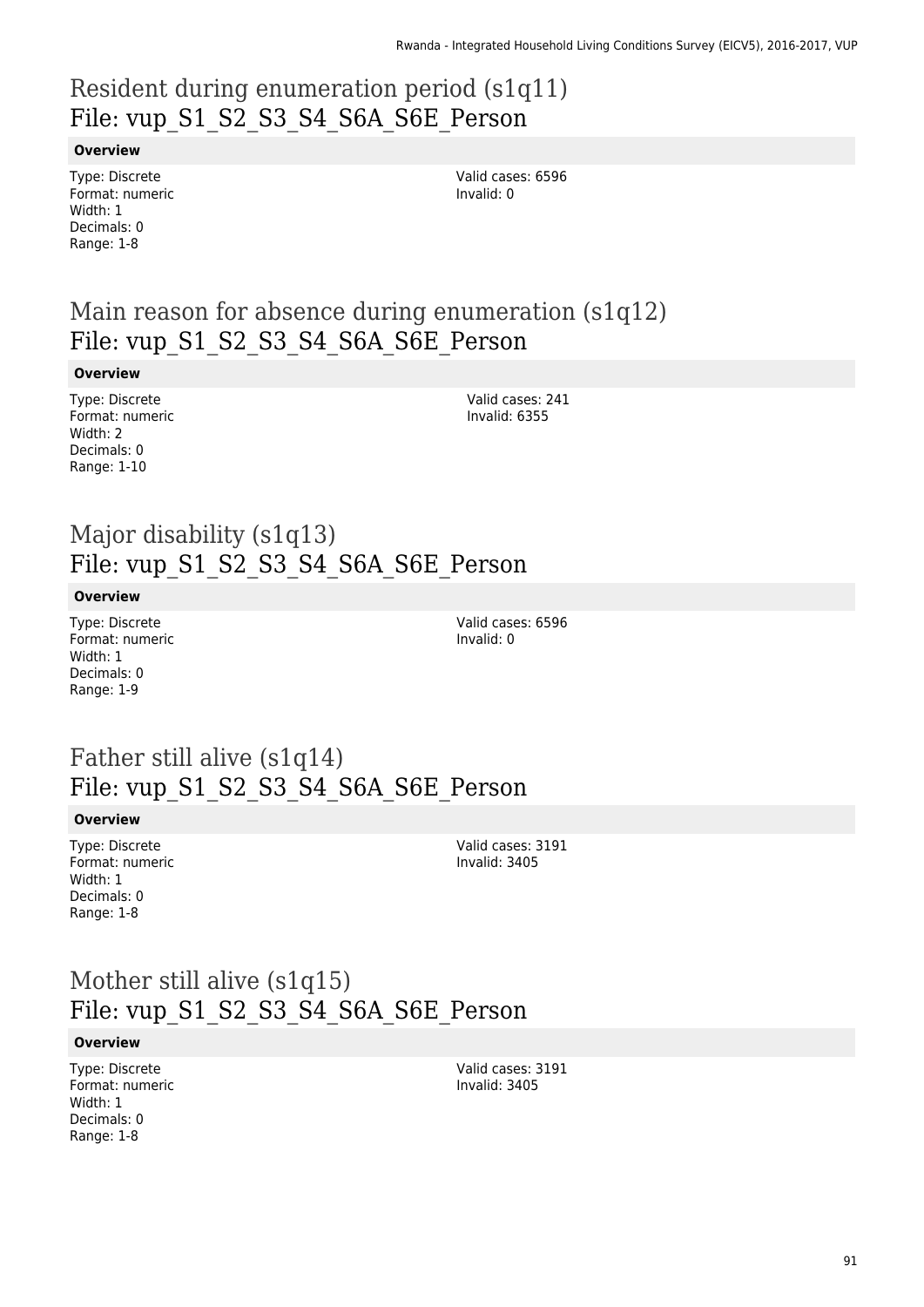## Resident during enumeration period (s1q11)
## File: vup_S1_S2_S3_S4_S6A_S6E_Person

**Overview**

Type: Discrete
Format: numeric
Width: 1
Decimals: 0
Range: 1-8

Valid cases: 6596
Invalid: 0

## Main reason for absence during enumeration (s1q12)
## File: vup_S1_S2_S3_S4_S6A_S6E_Person

**Overview**

Type: Discrete
Format: numeric
Width: 2
Decimals: 0
Range: 1-10

Valid cases: 241
Invalid: 6355

## Major disability (s1q13)
## File: vup_S1_S2_S3_S4_S6A_S6E_Person

**Overview**

Type: Discrete
Format: numeric
Width: 1
Decimals: 0
Range: 1-9

Valid cases: 6596
Invalid: 0

## Father still alive (s1q14)
## File: vup_S1_S2_S3_S4_S6A_S6E_Person

**Overview**

Type: Discrete
Format: numeric
Width: 1
Decimals: 0
Range: 1-8

Valid cases: 3191
Invalid: 3405

## Mother still alive (s1q15)
## File: vup_S1_S2_S3_S4_S6A_S6E_Person

**Overview**

Type: Discrete
Format: numeric
Width: 1
Decimals: 0
Range: 1-8

Valid cases: 3191
Invalid: 3405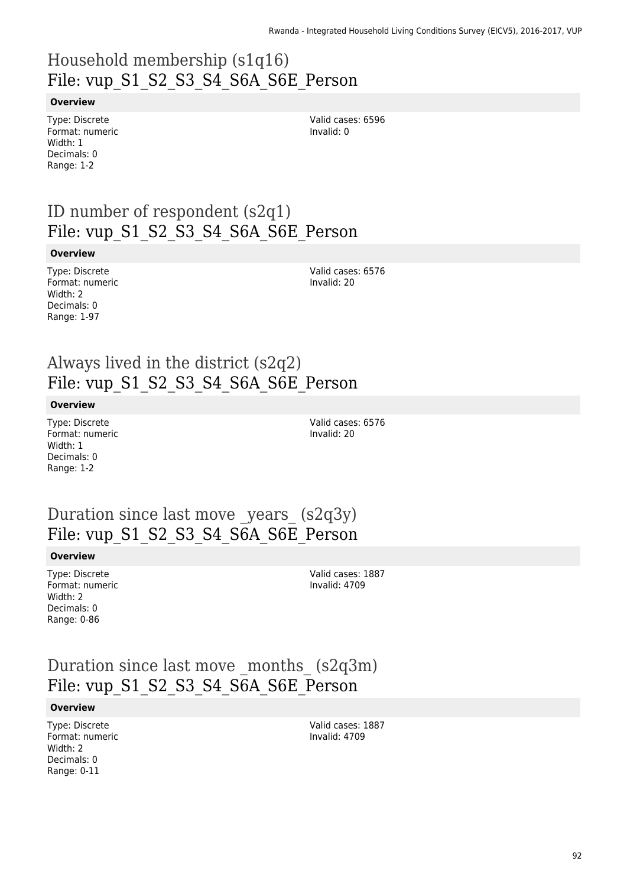# Household membership (s1q16)
File: vup_S1_S2_S3_S4_S6A_S6E_Person

**Overview**

Type: Discrete
Format: numeric
Width: 1
Decimals: 0
Range: 1-2

Valid cases: 6596
Invalid: 0

# ID number of respondent (s2q1)
File: vup_S1_S2_S3_S4_S6A_S6E_Person

**Overview**

Type: Discrete
Format: numeric
Width: 2
Decimals: 0
Range: 1-97

Valid cases: 6576
Invalid: 20

# Always lived in the district (s2q2)
File: vup_S1_S2_S3_S4_S6A_S6E_Person

**Overview**

Type: Discrete
Format: numeric
Width: 1
Decimals: 0
Range: 1-2

Valid cases: 6576
Invalid: 20

# Duration since last move _years_ (s2q3y)
File: vup_S1_S2_S3_S4_S6A_S6E_Person

**Overview**

Type: Discrete
Format: numeric
Width: 2
Decimals: 0
Range: 0-86

Valid cases: 1887
Invalid: 4709

# Duration since last move _months_ (s2q3m)
File: vup_S1_S2_S3_S4_S6A_S6E_Person

**Overview**

Type: Discrete
Format: numeric
Width: 2
Decimals: 0
Range: 0-11

Valid cases: 1887
Invalid: 4709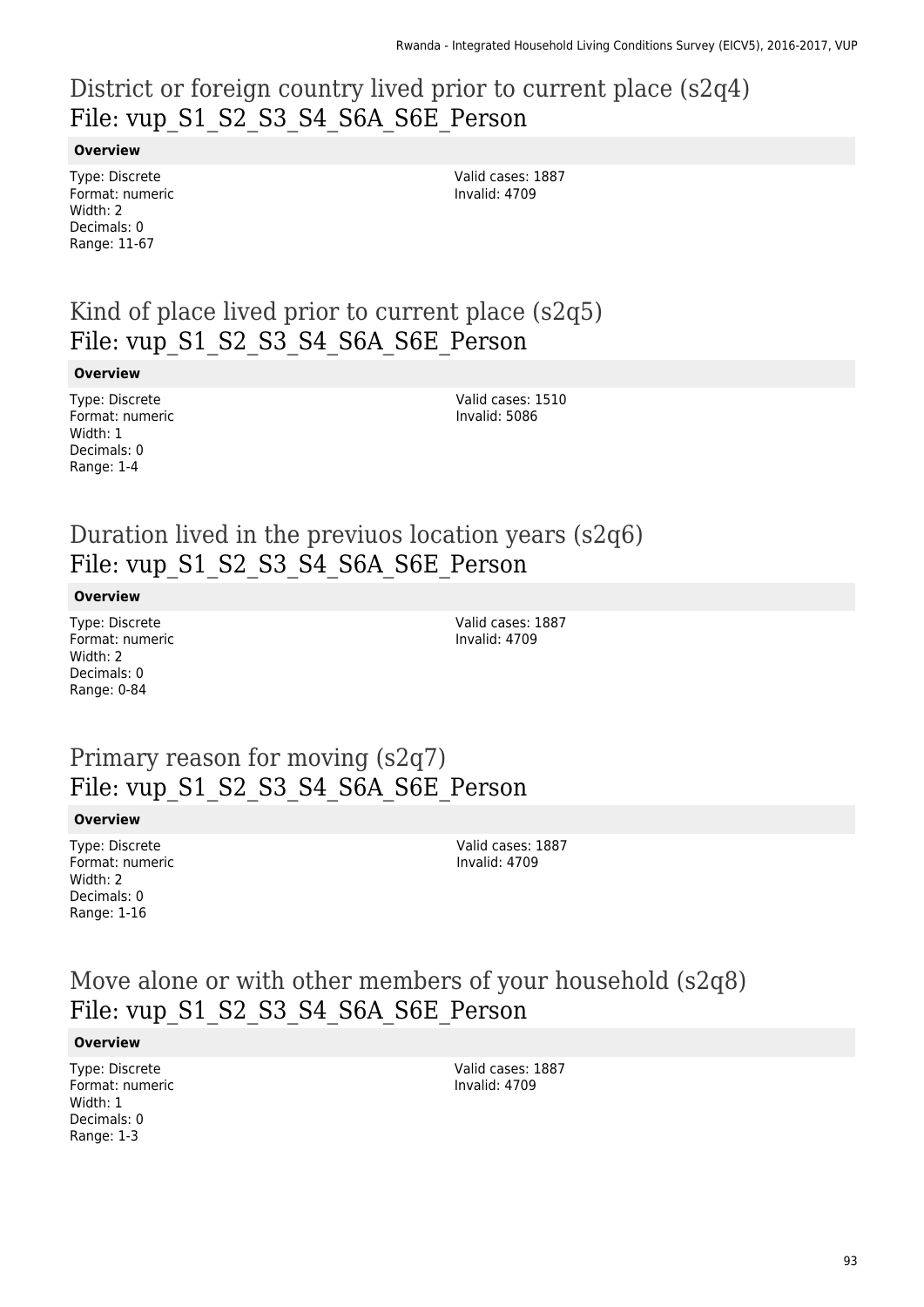## District or foreign country lived prior to current place (s2q4)
File: vup_S1_S2_S3_S4_S6A_S6E_Person

**Overview**

Type: Discrete
Format: numeric
Width: 2
Decimals: 0
Range: 11-67

Valid cases: 1887
Invalid: 4709

## Kind of place lived prior to current place (s2q5)
File: vup_S1_S2_S3_S4_S6A_S6E_Person

**Overview**

Type: Discrete
Format: numeric
Width: 1
Decimals: 0
Range: 1-4

Valid cases: 1510
Invalid: 5086

## Duration lived in the previuos location years (s2q6)
File: vup_S1_S2_S3_S4_S6A_S6E_Person

**Overview**

Type: Discrete
Format: numeric
Width: 2
Decimals: 0
Range: 0-84

Valid cases: 1887
Invalid: 4709

## Primary reason for moving (s2q7)
File: vup_S1_S2_S3_S4_S6A_S6E_Person

**Overview**

Type: Discrete
Format: numeric
Width: 2
Decimals: 0
Range: 1-16

Valid cases: 1887
Invalid: 4709

## Move alone or with other members of your household (s2q8)
File: vup_S1_S2_S3_S4_S6A_S6E_Person

**Overview**

Type: Discrete
Format: numeric
Width: 1
Decimals: 0
Range: 1-3

Valid cases: 1887
Invalid: 4709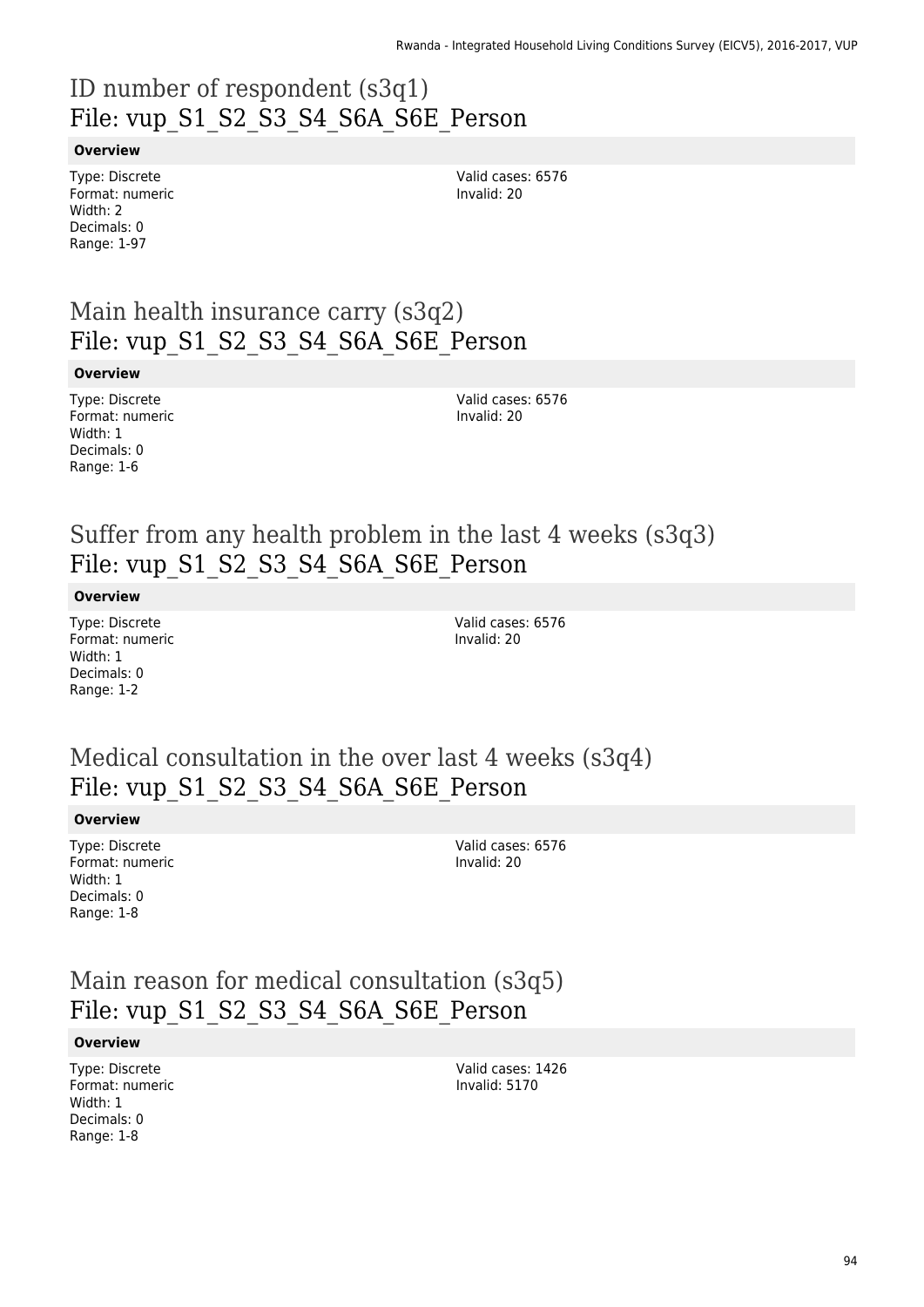## ID number of respondent (s3q1)
## File: vup_S1_S2_S3_S4_S6A_S6E_Person

**Overview**

Type: Discrete
Format: numeric
Width: 2
Decimals: 0
Range: 1-97

Valid cases: 6576
Invalid: 20

## Main health insurance carry (s3q2)
## File: vup_S1_S2_S3_S4_S6A_S6E_Person

**Overview**

Type: Discrete
Format: numeric
Width: 1
Decimals: 0
Range: 1-6

Valid cases: 6576
Invalid: 20

## Suffer from any health problem in the last 4 weeks (s3q3)
## File: vup_S1_S2_S3_S4_S6A_S6E_Person

**Overview**

Type: Discrete
Format: numeric
Width: 1
Decimals: 0
Range: 1-2

Valid cases: 6576
Invalid: 20

## Medical consultation in the over last 4 weeks (s3q4)
## File: vup_S1_S2_S3_S4_S6A_S6E_Person

**Overview**

Type: Discrete
Format: numeric
Width: 1
Decimals: 0
Range: 1-8

Valid cases: 6576
Invalid: 20

## Main reason for medical consultation (s3q5)
## File: vup_S1_S2_S3_S4_S6A_S6E_Person

**Overview**

Type: Discrete
Format: numeric
Width: 1
Decimals: 0
Range: 1-8

Valid cases: 1426
Invalid: 5170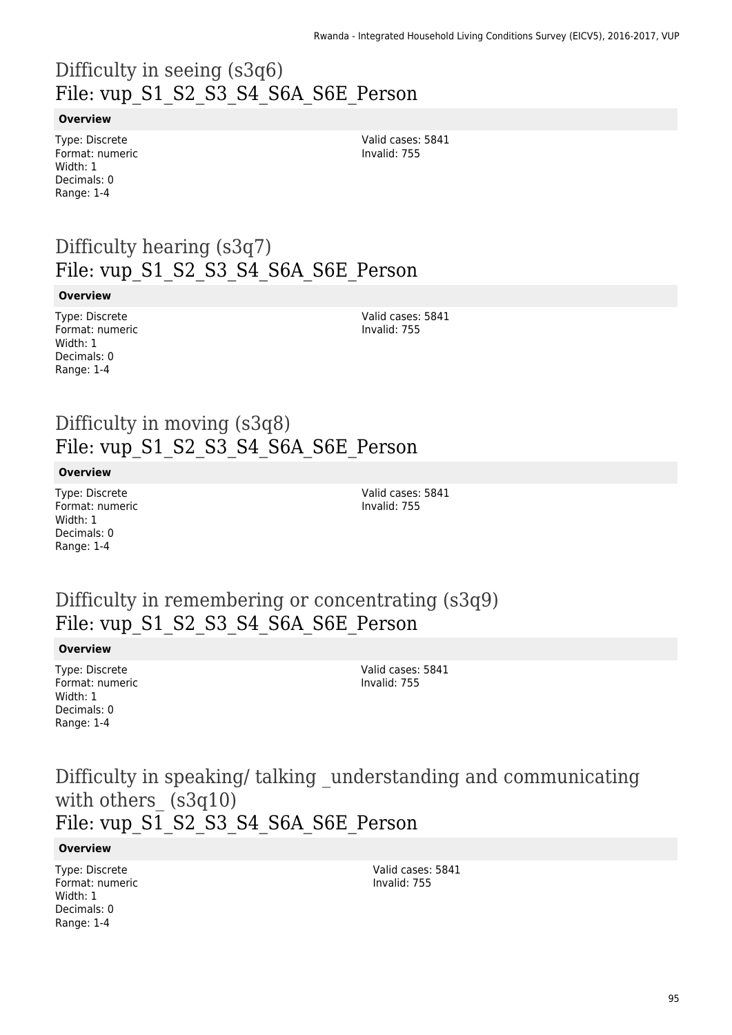# Difficulty in seeing (s3q6)
# File: vup_S1_S2_S3_S4_S6A_S6E_Person

**Overview**

Type: Discrete
Format: numeric
Width: 1
Decimals: 0
Range: 1-4

Valid cases: 5841
Invalid: 755

# Difficulty hearing (s3q7)
# File: vup_S1_S2_S3_S4_S6A_S6E_Person

**Overview**

Type: Discrete
Format: numeric
Width: 1
Decimals: 0
Range: 1-4

Valid cases: 5841
Invalid: 755

# Difficulty in moving (s3q8)
# File: vup_S1_S2_S3_S4_S6A_S6E_Person

**Overview**

Type: Discrete
Format: numeric
Width: 1
Decimals: 0
Range: 1-4

Valid cases: 5841
Invalid: 755

# Difficulty in remembering or concentrating (s3q9)
# File: vup_S1_S2_S3_S4_S6A_S6E_Person

**Overview**

Type: Discrete
Format: numeric
Width: 1
Decimals: 0
Range: 1-4

Valid cases: 5841
Invalid: 755

# Difficulty in speaking/ talking _understanding and communicating with others_ (s3q10)
# File: vup_S1_S2_S3_S4_S6A_S6E_Person

**Overview**

Type: Discrete
Format: numeric
Width: 1
Decimals: 0
Range: 1-4

Valid cases: 5841
Invalid: 755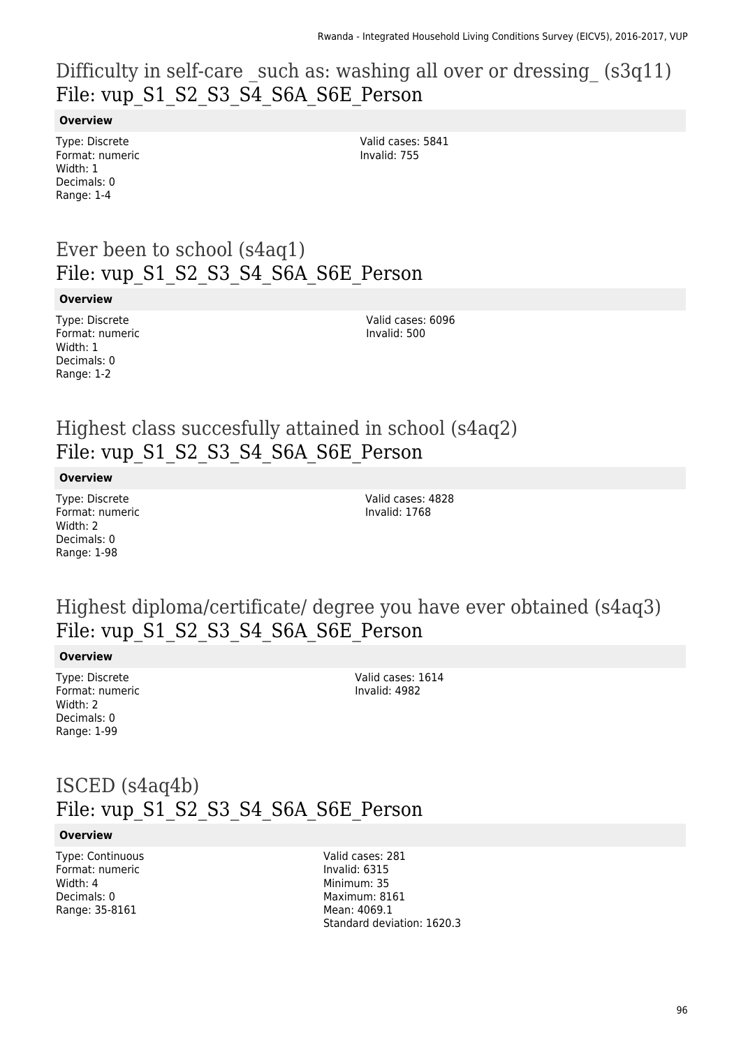# Difficulty in self-care _such as: washing all over or dressing_ (s3q11)
# File: vup_S1_S2_S3_S4_S6A_S6E_Person

**Overview**

Type: Discrete
Format: numeric
Width: 1
Decimals: 0
Range: 1-4

Valid cases: 5841
Invalid: 755

# Ever been to school (s4aq1)
# File: vup_S1_S2_S3_S4_S6A_S6E_Person

**Overview**

Type: Discrete
Format: numeric
Width: 1
Decimals: 0
Range: 1-2

Valid cases: 6096
Invalid: 500

# Highest class succesfully attained in school (s4aq2)
# File: vup_S1_S2_S3_S4_S6A_S6E_Person

**Overview**

Type: Discrete
Format: numeric
Width: 2
Decimals: 0
Range: 1-98

Valid cases: 4828
Invalid: 1768

# Highest diploma/certificate/ degree you have ever obtained (s4aq3)
# File: vup_S1_S2_S3_S4_S6A_S6E_Person

**Overview**

Type: Discrete
Format: numeric
Width: 2
Decimals: 0
Range: 1-99

Valid cases: 1614
Invalid: 4982

# ISCED (s4aq4b)
# File: vup_S1_S2_S3_S4_S6A_S6E_Person

**Overview**

Type: Continuous
Format: numeric
Width: 4
Decimals: 0
Range: 35-8161

Valid cases: 281
Invalid: 6315
Minimum: 35
Maximum: 8161
Mean: 4069.1
Standard deviation: 1620.3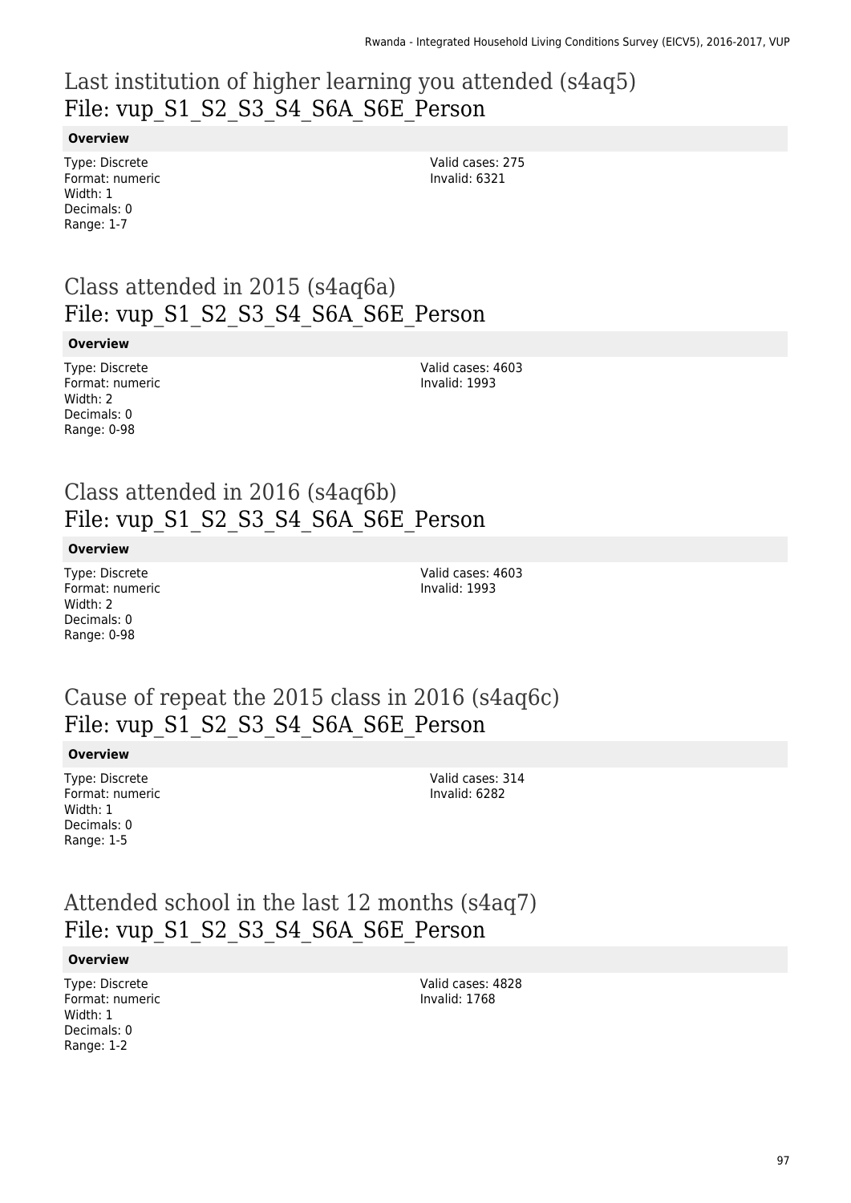## Last institution of higher learning you attended (s4aq5)
## File: vup_S1_S2_S3_S4_S6A_S6E_Person

**Overview**

Type: Discrete
Format: numeric
Width: 1
Decimals: 0
Range: 1-7

Valid cases: 275
Invalid: 6321

## Class attended in 2015 (s4aq6a)
## File: vup_S1_S2_S3_S4_S6A_S6E_Person

**Overview**

Type: Discrete
Format: numeric
Width: 2
Decimals: 0
Range: 0-98

Valid cases: 4603
Invalid: 1993

## Class attended in 2016 (s4aq6b)
## File: vup_S1_S2_S3_S4_S6A_S6E_Person

**Overview**

Type: Discrete
Format: numeric
Width: 2
Decimals: 0
Range: 0-98

Valid cases: 4603
Invalid: 1993

## Cause of repeat the 2015 class in 2016 (s4aq6c)
## File: vup_S1_S2_S3_S4_S6A_S6E_Person

**Overview**

Type: Discrete
Format: numeric
Width: 1
Decimals: 0
Range: 1-5

Valid cases: 314
Invalid: 6282

## Attended school in the last 12 months (s4aq7)
## File: vup_S1_S2_S3_S4_S6A_S6E_Person

**Overview**

Type: Discrete
Format: numeric
Width: 1
Decimals: 0
Range: 1-2

Valid cases: 4828
Invalid: 1768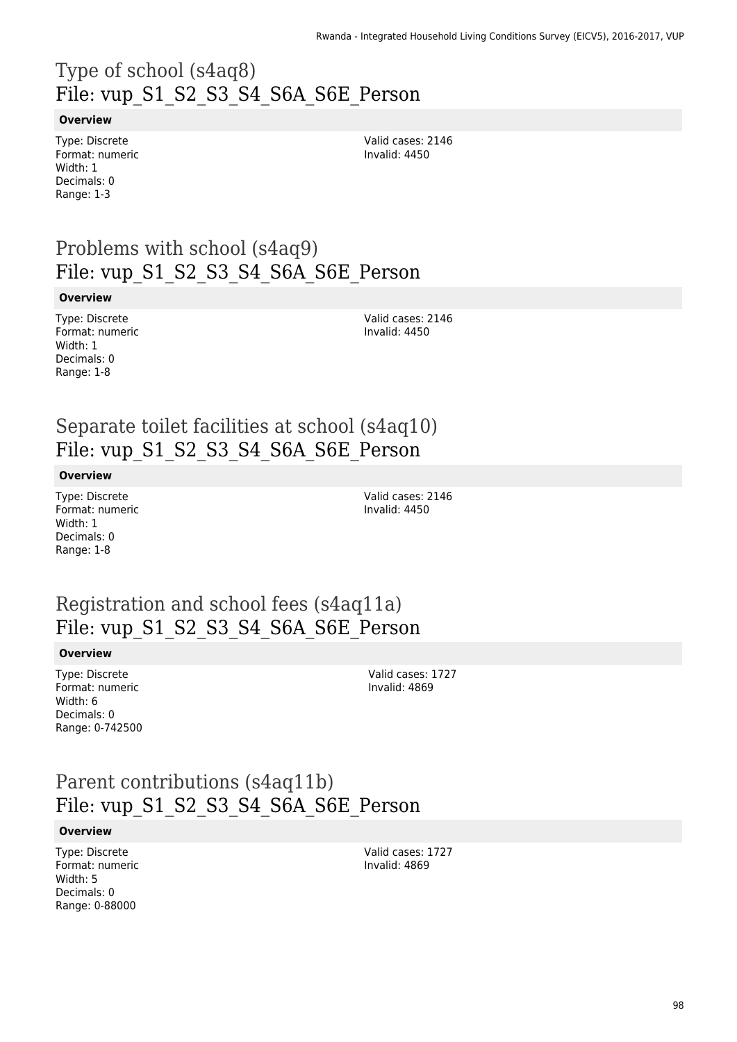# Type of school (s4aq8)
File: vup_S1_S2_S3_S4_S6A_S6E_Person

**Overview**

Type: Discrete
Format: numeric
Width: 1
Decimals: 0
Range: 1-3

Valid cases: 2146
Invalid: 4450

# Problems with school (s4aq9)
File: vup_S1_S2_S3_S4_S6A_S6E_Person

**Overview**

Type: Discrete
Format: numeric
Width: 1
Decimals: 0
Range: 1-8

Valid cases: 2146
Invalid: 4450

# Separate toilet facilities at school (s4aq10)
File: vup_S1_S2_S3_S4_S6A_S6E_Person

**Overview**

Type: Discrete
Format: numeric
Width: 1
Decimals: 0
Range: 1-8

Valid cases: 2146
Invalid: 4450

# Registration and school fees (s4aq11a)
File: vup_S1_S2_S3_S4_S6A_S6E_Person

**Overview**

Type: Discrete
Format: numeric
Width: 6
Decimals: 0
Range: 0-742500

Valid cases: 1727
Invalid: 4869

# Parent contributions (s4aq11b)
File: vup_S1_S2_S3_S4_S6A_S6E_Person

**Overview**

Type: Discrete
Format: numeric
Width: 5
Decimals: 0
Range: 0-88000

Valid cases: 1727
Invalid: 4869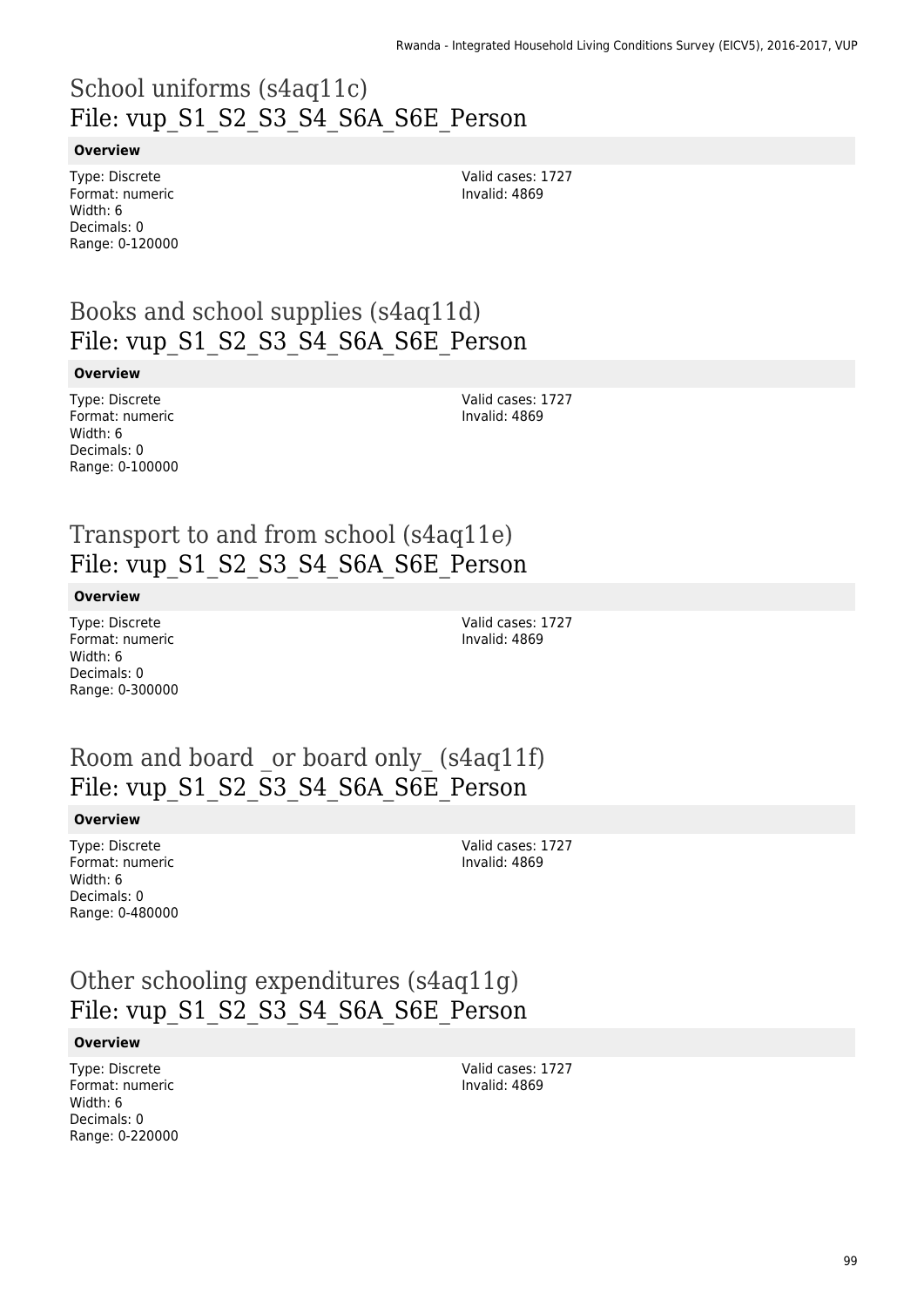# School uniforms (s4aq11c)
File: vup_S1_S2_S3_S4_S6A_S6E_Person

**Overview**

Type: Discrete
Format: numeric
Width: 6
Decimals: 0
Range: 0-120000

Valid cases: 1727
Invalid: 4869

# Books and school supplies (s4aq11d)
File: vup_S1_S2_S3_S4_S6A_S6E_Person

**Overview**

Type: Discrete
Format: numeric
Width: 6
Decimals: 0
Range: 0-100000

Valid cases: 1727
Invalid: 4869

# Transport to and from school (s4aq11e)
File: vup_S1_S2_S3_S4_S6A_S6E_Person

**Overview**

Type: Discrete
Format: numeric
Width: 6
Decimals: 0
Range: 0-300000

Valid cases: 1727
Invalid: 4869

# Room and board _or board only_ (s4aq11f)
File: vup_S1_S2_S3_S4_S6A_S6E_Person

**Overview**

Type: Discrete
Format: numeric
Width: 6
Decimals: 0
Range: 0-480000

Valid cases: 1727
Invalid: 4869

# Other schooling expenditures (s4aq11g)
File: vup_S1_S2_S3_S4_S6A_S6E_Person

**Overview**

Type: Discrete
Format: numeric
Width: 6
Decimals: 0
Range: 0-220000

Valid cases: 1727
Invalid: 4869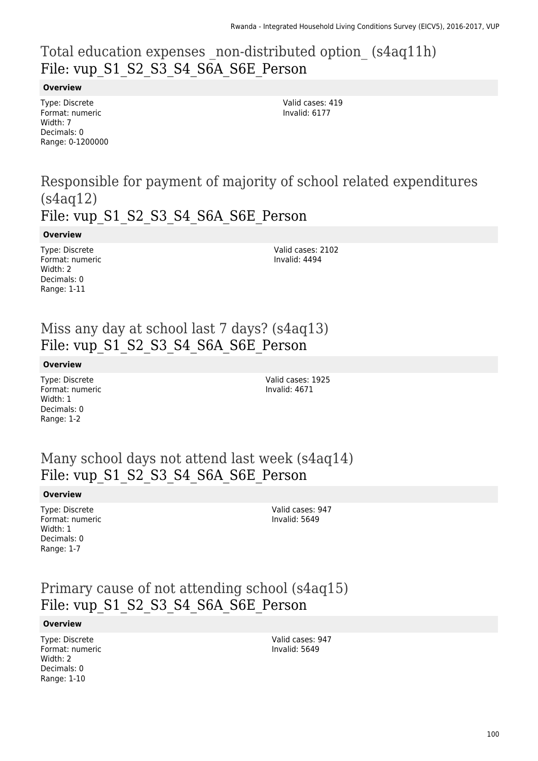## Total education expenses _non-distributed option_ (s4aq11h)
## File: vup_S1_S2_S3_S4_S6A_S6E_Person

**Overview**

Type: Discrete
Format: numeric
Width: 7
Decimals: 0
Range: 0-1200000

Valid cases: 419
Invalid: 6177

## Responsible for payment of majority of school related expenditures (s4aq12)
## File: vup_S1_S2_S3_S4_S6A_S6E_Person

**Overview**

Type: Discrete
Format: numeric
Width: 2
Decimals: 0
Range: 1-11

Valid cases: 2102
Invalid: 4494

## Miss any day at school last 7 days? (s4aq13)
## File: vup_S1_S2_S3_S4_S6A_S6E_Person

**Overview**

Type: Discrete
Format: numeric
Width: 1
Decimals: 0
Range: 1-2

Valid cases: 1925
Invalid: 4671

## Many school days not attend last week (s4aq14)
## File: vup_S1_S2_S3_S4_S6A_S6E_Person

**Overview**

Type: Discrete
Format: numeric
Width: 1
Decimals: 0
Range: 1-7

Valid cases: 947
Invalid: 5649

## Primary cause of not attending school (s4aq15)
## File: vup_S1_S2_S3_S4_S6A_S6E_Person

**Overview**

Type: Discrete
Format: numeric
Width: 2
Decimals: 0
Range: 1-10

Valid cases: 947
Invalid: 5649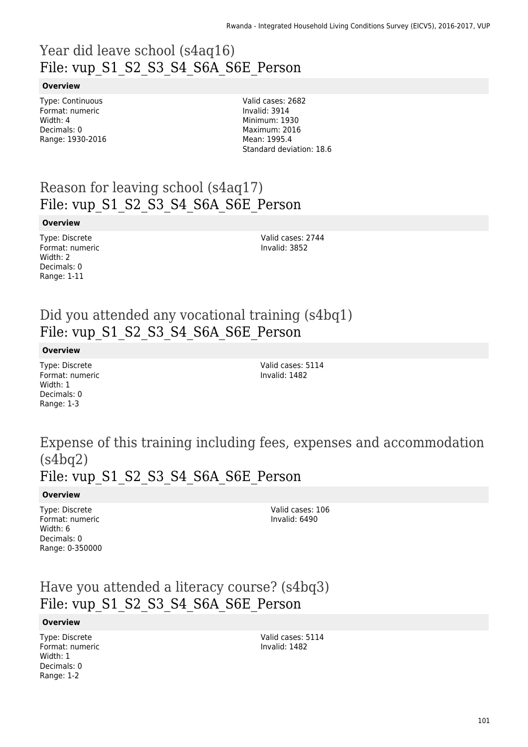## Year did leave school (s4aq16)
## File: vup_S1_S2_S3_S4_S6A_S6E_Person

**Overview**

Type: Continuous
Format: numeric
Width: 4
Decimals: 0
Range: 1930-2016

Valid cases: 2682
Invalid: 3914
Minimum: 1930
Maximum: 2016
Mean: 1995.4
Standard deviation: 18.6

## Reason for leaving school (s4aq17)
## File: vup_S1_S2_S3_S4_S6A_S6E_Person

**Overview**

Type: Discrete
Format: numeric
Width: 2
Decimals: 0
Range: 1-11

Valid cases: 2744
Invalid: 3852

## Did you attended any vocational training (s4bq1)
## File: vup_S1_S2_S3_S4_S6A_S6E_Person

**Overview**

Type: Discrete
Format: numeric
Width: 1
Decimals: 0
Range: 1-3

Valid cases: 5114
Invalid: 1482

## Expense of this training including fees, expenses and accommodation (s4bq2)
## File: vup_S1_S2_S3_S4_S6A_S6E_Person

**Overview**

Type: Discrete
Format: numeric
Width: 6
Decimals: 0
Range: 0-350000

Valid cases: 106
Invalid: 6490

## Have you attended a literacy course? (s4bq3)
## File: vup_S1_S2_S3_S4_S6A_S6E_Person

**Overview**

Type: Discrete
Format: numeric
Width: 1
Decimals: 0
Range: 1-2

Valid cases: 5114
Invalid: 1482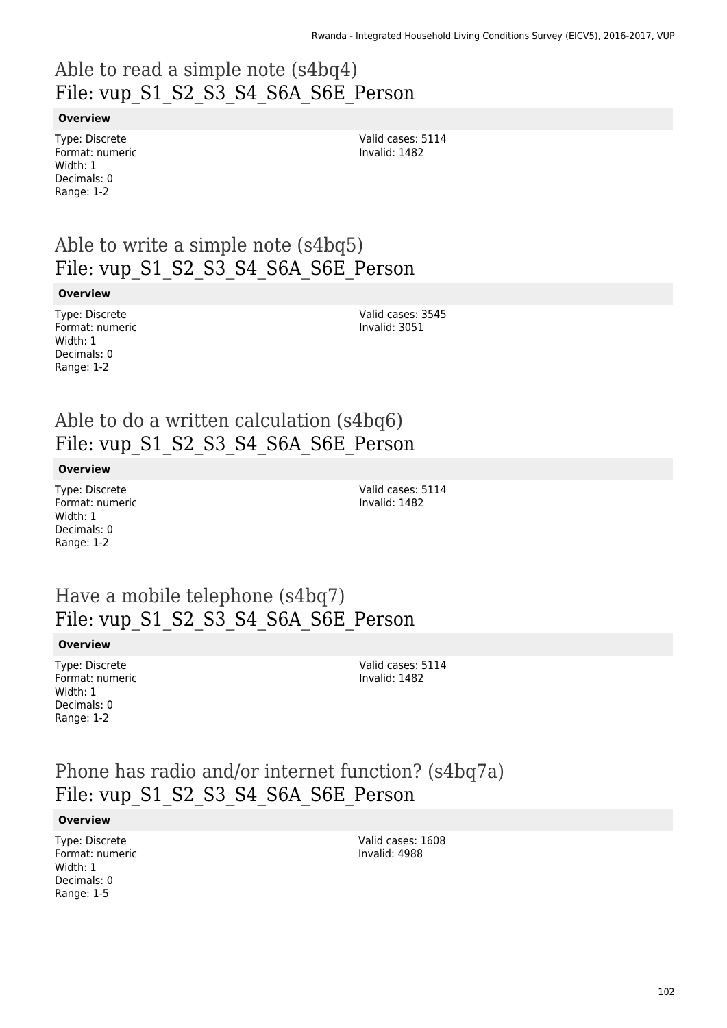# Able to read a simple note (s4bq4)
# File: vup_S1_S2_S3_S4_S6A_S6E_Person

**Overview**

Type: Discrete
Format: numeric
Width: 1
Decimals: 0
Range: 1-2

Valid cases: 5114
Invalid: 1482

# Able to write a simple note (s4bq5)
# File: vup_S1_S2_S3_S4_S6A_S6E_Person

**Overview**

Type: Discrete
Format: numeric
Width: 1
Decimals: 0
Range: 1-2

Valid cases: 3545
Invalid: 3051

# Able to do a written calculation (s4bq6)
# File: vup_S1_S2_S3_S4_S6A_S6E_Person

**Overview**

Type: Discrete
Format: numeric
Width: 1
Decimals: 0
Range: 1-2

Valid cases: 5114
Invalid: 1482

# Have a mobile telephone (s4bq7)
# File: vup_S1_S2_S3_S4_S6A_S6E_Person

**Overview**

Type: Discrete
Format: numeric
Width: 1
Decimals: 0
Range: 1-2

Valid cases: 5114
Invalid: 1482

# Phone has radio and/or internet function? (s4bq7a)
# File: vup_S1_S2_S3_S4_S6A_S6E_Person

**Overview**

Type: Discrete
Format: numeric
Width: 1
Decimals: 0
Range: 1-5

Valid cases: 1608
Invalid: 4988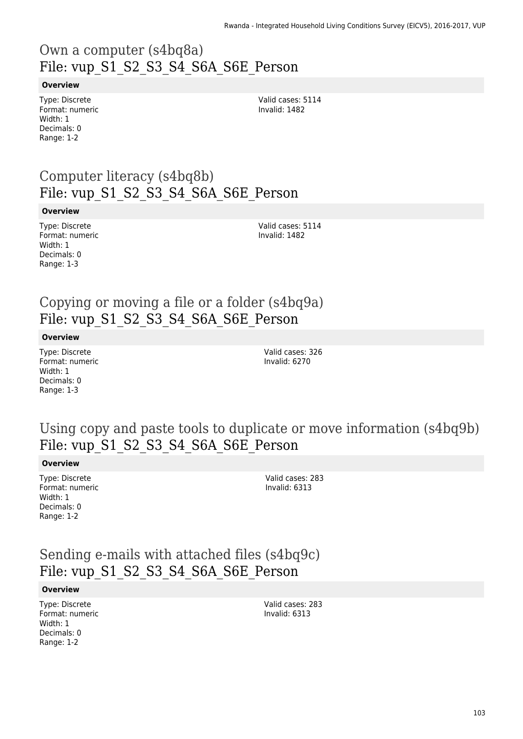# Own a computer (s4bq8a)
# File: vup_S1_S2_S3_S4_S6A_S6E_Person

**Overview**

Type: Discrete
Format: numeric
Width: 1
Decimals: 0
Range: 1-2

Valid cases: 5114
Invalid: 1482

# Computer literacy (s4bq8b)
# File: vup_S1_S2_S3_S4_S6A_S6E_Person

**Overview**

Type: Discrete
Format: numeric
Width: 1
Decimals: 0
Range: 1-3

Valid cases: 5114
Invalid: 1482

# Copying or moving a file or a folder (s4bq9a)
# File: vup_S1_S2_S3_S4_S6A_S6E_Person

**Overview**

Type: Discrete
Format: numeric
Width: 1
Decimals: 0
Range: 1-3

Valid cases: 326
Invalid: 6270

# Using copy and paste tools to duplicate or move information (s4bq9b)
# File: vup_S1_S2_S3_S4_S6A_S6E_Person

**Overview**

Type: Discrete
Format: numeric
Width: 1
Decimals: 0
Range: 1-2

Valid cases: 283
Invalid: 6313

# Sending e-mails with attached files (s4bq9c)
# File: vup_S1_S2_S3_S4_S6A_S6E_Person

**Overview**

Type: Discrete
Format: numeric
Width: 1
Decimals: 0
Range: 1-2

Valid cases: 283
Invalid: 6313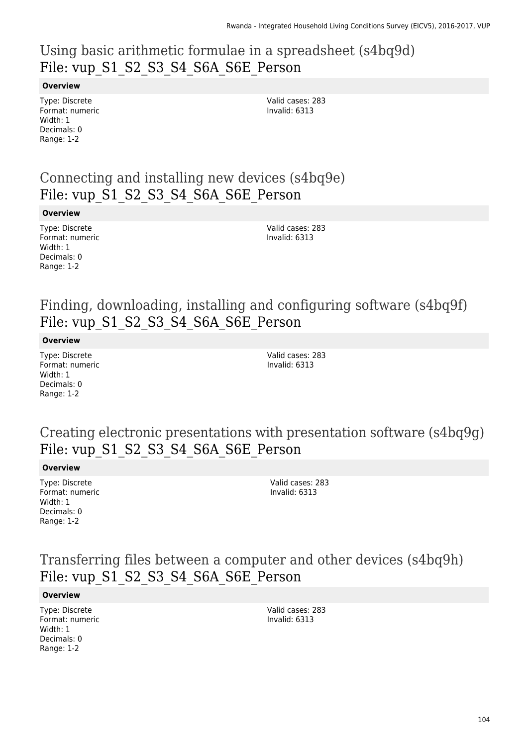## Using basic arithmetic formulae in a spreadsheet (s4bq9d)
File: vup_S1_S2_S3_S4_S6A_S6E_Person

**Overview**

Type: Discrete
Format: numeric
Width: 1
Decimals: 0
Range: 1-2

Valid cases: 283
Invalid: 6313

## Connecting and installing new devices (s4bq9e)
File: vup_S1_S2_S3_S4_S6A_S6E_Person

**Overview**

Type: Discrete
Format: numeric
Width: 1
Decimals: 0
Range: 1-2

Valid cases: 283
Invalid: 6313

## Finding, downloading, installing and configuring software (s4bq9f)
File: vup_S1_S2_S3_S4_S6A_S6E_Person

**Overview**

Type: Discrete
Format: numeric
Width: 1
Decimals: 0
Range: 1-2

Valid cases: 283
Invalid: 6313

## Creating electronic presentations with presentation software (s4bq9g)
File: vup_S1_S2_S3_S4_S6A_S6E_Person

**Overview**

Type: Discrete
Format: numeric
Width: 1
Decimals: 0
Range: 1-2

Valid cases: 283
Invalid: 6313

## Transferring files between a computer and other devices (s4bq9h)
File: vup_S1_S2_S3_S4_S6A_S6E_Person

**Overview**

Type: Discrete
Format: numeric
Width: 1
Decimals: 0
Range: 1-2

Valid cases: 283
Invalid: 6313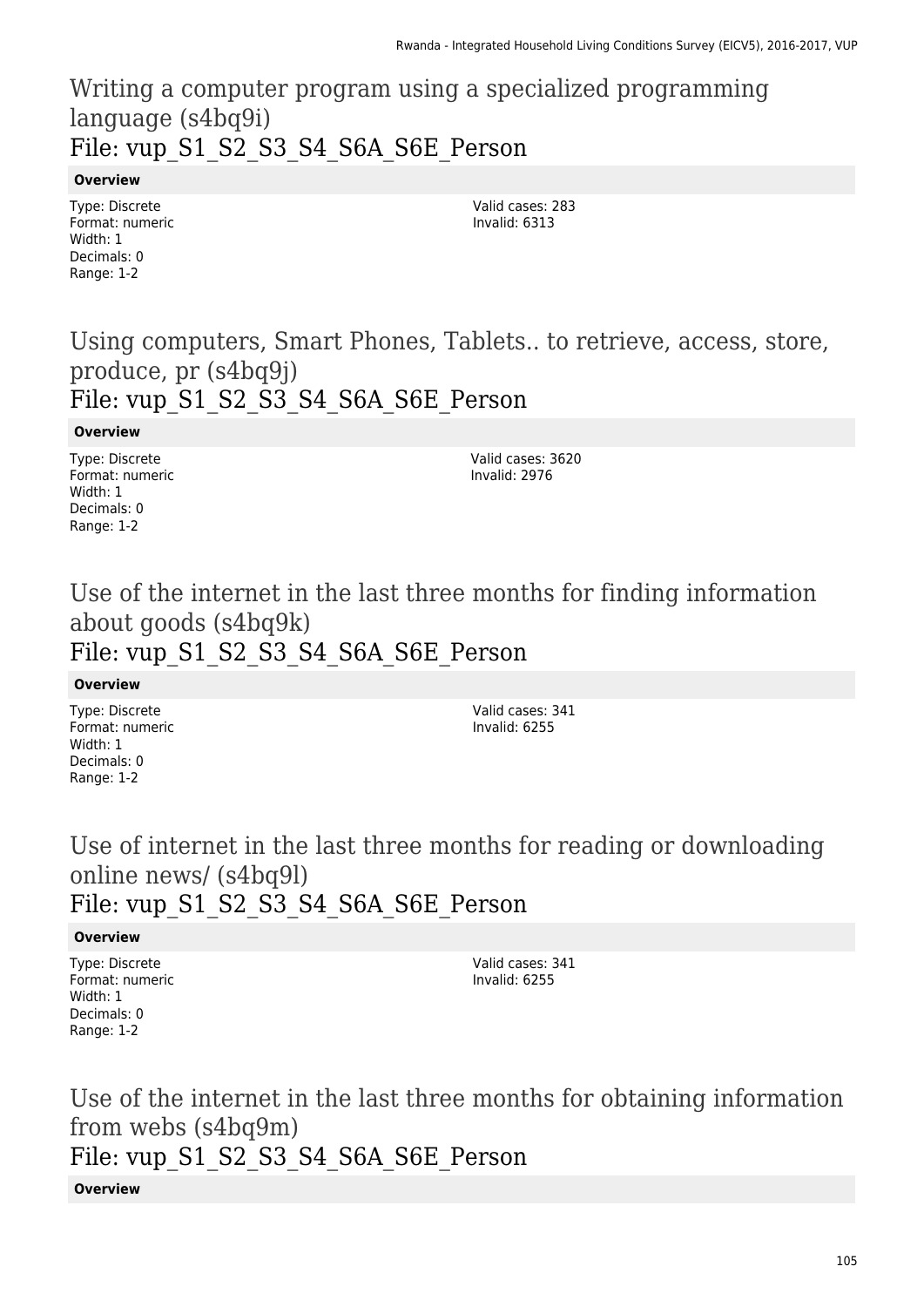## Writing a computer program using a specialized programming language (s4bq9i)
File: vup_S1_S2_S3_S4_S6A_S6E_Person

**Overview**

Type: Discrete
Format: numeric
Width: 1
Decimals: 0
Range: 1-2

Valid cases: 283
Invalid: 6313

## Using computers, Smart Phones, Tablets.. to retrieve, access, store, produce, pr (s4bq9j)
File: vup_S1_S2_S3_S4_S6A_S6E_Person

**Overview**

Type: Discrete
Format: numeric
Width: 1
Decimals: 0
Range: 1-2

Valid cases: 3620
Invalid: 2976

## Use of the internet in the last three months for finding information about goods (s4bq9k)
File: vup_S1_S2_S3_S4_S6A_S6E_Person

**Overview**

Type: Discrete
Format: numeric
Width: 1
Decimals: 0
Range: 1-2

Valid cases: 341
Invalid: 6255

## Use of internet in the last three months for reading or downloading online news/ (s4bq9l)
File: vup_S1_S2_S3_S4_S6A_S6E_Person

**Overview**

Type: Discrete
Format: numeric
Width: 1
Decimals: 0
Range: 1-2

Valid cases: 341
Invalid: 6255

## Use of the internet in the last three months for obtaining information from webs (s4bq9m)
File: vup_S1_S2_S3_S4_S6A_S6E_Person

**Overview**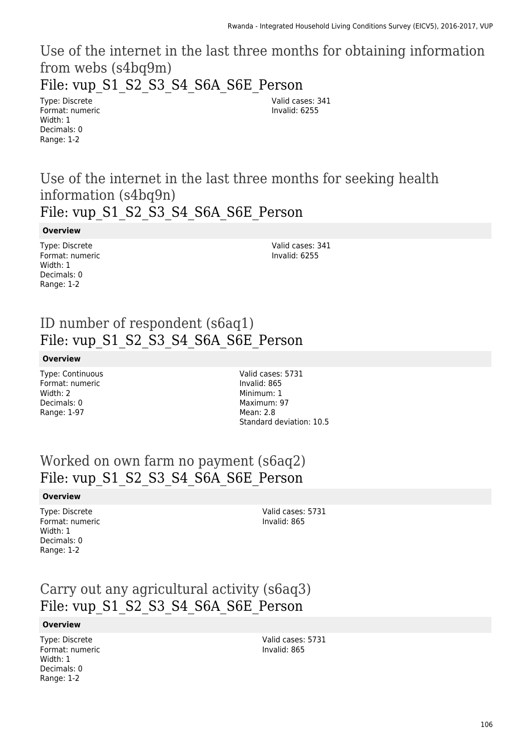## Use of the internet in the last three months for obtaining information from webs (s4bq9m)

## File: vup_S1_S2_S3_S4_S6A_S6E_Person

Type: Discrete
Format: numeric
Width: 1
Decimals: 0
Range: 1-2

Valid cases: 341
Invalid: 6255

## Use of the internet in the last three months for seeking health information (s4bq9n)

## File: vup_S1_S2_S3_S4_S6A_S6E_Person

**Overview**

Type: Discrete
Format: numeric
Width: 1
Decimals: 0
Range: 1-2

Valid cases: 341
Invalid: 6255

## ID number of respondent (s6aq1)

## File: vup_S1_S2_S3_S4_S6A_S6E_Person

**Overview**

Type: Continuous
Format: numeric
Width: 2
Decimals: 0
Range: 1-97

Valid cases: 5731
Invalid: 865
Minimum: 1
Maximum: 97
Mean: 2.8
Standard deviation: 10.5

## Worked on own farm no payment (s6aq2)

## File: vup_S1_S2_S3_S4_S6A_S6E_Person

**Overview**

Type: Discrete
Format: numeric
Width: 1
Decimals: 0
Range: 1-2

Valid cases: 5731
Invalid: 865

## Carry out any agricultural activity (s6aq3)

## File: vup_S1_S2_S3_S4_S6A_S6E_Person

**Overview**

Type: Discrete
Format: numeric
Width: 1
Decimals: 0
Range: 1-2

Valid cases: 5731
Invalid: 865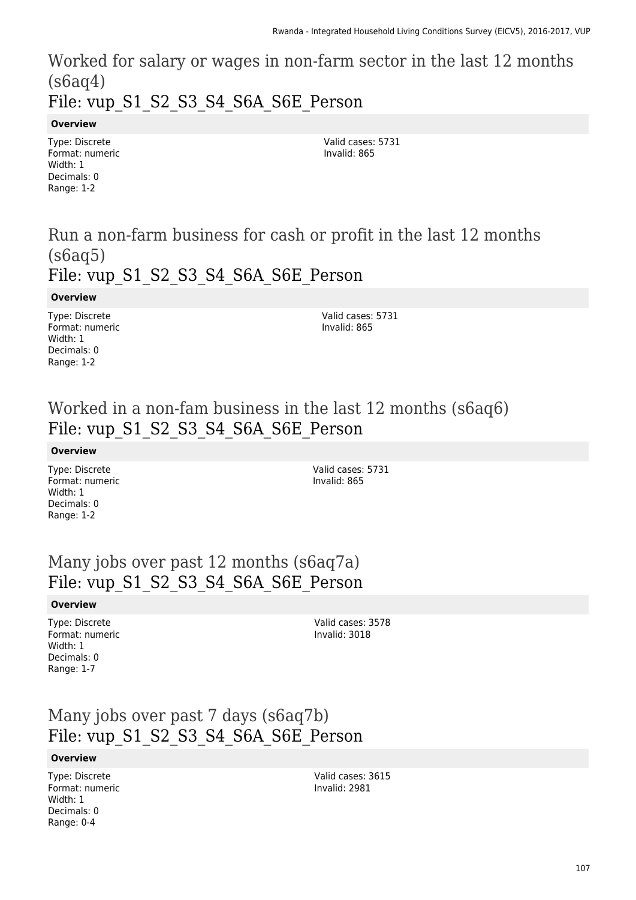## Worked for salary or wages in non-farm sector in the last 12 months (s6aq4)

## File: vup_S1_S2_S3_S4_S6A_S6E_Person

**Overview**

Type: Discrete
Format: numeric
Width: 1
Decimals: 0
Range: 1-2

Valid cases: 5731
Invalid: 865

## Run a non-farm business for cash or profit in the last 12 months (s6aq5)

## File: vup_S1_S2_S3_S4_S6A_S6E_Person

**Overview**

Type: Discrete
Format: numeric
Width: 1
Decimals: 0
Range: 1-2

Valid cases: 5731
Invalid: 865

## Worked in a non-fam business in the last 12 months (s6aq6)

## File: vup_S1_S2_S3_S4_S6A_S6E_Person

**Overview**

Type: Discrete
Format: numeric
Width: 1
Decimals: 0
Range: 1-2

Valid cases: 5731
Invalid: 865

## Many jobs over past 12 months (s6aq7a)

## File: vup_S1_S2_S3_S4_S6A_S6E_Person

**Overview**

Type: Discrete
Format: numeric
Width: 1
Decimals: 0
Range: 1-7

Valid cases: 3578
Invalid: 3018

## Many jobs over past 7 days (s6aq7b)

## File: vup_S1_S2_S3_S4_S6A_S6E_Person

**Overview**

Type: Discrete
Format: numeric
Width: 1
Decimals: 0
Range: 0-4

Valid cases: 3615
Invalid: 2981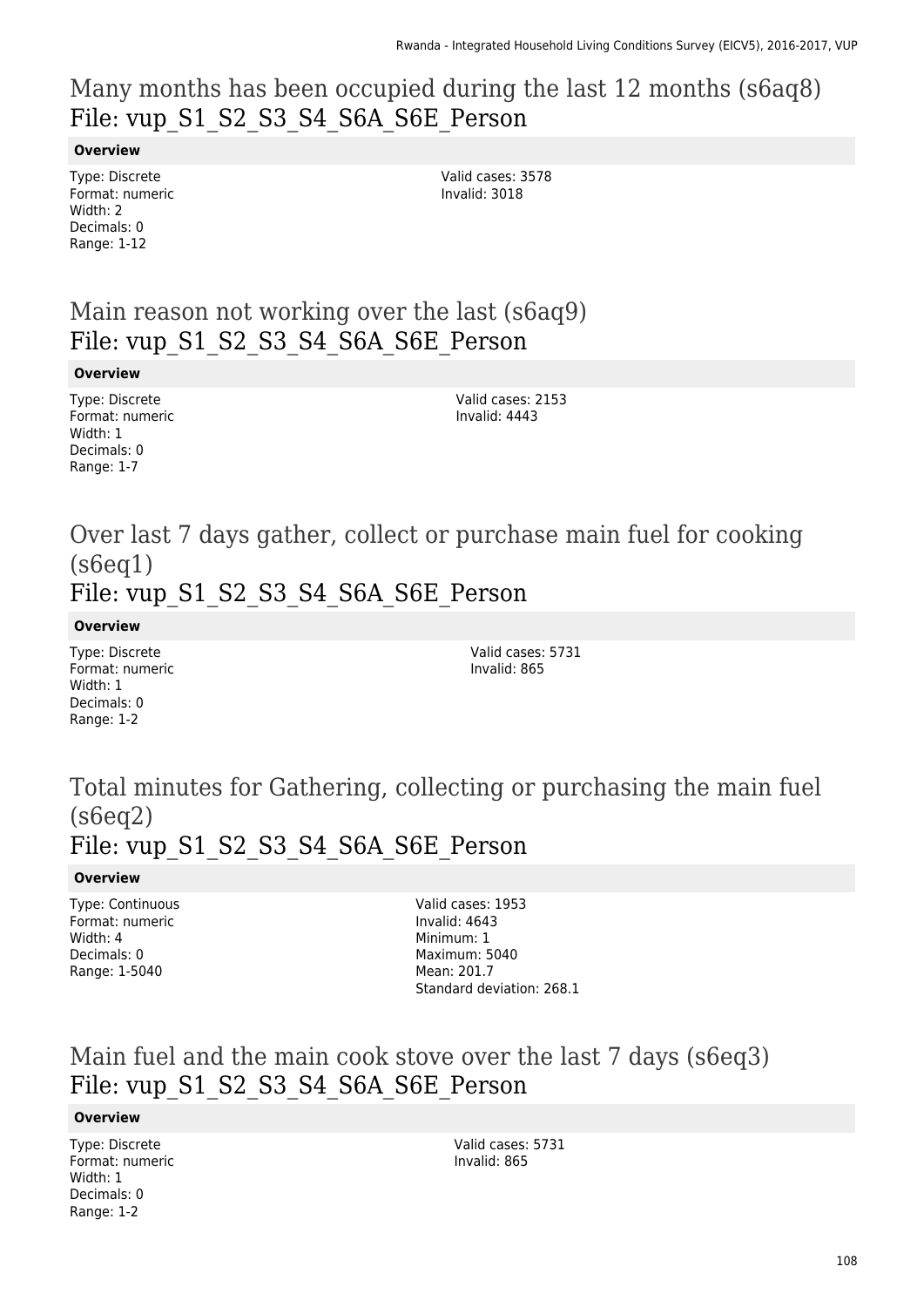## Many months has been occupied during the last 12 months (s6aq8)
## File: vup_S1_S2_S3_S4_S6A_S6E_Person

**Overview**

Type: Discrete
Format: numeric
Width: 2
Decimals: 0
Range: 1-12

Valid cases: 3578
Invalid: 3018

## Main reason not working over the last (s6aq9)
## File: vup_S1_S2_S3_S4_S6A_S6E_Person

**Overview**

Type: Discrete
Format: numeric
Width: 1
Decimals: 0
Range: 1-7

Valid cases: 2153
Invalid: 4443

## Over last 7 days gather, collect or purchase main fuel for cooking (s6eq1)
## File: vup_S1_S2_S3_S4_S6A_S6E_Person

**Overview**

Type: Discrete
Format: numeric
Width: 1
Decimals: 0
Range: 1-2

Valid cases: 5731
Invalid: 865

## Total minutes for Gathering, collecting or purchasing the main fuel (s6eq2)
## File: vup_S1_S2_S3_S4_S6A_S6E_Person

**Overview**

Type: Continuous
Format: numeric
Width: 4
Decimals: 0
Range: 1-5040

Valid cases: 1953
Invalid: 4643
Minimum: 1
Maximum: 5040
Mean: 201.7
Standard deviation: 268.1

## Main fuel and the main cook stove over the last 7 days (s6eq3)
## File: vup_S1_S2_S3_S4_S6A_S6E_Person

**Overview**

Type: Discrete
Format: numeric
Width: 1
Decimals: 0
Range: 1-2

Valid cases: 5731
Invalid: 865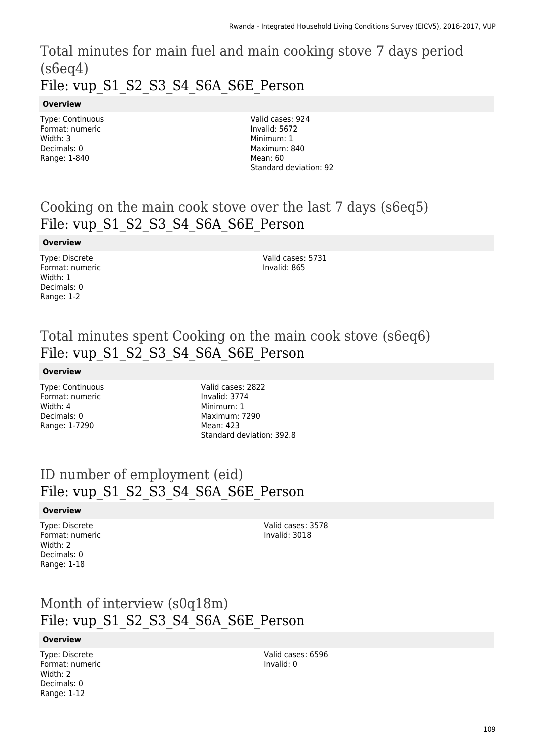# Total minutes for main fuel and main cooking stove 7 days period (s6eq4)
## File: vup_S1_S2_S3_S4_S6A_S6E_Person

**Overview**

Type: Continuous
Format: numeric
Width: 3
Decimals: 0
Range: 1-840

Valid cases: 924
Invalid: 5672
Minimum: 1
Maximum: 840
Mean: 60
Standard deviation: 92

# Cooking on the main cook stove over the last 7 days (s6eq5)
## File: vup_S1_S2_S3_S4_S6A_S6E_Person

**Overview**

Type: Discrete
Format: numeric
Width: 1
Decimals: 0
Range: 1-2

Valid cases: 5731
Invalid: 865

# Total minutes spent Cooking on the main cook stove (s6eq6)
## File: vup_S1_S2_S3_S4_S6A_S6E_Person

**Overview**

Type: Continuous
Format: numeric
Width: 4
Decimals: 0
Range: 1-7290

Valid cases: 2822
Invalid: 3774
Minimum: 1
Maximum: 7290
Mean: 423
Standard deviation: 392.8

# ID number of employment (eid)
## File: vup_S1_S2_S3_S4_S6A_S6E_Person

**Overview**

Type: Discrete
Format: numeric
Width: 2
Decimals: 0
Range: 1-18

Valid cases: 3578
Invalid: 3018

# Month of interview (s0q18m)
## File: vup_S1_S2_S3_S4_S6A_S6E_Person

**Overview**

Type: Discrete
Format: numeric
Width: 2
Decimals: 0
Range: 1-12

Valid cases: 6596
Invalid: 0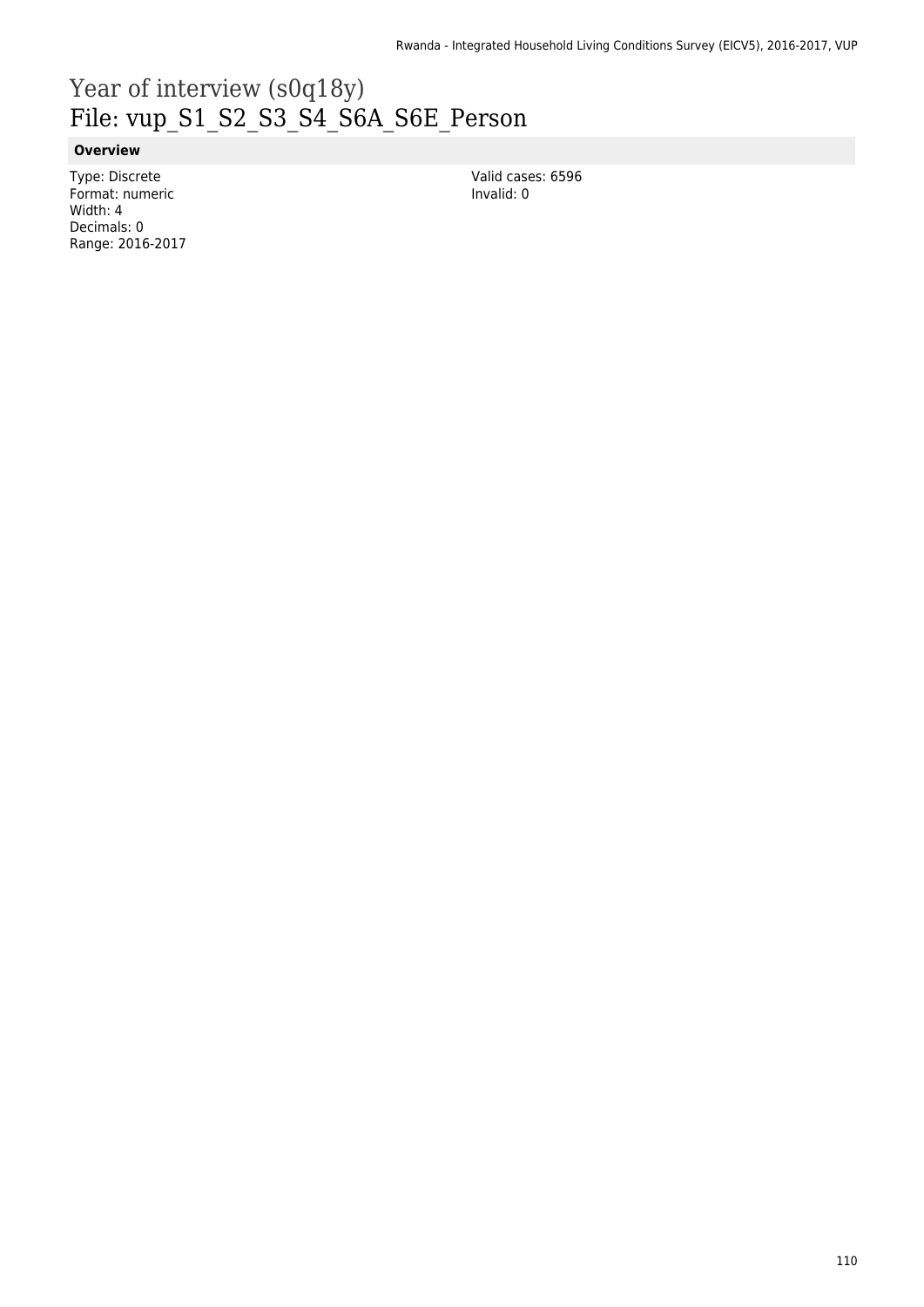# Year of interview (s0q18y)
# File: vup_S1_S2_S3_S4_S6A_S6E_Person

**Overview**

Type: Discrete
Format: numeric
Width: 4
Decimals: 0
Range: 2016-2017

Valid cases: 6596
Invalid: 0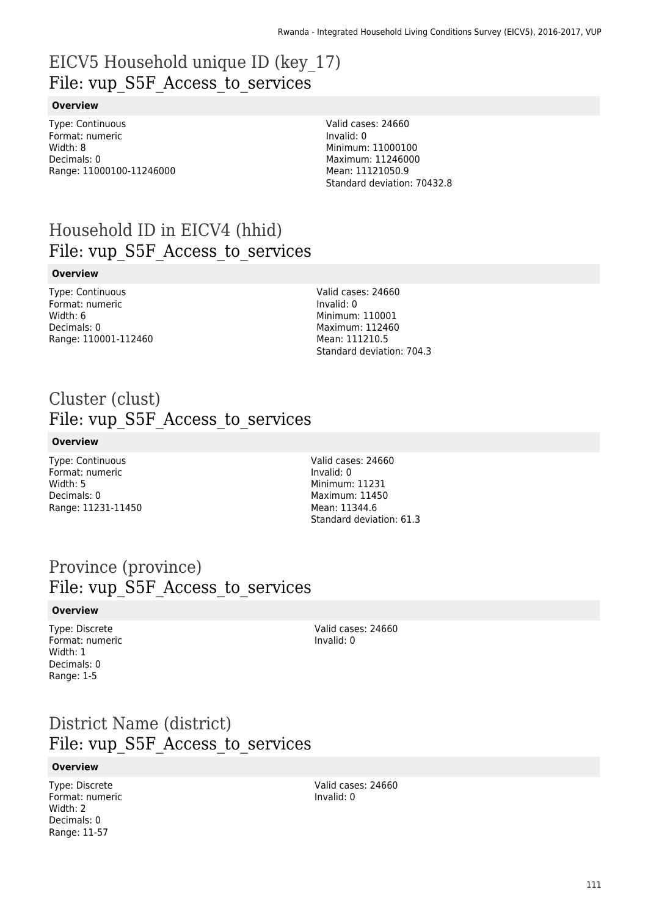# EICV5 Household unique ID (key_17)
## File: vup_S5F_Access_to_services

**Overview**

Type: Continuous
Format: numeric
Width: 8
Decimals: 0
Range: 11000100-11246000

Valid cases: 24660
Invalid: 0
Minimum: 11000100
Maximum: 11246000
Mean: 11121050.9
Standard deviation: 70432.8

# Household ID in EICV4 (hhid)
## File: vup_S5F_Access_to_services

**Overview**

Type: Continuous
Format: numeric
Width: 6
Decimals: 0
Range: 110001-112460

Valid cases: 24660
Invalid: 0
Minimum: 110001
Maximum: 112460
Mean: 111210.5
Standard deviation: 704.3

# Cluster (clust)
## File: vup_S5F_Access_to_services

**Overview**

Type: Continuous
Format: numeric
Width: 5
Decimals: 0
Range: 11231-11450

Valid cases: 24660
Invalid: 0
Minimum: 11231
Maximum: 11450
Mean: 11344.6
Standard deviation: 61.3

# Province (province)
## File: vup_S5F_Access_to_services

**Overview**

Type: Discrete
Format: numeric
Width: 1
Decimals: 0
Range: 1-5

Valid cases: 24660
Invalid: 0

# District Name (district)
## File: vup_S5F_Access_to_services

**Overview**

Type: Discrete
Format: numeric
Width: 2
Decimals: 0
Range: 11-57

Valid cases: 24660
Invalid: 0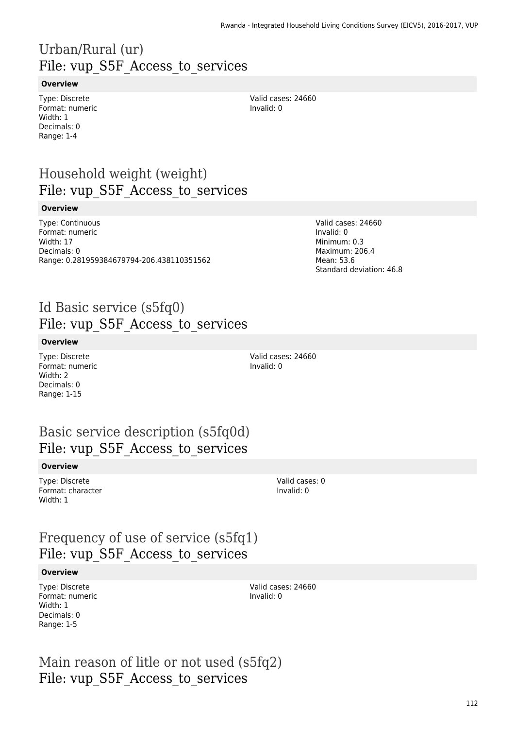## Urban/Rural (ur)
## File: vup_S5F_Access_to_services

**Overview**

Type: Discrete
Format: numeric
Width: 1
Decimals: 0
Range: 1-4

Valid cases: 24660
Invalid: 0

## Household weight (weight)
## File: vup_S5F_Access_to_services

**Overview**

Type: Continuous
Format: numeric
Width: 17
Decimals: 0
Range: 0.281959384679794-206.438110351562

Valid cases: 24660
Invalid: 0
Minimum: 0.3
Maximum: 206.4
Mean: 53.6
Standard deviation: 46.8

## Id Basic service (s5fq0)
## File: vup_S5F_Access_to_services

**Overview**

Type: Discrete
Format: numeric
Width: 2
Decimals: 0
Range: 1-15

Valid cases: 24660
Invalid: 0

## Basic service description (s5fq0d)
## File: vup_S5F_Access_to_services

**Overview**

Type: Discrete
Format: character
Width: 1

Valid cases: 0
Invalid: 0

## Frequency of use of service (s5fq1)
## File: vup_S5F_Access_to_services

**Overview**

Type: Discrete
Format: numeric
Width: 1
Decimals: 0
Range: 1-5

Valid cases: 24660
Invalid: 0

## Main reason of litle or not used (s5fq2)
## File: vup_S5F_Access_to_services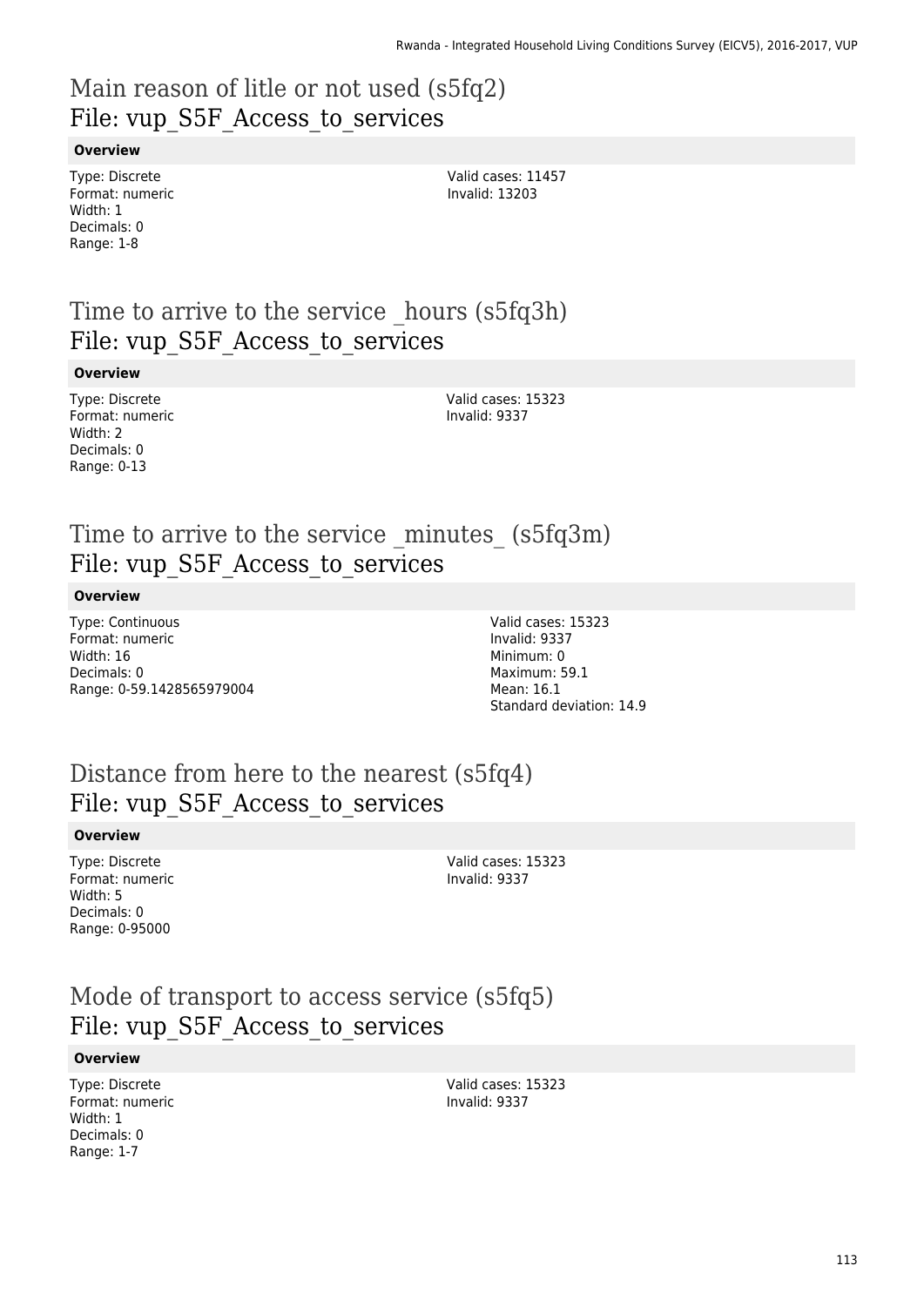## Main reason of litle or not used (s5fq2)
File: vup_S5F_Access_to_services

**Overview**

Type: Discrete
Format: numeric
Width: 1
Decimals: 0
Range: 1-8

Valid cases: 11457
Invalid: 13203

## Time to arrive to the service _hours (s5fq3h)
File: vup_S5F_Access_to_services

**Overview**

Type: Discrete
Format: numeric
Width: 2
Decimals: 0
Range: 0-13

Valid cases: 15323
Invalid: 9337

## Time to arrive to the service _minutes_ (s5fq3m)
File: vup_S5F_Access_to_services

**Overview**

Type: Continuous
Format: numeric
Width: 16
Decimals: 0
Range: 0-59.1428565979004

Valid cases: 15323
Invalid: 9337
Minimum: 0
Maximum: 59.1
Mean: 16.1
Standard deviation: 14.9

## Distance from here to the nearest (s5fq4)
File: vup_S5F_Access_to_services

**Overview**

Type: Discrete
Format: numeric
Width: 5
Decimals: 0
Range: 0-95000

Valid cases: 15323
Invalid: 9337

## Mode of transport to access service (s5fq5)
File: vup_S5F_Access_to_services

**Overview**

Type: Discrete
Format: numeric
Width: 1
Decimals: 0
Range: 1-7

Valid cases: 15323
Invalid: 9337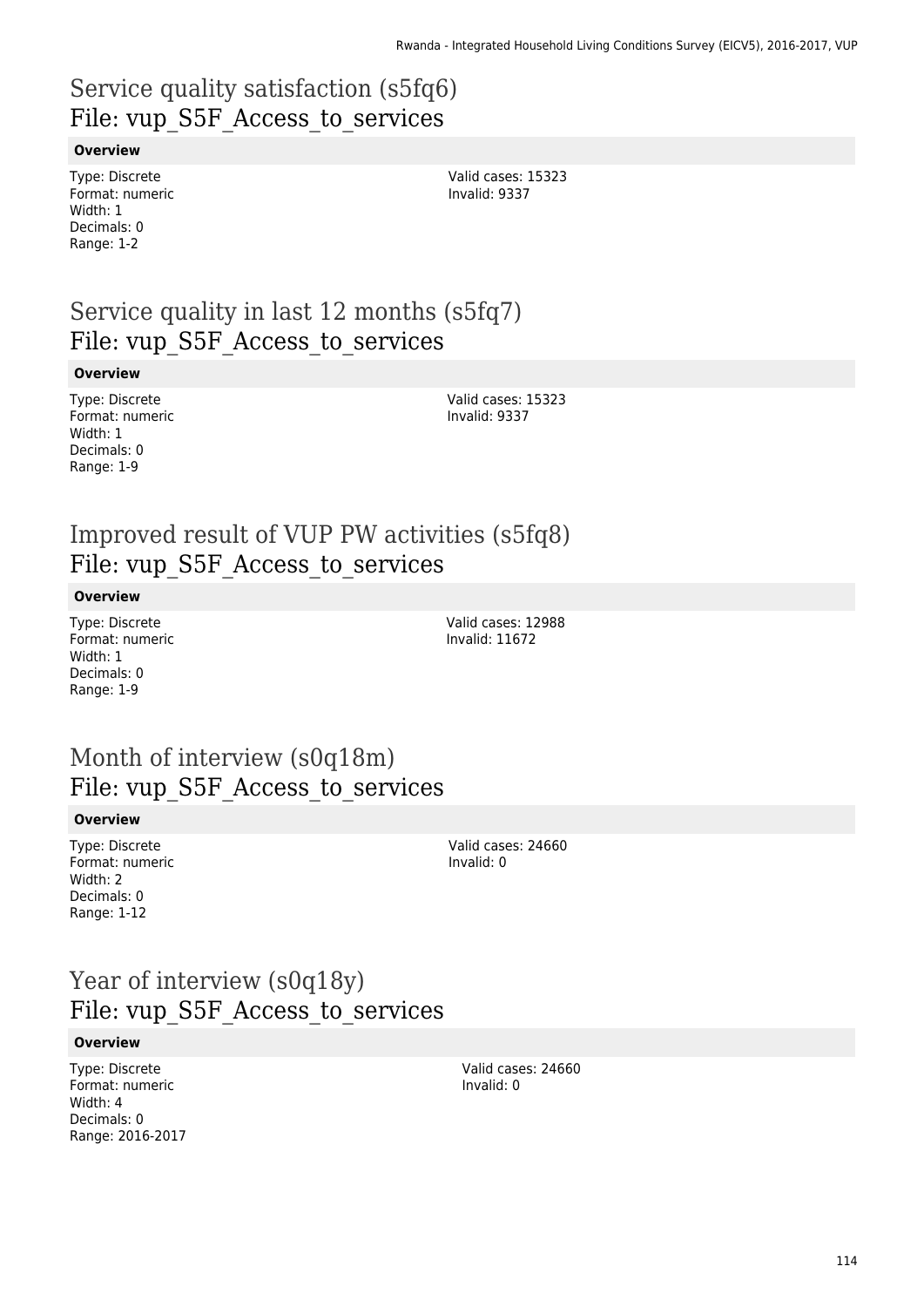## Service quality satisfaction (s5fq6)
File: vup_S5F_Access_to_services

**Overview**

Type: Discrete
Format: numeric
Width: 1
Decimals: 0
Range: 1-2

Valid cases: 15323
Invalid: 9337

## Service quality in last 12 months (s5fq7)
File: vup_S5F_Access_to_services

**Overview**

Type: Discrete
Format: numeric
Width: 1
Decimals: 0
Range: 1-9

Valid cases: 15323
Invalid: 9337

## Improved result of VUP PW activities (s5fq8)
File: vup_S5F_Access_to_services

**Overview**

Type: Discrete
Format: numeric
Width: 1
Decimals: 0
Range: 1-9

Valid cases: 12988
Invalid: 11672

## Month of interview (s0q18m)
File: vup_S5F_Access_to_services

**Overview**

Type: Discrete
Format: numeric
Width: 2
Decimals: 0
Range: 1-12

Valid cases: 24660
Invalid: 0

## Year of interview (s0q18y)
File: vup_S5F_Access_to_services

**Overview**

Type: Discrete
Format: numeric
Width: 4
Decimals: 0
Range: 2016-2017

Valid cases: 24660
Invalid: 0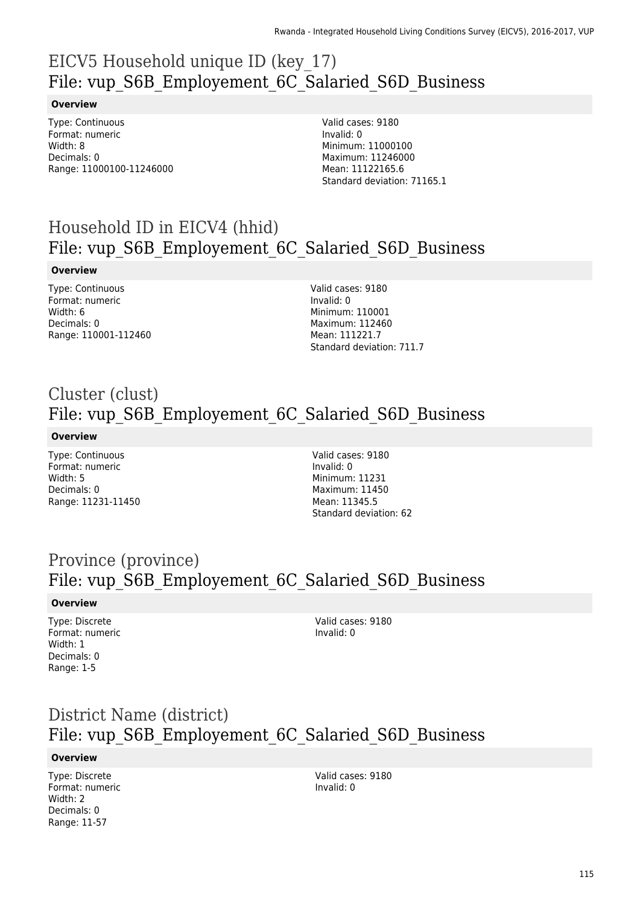# EICV5 Household unique ID (key_17)
## File: vup_S6B_Employement_6C_Salaried_S6D_Business

### Overview

Type: Continuous
Format: numeric
Width: 8
Decimals: 0
Range: 11000100-11246000

Valid cases: 9180
Invalid: 0
Minimum: 11000100
Maximum: 11246000
Mean: 11122165.6
Standard deviation: 71165.1

# Household ID in EICV4 (hhid)
## File: vup_S6B_Employement_6C_Salaried_S6D_Business

### Overview

Type: Continuous
Format: numeric
Width: 6
Decimals: 0
Range: 110001-112460

Valid cases: 9180
Invalid: 0
Minimum: 110001
Maximum: 112460
Mean: 111221.7
Standard deviation: 711.7

# Cluster (clust)
## File: vup_S6B_Employement_6C_Salaried_S6D_Business

### Overview

Type: Continuous
Format: numeric
Width: 5
Decimals: 0
Range: 11231-11450

Valid cases: 9180
Invalid: 0
Minimum: 11231
Maximum: 11450
Mean: 11345.5
Standard deviation: 62

# Province (province)
## File: vup_S6B_Employement_6C_Salaried_S6D_Business

### Overview

Type: Discrete
Format: numeric
Width: 1
Decimals: 0
Range: 1-5

Valid cases: 9180
Invalid: 0

# District Name (district)
## File: vup_S6B_Employement_6C_Salaried_S6D_Business

### Overview

Type: Discrete
Format: numeric
Width: 2
Decimals: 0
Range: 11-57

Valid cases: 9180
Invalid: 0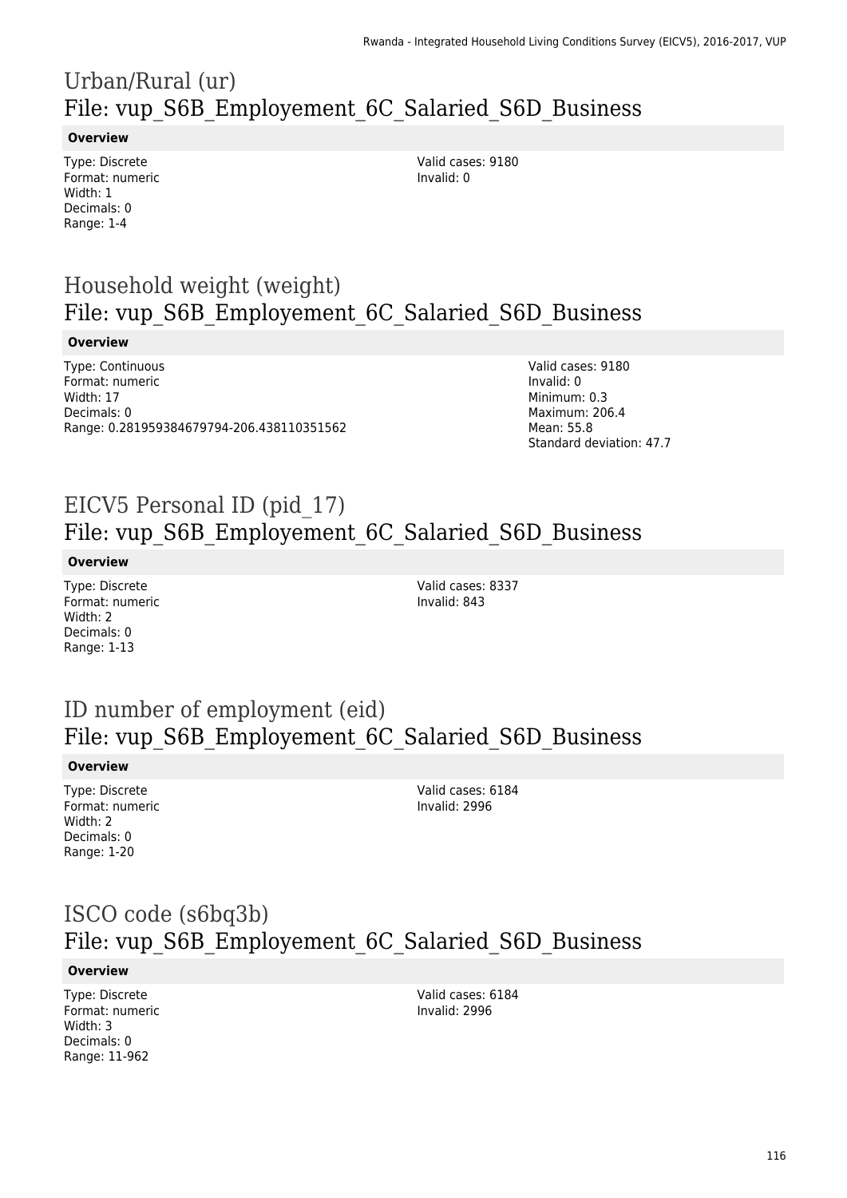## Urban/Rural (ur)
## File: vup_S6B_Employement_6C_Salaried_S6D_Business

**Overview**

Type: Discrete
Format: numeric
Width: 1
Decimals: 0
Range: 1-4

Valid cases: 9180
Invalid: 0

## Household weight (weight)
## File: vup_S6B_Employement_6C_Salaried_S6D_Business

**Overview**

Type: Continuous
Format: numeric
Width: 17
Decimals: 0
Range: 0.281959384679794-206.438110351562

Valid cases: 9180
Invalid: 0
Minimum: 0.3
Maximum: 206.4
Mean: 55.8
Standard deviation: 47.7

## EICV5 Personal ID (pid_17)
## File: vup_S6B_Employement_6C_Salaried_S6D_Business

**Overview**

Type: Discrete
Format: numeric
Width: 2
Decimals: 0
Range: 1-13

Valid cases: 8337
Invalid: 843

## ID number of employment (eid)
## File: vup_S6B_Employement_6C_Salaried_S6D_Business

**Overview**

Type: Discrete
Format: numeric
Width: 2
Decimals: 0
Range: 1-20

Valid cases: 6184
Invalid: 2996

## ISCO code (s6bq3b)
## File: vup_S6B_Employement_6C_Salaried_S6D_Business

**Overview**

Type: Discrete
Format: numeric
Width: 3
Decimals: 0
Range: 11-962

Valid cases: 6184
Invalid: 2996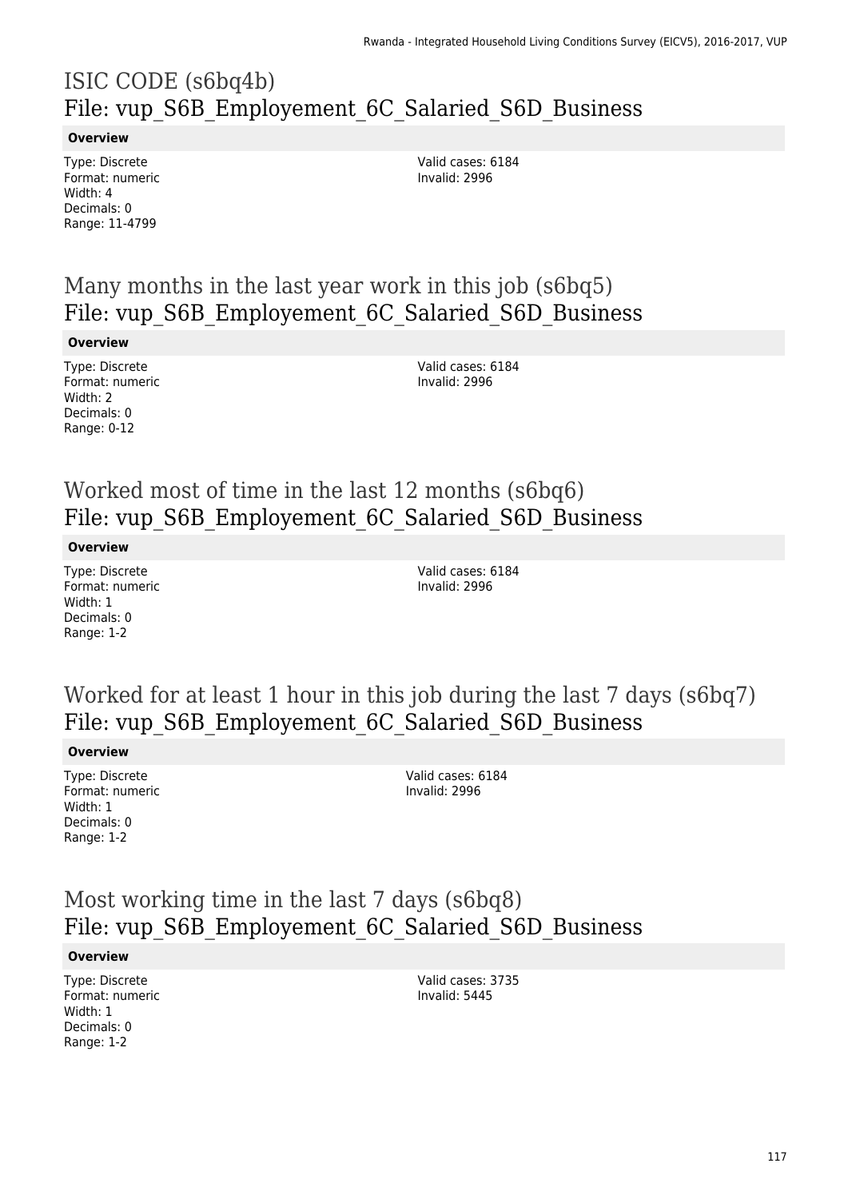# ISIC CODE (s6bq4b)
## File: vup_S6B_Employement_6C_Salaried_S6D_Business

**Overview**

Type: Discrete
Format: numeric
Width: 4
Decimals: 0
Range: 11-4799

Valid cases: 6184
Invalid: 2996

# Many months in the last year work in this job (s6bq5)
## File: vup_S6B_Employement_6C_Salaried_S6D_Business

**Overview**

Type: Discrete
Format: numeric
Width: 2
Decimals: 0
Range: 0-12

Valid cases: 6184
Invalid: 2996

# Worked most of time in the last 12 months (s6bq6)
## File: vup_S6B_Employement_6C_Salaried_S6D_Business

**Overview**

Type: Discrete
Format: numeric
Width: 1
Decimals: 0
Range: 1-2

Valid cases: 6184
Invalid: 2996

# Worked for at least 1 hour in this job during the last 7 days (s6bq7)
## File: vup_S6B_Employement_6C_Salaried_S6D_Business

**Overview**

Type: Discrete
Format: numeric
Width: 1
Decimals: 0
Range: 1-2

Valid cases: 6184
Invalid: 2996

# Most working time in the last 7 days (s6bq8)
## File: vup_S6B_Employement_6C_Salaried_S6D_Business

**Overview**

Type: Discrete
Format: numeric
Width: 1
Decimals: 0
Range: 1-2

Valid cases: 3735
Invalid: 5445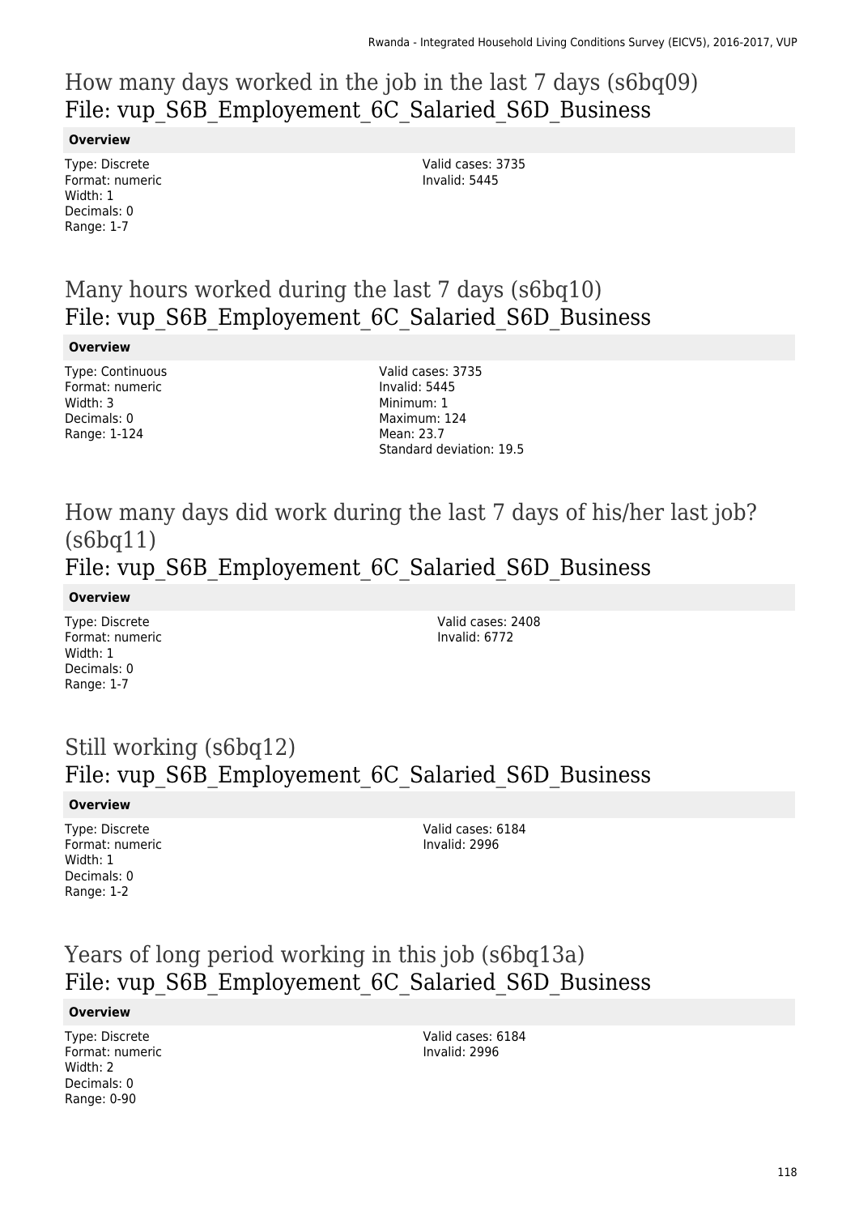## How many days worked in the job in the last 7 days (s6bq09)
## File: vup_S6B_Employement_6C_Salaried_S6D_Business

**Overview**

Type: Discrete
Format: numeric
Width: 1
Decimals: 0
Range: 1-7

Valid cases: 3735
Invalid: 5445

## Many hours worked during the last 7 days (s6bq10)
## File: vup_S6B_Employement_6C_Salaried_S6D_Business

**Overview**

Type: Continuous
Format: numeric
Width: 3
Decimals: 0
Range: 1-124

Valid cases: 3735
Invalid: 5445
Minimum: 1
Maximum: 124
Mean: 23.7
Standard deviation: 19.5

## How many days did work during the last 7 days of his/her last job? (s6bq11)
## File: vup_S6B_Employement_6C_Salaried_S6D_Business

**Overview**

Type: Discrete
Format: numeric
Width: 1
Decimals: 0
Range: 1-7

Valid cases: 2408
Invalid: 6772

## Still working (s6bq12)
## File: vup_S6B_Employement_6C_Salaried_S6D_Business

**Overview**

Type: Discrete
Format: numeric
Width: 1
Decimals: 0
Range: 1-2

Valid cases: 6184
Invalid: 2996

## Years of long period working in this job (s6bq13a)
## File: vup_S6B_Employement_6C_Salaried_S6D_Business

**Overview**

Type: Discrete
Format: numeric
Width: 2
Decimals: 0
Range: 0-90

Valid cases: 6184
Invalid: 2996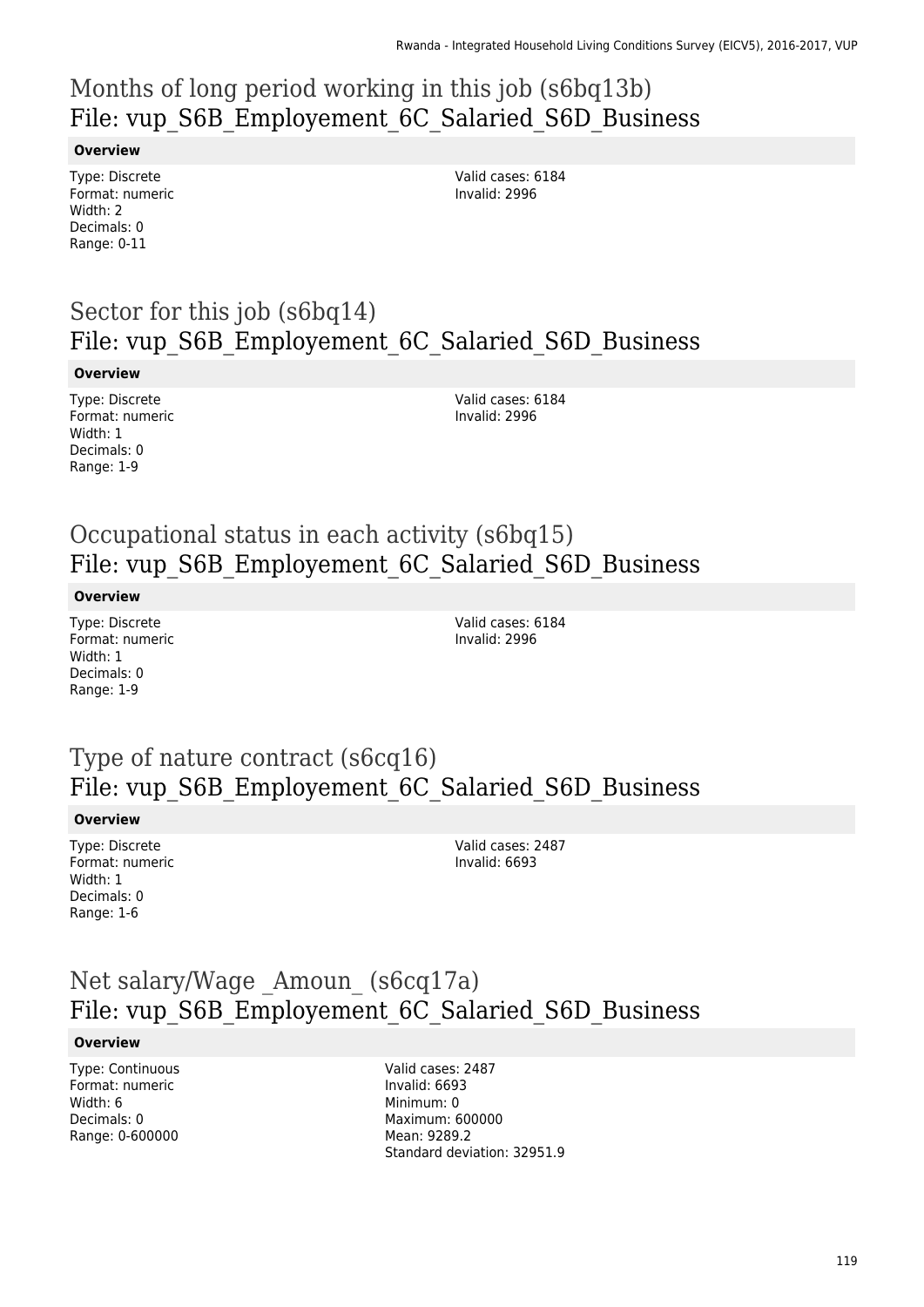## Months of long period working in this job (s6bq13b)
## File: vup_S6B_Employement_6C_Salaried_S6D_Business

**Overview**

Type: Discrete
Format: numeric
Width: 2
Decimals: 0
Range: 0-11

Valid cases: 6184
Invalid: 2996

## Sector for this job (s6bq14)
## File: vup_S6B_Employement_6C_Salaried_S6D_Business

**Overview**

Type: Discrete
Format: numeric
Width: 1
Decimals: 0
Range: 1-9

Valid cases: 6184
Invalid: 2996

## Occupational status in each activity (s6bq15)
## File: vup_S6B_Employement_6C_Salaried_S6D_Business

**Overview**

Type: Discrete
Format: numeric
Width: 1
Decimals: 0
Range: 1-9

Valid cases: 6184
Invalid: 2996

## Type of nature contract (s6cq16)
## File: vup_S6B_Employement_6C_Salaried_S6D_Business

**Overview**

Type: Discrete
Format: numeric
Width: 1
Decimals: 0
Range: 1-6

Valid cases: 2487
Invalid: 6693

## Net salary/Wage _Amoun_ (s6cq17a)
## File: vup_S6B_Employement_6C_Salaried_S6D_Business

**Overview**

Type: Continuous
Format: numeric
Width: 6
Decimals: 0
Range: 0-600000

Valid cases: 2487
Invalid: 6693
Minimum: 0
Maximum: 600000
Mean: 9289.2
Standard deviation: 32951.9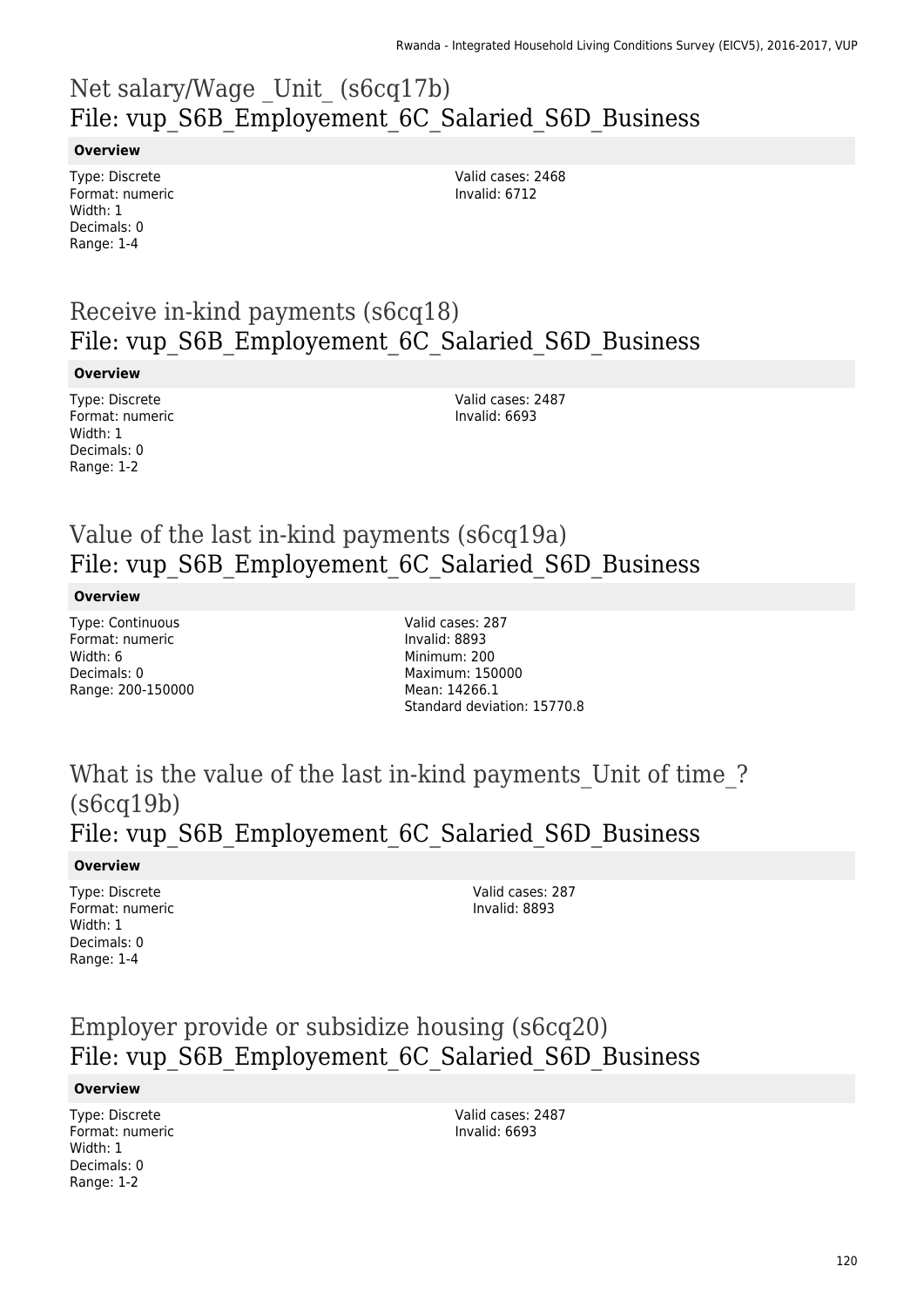# Net salary/Wage _Unit_ (s6cq17b)
## File: vup_S6B_Employement_6C_Salaried_S6D_Business

**Overview**

Type: Discrete
Format: numeric
Width: 1
Decimals: 0
Range: 1-4

Valid cases: 2468
Invalid: 6712

# Receive in-kind payments (s6cq18)
## File: vup_S6B_Employement_6C_Salaried_S6D_Business

**Overview**

Type: Discrete
Format: numeric
Width: 1
Decimals: 0
Range: 1-2

Valid cases: 2487
Invalid: 6693

# Value of the last in-kind payments (s6cq19a)
## File: vup_S6B_Employement_6C_Salaried_S6D_Business

**Overview**

Type: Continuous
Format: numeric
Width: 6
Decimals: 0
Range: 200-150000

Valid cases: 287
Invalid: 8893
Minimum: 200
Maximum: 150000
Mean: 14266.1
Standard deviation: 15770.8

# What is the value of the last in-kind payments_Unit of time_? (s6cq19b)
## File: vup_S6B_Employement_6C_Salaried_S6D_Business

**Overview**

Type: Discrete
Format: numeric
Width: 1
Decimals: 0
Range: 1-4

Valid cases: 287
Invalid: 8893

# Employer provide or subsidize housing (s6cq20)
## File: vup_S6B_Employement_6C_Salaried_S6D_Business

**Overview**

Type: Discrete
Format: numeric
Width: 1
Decimals: 0
Range: 1-2

Valid cases: 2487
Invalid: 6693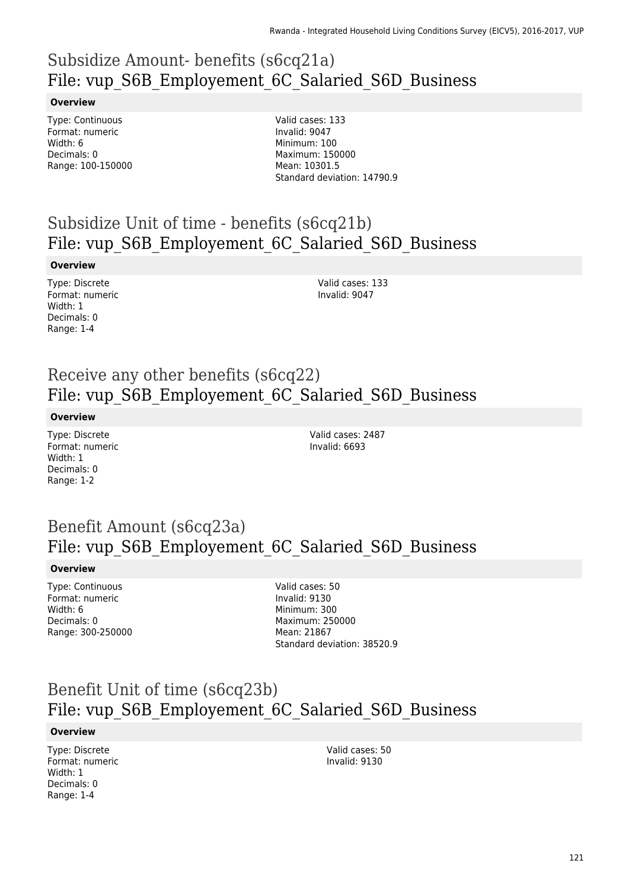# Subsidize Amount- benefits (s6cq21a)
## File: vup_S6B_Employement_6C_Salaried_S6D_Business

**Overview**

Type: Continuous
Format: numeric
Width: 6
Decimals: 0
Range: 100-150000

Valid cases: 133
Invalid: 9047
Minimum: 100
Maximum: 150000
Mean: 10301.5
Standard deviation: 14790.9

# Subsidize Unit of time - benefits (s6cq21b)
## File: vup_S6B_Employement_6C_Salaried_S6D_Business

**Overview**

Type: Discrete
Format: numeric
Width: 1
Decimals: 0
Range: 1-4

Valid cases: 133
Invalid: 9047

# Receive any other benefits (s6cq22)
## File: vup_S6B_Employement_6C_Salaried_S6D_Business

**Overview**

Type: Discrete
Format: numeric
Width: 1
Decimals: 0
Range: 1-2

Valid cases: 2487
Invalid: 6693

# Benefit Amount (s6cq23a)
## File: vup_S6B_Employement_6C_Salaried_S6D_Business

**Overview**

Type: Continuous
Format: numeric
Width: 6
Decimals: 0
Range: 300-250000

Valid cases: 50
Invalid: 9130
Minimum: 300
Maximum: 250000
Mean: 21867
Standard deviation: 38520.9

# Benefit Unit of time (s6cq23b)
## File: vup_S6B_Employement_6C_Salaried_S6D_Business

**Overview**

Type: Discrete
Format: numeric
Width: 1
Decimals: 0
Range: 1-4

Valid cases: 50
Invalid: 9130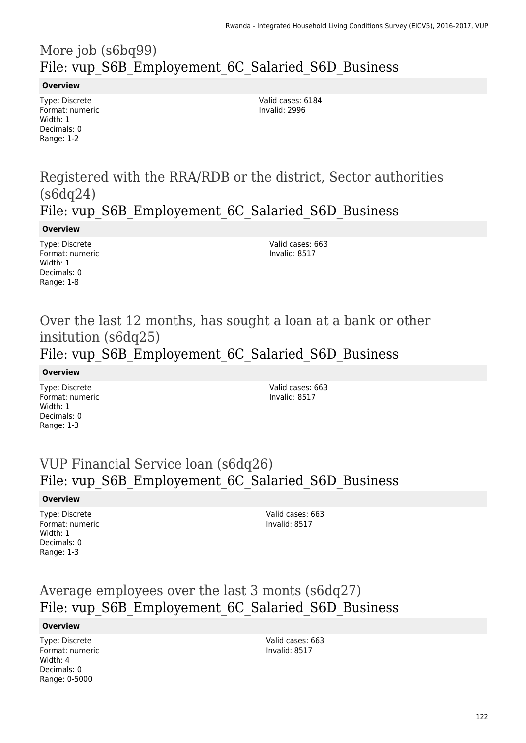## More job (s6bq99)
## File: vup_S6B_Employement_6C_Salaried_S6D_Business

**Overview**

Type: Discrete
Format: numeric
Width: 1
Decimals: 0
Range: 1-2

Valid cases: 6184
Invalid: 2996

## Registered with the RRA/RDB or the district, Sector authorities (s6dq24)
## File: vup_S6B_Employement_6C_Salaried_S6D_Business

**Overview**

Type: Discrete
Format: numeric
Width: 1
Decimals: 0
Range: 1-8

Valid cases: 663
Invalid: 8517

## Over the last 12 months, has sought a loan at a bank or other insitution (s6dq25)
## File: vup_S6B_Employement_6C_Salaried_S6D_Business

**Overview**

Type: Discrete
Format: numeric
Width: 1
Decimals: 0
Range: 1-3

Valid cases: 663
Invalid: 8517

## VUP Financial Service loan (s6dq26)
## File: vup_S6B_Employement_6C_Salaried_S6D_Business

**Overview**

Type: Discrete
Format: numeric
Width: 1
Decimals: 0
Range: 1-3

Valid cases: 663
Invalid: 8517

## Average employees over the last 3 monts (s6dq27)
## File: vup_S6B_Employement_6C_Salaried_S6D_Business

**Overview**

Type: Discrete
Format: numeric
Width: 4
Decimals: 0
Range: 0-5000

Valid cases: 663
Invalid: 8517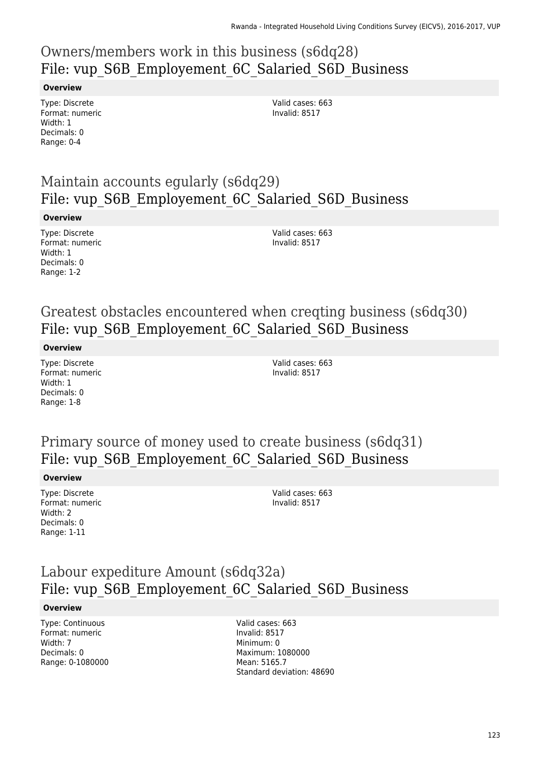## Owners/members work in this business (s6dq28)
## File: vup_S6B_Employement_6C_Salaried_S6D_Business

**Overview**

Type: Discrete
Format: numeric
Width: 1
Decimals: 0
Range: 0-4

Valid cases: 663
Invalid: 8517

## Maintain accounts egularly (s6dq29)
## File: vup_S6B_Employement_6C_Salaried_S6D_Business

**Overview**

Type: Discrete
Format: numeric
Width: 1
Decimals: 0
Range: 1-2

Valid cases: 663
Invalid: 8517

## Greatest obstacles encountered when creqting business (s6dq30)
## File: vup_S6B_Employement_6C_Salaried_S6D_Business

**Overview**

Type: Discrete
Format: numeric
Width: 1
Decimals: 0
Range: 1-8

Valid cases: 663
Invalid: 8517

## Primary source of money used to create business (s6dq31)
## File: vup_S6B_Employement_6C_Salaried_S6D_Business

**Overview**

Type: Discrete
Format: numeric
Width: 2
Decimals: 0
Range: 1-11

Valid cases: 663
Invalid: 8517

## Labour expediture Amount (s6dq32a)
## File: vup_S6B_Employement_6C_Salaried_S6D_Business

**Overview**

Type: Continuous
Format: numeric
Width: 7
Decimals: 0
Range: 0-1080000

Valid cases: 663
Invalid: 8517
Minimum: 0
Maximum: 1080000
Mean: 5165.7
Standard deviation: 48690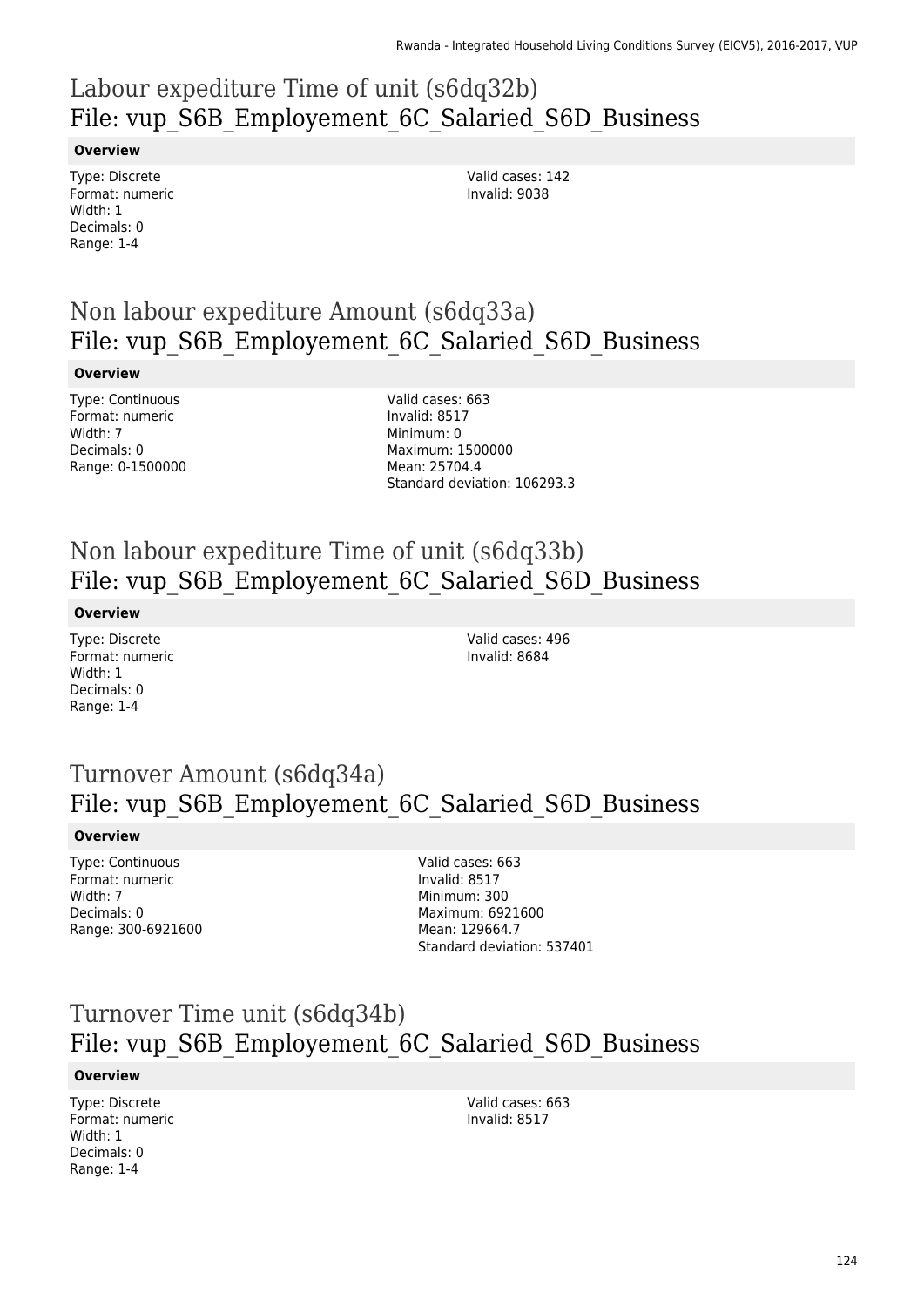# Labour expediture Time of unit (s6dq32b)
## File: vup_S6B_Employement_6C_Salaried_S6D_Business

**Overview**

Type: Discrete
Format: numeric
Width: 1
Decimals: 0
Range: 1-4

Valid cases: 142
Invalid: 9038

# Non labour expediture Amount (s6dq33a)
## File: vup_S6B_Employement_6C_Salaried_S6D_Business

**Overview**

Type: Continuous
Format: numeric
Width: 7
Decimals: 0
Range: 0-1500000

Valid cases: 663
Invalid: 8517
Minimum: 0
Maximum: 1500000
Mean: 25704.4
Standard deviation: 106293.3

# Non labour expediture Time of unit (s6dq33b)
## File: vup_S6B_Employement_6C_Salaried_S6D_Business

**Overview**

Type: Discrete
Format: numeric
Width: 1
Decimals: 0
Range: 1-4

Valid cases: 496
Invalid: 8684

# Turnover Amount (s6dq34a)
## File: vup_S6B_Employement_6C_Salaried_S6D_Business

**Overview**

Type: Continuous
Format: numeric
Width: 7
Decimals: 0
Range: 300-6921600

Valid cases: 663
Invalid: 8517
Minimum: 300
Maximum: 6921600
Mean: 129664.7
Standard deviation: 537401

# Turnover Time unit (s6dq34b)
## File: vup_S6B_Employement_6C_Salaried_S6D_Business

**Overview**

Type: Discrete
Format: numeric
Width: 1
Decimals: 0
Range: 1-4

Valid cases: 663
Invalid: 8517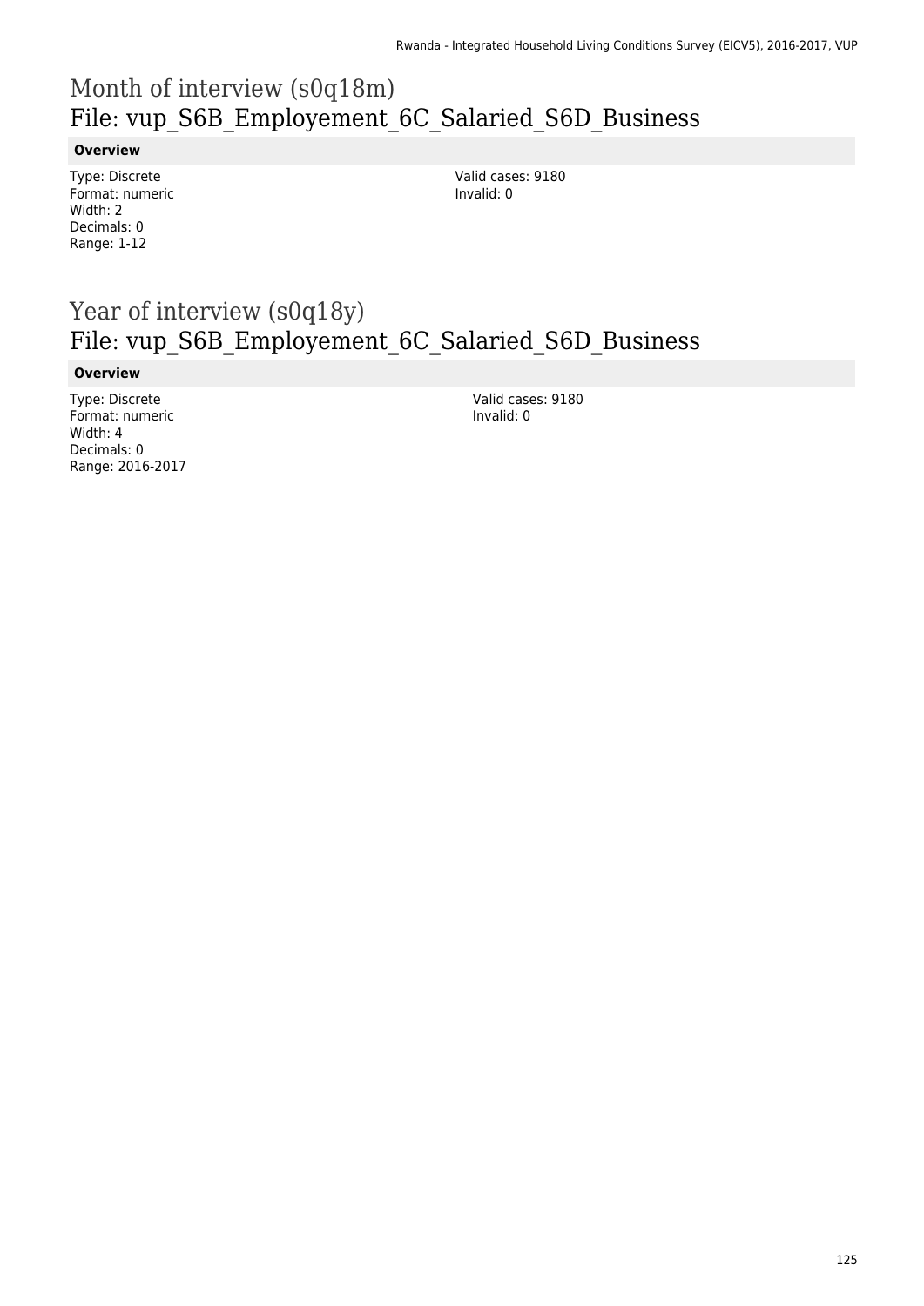# Month of interview (s0q18m)
# File: vup_S6B_Employement_6C_Salaried_S6D_Business

**Overview**

Type: Discrete
Format: numeric
Width: 2
Decimals: 0
Range: 1-12

Valid cases: 9180
Invalid: 0

# Year of interview (s0q18y)
# File: vup_S6B_Employement_6C_Salaried_S6D_Business

**Overview**

Type: Discrete
Format: numeric
Width: 4
Decimals: 0
Range: 2016-2017

Valid cases: 9180
Invalid: 0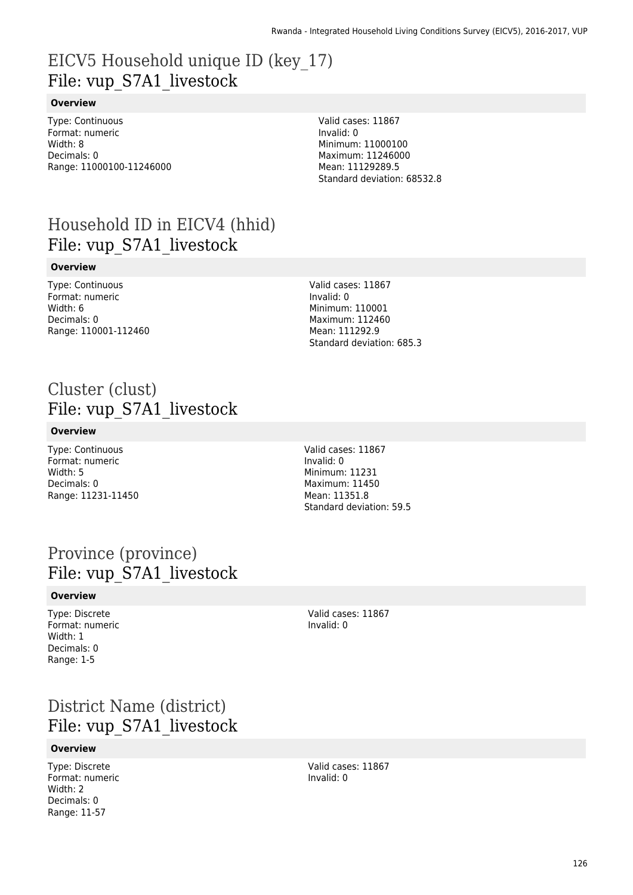# EICV5 Household unique ID (key_17)
File: vup_S7A1_livestock

**Overview**

Type: Continuous
Format: numeric
Width: 8
Decimals: 0
Range: 11000100-11246000

Valid cases: 11867
Invalid: 0
Minimum: 11000100
Maximum: 11246000
Mean: 11129289.5
Standard deviation: 68532.8

# Household ID in EICV4 (hhid)
File: vup_S7A1_livestock

**Overview**

Type: Continuous
Format: numeric
Width: 6
Decimals: 0
Range: 110001-112460

Valid cases: 11867
Invalid: 0
Minimum: 110001
Maximum: 112460
Mean: 111292.9
Standard deviation: 685.3

# Cluster (clust)
File: vup_S7A1_livestock

**Overview**

Type: Continuous
Format: numeric
Width: 5
Decimals: 0
Range: 11231-11450

Valid cases: 11867
Invalid: 0
Minimum: 11231
Maximum: 11450
Mean: 11351.8
Standard deviation: 59.5

# Province (province)
File: vup_S7A1_livestock

**Overview**

Type: Discrete
Format: numeric
Width: 1
Decimals: 0
Range: 1-5

Valid cases: 11867
Invalid: 0

# District Name (district)
File: vup_S7A1_livestock

**Overview**

Type: Discrete
Format: numeric
Width: 2
Decimals: 0
Range: 11-57

Valid cases: 11867
Invalid: 0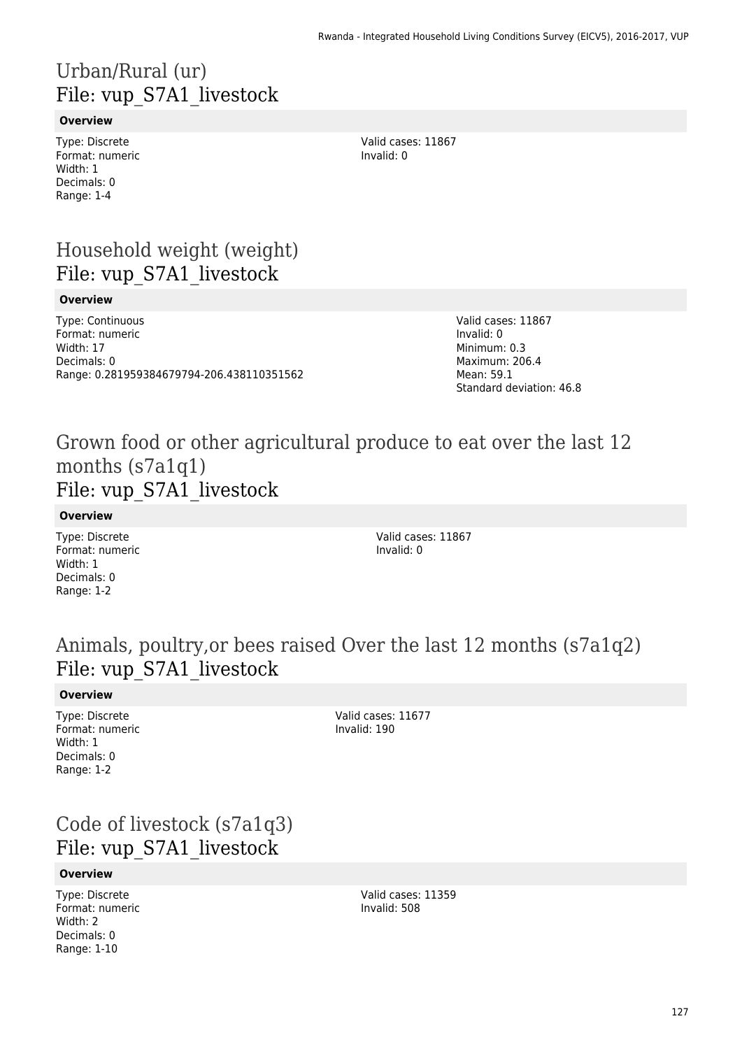# Urban/Rural (ur)
## File: vup_S7A1_livestock

**Overview**

Type: Discrete
Format: numeric
Width: 1
Decimals: 0
Range: 1-4

Valid cases: 11867
Invalid: 0

# Household weight (weight)
## File: vup_S7A1_livestock

**Overview**

Type: Continuous
Format: numeric
Width: 17
Decimals: 0
Range: 0.281959384679794-206.438110351562

Valid cases: 11867
Invalid: 0
Minimum: 0.3
Maximum: 206.4
Mean: 59.1
Standard deviation: 46.8

# Grown food or other agricultural produce to eat over the last 12 months (s7a1q1)
## File: vup_S7A1_livestock

**Overview**

Type: Discrete
Format: numeric
Width: 1
Decimals: 0
Range: 1-2

Valid cases: 11867
Invalid: 0

# Animals, poultry,or bees raised Over the last 12 months (s7a1q2)
## File: vup_S7A1_livestock

**Overview**

Type: Discrete
Format: numeric
Width: 1
Decimals: 0
Range: 1-2

Valid cases: 11677
Invalid: 190

# Code of livestock (s7a1q3)
## File: vup_S7A1_livestock

**Overview**

Type: Discrete
Format: numeric
Width: 2
Decimals: 0
Range: 1-10

Valid cases: 11359
Invalid: 508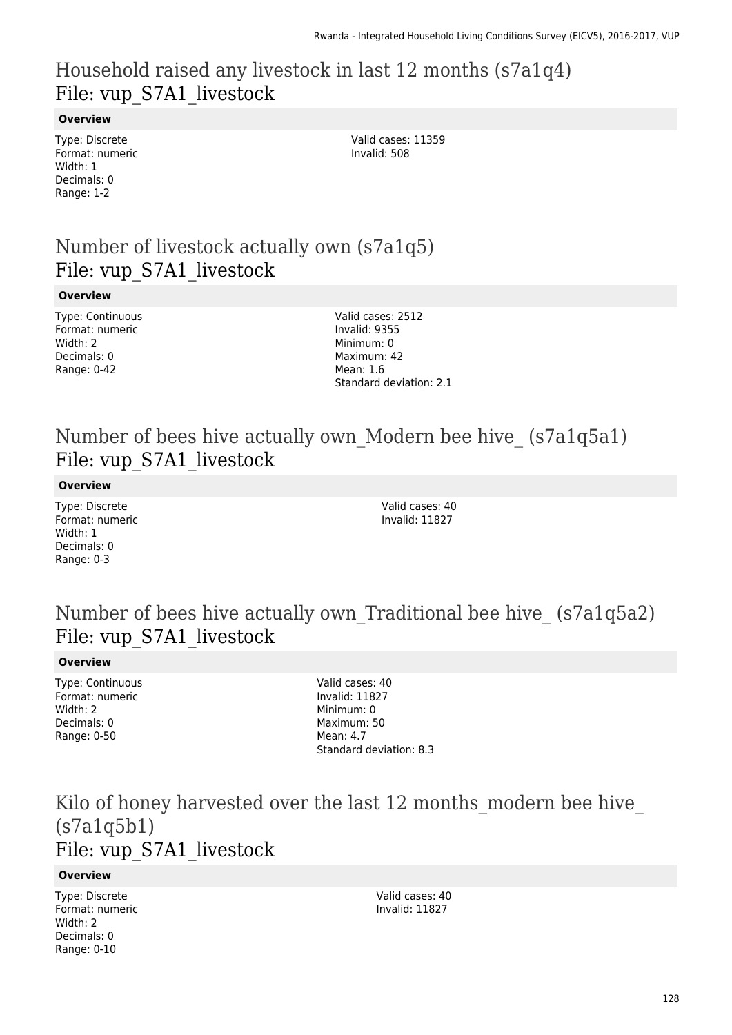# Household raised any livestock in last 12 months (s7a1q4)
File: vup_S7A1_livestock

**Overview**

Type: Discrete
Format: numeric
Width: 1
Decimals: 0
Range: 1-2

Valid cases: 11359
Invalid: 508

# Number of livestock actually own (s7a1q5)
File: vup_S7A1_livestock

**Overview**

Type: Continuous
Format: numeric
Width: 2
Decimals: 0
Range: 0-42

Valid cases: 2512
Invalid: 9355
Minimum: 0
Maximum: 42
Mean: 1.6
Standard deviation: 2.1

# Number of bees hive actually own_Modern bee hive_ (s7a1q5a1)
File: vup_S7A1_livestock

**Overview**

Type: Discrete
Format: numeric
Width: 1
Decimals: 0
Range: 0-3

Valid cases: 40
Invalid: 11827

# Number of bees hive actually own_Traditional bee hive_ (s7a1q5a2)
File: vup_S7A1_livestock

**Overview**

Type: Continuous
Format: numeric
Width: 2
Decimals: 0
Range: 0-50

Valid cases: 40
Invalid: 11827
Minimum: 0
Maximum: 50
Mean: 4.7
Standard deviation: 8.3

# Kilo of honey harvested over the last 12 months_modern bee hive_ (s7a1q5b1)
File: vup_S7A1_livestock

**Overview**

Type: Discrete
Format: numeric
Width: 2
Decimals: 0
Range: 0-10

Valid cases: 40
Invalid: 11827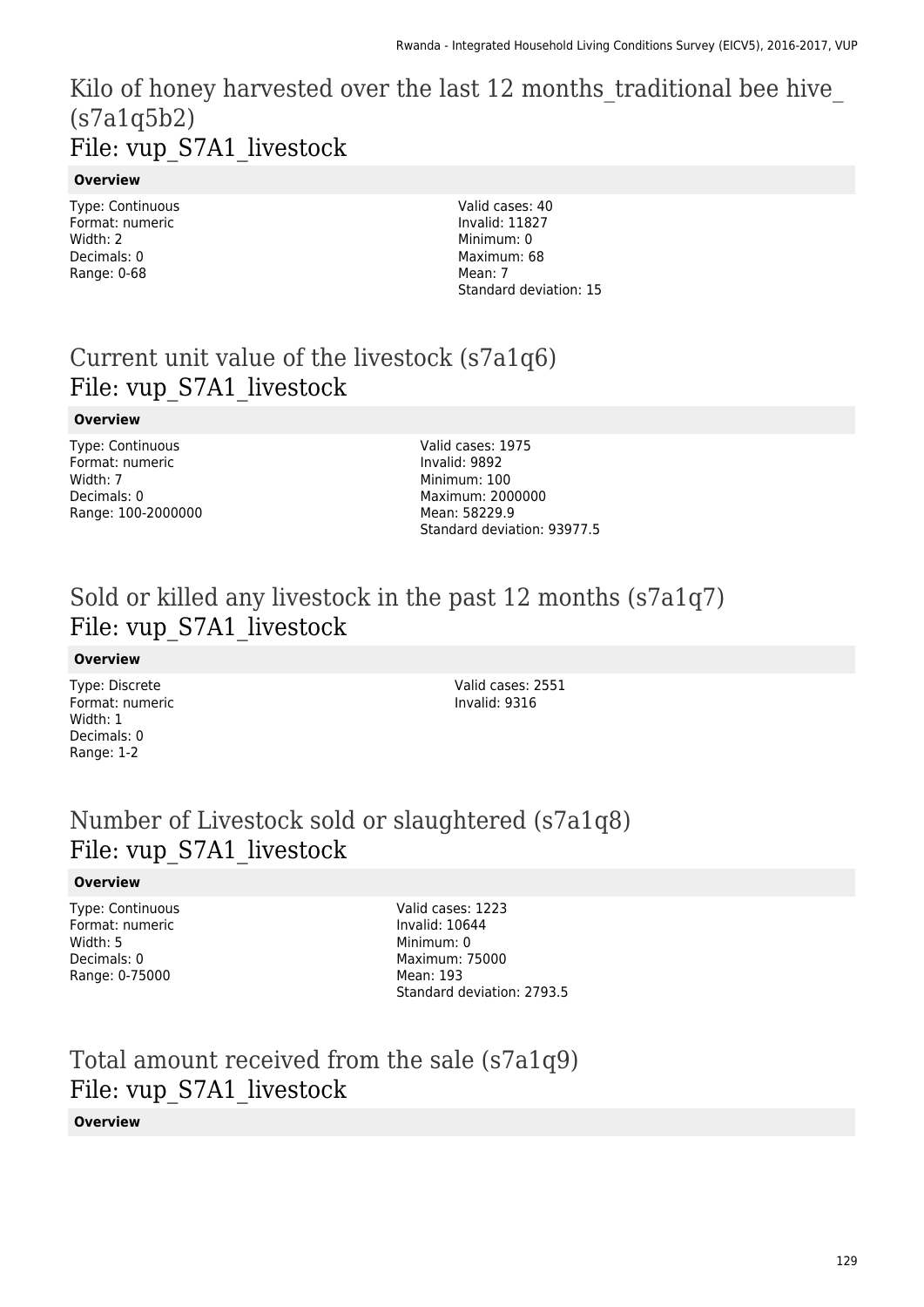# Kilo of honey harvested over the last 12 months_traditional bee hive_ (s7a1q5b2)
File: vup_S7A1_livestock

**Overview**

Type: Continuous
Format: numeric
Width: 2
Decimals: 0
Range: 0-68

Valid cases: 40
Invalid: 11827
Minimum: 0
Maximum: 68
Mean: 7
Standard deviation: 15

# Current unit value of the livestock (s7a1q6)
File: vup_S7A1_livestock

**Overview**

Type: Continuous
Format: numeric
Width: 7
Decimals: 0
Range: 100-2000000

Valid cases: 1975
Invalid: 9892
Minimum: 100
Maximum: 2000000
Mean: 58229.9
Standard deviation: 93977.5

# Sold or killed any livestock in the past 12 months (s7a1q7)
File: vup_S7A1_livestock

**Overview**

Type: Discrete
Format: numeric
Width: 1
Decimals: 0
Range: 1-2

Valid cases: 2551
Invalid: 9316

# Number of Livestock sold or slaughtered (s7a1q8)
File: vup_S7A1_livestock

**Overview**

Type: Continuous
Format: numeric
Width: 5
Decimals: 0
Range: 0-75000

Valid cases: 1223
Invalid: 10644
Minimum: 0
Maximum: 75000
Mean: 193
Standard deviation: 2793.5

# Total amount received from the sale (s7a1q9)
File: vup_S7A1_livestock

**Overview**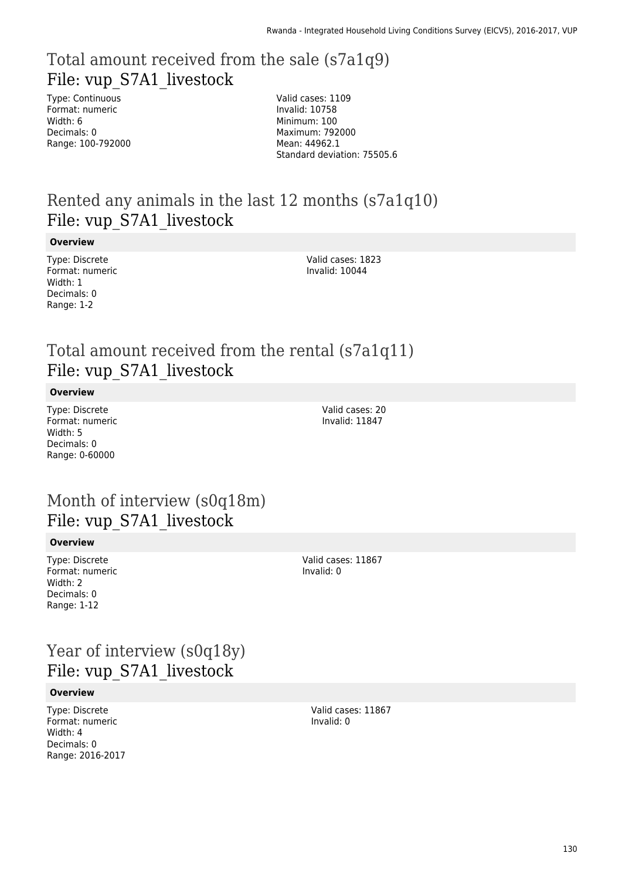## Total amount received from the sale (s7a1q9)
File: vup_S7A1_livestock

Type: Continuous
Format: numeric
Width: 6
Decimals: 0
Range: 100-792000

Valid cases: 1109
Invalid: 10758
Minimum: 100
Maximum: 792000
Mean: 44962.1
Standard deviation: 75505.6

## Rented any animals in the last 12 months (s7a1q10)
File: vup_S7A1_livestock

**Overview**

Type: Discrete
Format: numeric
Width: 1
Decimals: 0
Range: 1-2

Valid cases: 1823
Invalid: 10044

## Total amount received from the rental (s7a1q11)
File: vup_S7A1_livestock

**Overview**

Type: Discrete
Format: numeric
Width: 5
Decimals: 0
Range: 0-60000

Valid cases: 20
Invalid: 11847

## Month of interview (s0q18m)
File: vup_S7A1_livestock

**Overview**

Type: Discrete
Format: numeric
Width: 2
Decimals: 0
Range: 1-12

Valid cases: 11867
Invalid: 0

## Year of interview (s0q18y)
File: vup_S7A1_livestock

**Overview**

Type: Discrete
Format: numeric
Width: 4
Decimals: 0
Range: 2016-2017

Valid cases: 11867
Invalid: 0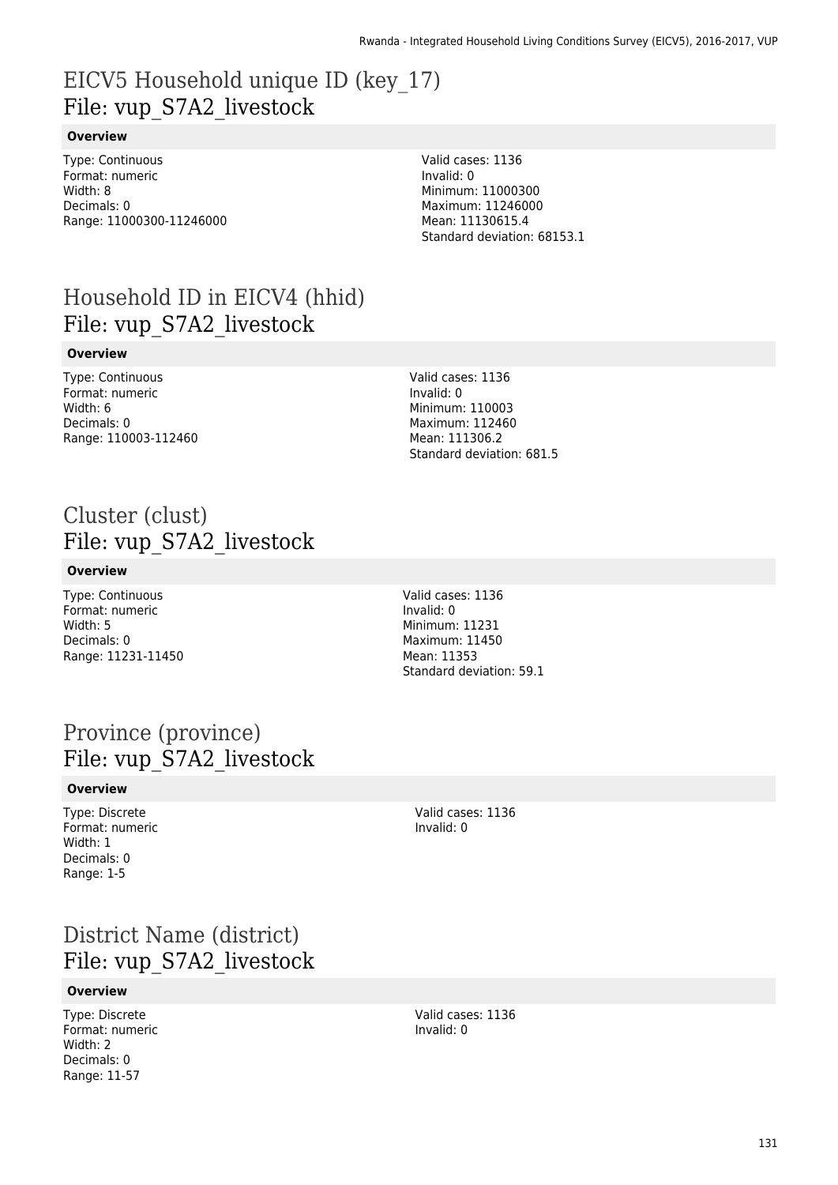# EICV5 Household unique ID (key_17)
## File: vup_S7A2_livestock

**Overview**

Type: Continuous
Format: numeric
Width: 8
Decimals: 0
Range: 11000300-11246000

Valid cases: 1136
Invalid: 0
Minimum: 11000300
Maximum: 11246000
Mean: 11130615.4
Standard deviation: 68153.1

# Household ID in EICV4 (hhid)
## File: vup_S7A2_livestock

**Overview**

Type: Continuous
Format: numeric
Width: 6
Decimals: 0
Range: 110003-112460

Valid cases: 1136
Invalid: 0
Minimum: 110003
Maximum: 112460
Mean: 111306.2
Standard deviation: 681.5

# Cluster (clust)
## File: vup_S7A2_livestock

**Overview**

Type: Continuous
Format: numeric
Width: 5
Decimals: 0
Range: 11231-11450

Valid cases: 1136
Invalid: 0
Minimum: 11231
Maximum: 11450
Mean: 11353
Standard deviation: 59.1

# Province (province)
## File: vup_S7A2_livestock

**Overview**

Type: Discrete
Format: numeric
Width: 1
Decimals: 0
Range: 1-5

Valid cases: 1136
Invalid: 0

# District Name (district)
## File: vup_S7A2_livestock

**Overview**

Type: Discrete
Format: numeric
Width: 2
Decimals: 0
Range: 11-57

Valid cases: 1136
Invalid: 0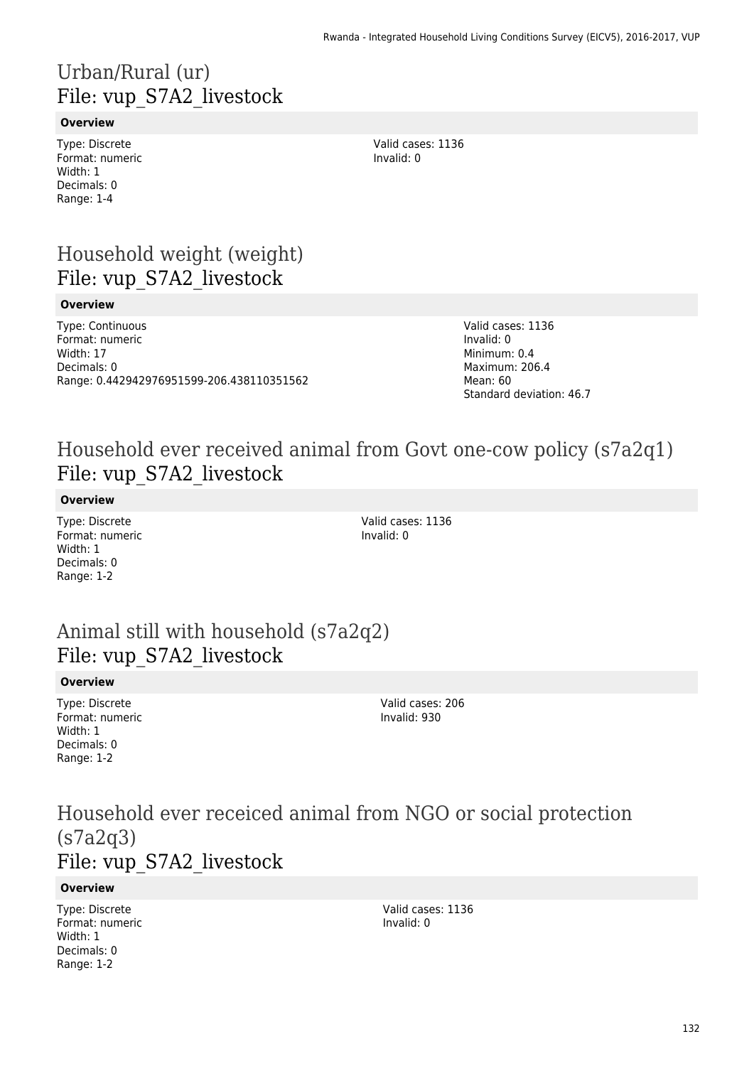# Urban/Rural (ur)
## File: vup_S7A2_livestock

**Overview**

Type: Discrete
Format: numeric
Width: 1
Decimals: 0
Range: 1-4

Valid cases: 1136
Invalid: 0

# Household weight (weight)
## File: vup_S7A2_livestock

**Overview**

Type: Continuous
Format: numeric
Width: 17
Decimals: 0
Range: 0.442942976951599-206.438110351562

Valid cases: 1136
Invalid: 0
Minimum: 0.4
Maximum: 206.4
Mean: 60
Standard deviation: 46.7

# Household ever received animal from Govt one-cow policy (s7a2q1)
## File: vup_S7A2_livestock

**Overview**

Type: Discrete
Format: numeric
Width: 1
Decimals: 0
Range: 1-2

Valid cases: 1136
Invalid: 0

# Animal still with household (s7a2q2)
## File: vup_S7A2_livestock

**Overview**

Type: Discrete
Format: numeric
Width: 1
Decimals: 0
Range: 1-2

Valid cases: 206
Invalid: 930

# Household ever receiced animal from NGO or social protection (s7a2q3)
## File: vup_S7A2_livestock

**Overview**

Type: Discrete
Format: numeric
Width: 1
Decimals: 0
Range: 1-2

Valid cases: 1136
Invalid: 0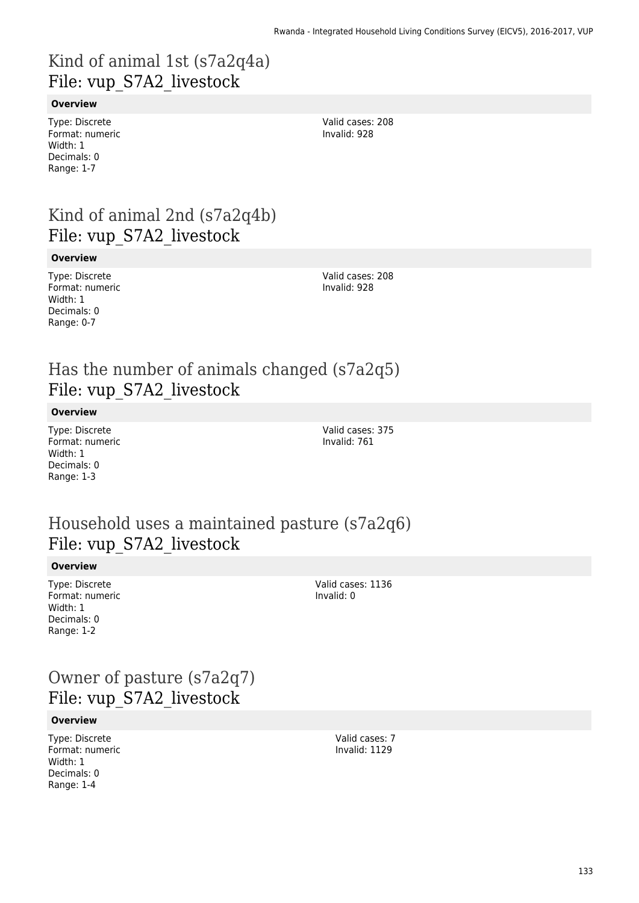## Kind of animal 1st (s7a2q4a)
## File: vup_S7A2_livestock

**Overview**

Type: Discrete
Format: numeric
Width: 1
Decimals: 0
Range: 1-7

Valid cases: 208
Invalid: 928

## Kind of animal 2nd (s7a2q4b)
## File: vup_S7A2_livestock

**Overview**

Type: Discrete
Format: numeric
Width: 1
Decimals: 0
Range: 0-7

Valid cases: 208
Invalid: 928

## Has the number of animals changed (s7a2q5)
## File: vup_S7A2_livestock

**Overview**

Type: Discrete
Format: numeric
Width: 1
Decimals: 0
Range: 1-3

Valid cases: 375
Invalid: 761

## Household uses a maintained pasture (s7a2q6)
## File: vup_S7A2_livestock

**Overview**

Type: Discrete
Format: numeric
Width: 1
Decimals: 0
Range: 1-2

Valid cases: 1136
Invalid: 0

## Owner of pasture (s7a2q7)
## File: vup_S7A2_livestock

**Overview**

Type: Discrete
Format: numeric
Width: 1
Decimals: 0
Range: 1-4

Valid cases: 7
Invalid: 1129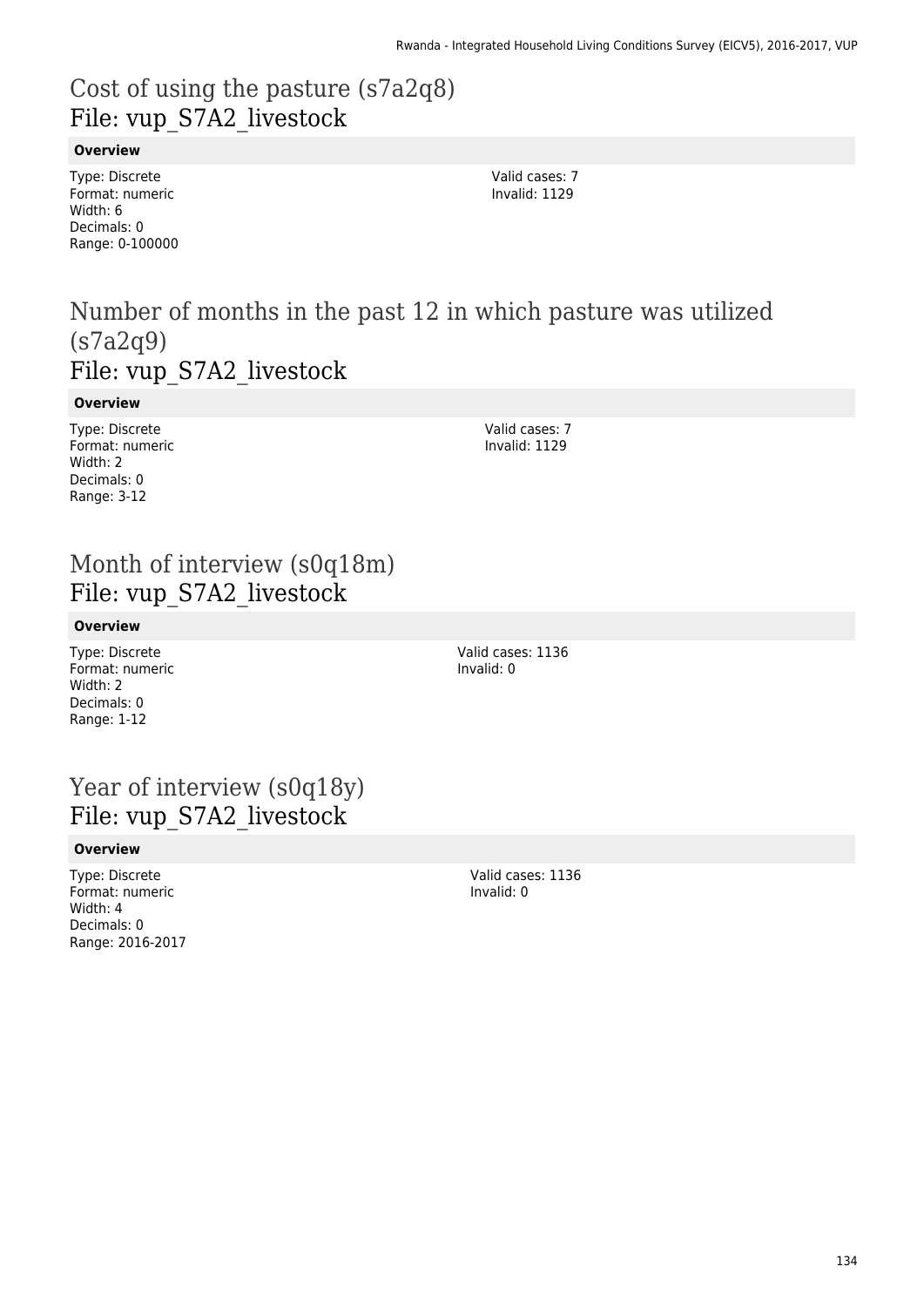# Cost of using the pasture (s7a2q8)
## File: vup_S7A2_livestock

**Overview**

Type: Discrete
Format: numeric
Width: 6
Decimals: 0
Range: 0-100000

Valid cases: 7
Invalid: 1129

# Number of months in the past 12 in which pasture was utilized (s7a2q9)
## File: vup_S7A2_livestock

**Overview**

Type: Discrete
Format: numeric
Width: 2
Decimals: 0
Range: 3-12

Valid cases: 7
Invalid: 1129

# Month of interview (s0q18m)
## File: vup_S7A2_livestock

**Overview**

Type: Discrete
Format: numeric
Width: 2
Decimals: 0
Range: 1-12

Valid cases: 1136
Invalid: 0

# Year of interview (s0q18y)
## File: vup_S7A2_livestock

**Overview**

Type: Discrete
Format: numeric
Width: 4
Decimals: 0
Range: 2016-2017

Valid cases: 1136
Invalid: 0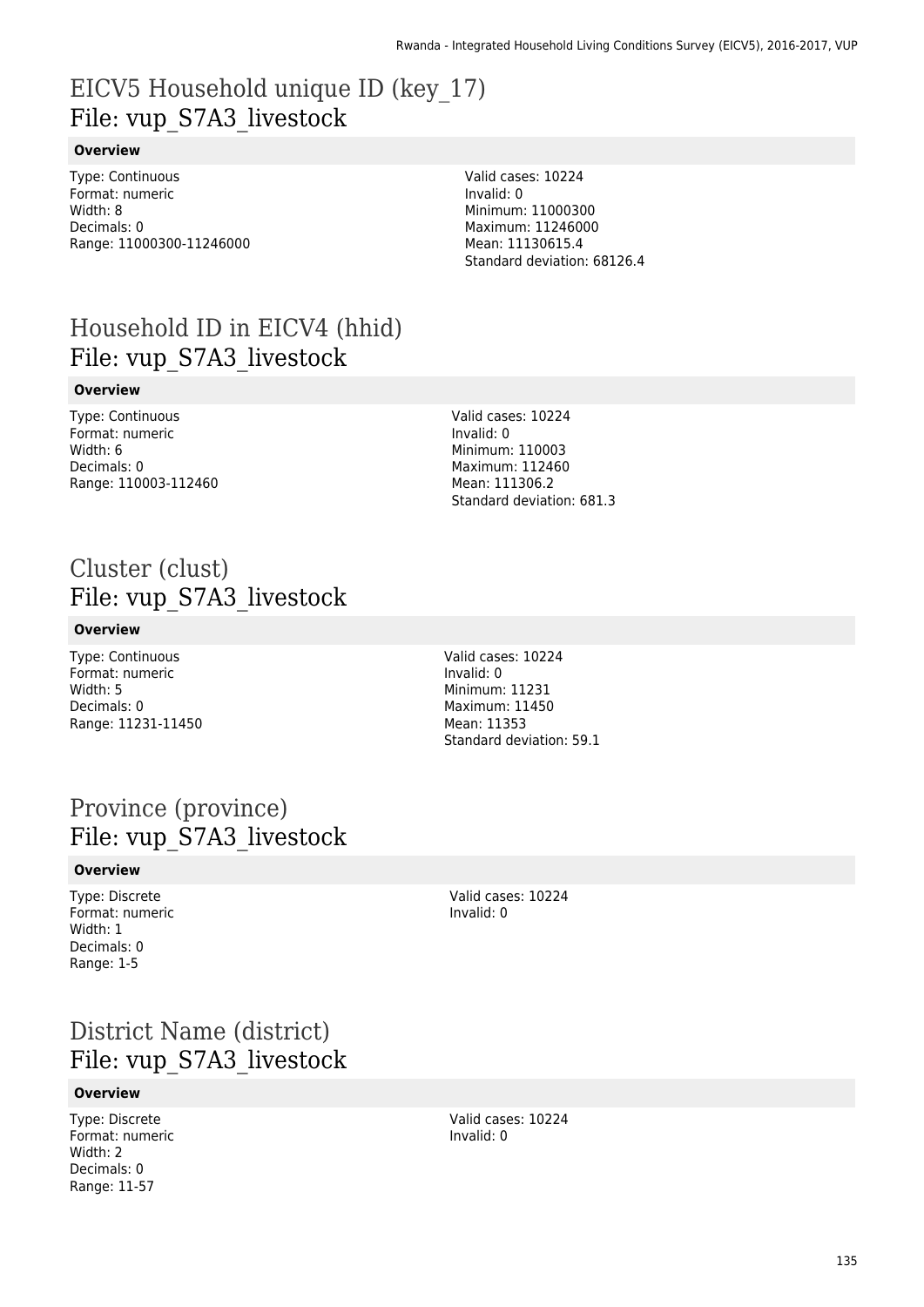# EICV5 Household unique ID (key_17)
File: vup_S7A3_livestock

**Overview**

Type: Continuous
Format: numeric
Width: 8
Decimals: 0
Range: 11000300-11246000

Valid cases: 10224
Invalid: 0
Minimum: 11000300
Maximum: 11246000
Mean: 11130615.4
Standard deviation: 68126.4

# Household ID in EICV4 (hhid)
File: vup_S7A3_livestock

**Overview**

Type: Continuous
Format: numeric
Width: 6
Decimals: 0
Range: 110003-112460

Valid cases: 10224
Invalid: 0
Minimum: 110003
Maximum: 112460
Mean: 111306.2
Standard deviation: 681.3

# Cluster (clust)
File: vup_S7A3_livestock

**Overview**

Type: Continuous
Format: numeric
Width: 5
Decimals: 0
Range: 11231-11450

Valid cases: 10224
Invalid: 0
Minimum: 11231
Maximum: 11450
Mean: 11353
Standard deviation: 59.1

# Province (province)
File: vup_S7A3_livestock

**Overview**

Type: Discrete
Format: numeric
Width: 1
Decimals: 0
Range: 1-5

Valid cases: 10224
Invalid: 0

# District Name (district)
File: vup_S7A3_livestock

**Overview**

Type: Discrete
Format: numeric
Width: 2
Decimals: 0
Range: 11-57

Valid cases: 10224
Invalid: 0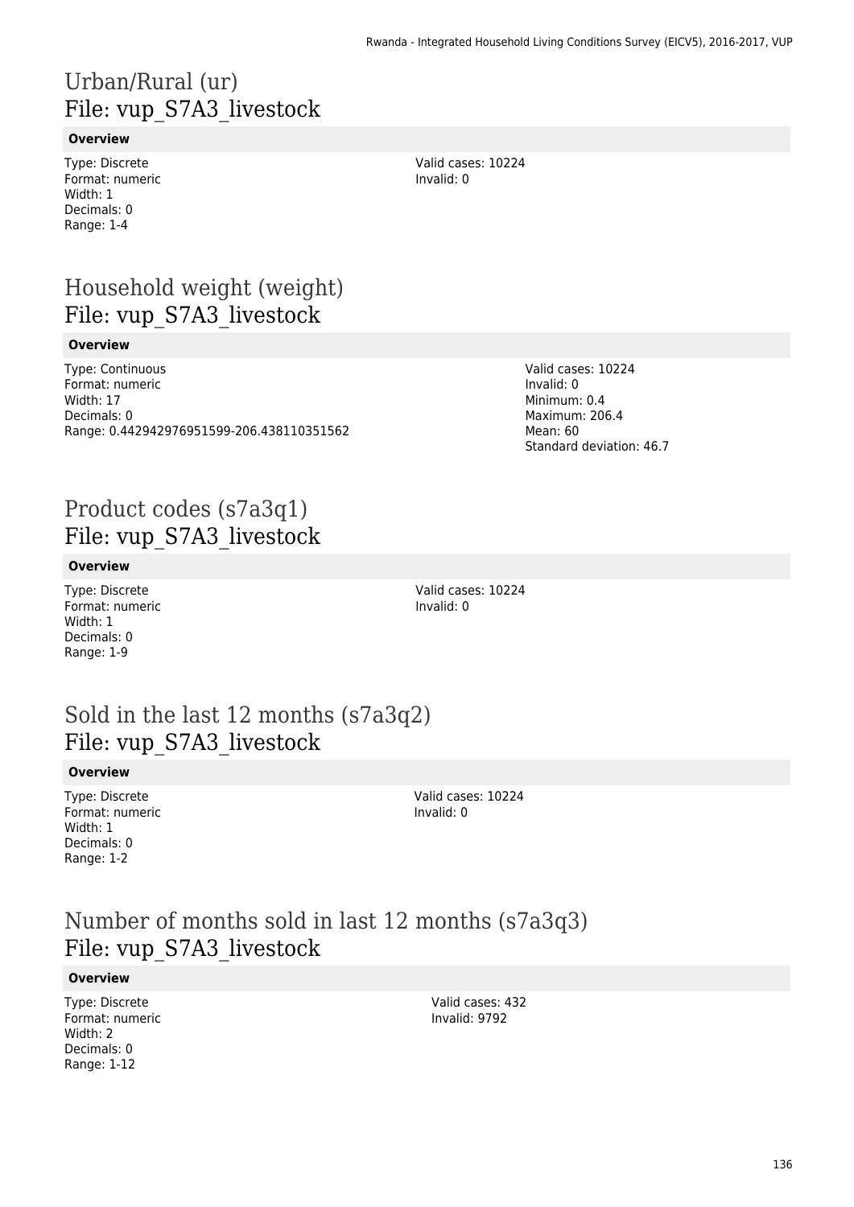# Urban/Rural (ur)
File: vup_S7A3_livestock

**Overview**

Type: Discrete
Format: numeric
Width: 1
Decimals: 0
Range: 1-4

Valid cases: 10224
Invalid: 0

# Household weight (weight)
File: vup_S7A3_livestock

**Overview**

Type: Continuous
Format: numeric
Width: 17
Decimals: 0
Range: 0.442942976951599-206.438110351562

Valid cases: 10224
Invalid: 0
Minimum: 0.4
Maximum: 206.4
Mean: 60
Standard deviation: 46.7

# Product codes (s7a3q1)
File: vup_S7A3_livestock

**Overview**

Type: Discrete
Format: numeric
Width: 1
Decimals: 0
Range: 1-9

Valid cases: 10224
Invalid: 0

# Sold in the last 12 months (s7a3q2)
File: vup_S7A3_livestock

**Overview**

Type: Discrete
Format: numeric
Width: 1
Decimals: 0
Range: 1-2

Valid cases: 10224
Invalid: 0

# Number of months sold in last 12 months (s7a3q3)
File: vup_S7A3_livestock

**Overview**

Type: Discrete
Format: numeric
Width: 2
Decimals: 0
Range: 1-12

Valid cases: 432
Invalid: 9792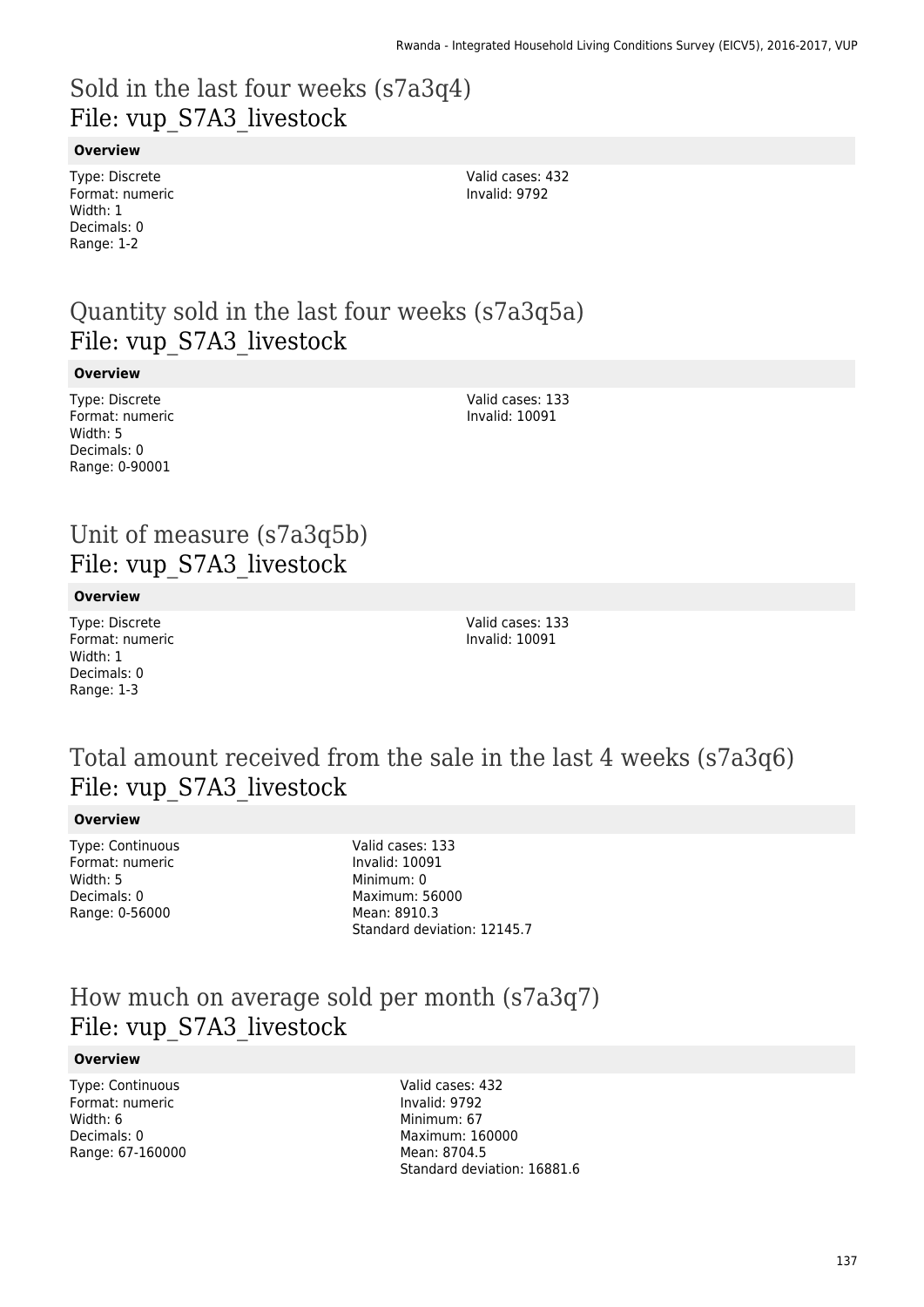# Sold in the last four weeks (s7a3q4)
## File: vup_S7A3_livestock

**Overview**

Type: Discrete
Format: numeric
Width: 1
Decimals: 0
Range: 1-2

Valid cases: 432
Invalid: 9792

# Quantity sold in the last four weeks (s7a3q5a)
## File: vup_S7A3_livestock

**Overview**

Type: Discrete
Format: numeric
Width: 5
Decimals: 0
Range: 0-90001

Valid cases: 133
Invalid: 10091

# Unit of measure (s7a3q5b)
## File: vup_S7A3_livestock

**Overview**

Type: Discrete
Format: numeric
Width: 1
Decimals: 0
Range: 1-3

Valid cases: 133
Invalid: 10091

# Total amount received from the sale in the last 4 weeks (s7a3q6)
## File: vup_S7A3_livestock

**Overview**

Type: Continuous
Format: numeric
Width: 5
Decimals: 0
Range: 0-56000

Valid cases: 133
Invalid: 10091
Minimum: 0
Maximum: 56000
Mean: 8910.3
Standard deviation: 12145.7

# How much on average sold per month (s7a3q7)
## File: vup_S7A3_livestock

**Overview**

Type: Continuous
Format: numeric
Width: 6
Decimals: 0
Range: 67-160000

Valid cases: 432
Invalid: 9792
Minimum: 67
Maximum: 160000
Mean: 8704.5
Standard deviation: 16881.6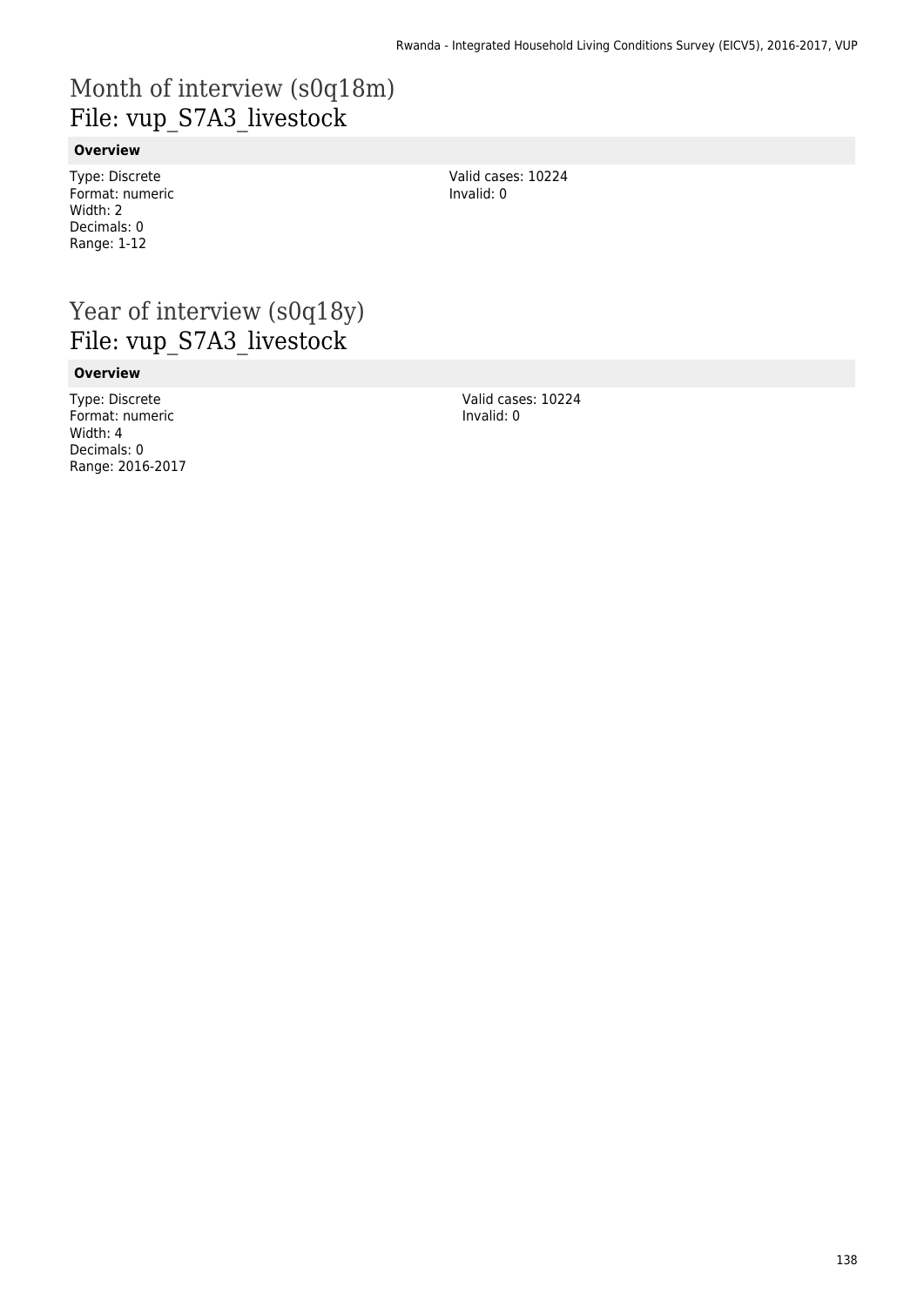# Month of interview (s0q18m)
File: vup_S7A3_livestock

**Overview**

Type: Discrete
Format: numeric
Width: 2
Decimals: 0
Range: 1-12

Valid cases: 10224
Invalid: 0

# Year of interview (s0q18y)
File: vup_S7A3_livestock

**Overview**

Type: Discrete
Format: numeric
Width: 4
Decimals: 0
Range: 2016-2017

Valid cases: 10224
Invalid: 0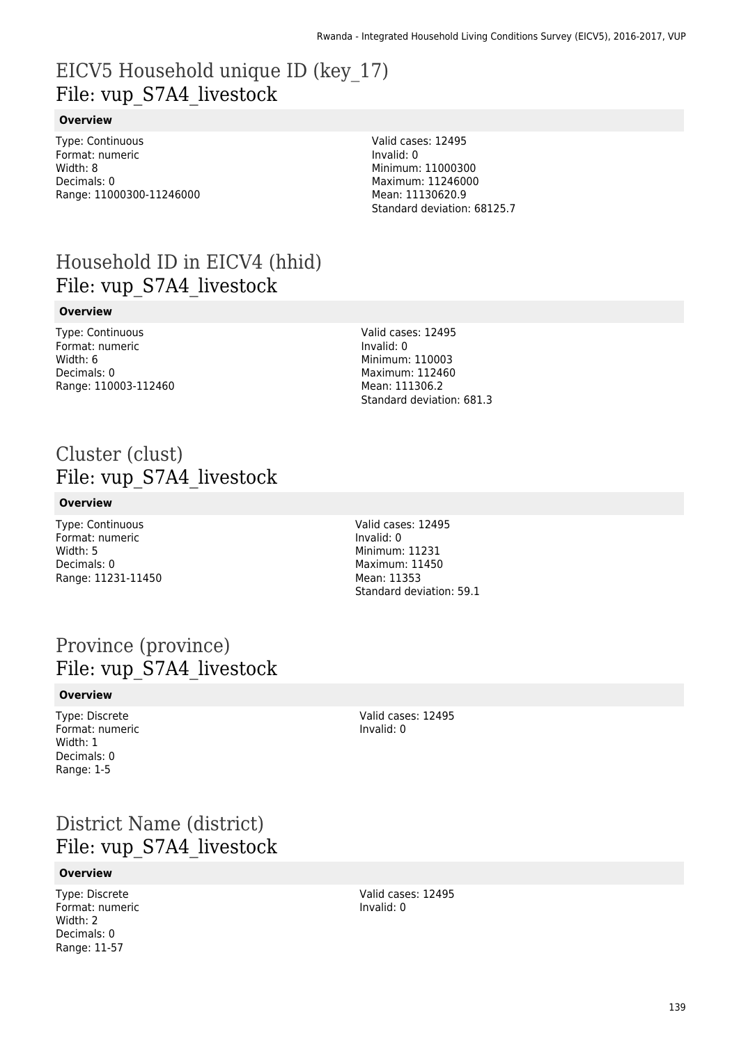# EICV5 Household unique ID (key_17)
## File: vup_S7A4_livestock

**Overview**

Type: Continuous
Format: numeric
Width: 8
Decimals: 0
Range: 11000300-11246000

Valid cases: 12495
Invalid: 0
Minimum: 11000300
Maximum: 11246000
Mean: 11130620.9
Standard deviation: 68125.7

# Household ID in EICV4 (hhid)
## File: vup_S7A4_livestock

**Overview**

Type: Continuous
Format: numeric
Width: 6
Decimals: 0
Range: 110003-112460

Valid cases: 12495
Invalid: 0
Minimum: 110003
Maximum: 112460
Mean: 111306.2
Standard deviation: 681.3

# Cluster (clust)
## File: vup_S7A4_livestock

**Overview**

Type: Continuous
Format: numeric
Width: 5
Decimals: 0
Range: 11231-11450

Valid cases: 12495
Invalid: 0
Minimum: 11231
Maximum: 11450
Mean: 11353
Standard deviation: 59.1

# Province (province)
## File: vup_S7A4_livestock

**Overview**

Type: Discrete
Format: numeric
Width: 1
Decimals: 0
Range: 1-5

Valid cases: 12495
Invalid: 0

# District Name (district)
## File: vup_S7A4_livestock

**Overview**

Type: Discrete
Format: numeric
Width: 2
Decimals: 0
Range: 11-57

Valid cases: 12495
Invalid: 0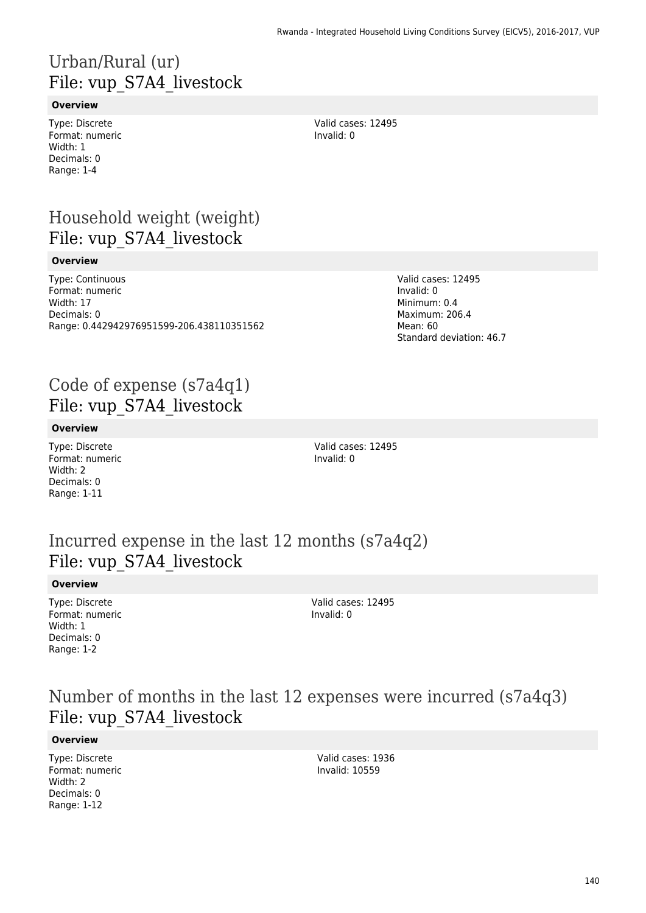# Urban/Rural (ur)
## File: vup_S7A4_livestock

**Overview**

Type: Discrete
Format: numeric
Width: 1
Decimals: 0
Range: 1-4

Valid cases: 12495
Invalid: 0

# Household weight (weight)
## File: vup_S7A4_livestock

**Overview**

Type: Continuous
Format: numeric
Width: 17
Decimals: 0
Range: 0.442942976951599-206.438110351562

Valid cases: 12495
Invalid: 0
Minimum: 0.4
Maximum: 206.4
Mean: 60
Standard deviation: 46.7

# Code of expense (s7a4q1)
## File: vup_S7A4_livestock

**Overview**

Type: Discrete
Format: numeric
Width: 2
Decimals: 0
Range: 1-11

Valid cases: 12495
Invalid: 0

# Incurred expense in the last 12 months (s7a4q2)
## File: vup_S7A4_livestock

**Overview**

Type: Discrete
Format: numeric
Width: 1
Decimals: 0
Range: 1-2

Valid cases: 12495
Invalid: 0

# Number of months in the last 12 expenses were incurred (s7a4q3)
## File: vup_S7A4_livestock

**Overview**

Type: Discrete
Format: numeric
Width: 2
Decimals: 0
Range: 1-12

Valid cases: 1936
Invalid: 10559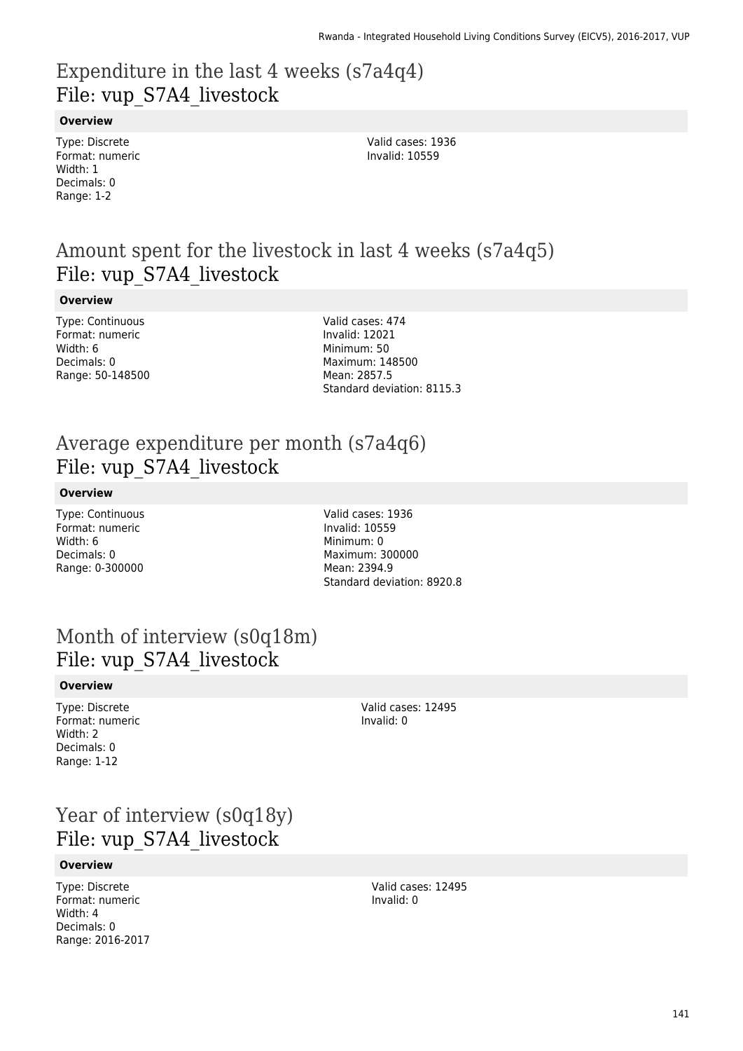# Expenditure in the last 4 weeks (s7a4q4)
## File: vup_S7A4_livestock

**Overview**

Type: Discrete
Format: numeric
Width: 1
Decimals: 0
Range: 1-2

Valid cases: 1936
Invalid: 10559

# Amount spent for the livestock in last 4 weeks (s7a4q5)
## File: vup_S7A4_livestock

**Overview**

Type: Continuous
Format: numeric
Width: 6
Decimals: 0
Range: 50-148500

Valid cases: 474
Invalid: 12021
Minimum: 50
Maximum: 148500
Mean: 2857.5
Standard deviation: 8115.3

# Average expenditure per month (s7a4q6)
## File: vup_S7A4_livestock

**Overview**

Type: Continuous
Format: numeric
Width: 6
Decimals: 0
Range: 0-300000

Valid cases: 1936
Invalid: 10559
Minimum: 0
Maximum: 300000
Mean: 2394.9
Standard deviation: 8920.8

# Month of interview (s0q18m)
## File: vup_S7A4_livestock

**Overview**

Type: Discrete
Format: numeric
Width: 2
Decimals: 0
Range: 1-12

Valid cases: 12495
Invalid: 0

# Year of interview (s0q18y)
## File: vup_S7A4_livestock

**Overview**

Type: Discrete
Format: numeric
Width: 4
Decimals: 0
Range: 2016-2017

Valid cases: 12495
Invalid: 0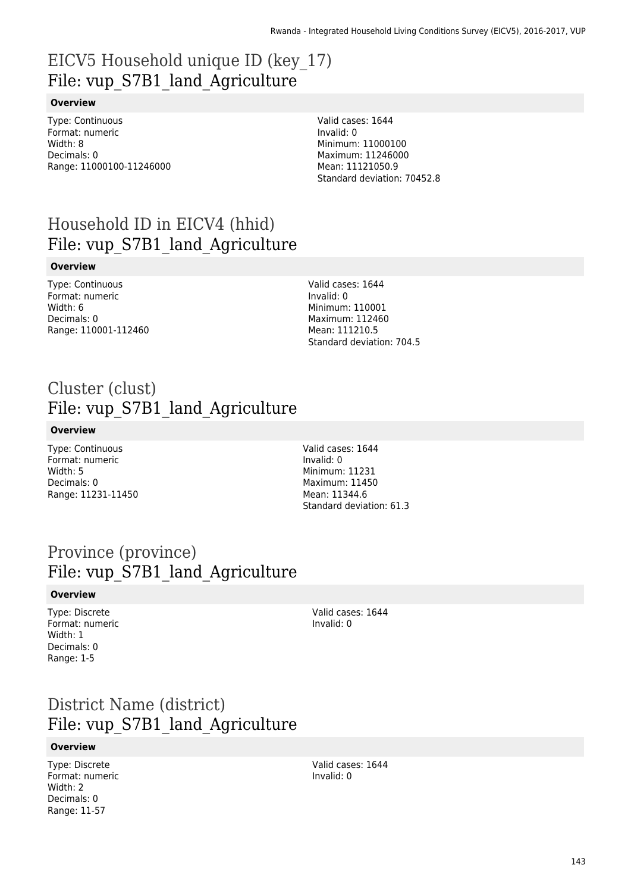# EICV5 Household unique ID (key_17)
## File: vup_S7B1_land_Agriculture

**Overview**

Type: Continuous
Format: numeric
Width: 8
Decimals: 0
Range: 11000100-11246000

Valid cases: 1644
Invalid: 0
Minimum: 11000100
Maximum: 11246000
Mean: 11121050.9
Standard deviation: 70452.8

# Household ID in EICV4 (hhid)
## File: vup_S7B1_land_Agriculture

**Overview**

Type: Continuous
Format: numeric
Width: 6
Decimals: 0
Range: 110001-112460

Valid cases: 1644
Invalid: 0
Minimum: 110001
Maximum: 112460
Mean: 111210.5
Standard deviation: 704.5

# Cluster (clust)
## File: vup_S7B1_land_Agriculture

**Overview**

Type: Continuous
Format: numeric
Width: 5
Decimals: 0
Range: 11231-11450

Valid cases: 1644
Invalid: 0
Minimum: 11231
Maximum: 11450
Mean: 11344.6
Standard deviation: 61.3

# Province (province)
## File: vup_S7B1_land_Agriculture

**Overview**

Type: Discrete
Format: numeric
Width: 1
Decimals: 0
Range: 1-5

Valid cases: 1644
Invalid: 0

# District Name (district)
## File: vup_S7B1_land_Agriculture

**Overview**

Type: Discrete
Format: numeric
Width: 2
Decimals: 0
Range: 11-57

Valid cases: 1644
Invalid: 0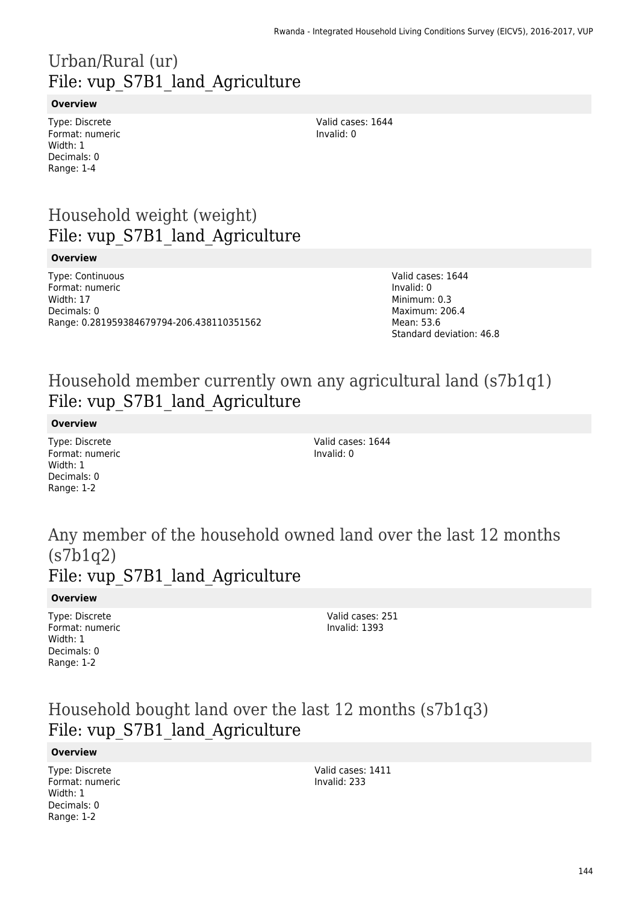# Urban/Rural (ur)
## File: vup_S7B1_land_Agriculture

**Overview**

Type: Discrete
Format: numeric
Width: 1
Decimals: 0
Range: 1-4

Valid cases: 1644
Invalid: 0

# Household weight (weight)
## File: vup_S7B1_land_Agriculture

**Overview**

Type: Continuous
Format: numeric
Width: 17
Decimals: 0
Range: 0.281959384679794-206.438110351562

Valid cases: 1644
Invalid: 0
Minimum: 0.3
Maximum: 206.4
Mean: 53.6
Standard deviation: 46.8

# Household member currently own any agricultural land (s7b1q1)
## File: vup_S7B1_land_Agriculture

**Overview**

Type: Discrete
Format: numeric
Width: 1
Decimals: 0
Range: 1-2

Valid cases: 1644
Invalid: 0

# Any member of the household owned land over the last 12 months (s7b1q2)
## File: vup_S7B1_land_Agriculture

**Overview**

Type: Discrete
Format: numeric
Width: 1
Decimals: 0
Range: 1-2

Valid cases: 251
Invalid: 1393

# Household bought land over the last 12 months (s7b1q3)
## File: vup_S7B1_land_Agriculture

**Overview**

Type: Discrete
Format: numeric
Width: 1
Decimals: 0
Range: 1-2

Valid cases: 1411
Invalid: 233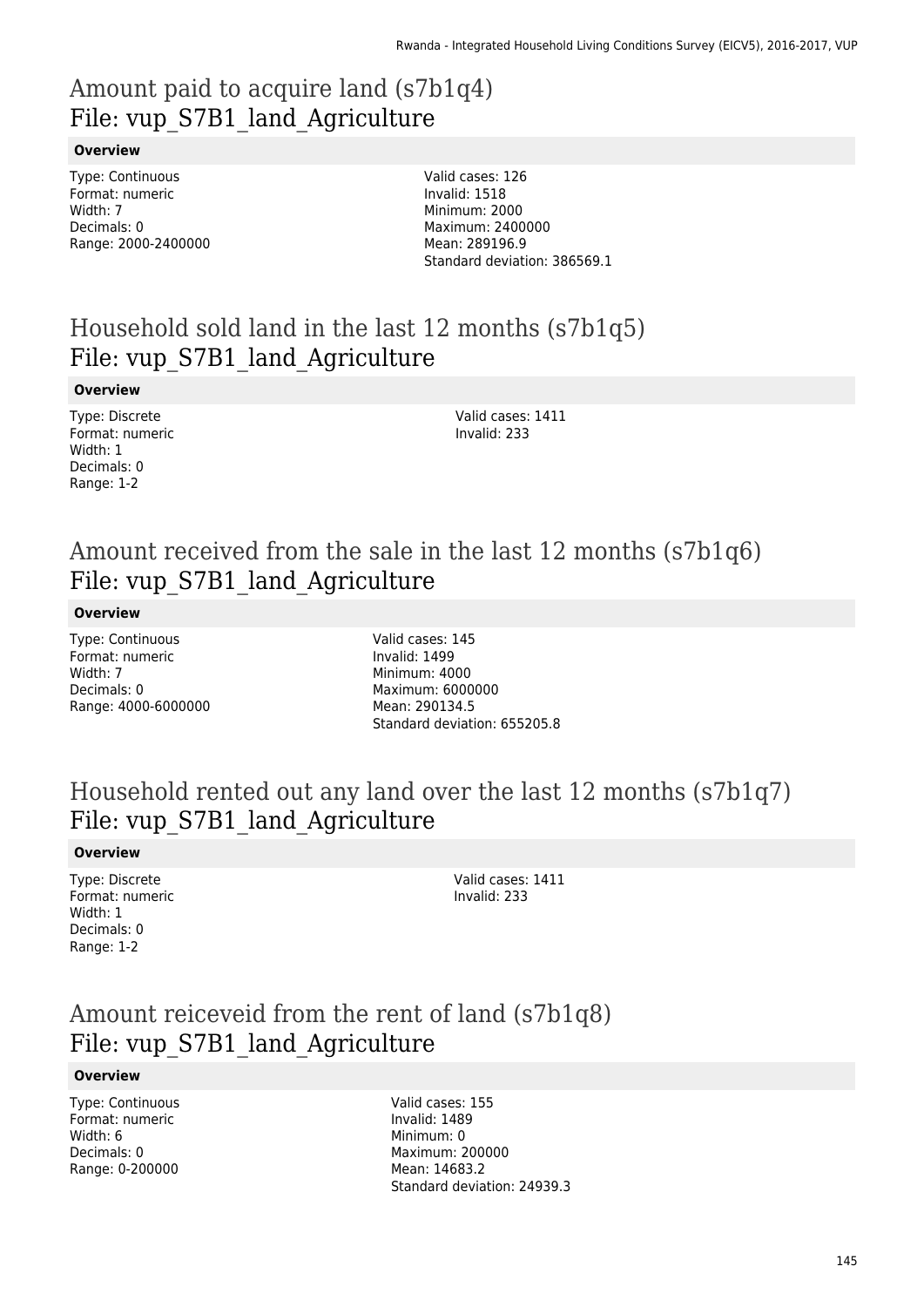# Amount paid to acquire land (s7b1q4)

File: vup_S7B1_land_Agriculture

**Overview**

Type: Continuous
Format: numeric
Width: 7
Decimals: 0
Range: 2000-2400000

Valid cases: 126
Invalid: 1518
Minimum: 2000
Maximum: 2400000
Mean: 289196.9
Standard deviation: 386569.1

# Household sold land in the last 12 months (s7b1q5)

File: vup_S7B1_land_Agriculture

**Overview**

Type: Discrete
Format: numeric
Width: 1
Decimals: 0
Range: 1-2

Valid cases: 1411
Invalid: 233

# Amount received from the sale in the last 12 months (s7b1q6)

File: vup_S7B1_land_Agriculture

**Overview**

Type: Continuous
Format: numeric
Width: 7
Decimals: 0
Range: 4000-6000000

Valid cases: 145
Invalid: 1499
Minimum: 4000
Maximum: 6000000
Mean: 290134.5
Standard deviation: 655205.8

# Household rented out any land over the last 12 months (s7b1q7)

File: vup_S7B1_land_Agriculture

**Overview**

Type: Discrete
Format: numeric
Width: 1
Decimals: 0
Range: 1-2

Valid cases: 1411
Invalid: 233

# Amount reiceveid from the rent of land (s7b1q8)

File: vup_S7B1_land_Agriculture

**Overview**

Type: Continuous
Format: numeric
Width: 6
Decimals: 0
Range: 0-200000

Valid cases: 155
Invalid: 1489
Minimum: 0
Maximum: 200000
Mean: 14683.2
Standard deviation: 24939.3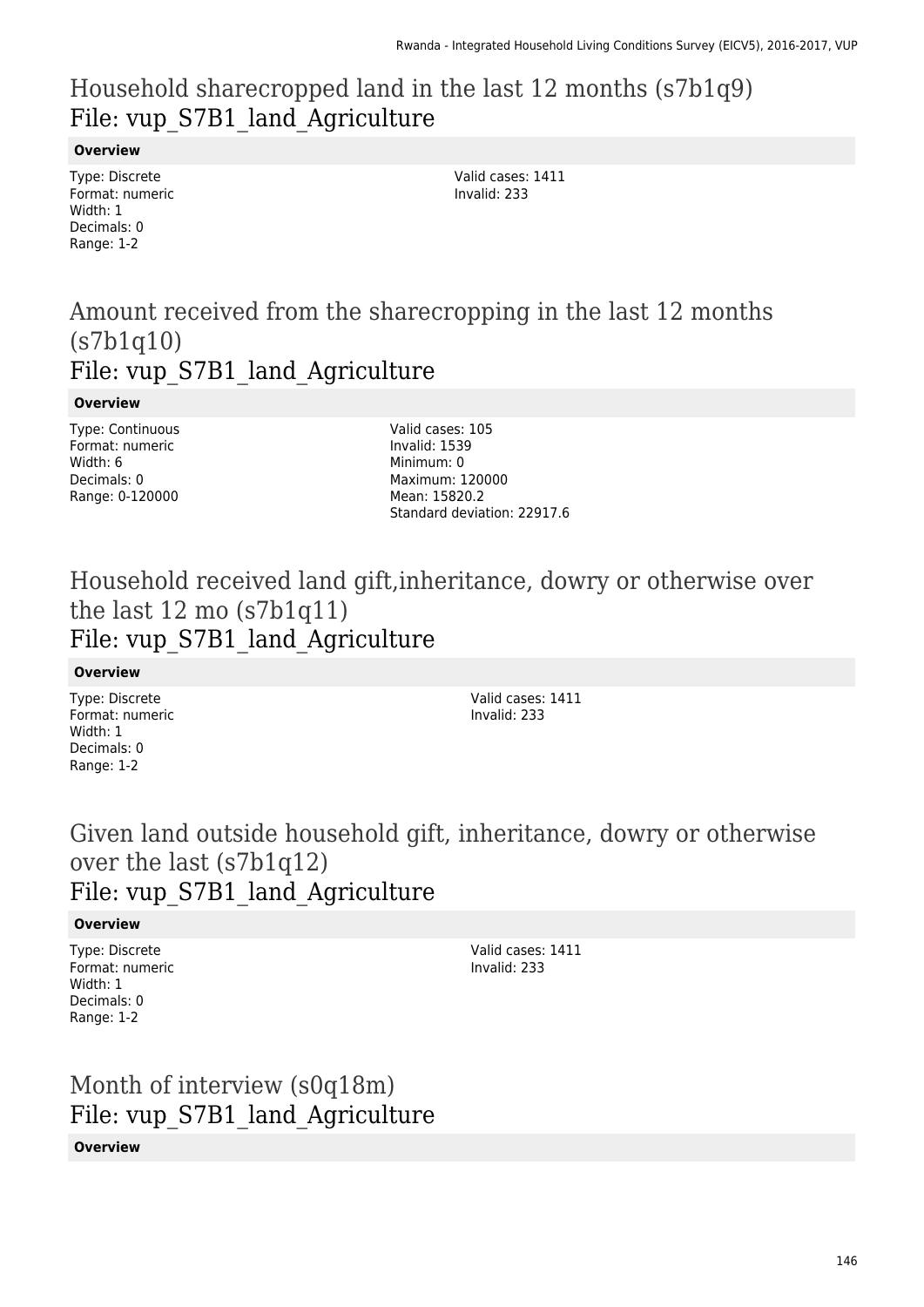## Household sharecropped land in the last 12 months (s7b1q9)
## File: vup_S7B1_land_Agriculture

**Overview**

Type: Discrete
Format: numeric
Width: 1
Decimals: 0
Range: 1-2

Valid cases: 1411
Invalid: 233

## Amount received from the sharecropping in the last 12 months (s7b1q10)
## File: vup_S7B1_land_Agriculture

**Overview**

Type: Continuous
Format: numeric
Width: 6
Decimals: 0
Range: 0-120000

Valid cases: 105
Invalid: 1539
Minimum: 0
Maximum: 120000
Mean: 15820.2
Standard deviation: 22917.6

## Household received land gift,inheritance, dowry or otherwise over the last 12 mo (s7b1q11)
## File: vup_S7B1_land_Agriculture

**Overview**

Type: Discrete
Format: numeric
Width: 1
Decimals: 0
Range: 1-2

Valid cases: 1411
Invalid: 233

## Given land outside household gift, inheritance, dowry or otherwise over the last (s7b1q12)
## File: vup_S7B1_land_Agriculture

**Overview**

Type: Discrete
Format: numeric
Width: 1
Decimals: 0
Range: 1-2

Valid cases: 1411
Invalid: 233

## Month of interview (s0q18m)
## File: vup_S7B1_land_Agriculture

**Overview**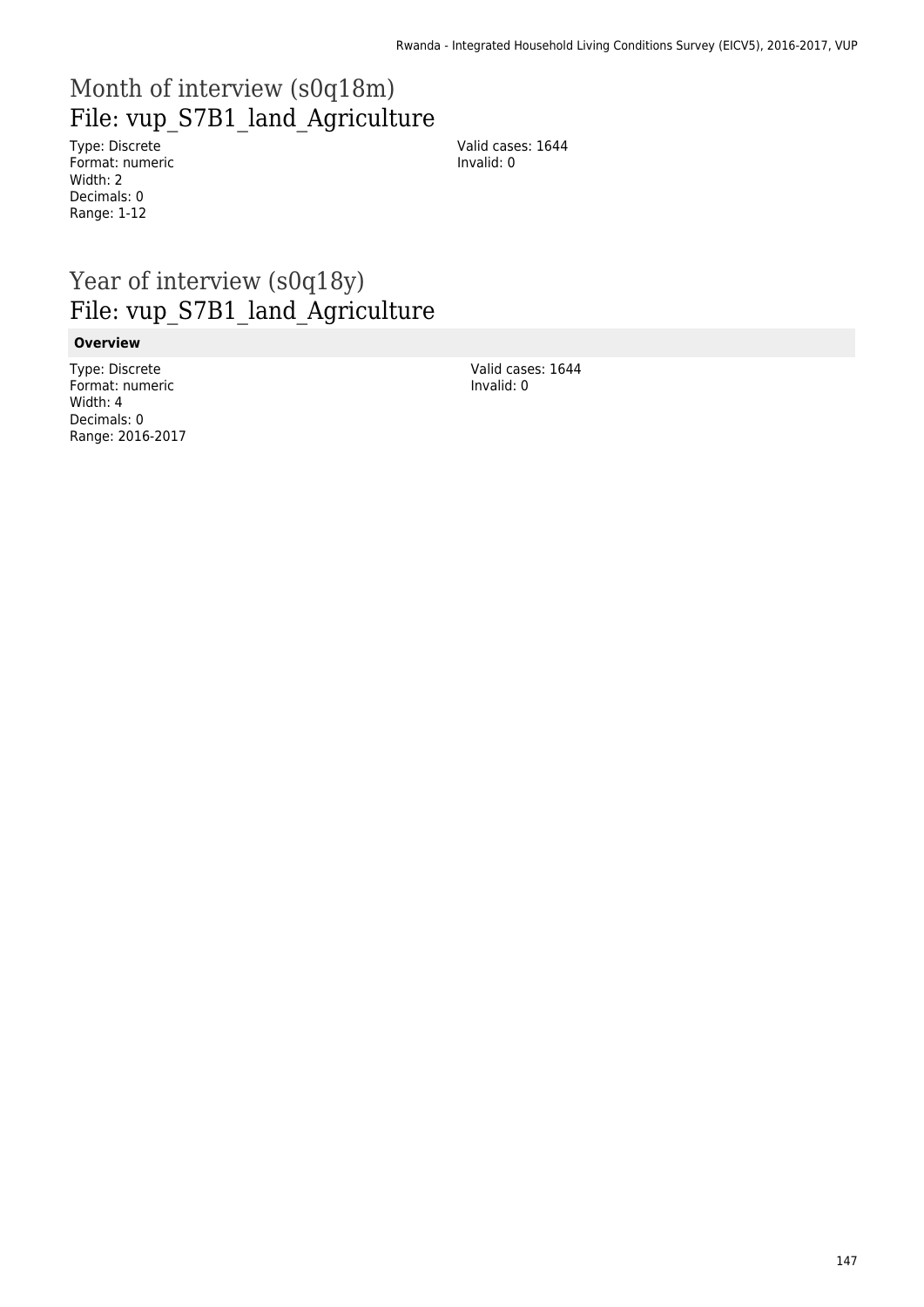# Month of interview (s0q18m)
## File: vup_S7B1_land_Agriculture

Type: Discrete
Format: numeric
Width: 2
Decimals: 0
Range: 1-12

Valid cases: 1644
Invalid: 0

# Year of interview (s0q18y)
## File: vup_S7B1_land_Agriculture

**Overview**

Type: Discrete
Format: numeric
Width: 4
Decimals: 0
Range: 2016-2017

Valid cases: 1644
Invalid: 0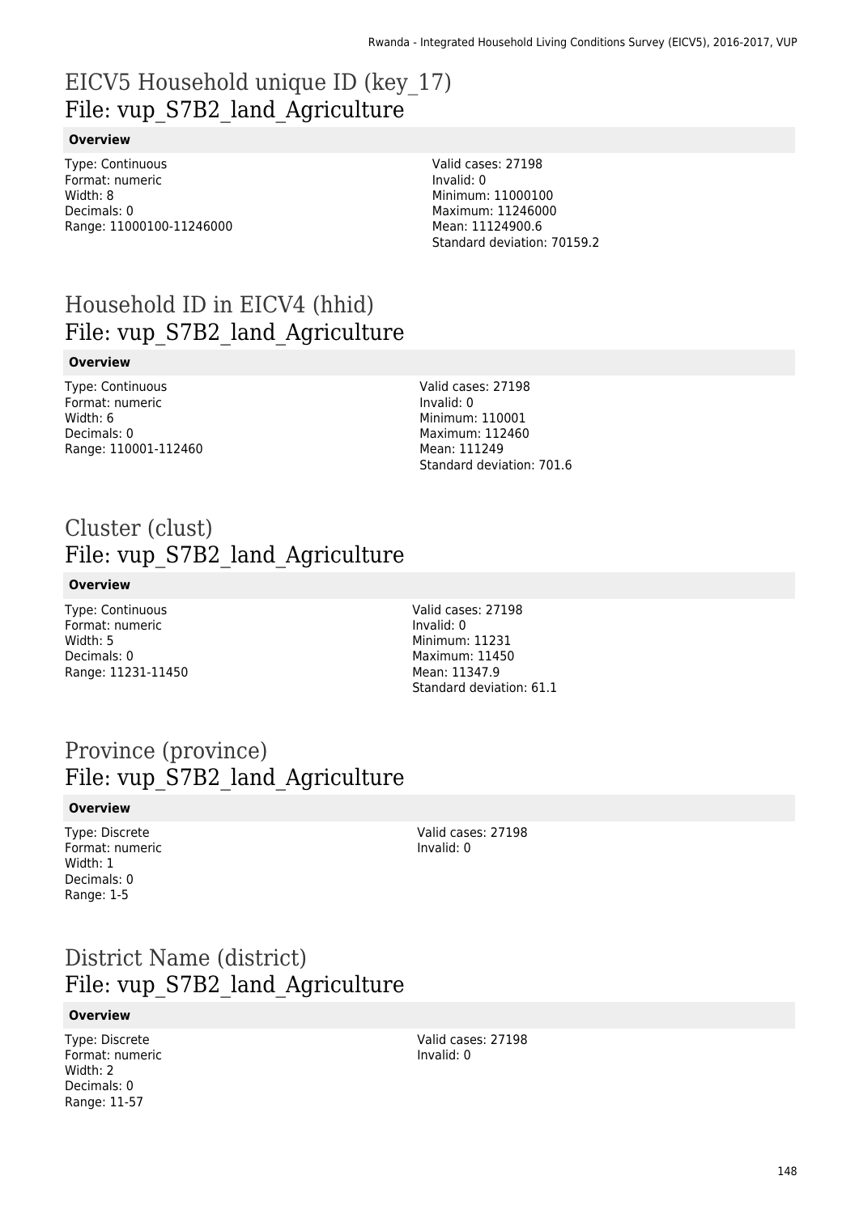# EICV5 Household unique ID (key_17)
# File: vup_S7B2_land_Agriculture

### Overview

Type: Continuous
Format: numeric
Width: 8
Decimals: 0
Range: 11000100-11246000

Valid cases: 27198
Invalid: 0
Minimum: 11000100
Maximum: 11246000
Mean: 11124900.6
Standard deviation: 70159.2

# Household ID in EICV4 (hhid)
# File: vup_S7B2_land_Agriculture

### Overview

Type: Continuous
Format: numeric
Width: 6
Decimals: 0
Range: 110001-112460

Valid cases: 27198
Invalid: 0
Minimum: 110001
Maximum: 112460
Mean: 111249
Standard deviation: 701.6

# Cluster (clust)
# File: vup_S7B2_land_Agriculture

### Overview

Type: Continuous
Format: numeric
Width: 5
Decimals: 0
Range: 11231-11450

Valid cases: 27198
Invalid: 0
Minimum: 11231
Maximum: 11450
Mean: 11347.9
Standard deviation: 61.1

# Province (province)
# File: vup_S7B2_land_Agriculture

### Overview

Type: Discrete
Format: numeric
Width: 1
Decimals: 0
Range: 1-5

Valid cases: 27198
Invalid: 0

# District Name (district)
# File: vup_S7B2_land_Agriculture

### Overview

Type: Discrete
Format: numeric
Width: 2
Decimals: 0
Range: 11-57

Valid cases: 27198
Invalid: 0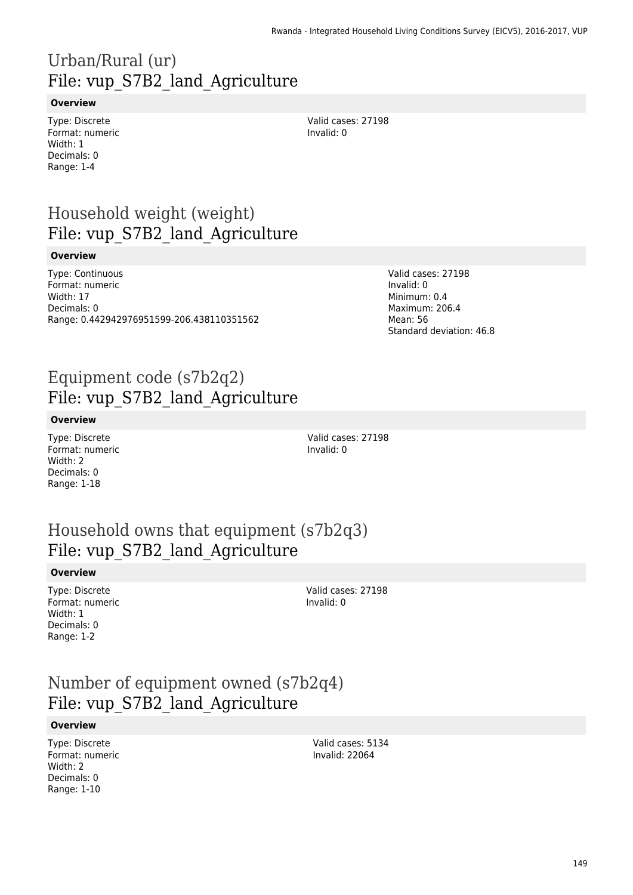# Urban/Rural (ur)
## File: vup_S7B2_land_Agriculture

**Overview**

Type: Discrete
Format: numeric
Width: 1
Decimals: 0
Range: 1-4

Valid cases: 27198
Invalid: 0

# Household weight (weight)
## File: vup_S7B2_land_Agriculture

**Overview**

Type: Continuous
Format: numeric
Width: 17
Decimals: 0
Range: 0.442942976951599-206.438110351562

Valid cases: 27198
Invalid: 0
Minimum: 0.4
Maximum: 206.4
Mean: 56
Standard deviation: 46.8

# Equipment code (s7b2q2)
## File: vup_S7B2_land_Agriculture

**Overview**

Type: Discrete
Format: numeric
Width: 2
Decimals: 0
Range: 1-18

Valid cases: 27198
Invalid: 0

# Household owns that equipment (s7b2q3)
## File: vup_S7B2_land_Agriculture

**Overview**

Type: Discrete
Format: numeric
Width: 1
Decimals: 0
Range: 1-2

Valid cases: 27198
Invalid: 0

# Number of equipment owned (s7b2q4)
## File: vup_S7B2_land_Agriculture

**Overview**

Type: Discrete
Format: numeric
Width: 2
Decimals: 0
Range: 1-10

Valid cases: 5134
Invalid: 22064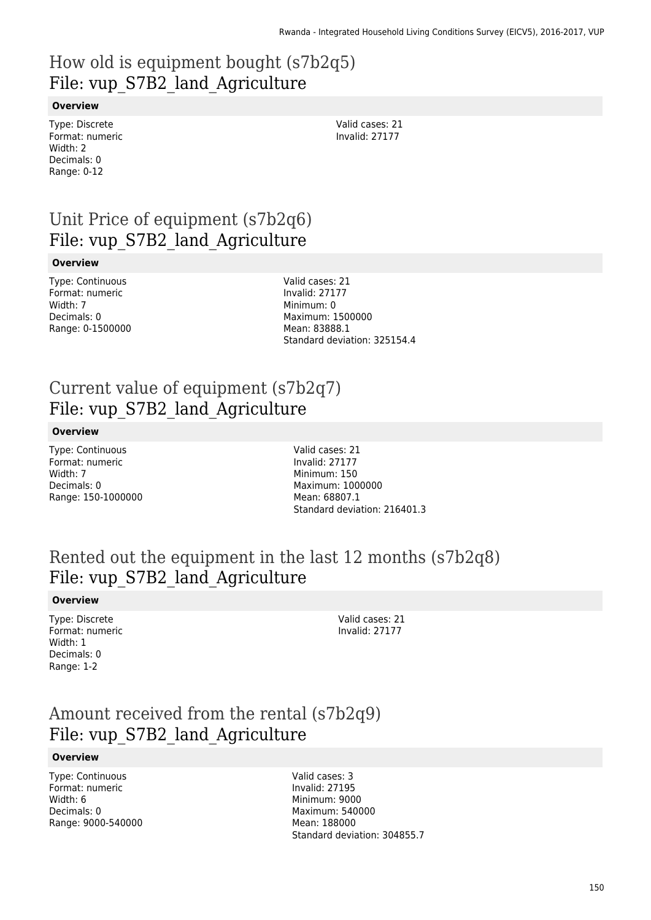## How old is equipment bought (s7b2q5)
File: vup_S7B2_land_Agriculture

**Overview**

Type: Discrete
Format: numeric
Width: 2
Decimals: 0
Range: 0-12

Valid cases: 21
Invalid: 27177

## Unit Price of equipment (s7b2q6)
File: vup_S7B2_land_Agriculture

**Overview**

Type: Continuous
Format: numeric
Width: 7
Decimals: 0
Range: 0-1500000

Valid cases: 21
Invalid: 27177
Minimum: 0
Maximum: 1500000
Mean: 83888.1
Standard deviation: 325154.4

## Current value of equipment (s7b2q7)
File: vup_S7B2_land_Agriculture

**Overview**

Type: Continuous
Format: numeric
Width: 7
Decimals: 0
Range: 150-1000000

Valid cases: 21
Invalid: 27177
Minimum: 150
Maximum: 1000000
Mean: 68807.1
Standard deviation: 216401.3

## Rented out the equipment in the last 12 months (s7b2q8)
File: vup_S7B2_land_Agriculture

**Overview**

Type: Discrete
Format: numeric
Width: 1
Decimals: 0
Range: 1-2

Valid cases: 21
Invalid: 27177

## Amount received from the rental (s7b2q9)
File: vup_S7B2_land_Agriculture

**Overview**

Type: Continuous
Format: numeric
Width: 6
Decimals: 0
Range: 9000-540000

Valid cases: 3
Invalid: 27195
Minimum: 9000
Maximum: 540000
Mean: 188000
Standard deviation: 304855.7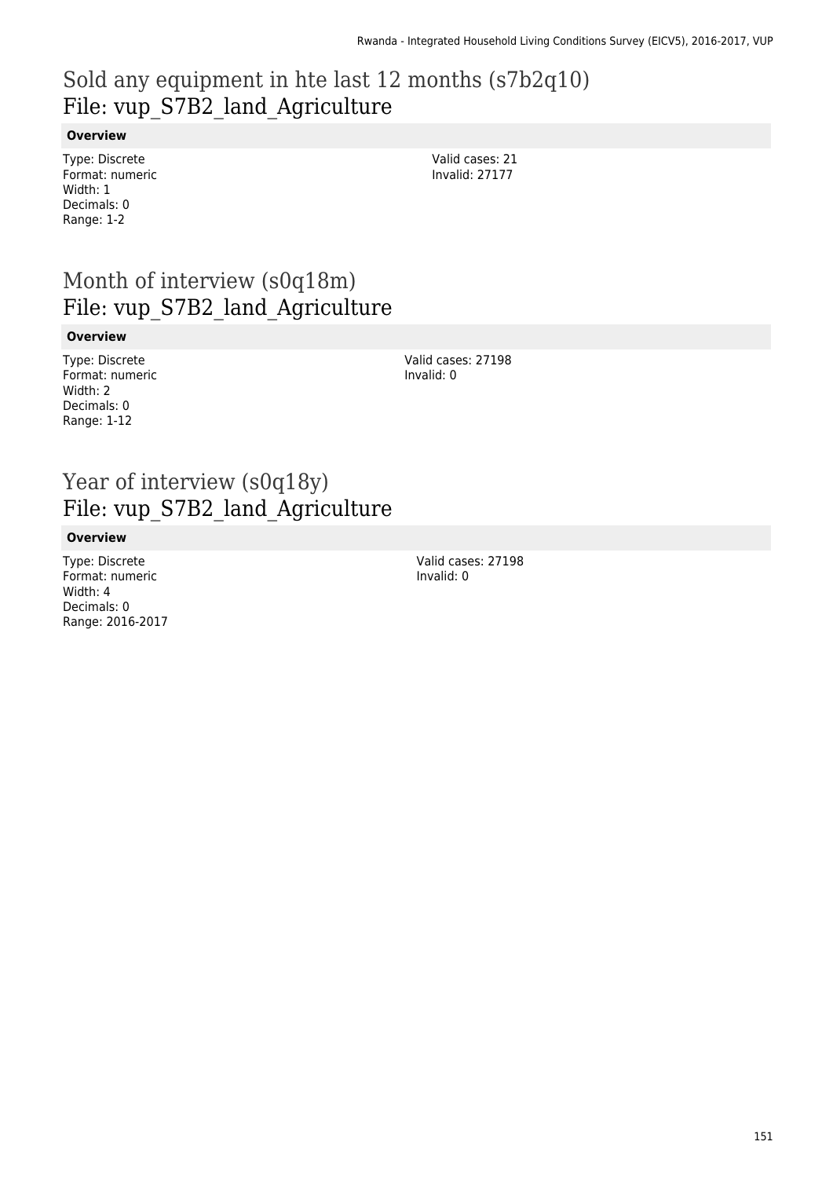# Sold any equipment in hte last 12 months (s7b2q10)
## File: vup_S7B2_land_Agriculture

**Overview**

Type: Discrete
Format: numeric
Width: 1
Decimals: 0
Range: 1-2

Valid cases: 21
Invalid: 27177

# Month of interview (s0q18m)
## File: vup_S7B2_land_Agriculture

**Overview**

Type: Discrete
Format: numeric
Width: 2
Decimals: 0
Range: 1-12

Valid cases: 27198
Invalid: 0

# Year of interview (s0q18y)
## File: vup_S7B2_land_Agriculture

**Overview**

Type: Discrete
Format: numeric
Width: 4
Decimals: 0
Range: 2016-2017

Valid cases: 27198
Invalid: 0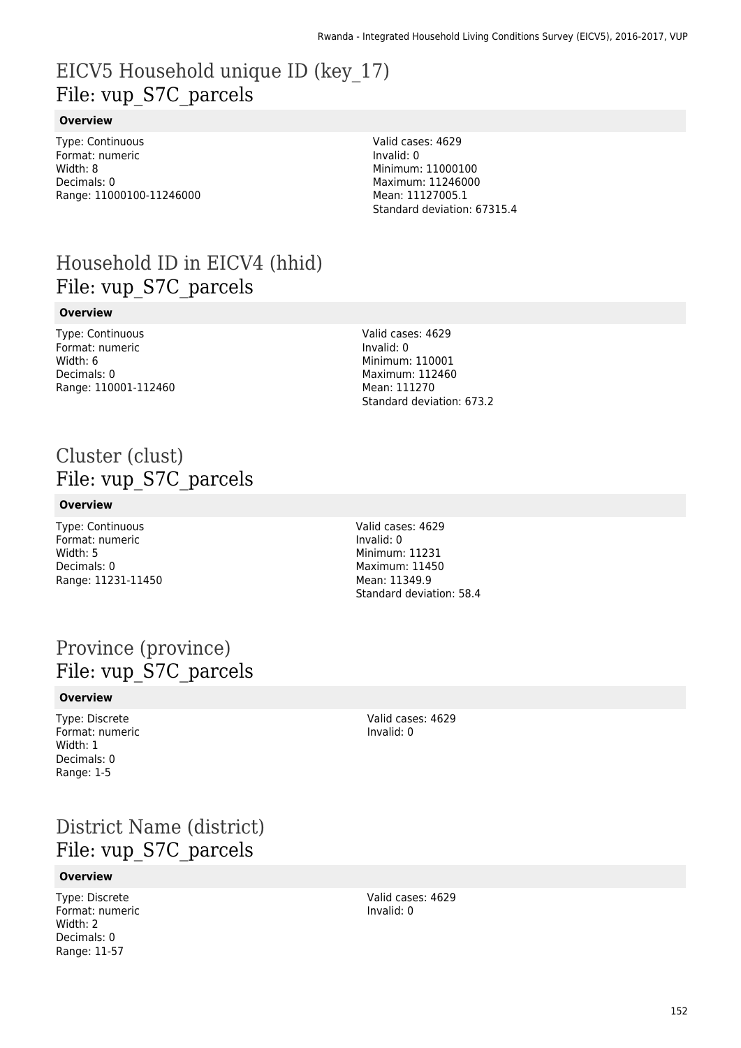# EICV5 Household unique ID (key_17)
## File: vup_S7C_parcels

**Overview**

Type: Continuous
Format: numeric
Width: 8
Decimals: 0
Range: 11000100-11246000

Valid cases: 4629
Invalid: 0
Minimum: 11000100
Maximum: 11246000
Mean: 11127005.1
Standard deviation: 67315.4

# Household ID in EICV4 (hhid)
## File: vup_S7C_parcels

**Overview**

Type: Continuous
Format: numeric
Width: 6
Decimals: 0
Range: 110001-112460

Valid cases: 4629
Invalid: 0
Minimum: 110001
Maximum: 112460
Mean: 111270
Standard deviation: 673.2

# Cluster (clust)
## File: vup_S7C_parcels

**Overview**

Type: Continuous
Format: numeric
Width: 5
Decimals: 0
Range: 11231-11450

Valid cases: 4629
Invalid: 0
Minimum: 11231
Maximum: 11450
Mean: 11349.9
Standard deviation: 58.4

# Province (province)
## File: vup_S7C_parcels

**Overview**

Type: Discrete
Format: numeric
Width: 1
Decimals: 0
Range: 1-5

Valid cases: 4629
Invalid: 0

# District Name (district)
## File: vup_S7C_parcels

**Overview**

Type: Discrete
Format: numeric
Width: 2
Decimals: 0
Range: 11-57

Valid cases: 4629
Invalid: 0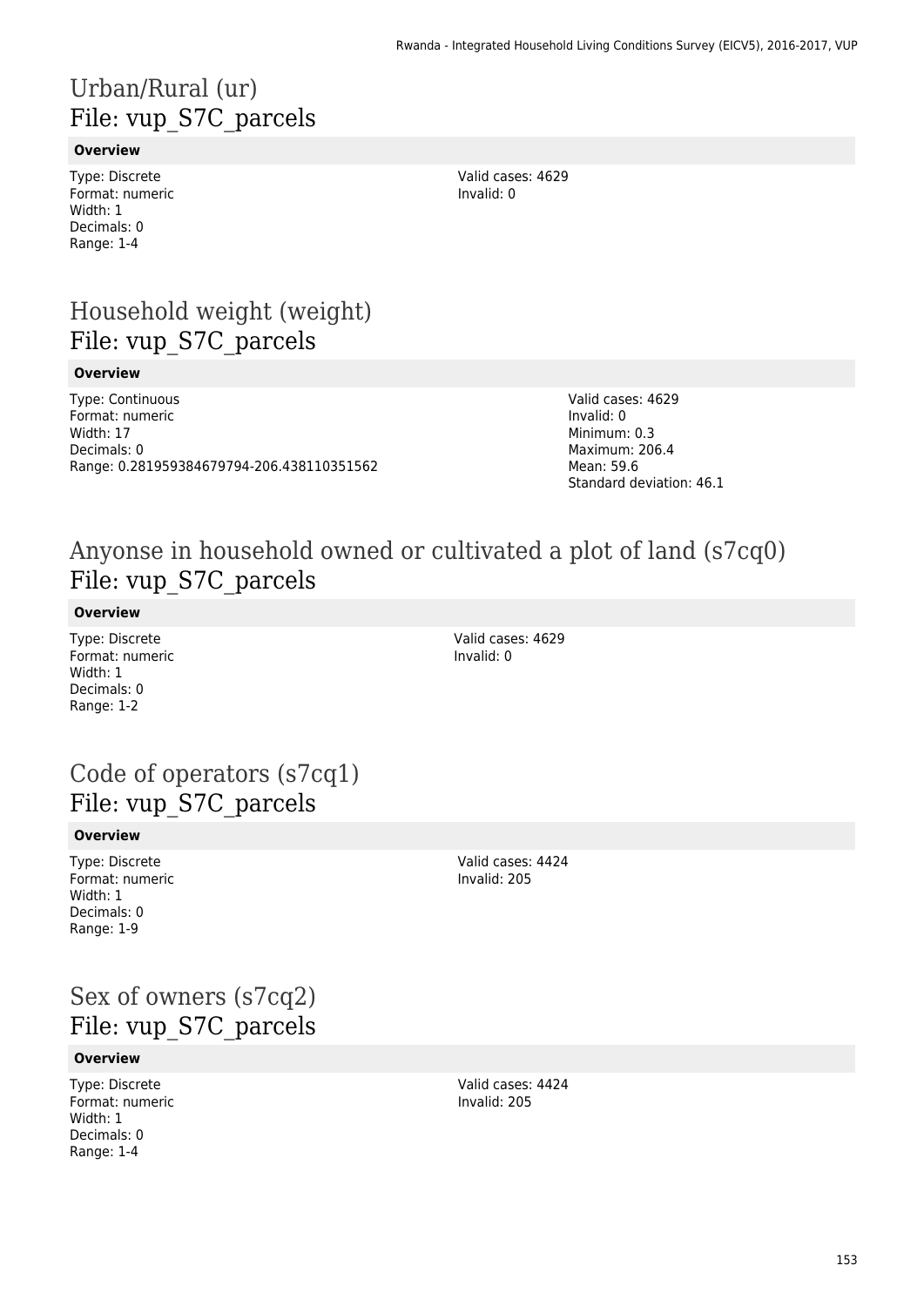# Urban/Rural (ur)
File: vup_S7C_parcels

**Overview**

Type: Discrete
Format: numeric
Width: 1
Decimals: 0
Range: 1-4

Valid cases: 4629
Invalid: 0

# Household weight (weight)
File: vup_S7C_parcels

**Overview**

Type: Continuous
Format: numeric
Width: 17
Decimals: 0
Range: 0.281959384679794-206.438110351562

Valid cases: 4629
Invalid: 0
Minimum: 0.3
Maximum: 206.4
Mean: 59.6
Standard deviation: 46.1

# Anyonse in household owned or cultivated a plot of land (s7cq0)
File: vup_S7C_parcels

**Overview**

Type: Discrete
Format: numeric
Width: 1
Decimals: 0
Range: 1-2

Valid cases: 4629
Invalid: 0

# Code of operators (s7cq1)
File: vup_S7C_parcels

**Overview**

Type: Discrete
Format: numeric
Width: 1
Decimals: 0
Range: 1-9

Valid cases: 4424
Invalid: 205

# Sex of owners (s7cq2)
File: vup_S7C_parcels

**Overview**

Type: Discrete
Format: numeric
Width: 1
Decimals: 0
Range: 1-4

Valid cases: 4424
Invalid: 205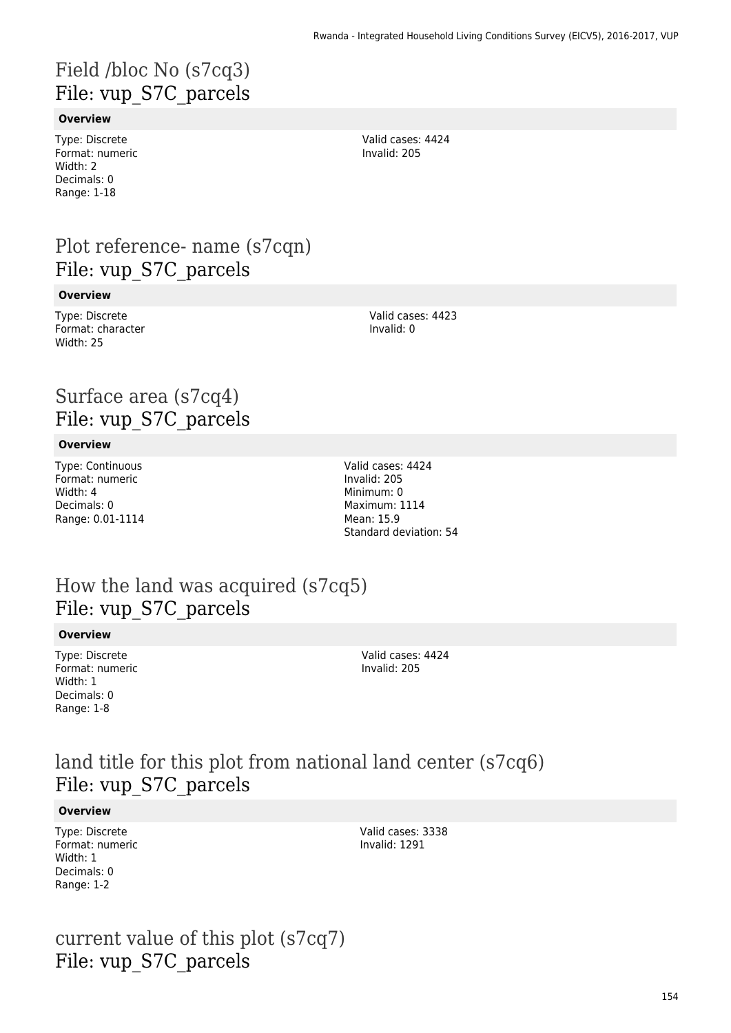# Field /bloc No (s7cq3)
File: vup_S7C_parcels

**Overview**

Type: Discrete
Format: numeric
Width: 2
Decimals: 0
Range: 1-18

Valid cases: 4424
Invalid: 205

# Plot reference- name (s7cqn)
File: vup_S7C_parcels

**Overview**

Type: Discrete
Format: character
Width: 25

Valid cases: 4423
Invalid: 0

# Surface area (s7cq4)
File: vup_S7C_parcels

**Overview**

Type: Continuous
Format: numeric
Width: 4
Decimals: 0
Range: 0.01-1114

Valid cases: 4424
Invalid: 205
Minimum: 0
Maximum: 1114
Mean: 15.9
Standard deviation: 54

# How the land was acquired (s7cq5)
File: vup_S7C_parcels

**Overview**

Type: Discrete
Format: numeric
Width: 1
Decimals: 0
Range: 1-8

Valid cases: 4424
Invalid: 205

# land title for this plot from national land center (s7cq6)
File: vup_S7C_parcels

**Overview**

Type: Discrete
Format: numeric
Width: 1
Decimals: 0
Range: 1-2

Valid cases: 3338
Invalid: 1291

# current value of this plot (s7cq7)
File: vup_S7C_parcels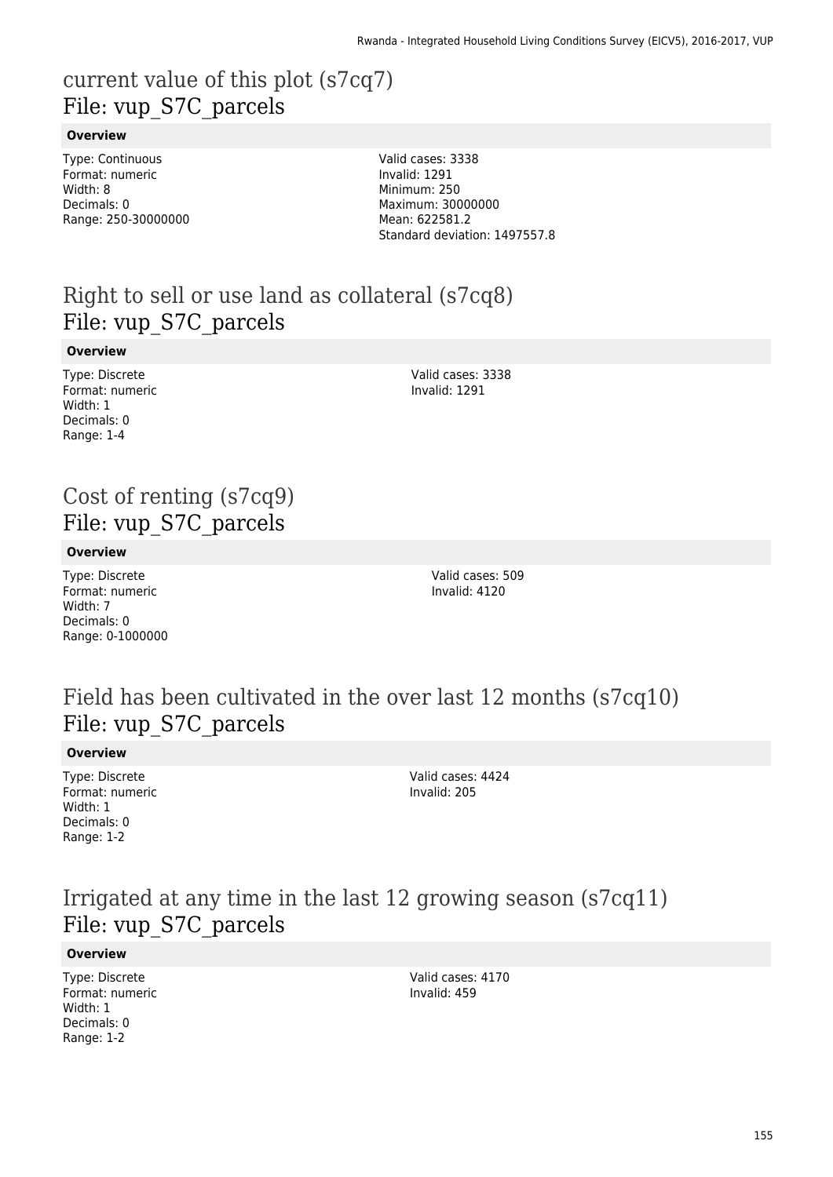# current value of this plot (s7cq7)
File: vup_S7C_parcels

**Overview**

Type: Continuous
Format: numeric
Width: 8
Decimals: 0
Range: 250-30000000

Valid cases: 3338
Invalid: 1291
Minimum: 250
Maximum: 30000000
Mean: 622581.2
Standard deviation: 1497557.8

# Right to sell or use land as collateral (s7cq8)
File: vup_S7C_parcels

**Overview**

Type: Discrete
Format: numeric
Width: 1
Decimals: 0
Range: 1-4

Valid cases: 3338
Invalid: 1291

# Cost of renting (s7cq9)
File: vup_S7C_parcels

**Overview**

Type: Discrete
Format: numeric
Width: 7
Decimals: 0
Range: 0-1000000

Valid cases: 509
Invalid: 4120

# Field has been cultivated in the over last 12 months (s7cq10)
File: vup_S7C_parcels

**Overview**

Type: Discrete
Format: numeric
Width: 1
Decimals: 0
Range: 1-2

Valid cases: 4424
Invalid: 205

# Irrigated at any time in the last 12 growing season (s7cq11)
File: vup_S7C_parcels

**Overview**

Type: Discrete
Format: numeric
Width: 1
Decimals: 0
Range: 1-2

Valid cases: 4170
Invalid: 459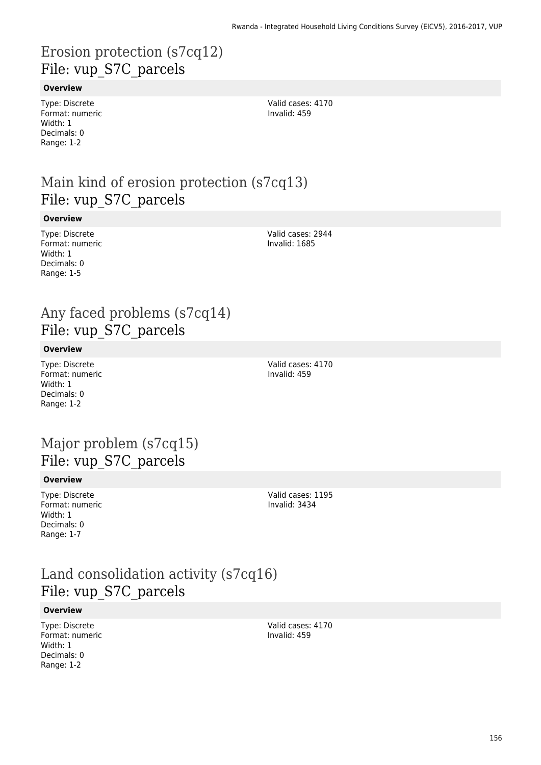# Erosion protection (s7cq12)
## File: vup_S7C_parcels

**Overview**

Type: Discrete
Format: numeric
Width: 1
Decimals: 0
Range: 1-2

Valid cases: 4170
Invalid: 459

# Main kind of erosion protection (s7cq13)
## File: vup_S7C_parcels

**Overview**

Type: Discrete
Format: numeric
Width: 1
Decimals: 0
Range: 1-5

Valid cases: 2944
Invalid: 1685

# Any faced problems (s7cq14)
## File: vup_S7C_parcels

**Overview**

Type: Discrete
Format: numeric
Width: 1
Decimals: 0
Range: 1-2

Valid cases: 4170
Invalid: 459

# Major problem (s7cq15)
## File: vup_S7C_parcels

**Overview**

Type: Discrete
Format: numeric
Width: 1
Decimals: 0
Range: 1-7

Valid cases: 1195
Invalid: 3434

# Land consolidation activity (s7cq16)
## File: vup_S7C_parcels

**Overview**

Type: Discrete
Format: numeric
Width: 1
Decimals: 0
Range: 1-2

Valid cases: 4170
Invalid: 459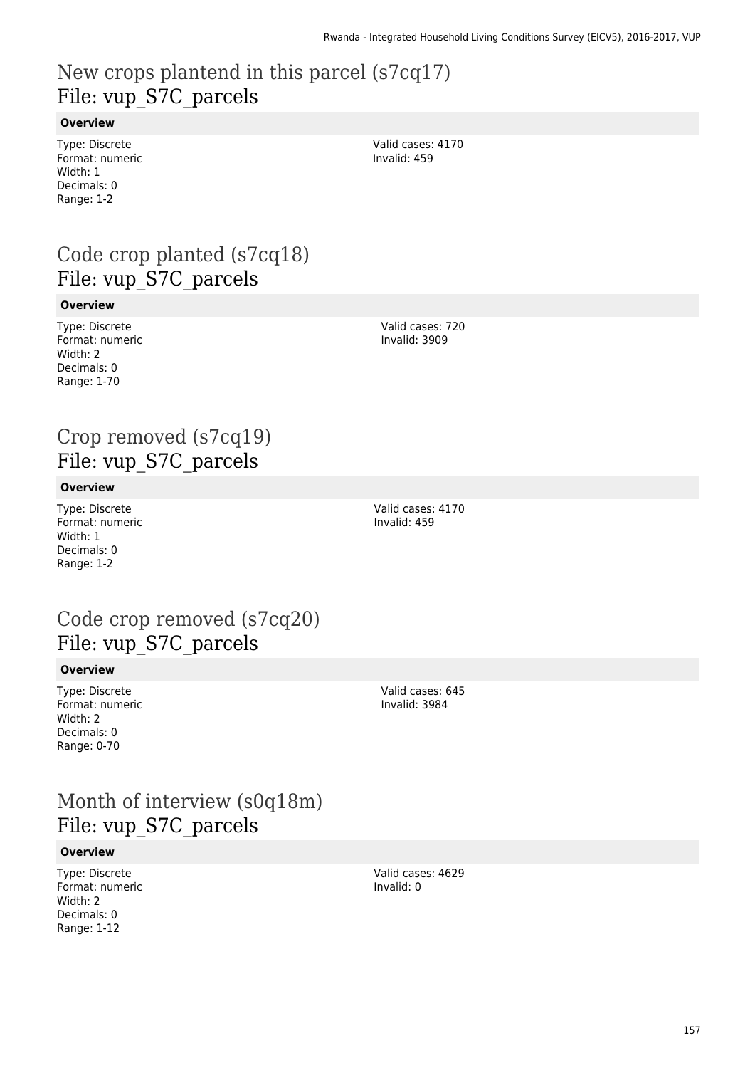## New crops plantend in this parcel (s7cq17)
## File: vup_S7C_parcels

**Overview**

Type: Discrete
Format: numeric
Width: 1
Decimals: 0
Range: 1-2

Valid cases: 4170
Invalid: 459

## Code crop planted (s7cq18)
## File: vup_S7C_parcels

**Overview**

Type: Discrete
Format: numeric
Width: 2
Decimals: 0
Range: 1-70

Valid cases: 720
Invalid: 3909

## Crop removed (s7cq19)
## File: vup_S7C_parcels

**Overview**

Type: Discrete
Format: numeric
Width: 1
Decimals: 0
Range: 1-2

Valid cases: 4170
Invalid: 459

## Code crop removed (s7cq20)
## File: vup_S7C_parcels

**Overview**

Type: Discrete
Format: numeric
Width: 2
Decimals: 0
Range: 0-70

Valid cases: 645
Invalid: 3984

## Month of interview (s0q18m)
## File: vup_S7C_parcels

**Overview**

Type: Discrete
Format: numeric
Width: 2
Decimals: 0
Range: 1-12

Valid cases: 4629
Invalid: 0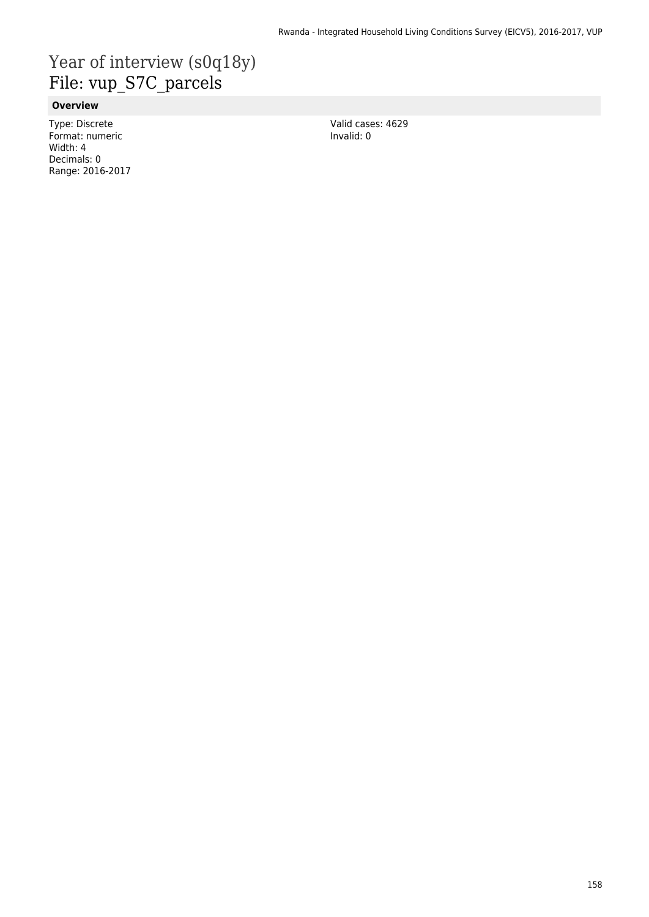# Year of interview (s0q18y)
# File: vup_S7C_parcels

### Overview

Type: Discrete
Format: numeric
Width: 4
Decimals: 0
Range: 2016-2017

Valid cases: 4629
Invalid: 0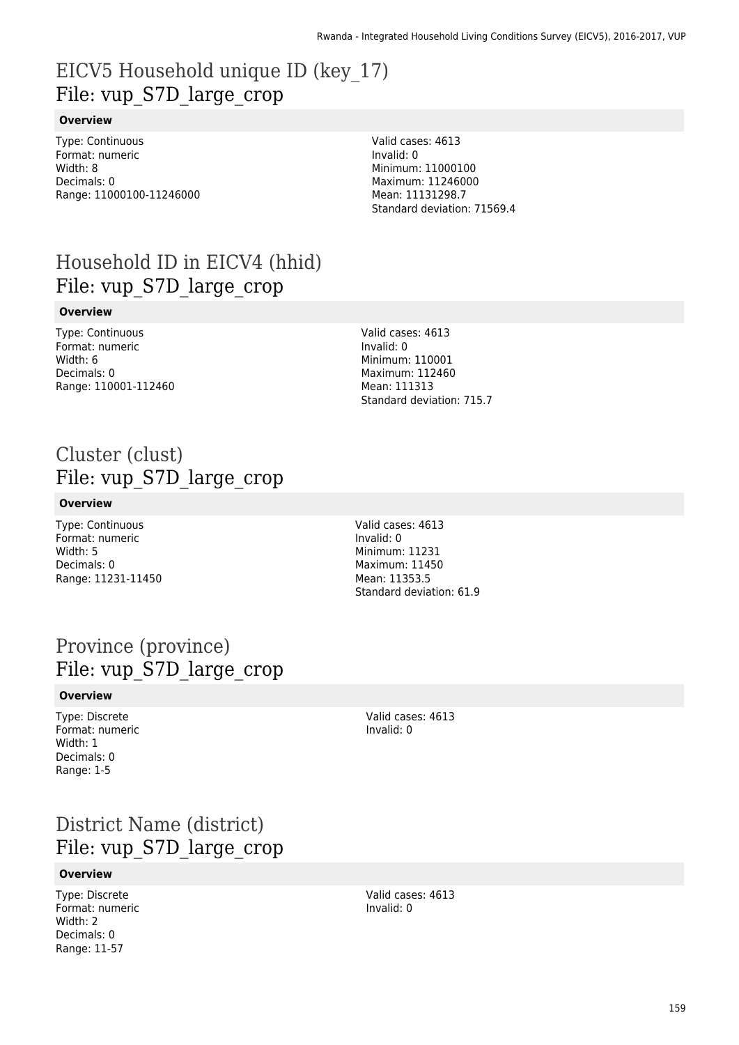# EICV5 Household unique ID (key_17)
## File: vup_S7D_large_crop

**Overview**

Type: Continuous
Format: numeric
Width: 8
Decimals: 0
Range: 11000100-11246000

Valid cases: 4613
Invalid: 0
Minimum: 11000100
Maximum: 11246000
Mean: 11131298.7
Standard deviation: 71569.4

# Household ID in EICV4 (hhid)
## File: vup_S7D_large_crop

**Overview**

Type: Continuous
Format: numeric
Width: 6
Decimals: 0
Range: 110001-112460

Valid cases: 4613
Invalid: 0
Minimum: 110001
Maximum: 112460
Mean: 111313
Standard deviation: 715.7

# Cluster (clust)
## File: vup_S7D_large_crop

**Overview**

Type: Continuous
Format: numeric
Width: 5
Decimals: 0
Range: 11231-11450

Valid cases: 4613
Invalid: 0
Minimum: 11231
Maximum: 11450
Mean: 11353.5
Standard deviation: 61.9

# Province (province)
## File: vup_S7D_large_crop

**Overview**

Type: Discrete
Format: numeric
Width: 1
Decimals: 0
Range: 1-5

Valid cases: 4613
Invalid: 0

# District Name (district)
## File: vup_S7D_large_crop

**Overview**

Type: Discrete
Format: numeric
Width: 2
Decimals: 0
Range: 11-57

Valid cases: 4613
Invalid: 0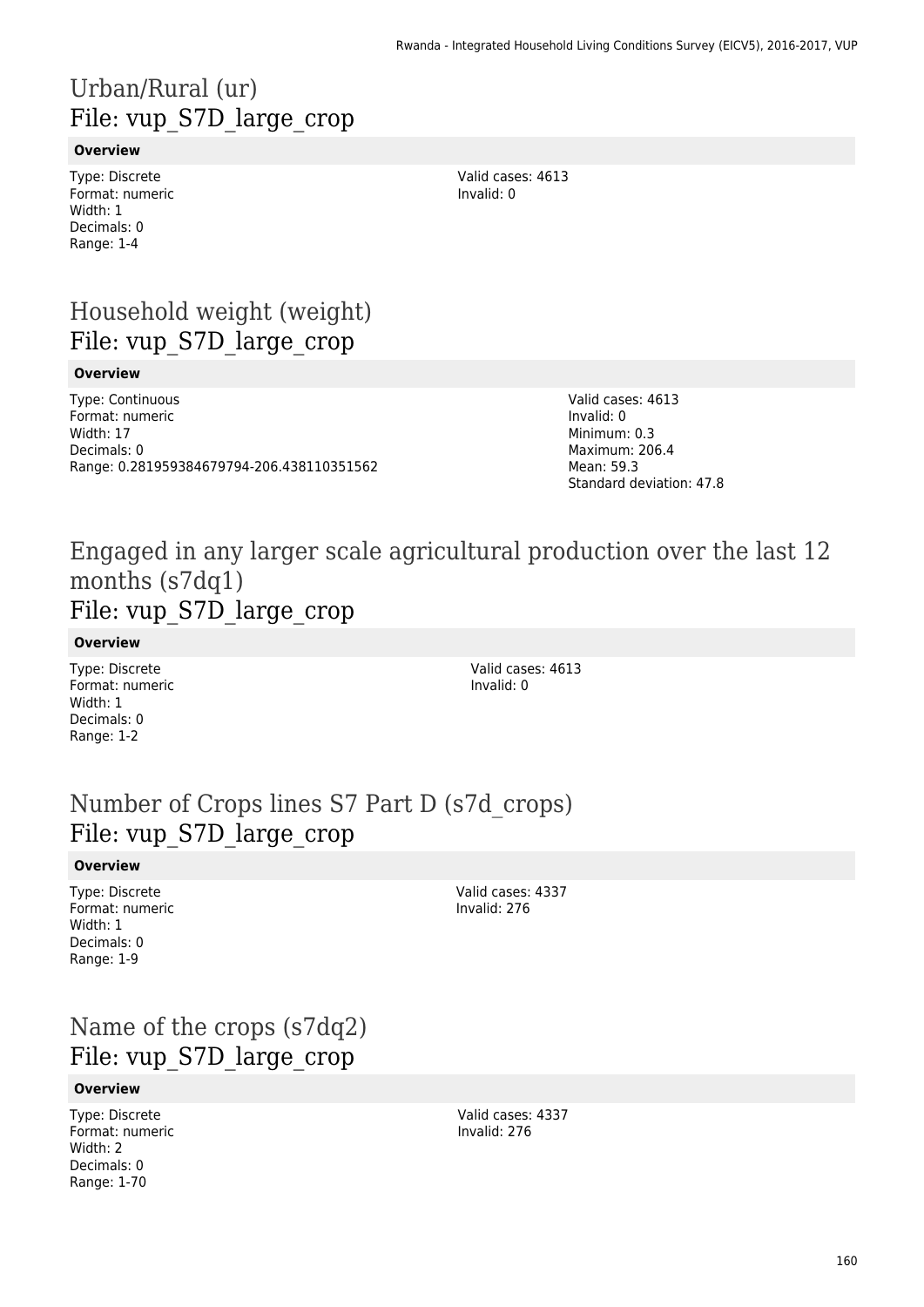# Urban/Rural (ur)
## File: vup_S7D_large_crop

**Overview**

Type: Discrete
Format: numeric
Width: 1
Decimals: 0
Range: 1-4

Valid cases: 4613
Invalid: 0

# Household weight (weight)
## File: vup_S7D_large_crop

**Overview**

Type: Continuous
Format: numeric
Width: 17
Decimals: 0
Range: 0.281959384679794-206.438110351562

Valid cases: 4613
Invalid: 0
Minimum: 0.3
Maximum: 206.4
Mean: 59.3
Standard deviation: 47.8

# Engaged in any larger scale agricultural production over the last 12 months (s7dq1)
## File: vup_S7D_large_crop

**Overview**

Type: Discrete
Format: numeric
Width: 1
Decimals: 0
Range: 1-2

Valid cases: 4613
Invalid: 0

# Number of Crops lines S7 Part D (s7d_crops)
## File: vup_S7D_large_crop

**Overview**

Type: Discrete
Format: numeric
Width: 1
Decimals: 0
Range: 1-9

Valid cases: 4337
Invalid: 276

# Name of the crops (s7dq2)
## File: vup_S7D_large_crop

**Overview**

Type: Discrete
Format: numeric
Width: 2
Decimals: 0
Range: 1-70

Valid cases: 4337
Invalid: 276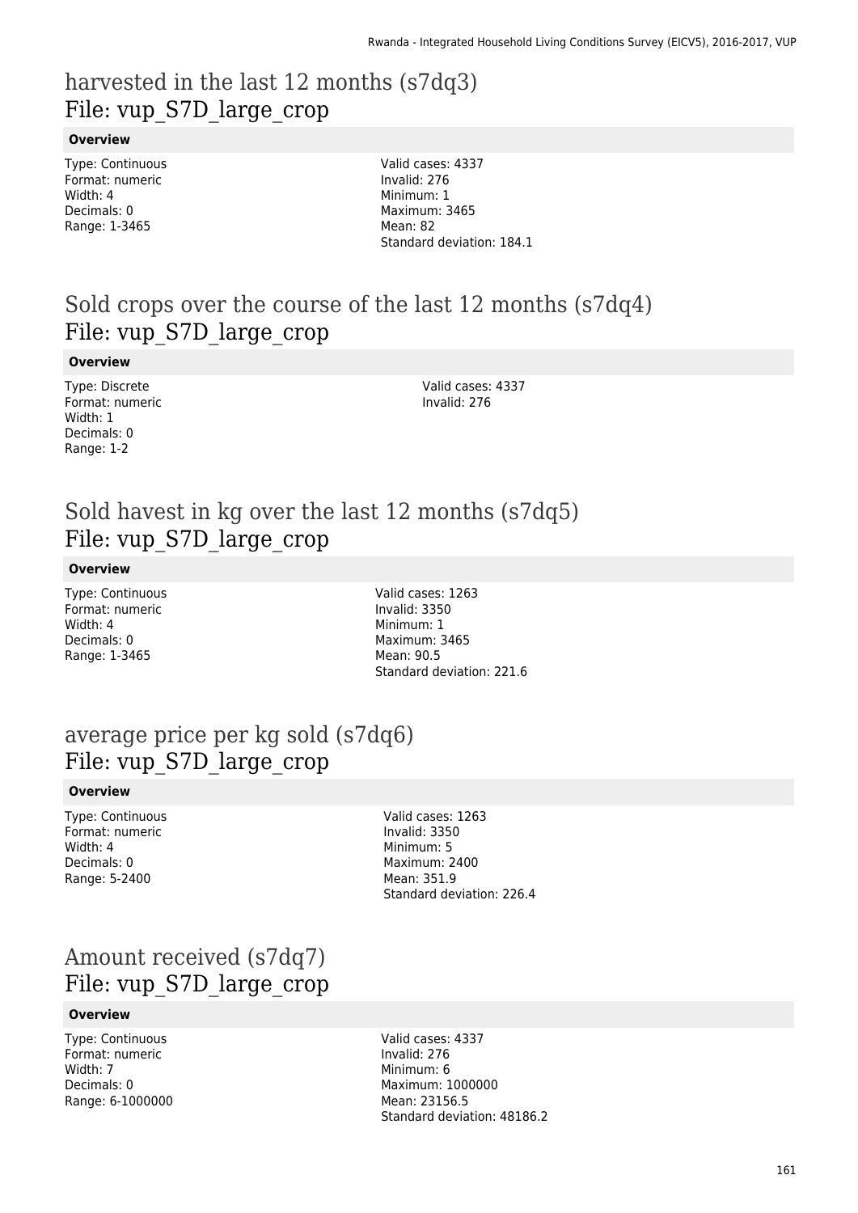# harvested in the last 12 months (s7dq3)
File: vup_S7D_large_crop

**Overview**

Type: Continuous
Format: numeric
Width: 4
Decimals: 0
Range: 1-3465

Valid cases: 4337
Invalid: 276
Minimum: 1
Maximum: 3465
Mean: 82
Standard deviation: 184.1

# Sold crops over the course of the last 12 months (s7dq4)
File: vup_S7D_large_crop

**Overview**

Type: Discrete
Format: numeric
Width: 1
Decimals: 0
Range: 1-2

Valid cases: 4337
Invalid: 276

# Sold havest in kg over the last 12 months (s7dq5)
File: vup_S7D_large_crop

**Overview**

Type: Continuous
Format: numeric
Width: 4
Decimals: 0
Range: 1-3465

Valid cases: 1263
Invalid: 3350
Minimum: 1
Maximum: 3465
Mean: 90.5
Standard deviation: 221.6

# average price per kg sold (s7dq6)
File: vup_S7D_large_crop

**Overview**

Type: Continuous
Format: numeric
Width: 4
Decimals: 0
Range: 5-2400

Valid cases: 1263
Invalid: 3350
Minimum: 5
Maximum: 2400
Mean: 351.9
Standard deviation: 226.4

# Amount received (s7dq7)
File: vup_S7D_large_crop

**Overview**

Type: Continuous
Format: numeric
Width: 7
Decimals: 0
Range: 6-1000000

Valid cases: 4337
Invalid: 276
Minimum: 6
Maximum: 1000000
Mean: 23156.5
Standard deviation: 48186.2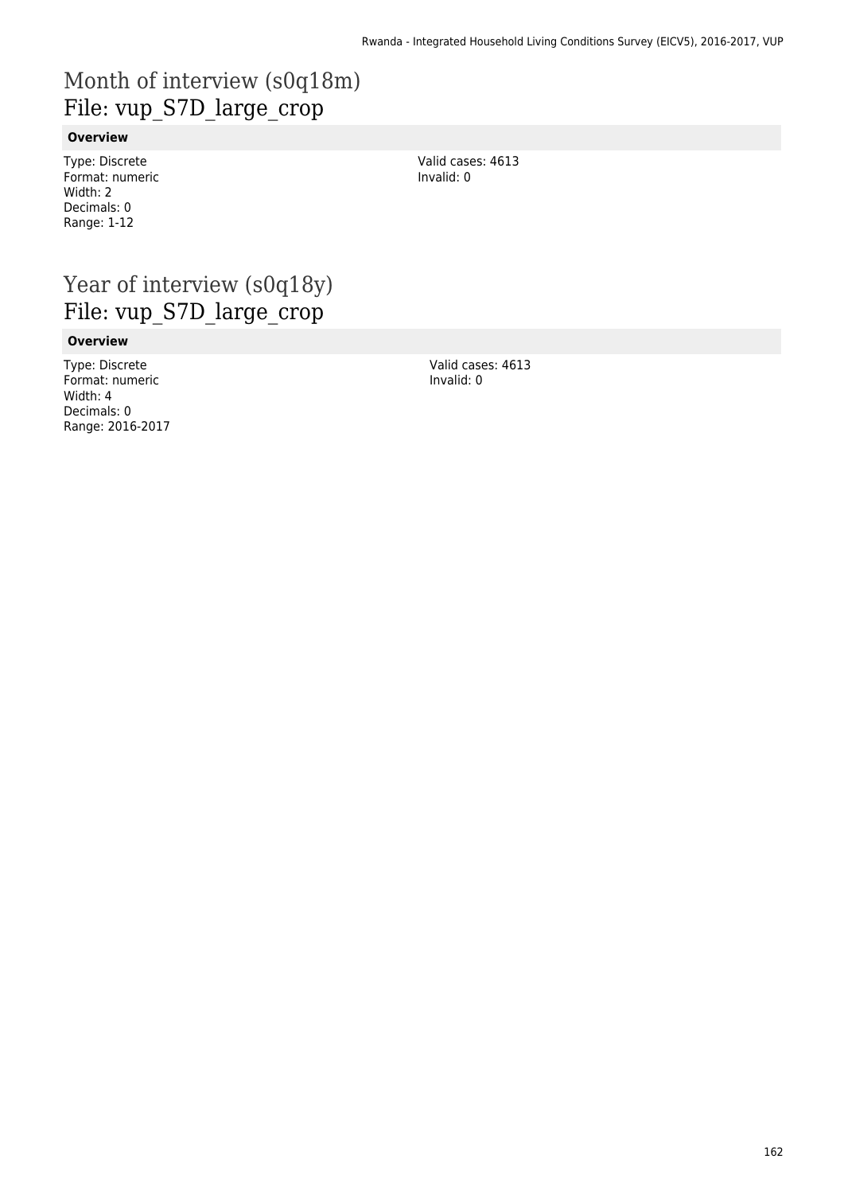# Month of interview (s0q18m)
File: vup_S7D_large_crop

**Overview**

Type: Discrete
Format: numeric
Width: 2
Decimals: 0
Range: 1-12

Valid cases: 4613
Invalid: 0

# Year of interview (s0q18y)
File: vup_S7D_large_crop

**Overview**

Type: Discrete
Format: numeric
Width: 4
Decimals: 0
Range: 2016-2017

Valid cases: 4613
Invalid: 0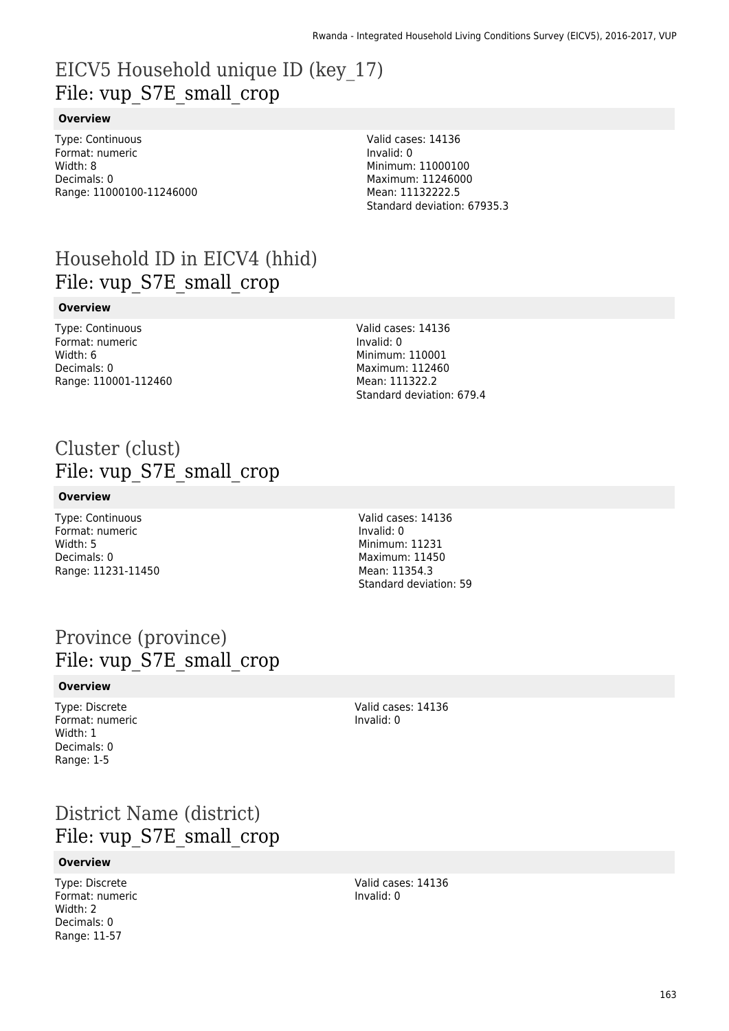# EICV5 Household unique ID (key_17)
## File: vup_S7E_small_crop

**Overview**

Type: Continuous
Format: numeric
Width: 8
Decimals: 0
Range: 11000100-11246000

Valid cases: 14136
Invalid: 0
Minimum: 11000100
Maximum: 11246000
Mean: 11132222.5
Standard deviation: 67935.3

# Household ID in EICV4 (hhid)
## File: vup_S7E_small_crop

**Overview**

Type: Continuous
Format: numeric
Width: 6
Decimals: 0
Range: 110001-112460

Valid cases: 14136
Invalid: 0
Minimum: 110001
Maximum: 112460
Mean: 111322.2
Standard deviation: 679.4

# Cluster (clust)
## File: vup_S7E_small_crop

**Overview**

Type: Continuous
Format: numeric
Width: 5
Decimals: 0
Range: 11231-11450

Valid cases: 14136
Invalid: 0
Minimum: 11231
Maximum: 11450
Mean: 11354.3
Standard deviation: 59

# Province (province)
## File: vup_S7E_small_crop

**Overview**

Type: Discrete
Format: numeric
Width: 1
Decimals: 0
Range: 1-5

Valid cases: 14136
Invalid: 0

# District Name (district)
## File: vup_S7E_small_crop

**Overview**

Type: Discrete
Format: numeric
Width: 2
Decimals: 0
Range: 11-57

Valid cases: 14136
Invalid: 0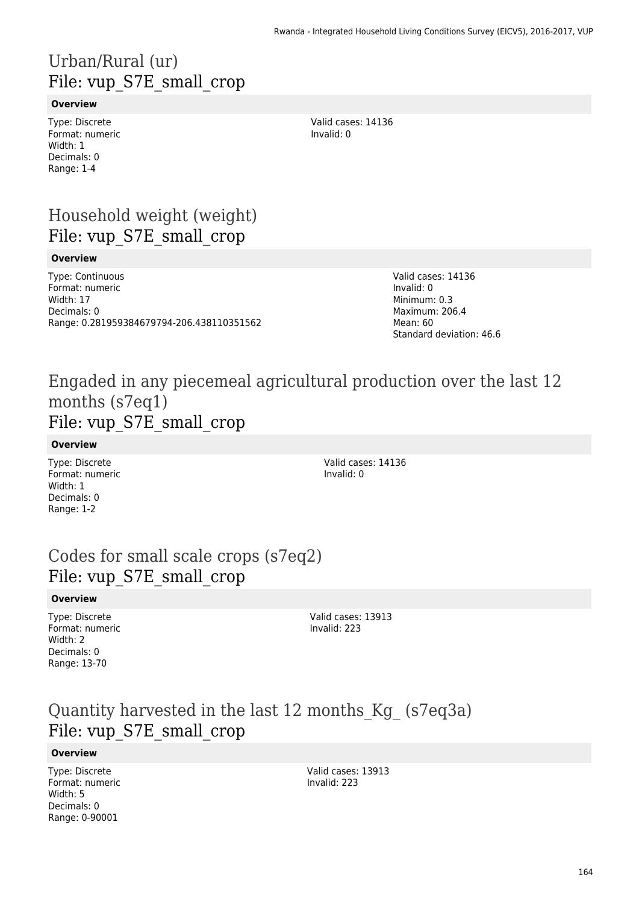# Urban/Rural (ur)
## File: vup_S7E_small_crop

**Overview**

Type: Discrete
Format: numeric
Width: 1
Decimals: 0
Range: 1-4

Valid cases: 14136
Invalid: 0

# Household weight (weight)
## File: vup_S7E_small_crop

**Overview**

Type: Continuous
Format: numeric
Width: 17
Decimals: 0
Range: 0.281959384679794-206.438110351562

Valid cases: 14136
Invalid: 0
Minimum: 0.3
Maximum: 206.4
Mean: 60
Standard deviation: 46.6

# Engaded in any piecemeal agricultural production over the last 12 months (s7eq1)
## File: vup_S7E_small_crop

**Overview**

Type: Discrete
Format: numeric
Width: 1
Decimals: 0
Range: 1-2

Valid cases: 14136
Invalid: 0

# Codes for small scale crops (s7eq2)
## File: vup_S7E_small_crop

**Overview**

Type: Discrete
Format: numeric
Width: 2
Decimals: 0
Range: 13-70

Valid cases: 13913
Invalid: 223

# Quantity harvested in the last 12 months_Kg_ (s7eq3a)
## File: vup_S7E_small_crop

**Overview**

Type: Discrete
Format: numeric
Width: 5
Decimals: 0
Range: 0-90001

Valid cases: 13913
Invalid: 223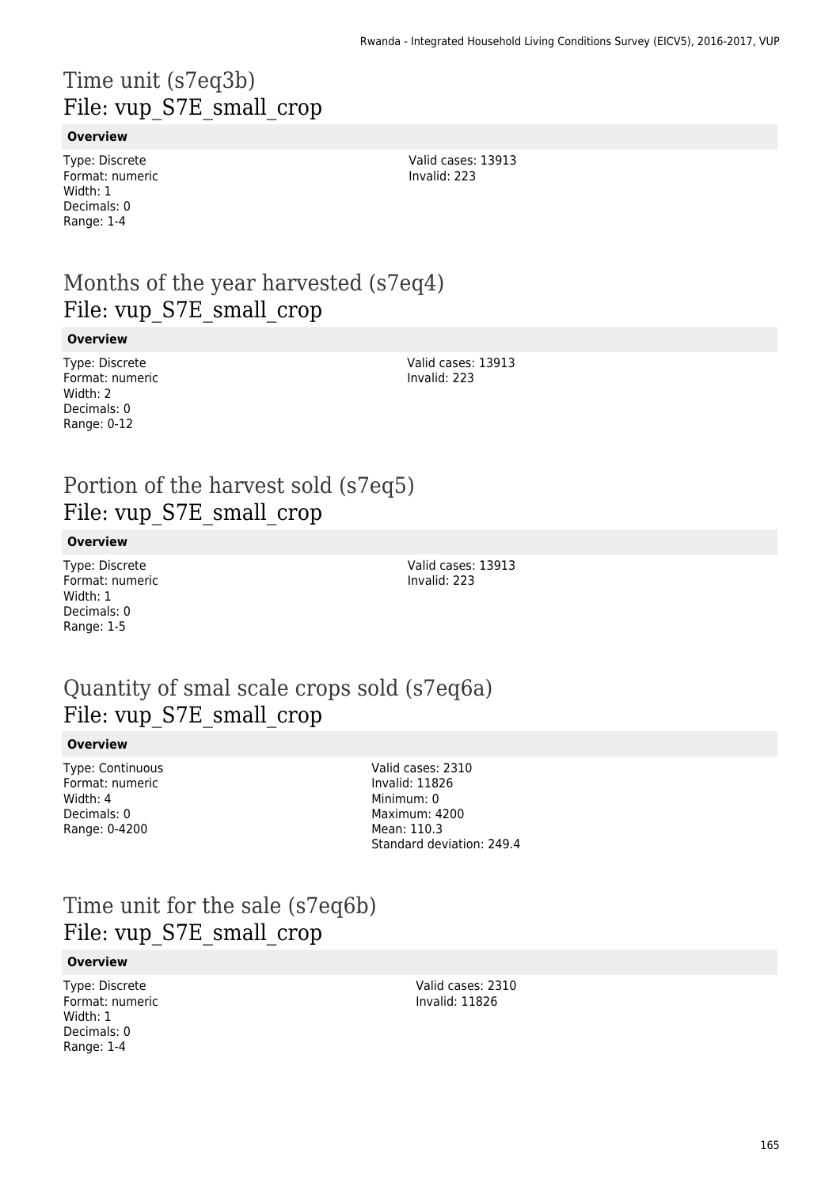# Time unit (s7eq3b)
## File: vup_S7E_small_crop

**Overview**

Type: Discrete
Format: numeric
Width: 1
Decimals: 0
Range: 1-4

Valid cases: 13913
Invalid: 223

# Months of the year harvested (s7eq4)
## File: vup_S7E_small_crop

**Overview**

Type: Discrete
Format: numeric
Width: 2
Decimals: 0
Range: 0-12

Valid cases: 13913
Invalid: 223

# Portion of the harvest sold (s7eq5)
## File: vup_S7E_small_crop

**Overview**

Type: Discrete
Format: numeric
Width: 1
Decimals: 0
Range: 1-5

Valid cases: 13913
Invalid: 223

# Quantity of smal scale crops sold (s7eq6a)
## File: vup_S7E_small_crop

**Overview**

Type: Continuous
Format: numeric
Width: 4
Decimals: 0
Range: 0-4200

Valid cases: 2310
Invalid: 11826
Minimum: 0
Maximum: 4200
Mean: 110.3
Standard deviation: 249.4

# Time unit for the sale (s7eq6b)
## File: vup_S7E_small_crop

**Overview**

Type: Discrete
Format: numeric
Width: 1
Decimals: 0
Range: 1-4

Valid cases: 2310
Invalid: 11826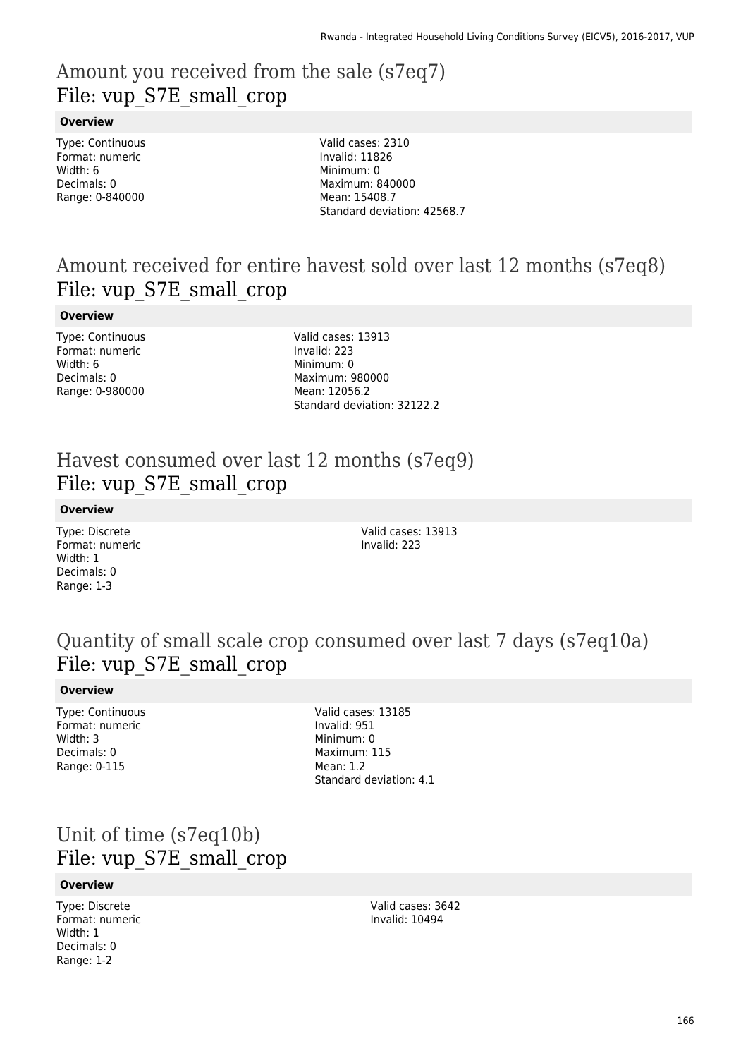# Amount you received from the sale (s7eq7)
## File: vup_S7E_small_crop

**Overview**

Type: Continuous
Format: numeric
Width: 6
Decimals: 0
Range: 0-840000

Valid cases: 2310
Invalid: 11826
Minimum: 0
Maximum: 840000
Mean: 15408.7
Standard deviation: 42568.7

# Amount received for entire havest sold over last 12 months (s7eq8)
## File: vup_S7E_small_crop

**Overview**

Type: Continuous
Format: numeric
Width: 6
Decimals: 0
Range: 0-980000

Valid cases: 13913
Invalid: 223
Minimum: 0
Maximum: 980000
Mean: 12056.2
Standard deviation: 32122.2

# Havest consumed over last 12 months (s7eq9)
## File: vup_S7E_small_crop

**Overview**

Type: Discrete
Format: numeric
Width: 1
Decimals: 0
Range: 1-3

Valid cases: 13913
Invalid: 223

# Quantity of small scale crop consumed over last 7 days (s7eq10a)
## File: vup_S7E_small_crop

**Overview**

Type: Continuous
Format: numeric
Width: 3
Decimals: 0
Range: 0-115

Valid cases: 13185
Invalid: 951
Minimum: 0
Maximum: 115
Mean: 1.2
Standard deviation: 4.1

# Unit of time (s7eq10b)
## File: vup_S7E_small_crop

**Overview**

Type: Discrete
Format: numeric
Width: 1
Decimals: 0
Range: 1-2

Valid cases: 3642
Invalid: 10494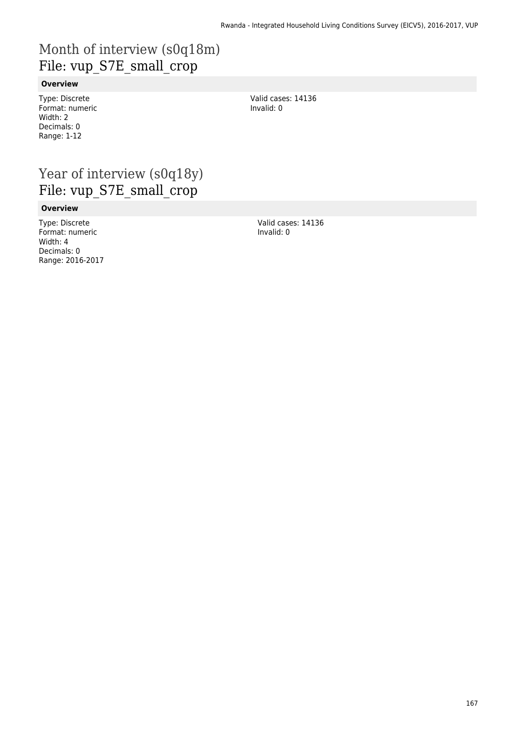# Month of interview (s0q18m)
## File: vup_S7E_small_crop

### Overview

Type: Discrete
Format: numeric
Width: 2
Decimals: 0
Range: 1-12

Valid cases: 14136
Invalid: 0

# Year of interview (s0q18y)
## File: vup_S7E_small_crop

### Overview

Type: Discrete
Format: numeric
Width: 4
Decimals: 0
Range: 2016-2017

Valid cases: 14136
Invalid: 0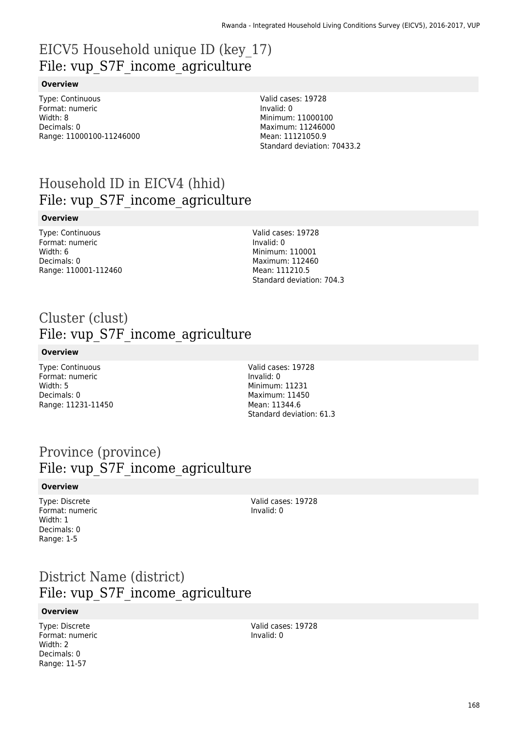# EICV5 Household unique ID (key_17)
File: vup_S7F_income_agriculture

**Overview**

Type: Continuous
Format: numeric
Width: 8
Decimals: 0
Range: 11000100-11246000

Valid cases: 19728
Invalid: 0
Minimum: 11000100
Maximum: 11246000
Mean: 11121050.9
Standard deviation: 70433.2

# Household ID in EICV4 (hhid)
File: vup_S7F_income_agriculture

**Overview**

Type: Continuous
Format: numeric
Width: 6
Decimals: 0
Range: 110001-112460

Valid cases: 19728
Invalid: 0
Minimum: 110001
Maximum: 112460
Mean: 111210.5
Standard deviation: 704.3

# Cluster (clust)
File: vup_S7F_income_agriculture

**Overview**

Type: Continuous
Format: numeric
Width: 5
Decimals: 0
Range: 11231-11450

Valid cases: 19728
Invalid: 0
Minimum: 11231
Maximum: 11450
Mean: 11344.6
Standard deviation: 61.3

# Province (province)
File: vup_S7F_income_agriculture

**Overview**

Type: Discrete
Format: numeric
Width: 1
Decimals: 0
Range: 1-5

Valid cases: 19728
Invalid: 0

# District Name (district)
File: vup_S7F_income_agriculture

**Overview**

Type: Discrete
Format: numeric
Width: 2
Decimals: 0
Range: 11-57

Valid cases: 19728
Invalid: 0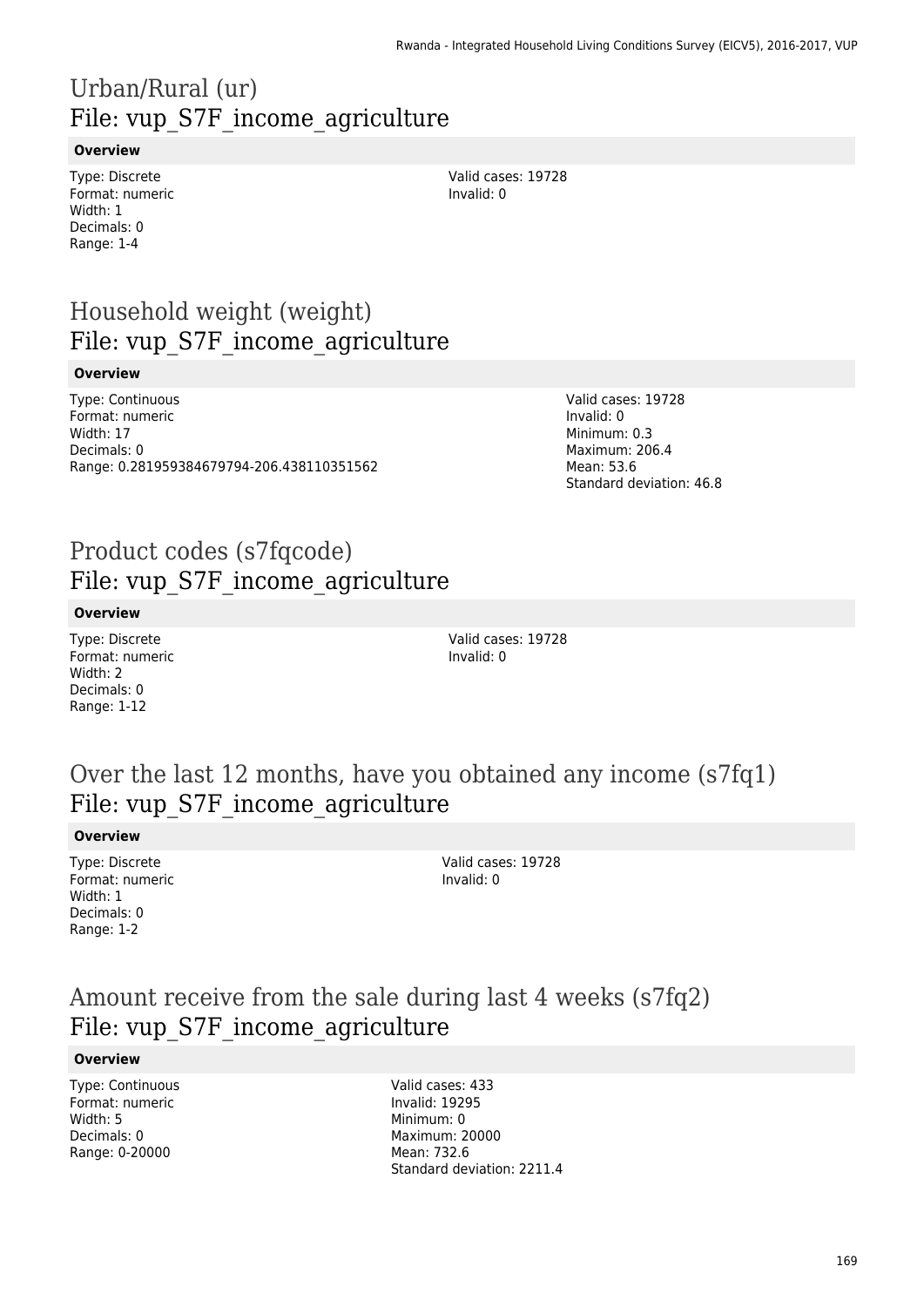# Urban/Rural (ur)
File: vup_S7F_income_agriculture

**Overview**

Type: Discrete
Format: numeric
Width: 1
Decimals: 0
Range: 1-4

Valid cases: 19728
Invalid: 0

# Household weight (weight)
File: vup_S7F_income_agriculture

**Overview**

Type: Continuous
Format: numeric
Width: 17
Decimals: 0
Range: 0.281959384679794-206.438110351562

Valid cases: 19728
Invalid: 0
Minimum: 0.3
Maximum: 206.4
Mean: 53.6
Standard deviation: 46.8

# Product codes (s7fqcode)
File: vup_S7F_income_agriculture

**Overview**

Type: Discrete
Format: numeric
Width: 2
Decimals: 0
Range: 1-12

Valid cases: 19728
Invalid: 0

# Over the last 12 months, have you obtained any income (s7fq1)
File: vup_S7F_income_agriculture

**Overview**

Type: Discrete
Format: numeric
Width: 1
Decimals: 0
Range: 1-2

Valid cases: 19728
Invalid: 0

# Amount receive from the sale during last 4 weeks (s7fq2)
File: vup_S7F_income_agriculture

**Overview**

Type: Continuous
Format: numeric
Width: 5
Decimals: 0
Range: 0-20000

Valid cases: 433
Invalid: 19295
Minimum: 0
Maximum: 20000
Mean: 732.6
Standard deviation: 2211.4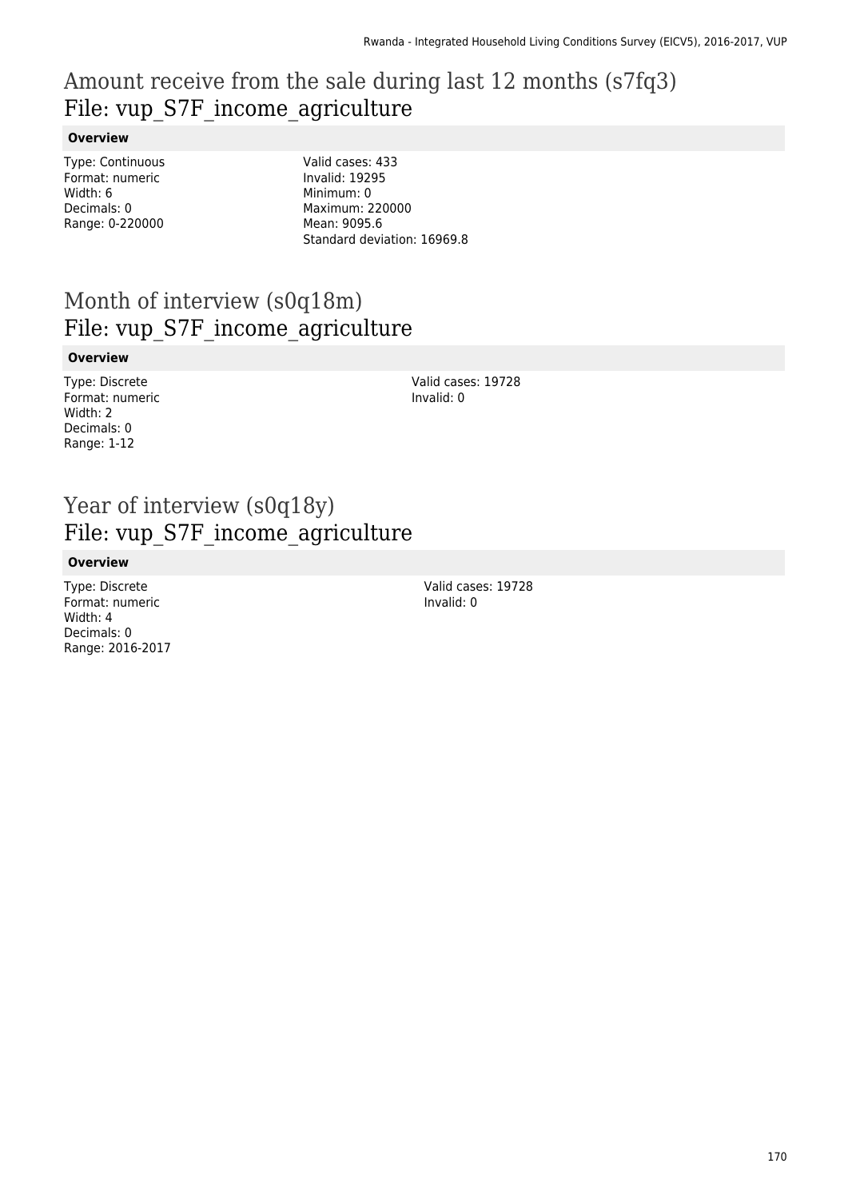## Amount receive from the sale during last 12 months (s7fq3)
## File: vup_S7F_income_agriculture

**Overview**

Type: Continuous
Format: numeric
Width: 6
Decimals: 0
Range: 0-220000

Valid cases: 433
Invalid: 19295
Minimum: 0
Maximum: 220000
Mean: 9095.6
Standard deviation: 16969.8

## Month of interview (s0q18m)
## File: vup_S7F_income_agriculture

**Overview**

Type: Discrete
Format: numeric
Width: 2
Decimals: 0
Range: 1-12

Valid cases: 19728
Invalid: 0

## Year of interview (s0q18y)
## File: vup_S7F_income_agriculture

**Overview**

Type: Discrete
Format: numeric
Width: 4
Decimals: 0
Range: 2016-2017

Valid cases: 19728
Invalid: 0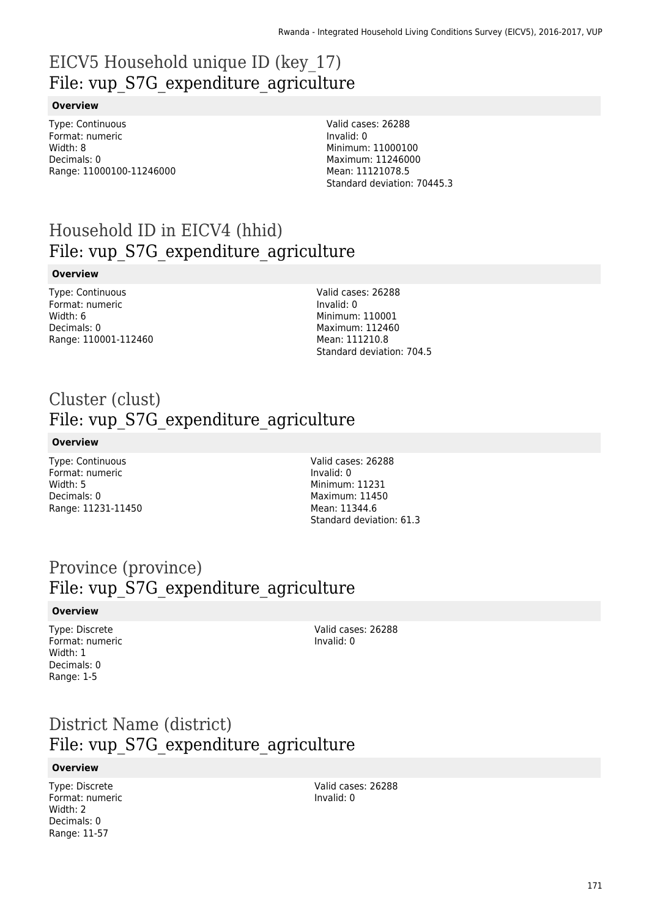# EICV5 Household unique ID (key_17)
## File: vup_S7G_expenditure_agriculture

**Overview**

Type: Continuous
Format: numeric
Width: 8
Decimals: 0
Range: 11000100-11246000

Valid cases: 26288
Invalid: 0
Minimum: 11000100
Maximum: 11246000
Mean: 11121078.5
Standard deviation: 70445.3

# Household ID in EICV4 (hhid)
## File: vup_S7G_expenditure_agriculture

**Overview**

Type: Continuous
Format: numeric
Width: 6
Decimals: 0
Range: 110001-112460

Valid cases: 26288
Invalid: 0
Minimum: 110001
Maximum: 112460
Mean: 111210.8
Standard deviation: 704.5

# Cluster (clust)
## File: vup_S7G_expenditure_agriculture

**Overview**

Type: Continuous
Format: numeric
Width: 5
Decimals: 0
Range: 11231-11450

Valid cases: 26288
Invalid: 0
Minimum: 11231
Maximum: 11450
Mean: 11344.6
Standard deviation: 61.3

# Province (province)
## File: vup_S7G_expenditure_agriculture

**Overview**

Type: Discrete
Format: numeric
Width: 1
Decimals: 0
Range: 1-5

Valid cases: 26288
Invalid: 0

# District Name (district)
## File: vup_S7G_expenditure_agriculture

**Overview**

Type: Discrete
Format: numeric
Width: 2
Decimals: 0
Range: 11-57

Valid cases: 26288
Invalid: 0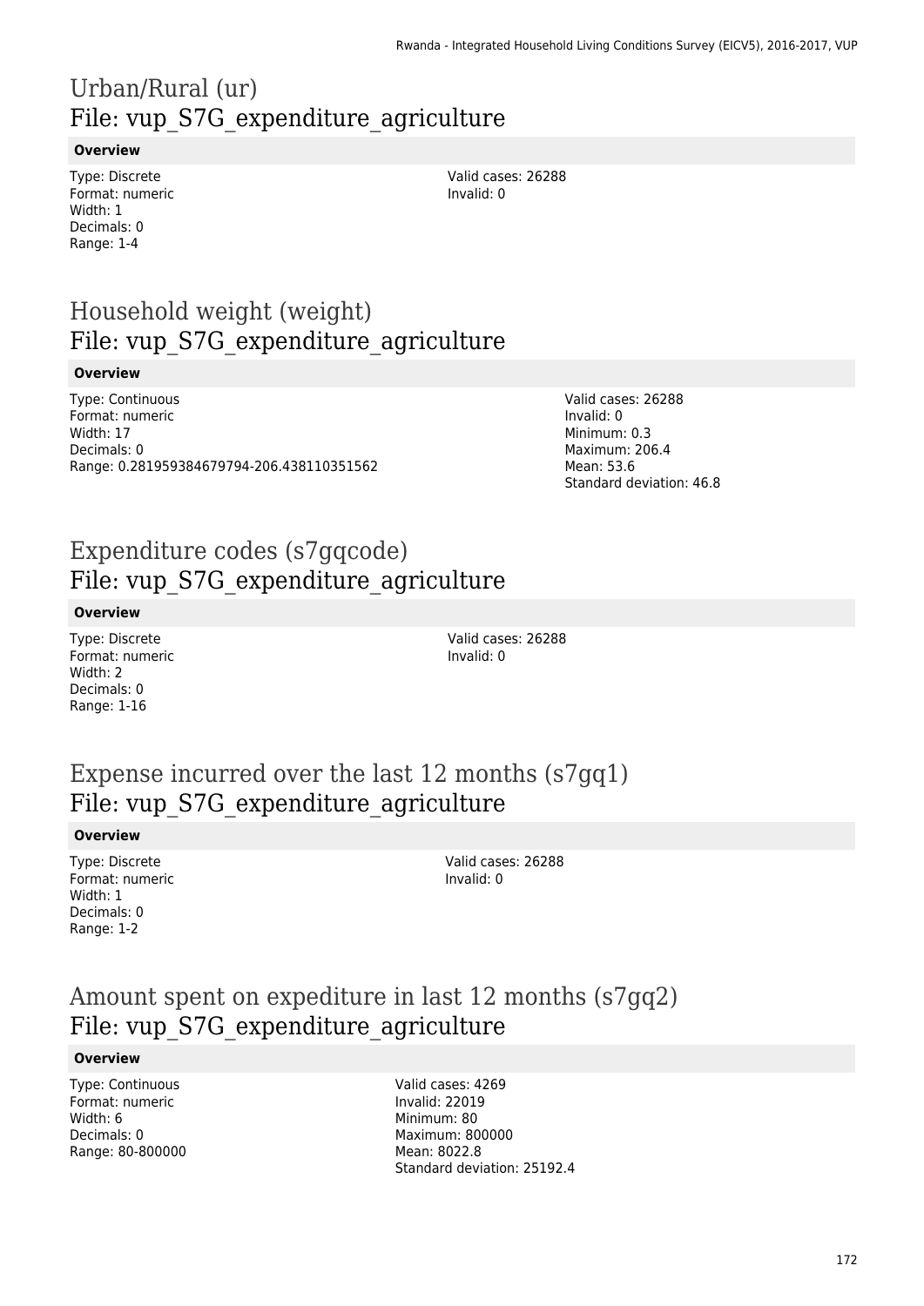# Urban/Rural (ur)
## File: vup_S7G_expenditure_agriculture

### Overview

Type: Discrete
Format: numeric
Width: 1
Decimals: 0
Range: 1-4

Valid cases: 26288
Invalid: 0

# Household weight (weight)
## File: vup_S7G_expenditure_agriculture

### Overview

Type: Continuous
Format: numeric
Width: 17
Decimals: 0
Range: 0.281959384679794-206.438110351562

Valid cases: 26288
Invalid: 0
Minimum: 0.3
Maximum: 206.4
Mean: 53.6
Standard deviation: 46.8

# Expenditure codes (s7gqcode)
## File: vup_S7G_expenditure_agriculture

### Overview

Type: Discrete
Format: numeric
Width: 2
Decimals: 0
Range: 1-16

Valid cases: 26288
Invalid: 0

# Expense incurred over the last 12 months (s7gq1)
## File: vup_S7G_expenditure_agriculture

### Overview

Type: Discrete
Format: numeric
Width: 1
Decimals: 0
Range: 1-2

Valid cases: 26288
Invalid: 0

# Amount spent on expediture in last 12 months (s7gq2)
## File: vup_S7G_expenditure_agriculture

### Overview

Type: Continuous
Format: numeric
Width: 6
Decimals: 0
Range: 80-800000

Valid cases: 4269
Invalid: 22019
Minimum: 80
Maximum: 800000
Mean: 8022.8
Standard deviation: 25192.4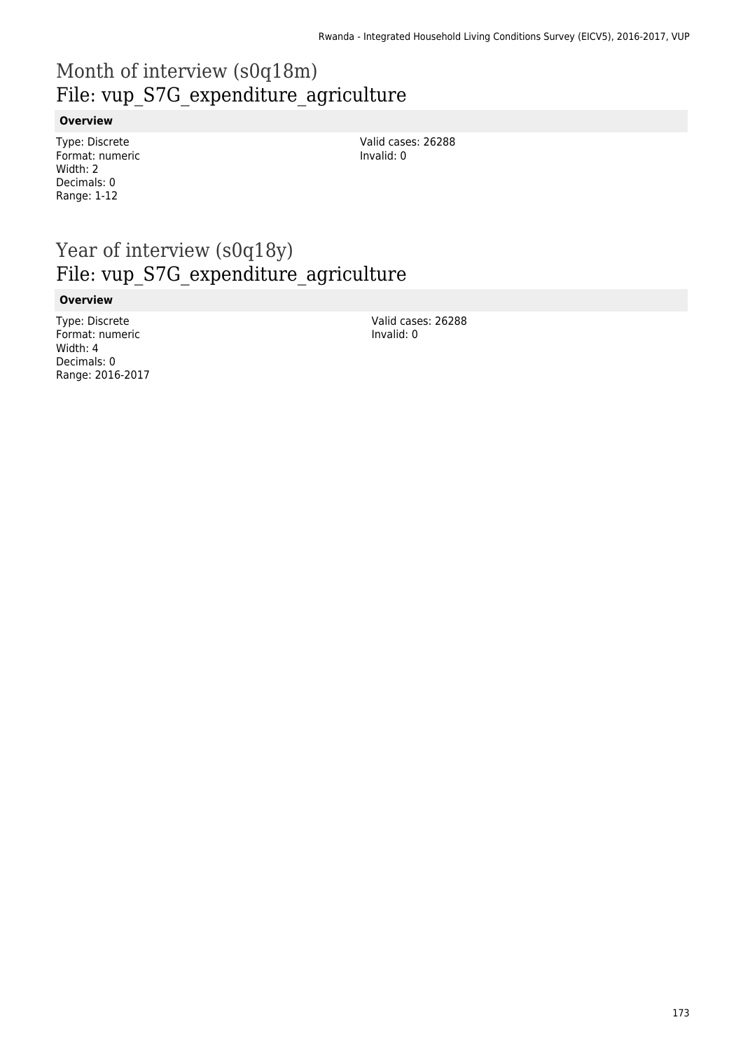# Month of interview (s0q18m)
## File: vup_S7G_expenditure_agriculture

**Overview**

Type: Discrete
Format: numeric
Width: 2
Decimals: 0
Range: 1-12

Valid cases: 26288
Invalid: 0

# Year of interview (s0q18y)
## File: vup_S7G_expenditure_agriculture

**Overview**

Type: Discrete
Format: numeric
Width: 4
Decimals: 0
Range: 2016-2017

Valid cases: 26288
Invalid: 0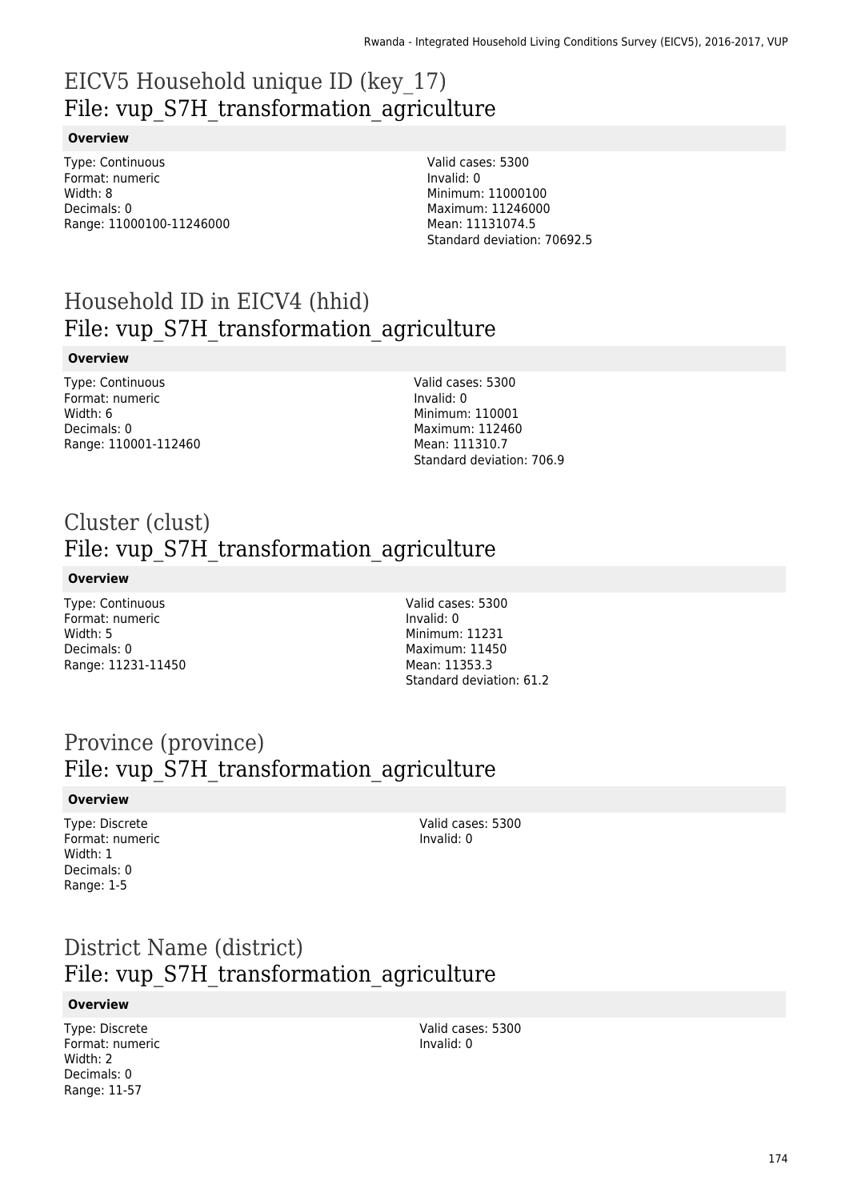# EICV5 Household unique ID (key_17)
## File: vup_S7H_transformation_agriculture

**Overview**

Type: Continuous
Format: numeric
Width: 8
Decimals: 0
Range: 11000100-11246000

Valid cases: 5300
Invalid: 0
Minimum: 11000100
Maximum: 11246000
Mean: 11131074.5
Standard deviation: 70692.5

# Household ID in EICV4 (hhid)
## File: vup_S7H_transformation_agriculture

**Overview**

Type: Continuous
Format: numeric
Width: 6
Decimals: 0
Range: 110001-112460

Valid cases: 5300
Invalid: 0
Minimum: 110001
Maximum: 112460
Mean: 111310.7
Standard deviation: 706.9

# Cluster (clust)
## File: vup_S7H_transformation_agriculture

**Overview**

Type: Continuous
Format: numeric
Width: 5
Decimals: 0
Range: 11231-11450

Valid cases: 5300
Invalid: 0
Minimum: 11231
Maximum: 11450
Mean: 11353.3
Standard deviation: 61.2

# Province (province)
## File: vup_S7H_transformation_agriculture

**Overview**

Type: Discrete
Format: numeric
Width: 1
Decimals: 0
Range: 1-5

Valid cases: 5300
Invalid: 0

# District Name (district)
## File: vup_S7H_transformation_agriculture

**Overview**

Type: Discrete
Format: numeric
Width: 2
Decimals: 0
Range: 11-57

Valid cases: 5300
Invalid: 0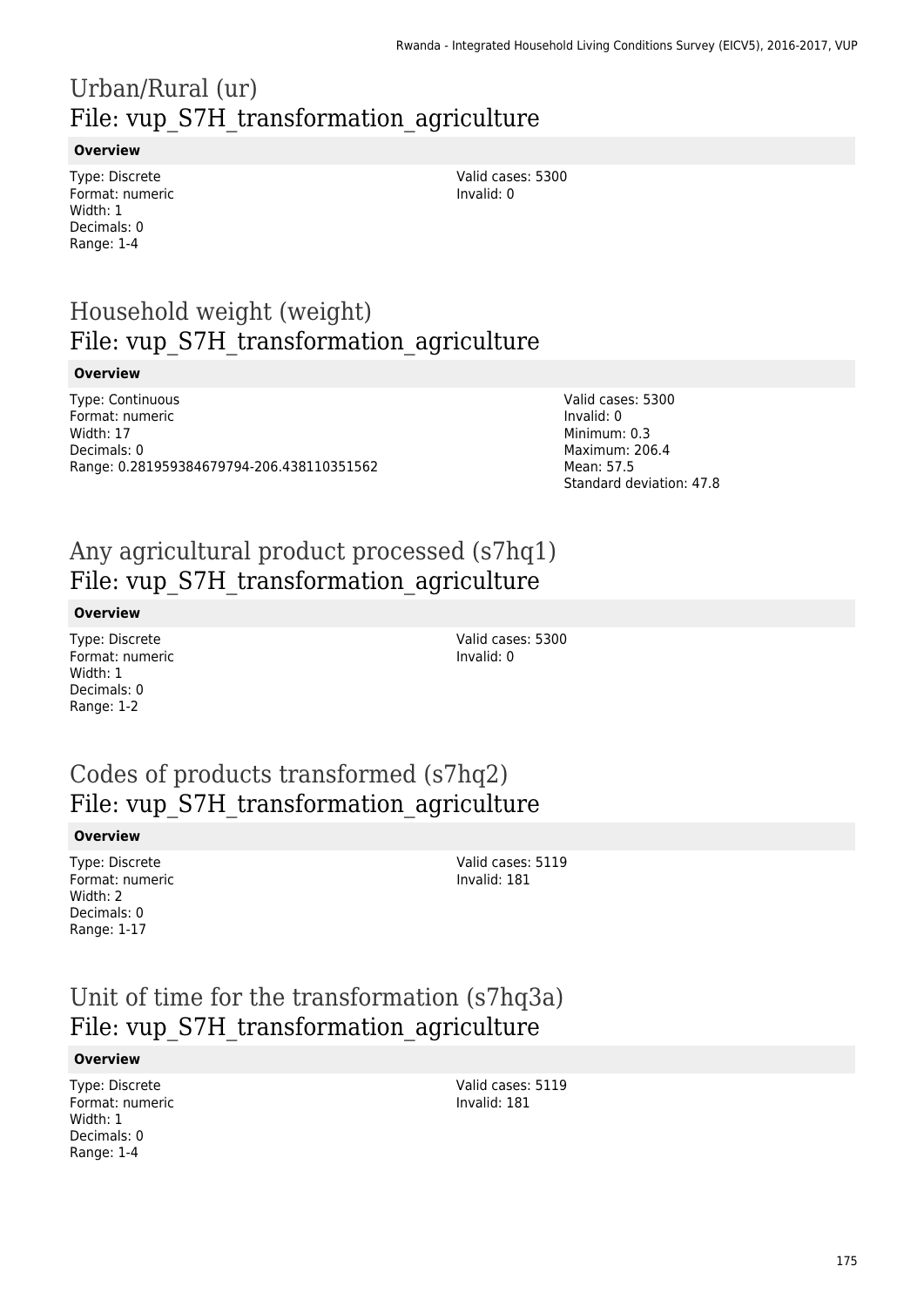# Urban/Rural (ur)
## File: vup_S7H_transformation_agriculture

**Overview**

Type: Discrete
Format: numeric
Width: 1
Decimals: 0
Range: 1-4

Valid cases: 5300
Invalid: 0

# Household weight (weight)
## File: vup_S7H_transformation_agriculture

**Overview**

Type: Continuous
Format: numeric
Width: 17
Decimals: 0
Range: 0.281959384679794-206.438110351562

Valid cases: 5300
Invalid: 0
Minimum: 0.3
Maximum: 206.4
Mean: 57.5
Standard deviation: 47.8

# Any agricultural product processed (s7hq1)
## File: vup_S7H_transformation_agriculture

**Overview**

Type: Discrete
Format: numeric
Width: 1
Decimals: 0
Range: 1-2

Valid cases: 5300
Invalid: 0

# Codes of products transformed (s7hq2)
## File: vup_S7H_transformation_agriculture

**Overview**

Type: Discrete
Format: numeric
Width: 2
Decimals: 0
Range: 1-17

Valid cases: 5119
Invalid: 181

# Unit of time for the transformation (s7hq3a)
## File: vup_S7H_transformation_agriculture

**Overview**

Type: Discrete
Format: numeric
Width: 1
Decimals: 0
Range: 1-4

Valid cases: 5119
Invalid: 181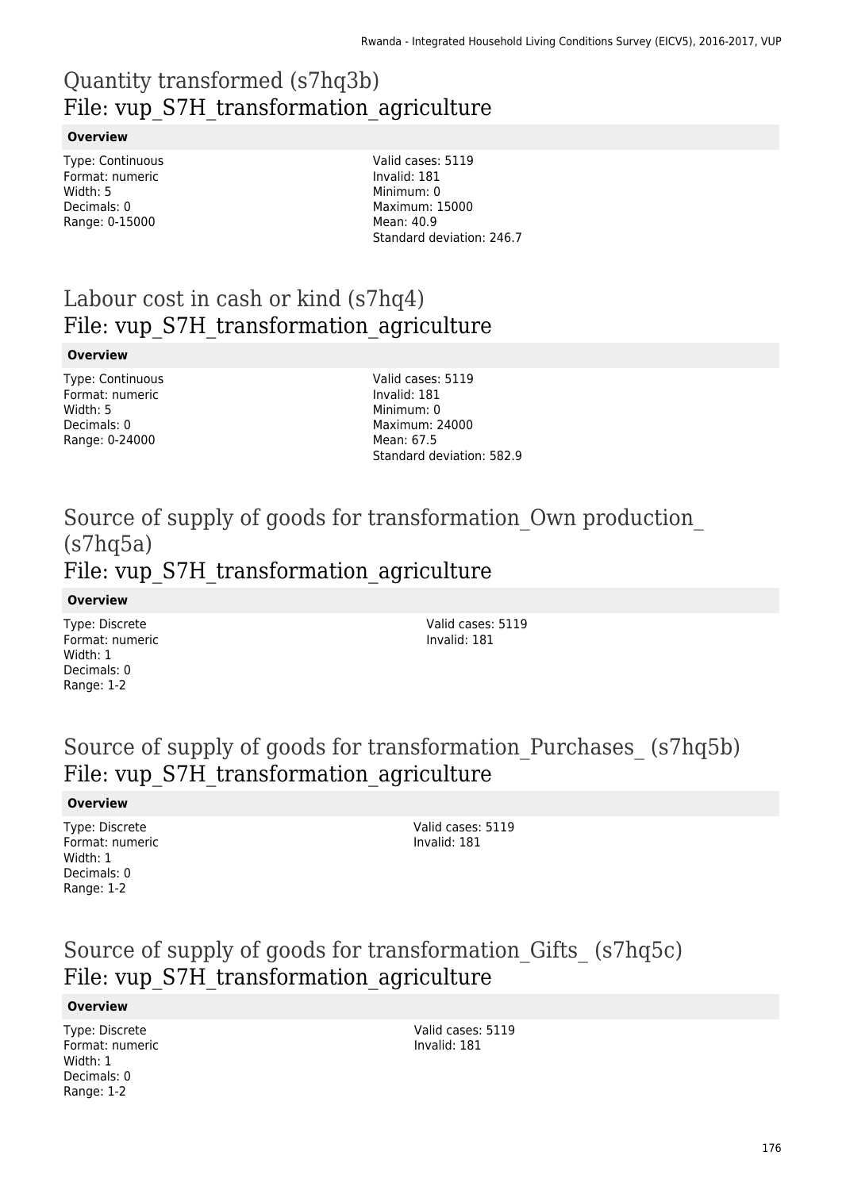# Quantity transformed (s7hq3b)
## File: vup_S7H_transformation_agriculture

**Overview**

Type: Continuous
Format: numeric
Width: 5
Decimals: 0
Range: 0-15000

Valid cases: 5119
Invalid: 181
Minimum: 0
Maximum: 15000
Mean: 40.9
Standard deviation: 246.7

# Labour cost in cash or kind (s7hq4)
## File: vup_S7H_transformation_agriculture

**Overview**

Type: Continuous
Format: numeric
Width: 5
Decimals: 0
Range: 0-24000

Valid cases: 5119
Invalid: 181
Minimum: 0
Maximum: 24000
Mean: 67.5
Standard deviation: 582.9

# Source of supply of goods for transformation_Own production_ (s7hq5a)
## File: vup_S7H_transformation_agriculture

**Overview**

Type: Discrete
Format: numeric
Width: 1
Decimals: 0
Range: 1-2

Valid cases: 5119
Invalid: 181

# Source of supply of goods for transformation_Purchases_ (s7hq5b)
## File: vup_S7H_transformation_agriculture

**Overview**

Type: Discrete
Format: numeric
Width: 1
Decimals: 0
Range: 1-2

Valid cases: 5119
Invalid: 181

# Source of supply of goods for transformation_Gifts_ (s7hq5c)
## File: vup_S7H_transformation_agriculture

**Overview**

Type: Discrete
Format: numeric
Width: 1
Decimals: 0
Range: 1-2

Valid cases: 5119
Invalid: 181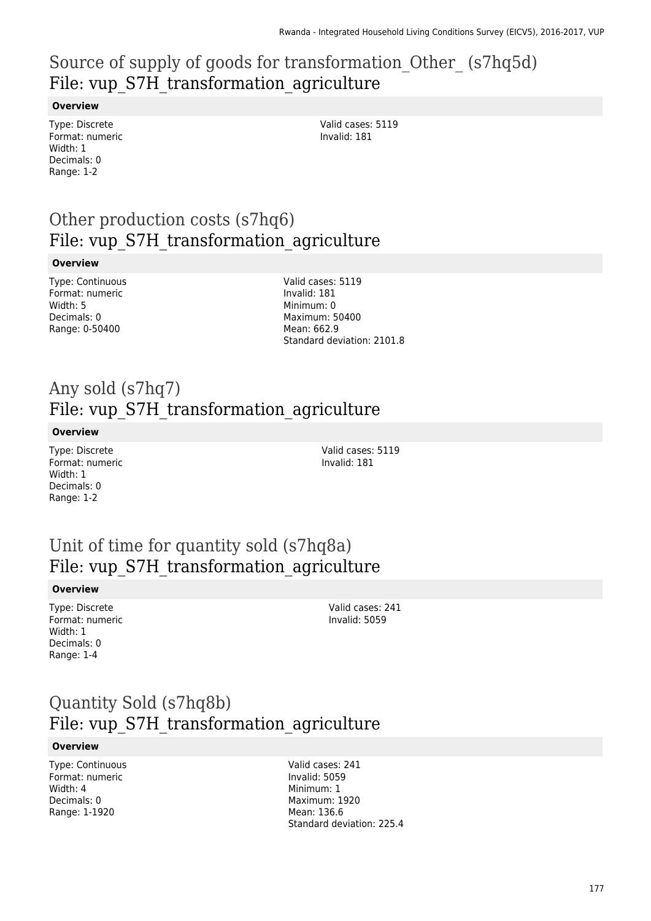## Source of supply of goods for transformation_Other_ (s7hq5d)
## File: vup_S7H_transformation_agriculture

**Overview**

Type: Discrete
Format: numeric
Width: 1
Decimals: 0
Range: 1-2

Valid cases: 5119
Invalid: 181

## Other production costs (s7hq6)
## File: vup_S7H_transformation_agriculture

**Overview**

Type: Continuous
Format: numeric
Width: 5
Decimals: 0
Range: 0-50400

Valid cases: 5119
Invalid: 181
Minimum: 0
Maximum: 50400
Mean: 662.9
Standard deviation: 2101.8

## Any sold (s7hq7)
## File: vup_S7H_transformation_agriculture

**Overview**

Type: Discrete
Format: numeric
Width: 1
Decimals: 0
Range: 1-2

Valid cases: 5119
Invalid: 181

## Unit of time for quantity sold (s7hq8a)
## File: vup_S7H_transformation_agriculture

**Overview**

Type: Discrete
Format: numeric
Width: 1
Decimals: 0
Range: 1-4

Valid cases: 241
Invalid: 5059

## Quantity Sold (s7hq8b)
## File: vup_S7H_transformation_agriculture

**Overview**

Type: Continuous
Format: numeric
Width: 4
Decimals: 0
Range: 1-1920

Valid cases: 241
Invalid: 5059
Minimum: 1
Maximum: 1920
Mean: 136.6
Standard deviation: 225.4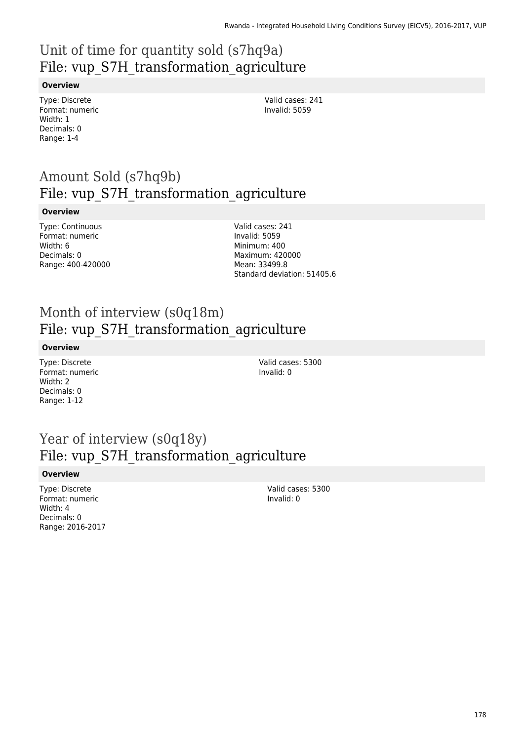# Unit of time for quantity sold (s7hq9a)
## File: vup_S7H_transformation_agriculture

**Overview**

Type: Discrete
Format: numeric
Width: 1
Decimals: 0
Range: 1-4

Valid cases: 241
Invalid: 5059

# Amount Sold (s7hq9b)
## File: vup_S7H_transformation_agriculture

**Overview**

Type: Continuous
Format: numeric
Width: 6
Decimals: 0
Range: 400-420000

Valid cases: 241
Invalid: 5059
Minimum: 400
Maximum: 420000
Mean: 33499.8
Standard deviation: 51405.6

# Month of interview (s0q18m)
## File: vup_S7H_transformation_agriculture

**Overview**

Type: Discrete
Format: numeric
Width: 2
Decimals: 0
Range: 1-12

Valid cases: 5300
Invalid: 0

# Year of interview (s0q18y)
## File: vup_S7H_transformation_agriculture

**Overview**

Type: Discrete
Format: numeric
Width: 4
Decimals: 0
Range: 2016-2017

Valid cases: 5300
Invalid: 0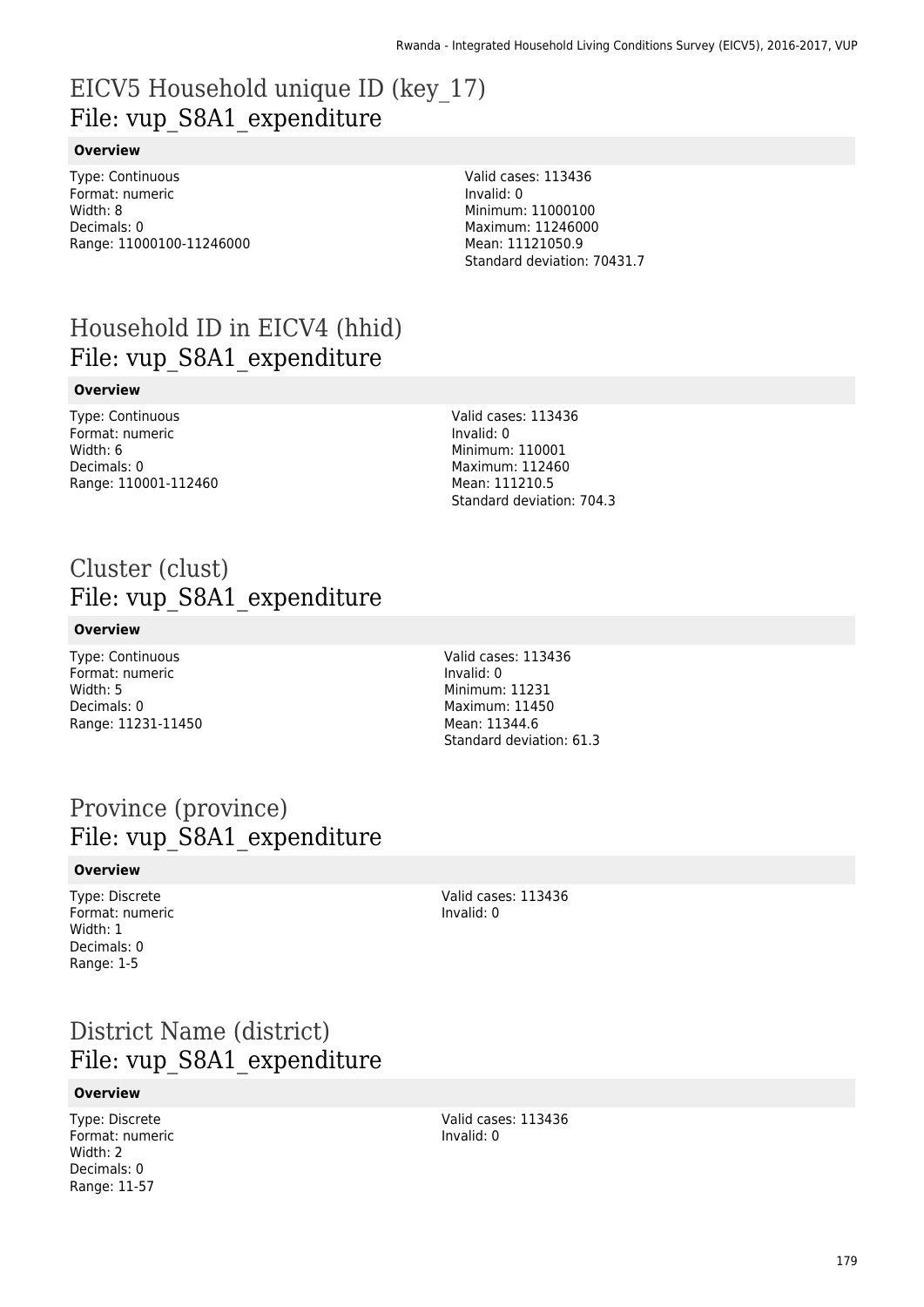# EICV5 Household unique ID (key_17)
## File: vup_S8A1_expenditure

**Overview**

Type: Continuous
Format: numeric
Width: 8
Decimals: 0
Range: 11000100-11246000

Valid cases: 113436
Invalid: 0
Minimum: 11000100
Maximum: 11246000
Mean: 11121050.9
Standard deviation: 70431.7

# Household ID in EICV4 (hhid)
## File: vup_S8A1_expenditure

**Overview**

Type: Continuous
Format: numeric
Width: 6
Decimals: 0
Range: 110001-112460

Valid cases: 113436
Invalid: 0
Minimum: 110001
Maximum: 112460
Mean: 111210.5
Standard deviation: 704.3

# Cluster (clust)
## File: vup_S8A1_expenditure

**Overview**

Type: Continuous
Format: numeric
Width: 5
Decimals: 0
Range: 11231-11450

Valid cases: 113436
Invalid: 0
Minimum: 11231
Maximum: 11450
Mean: 11344.6
Standard deviation: 61.3

# Province (province)
## File: vup_S8A1_expenditure

**Overview**

Type: Discrete
Format: numeric
Width: 1
Decimals: 0
Range: 1-5

Valid cases: 113436
Invalid: 0

# District Name (district)
## File: vup_S8A1_expenditure

**Overview**

Type: Discrete
Format: numeric
Width: 2
Decimals: 0
Range: 11-57

Valid cases: 113436
Invalid: 0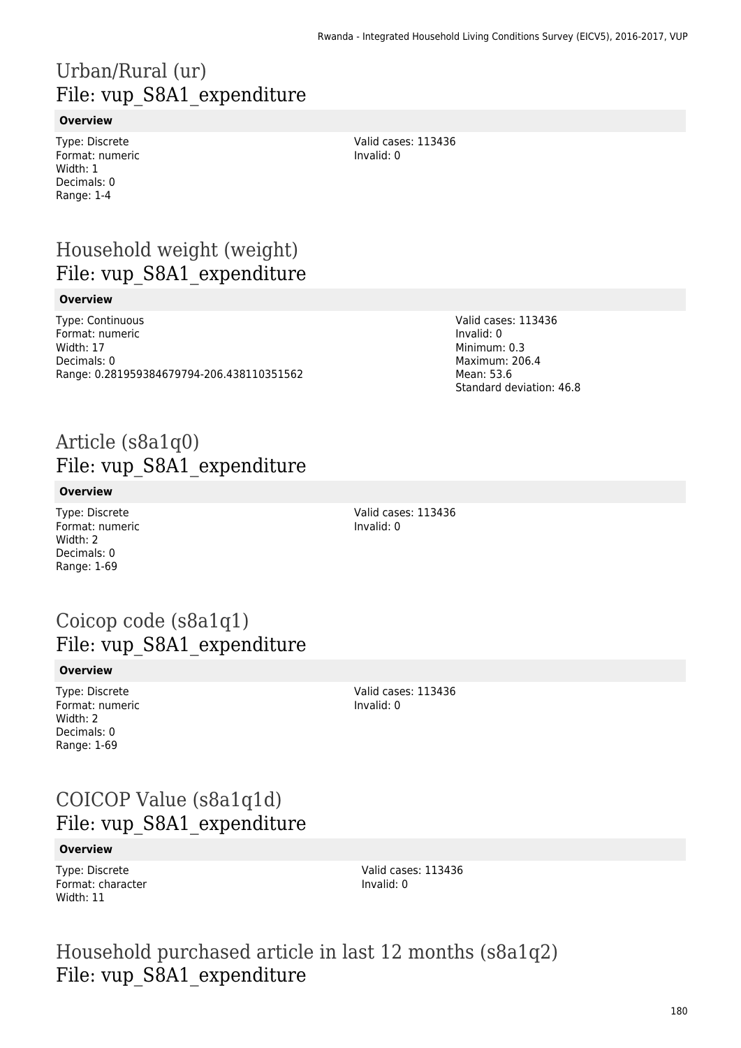# Urban/Rural (ur)
File: vup_S8A1_expenditure

**Overview**

Type: Discrete
Format: numeric
Width: 1
Decimals: 0
Range: 1-4

Valid cases: 113436
Invalid: 0

# Household weight (weight)
File: vup_S8A1_expenditure

**Overview**

Type: Continuous
Format: numeric
Width: 17
Decimals: 0
Range: 0.281959384679794-206.438110351562

Valid cases: 113436
Invalid: 0
Minimum: 0.3
Maximum: 206.4
Mean: 53.6
Standard deviation: 46.8

# Article (s8a1q0)
File: vup_S8A1_expenditure

**Overview**

Type: Discrete
Format: numeric
Width: 2
Decimals: 0
Range: 1-69

Valid cases: 113436
Invalid: 0

# Coicop code (s8a1q1)
File: vup_S8A1_expenditure

**Overview**

Type: Discrete
Format: numeric
Width: 2
Decimals: 0
Range: 1-69

Valid cases: 113436
Invalid: 0

# COICOP Value (s8a1q1d)
File: vup_S8A1_expenditure

**Overview**

Type: Discrete
Format: character
Width: 11

Valid cases: 113436
Invalid: 0

# Household purchased article in last 12 months (s8a1q2)
File: vup_S8A1_expenditure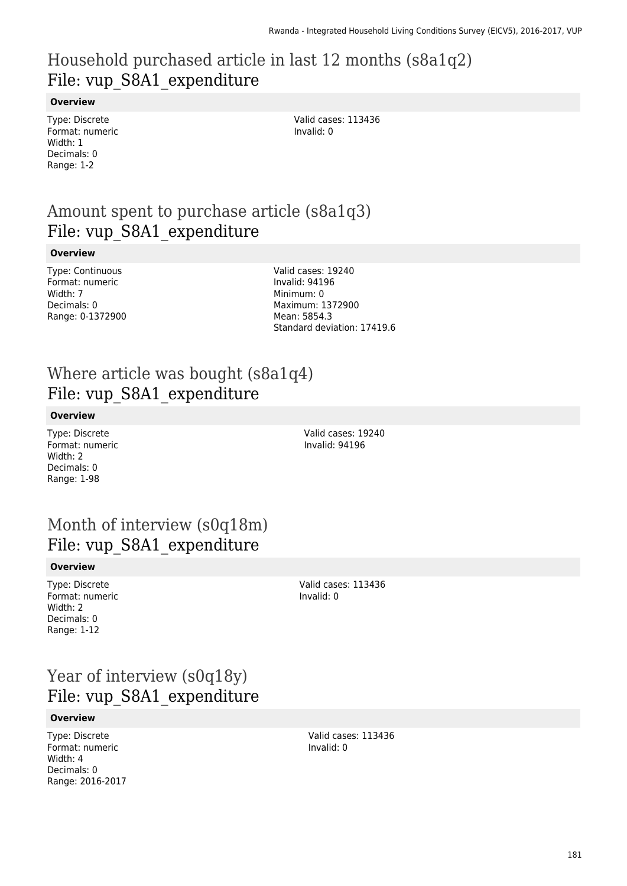# Household purchased article in last 12 months (s8a1q2)
## File: vup_S8A1_expenditure

**Overview**

Type: Discrete
Format: numeric
Width: 1
Decimals: 0
Range: 1-2

Valid cases: 113436
Invalid: 0

# Amount spent to purchase article (s8a1q3)
## File: vup_S8A1_expenditure

**Overview**

Type: Continuous
Format: numeric
Width: 7
Decimals: 0
Range: 0-1372900

Valid cases: 19240
Invalid: 94196
Minimum: 0
Maximum: 1372900
Mean: 5854.3
Standard deviation: 17419.6

# Where article was bought (s8a1q4)
## File: vup_S8A1_expenditure

**Overview**

Type: Discrete
Format: numeric
Width: 2
Decimals: 0
Range: 1-98

Valid cases: 19240
Invalid: 94196

# Month of interview (s0q18m)
## File: vup_S8A1_expenditure

**Overview**

Type: Discrete
Format: numeric
Width: 2
Decimals: 0
Range: 1-12

Valid cases: 113436
Invalid: 0

# Year of interview (s0q18y)
## File: vup_S8A1_expenditure

**Overview**

Type: Discrete
Format: numeric
Width: 4
Decimals: 0
Range: 2016-2017

Valid cases: 113436
Invalid: 0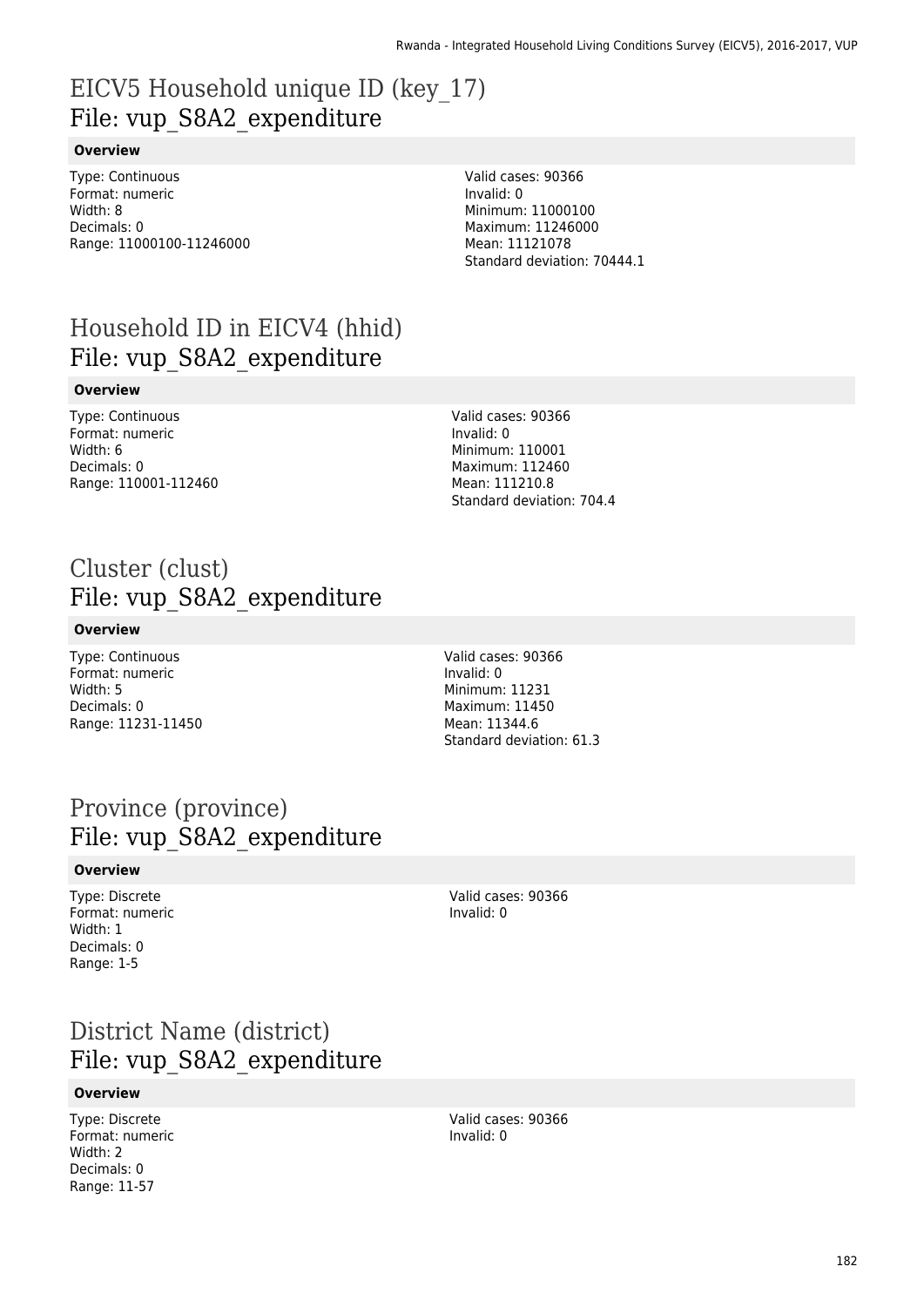# EICV5 Household unique ID (key_17)
## File: vup_S8A2_expenditure

**Overview**

Type: Continuous
Format: numeric
Width: 8
Decimals: 0
Range: 11000100-11246000

Valid cases: 90366
Invalid: 0
Minimum: 11000100
Maximum: 11246000
Mean: 11121078
Standard deviation: 70444.1

# Household ID in EICV4 (hhid)
## File: vup_S8A2_expenditure

**Overview**

Type: Continuous
Format: numeric
Width: 6
Decimals: 0
Range: 110001-112460

Valid cases: 90366
Invalid: 0
Minimum: 110001
Maximum: 112460
Mean: 111210.8
Standard deviation: 704.4

# Cluster (clust)
## File: vup_S8A2_expenditure

**Overview**

Type: Continuous
Format: numeric
Width: 5
Decimals: 0
Range: 11231-11450

Valid cases: 90366
Invalid: 0
Minimum: 11231
Maximum: 11450
Mean: 11344.6
Standard deviation: 61.3

# Province (province)
## File: vup_S8A2_expenditure

**Overview**

Type: Discrete
Format: numeric
Width: 1
Decimals: 0
Range: 1-5

Valid cases: 90366
Invalid: 0

# District Name (district)
## File: vup_S8A2_expenditure

**Overview**

Type: Discrete
Format: numeric
Width: 2
Decimals: 0
Range: 11-57

Valid cases: 90366
Invalid: 0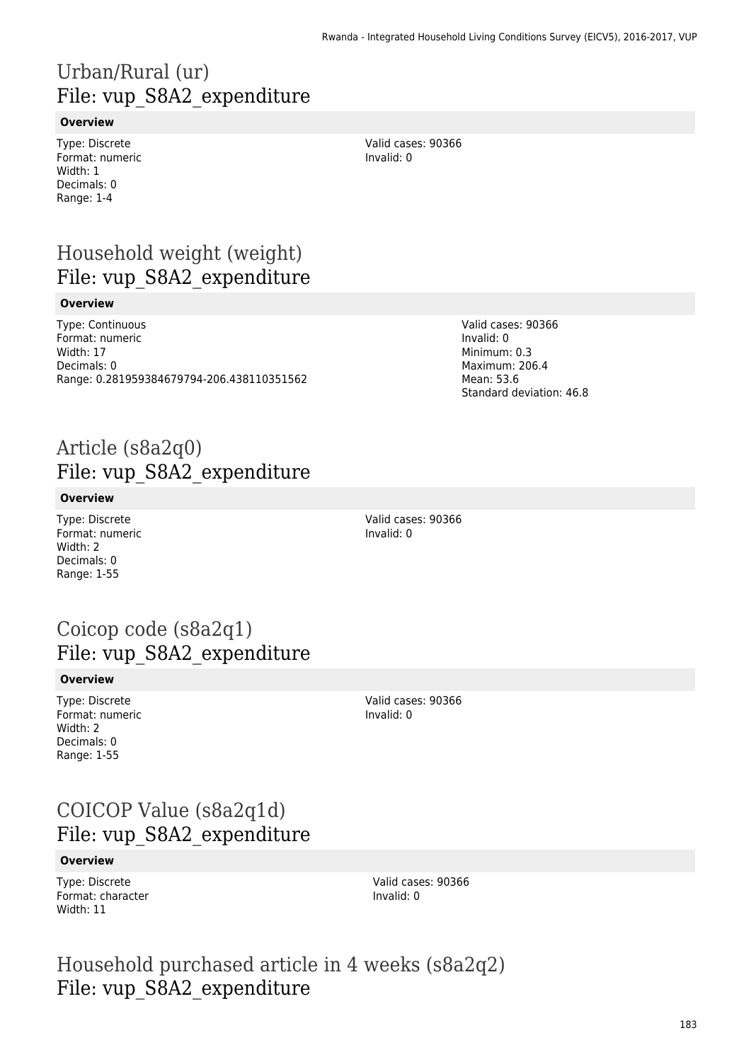# Urban/Rural (ur)
## File: vup_S8A2_expenditure

**Overview**

Type: Discrete
Format: numeric
Width: 1
Decimals: 0
Range: 1-4

Valid cases: 90366
Invalid: 0

# Household weight (weight)
## File: vup_S8A2_expenditure

**Overview**

Type: Continuous
Format: numeric
Width: 17
Decimals: 0
Range: 0.281959384679794-206.438110351562

Valid cases: 90366
Invalid: 0
Minimum: 0.3
Maximum: 206.4
Mean: 53.6
Standard deviation: 46.8

# Article (s8a2q0)
## File: vup_S8A2_expenditure

**Overview**

Type: Discrete
Format: numeric
Width: 2
Decimals: 0
Range: 1-55

Valid cases: 90366
Invalid: 0

# Coicop code (s8a2q1)
## File: vup_S8A2_expenditure

**Overview**

Type: Discrete
Format: numeric
Width: 2
Decimals: 0
Range: 1-55

Valid cases: 90366
Invalid: 0

# COICOP Value (s8a2q1d)
## File: vup_S8A2_expenditure

**Overview**

Type: Discrete
Format: character
Width: 11

Valid cases: 90366
Invalid: 0

# Household purchased article in 4 weeks (s8a2q2)
## File: vup_S8A2_expenditure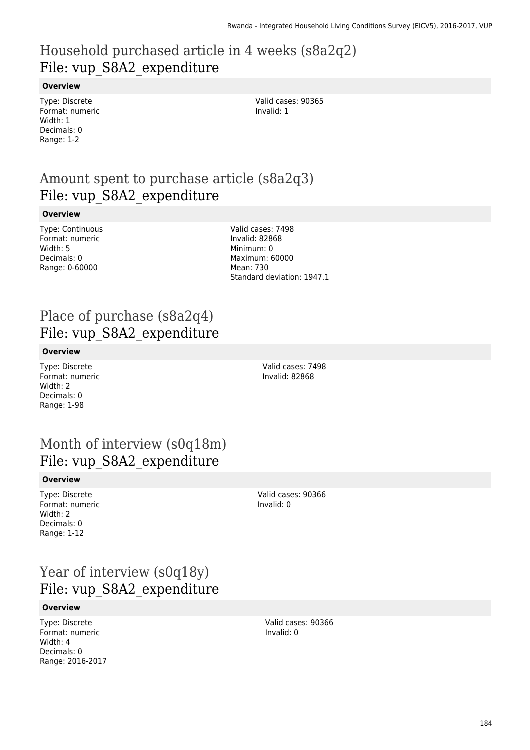# Household purchased article in 4 weeks (s8a2q2)
File: vup_S8A2_expenditure

**Overview**

Type: Discrete
Format: numeric
Width: 1
Decimals: 0
Range: 1-2

Valid cases: 90365
Invalid: 1

# Amount spent to purchase article (s8a2q3)
File: vup_S8A2_expenditure

**Overview**

Type: Continuous
Format: numeric
Width: 5
Decimals: 0
Range: 0-60000

Valid cases: 7498
Invalid: 82868
Minimum: 0
Maximum: 60000
Mean: 730
Standard deviation: 1947.1

# Place of purchase (s8a2q4)
File: vup_S8A2_expenditure

**Overview**

Type: Discrete
Format: numeric
Width: 2
Decimals: 0
Range: 1-98

Valid cases: 7498
Invalid: 82868

# Month of interview (s0q18m)
File: vup_S8A2_expenditure

**Overview**

Type: Discrete
Format: numeric
Width: 2
Decimals: 0
Range: 1-12

Valid cases: 90366
Invalid: 0

# Year of interview (s0q18y)
File: vup_S8A2_expenditure

**Overview**

Type: Discrete
Format: numeric
Width: 4
Decimals: 0
Range: 2016-2017

Valid cases: 90366
Invalid: 0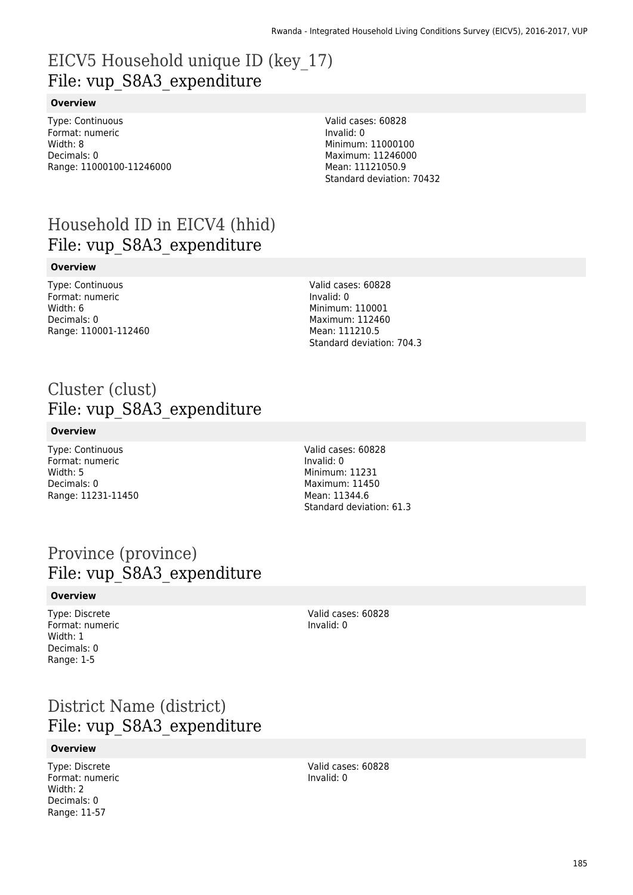# EICV5 Household unique ID (key_17)
## File: vup_S8A3_expenditure

### Overview

Type: Continuous
Format: numeric
Width: 8
Decimals: 0
Range: 11000100-11246000

Valid cases: 60828
Invalid: 0
Minimum: 11000100
Maximum: 11246000
Mean: 11121050.9
Standard deviation: 70432

# Household ID in EICV4 (hhid)
## File: vup_S8A3_expenditure

### Overview

Type: Continuous
Format: numeric
Width: 6
Decimals: 0
Range: 110001-112460

Valid cases: 60828
Invalid: 0
Minimum: 110001
Maximum: 112460
Mean: 111210.5
Standard deviation: 704.3

# Cluster (clust)
## File: vup_S8A3_expenditure

### Overview

Type: Continuous
Format: numeric
Width: 5
Decimals: 0
Range: 11231-11450

Valid cases: 60828
Invalid: 0
Minimum: 11231
Maximum: 11450
Mean: 11344.6
Standard deviation: 61.3

# Province (province)
## File: vup_S8A3_expenditure

### Overview

Type: Discrete
Format: numeric
Width: 1
Decimals: 0
Range: 1-5

Valid cases: 60828
Invalid: 0

# District Name (district)
## File: vup_S8A3_expenditure

### Overview

Type: Discrete
Format: numeric
Width: 2
Decimals: 0
Range: 11-57

Valid cases: 60828
Invalid: 0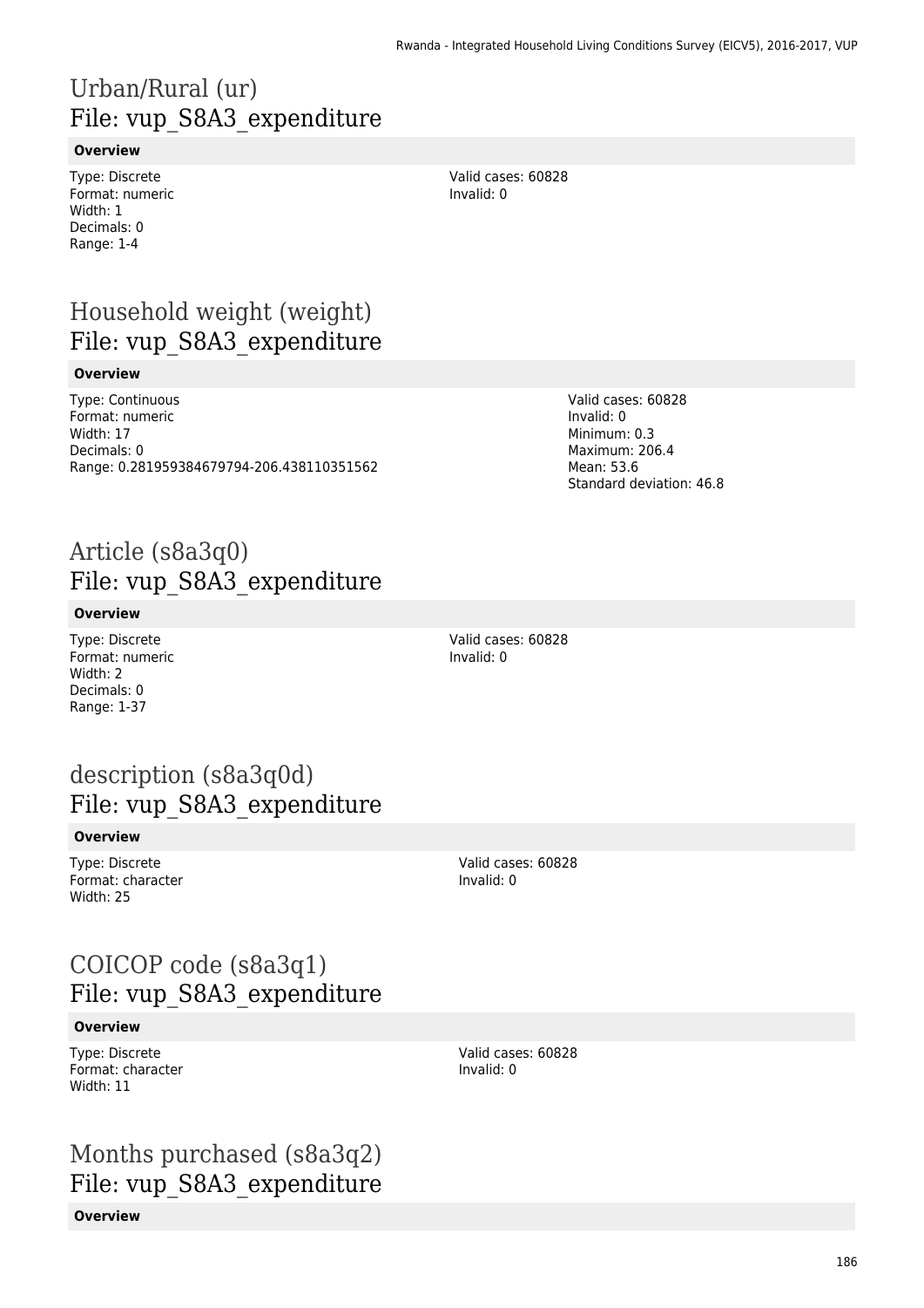# Urban/Rural (ur)
## File: vup_S8A3_expenditure

**Overview**

Type: Discrete
Format: numeric
Width: 1
Decimals: 0
Range: 1-4

Valid cases: 60828
Invalid: 0

# Household weight (weight)
## File: vup_S8A3_expenditure

**Overview**

Type: Continuous
Format: numeric
Width: 17
Decimals: 0
Range: 0.281959384679794-206.438110351562

Valid cases: 60828
Invalid: 0
Minimum: 0.3
Maximum: 206.4
Mean: 53.6
Standard deviation: 46.8

# Article (s8a3q0)
## File: vup_S8A3_expenditure

**Overview**

Type: Discrete
Format: numeric
Width: 2
Decimals: 0
Range: 1-37

Valid cases: 60828
Invalid: 0

# description (s8a3q0d)
## File: vup_S8A3_expenditure

**Overview**

Type: Discrete
Format: character
Width: 25

Valid cases: 60828
Invalid: 0

# COICOP code (s8a3q1)
## File: vup_S8A3_expenditure

**Overview**

Type: Discrete
Format: character
Width: 11

Valid cases: 60828
Invalid: 0

# Months purchased (s8a3q2)
## File: vup_S8A3_expenditure

**Overview**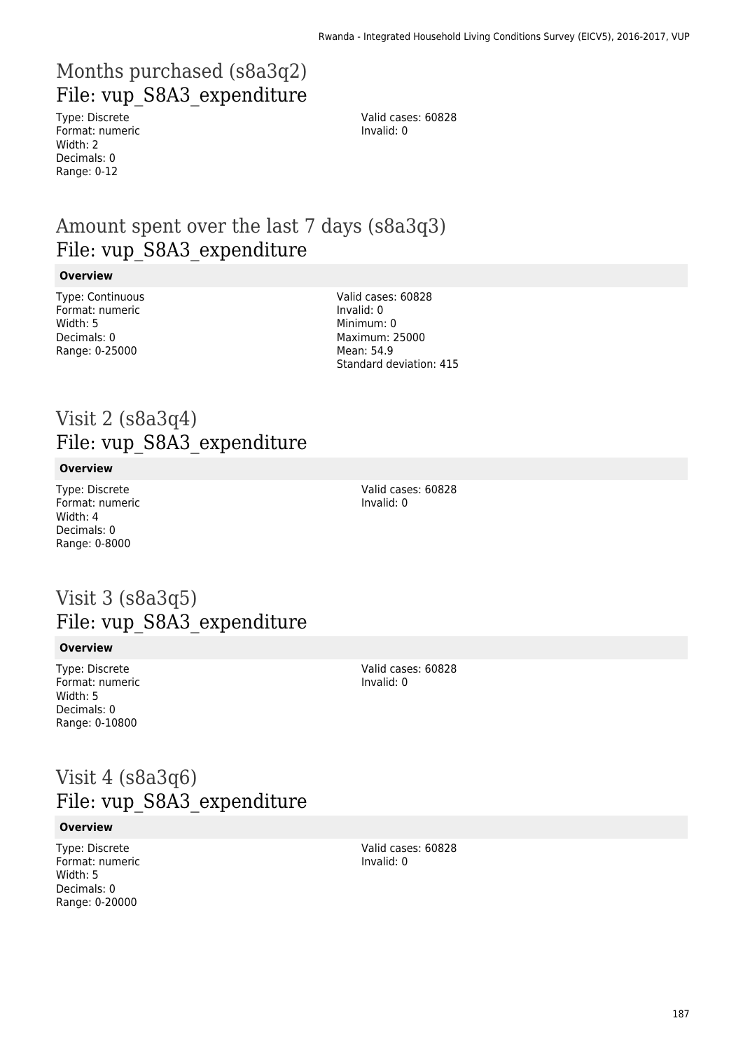## Months purchased (s8a3q2)
## File: vup_S8A3_expenditure

Type: Discrete
Format: numeric
Width: 2
Decimals: 0
Range: 0-12

Valid cases: 60828
Invalid: 0

## Amount spent over the last 7 days (s8a3q3)
## File: vup_S8A3_expenditure

**Overview**

Type: Continuous
Format: numeric
Width: 5
Decimals: 0
Range: 0-25000

Valid cases: 60828
Invalid: 0
Minimum: 0
Maximum: 25000
Mean: 54.9
Standard deviation: 415

## Visit 2 (s8a3q4)
## File: vup_S8A3_expenditure

**Overview**

Type: Discrete
Format: numeric
Width: 4
Decimals: 0
Range: 0-8000

Valid cases: 60828
Invalid: 0

## Visit 3 (s8a3q5)
## File: vup_S8A3_expenditure

**Overview**

Type: Discrete
Format: numeric
Width: 5
Decimals: 0
Range: 0-10800

Valid cases: 60828
Invalid: 0

## Visit 4 (s8a3q6)
## File: vup_S8A3_expenditure

**Overview**

Type: Discrete
Format: numeric
Width: 5
Decimals: 0
Range: 0-20000

Valid cases: 60828
Invalid: 0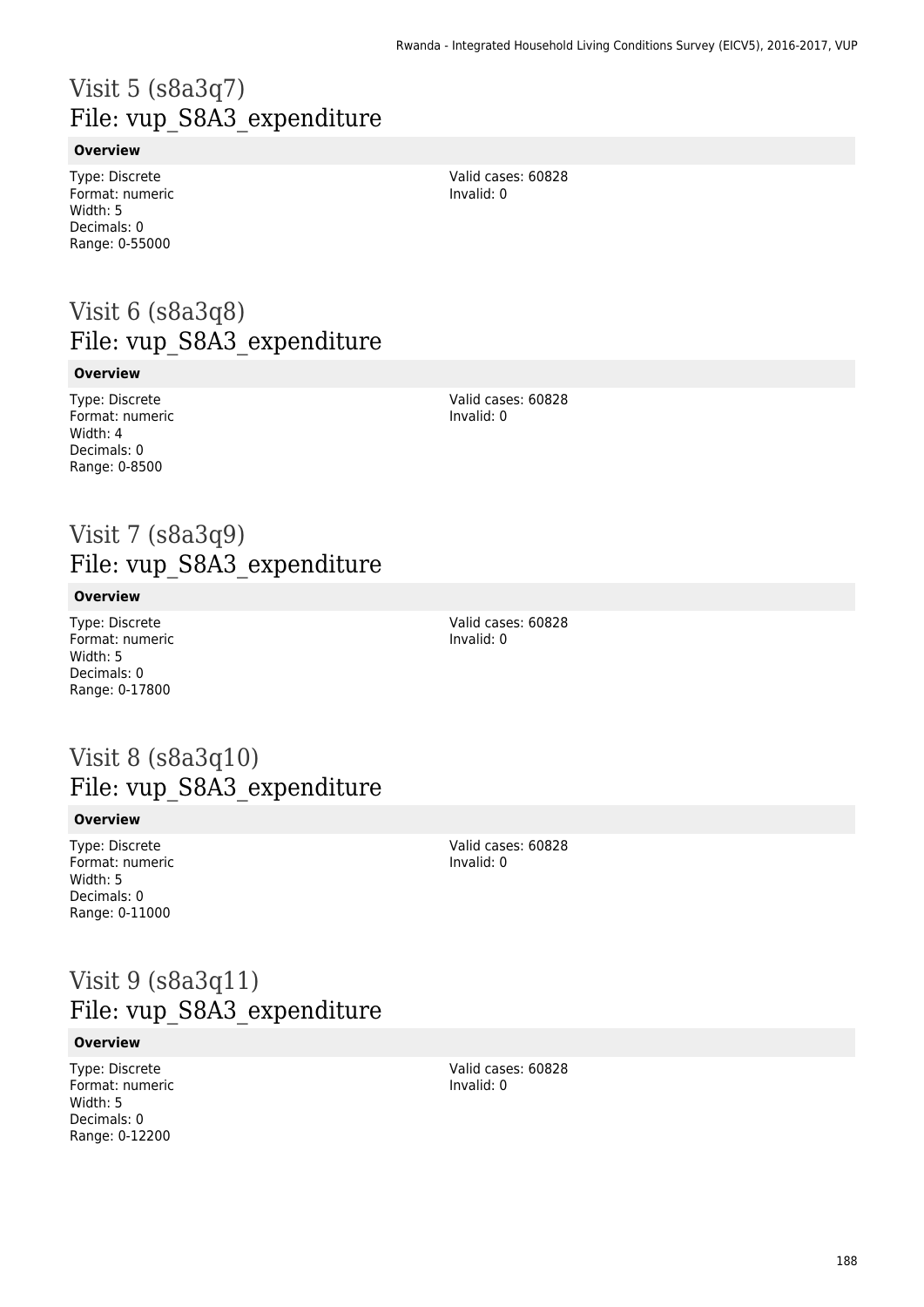# Visit 5 (s8a3q7)
## File: vup_S8A3_expenditure

**Overview**

Type: Discrete
Format: numeric
Width: 5
Decimals: 0
Range: 0-55000

Valid cases: 60828
Invalid: 0

# Visit 6 (s8a3q8)
## File: vup_S8A3_expenditure

**Overview**

Type: Discrete
Format: numeric
Width: 4
Decimals: 0
Range: 0-8500

Valid cases: 60828
Invalid: 0

# Visit 7 (s8a3q9)
## File: vup_S8A3_expenditure

**Overview**

Type: Discrete
Format: numeric
Width: 5
Decimals: 0
Range: 0-17800

Valid cases: 60828
Invalid: 0

# Visit 8 (s8a3q10)
## File: vup_S8A3_expenditure

**Overview**

Type: Discrete
Format: numeric
Width: 5
Decimals: 0
Range: 0-11000

Valid cases: 60828
Invalid: 0

# Visit 9 (s8a3q11)
## File: vup_S8A3_expenditure

**Overview**

Type: Discrete
Format: numeric
Width: 5
Decimals: 0
Range: 0-12200

Valid cases: 60828
Invalid: 0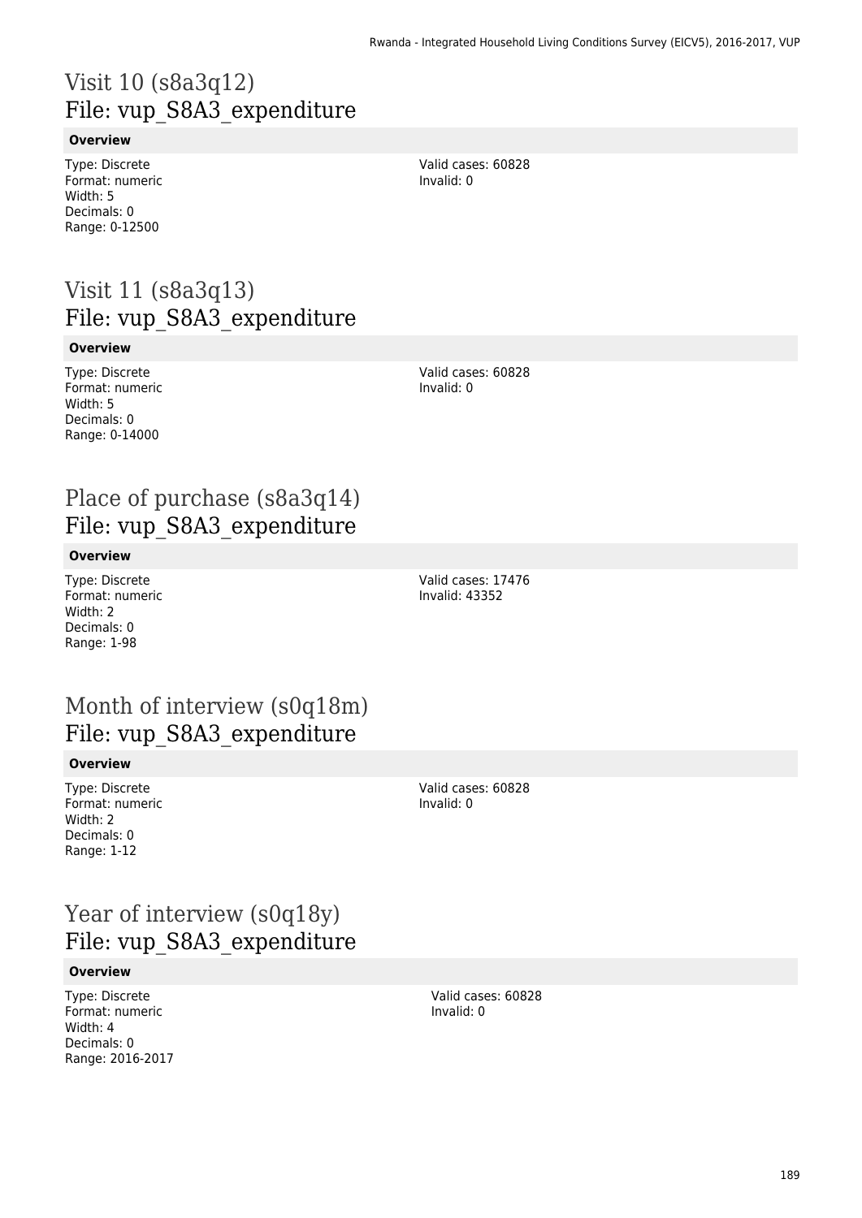# Visit 10 (s8a3q12)
## File: vup_S8A3_expenditure

**Overview**

Type: Discrete
Format: numeric
Width: 5
Decimals: 0
Range: 0-12500

Valid cases: 60828
Invalid: 0

# Visit 11 (s8a3q13)
## File: vup_S8A3_expenditure

**Overview**

Type: Discrete
Format: numeric
Width: 5
Decimals: 0
Range: 0-14000

Valid cases: 60828
Invalid: 0

# Place of purchase (s8a3q14)
## File: vup_S8A3_expenditure

**Overview**

Type: Discrete
Format: numeric
Width: 2
Decimals: 0
Range: 1-98

Valid cases: 17476
Invalid: 43352

# Month of interview (s0q18m)
## File: vup_S8A3_expenditure

**Overview**

Type: Discrete
Format: numeric
Width: 2
Decimals: 0
Range: 1-12

Valid cases: 60828
Invalid: 0

# Year of interview (s0q18y)
## File: vup_S8A3_expenditure

**Overview**

Type: Discrete
Format: numeric
Width: 4
Decimals: 0
Range: 2016-2017

Valid cases: 60828
Invalid: 0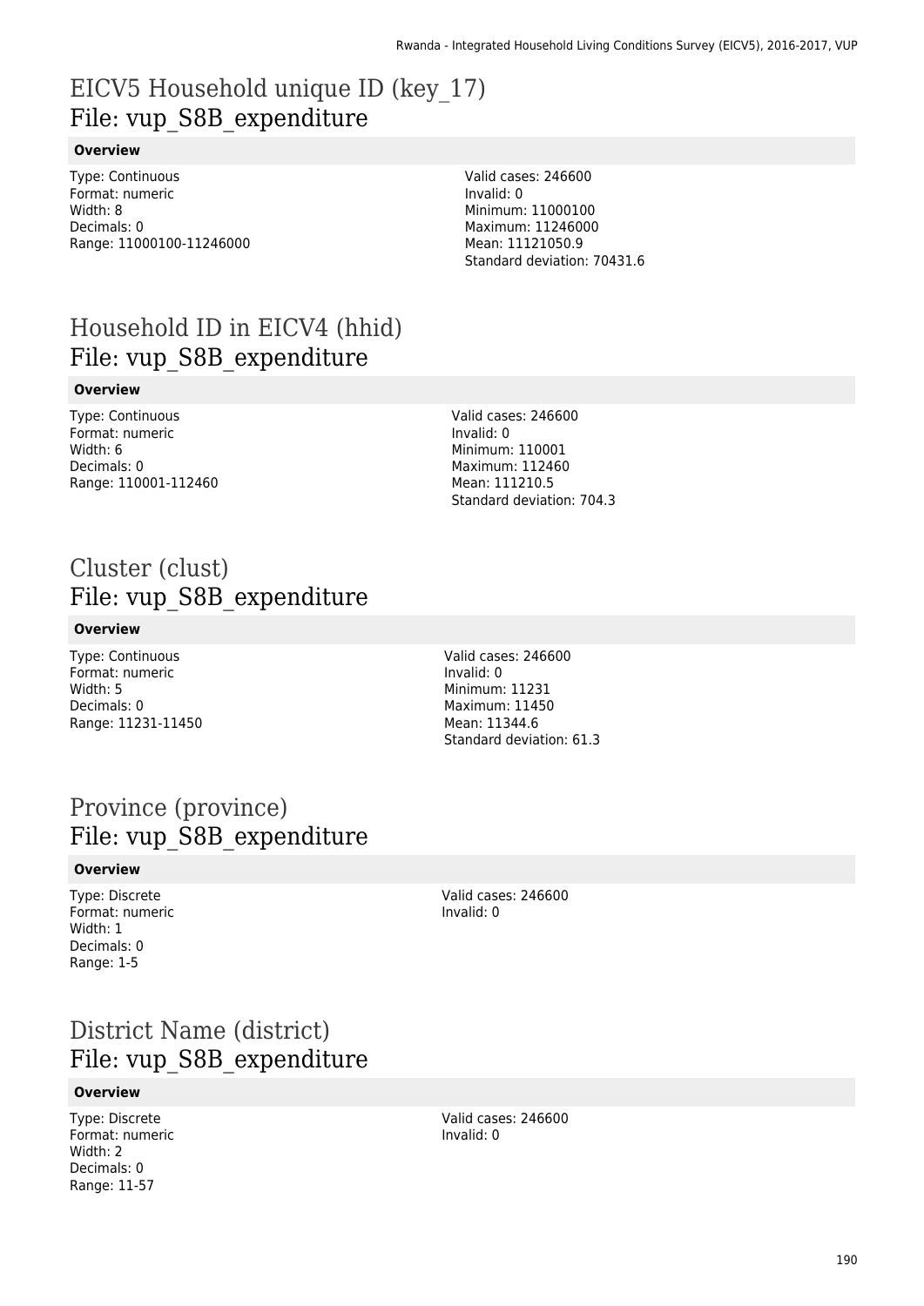# EICV5 Household unique ID (key_17)
## File: vup_S8B_expenditure

**Overview**

Type: Continuous
Format: numeric
Width: 8
Decimals: 0
Range: 11000100-11246000

Valid cases: 246600
Invalid: 0
Minimum: 11000100
Maximum: 11246000
Mean: 11121050.9
Standard deviation: 70431.6

# Household ID in EICV4 (hhid)
## File: vup_S8B_expenditure

**Overview**

Type: Continuous
Format: numeric
Width: 6
Decimals: 0
Range: 110001-112460

Valid cases: 246600
Invalid: 0
Minimum: 110001
Maximum: 112460
Mean: 111210.5
Standard deviation: 704.3

# Cluster (clust)
## File: vup_S8B_expenditure

**Overview**

Type: Continuous
Format: numeric
Width: 5
Decimals: 0
Range: 11231-11450

Valid cases: 246600
Invalid: 0
Minimum: 11231
Maximum: 11450
Mean: 11344.6
Standard deviation: 61.3

# Province (province)
## File: vup_S8B_expenditure

**Overview**

Type: Discrete
Format: numeric
Width: 1
Decimals: 0
Range: 1-5

Valid cases: 246600
Invalid: 0

# District Name (district)
## File: vup_S8B_expenditure

**Overview**

Type: Discrete
Format: numeric
Width: 2
Decimals: 0
Range: 11-57

Valid cases: 246600
Invalid: 0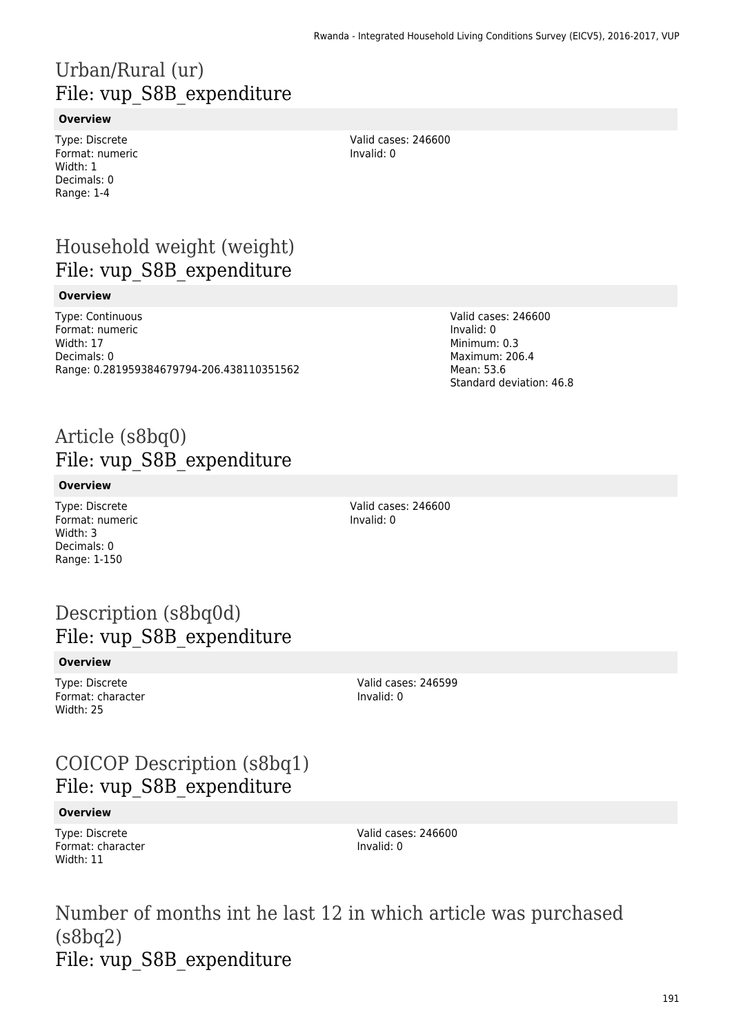## Urban/Rural (ur)
### File: vup_S8B_expenditure

**Overview**

Type: Discrete
Format: numeric
Width: 1
Decimals: 0
Range: 1-4

Valid cases: 246600
Invalid: 0

## Household weight (weight)
### File: vup_S8B_expenditure

**Overview**

Type: Continuous
Format: numeric
Width: 17
Decimals: 0
Range: 0.281959384679794-206.438110351562

Valid cases: 246600
Invalid: 0
Minimum: 0.3
Maximum: 206.4
Mean: 53.6
Standard deviation: 46.8

## Article (s8bq0)
### File: vup_S8B_expenditure

**Overview**

Type: Discrete
Format: numeric
Width: 3
Decimals: 0
Range: 1-150

Valid cases: 246600
Invalid: 0

## Description (s8bq0d)
### File: vup_S8B_expenditure

**Overview**

Type: Discrete
Format: character
Width: 25

Valid cases: 246599
Invalid: 0

## COICOP Description (s8bq1)
### File: vup_S8B_expenditure

**Overview**

Type: Discrete
Format: character
Width: 11

Valid cases: 246600
Invalid: 0

## Number of months int he last 12 in which article was purchased (s8bq2)
### File: vup_S8B_expenditure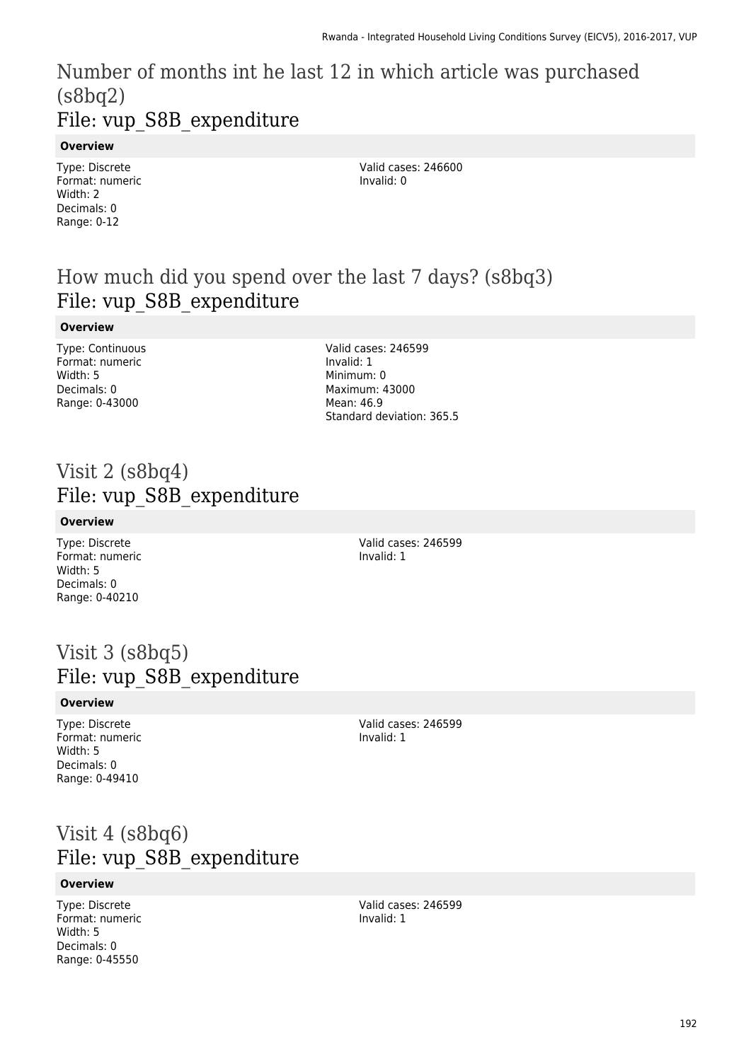# Number of months int he last 12 in which article was purchased (s8bq2)

## File: vup_S8B_expenditure

**Overview**

Type: Discrete
Format: numeric
Width: 2
Decimals: 0
Range: 0-12

Valid cases: 246600
Invalid: 0

# How much did you spend over the last 7 days? (s8bq3)

## File: vup_S8B_expenditure

**Overview**

Type: Continuous
Format: numeric
Width: 5
Decimals: 0
Range: 0-43000

Valid cases: 246599
Invalid: 1
Minimum: 0
Maximum: 43000
Mean: 46.9
Standard deviation: 365.5

# Visit 2 (s8bq4)

## File: vup_S8B_expenditure

**Overview**

Type: Discrete
Format: numeric
Width: 5
Decimals: 0
Range: 0-40210

Valid cases: 246599
Invalid: 1

# Visit 3 (s8bq5)

## File: vup_S8B_expenditure

**Overview**

Type: Discrete
Format: numeric
Width: 5
Decimals: 0
Range: 0-49410

Valid cases: 246599
Invalid: 1

# Visit 4 (s8bq6)

## File: vup_S8B_expenditure

**Overview**

Type: Discrete
Format: numeric
Width: 5
Decimals: 0
Range: 0-45550

Valid cases: 246599
Invalid: 1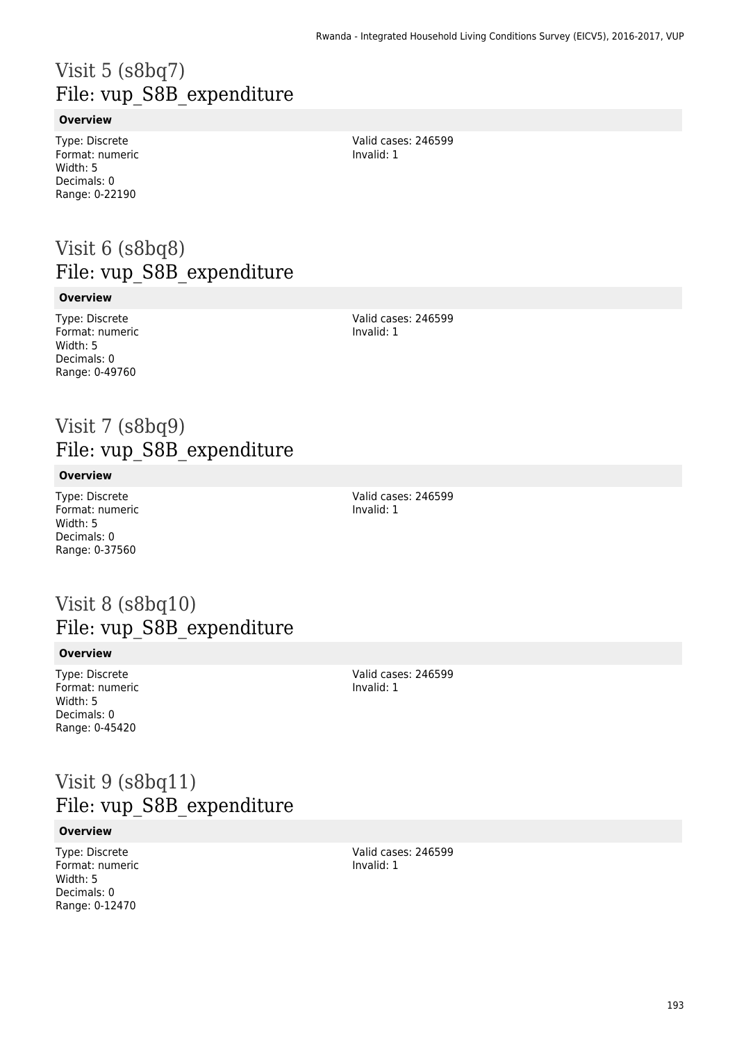# Visit 5 (s8bq7)
## File: vup_S8B_expenditure

**Overview**

Type: Discrete
Format: numeric
Width: 5
Decimals: 0
Range: 0-22190

Valid cases: 246599
Invalid: 1

# Visit 6 (s8bq8)
## File: vup_S8B_expenditure

**Overview**

Type: Discrete
Format: numeric
Width: 5
Decimals: 0
Range: 0-49760

Valid cases: 246599
Invalid: 1

# Visit 7 (s8bq9)
## File: vup_S8B_expenditure

**Overview**

Type: Discrete
Format: numeric
Width: 5
Decimals: 0
Range: 0-37560

Valid cases: 246599
Invalid: 1

# Visit 8 (s8bq10)
## File: vup_S8B_expenditure

**Overview**

Type: Discrete
Format: numeric
Width: 5
Decimals: 0
Range: 0-45420

Valid cases: 246599
Invalid: 1

# Visit 9 (s8bq11)
## File: vup_S8B_expenditure

**Overview**

Type: Discrete
Format: numeric
Width: 5
Decimals: 0
Range: 0-12470

Valid cases: 246599
Invalid: 1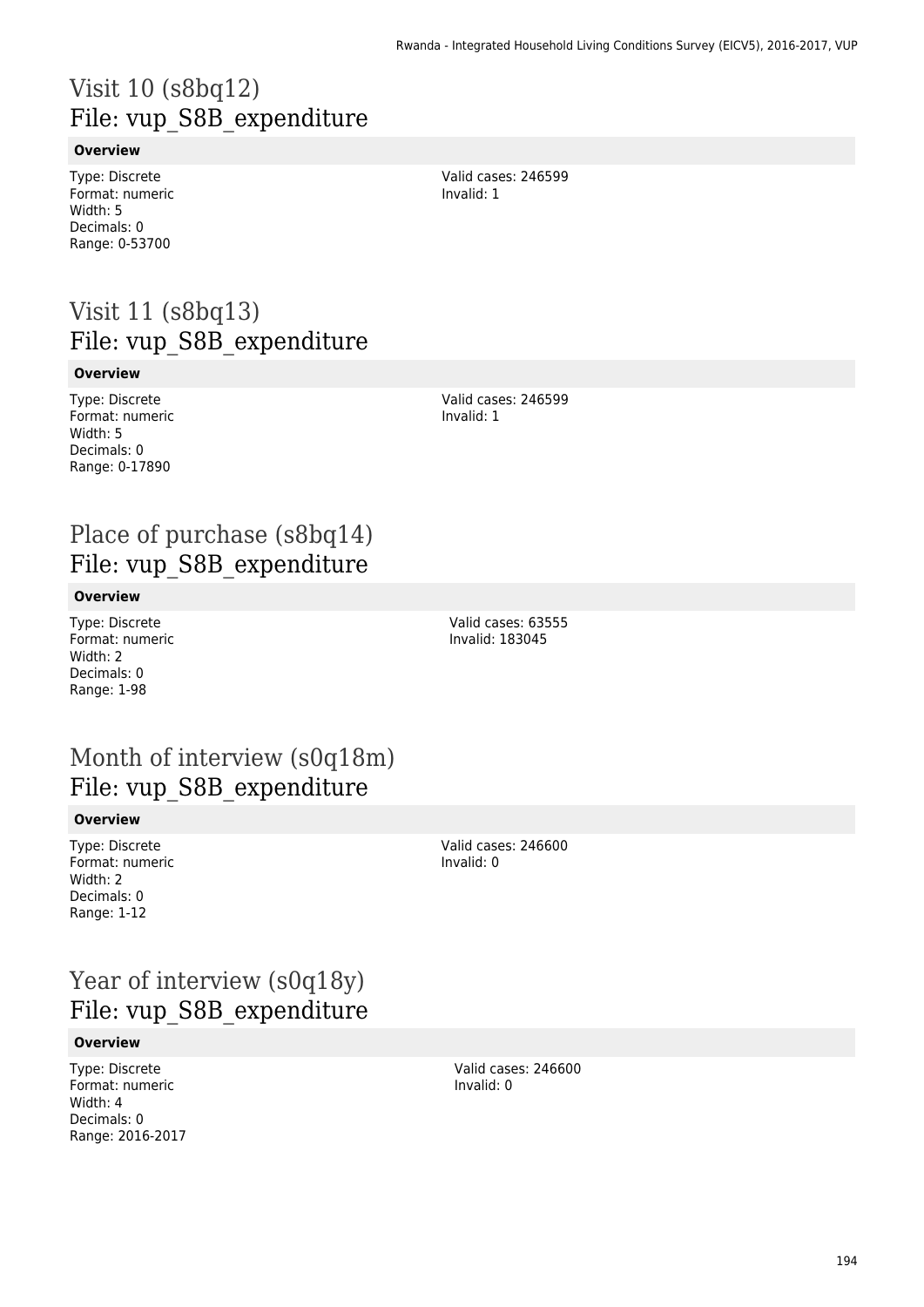# Visit 10 (s8bq12)
## File: vup_S8B_expenditure

**Overview**

Type: Discrete
Format: numeric
Width: 5
Decimals: 0
Range: 0-53700

Valid cases: 246599
Invalid: 1

# Visit 11 (s8bq13)
## File: vup_S8B_expenditure

**Overview**

Type: Discrete
Format: numeric
Width: 5
Decimals: 0
Range: 0-17890

Valid cases: 246599
Invalid: 1

# Place of purchase (s8bq14)
## File: vup_S8B_expenditure

**Overview**

Type: Discrete
Format: numeric
Width: 2
Decimals: 0
Range: 1-98

Valid cases: 63555
Invalid: 183045

# Month of interview (s0q18m)
## File: vup_S8B_expenditure

**Overview**

Type: Discrete
Format: numeric
Width: 2
Decimals: 0
Range: 1-12

Valid cases: 246600
Invalid: 0

# Year of interview (s0q18y)
## File: vup_S8B_expenditure

**Overview**

Type: Discrete
Format: numeric
Width: 4
Decimals: 0
Range: 2016-2017

Valid cases: 246600
Invalid: 0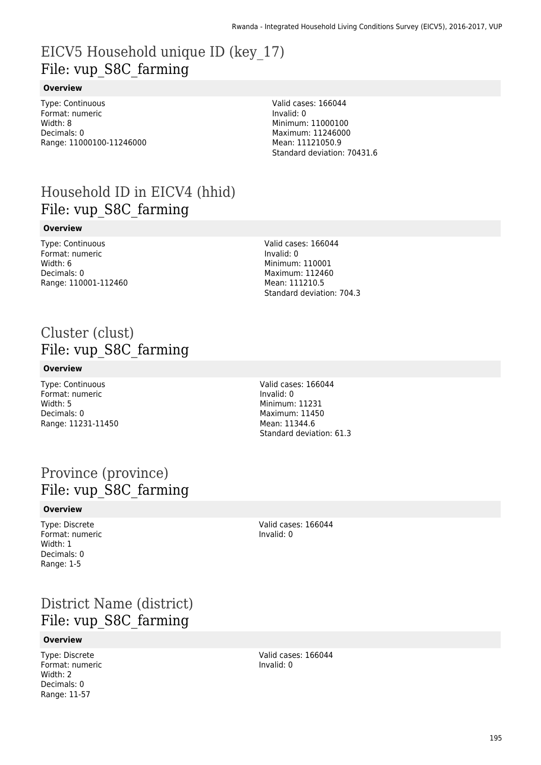# EICV5 Household unique ID (key_17)
File: vup_S8C_farming

### Overview

Type: Continuous
Format: numeric
Width: 8
Decimals: 0
Range: 11000100-11246000

Valid cases: 166044
Invalid: 0
Minimum: 11000100
Maximum: 11246000
Mean: 11121050.9
Standard deviation: 70431.6

# Household ID in EICV4 (hhid)
File: vup_S8C_farming

### Overview

Type: Continuous
Format: numeric
Width: 6
Decimals: 0
Range: 110001-112460

Valid cases: 166044
Invalid: 0
Minimum: 110001
Maximum: 112460
Mean: 111210.5
Standard deviation: 704.3

# Cluster (clust)
File: vup_S8C_farming

### Overview

Type: Continuous
Format: numeric
Width: 5
Decimals: 0
Range: 11231-11450

Valid cases: 166044
Invalid: 0
Minimum: 11231
Maximum: 11450
Mean: 11344.6
Standard deviation: 61.3

# Province (province)
File: vup_S8C_farming

### Overview

Type: Discrete
Format: numeric
Width: 1
Decimals: 0
Range: 1-5

Valid cases: 166044
Invalid: 0

# District Name (district)
File: vup_S8C_farming

### Overview

Type: Discrete
Format: numeric
Width: 2
Decimals: 0
Range: 11-57

Valid cases: 166044
Invalid: 0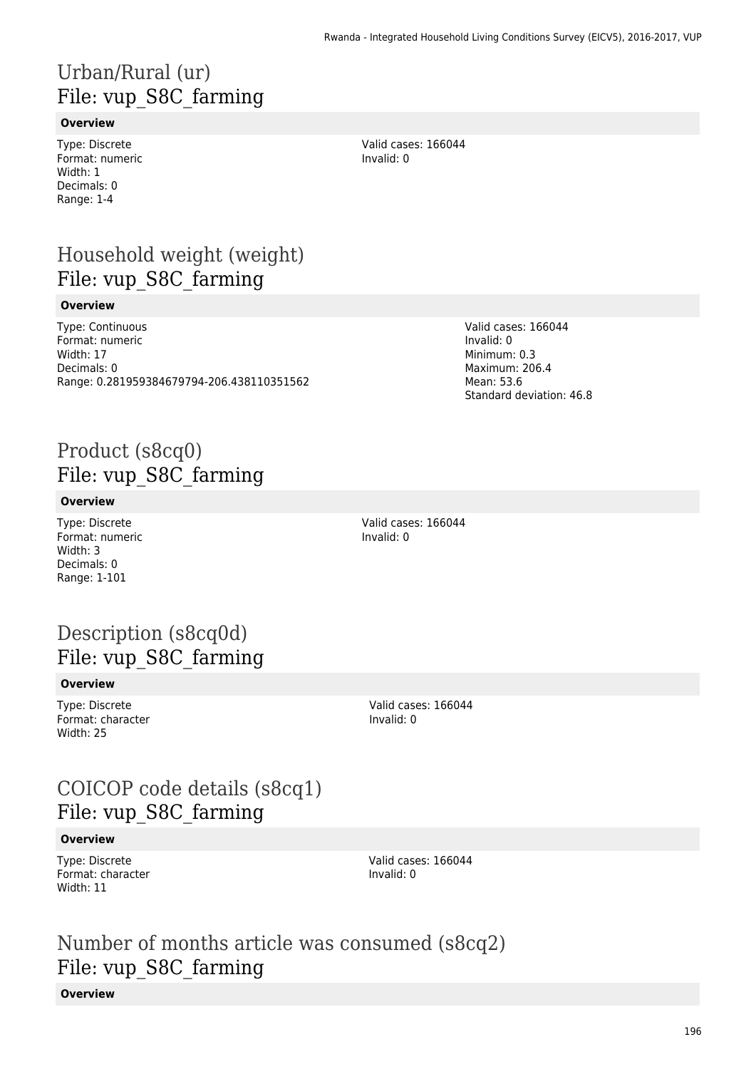# Urban/Rural (ur)
File: vup_S8C_farming

**Overview**

Type: Discrete
Format: numeric
Width: 1
Decimals: 0
Range: 1-4

Valid cases: 166044
Invalid: 0

# Household weight (weight)
File: vup_S8C_farming

**Overview**

Type: Continuous
Format: numeric
Width: 17
Decimals: 0
Range: 0.281959384679794-206.438110351562

Valid cases: 166044
Invalid: 0
Minimum: 0.3
Maximum: 206.4
Mean: 53.6
Standard deviation: 46.8

# Product (s8cq0)
File: vup_S8C_farming

**Overview**

Type: Discrete
Format: numeric
Width: 3
Decimals: 0
Range: 1-101

Valid cases: 166044
Invalid: 0

# Description (s8cq0d)
File: vup_S8C_farming

**Overview**

Type: Discrete
Format: character
Width: 25

Valid cases: 166044
Invalid: 0

# COICOP code details (s8cq1)
File: vup_S8C_farming

**Overview**

Type: Discrete
Format: character
Width: 11

Valid cases: 166044
Invalid: 0

# Number of months article was consumed (s8cq2)
File: vup_S8C_farming

**Overview**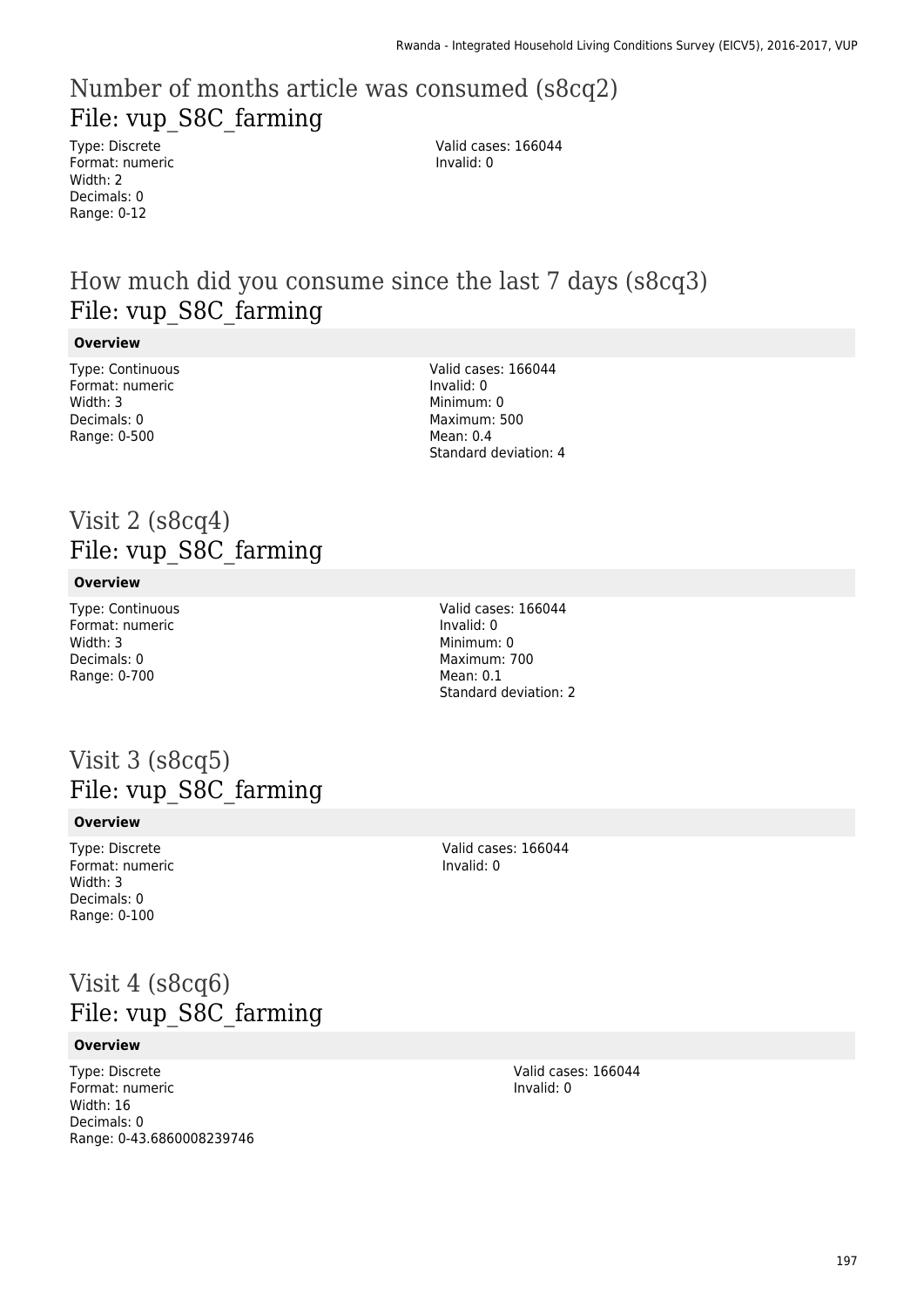## Number of months article was consumed (s8cq2)
### File: vup_S8C_farming

Type: Discrete
Format: numeric
Width: 2
Decimals: 0
Range: 0-12

Valid cases: 166044
Invalid: 0

## How much did you consume since the last 7 days (s8cq3)
### File: vup_S8C_farming

**Overview**

Type: Continuous
Format: numeric
Width: 3
Decimals: 0
Range: 0-500

Valid cases: 166044
Invalid: 0
Minimum: 0
Maximum: 500
Mean: 0.4
Standard deviation: 4

## Visit 2 (s8cq4)
### File: vup_S8C_farming

**Overview**

Type: Continuous
Format: numeric
Width: 3
Decimals: 0
Range: 0-700

Valid cases: 166044
Invalid: 0
Minimum: 0
Maximum: 700
Mean: 0.1
Standard deviation: 2

## Visit 3 (s8cq5)
### File: vup_S8C_farming

**Overview**

Type: Discrete
Format: numeric
Width: 3
Decimals: 0
Range: 0-100

Valid cases: 166044
Invalid: 0

## Visit 4 (s8cq6)
### File: vup_S8C_farming

**Overview**

Type: Discrete
Format: numeric
Width: 16
Decimals: 0
Range: 0-43.6860008239746

Valid cases: 166044
Invalid: 0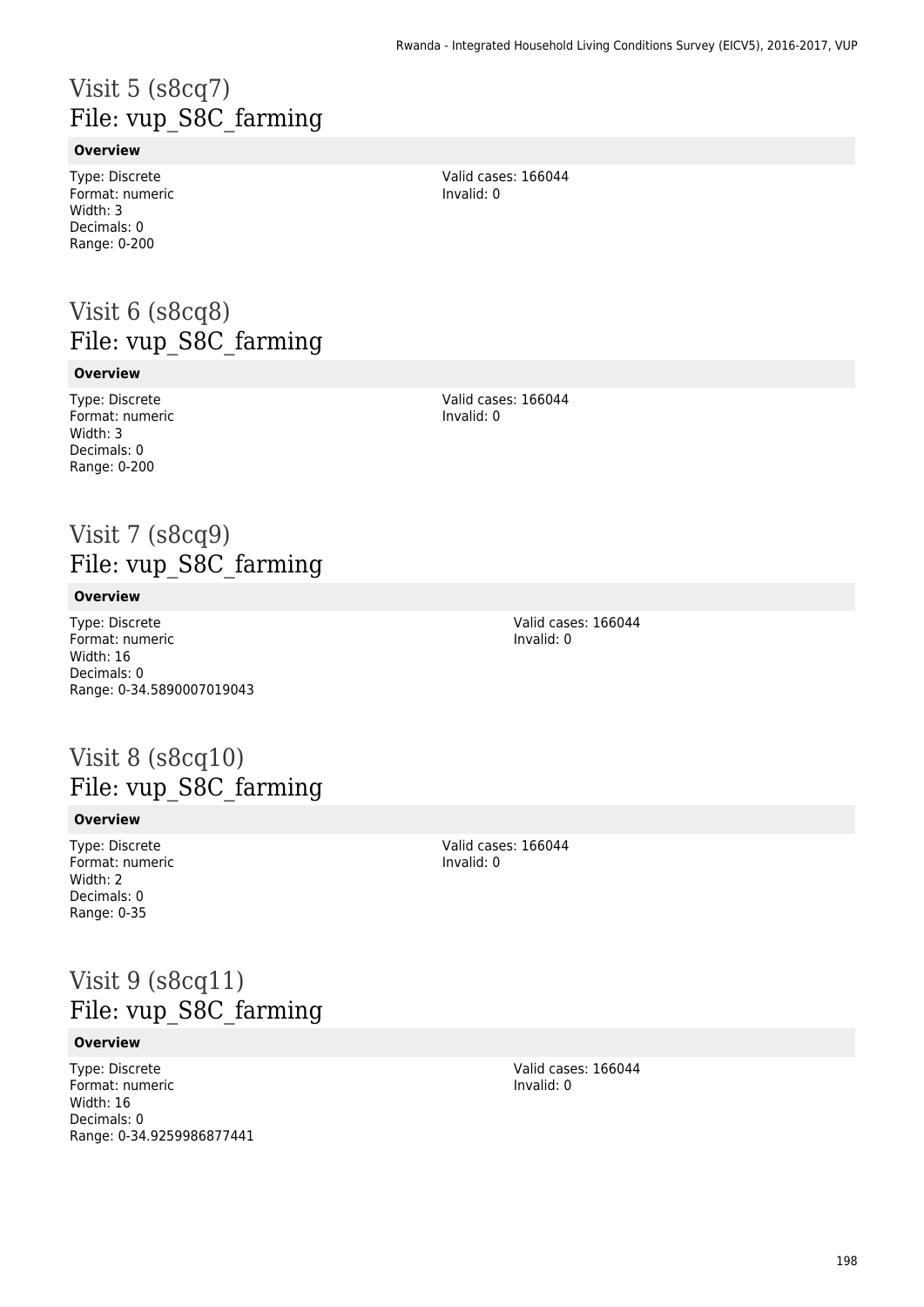# Visit 5 (s8cq7)
## File: vup_S8C_farming

**Overview**

Type: Discrete
Format: numeric
Width: 3
Decimals: 0
Range: 0-200

Valid cases: 166044
Invalid: 0

# Visit 6 (s8cq8)
## File: vup_S8C_farming

**Overview**

Type: Discrete
Format: numeric
Width: 3
Decimals: 0
Range: 0-200

Valid cases: 166044
Invalid: 0

# Visit 7 (s8cq9)
## File: vup_S8C_farming

**Overview**

Type: Discrete
Format: numeric
Width: 16
Decimals: 0
Range: 0-34.5890007019043

Valid cases: 166044
Invalid: 0

# Visit 8 (s8cq10)
## File: vup_S8C_farming

**Overview**

Type: Discrete
Format: numeric
Width: 2
Decimals: 0
Range: 0-35

Valid cases: 166044
Invalid: 0

# Visit 9 (s8cq11)
## File: vup_S8C_farming

**Overview**

Type: Discrete
Format: numeric
Width: 16
Decimals: 0
Range: 0-34.9259986877441

Valid cases: 166044
Invalid: 0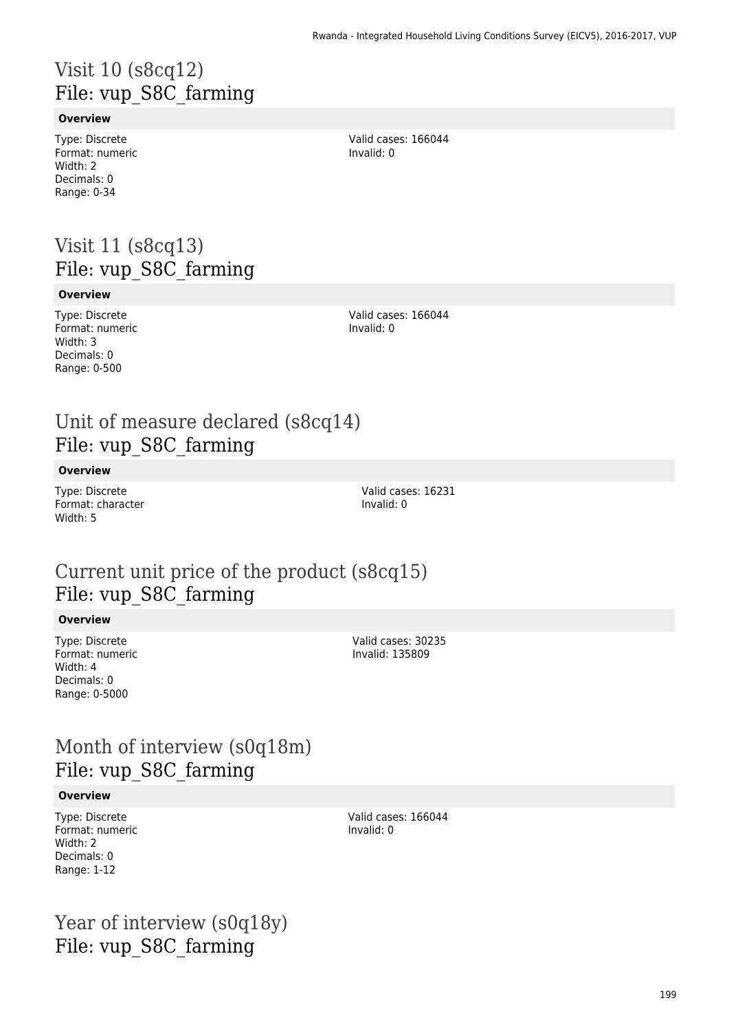# Visit 10 (s8cq12)
## File: vup_S8C_farming

**Overview**

Type: Discrete
Format: numeric
Width: 2
Decimals: 0
Range: 0-34

Valid cases: 166044
Invalid: 0

# Visit 11 (s8cq13)
## File: vup_S8C_farming

**Overview**

Type: Discrete
Format: numeric
Width: 3
Decimals: 0
Range: 0-500

Valid cases: 166044
Invalid: 0

# Unit of measure declared (s8cq14)
## File: vup_S8C_farming

**Overview**

Type: Discrete
Format: character
Width: 5

Valid cases: 16231
Invalid: 0

# Current unit price of the product (s8cq15)
## File: vup_S8C_farming

**Overview**

Type: Discrete
Format: numeric
Width: 4
Decimals: 0
Range: 0-5000

Valid cases: 30235
Invalid: 135809

# Month of interview (s0q18m)
## File: vup_S8C_farming

**Overview**

Type: Discrete
Format: numeric
Width: 2
Decimals: 0
Range: 1-12

Valid cases: 166044
Invalid: 0

# Year of interview (s0q18y)
## File: vup_S8C_farming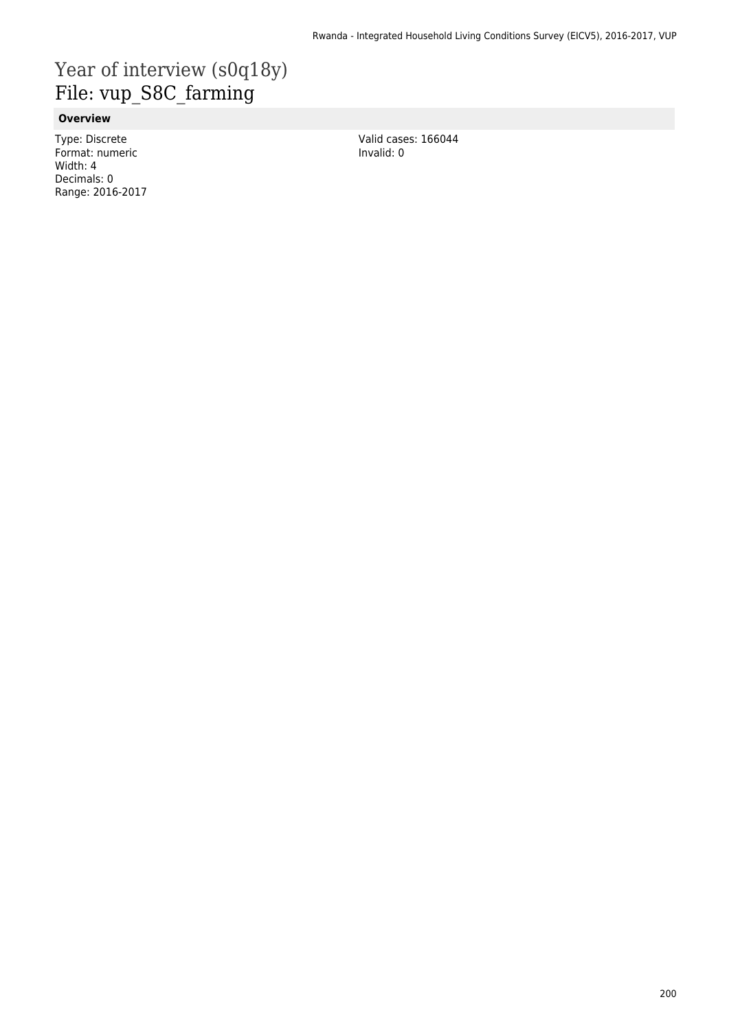# Year of interview (s0q18y)
# File: vup_S8C_farming

**Overview**

Type: Discrete
Format: numeric
Width: 4
Decimals: 0
Range: 2016-2017

Valid cases: 166044
Invalid: 0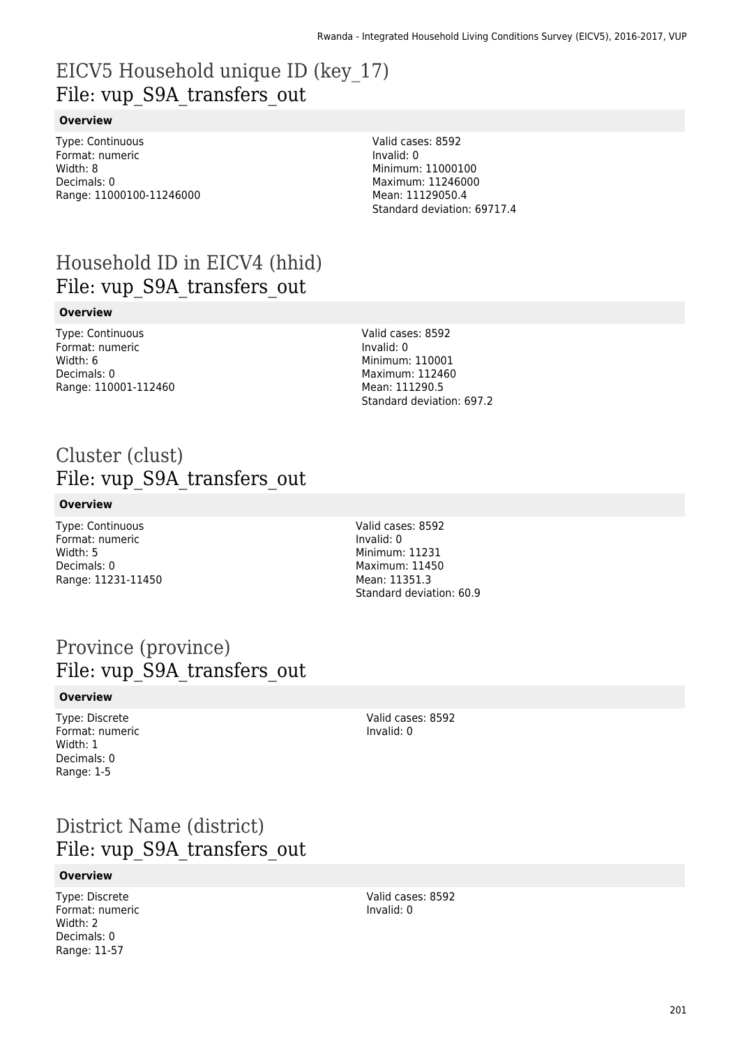# EICV5 Household unique ID (key_17)
## File: vup_S9A_transfers_out

**Overview**

Type: Continuous
Format: numeric
Width: 8
Decimals: 0
Range: 11000100-11246000

Valid cases: 8592
Invalid: 0
Minimum: 11000100
Maximum: 11246000
Mean: 11129050.4
Standard deviation: 69717.4

# Household ID in EICV4 (hhid)
## File: vup_S9A_transfers_out

**Overview**

Type: Continuous
Format: numeric
Width: 6
Decimals: 0
Range: 110001-112460

Valid cases: 8592
Invalid: 0
Minimum: 110001
Maximum: 112460
Mean: 111290.5
Standard deviation: 697.2

# Cluster (clust)
## File: vup_S9A_transfers_out

**Overview**

Type: Continuous
Format: numeric
Width: 5
Decimals: 0
Range: 11231-11450

Valid cases: 8592
Invalid: 0
Minimum: 11231
Maximum: 11450
Mean: 11351.3
Standard deviation: 60.9

# Province (province)
## File: vup_S9A_transfers_out

**Overview**

Type: Discrete
Format: numeric
Width: 1
Decimals: 0
Range: 1-5

Valid cases: 8592
Invalid: 0

# District Name (district)
## File: vup_S9A_transfers_out

**Overview**

Type: Discrete
Format: numeric
Width: 2
Decimals: 0
Range: 11-57

Valid cases: 8592
Invalid: 0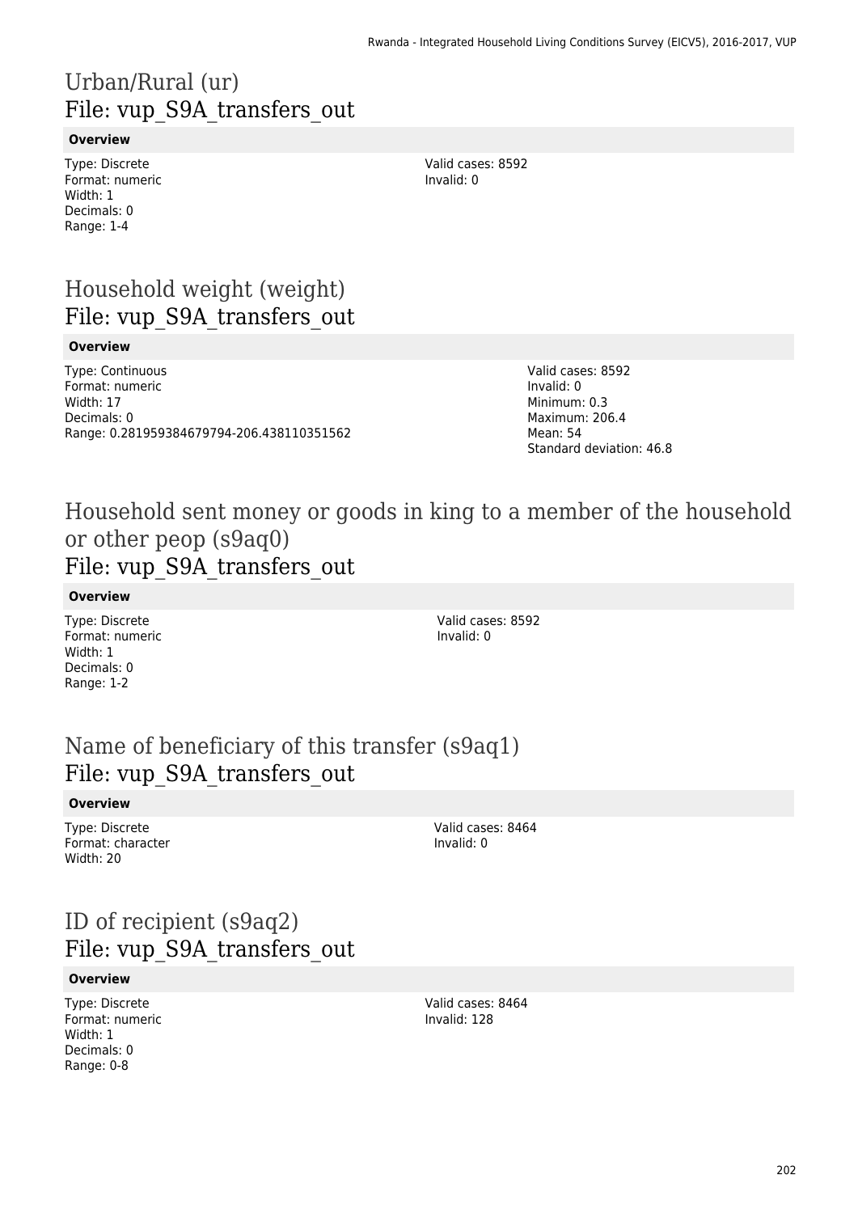# Urban/Rural (ur)
## File: vup_S9A_transfers_out

**Overview**

Type: Discrete
Format: numeric
Width: 1
Decimals: 0
Range: 1-4

Valid cases: 8592
Invalid: 0

# Household weight (weight)
## File: vup_S9A_transfers_out

**Overview**

Type: Continuous
Format: numeric
Width: 17
Decimals: 0
Range: 0.281959384679794-206.438110351562

Valid cases: 8592
Invalid: 0
Minimum: 0.3
Maximum: 206.4
Mean: 54
Standard deviation: 46.8

# Household sent money or goods in king to a member of the household or other peop (s9aq0)
## File: vup_S9A_transfers_out

**Overview**

Type: Discrete
Format: numeric
Width: 1
Decimals: 0
Range: 1-2

Valid cases: 8592
Invalid: 0

# Name of beneficiary of this transfer (s9aq1)
## File: vup_S9A_transfers_out

**Overview**

Type: Discrete
Format: character
Width: 20

Valid cases: 8464
Invalid: 0

# ID of recipient (s9aq2)
## File: vup_S9A_transfers_out

**Overview**

Type: Discrete
Format: numeric
Width: 1
Decimals: 0
Range: 0-8

Valid cases: 8464
Invalid: 128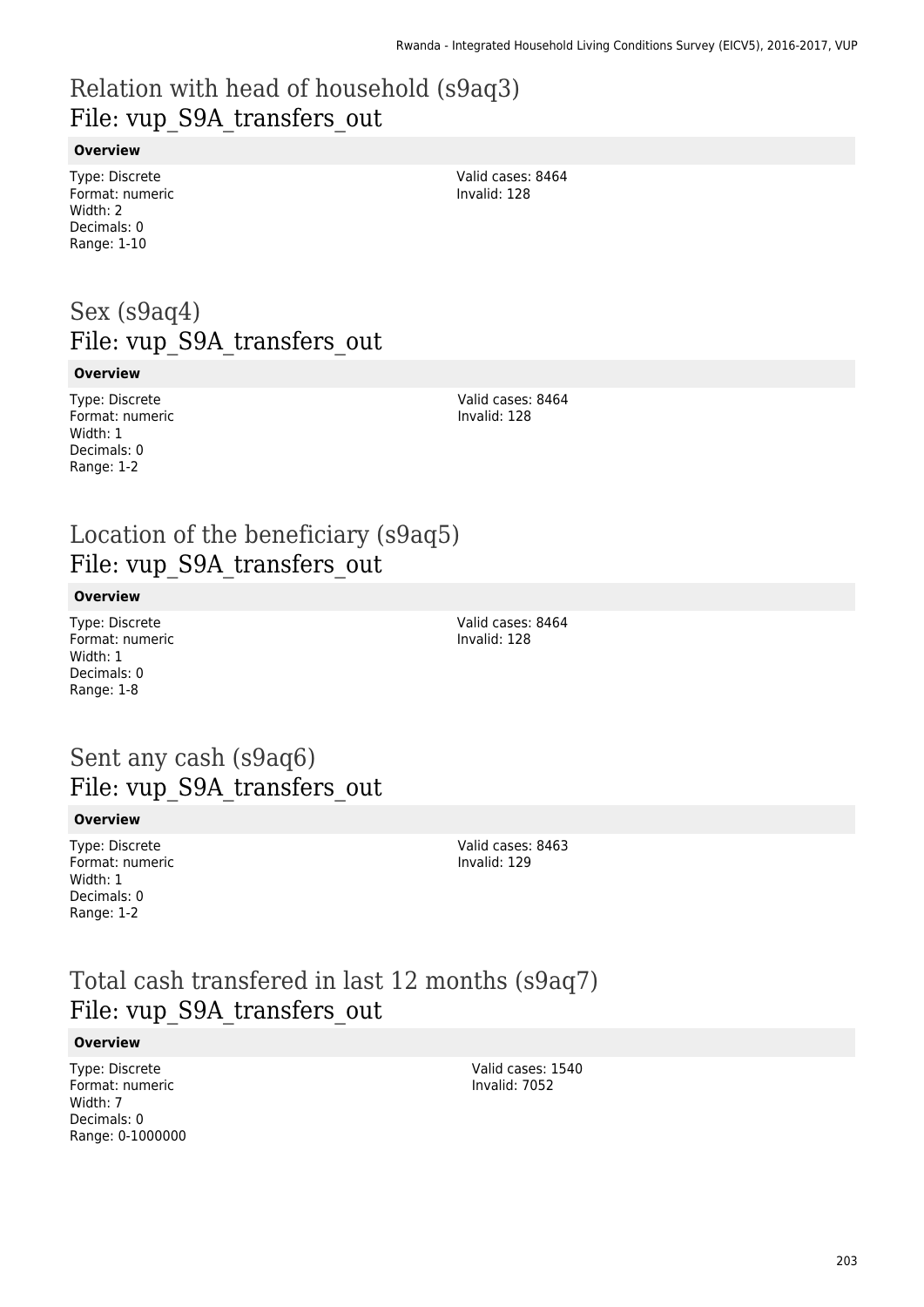# Relation with head of household (s9aq3)
## File: vup_S9A_transfers_out

**Overview**

Type: Discrete
Format: numeric
Width: 2
Decimals: 0
Range: 1-10

Valid cases: 8464
Invalid: 128

# Sex (s9aq4)
## File: vup_S9A_transfers_out

**Overview**

Type: Discrete
Format: numeric
Width: 1
Decimals: 0
Range: 1-2

Valid cases: 8464
Invalid: 128

# Location of the beneficiary (s9aq5)
## File: vup_S9A_transfers_out

**Overview**

Type: Discrete
Format: numeric
Width: 1
Decimals: 0
Range: 1-8

Valid cases: 8464
Invalid: 128

# Sent any cash (s9aq6)
## File: vup_S9A_transfers_out

**Overview**

Type: Discrete
Format: numeric
Width: 1
Decimals: 0
Range: 1-2

Valid cases: 8463
Invalid: 129

# Total cash transfered in last 12 months (s9aq7)
## File: vup_S9A_transfers_out

**Overview**

Type: Discrete
Format: numeric
Width: 7
Decimals: 0
Range: 0-1000000

Valid cases: 1540
Invalid: 7052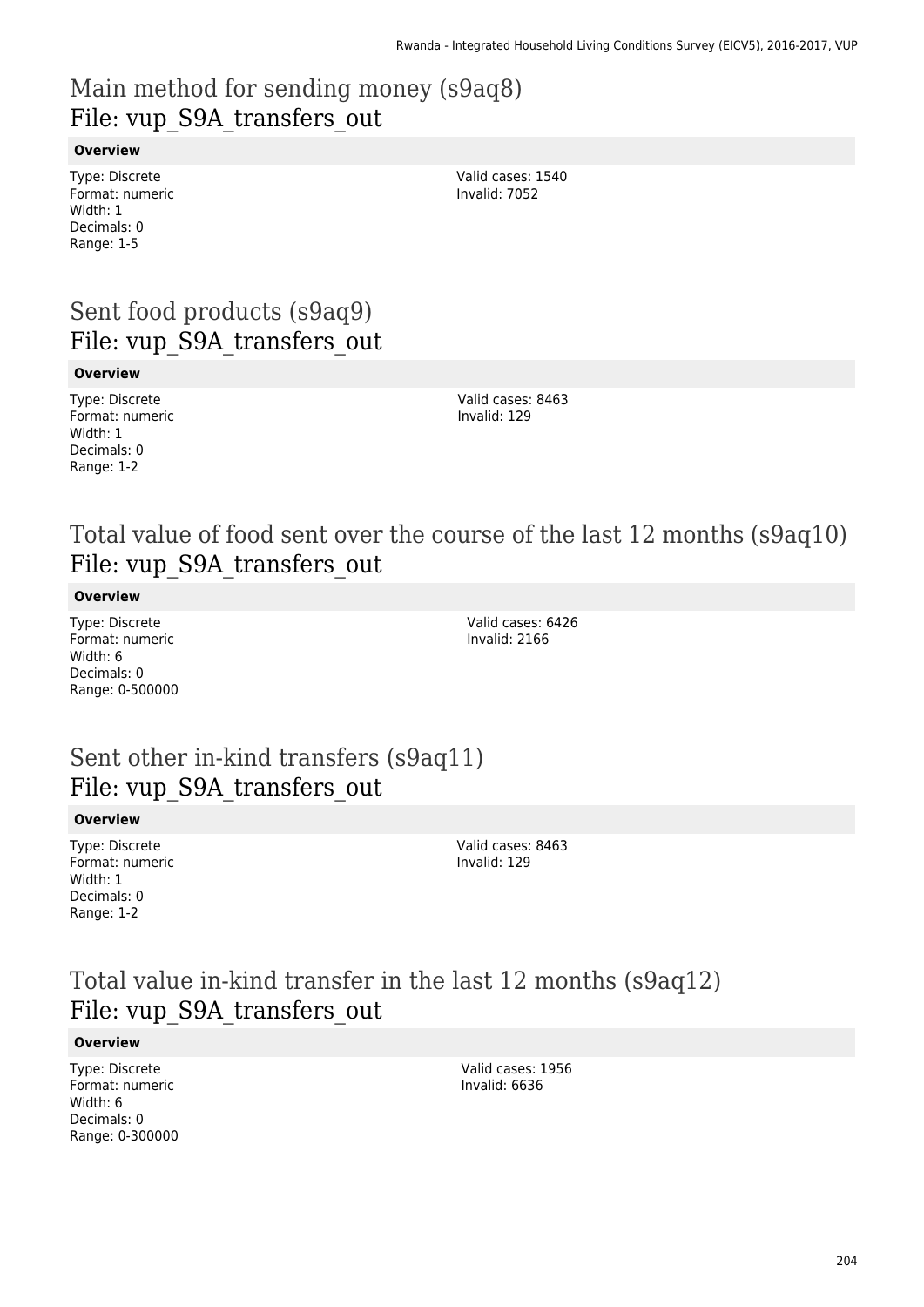## Main method for sending money (s9aq8)
## File: vup_S9A_transfers_out

**Overview**

Type: Discrete
Format: numeric
Width: 1
Decimals: 0
Range: 1-5

Valid cases: 1540
Invalid: 7052

## Sent food products (s9aq9)
## File: vup_S9A_transfers_out

**Overview**

Type: Discrete
Format: numeric
Width: 1
Decimals: 0
Range: 1-2

Valid cases: 8463
Invalid: 129

## Total value of food sent over the course of the last 12 months (s9aq10)
## File: vup_S9A_transfers_out

**Overview**

Type: Discrete
Format: numeric
Width: 6
Decimals: 0
Range: 0-500000

Valid cases: 6426
Invalid: 2166

## Sent other in-kind transfers (s9aq11)
## File: vup_S9A_transfers_out

**Overview**

Type: Discrete
Format: numeric
Width: 1
Decimals: 0
Range: 1-2

Valid cases: 8463
Invalid: 129

## Total value in-kind transfer in the last 12 months (s9aq12)
## File: vup_S9A_transfers_out

**Overview**

Type: Discrete
Format: numeric
Width: 6
Decimals: 0
Range: 0-300000

Valid cases: 1956
Invalid: 6636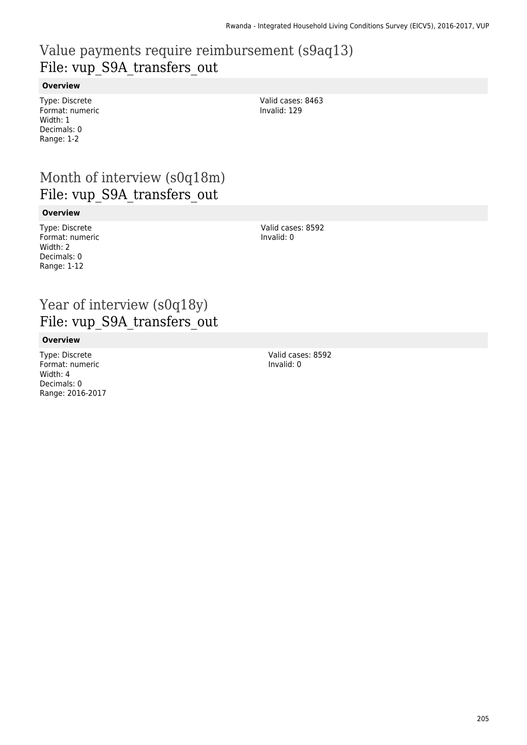# Value payments require reimbursement (s9aq13)
## File: vup_S9A_transfers_out

**Overview**

Type: Discrete
Format: numeric
Width: 1
Decimals: 0
Range: 1-2

Valid cases: 8463
Invalid: 129

# Month of interview (s0q18m)
## File: vup_S9A_transfers_out

**Overview**

Type: Discrete
Format: numeric
Width: 2
Decimals: 0
Range: 1-12

Valid cases: 8592
Invalid: 0

# Year of interview (s0q18y)
## File: vup_S9A_transfers_out

**Overview**

Type: Discrete
Format: numeric
Width: 4
Decimals: 0
Range: 2016-2017

Valid cases: 8592
Invalid: 0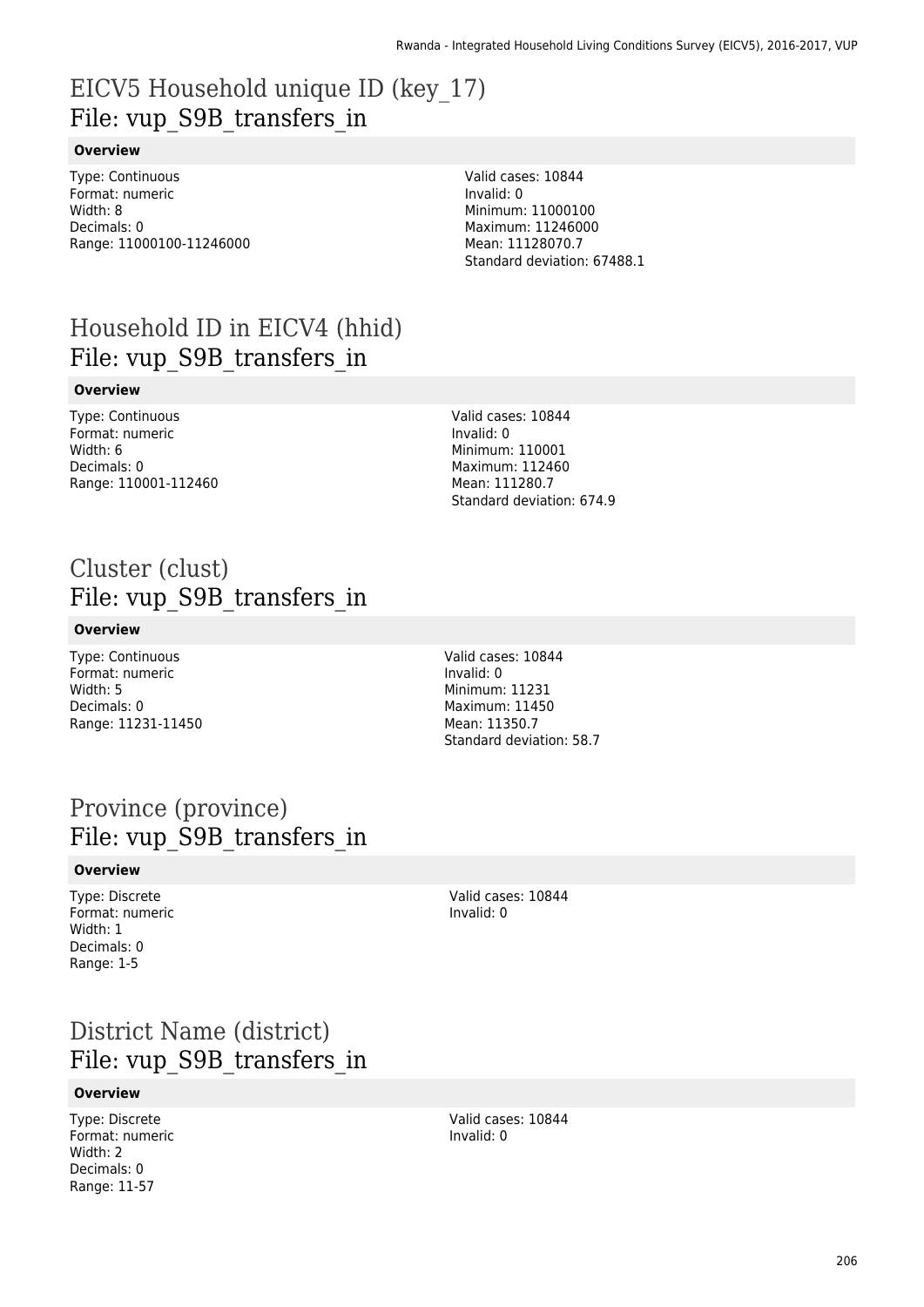# EICV5 Household unique ID (key_17)
## File: vup_S9B_transfers_in

**Overview**

Type: Continuous
Format: numeric
Width: 8
Decimals: 0
Range: 11000100-11246000

Valid cases: 10844
Invalid: 0
Minimum: 11000100
Maximum: 11246000
Mean: 11128070.7
Standard deviation: 67488.1

# Household ID in EICV4 (hhid)
## File: vup_S9B_transfers_in

**Overview**

Type: Continuous
Format: numeric
Width: 6
Decimals: 0
Range: 110001-112460

Valid cases: 10844
Invalid: 0
Minimum: 110001
Maximum: 112460
Mean: 111280.7
Standard deviation: 674.9

# Cluster (clust)
## File: vup_S9B_transfers_in

**Overview**

Type: Continuous
Format: numeric
Width: 5
Decimals: 0
Range: 11231-11450

Valid cases: 10844
Invalid: 0
Minimum: 11231
Maximum: 11450
Mean: 11350.7
Standard deviation: 58.7

# Province (province)
## File: vup_S9B_transfers_in

**Overview**

Type: Discrete
Format: numeric
Width: 1
Decimals: 0
Range: 1-5

Valid cases: 10844
Invalid: 0

# District Name (district)
## File: vup_S9B_transfers_in

**Overview**

Type: Discrete
Format: numeric
Width: 2
Decimals: 0
Range: 11-57

Valid cases: 10844
Invalid: 0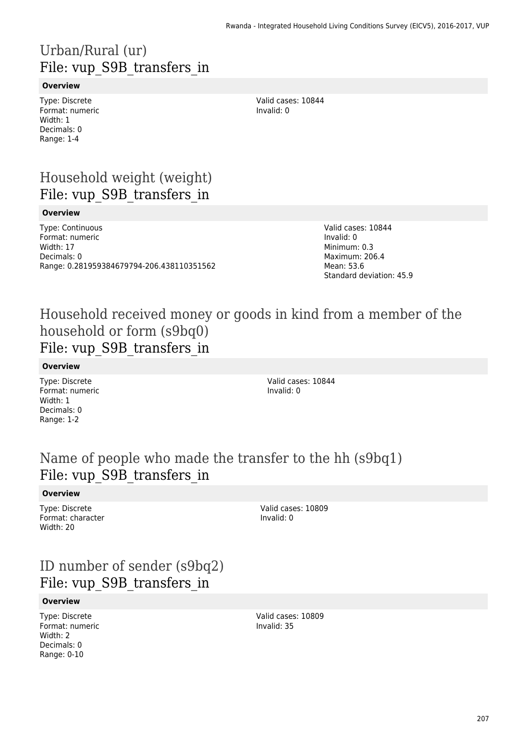# Urban/Rural (ur)
## File: vup_S9B_transfers_in

### Overview

Type: Discrete
Format: numeric
Width: 1
Decimals: 0
Range: 1-4

Valid cases: 10844
Invalid: 0

# Household weight (weight)
## File: vup_S9B_transfers_in

### Overview

Type: Continuous
Format: numeric
Width: 17
Decimals: 0
Range: 0.281959384679794-206.438110351562

Valid cases: 10844
Invalid: 0
Minimum: 0.3
Maximum: 206.4
Mean: 53.6
Standard deviation: 45.9

# Household received money or goods in kind from a member of the household or form (s9bq0)
## File: vup_S9B_transfers_in

### Overview

Type: Discrete
Format: numeric
Width: 1
Decimals: 0
Range: 1-2

Valid cases: 10844
Invalid: 0

# Name of people who made the transfer to the hh (s9bq1)
## File: vup_S9B_transfers_in

### Overview

Type: Discrete
Format: character
Width: 20

Valid cases: 10809
Invalid: 0

# ID number of sender (s9bq2)
## File: vup_S9B_transfers_in

### Overview

Type: Discrete
Format: numeric
Width: 2
Decimals: 0
Range: 0-10

Valid cases: 10809
Invalid: 35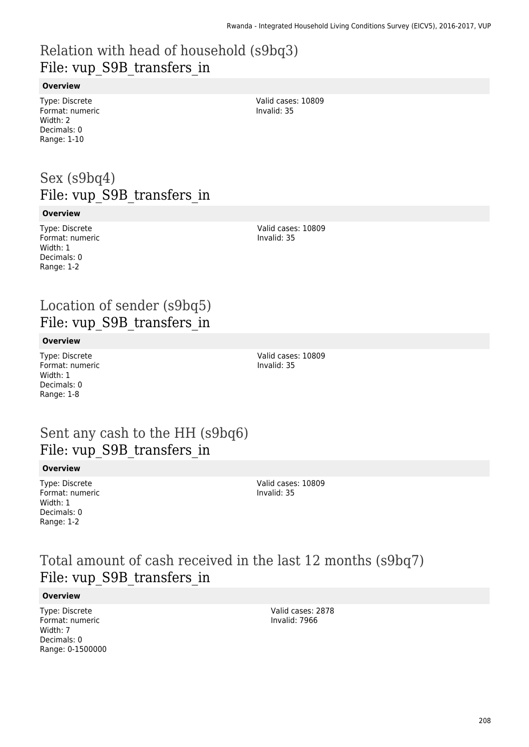# Relation with head of household (s9bq3)
## File: vup_S9B_transfers_in

**Overview**

Type: Discrete
Format: numeric
Width: 2
Decimals: 0
Range: 1-10

Valid cases: 10809
Invalid: 35

# Sex (s9bq4)
## File: vup_S9B_transfers_in

**Overview**

Type: Discrete
Format: numeric
Width: 1
Decimals: 0
Range: 1-2

Valid cases: 10809
Invalid: 35

# Location of sender (s9bq5)
## File: vup_S9B_transfers_in

**Overview**

Type: Discrete
Format: numeric
Width: 1
Decimals: 0
Range: 1-8

Valid cases: 10809
Invalid: 35

# Sent any cash to the HH (s9bq6)
## File: vup_S9B_transfers_in

**Overview**

Type: Discrete
Format: numeric
Width: 1
Decimals: 0
Range: 1-2

Valid cases: 10809
Invalid: 35

# Total amount of cash received in the last 12 months (s9bq7)
## File: vup_S9B_transfers_in

**Overview**

Type: Discrete
Format: numeric
Width: 7
Decimals: 0
Range: 0-1500000

Valid cases: 2878
Invalid: 7966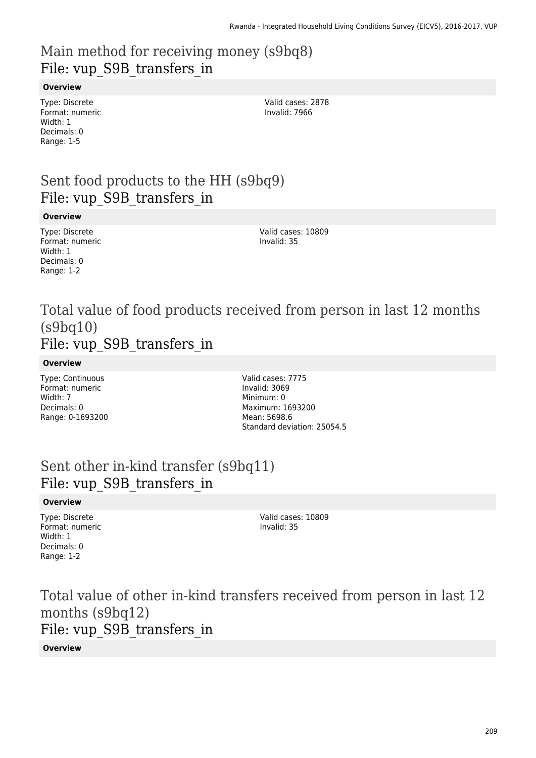# Main method for receiving money (s9bq8)
## File: vup_S9B_transfers_in

**Overview**

Type: Discrete
Format: numeric
Width: 1
Decimals: 0
Range: 1-5

Valid cases: 2878
Invalid: 7966

# Sent food products to the HH (s9bq9)
## File: vup_S9B_transfers_in

**Overview**

Type: Discrete
Format: numeric
Width: 1
Decimals: 0
Range: 1-2

Valid cases: 10809
Invalid: 35

# Total value of food products received from person in last 12 months (s9bq10)
## File: vup_S9B_transfers_in

**Overview**

Type: Continuous
Format: numeric
Width: 7
Decimals: 0
Range: 0-1693200

Valid cases: 7775
Invalid: 3069
Minimum: 0
Maximum: 1693200
Mean: 5698.6
Standard deviation: 25054.5

# Sent other in-kind transfer (s9bq11)
## File: vup_S9B_transfers_in

**Overview**

Type: Discrete
Format: numeric
Width: 1
Decimals: 0
Range: 1-2

Valid cases: 10809
Invalid: 35

# Total value of other in-kind transfers received from person in last 12 months (s9bq12)
## File: vup_S9B_transfers_in

**Overview**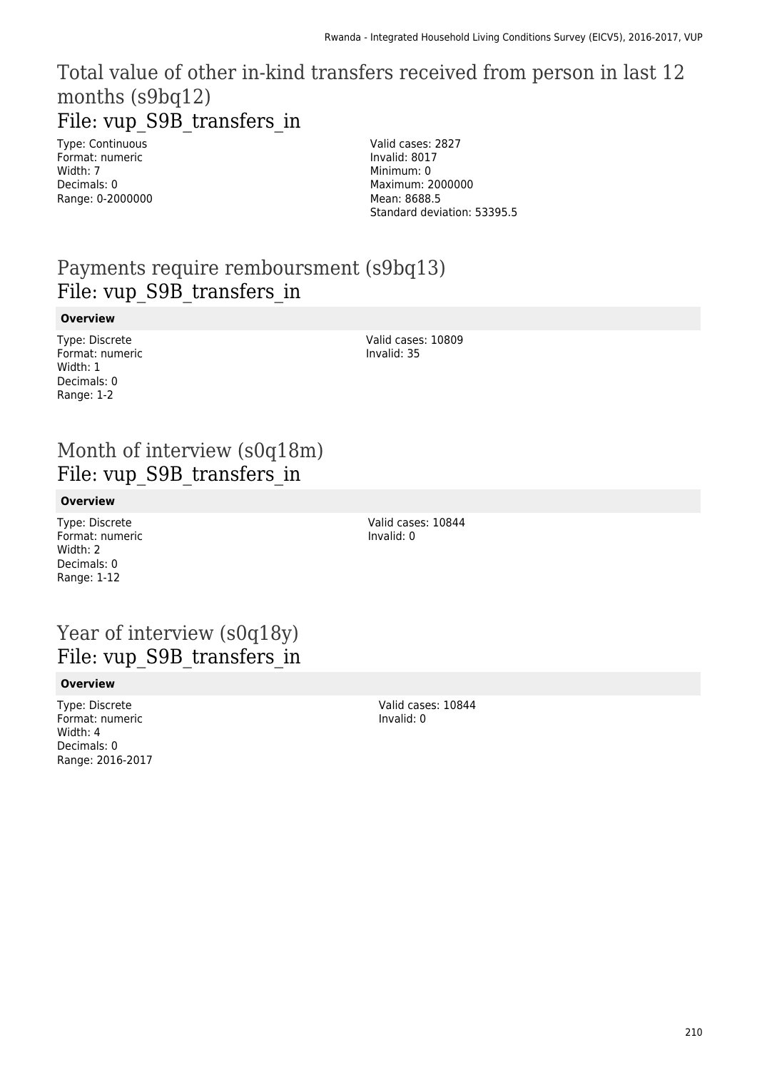## Total value of other in-kind transfers received from person in last 12 months (s9bq12)

## File: vup_S9B_transfers_in

Type: Continuous
Format: numeric
Width: 7
Decimals: 0
Range: 0-2000000

Valid cases: 2827
Invalid: 8017
Minimum: 0
Maximum: 2000000
Mean: 8688.5
Standard deviation: 53395.5

## Payments require remboursment (s9bq13)

## File: vup_S9B_transfers_in

**Overview**

Type: Discrete
Format: numeric
Width: 1
Decimals: 0
Range: 1-2

Valid cases: 10809
Invalid: 35

## Month of interview (s0q18m)

## File: vup_S9B_transfers_in

**Overview**

Type: Discrete
Format: numeric
Width: 2
Decimals: 0
Range: 1-12

Valid cases: 10844
Invalid: 0

## Year of interview (s0q18y)

## File: vup_S9B_transfers_in

**Overview**

Type: Discrete
Format: numeric
Width: 4
Decimals: 0
Range: 2016-2017

Valid cases: 10844
Invalid: 0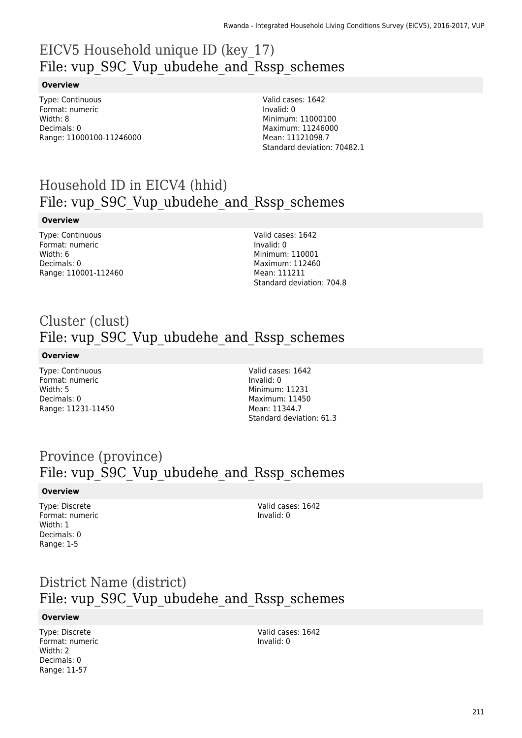## EICV5 Household unique ID (key_17)
## File: vup_S9C_Vup_ubudehe_and_Rssp_schemes

**Overview**

Type: Continuous
Format: numeric
Width: 8
Decimals: 0
Range: 11000100-11246000

Valid cases: 1642
Invalid: 0
Minimum: 11000100
Maximum: 11246000
Mean: 11121098.7
Standard deviation: 70482.1

## Household ID in EICV4 (hhid)
## File: vup_S9C_Vup_ubudehe_and_Rssp_schemes

**Overview**

Type: Continuous
Format: numeric
Width: 6
Decimals: 0
Range: 110001-112460

Valid cases: 1642
Invalid: 0
Minimum: 110001
Maximum: 112460
Mean: 111211
Standard deviation: 704.8

## Cluster (clust)
## File: vup_S9C_Vup_ubudehe_and_Rssp_schemes

**Overview**

Type: Continuous
Format: numeric
Width: 5
Decimals: 0
Range: 11231-11450

Valid cases: 1642
Invalid: 0
Minimum: 11231
Maximum: 11450
Mean: 11344.7
Standard deviation: 61.3

## Province (province)
## File: vup_S9C_Vup_ubudehe_and_Rssp_schemes

**Overview**

Type: Discrete
Format: numeric
Width: 1
Decimals: 0
Range: 1-5

Valid cases: 1642
Invalid: 0

## District Name (district)
## File: vup_S9C_Vup_ubudehe_and_Rssp_schemes

**Overview**

Type: Discrete
Format: numeric
Width: 2
Decimals: 0
Range: 11-57

Valid cases: 1642
Invalid: 0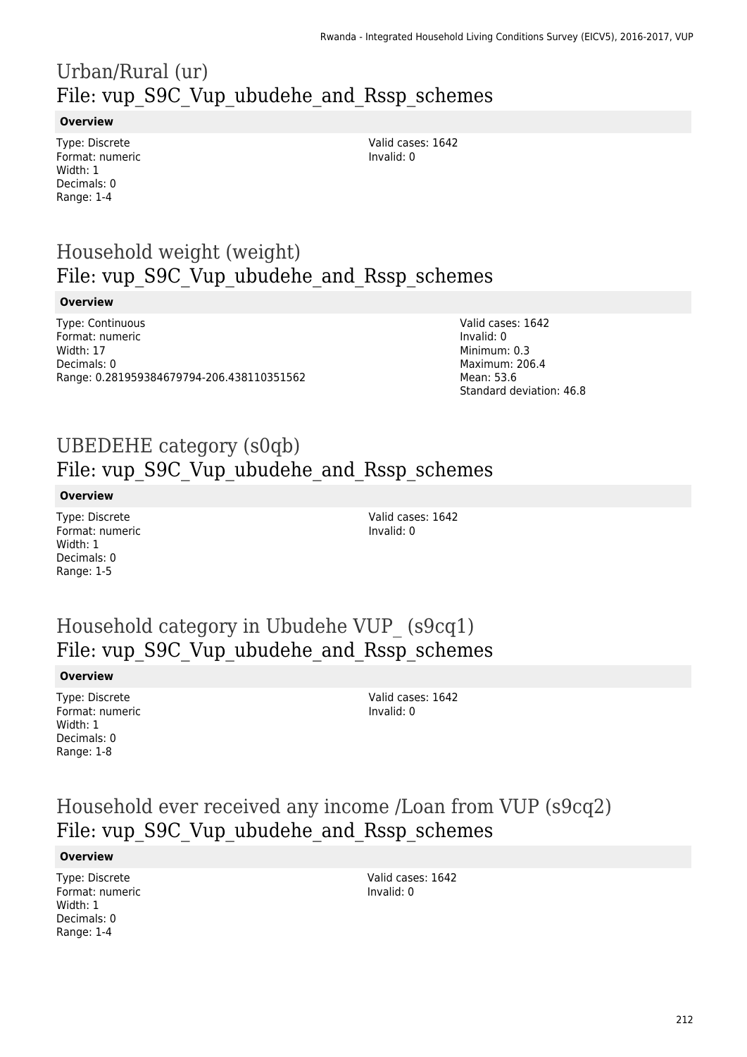## Urban/Rural (ur)
## File: vup_S9C_Vup_ubudehe_and_Rssp_schemes

**Overview**

Type: Discrete
Format: numeric
Width: 1
Decimals: 0
Range: 1-4

Valid cases: 1642
Invalid: 0

## Household weight (weight)
## File: vup_S9C_Vup_ubudehe_and_Rssp_schemes

**Overview**

Type: Continuous
Format: numeric
Width: 17
Decimals: 0
Range: 0.281959384679794-206.438110351562

Valid cases: 1642
Invalid: 0
Minimum: 0.3
Maximum: 206.4
Mean: 53.6
Standard deviation: 46.8

## UBEDEHE category (s0qb)
## File: vup_S9C_Vup_ubudehe_and_Rssp_schemes

**Overview**

Type: Discrete
Format: numeric
Width: 1
Decimals: 0
Range: 1-5

Valid cases: 1642
Invalid: 0

## Household category in Ubudehe VUP_ (s9cq1)
## File: vup_S9C_Vup_ubudehe_and_Rssp_schemes

**Overview**

Type: Discrete
Format: numeric
Width: 1
Decimals: 0
Range: 1-8

Valid cases: 1642
Invalid: 0

## Household ever received any income /Loan from VUP (s9cq2)
## File: vup_S9C_Vup_ubudehe_and_Rssp_schemes

**Overview**

Type: Discrete
Format: numeric
Width: 1
Decimals: 0
Range: 1-4

Valid cases: 1642
Invalid: 0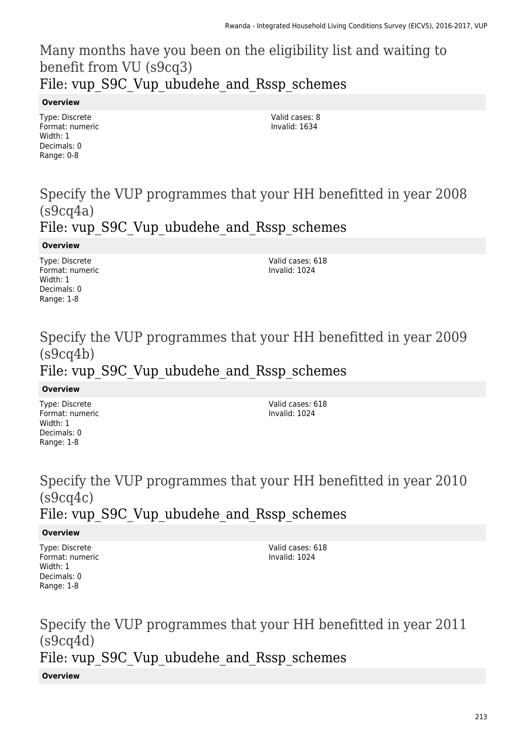## Many months have you been on the eligibility list and waiting to benefit from VU (s9cq3)

### File: vup_S9C_Vup_ubudehe_and_Rssp_schemes

**Overview**

Type: Discrete
Format: numeric
Width: 1
Decimals: 0
Range: 0-8

Valid cases: 8
Invalid: 1634

## Specify the VUP programmes that your HH benefitted in year 2008 (s9cq4a)

### File: vup_S9C_Vup_ubudehe_and_Rssp_schemes

**Overview**

Type: Discrete
Format: numeric
Width: 1
Decimals: 0
Range: 1-8

Valid cases: 618
Invalid: 1024

## Specify the VUP programmes that your HH benefitted in year 2009 (s9cq4b)

### File: vup_S9C_Vup_ubudehe_and_Rssp_schemes

**Overview**

Type: Discrete
Format: numeric
Width: 1
Decimals: 0
Range: 1-8

Valid cases: 618
Invalid: 1024

## Specify the VUP programmes that your HH benefitted in year 2010 (s9cq4c)

### File: vup_S9C_Vup_ubudehe_and_Rssp_schemes

**Overview**

Type: Discrete
Format: numeric
Width: 1
Decimals: 0
Range: 1-8

Valid cases: 618
Invalid: 1024

## Specify the VUP programmes that your HH benefitted in year 2011 (s9cq4d)

### File: vup_S9C_Vup_ubudehe_and_Rssp_schemes

**Overview**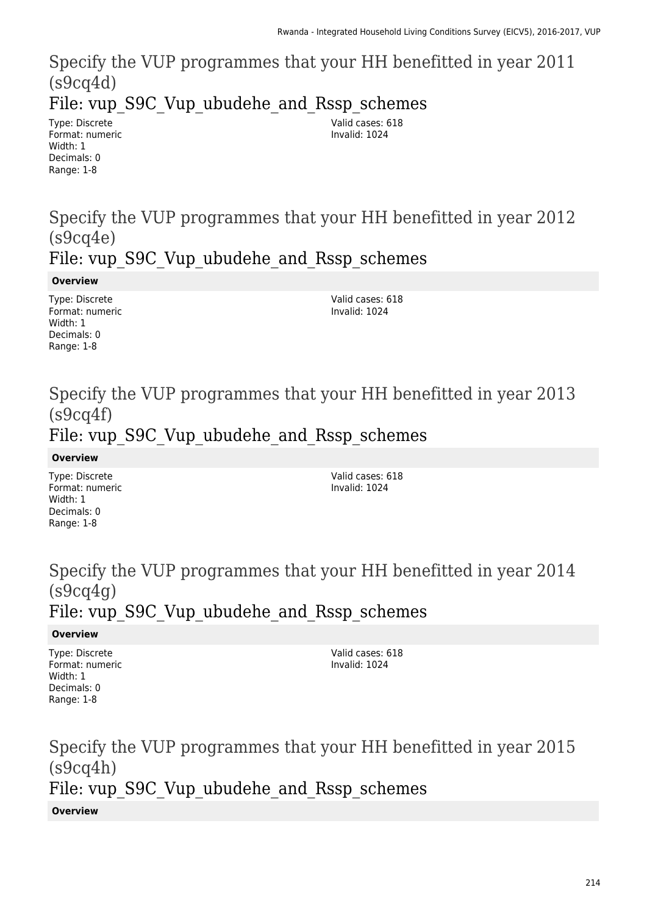## Specify the VUP programmes that your HH benefitted in year 2011 (s9cq4d)

### File: vup_S9C_Vup_ubudehe_and_Rssp_schemes

Type: Discrete
Format: numeric
Width: 1
Decimals: 0
Range: 1-8

Valid cases: 618
Invalid: 1024

## Specify the VUP programmes that your HH benefitted in year 2012 (s9cq4e)

### File: vup_S9C_Vup_ubudehe_and_Rssp_schemes

**Overview**

Type: Discrete
Format: numeric
Width: 1
Decimals: 0
Range: 1-8

Valid cases: 618
Invalid: 1024

## Specify the VUP programmes that your HH benefitted in year 2013 (s9cq4f)

### File: vup_S9C_Vup_ubudehe_and_Rssp_schemes

**Overview**

Type: Discrete
Format: numeric
Width: 1
Decimals: 0
Range: 1-8

Valid cases: 618
Invalid: 1024

## Specify the VUP programmes that your HH benefitted in year 2014 (s9cq4g)

### File: vup_S9C_Vup_ubudehe_and_Rssp_schemes

**Overview**

Type: Discrete
Format: numeric
Width: 1
Decimals: 0
Range: 1-8

Valid cases: 618
Invalid: 1024

## Specify the VUP programmes that your HH benefitted in year 2015 (s9cq4h)

### File: vup_S9C_Vup_ubudehe_and_Rssp_schemes

**Overview**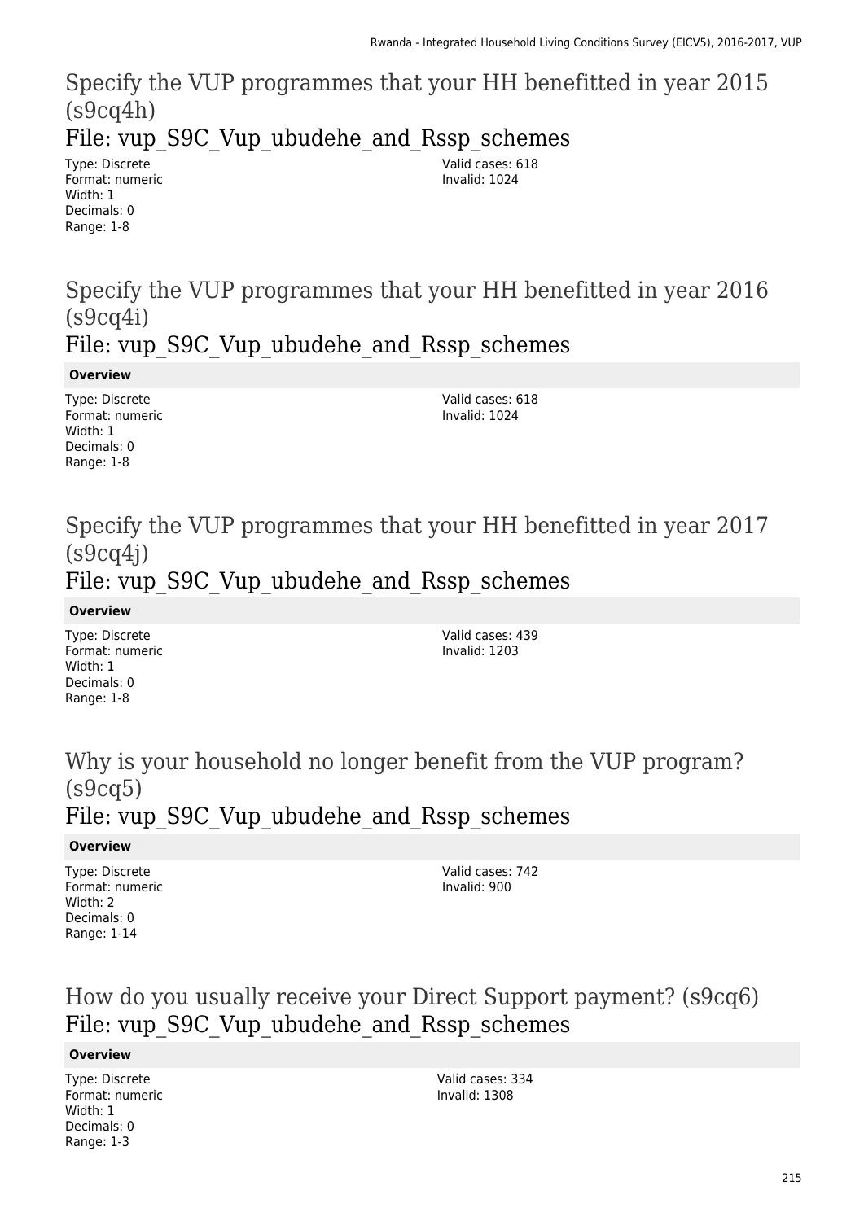## Specify the VUP programmes that your HH benefitted in year 2015 (s9cq4h)

### File: vup_S9C_Vup_ubudehe_and_Rssp_schemes

Type: Discrete
Format: numeric
Width: 1
Decimals: 0
Range: 1-8

Valid cases: 618
Invalid: 1024

## Specify the VUP programmes that your HH benefitted in year 2016 (s9cq4i)

### File: vup_S9C_Vup_ubudehe_and_Rssp_schemes

**Overview**

Type: Discrete
Format: numeric
Width: 1
Decimals: 0
Range: 1-8

Valid cases: 618
Invalid: 1024

## Specify the VUP programmes that your HH benefitted in year 2017 (s9cq4j)

### File: vup_S9C_Vup_ubudehe_and_Rssp_schemes

**Overview**

Type: Discrete
Format: numeric
Width: 1
Decimals: 0
Range: 1-8

Valid cases: 439
Invalid: 1203

## Why is your household no longer benefit from the VUP program? (s9cq5)

### File: vup_S9C_Vup_ubudehe_and_Rssp_schemes

**Overview**

Type: Discrete
Format: numeric
Width: 2
Decimals: 0
Range: 1-14

Valid cases: 742
Invalid: 900

## How do you usually receive your Direct Support payment? (s9cq6)

### File: vup_S9C_Vup_ubudehe_and_Rssp_schemes

**Overview**

Type: Discrete
Format: numeric
Width: 1
Decimals: 0
Range: 1-3

Valid cases: 334
Invalid: 1308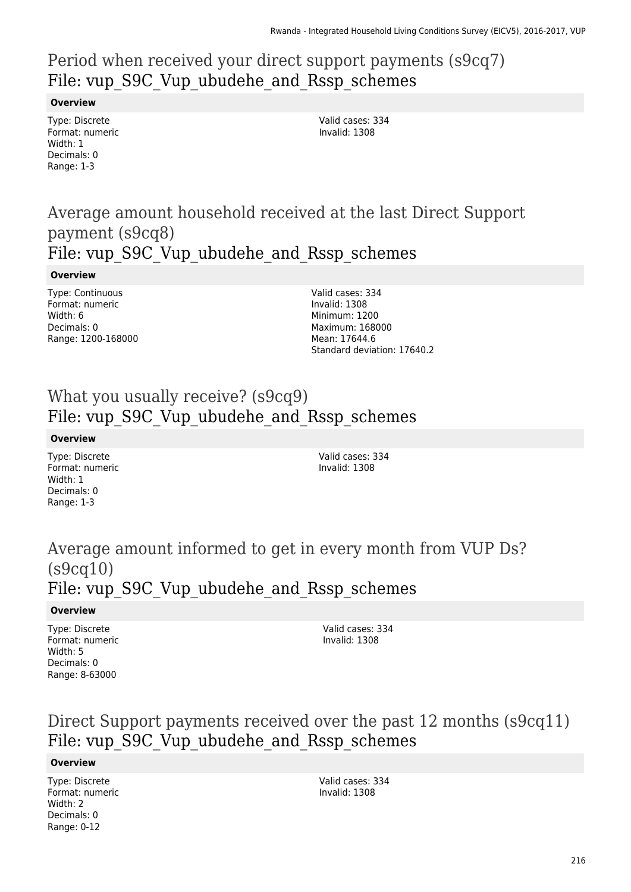## Period when received your direct support payments (s9cq7)
## File: vup_S9C_Vup_ubudehe_and_Rssp_schemes

**Overview**

Type: Discrete
Format: numeric
Width: 1
Decimals: 0
Range: 1-3

Valid cases: 334
Invalid: 1308

## Average amount household received at the last Direct Support payment (s9cq8)
## File: vup_S9C_Vup_ubudehe_and_Rssp_schemes

**Overview**

Type: Continuous
Format: numeric
Width: 6
Decimals: 0
Range: 1200-168000

Valid cases: 334
Invalid: 1308
Minimum: 1200
Maximum: 168000
Mean: 17644.6
Standard deviation: 17640.2

## What you usually receive? (s9cq9)
## File: vup_S9C_Vup_ubudehe_and_Rssp_schemes

**Overview**

Type: Discrete
Format: numeric
Width: 1
Decimals: 0
Range: 1-3

Valid cases: 334
Invalid: 1308

## Average amount informed to get in every month from VUP Ds? (s9cq10)
## File: vup_S9C_Vup_ubudehe_and_Rssp_schemes

**Overview**

Type: Discrete
Format: numeric
Width: 5
Decimals: 0
Range: 8-63000

Valid cases: 334
Invalid: 1308

## Direct Support payments received over the past 12 months (s9cq11)
## File: vup_S9C_Vup_ubudehe_and_Rssp_schemes

**Overview**

Type: Discrete
Format: numeric
Width: 2
Decimals: 0
Range: 0-12

Valid cases: 334
Invalid: 1308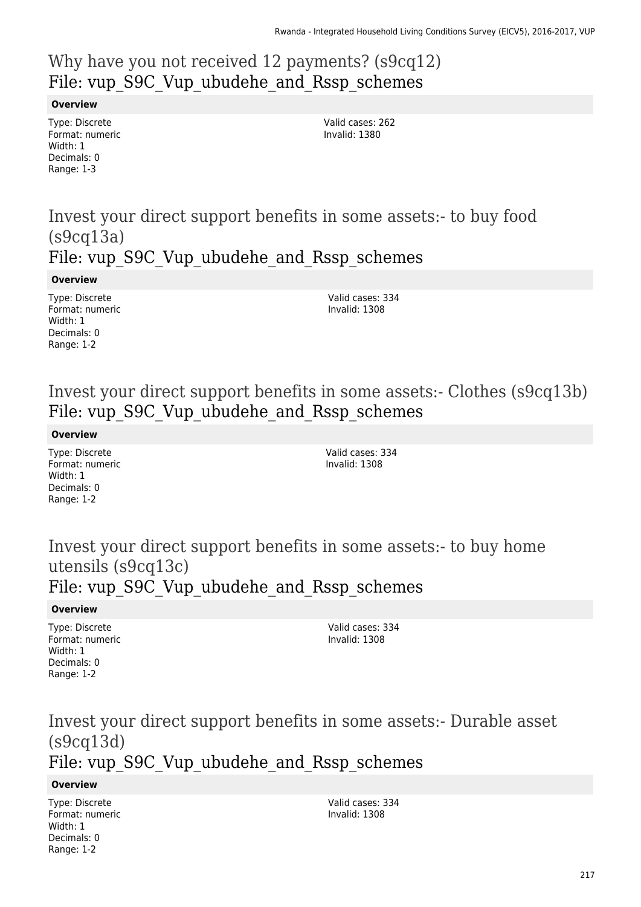## Why have you not received 12 payments? (s9cq12)
## File: vup_S9C_Vup_ubudehe_and_Rssp_schemes

**Overview**

Type: Discrete
Format: numeric
Width: 1
Decimals: 0
Range: 1-3

Valid cases: 262
Invalid: 1380

## Invest your direct support benefits in some assets:- to buy food (s9cq13a)
## File: vup_S9C_Vup_ubudehe_and_Rssp_schemes

**Overview**

Type: Discrete
Format: numeric
Width: 1
Decimals: 0
Range: 1-2

Valid cases: 334
Invalid: 1308

## Invest your direct support benefits in some assets:- Clothes (s9cq13b)
## File: vup_S9C_Vup_ubudehe_and_Rssp_schemes

**Overview**

Type: Discrete
Format: numeric
Width: 1
Decimals: 0
Range: 1-2

Valid cases: 334
Invalid: 1308

## Invest your direct support benefits in some assets:- to buy home utensils (s9cq13c)
## File: vup_S9C_Vup_ubudehe_and_Rssp_schemes

**Overview**

Type: Discrete
Format: numeric
Width: 1
Decimals: 0
Range: 1-2

Valid cases: 334
Invalid: 1308

## Invest your direct support benefits in some assets:- Durable asset (s9cq13d)
## File: vup_S9C_Vup_ubudehe_and_Rssp_schemes

**Overview**

Type: Discrete
Format: numeric
Width: 1
Decimals: 0
Range: 1-2

Valid cases: 334
Invalid: 1308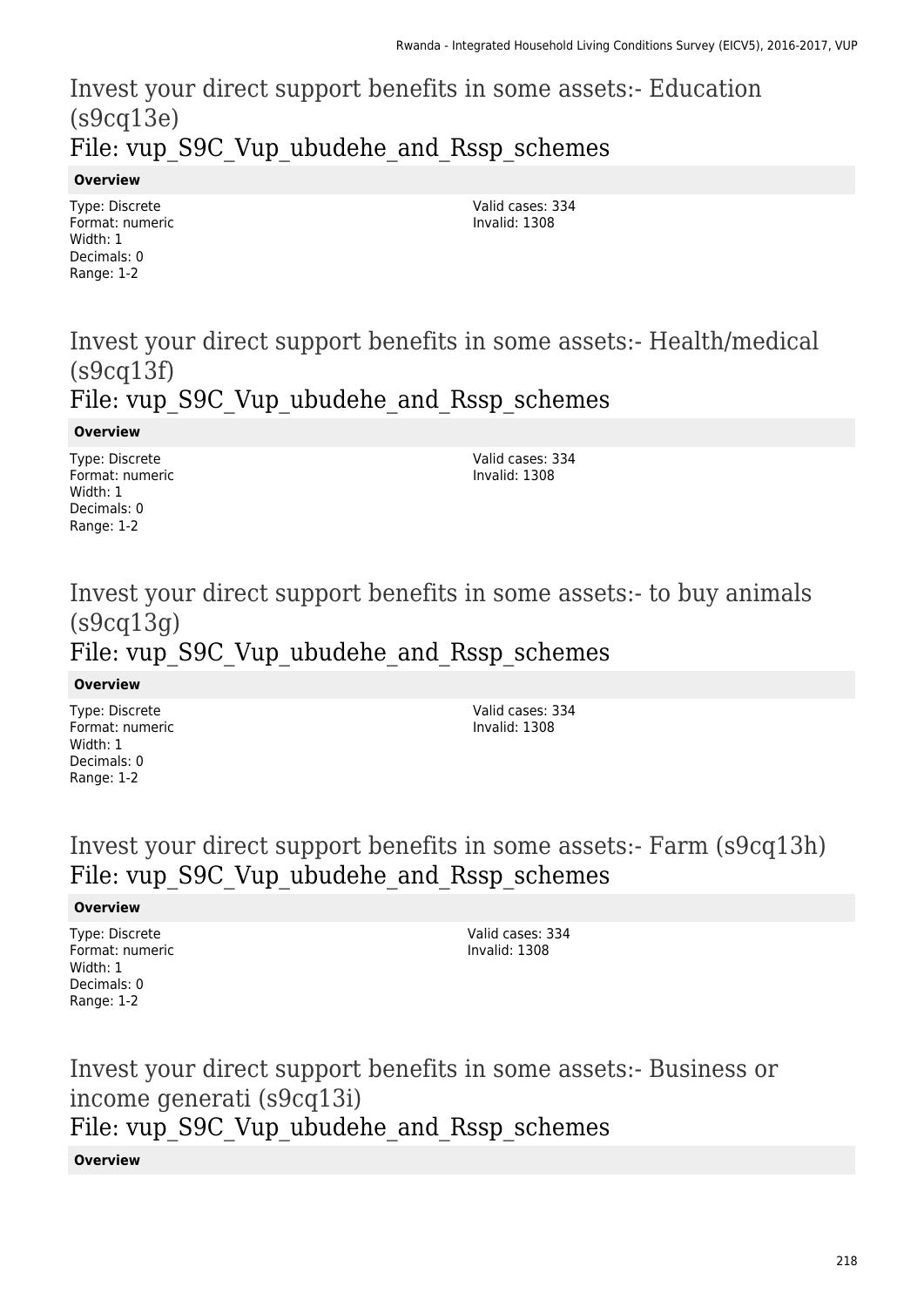# Invest your direct support benefits in some assets:- Education (s9cq13e)
## File: vup_S9C_Vup_ubudehe_and_Rssp_schemes

**Overview**

Type: Discrete
Format: numeric
Width: 1
Decimals: 0
Range: 1-2

Valid cases: 334
Invalid: 1308

# Invest your direct support benefits in some assets:- Health/medical (s9cq13f)
## File: vup_S9C_Vup_ubudehe_and_Rssp_schemes

**Overview**

Type: Discrete
Format: numeric
Width: 1
Decimals: 0
Range: 1-2

Valid cases: 334
Invalid: 1308

# Invest your direct support benefits in some assets:- to buy animals (s9cq13g)
## File: vup_S9C_Vup_ubudehe_and_Rssp_schemes

**Overview**

Type: Discrete
Format: numeric
Width: 1
Decimals: 0
Range: 1-2

Valid cases: 334
Invalid: 1308

# Invest your direct support benefits in some assets:- Farm (s9cq13h)
## File: vup_S9C_Vup_ubudehe_and_Rssp_schemes

**Overview**

Type: Discrete
Format: numeric
Width: 1
Decimals: 0
Range: 1-2

Valid cases: 334
Invalid: 1308

# Invest your direct support benefits in some assets:- Business or income generati (s9cq13i)
## File: vup_S9C_Vup_ubudehe_and_Rssp_schemes

**Overview**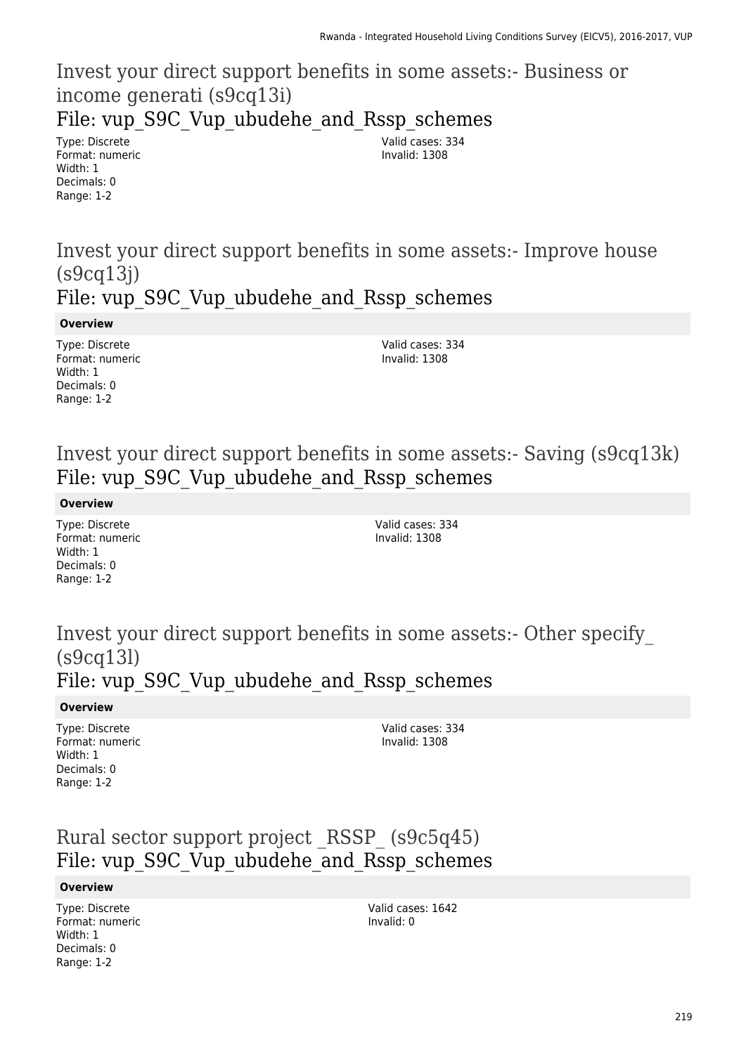## Invest your direct support benefits in some assets:- Business or income generati (s9cq13i)

### File: vup_S9C_Vup_ubudehe_and_Rssp_schemes

Type: Discrete
Format: numeric
Width: 1
Decimals: 0
Range: 1-2

Valid cases: 334
Invalid: 1308

## Invest your direct support benefits in some assets:- Improve house (s9cq13j)

### File: vup_S9C_Vup_ubudehe_and_Rssp_schemes

**Overview**

Type: Discrete
Format: numeric
Width: 1
Decimals: 0
Range: 1-2

Valid cases: 334
Invalid: 1308

## Invest your direct support benefits in some assets:- Saving (s9cq13k)

### File: vup_S9C_Vup_ubudehe_and_Rssp_schemes

**Overview**

Type: Discrete
Format: numeric
Width: 1
Decimals: 0
Range: 1-2

Valid cases: 334
Invalid: 1308

## Invest your direct support benefits in some assets:- Other specify_ (s9cq13l)

### File: vup_S9C_Vup_ubudehe_and_Rssp_schemes

**Overview**

Type: Discrete
Format: numeric
Width: 1
Decimals: 0
Range: 1-2

Valid cases: 334
Invalid: 1308

## Rural sector support project _RSSP_ (s9c5q45)

### File: vup_S9C_Vup_ubudehe_and_Rssp_schemes

**Overview**

Type: Discrete
Format: numeric
Width: 1
Decimals: 0
Range: 1-2

Valid cases: 1642
Invalid: 0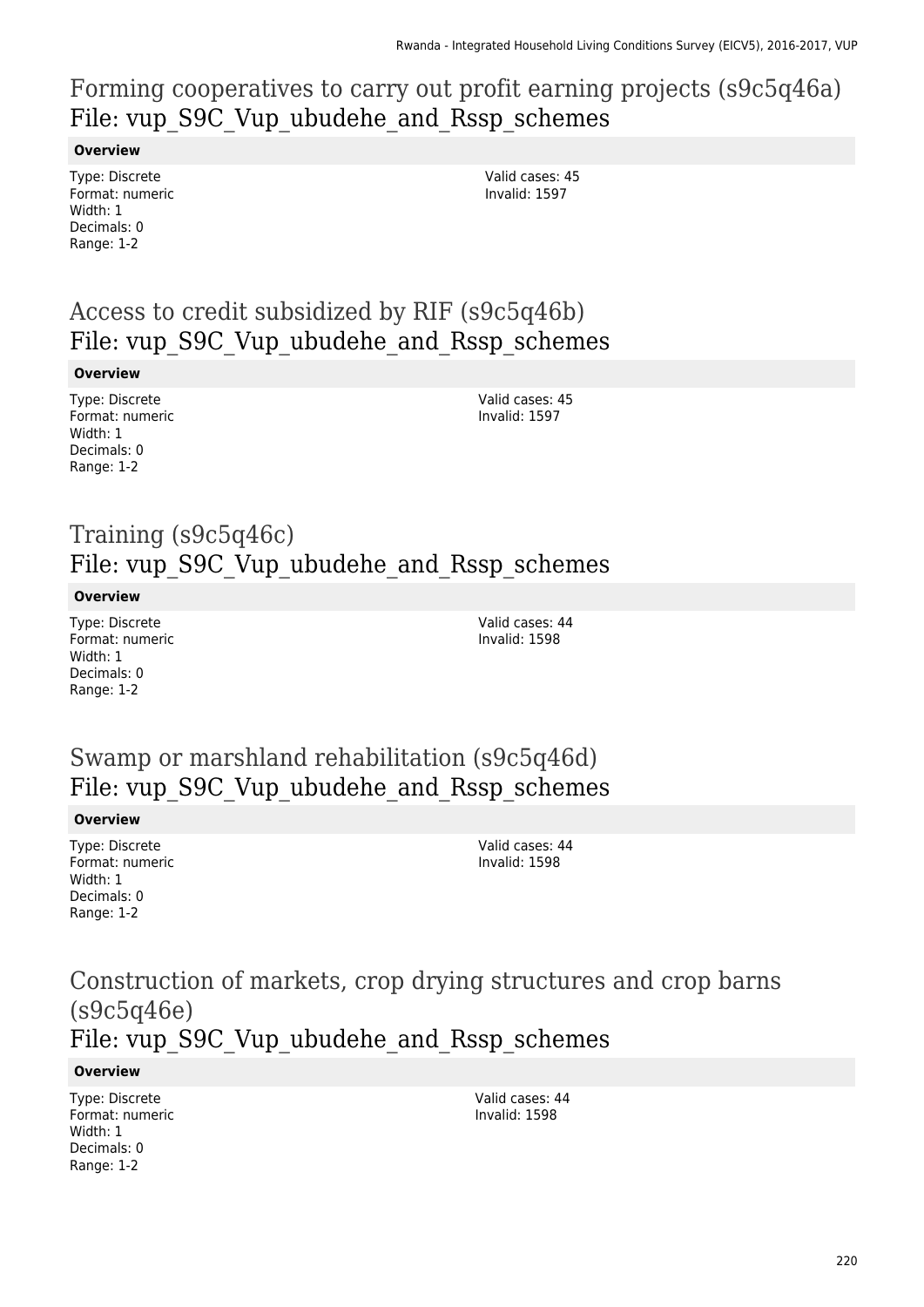## Forming cooperatives to carry out profit earning projects (s9c5q46a)
## File: vup_S9C_Vup_ubudehe_and_Rssp_schemes

**Overview**

Type: Discrete
Format: numeric
Width: 1
Decimals: 0
Range: 1-2

Valid cases: 45
Invalid: 1597

## Access to credit subsidized by RIF (s9c5q46b)
## File: vup_S9C_Vup_ubudehe_and_Rssp_schemes

**Overview**

Type: Discrete
Format: numeric
Width: 1
Decimals: 0
Range: 1-2

Valid cases: 45
Invalid: 1597

## Training (s9c5q46c)
## File: vup_S9C_Vup_ubudehe_and_Rssp_schemes

**Overview**

Type: Discrete
Format: numeric
Width: 1
Decimals: 0
Range: 1-2

Valid cases: 44
Invalid: 1598

## Swamp or marshland rehabilitation (s9c5q46d)
## File: vup_S9C_Vup_ubudehe_and_Rssp_schemes

**Overview**

Type: Discrete
Format: numeric
Width: 1
Decimals: 0
Range: 1-2

Valid cases: 44
Invalid: 1598

## Construction of markets, crop drying structures and crop barns (s9c5q46e)
## File: vup_S9C_Vup_ubudehe_and_Rssp_schemes

**Overview**

Type: Discrete
Format: numeric
Width: 1
Decimals: 0
Range: 1-2

Valid cases: 44
Invalid: 1598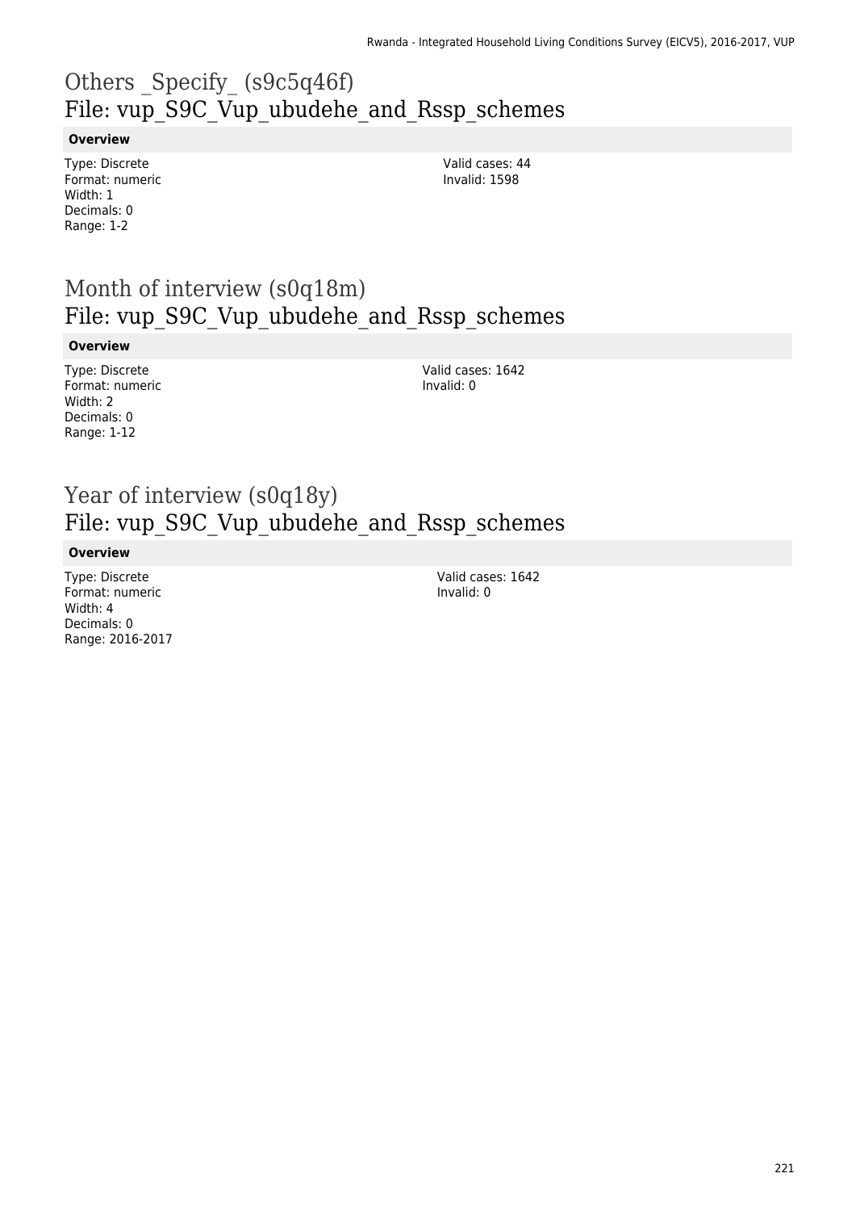# Others _Specify_ (s9c5q46f)
## File: vup_S9C_Vup_ubudehe_and_Rssp_schemes

**Overview**

Type: Discrete
Format: numeric
Width: 1
Decimals: 0
Range: 1-2

Valid cases: 44
Invalid: 1598

# Month of interview (s0q18m)
## File: vup_S9C_Vup_ubudehe_and_Rssp_schemes

**Overview**

Type: Discrete
Format: numeric
Width: 2
Decimals: 0
Range: 1-12

Valid cases: 1642
Invalid: 0

# Year of interview (s0q18y)
## File: vup_S9C_Vup_ubudehe_and_Rssp_schemes

**Overview**

Type: Discrete
Format: numeric
Width: 4
Decimals: 0
Range: 2016-2017

Valid cases: 1642
Invalid: 0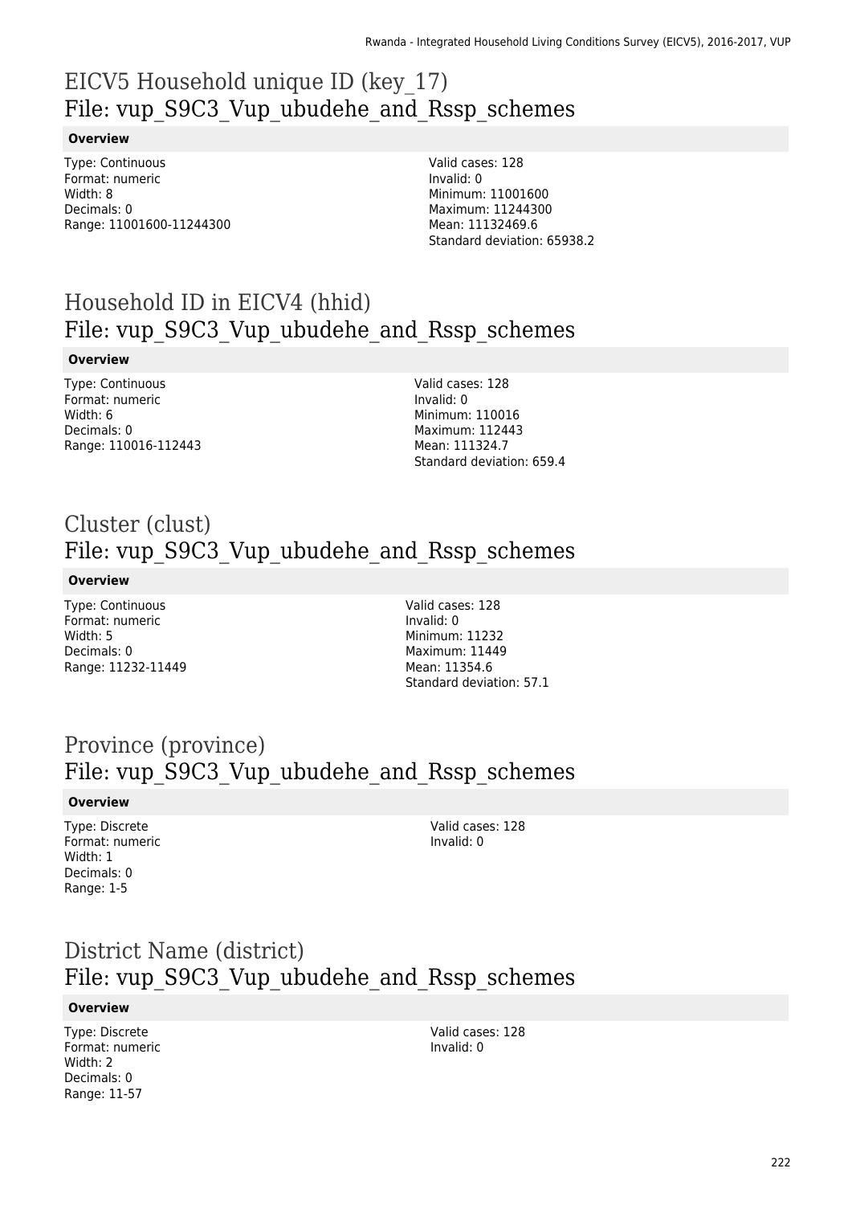# EICV5 Household unique ID (key_17)
## File: vup_S9C3_Vup_ubudehe_and_Rssp_schemes

### Overview

Type: Continuous
Format: numeric
Width: 8
Decimals: 0
Range: 11001600-11244300

Valid cases: 128
Invalid: 0
Minimum: 11001600
Maximum: 11244300
Mean: 11132469.6
Standard deviation: 65938.2

# Household ID in EICV4 (hhid)
## File: vup_S9C3_Vup_ubudehe_and_Rssp_schemes

### Overview

Type: Continuous
Format: numeric
Width: 6
Decimals: 0
Range: 110016-112443

Valid cases: 128
Invalid: 0
Minimum: 110016
Maximum: 112443
Mean: 111324.7
Standard deviation: 659.4

# Cluster (clust)
## File: vup_S9C3_Vup_ubudehe_and_Rssp_schemes

### Overview

Type: Continuous
Format: numeric
Width: 5
Decimals: 0
Range: 11232-11449

Valid cases: 128
Invalid: 0
Minimum: 11232
Maximum: 11449
Mean: 11354.6
Standard deviation: 57.1

# Province (province)
## File: vup_S9C3_Vup_ubudehe_and_Rssp_schemes

### Overview

Type: Discrete
Format: numeric
Width: 1
Decimals: 0
Range: 1-5

Valid cases: 128
Invalid: 0

# District Name (district)
## File: vup_S9C3_Vup_ubudehe_and_Rssp_schemes

### Overview

Type: Discrete
Format: numeric
Width: 2
Decimals: 0
Range: 11-57

Valid cases: 128
Invalid: 0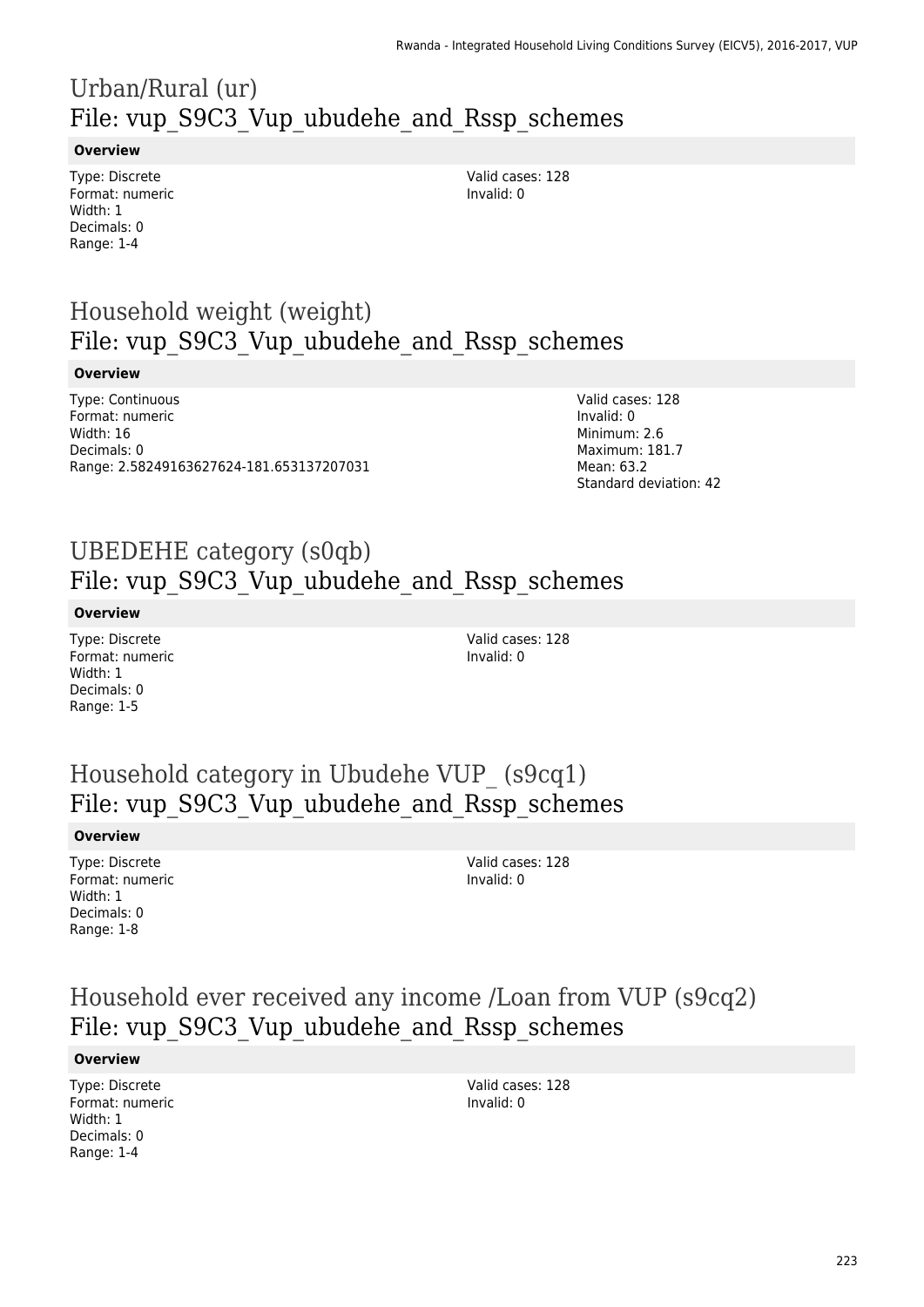# Urban/Rural (ur)
## File: vup_S9C3_Vup_ubudehe_and_Rssp_schemes

**Overview**

Type: Discrete
Format: numeric
Width: 1
Decimals: 0
Range: 1-4

Valid cases: 128
Invalid: 0

# Household weight (weight)
## File: vup_S9C3_Vup_ubudehe_and_Rssp_schemes

**Overview**

Type: Continuous
Format: numeric
Width: 16
Decimals: 0
Range: 2.58249163627624-181.653137207031

Valid cases: 128
Invalid: 0
Minimum: 2.6
Maximum: 181.7
Mean: 63.2
Standard deviation: 42

# UBEDEHE category (s0qb)
## File: vup_S9C3_Vup_ubudehe_and_Rssp_schemes

**Overview**

Type: Discrete
Format: numeric
Width: 1
Decimals: 0
Range: 1-5

Valid cases: 128
Invalid: 0

# Household category in Ubudehe VUP_ (s9cq1)
## File: vup_S9C3_Vup_ubudehe_and_Rssp_schemes

**Overview**

Type: Discrete
Format: numeric
Width: 1
Decimals: 0
Range: 1-8

Valid cases: 128
Invalid: 0

# Household ever received any income /Loan from VUP (s9cq2)
## File: vup_S9C3_Vup_ubudehe_and_Rssp_schemes

**Overview**

Type: Discrete
Format: numeric
Width: 1
Decimals: 0
Range: 1-4

Valid cases: 128
Invalid: 0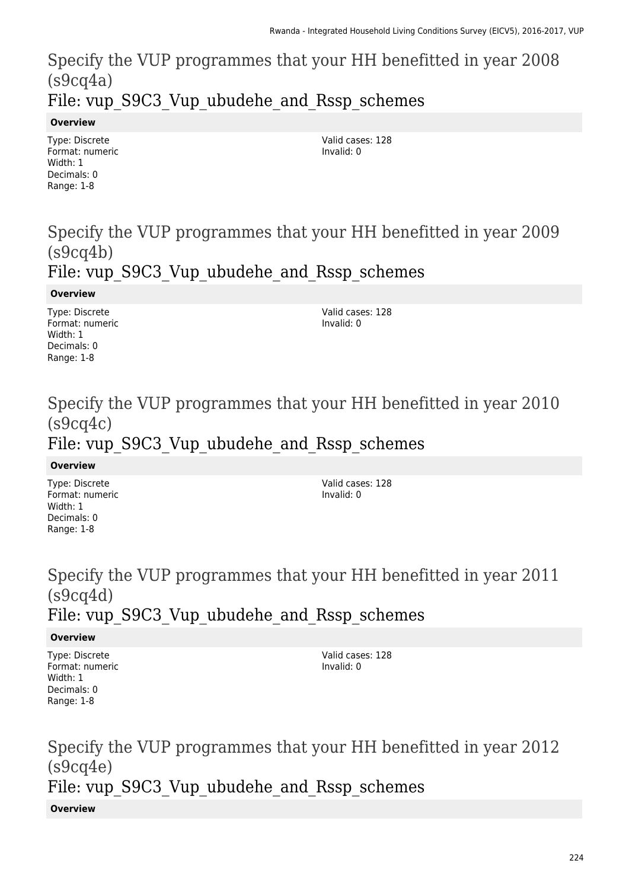## Specify the VUP programmes that your HH benefitted in year 2008 (s9cq4a)
### File: vup_S9C3_Vup_ubudehe_and_Rssp_schemes

**Overview**

Type: Discrete
Format: numeric
Width: 1
Decimals: 0
Range: 1-8

Valid cases: 128
Invalid: 0

## Specify the VUP programmes that your HH benefitted in year 2009 (s9cq4b)
### File: vup_S9C3_Vup_ubudehe_and_Rssp_schemes

**Overview**

Type: Discrete
Format: numeric
Width: 1
Decimals: 0
Range: 1-8

Valid cases: 128
Invalid: 0

## Specify the VUP programmes that your HH benefitted in year 2010 (s9cq4c)
### File: vup_S9C3_Vup_ubudehe_and_Rssp_schemes

**Overview**

Type: Discrete
Format: numeric
Width: 1
Decimals: 0
Range: 1-8

Valid cases: 128
Invalid: 0

## Specify the VUP programmes that your HH benefitted in year 2011 (s9cq4d)
### File: vup_S9C3_Vup_ubudehe_and_Rssp_schemes

**Overview**

Type: Discrete
Format: numeric
Width: 1
Decimals: 0
Range: 1-8

Valid cases: 128
Invalid: 0

## Specify the VUP programmes that your HH benefitted in year 2012 (s9cq4e)
### File: vup_S9C3_Vup_ubudehe_and_Rssp_schemes

**Overview**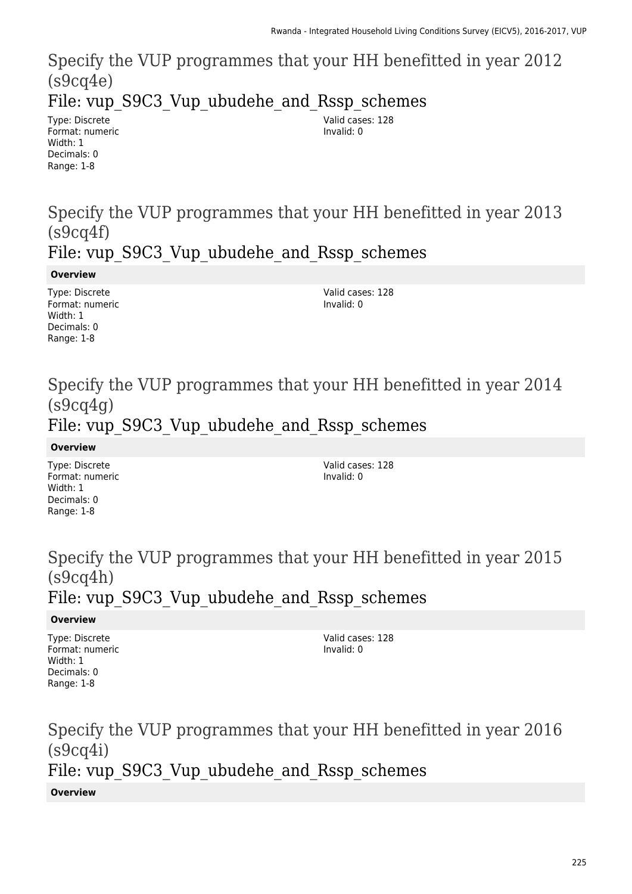# Specify the VUP programmes that your HH benefitted in year 2012 (s9cq4e)

## File: vup_S9C3_Vup_ubudehe_and_Rssp_schemes

Type: Discrete
Format: numeric
Width: 1
Decimals: 0
Range: 1-8

Valid cases: 128
Invalid: 0

# Specify the VUP programmes that your HH benefitted in year 2013 (s9cq4f)

## File: vup_S9C3_Vup_ubudehe_and_Rssp_schemes

**Overview**

Type: Discrete
Format: numeric
Width: 1
Decimals: 0
Range: 1-8

Valid cases: 128
Invalid: 0

# Specify the VUP programmes that your HH benefitted in year 2014 (s9cq4g)

## File: vup_S9C3_Vup_ubudehe_and_Rssp_schemes

**Overview**

Type: Discrete
Format: numeric
Width: 1
Decimals: 0
Range: 1-8

Valid cases: 128
Invalid: 0

# Specify the VUP programmes that your HH benefitted in year 2015 (s9cq4h)

## File: vup_S9C3_Vup_ubudehe_and_Rssp_schemes

**Overview**

Type: Discrete
Format: numeric
Width: 1
Decimals: 0
Range: 1-8

Valid cases: 128
Invalid: 0

# Specify the VUP programmes that your HH benefitted in year 2016 (s9cq4i)

## File: vup_S9C3_Vup_ubudehe_and_Rssp_schemes

**Overview**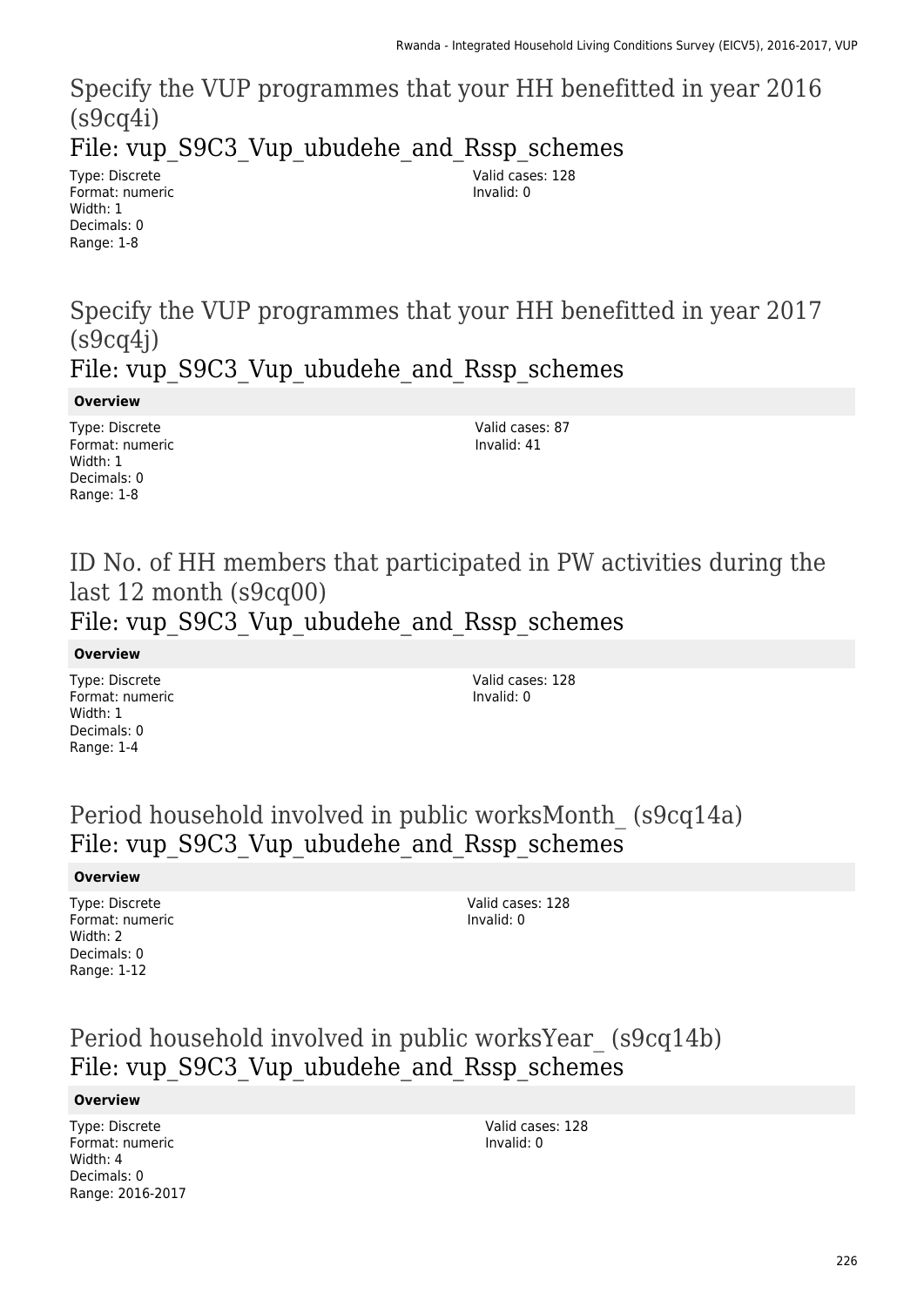# Specify the VUP programmes that your HH benefitted in year 2016 (s9cq4i)

## File: vup_S9C3_Vup_ubudehe_and_Rssp_schemes

Type: Discrete
Format: numeric
Width: 1
Decimals: 0
Range: 1-8

Valid cases: 128
Invalid: 0

# Specify the VUP programmes that your HH benefitted in year 2017 (s9cq4j)

## File: vup_S9C3_Vup_ubudehe_and_Rssp_schemes

**Overview**

Type: Discrete
Format: numeric
Width: 1
Decimals: 0
Range: 1-8

Valid cases: 87
Invalid: 41

# ID No. of HH members that participated in PW activities during the last 12 month (s9cq00)

## File: vup_S9C3_Vup_ubudehe_and_Rssp_schemes

**Overview**

Type: Discrete
Format: numeric
Width: 1
Decimals: 0
Range: 1-4

Valid cases: 128
Invalid: 0

# Period household involved in public worksMonth_ (s9cq14a)

## File: vup_S9C3_Vup_ubudehe_and_Rssp_schemes

**Overview**

Type: Discrete
Format: numeric
Width: 2
Decimals: 0
Range: 1-12

Valid cases: 128
Invalid: 0

# Period household involved in public worksYear_ (s9cq14b)

## File: vup_S9C3_Vup_ubudehe_and_Rssp_schemes

**Overview**

Type: Discrete
Format: numeric
Width: 4
Decimals: 0
Range: 2016-2017

Valid cases: 128
Invalid: 0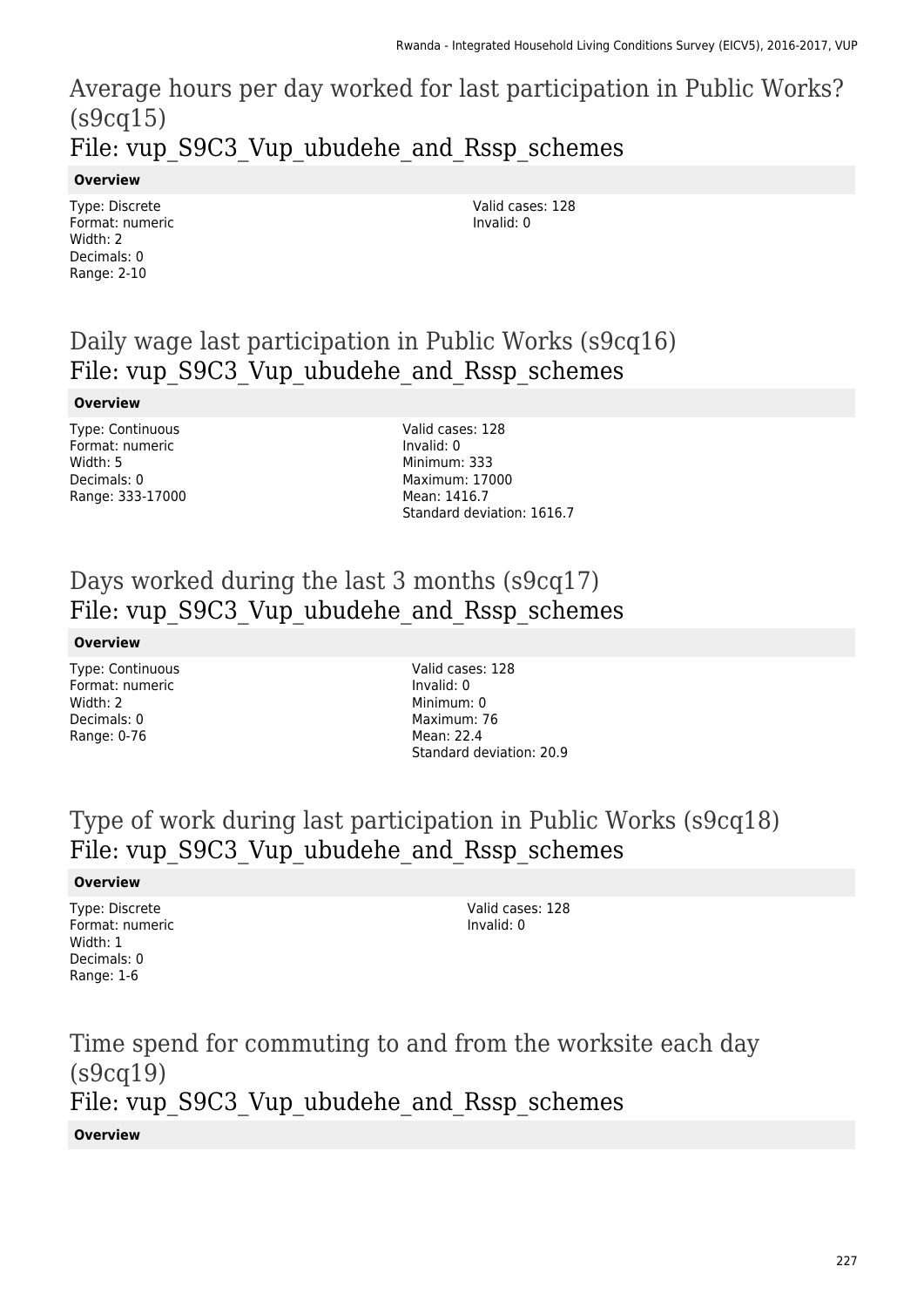# Average hours per day worked for last participation in Public Works? (s9cq15)

## File: vup_S9C3_Vup_ubudehe_and_Rssp_schemes

**Overview**

Type: Discrete
Format: numeric
Width: 2
Decimals: 0
Range: 2-10

Valid cases: 128
Invalid: 0

# Daily wage last participation in Public Works (s9cq16)

## File: vup_S9C3_Vup_ubudehe_and_Rssp_schemes

**Overview**

Type: Continuous
Format: numeric
Width: 5
Decimals: 0
Range: 333-17000

Valid cases: 128
Invalid: 0
Minimum: 333
Maximum: 17000
Mean: 1416.7
Standard deviation: 1616.7

# Days worked during the last 3 months (s9cq17)

## File: vup_S9C3_Vup_ubudehe_and_Rssp_schemes

**Overview**

Type: Continuous
Format: numeric
Width: 2
Decimals: 0
Range: 0-76

Valid cases: 128
Invalid: 0
Minimum: 0
Maximum: 76
Mean: 22.4
Standard deviation: 20.9

# Type of work during last participation in Public Works (s9cq18)

## File: vup_S9C3_Vup_ubudehe_and_Rssp_schemes

**Overview**

Type: Discrete
Format: numeric
Width: 1
Decimals: 0
Range: 1-6

Valid cases: 128
Invalid: 0

# Time spend for commuting to and from the worksite each day (s9cq19)

## File: vup_S9C3_Vup_ubudehe_and_Rssp_schemes

**Overview**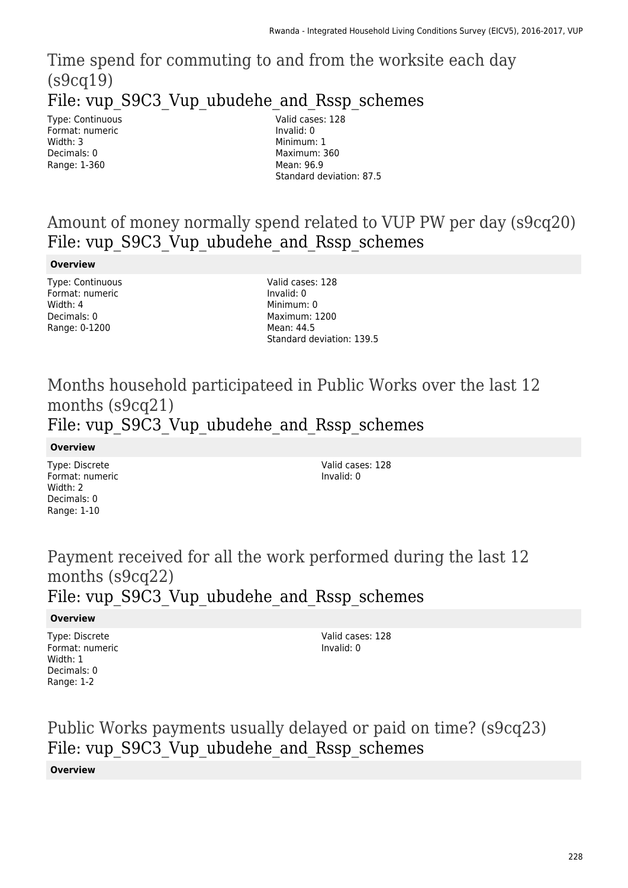## Time spend for commuting to and from the worksite each day (s9cq19)

### File: vup_S9C3_Vup_ubudehe_and_Rssp_schemes

Type: Continuous
Format: numeric
Width: 3
Decimals: 0
Range: 1-360

Valid cases: 128
Invalid: 0
Minimum: 1
Maximum: 360
Mean: 96.9
Standard deviation: 87.5

## Amount of money normally spend related to VUP PW per day (s9cq20)

### File: vup_S9C3_Vup_ubudehe_and_Rssp_schemes

**Overview**

Type: Continuous
Format: numeric
Width: 4
Decimals: 0
Range: 0-1200

Valid cases: 128
Invalid: 0
Minimum: 0
Maximum: 1200
Mean: 44.5
Standard deviation: 139.5

## Months household participateed in Public Works over the last 12 months (s9cq21)

### File: vup_S9C3_Vup_ubudehe_and_Rssp_schemes

**Overview**

Type: Discrete
Format: numeric
Width: 2
Decimals: 0
Range: 1-10

Valid cases: 128
Invalid: 0

## Payment received for all the work performed during the last 12 months (s9cq22)

### File: vup_S9C3_Vup_ubudehe_and_Rssp_schemes

**Overview**

Type: Discrete
Format: numeric
Width: 1
Decimals: 0
Range: 1-2

Valid cases: 128
Invalid: 0

## Public Works payments usually delayed or paid on time? (s9cq23)

### File: vup_S9C3_Vup_ubudehe_and_Rssp_schemes

**Overview**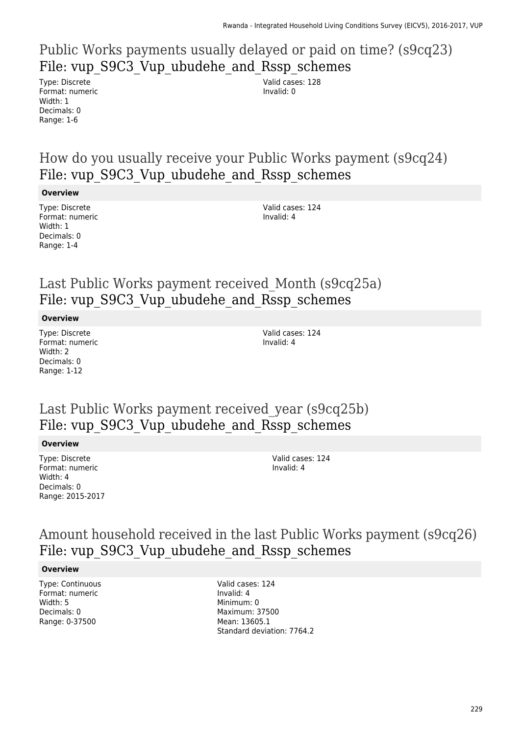## Public Works payments usually delayed or paid on time? (s9cq23)
## File: vup_S9C3_Vup_ubudehe_and_Rssp_schemes

Type: Discrete
Format: numeric
Width: 1
Decimals: 0
Range: 1-6

Valid cases: 128
Invalid: 0

## How do you usually receive your Public Works payment (s9cq24)
## File: vup_S9C3_Vup_ubudehe_and_Rssp_schemes

**Overview**

Type: Discrete
Format: numeric
Width: 1
Decimals: 0
Range: 1-4

Valid cases: 124
Invalid: 4

## Last Public Works payment received_Month (s9cq25a)
## File: vup_S9C3_Vup_ubudehe_and_Rssp_schemes

**Overview**

Type: Discrete
Format: numeric
Width: 2
Decimals: 0
Range: 1-12

Valid cases: 124
Invalid: 4

## Last Public Works payment received_year (s9cq25b)
## File: vup_S9C3_Vup_ubudehe_and_Rssp_schemes

**Overview**

Type: Discrete
Format: numeric
Width: 4
Decimals: 0
Range: 2015-2017

Valid cases: 124
Invalid: 4

## Amount household received in the last Public Works payment (s9cq26)
## File: vup_S9C3_Vup_ubudehe_and_Rssp_schemes

**Overview**

Type: Continuous
Format: numeric
Width: 5
Decimals: 0
Range: 0-37500

Valid cases: 124
Invalid: 4
Minimum: 0
Maximum: 37500
Mean: 13605.1
Standard deviation: 7764.2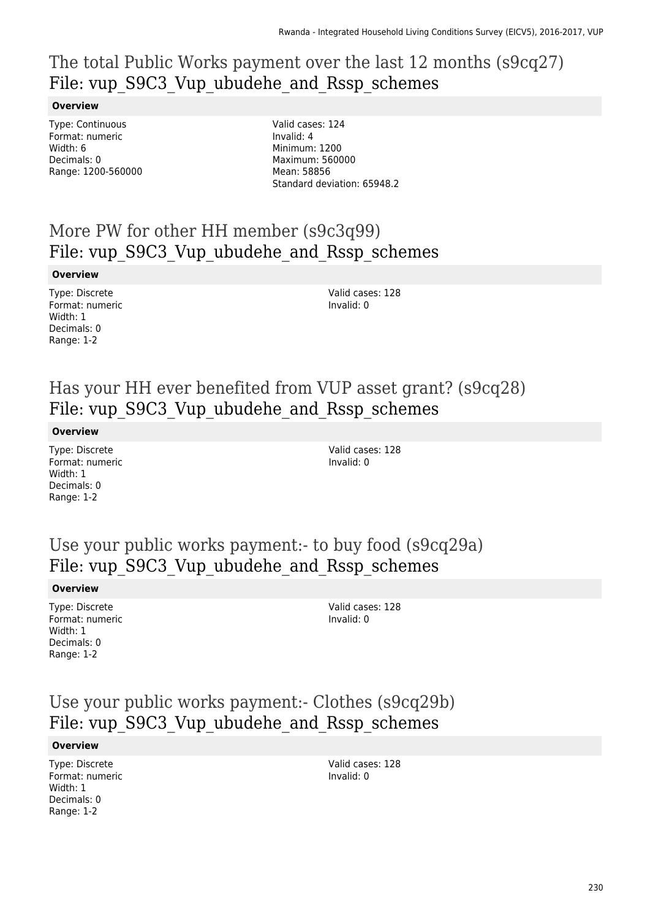## The total Public Works payment over the last 12 months (s9cq27)
File: vup_S9C3_Vup_ubudehe_and_Rssp_schemes

**Overview**

Type: Continuous
Format: numeric
Width: 6
Decimals: 0
Range: 1200-560000

Valid cases: 124
Invalid: 4
Minimum: 1200
Maximum: 560000
Mean: 58856
Standard deviation: 65948.2

## More PW for other HH member (s9c3q99)
File: vup_S9C3_Vup_ubudehe_and_Rssp_schemes

**Overview**

Type: Discrete
Format: numeric
Width: 1
Decimals: 0
Range: 1-2

Valid cases: 128
Invalid: 0

## Has your HH ever benefited from VUP asset grant? (s9cq28)
File: vup_S9C3_Vup_ubudehe_and_Rssp_schemes

**Overview**

Type: Discrete
Format: numeric
Width: 1
Decimals: 0
Range: 1-2

Valid cases: 128
Invalid: 0

## Use your public works payment:- to buy food (s9cq29a)
File: vup_S9C3_Vup_ubudehe_and_Rssp_schemes

**Overview**

Type: Discrete
Format: numeric
Width: 1
Decimals: 0
Range: 1-2

Valid cases: 128
Invalid: 0

## Use your public works payment:- Clothes (s9cq29b)
File: vup_S9C3_Vup_ubudehe_and_Rssp_schemes

**Overview**

Type: Discrete
Format: numeric
Width: 1
Decimals: 0
Range: 1-2

Valid cases: 128
Invalid: 0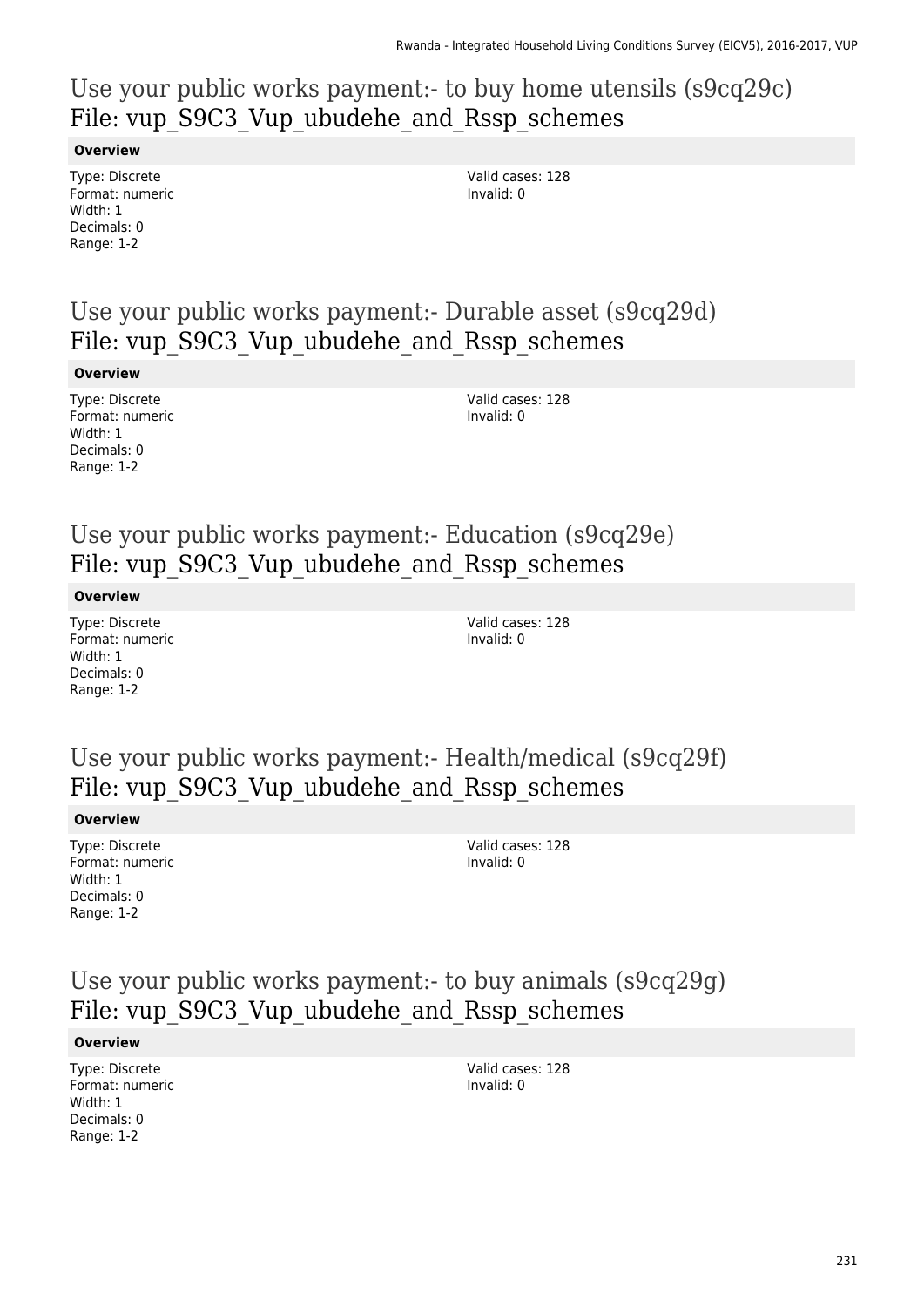## Use your public works payment:- to buy home utensils (s9cq29c)
## File: vup_S9C3_Vup_ubudehe_and_Rssp_schemes

**Overview**

Type: Discrete
Format: numeric
Width: 1
Decimals: 0
Range: 1-2

Valid cases: 128
Invalid: 0

## Use your public works payment:- Durable asset (s9cq29d)
## File: vup_S9C3_Vup_ubudehe_and_Rssp_schemes

**Overview**

Type: Discrete
Format: numeric
Width: 1
Decimals: 0
Range: 1-2

Valid cases: 128
Invalid: 0

## Use your public works payment:- Education (s9cq29e)
## File: vup_S9C3_Vup_ubudehe_and_Rssp_schemes

**Overview**

Type: Discrete
Format: numeric
Width: 1
Decimals: 0
Range: 1-2

Valid cases: 128
Invalid: 0

## Use your public works payment:- Health/medical (s9cq29f)
## File: vup_S9C3_Vup_ubudehe_and_Rssp_schemes

**Overview**

Type: Discrete
Format: numeric
Width: 1
Decimals: 0
Range: 1-2

Valid cases: 128
Invalid: 0

## Use your public works payment:- to buy animals (s9cq29g)
## File: vup_S9C3_Vup_ubudehe_and_Rssp_schemes

**Overview**

Type: Discrete
Format: numeric
Width: 1
Decimals: 0
Range: 1-2

Valid cases: 128
Invalid: 0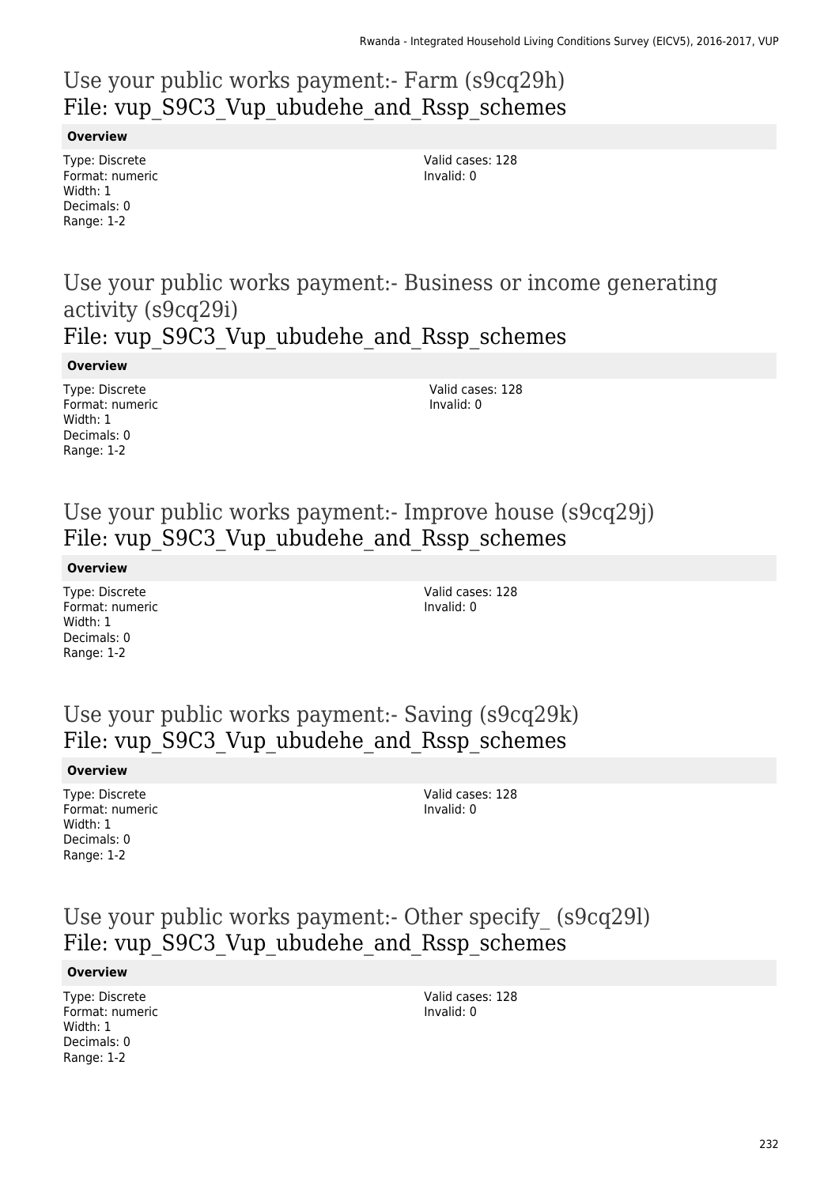## Use your public works payment:- Farm (s9cq29h)
## File: vup_S9C3_Vup_ubudehe_and_Rssp_schemes

**Overview**

Type: Discrete
Format: numeric
Width: 1
Decimals: 0
Range: 1-2

Valid cases: 128
Invalid: 0

## Use your public works payment:- Business or income generating activity (s9cq29i)
## File: vup_S9C3_Vup_ubudehe_and_Rssp_schemes

**Overview**

Type: Discrete
Format: numeric
Width: 1
Decimals: 0
Range: 1-2

Valid cases: 128
Invalid: 0

## Use your public works payment:- Improve house (s9cq29j)
## File: vup_S9C3_Vup_ubudehe_and_Rssp_schemes

**Overview**

Type: Discrete
Format: numeric
Width: 1
Decimals: 0
Range: 1-2

Valid cases: 128
Invalid: 0

## Use your public works payment:- Saving (s9cq29k)
## File: vup_S9C3_Vup_ubudehe_and_Rssp_schemes

**Overview**

Type: Discrete
Format: numeric
Width: 1
Decimals: 0
Range: 1-2

Valid cases: 128
Invalid: 0

## Use your public works payment:- Other specify_ (s9cq29l)
## File: vup_S9C3_Vup_ubudehe_and_Rssp_schemes

**Overview**

Type: Discrete
Format: numeric
Width: 1
Decimals: 0
Range: 1-2

Valid cases: 128
Invalid: 0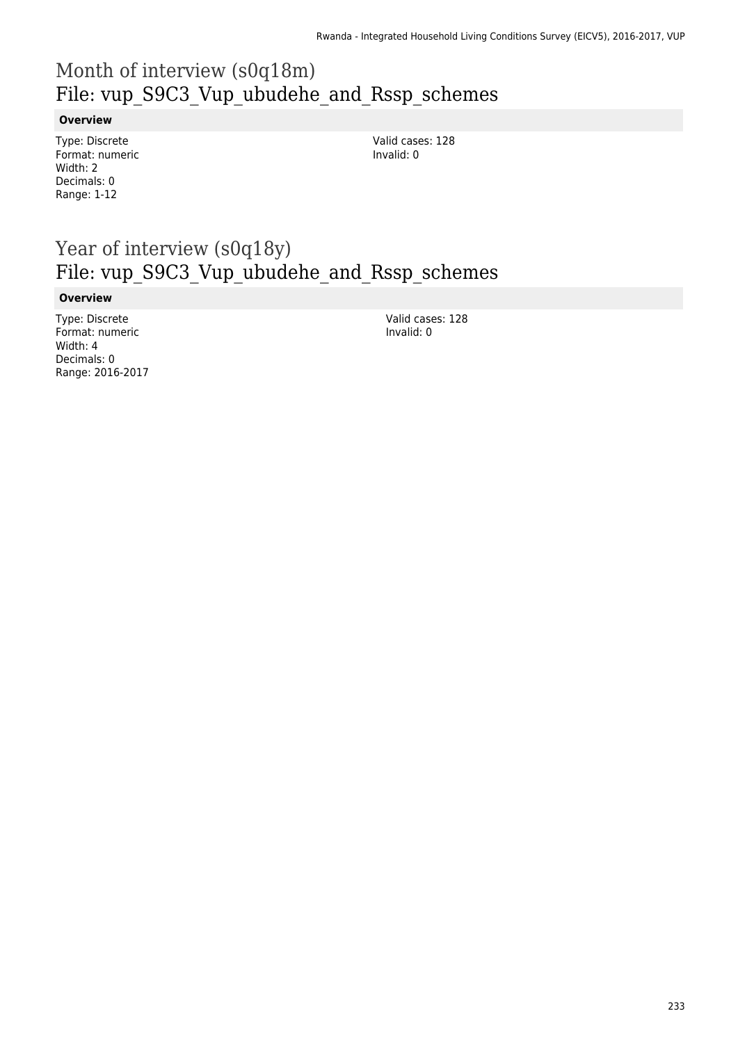# Month of interview (s0q18m)
## File: vup_S9C3_Vup_ubudehe_and_Rssp_schemes

### Overview

Type: Discrete
Format: numeric
Width: 2
Decimals: 0
Range: 1-12

Valid cases: 128
Invalid: 0

# Year of interview (s0q18y)
## File: vup_S9C3_Vup_ubudehe_and_Rssp_schemes

### Overview

Type: Discrete
Format: numeric
Width: 4
Decimals: 0
Range: 2016-2017

Valid cases: 128
Invalid: 0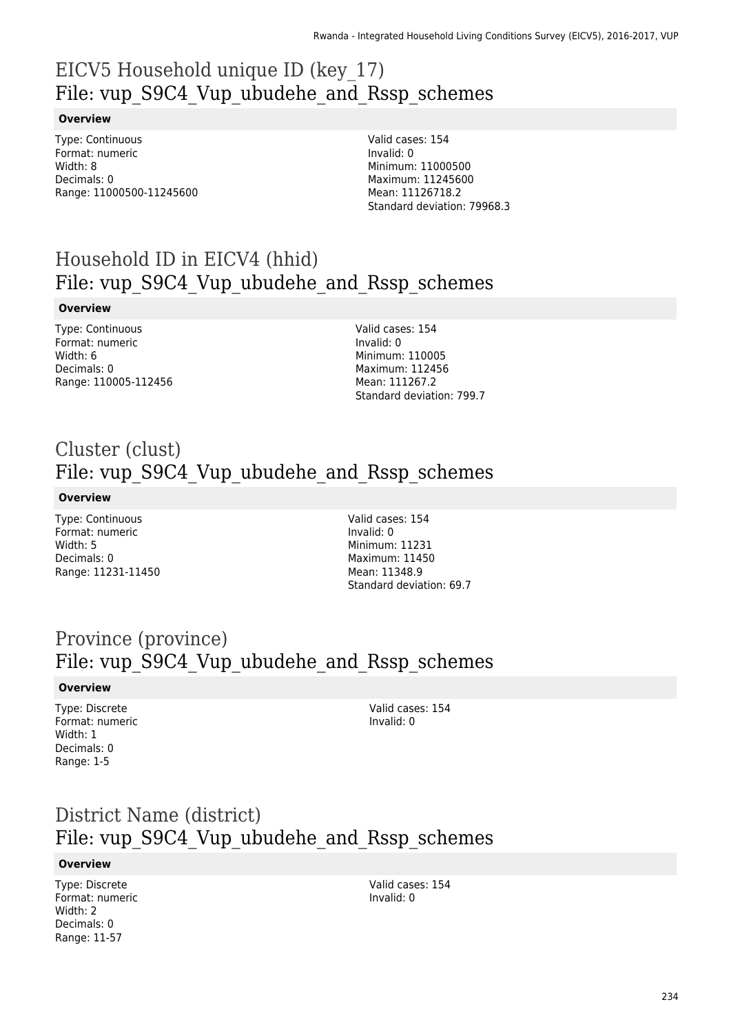# EICV5 Household unique ID (key_17)
# File: vup_S9C4_Vup_ubudehe_and_Rssp_schemes

**Overview**

Type: Continuous
Format: numeric
Width: 8
Decimals: 0
Range: 11000500-11245600

Valid cases: 154
Invalid: 0
Minimum: 11000500
Maximum: 11245600
Mean: 11126718.2
Standard deviation: 79968.3

# Household ID in EICV4 (hhid)
# File: vup_S9C4_Vup_ubudehe_and_Rssp_schemes

**Overview**

Type: Continuous
Format: numeric
Width: 6
Decimals: 0
Range: 110005-112456

Valid cases: 154
Invalid: 0
Minimum: 110005
Maximum: 112456
Mean: 111267.2
Standard deviation: 799.7

# Cluster (clust)
# File: vup_S9C4_Vup_ubudehe_and_Rssp_schemes

**Overview**

Type: Continuous
Format: numeric
Width: 5
Decimals: 0
Range: 11231-11450

Valid cases: 154
Invalid: 0
Minimum: 11231
Maximum: 11450
Mean: 11348.9
Standard deviation: 69.7

# Province (province)
# File: vup_S9C4_Vup_ubudehe_and_Rssp_schemes

**Overview**

Type: Discrete
Format: numeric
Width: 1
Decimals: 0
Range: 1-5

Valid cases: 154
Invalid: 0

# District Name (district)
# File: vup_S9C4_Vup_ubudehe_and_Rssp_schemes

**Overview**

Type: Discrete
Format: numeric
Width: 2
Decimals: 0
Range: 11-57

Valid cases: 154
Invalid: 0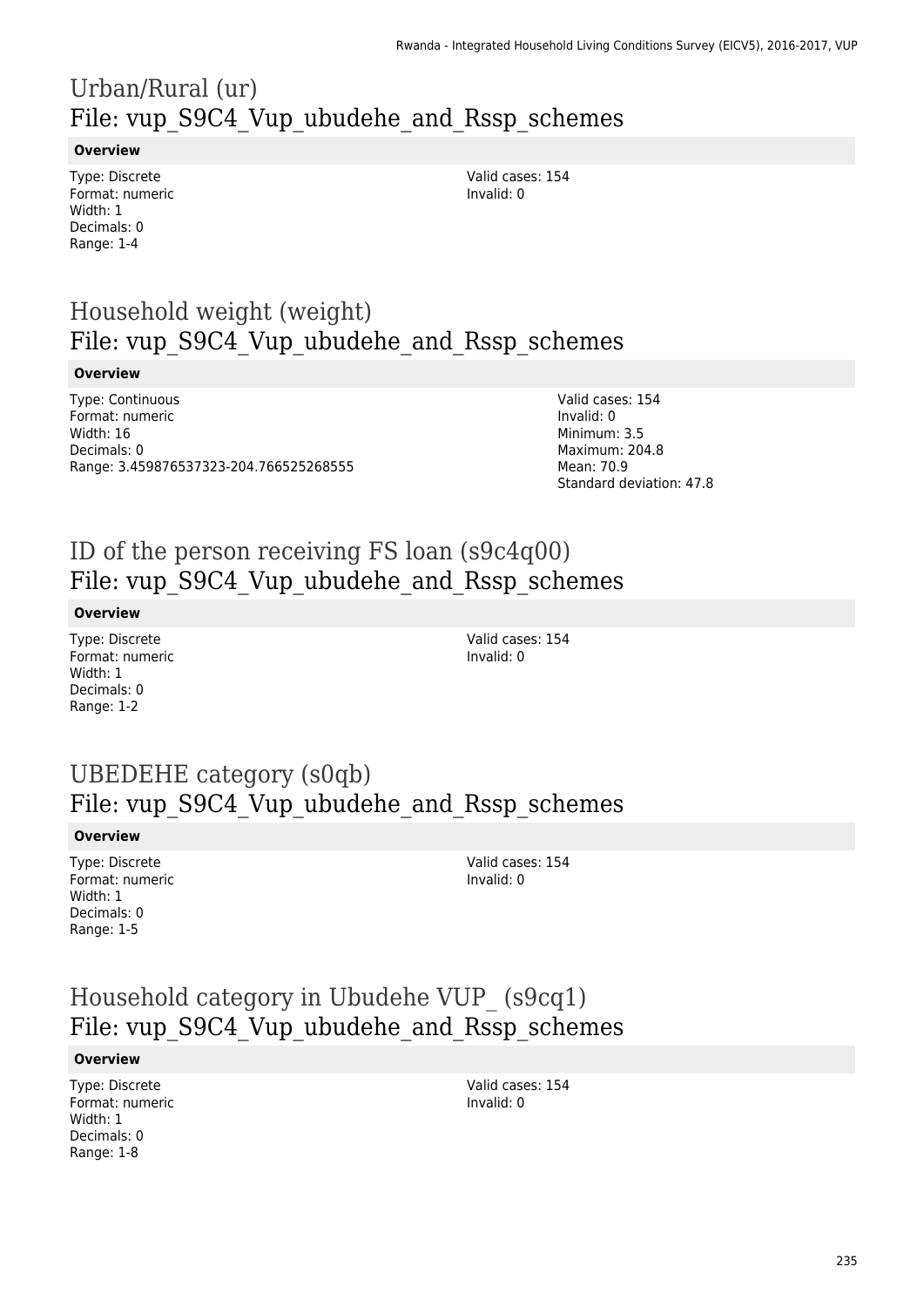# Urban/Rural (ur)
## File: vup_S9C4_Vup_ubudehe_and_Rssp_schemes

**Overview**

Type: Discrete
Format: numeric
Width: 1
Decimals: 0
Range: 1-4

Valid cases: 154
Invalid: 0

# Household weight (weight)
## File: vup_S9C4_Vup_ubudehe_and_Rssp_schemes

**Overview**

Type: Continuous
Format: numeric
Width: 16
Decimals: 0
Range: 3.459876537323-204.766525268555

Valid cases: 154
Invalid: 0
Minimum: 3.5
Maximum: 204.8
Mean: 70.9
Standard deviation: 47.8

# ID of the person receiving FS loan (s9c4q00)
## File: vup_S9C4_Vup_ubudehe_and_Rssp_schemes

**Overview**

Type: Discrete
Format: numeric
Width: 1
Decimals: 0
Range: 1-2

Valid cases: 154
Invalid: 0

# UBEDEHE category (s0qb)
## File: vup_S9C4_Vup_ubudehe_and_Rssp_schemes

**Overview**

Type: Discrete
Format: numeric
Width: 1
Decimals: 0
Range: 1-5

Valid cases: 154
Invalid: 0

# Household category in Ubudehe VUP_ (s9cq1)
## File: vup_S9C4_Vup_ubudehe_and_Rssp_schemes

**Overview**

Type: Discrete
Format: numeric
Width: 1
Decimals: 0
Range: 1-8

Valid cases: 154
Invalid: 0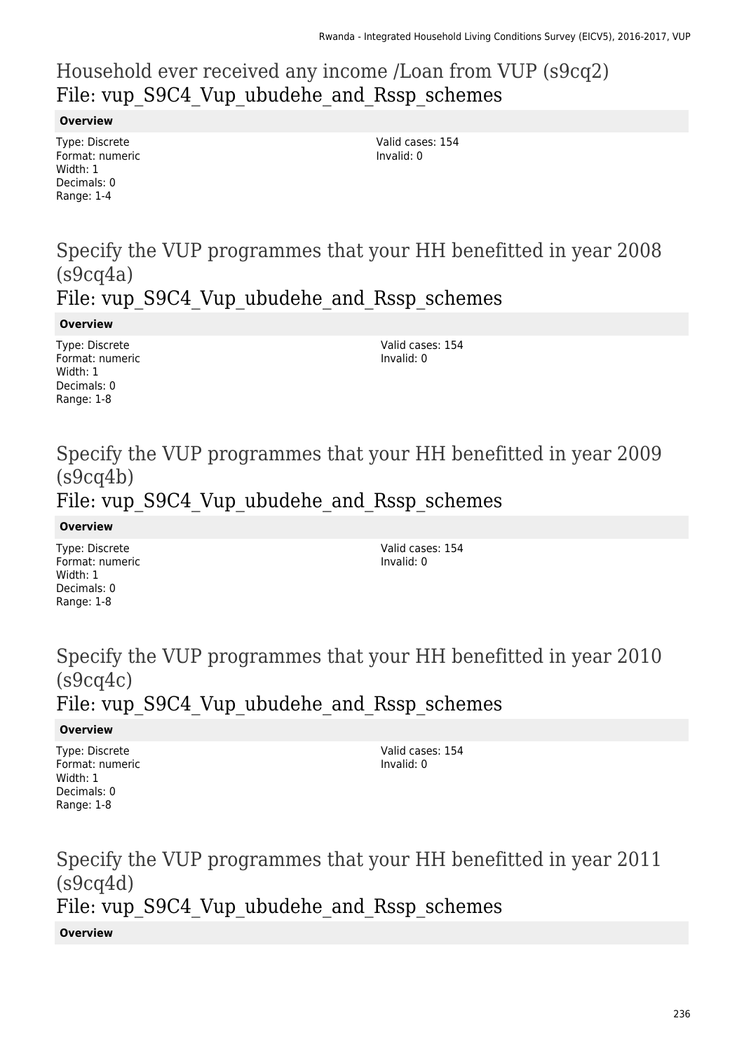## Household ever received any income /Loan from VUP (s9cq2)
## File: vup_S9C4_Vup_ubudehe_and_Rssp_schemes

**Overview**

Type: Discrete
Format: numeric
Width: 1
Decimals: 0
Range: 1-4

Valid cases: 154
Invalid: 0

## Specify the VUP programmes that your HH benefitted in year 2008 (s9cq4a)
## File: vup_S9C4_Vup_ubudehe_and_Rssp_schemes

**Overview**

Type: Discrete
Format: numeric
Width: 1
Decimals: 0
Range: 1-8

Valid cases: 154
Invalid: 0

## Specify the VUP programmes that your HH benefitted in year 2009 (s9cq4b)
## File: vup_S9C4_Vup_ubudehe_and_Rssp_schemes

**Overview**

Type: Discrete
Format: numeric
Width: 1
Decimals: 0
Range: 1-8

Valid cases: 154
Invalid: 0

## Specify the VUP programmes that your HH benefitted in year 2010 (s9cq4c)
## File: vup_S9C4_Vup_ubudehe_and_Rssp_schemes

**Overview**

Type: Discrete
Format: numeric
Width: 1
Decimals: 0
Range: 1-8

Valid cases: 154
Invalid: 0

## Specify the VUP programmes that your HH benefitted in year 2011 (s9cq4d)
## File: vup_S9C4_Vup_ubudehe_and_Rssp_schemes

**Overview**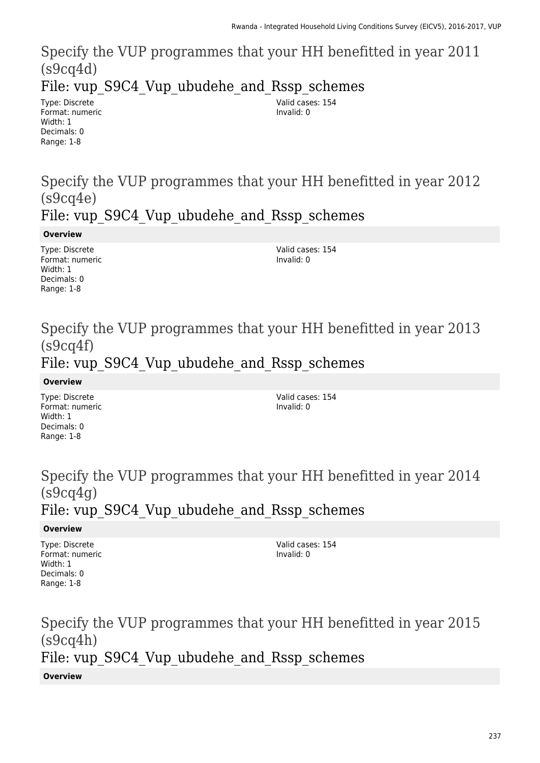# Specify the VUP programmes that your HH benefitted in year 2011 (s9cq4d)

## File: vup_S9C4_Vup_ubudehe_and_Rssp_schemes

Type: Discrete
Format: numeric
Width: 1
Decimals: 0
Range: 1-8

Valid cases: 154
Invalid: 0

# Specify the VUP programmes that your HH benefitted in year 2012 (s9cq4e)

## File: vup_S9C4_Vup_ubudehe_and_Rssp_schemes

**Overview**

Type: Discrete
Format: numeric
Width: 1
Decimals: 0
Range: 1-8

Valid cases: 154
Invalid: 0

# Specify the VUP programmes that your HH benefitted in year 2013 (s9cq4f)

## File: vup_S9C4_Vup_ubudehe_and_Rssp_schemes

**Overview**

Type: Discrete
Format: numeric
Width: 1
Decimals: 0
Range: 1-8

Valid cases: 154
Invalid: 0

# Specify the VUP programmes that your HH benefitted in year 2014 (s9cq4g)

## File: vup_S9C4_Vup_ubudehe_and_Rssp_schemes

**Overview**

Type: Discrete
Format: numeric
Width: 1
Decimals: 0
Range: 1-8

Valid cases: 154
Invalid: 0

# Specify the VUP programmes that your HH benefitted in year 2015 (s9cq4h)

## File: vup_S9C4_Vup_ubudehe_and_Rssp_schemes

**Overview**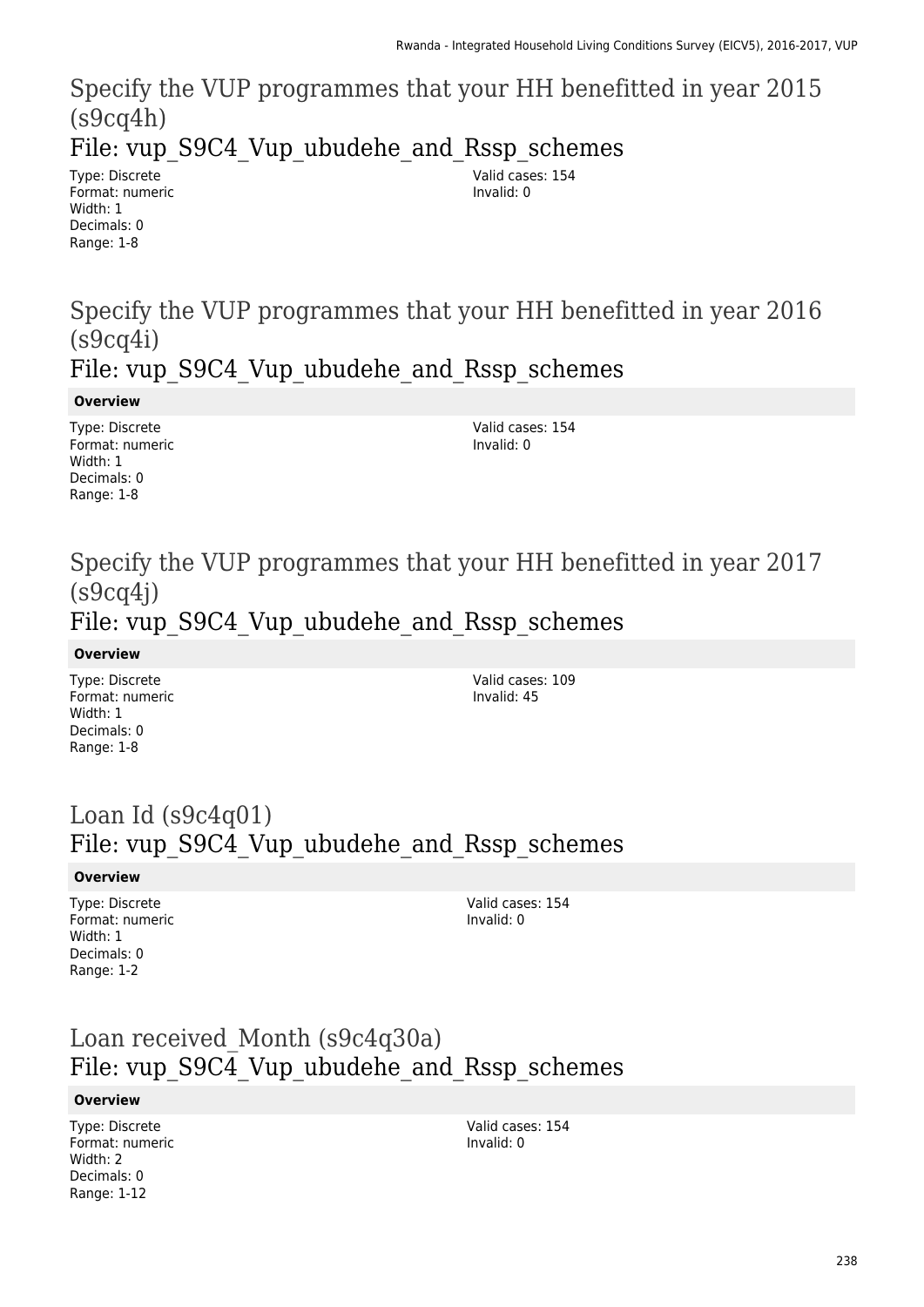## Specify the VUP programmes that your HH benefitted in year 2015 (s9cq4h)

### File: vup_S9C4_Vup_ubudehe_and_Rssp_schemes

Type: Discrete
Format: numeric
Width: 1
Decimals: 0
Range: 1-8

Valid cases: 154
Invalid: 0

## Specify the VUP programmes that your HH benefitted in year 2016 (s9cq4i)

### File: vup_S9C4_Vup_ubudehe_and_Rssp_schemes

**Overview**

Type: Discrete
Format: numeric
Width: 1
Decimals: 0
Range: 1-8

Valid cases: 154
Invalid: 0

## Specify the VUP programmes that your HH benefitted in year 2017 (s9cq4j)

### File: vup_S9C4_Vup_ubudehe_and_Rssp_schemes

**Overview**

Type: Discrete
Format: numeric
Width: 1
Decimals: 0
Range: 1-8

Valid cases: 109
Invalid: 45

## Loan Id (s9c4q01)

### File: vup_S9C4_Vup_ubudehe_and_Rssp_schemes

**Overview**

Type: Discrete
Format: numeric
Width: 1
Decimals: 0
Range: 1-2

Valid cases: 154
Invalid: 0

## Loan received_Month (s9c4q30a)

### File: vup_S9C4_Vup_ubudehe_and_Rssp_schemes

**Overview**

Type: Discrete
Format: numeric
Width: 2
Decimals: 0
Range: 1-12

Valid cases: 154
Invalid: 0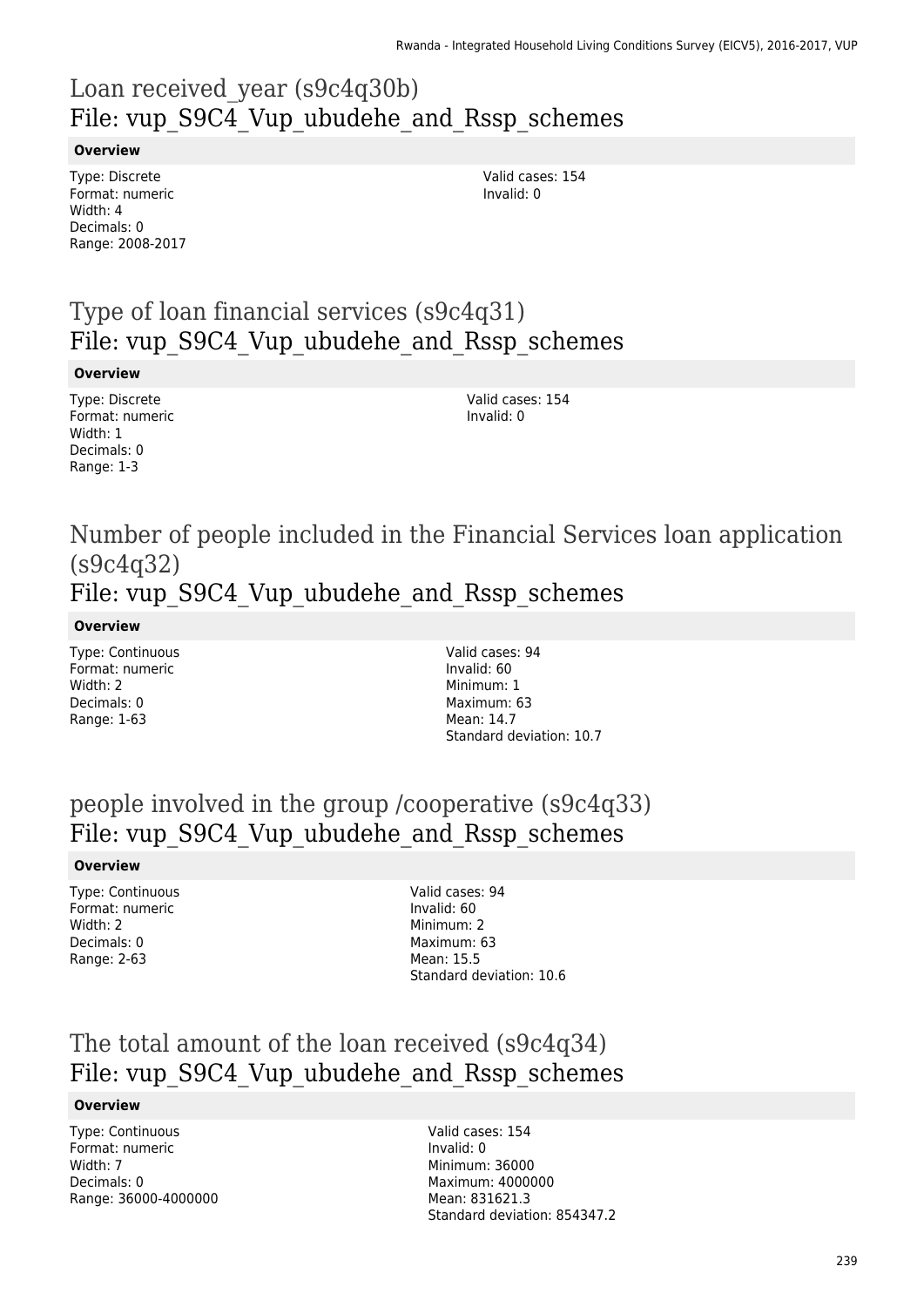# Loan received_year (s9c4q30b)
## File: vup_S9C4_Vup_ubudehe_and_Rssp_schemes

**Overview**

Type: Discrete
Format: numeric
Width: 4
Decimals: 0
Range: 2008-2017

Valid cases: 154
Invalid: 0

# Type of loan financial services (s9c4q31)
## File: vup_S9C4_Vup_ubudehe_and_Rssp_schemes

**Overview**

Type: Discrete
Format: numeric
Width: 1
Decimals: 0
Range: 1-3

Valid cases: 154
Invalid: 0

# Number of people included in the Financial Services loan application (s9c4q32)
## File: vup_S9C4_Vup_ubudehe_and_Rssp_schemes

**Overview**

Type: Continuous
Format: numeric
Width: 2
Decimals: 0
Range: 1-63

Valid cases: 94
Invalid: 60
Minimum: 1
Maximum: 63
Mean: 14.7
Standard deviation: 10.7

# people involved in the group /cooperative (s9c4q33)
## File: vup_S9C4_Vup_ubudehe_and_Rssp_schemes

**Overview**

Type: Continuous
Format: numeric
Width: 2
Decimals: 0
Range: 2-63

Valid cases: 94
Invalid: 60
Minimum: 2
Maximum: 63
Mean: 15.5
Standard deviation: 10.6

# The total amount of the loan received (s9c4q34)
## File: vup_S9C4_Vup_ubudehe_and_Rssp_schemes

**Overview**

Type: Continuous
Format: numeric
Width: 7
Decimals: 0
Range: 36000-4000000

Valid cases: 154
Invalid: 0
Minimum: 36000
Maximum: 4000000
Mean: 831621.3
Standard deviation: 854347.2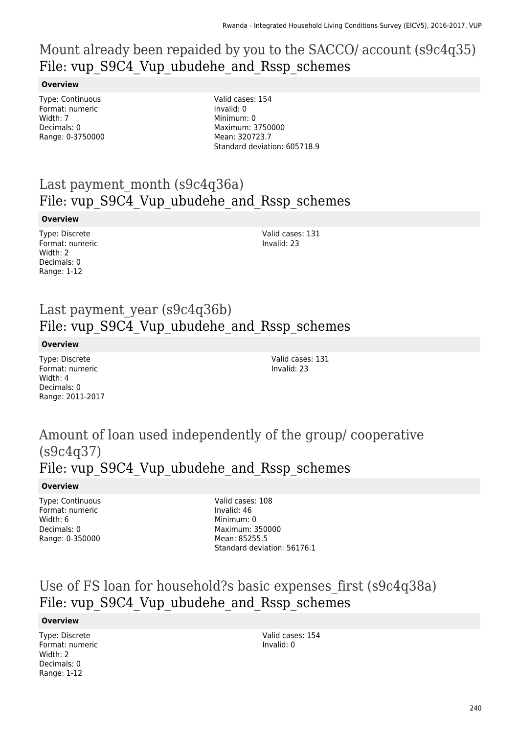## Mount already been repaided by you to the SACCO/ account (s9c4q35)
## File: vup_S9C4_Vup_ubudehe_and_Rssp_schemes

**Overview**

Type: Continuous
Format: numeric
Width: 7
Decimals: 0
Range: 0-3750000

Valid cases: 154
Invalid: 0
Minimum: 0
Maximum: 3750000
Mean: 320723.7
Standard deviation: 605718.9

## Last payment_month (s9c4q36a)
## File: vup_S9C4_Vup_ubudehe_and_Rssp_schemes

**Overview**

Type: Discrete
Format: numeric
Width: 2
Decimals: 0
Range: 1-12

Valid cases: 131
Invalid: 23

## Last payment_year (s9c4q36b)
## File: vup_S9C4_Vup_ubudehe_and_Rssp_schemes

**Overview**

Type: Discrete
Format: numeric
Width: 4
Decimals: 0
Range: 2011-2017

Valid cases: 131
Invalid: 23

## Amount of loan used independently of the group/ cooperative (s9c4q37)
## File: vup_S9C4_Vup_ubudehe_and_Rssp_schemes

**Overview**

Type: Continuous
Format: numeric
Width: 6
Decimals: 0
Range: 0-350000

Valid cases: 108
Invalid: 46
Minimum: 0
Maximum: 350000
Mean: 85255.5
Standard deviation: 56176.1

## Use of FS loan for household?s basic expenses_first (s9c4q38a)
## File: vup_S9C4_Vup_ubudehe_and_Rssp_schemes

**Overview**

Type: Discrete
Format: numeric
Width: 2
Decimals: 0
Range: 1-12

Valid cases: 154
Invalid: 0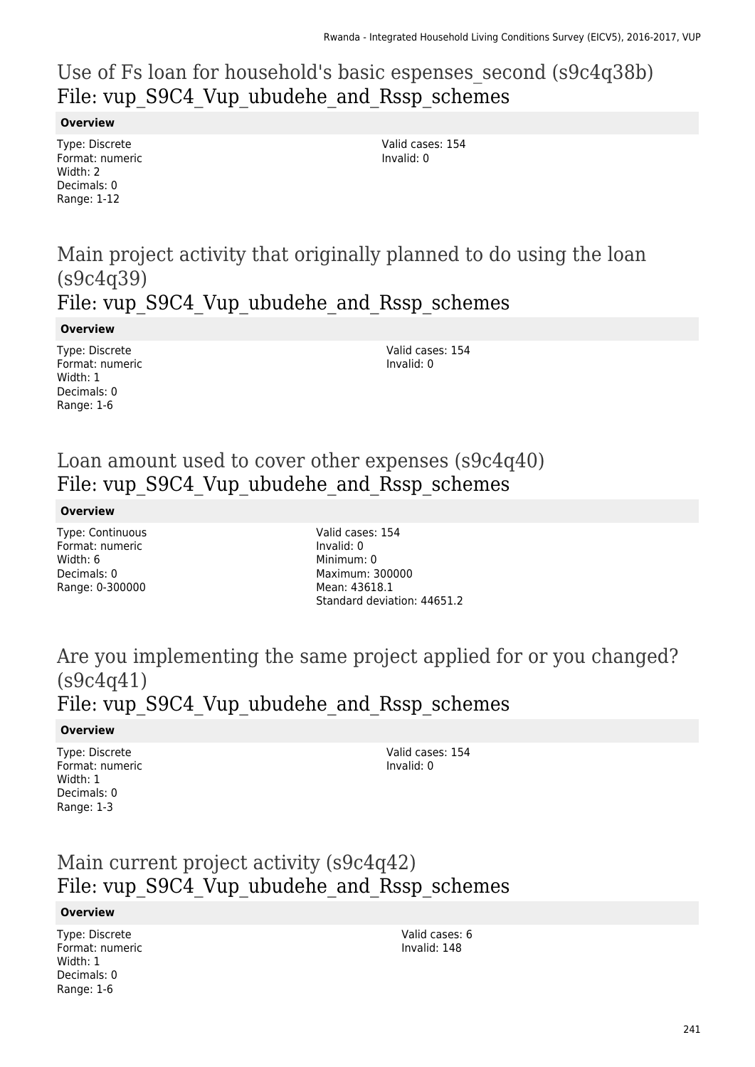# Use of Fs loan for household's basic espenses_second (s9c4q38b)
## File: vup_S9C4_Vup_ubudehe_and_Rssp_schemes

**Overview**

Type: Discrete
Format: numeric
Width: 2
Decimals: 0
Range: 1-12

Valid cases: 154
Invalid: 0

# Main project activity that originally planned to do using the loan (s9c4q39)
## File: vup_S9C4_Vup_ubudehe_and_Rssp_schemes

**Overview**

Type: Discrete
Format: numeric
Width: 1
Decimals: 0
Range: 1-6

Valid cases: 154
Invalid: 0

# Loan amount used to cover other expenses (s9c4q40)
## File: vup_S9C4_Vup_ubudehe_and_Rssp_schemes

**Overview**

Type: Continuous
Format: numeric
Width: 6
Decimals: 0
Range: 0-300000

Valid cases: 154
Invalid: 0
Minimum: 0
Maximum: 300000
Mean: 43618.1
Standard deviation: 44651.2

# Are you implementing the same project applied for or you changed? (s9c4q41)
## File: vup_S9C4_Vup_ubudehe_and_Rssp_schemes

**Overview**

Type: Discrete
Format: numeric
Width: 1
Decimals: 0
Range: 1-3

Valid cases: 154
Invalid: 0

# Main current project activity (s9c4q42)
## File: vup_S9C4_Vup_ubudehe_and_Rssp_schemes

**Overview**

Type: Discrete
Format: numeric
Width: 1
Decimals: 0
Range: 1-6

Valid cases: 6
Invalid: 148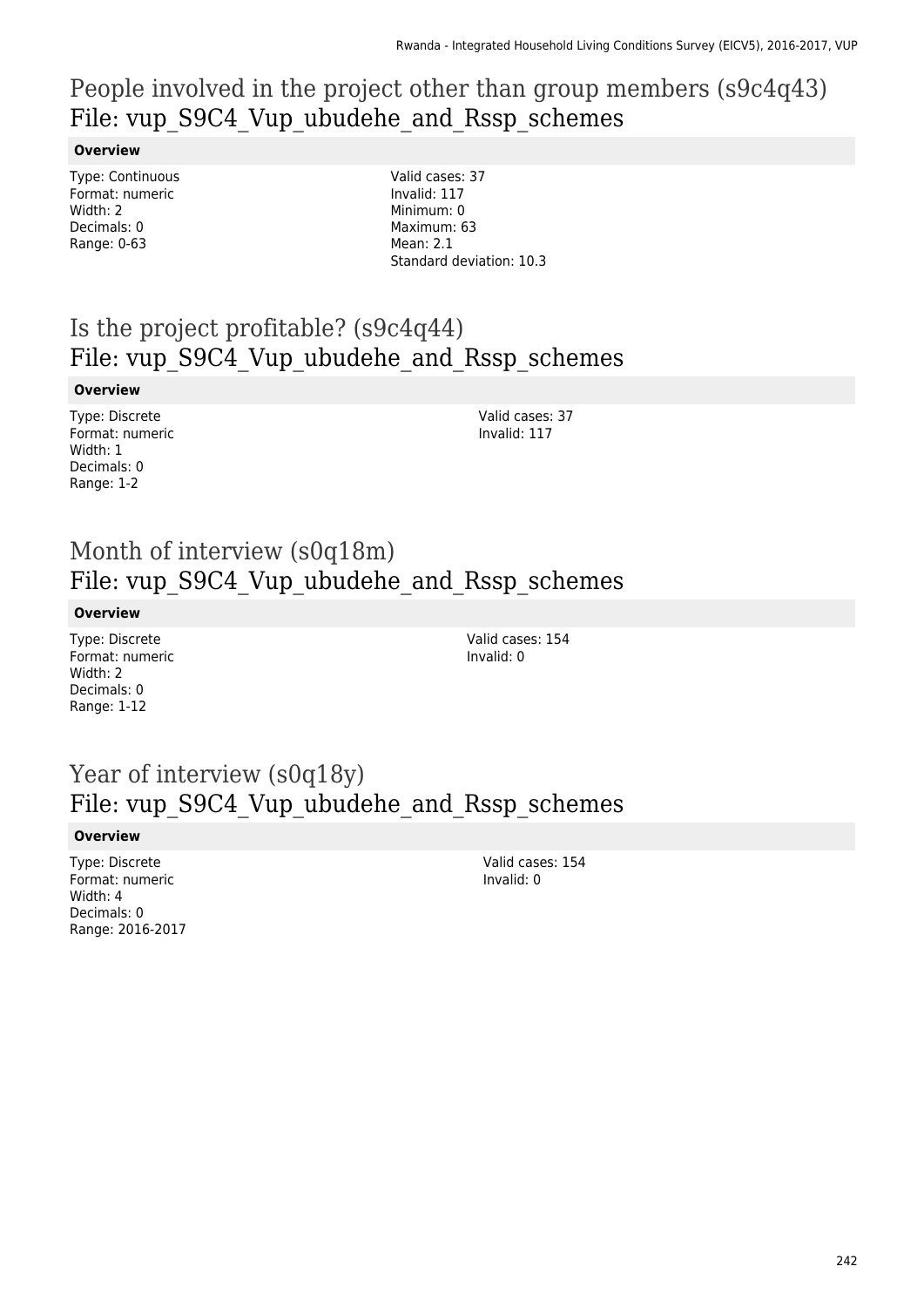## People involved in the project other than group members (s9c4q43)
## File: vup_S9C4_Vup_ubudehe_and_Rssp_schemes

**Overview**

Type: Continuous
Format: numeric
Width: 2
Decimals: 0
Range: 0-63

Valid cases: 37
Invalid: 117
Minimum: 0
Maximum: 63
Mean: 2.1
Standard deviation: 10.3

## Is the project profitable? (s9c4q44)
## File: vup_S9C4_Vup_ubudehe_and_Rssp_schemes

**Overview**

Type: Discrete
Format: numeric
Width: 1
Decimals: 0
Range: 1-2

Valid cases: 37
Invalid: 117

## Month of interview (s0q18m)
## File: vup_S9C4_Vup_ubudehe_and_Rssp_schemes

**Overview**

Type: Discrete
Format: numeric
Width: 2
Decimals: 0
Range: 1-12

Valid cases: 154
Invalid: 0

## Year of interview (s0q18y)
## File: vup_S9C4_Vup_ubudehe_and_Rssp_schemes

**Overview**

Type: Discrete
Format: numeric
Width: 4
Decimals: 0
Range: 2016-2017

Valid cases: 154
Invalid: 0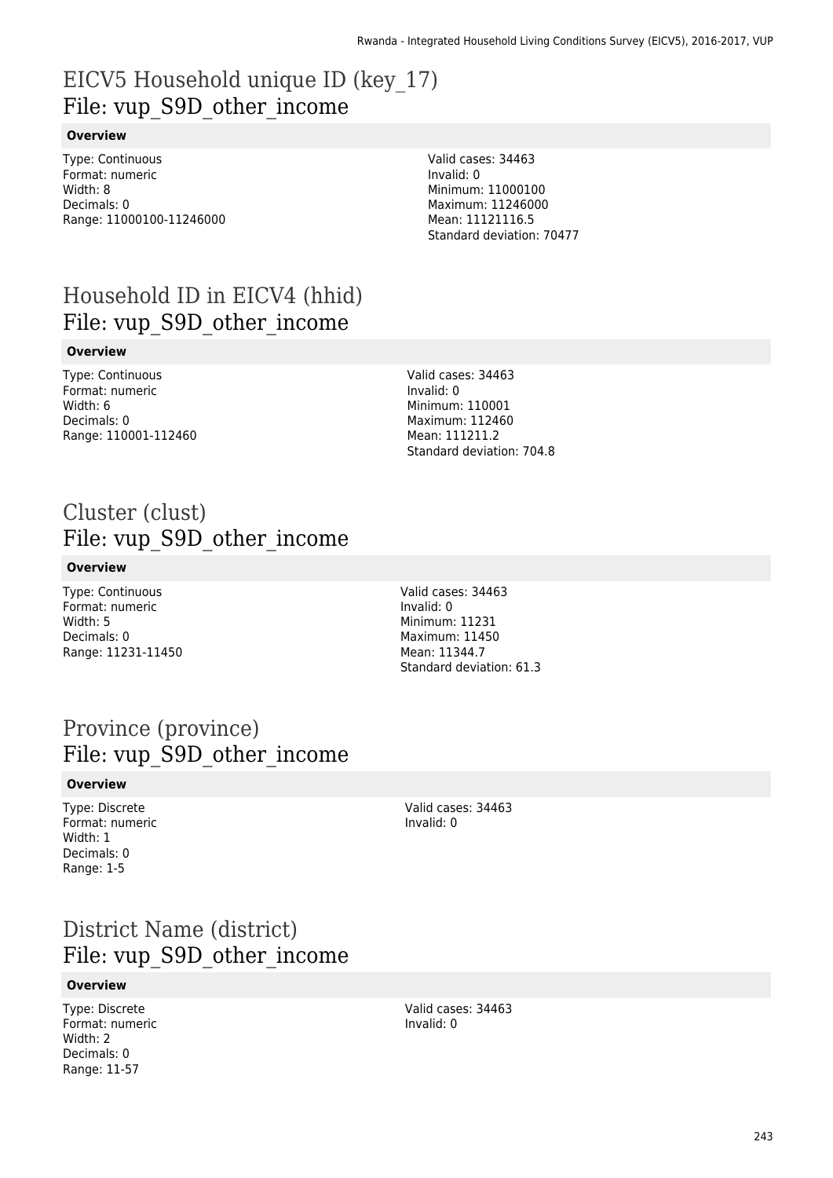# EICV5 Household unique ID (key_17)
## File: vup_S9D_other_income

#### Overview

Type: Continuous
Format: numeric
Width: 8
Decimals: 0
Range: 11000100-11246000

Valid cases: 34463
Invalid: 0
Minimum: 11000100
Maximum: 11246000
Mean: 11121116.5
Standard deviation: 70477

# Household ID in EICV4 (hhid)
## File: vup_S9D_other_income

#### Overview

Type: Continuous
Format: numeric
Width: 6
Decimals: 0
Range: 110001-112460

Valid cases: 34463
Invalid: 0
Minimum: 110001
Maximum: 112460
Mean: 111211.2
Standard deviation: 704.8

# Cluster (clust)
## File: vup_S9D_other_income

#### Overview

Type: Continuous
Format: numeric
Width: 5
Decimals: 0
Range: 11231-11450

Valid cases: 34463
Invalid: 0
Minimum: 11231
Maximum: 11450
Mean: 11344.7
Standard deviation: 61.3

# Province (province)
## File: vup_S9D_other_income

#### Overview

Type: Discrete
Format: numeric
Width: 1
Decimals: 0
Range: 1-5

Valid cases: 34463
Invalid: 0

# District Name (district)
## File: vup_S9D_other_income

#### Overview

Type: Discrete
Format: numeric
Width: 2
Decimals: 0
Range: 11-57

Valid cases: 34463
Invalid: 0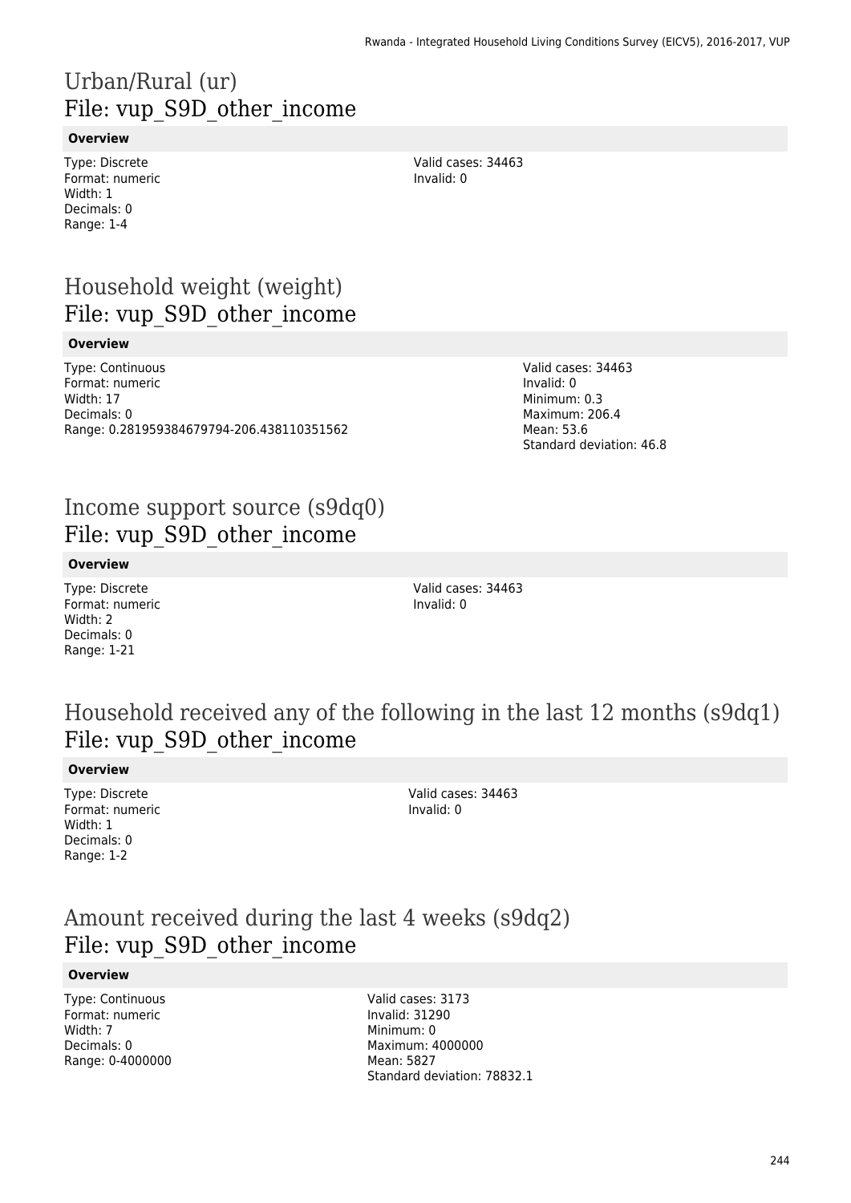# Urban/Rural (ur)
## File: vup_S9D_other_income

**Overview**

Type: Discrete
Format: numeric
Width: 1
Decimals: 0
Range: 1-4

Valid cases: 34463
Invalid: 0

# Household weight (weight)
## File: vup_S9D_other_income

**Overview**

Type: Continuous
Format: numeric
Width: 17
Decimals: 0
Range: 0.281959384679794-206.438110351562

Valid cases: 34463
Invalid: 0
Minimum: 0.3
Maximum: 206.4
Mean: 53.6
Standard deviation: 46.8

# Income support source (s9dq0)
## File: vup_S9D_other_income

**Overview**

Type: Discrete
Format: numeric
Width: 2
Decimals: 0
Range: 1-21

Valid cases: 34463
Invalid: 0

# Household received any of the following in the last 12 months (s9dq1)
## File: vup_S9D_other_income

**Overview**

Type: Discrete
Format: numeric
Width: 1
Decimals: 0
Range: 1-2

Valid cases: 34463
Invalid: 0

# Amount received during the last 4 weeks (s9dq2)
## File: vup_S9D_other_income

**Overview**

Type: Continuous
Format: numeric
Width: 7
Decimals: 0
Range: 0-4000000

Valid cases: 3173
Invalid: 31290
Minimum: 0
Maximum: 4000000
Mean: 5827
Standard deviation: 78832.1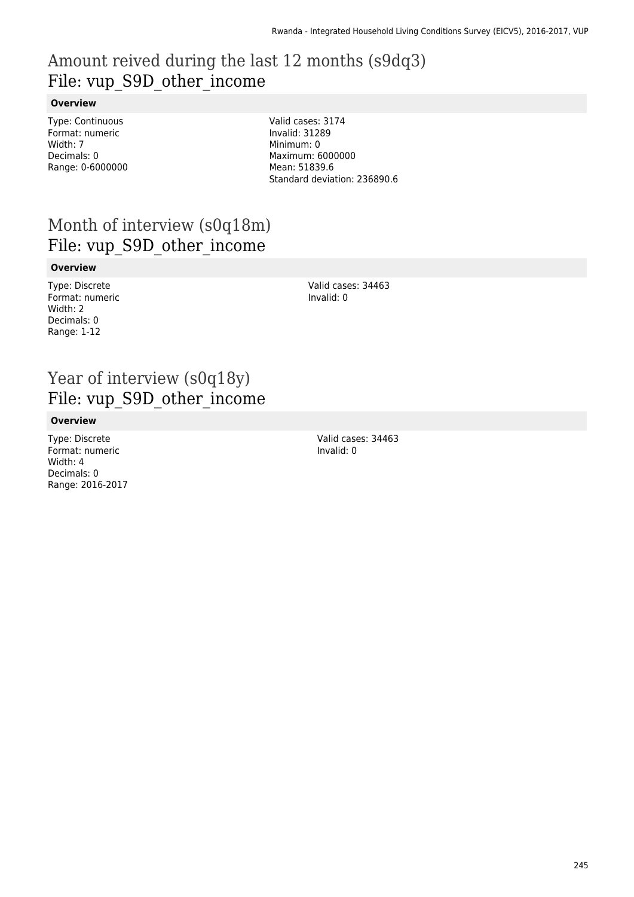# Amount reived during the last 12 months (s9dq3)
## File: vup_S9D_other_income

### Overview

Type: Continuous
Format: numeric
Width: 7
Decimals: 0
Range: 0-6000000

Valid cases: 3174
Invalid: 31289
Minimum: 0
Maximum: 6000000
Mean: 51839.6
Standard deviation: 236890.6

# Month of interview (s0q18m)
## File: vup_S9D_other_income

### Overview

Type: Discrete
Format: numeric
Width: 2
Decimals: 0
Range: 1-12

Valid cases: 34463
Invalid: 0

# Year of interview (s0q18y)
## File: vup_S9D_other_income

### Overview

Type: Discrete
Format: numeric
Width: 4
Decimals: 0
Range: 2016-2017

Valid cases: 34463
Invalid: 0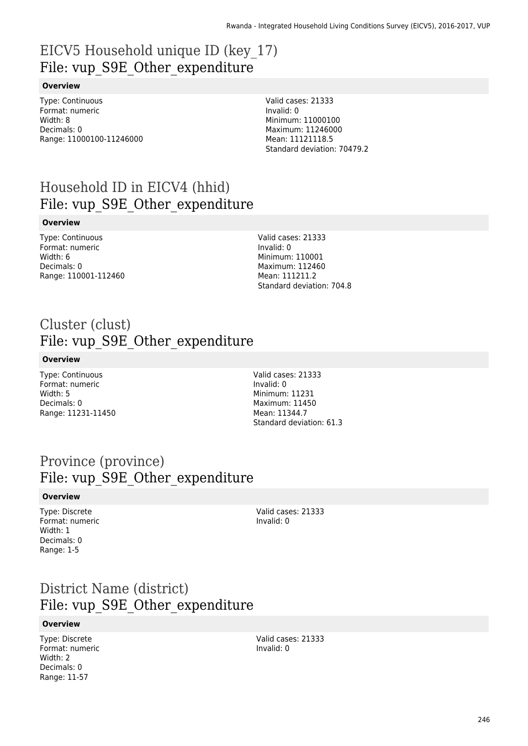# EICV5 Household unique ID (key_17)
## File: vup_S9E_Other_expenditure

**Overview**

Type: Continuous
Format: numeric
Width: 8
Decimals: 0
Range: 11000100-11246000

Valid cases: 21333
Invalid: 0
Minimum: 11000100
Maximum: 11246000
Mean: 11121118.5
Standard deviation: 70479.2

# Household ID in EICV4 (hhid)
## File: vup_S9E_Other_expenditure

**Overview**

Type: Continuous
Format: numeric
Width: 6
Decimals: 0
Range: 110001-112460

Valid cases: 21333
Invalid: 0
Minimum: 110001
Maximum: 112460
Mean: 111211.2
Standard deviation: 704.8

# Cluster (clust)
## File: vup_S9E_Other_expenditure

**Overview**

Type: Continuous
Format: numeric
Width: 5
Decimals: 0
Range: 11231-11450

Valid cases: 21333
Invalid: 0
Minimum: 11231
Maximum: 11450
Mean: 11344.7
Standard deviation: 61.3

# Province (province)
## File: vup_S9E_Other_expenditure

**Overview**

Type: Discrete
Format: numeric
Width: 1
Decimals: 0
Range: 1-5

Valid cases: 21333
Invalid: 0

# District Name (district)
## File: vup_S9E_Other_expenditure

**Overview**

Type: Discrete
Format: numeric
Width: 2
Decimals: 0
Range: 11-57

Valid cases: 21333
Invalid: 0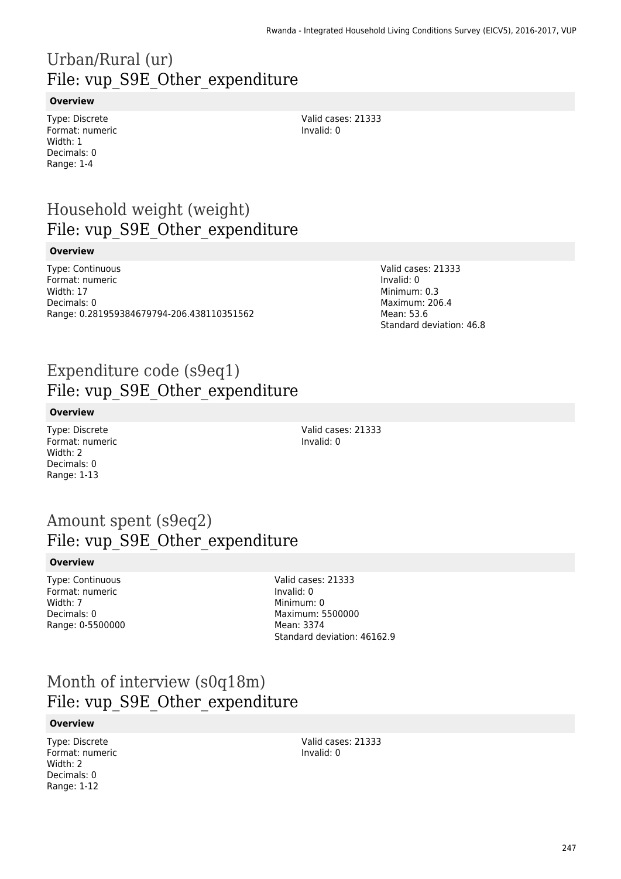# Urban/Rural (ur)
## File: vup_S9E_Other_expenditure

**Overview**

Type: Discrete
Format: numeric
Width: 1
Decimals: 0
Range: 1-4

Valid cases: 21333
Invalid: 0

# Household weight (weight)
## File: vup_S9E_Other_expenditure

**Overview**

Type: Continuous
Format: numeric
Width: 17
Decimals: 0
Range: 0.281959384679794-206.438110351562

Valid cases: 21333
Invalid: 0
Minimum: 0.3
Maximum: 206.4
Mean: 53.6
Standard deviation: 46.8

# Expenditure code (s9eq1)
## File: vup_S9E_Other_expenditure

**Overview**

Type: Discrete
Format: numeric
Width: 2
Decimals: 0
Range: 1-13

Valid cases: 21333
Invalid: 0

# Amount spent (s9eq2)
## File: vup_S9E_Other_expenditure

**Overview**

Type: Continuous
Format: numeric
Width: 7
Decimals: 0
Range: 0-5500000

Valid cases: 21333
Invalid: 0
Minimum: 0
Maximum: 5500000
Mean: 3374
Standard deviation: 46162.9

# Month of interview (s0q18m)
## File: vup_S9E_Other_expenditure

**Overview**

Type: Discrete
Format: numeric
Width: 2
Decimals: 0
Range: 1-12

Valid cases: 21333
Invalid: 0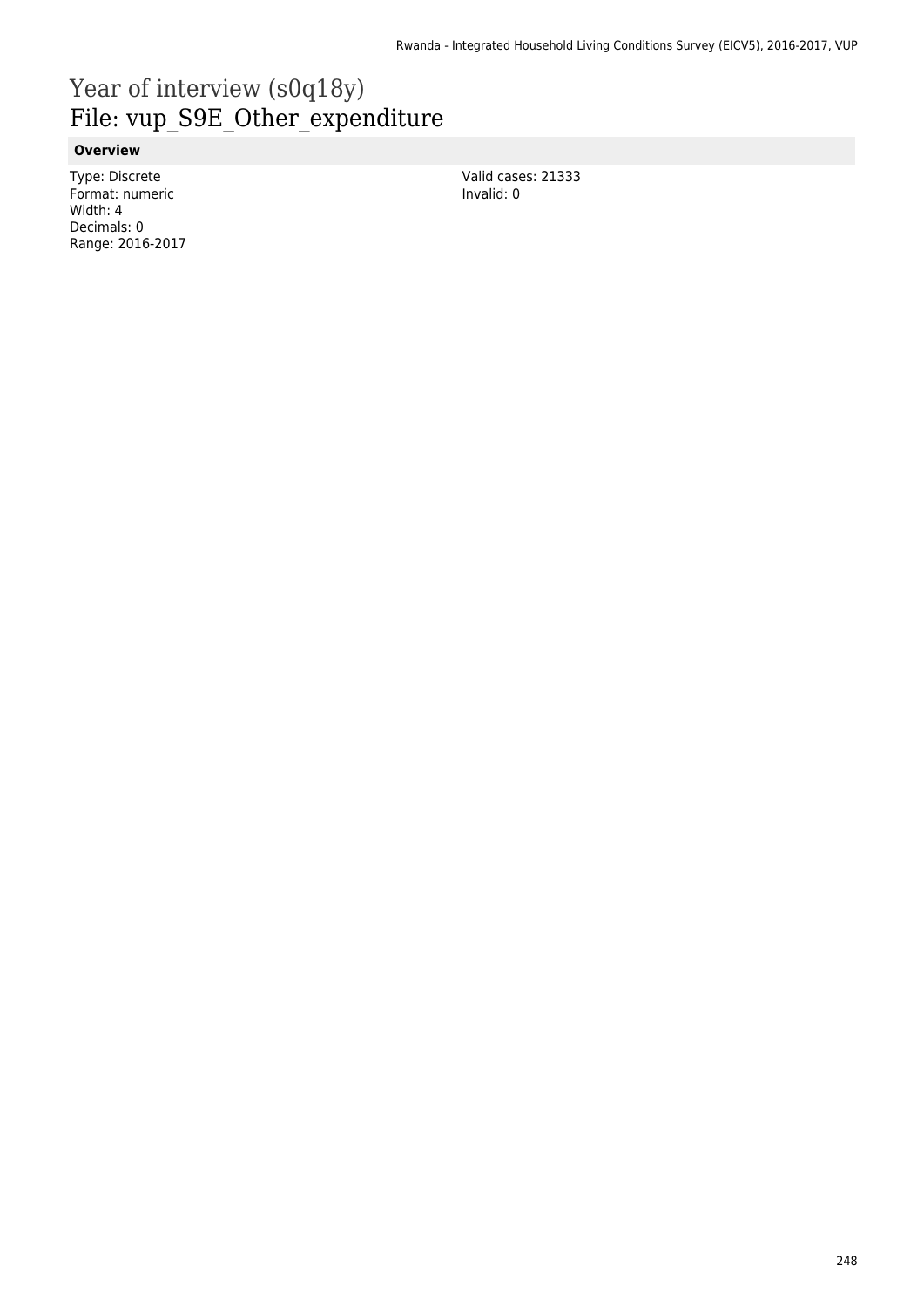# Year of interview (s0q18y)
# File: vup_S9E_Other_expenditure

**Overview**

Type: Discrete
Format: numeric
Width: 4
Decimals: 0
Range: 2016-2017

Valid cases: 21333
Invalid: 0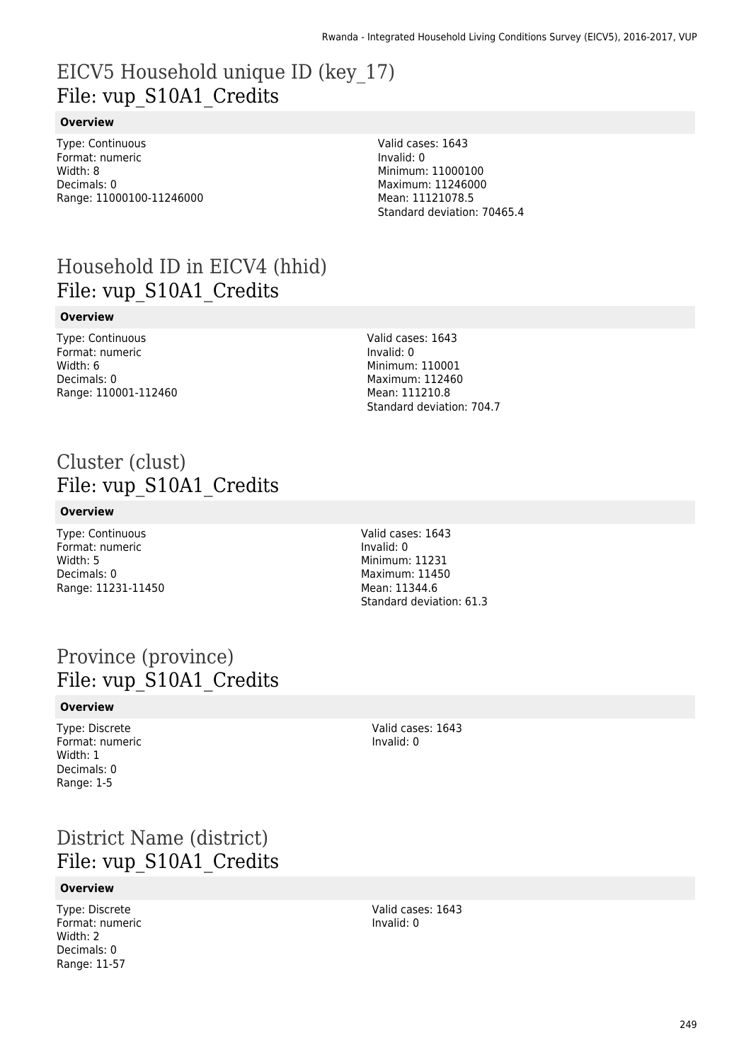# EICV5 Household unique ID (key_17)
# File: vup_S10A1_Credits

### Overview

Type: Continuous
Format: numeric
Width: 8
Decimals: 0
Range: 11000100-11246000

Valid cases: 1643
Invalid: 0
Minimum: 11000100
Maximum: 11246000
Mean: 11121078.5
Standard deviation: 70465.4

# Household ID in EICV4 (hhid)
# File: vup_S10A1_Credits

### Overview

Type: Continuous
Format: numeric
Width: 6
Decimals: 0
Range: 110001-112460

Valid cases: 1643
Invalid: 0
Minimum: 110001
Maximum: 112460
Mean: 111210.8
Standard deviation: 704.7

# Cluster (clust)
# File: vup_S10A1_Credits

### Overview

Type: Continuous
Format: numeric
Width: 5
Decimals: 0
Range: 11231-11450

Valid cases: 1643
Invalid: 0
Minimum: 11231
Maximum: 11450
Mean: 11344.6
Standard deviation: 61.3

# Province (province)
# File: vup_S10A1_Credits

### Overview

Type: Discrete
Format: numeric
Width: 1
Decimals: 0
Range: 1-5

Valid cases: 1643
Invalid: 0

# District Name (district)
# File: vup_S10A1_Credits

### Overview

Type: Discrete
Format: numeric
Width: 2
Decimals: 0
Range: 11-57

Valid cases: 1643
Invalid: 0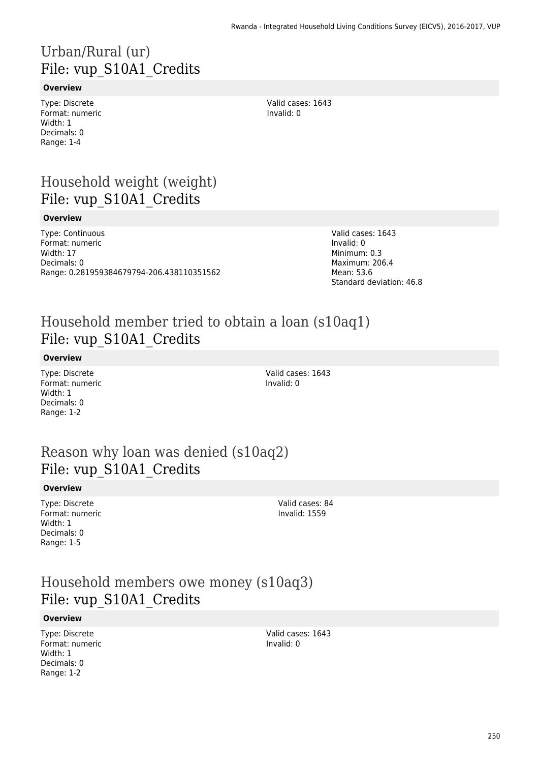# Urban/Rural (ur)
File: vup_S10A1_Credits

**Overview**

Type: Discrete
Format: numeric
Width: 1
Decimals: 0
Range: 1-4

Valid cases: 1643
Invalid: 0

# Household weight (weight)
File: vup_S10A1_Credits

**Overview**

Type: Continuous
Format: numeric
Width: 17
Decimals: 0
Range: 0.281959384679794-206.438110351562

Valid cases: 1643
Invalid: 0
Minimum: 0.3
Maximum: 206.4
Mean: 53.6
Standard deviation: 46.8

# Household member tried to obtain a loan (s10aq1)
File: vup_S10A1_Credits

**Overview**

Type: Discrete
Format: numeric
Width: 1
Decimals: 0
Range: 1-2

Valid cases: 1643
Invalid: 0

# Reason why loan was denied (s10aq2)
File: vup_S10A1_Credits

**Overview**

Type: Discrete
Format: numeric
Width: 1
Decimals: 0
Range: 1-5

Valid cases: 84
Invalid: 1559

# Household members owe money (s10aq3)
File: vup_S10A1_Credits

**Overview**

Type: Discrete
Format: numeric
Width: 1
Decimals: 0
Range: 1-2

Valid cases: 1643
Invalid: 0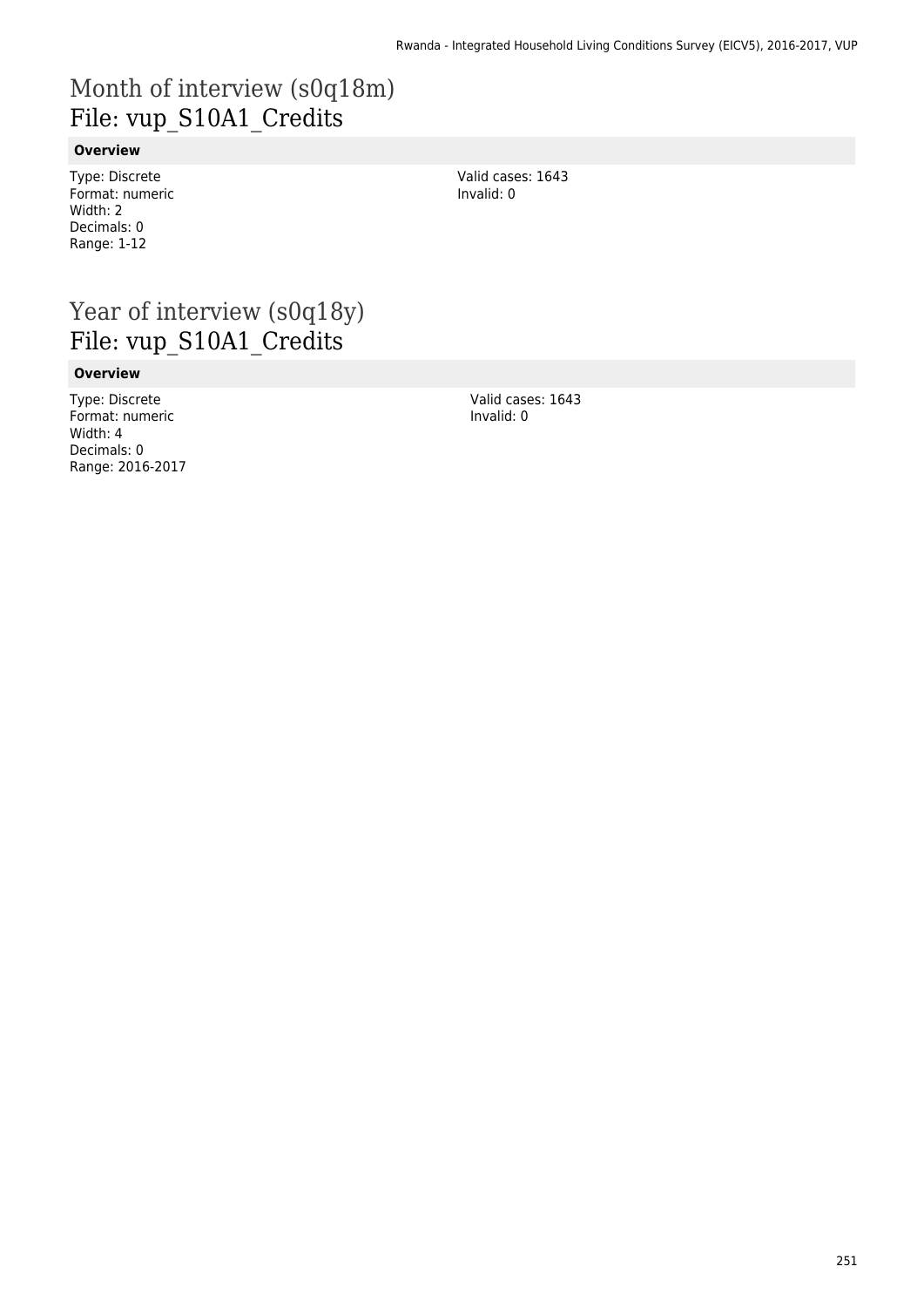# Month of interview (s0q18m)
File: vup_S10A1_Credits

**Overview**

Type: Discrete
Format: numeric
Width: 2
Decimals: 0
Range: 1-12

Valid cases: 1643
Invalid: 0

# Year of interview (s0q18y)
File: vup_S10A1_Credits

**Overview**

Type: Discrete
Format: numeric
Width: 4
Decimals: 0
Range: 2016-2017

Valid cases: 1643
Invalid: 0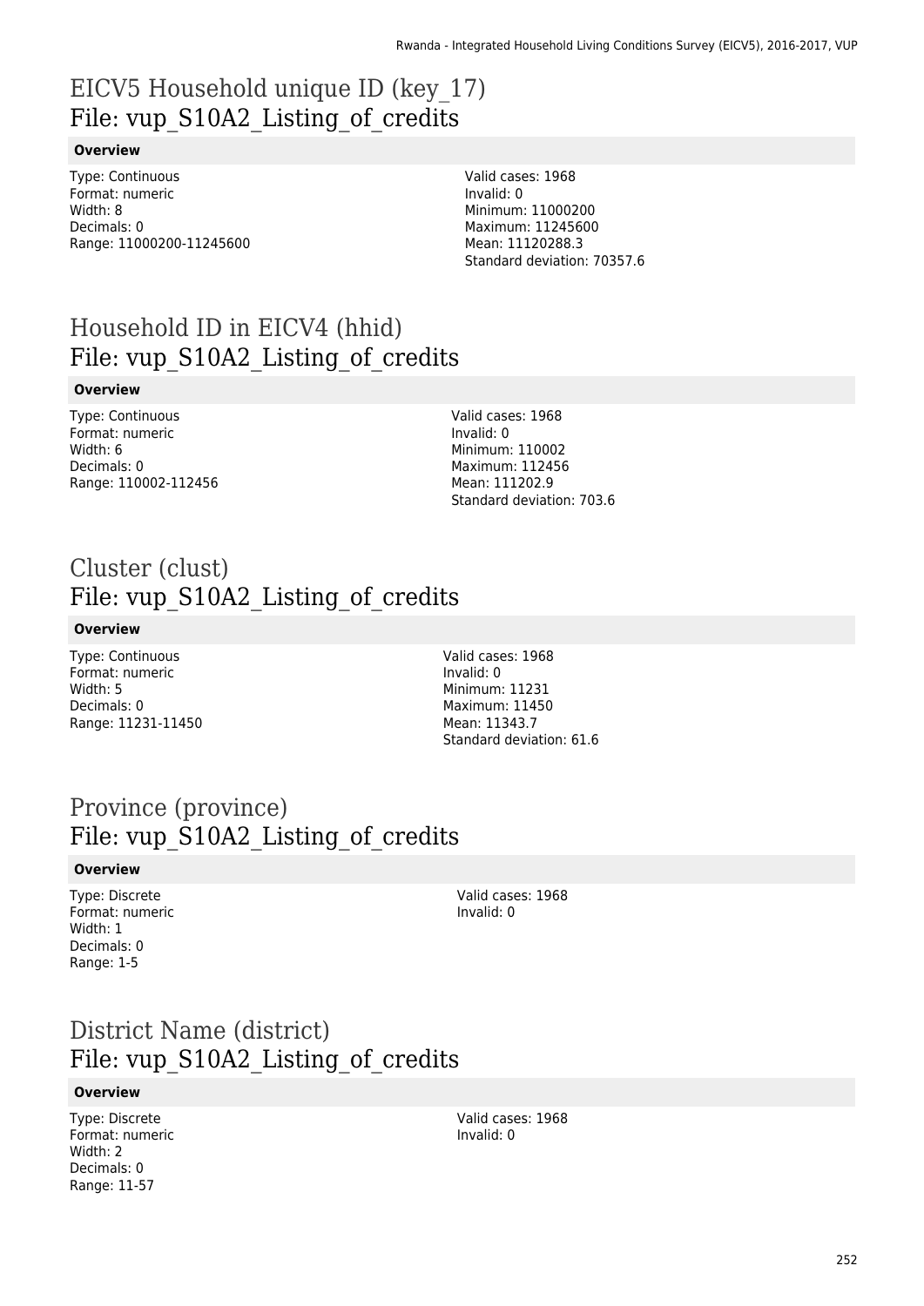# EICV5 Household unique ID (key_17)
## File: vup_S10A2_Listing_of_credits

**Overview**

Type: Continuous
Format: numeric
Width: 8
Decimals: 0
Range: 11000200-11245600

Valid cases: 1968
Invalid: 0
Minimum: 11000200
Maximum: 11245600
Mean: 11120288.3
Standard deviation: 70357.6

# Household ID in EICV4 (hhid)
## File: vup_S10A2_Listing_of_credits

**Overview**

Type: Continuous
Format: numeric
Width: 6
Decimals: 0
Range: 110002-112456

Valid cases: 1968
Invalid: 0
Minimum: 110002
Maximum: 112456
Mean: 111202.9
Standard deviation: 703.6

# Cluster (clust)
## File: vup_S10A2_Listing_of_credits

**Overview**

Type: Continuous
Format: numeric
Width: 5
Decimals: 0
Range: 11231-11450

Valid cases: 1968
Invalid: 0
Minimum: 11231
Maximum: 11450
Mean: 11343.7
Standard deviation: 61.6

# Province (province)
## File: vup_S10A2_Listing_of_credits

**Overview**

Type: Discrete
Format: numeric
Width: 1
Decimals: 0
Range: 1-5

Valid cases: 1968
Invalid: 0

# District Name (district)
## File: vup_S10A2_Listing_of_credits

**Overview**

Type: Discrete
Format: numeric
Width: 2
Decimals: 0
Range: 11-57

Valid cases: 1968
Invalid: 0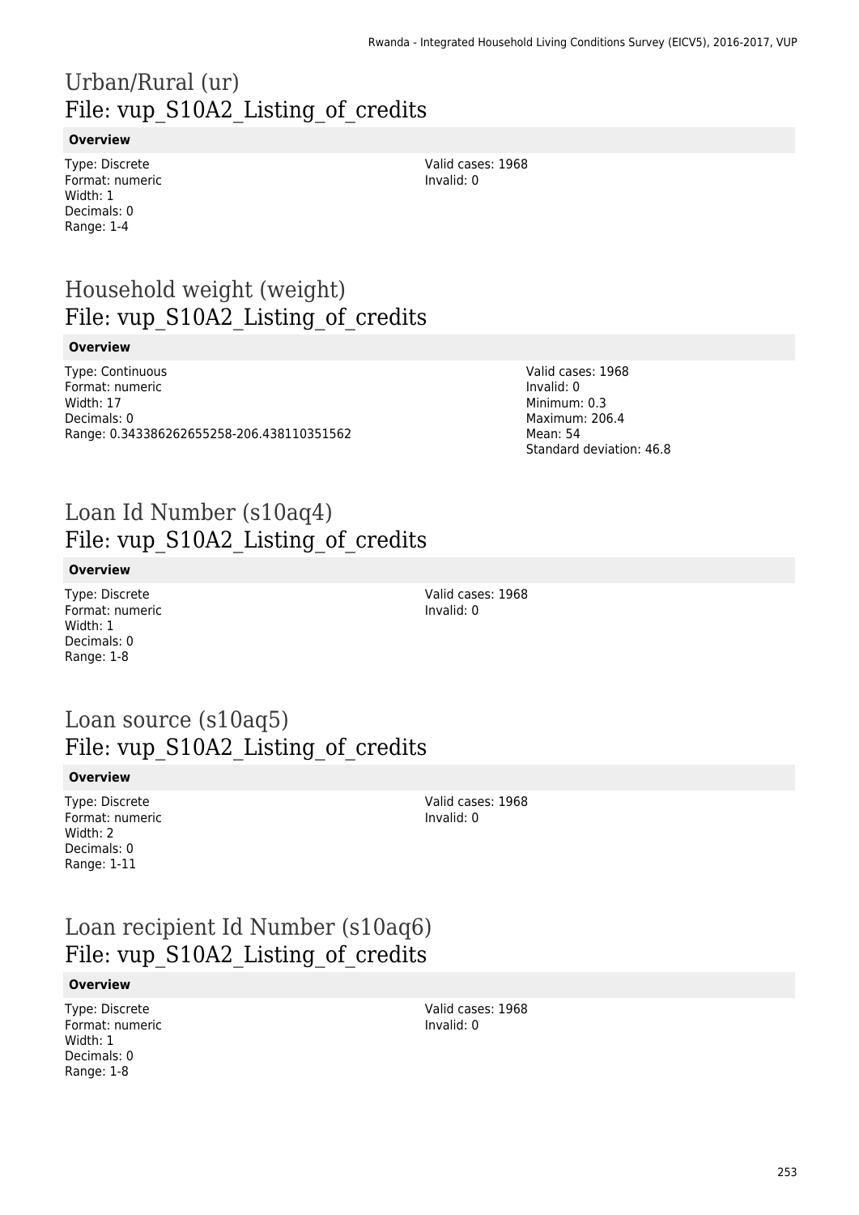# Urban/Rural (ur)
## File: vup_S10A2_Listing_of_credits

**Overview**

Type: Discrete
Format: numeric
Width: 1
Decimals: 0
Range: 1-4

Valid cases: 1968
Invalid: 0

# Household weight (weight)
## File: vup_S10A2_Listing_of_credits

**Overview**

Type: Continuous
Format: numeric
Width: 17
Decimals: 0
Range: 0.343386262655258-206.438110351562

Valid cases: 1968
Invalid: 0
Minimum: 0.3
Maximum: 206.4
Mean: 54
Standard deviation: 46.8

# Loan Id Number (s10aq4)
## File: vup_S10A2_Listing_of_credits

**Overview**

Type: Discrete
Format: numeric
Width: 1
Decimals: 0
Range: 1-8

Valid cases: 1968
Invalid: 0

# Loan source (s10aq5)
## File: vup_S10A2_Listing_of_credits

**Overview**

Type: Discrete
Format: numeric
Width: 2
Decimals: 0
Range: 1-11

Valid cases: 1968
Invalid: 0

# Loan recipient Id Number (s10aq6)
## File: vup_S10A2_Listing_of_credits

**Overview**

Type: Discrete
Format: numeric
Width: 1
Decimals: 0
Range: 1-8

Valid cases: 1968
Invalid: 0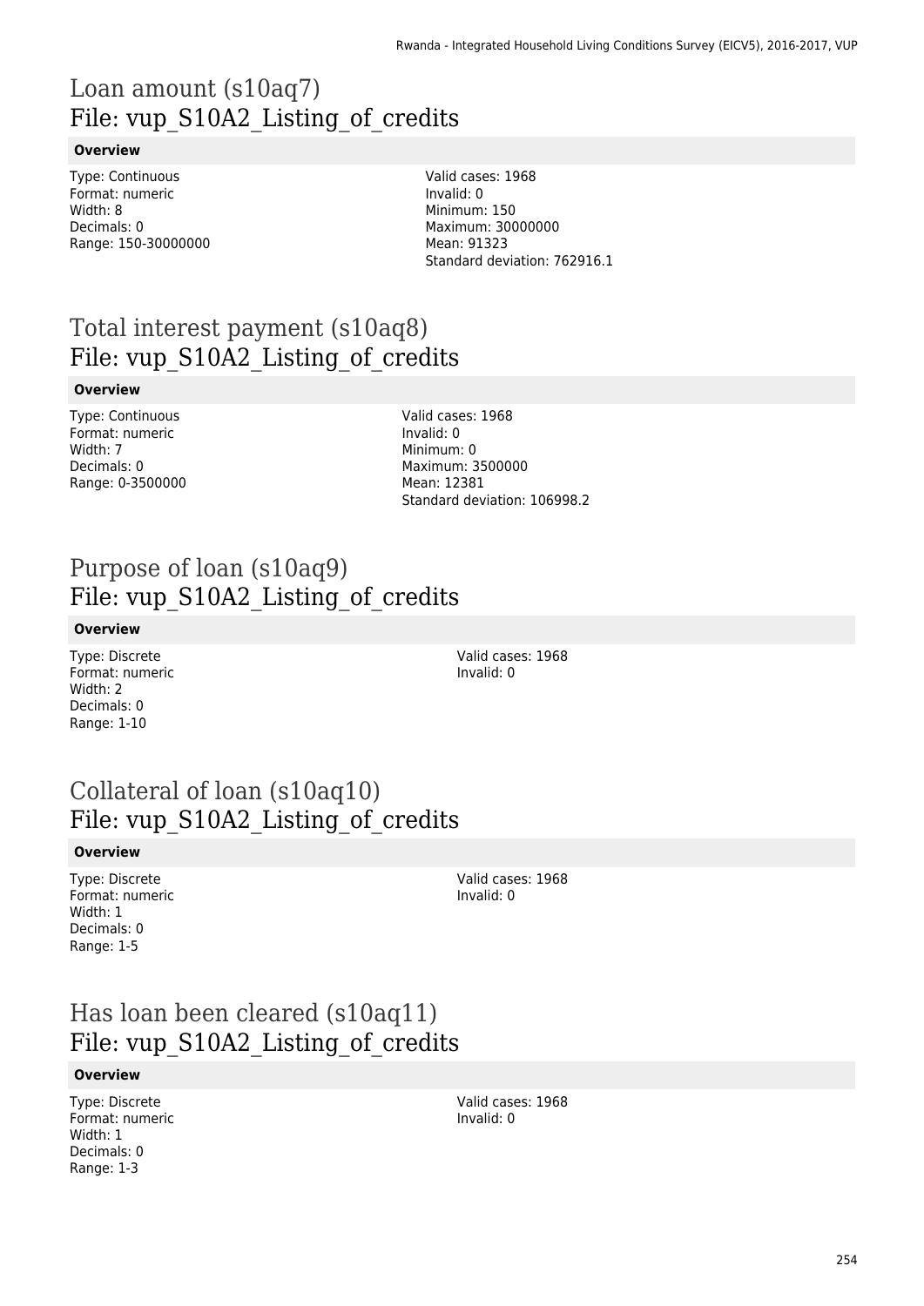## Loan amount (s10aq7)
## File: vup_S10A2_Listing_of_credits

**Overview**

Type: Continuous
Format: numeric
Width: 8
Decimals: 0
Range: 150-30000000

Valid cases: 1968
Invalid: 0
Minimum: 150
Maximum: 30000000
Mean: 91323
Standard deviation: 762916.1

## Total interest payment (s10aq8)
## File: vup_S10A2_Listing_of_credits

**Overview**

Type: Continuous
Format: numeric
Width: 7
Decimals: 0
Range: 0-3500000

Valid cases: 1968
Invalid: 0
Minimum: 0
Maximum: 3500000
Mean: 12381
Standard deviation: 106998.2

## Purpose of loan (s10aq9)
## File: vup_S10A2_Listing_of_credits

**Overview**

Type: Discrete
Format: numeric
Width: 2
Decimals: 0
Range: 1-10

Valid cases: 1968
Invalid: 0

## Collateral of loan (s10aq10)
## File: vup_S10A2_Listing_of_credits

**Overview**

Type: Discrete
Format: numeric
Width: 1
Decimals: 0
Range: 1-5

Valid cases: 1968
Invalid: 0

## Has loan been cleared (s10aq11)
## File: vup_S10A2_Listing_of_credits

**Overview**

Type: Discrete
Format: numeric
Width: 1
Decimals: 0
Range: 1-3

Valid cases: 1968
Invalid: 0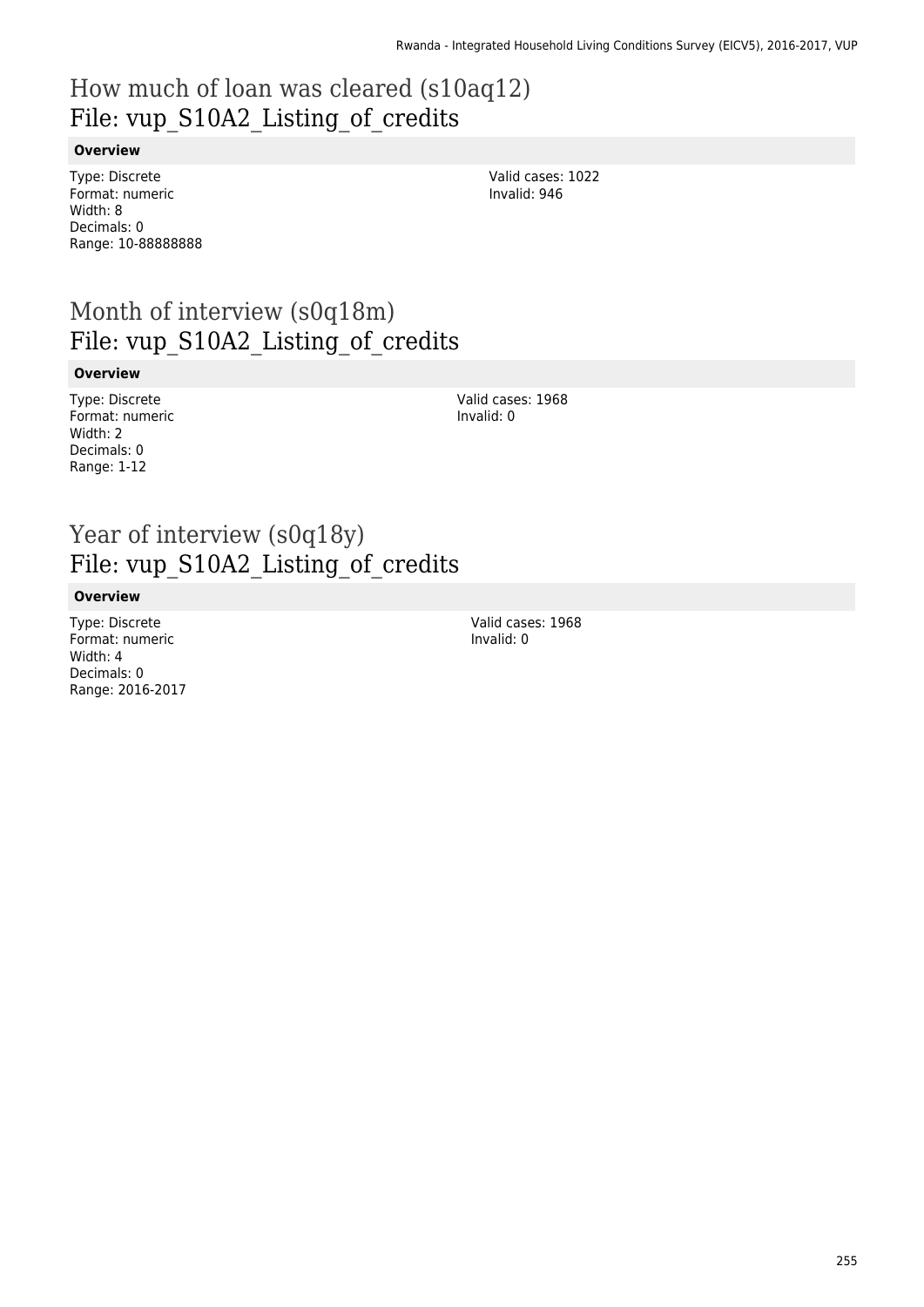# How much of loan was cleared (s10aq12)
## File: vup_S10A2_Listing_of_credits

**Overview**

Type: Discrete
Format: numeric
Width: 8
Decimals: 0
Range: 10-88888888

Valid cases: 1022
Invalid: 946

# Month of interview (s0q18m)
## File: vup_S10A2_Listing_of_credits

**Overview**

Type: Discrete
Format: numeric
Width: 2
Decimals: 0
Range: 1-12

Valid cases: 1968
Invalid: 0

# Year of interview (s0q18y)
## File: vup_S10A2_Listing_of_credits

**Overview**

Type: Discrete
Format: numeric
Width: 4
Decimals: 0
Range: 2016-2017

Valid cases: 1968
Invalid: 0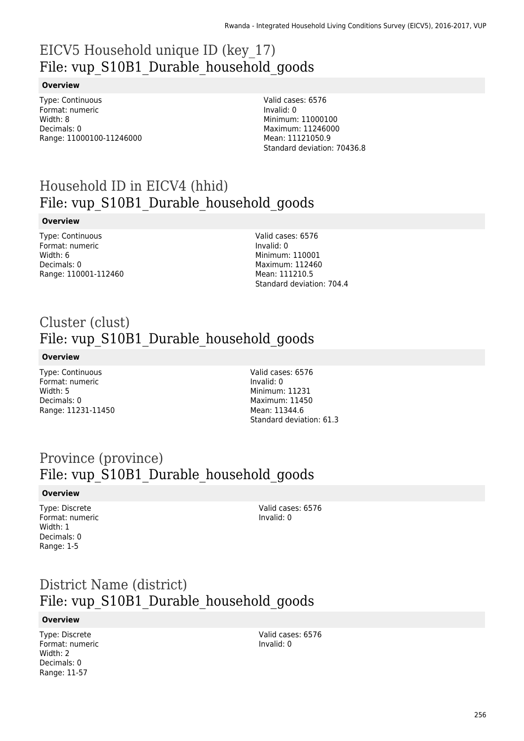# EICV5 Household unique ID (key_17)
File: vup_S10B1_Durable_household_goods

**Overview**

Type: Continuous
Format: numeric
Width: 8
Decimals: 0
Range: 11000100-11246000

Valid cases: 6576
Invalid: 0
Minimum: 11000100
Maximum: 11246000
Mean: 11121050.9
Standard deviation: 70436.8

# Household ID in EICV4 (hhid)
File: vup_S10B1_Durable_household_goods

**Overview**

Type: Continuous
Format: numeric
Width: 6
Decimals: 0
Range: 110001-112460

Valid cases: 6576
Invalid: 0
Minimum: 110001
Maximum: 112460
Mean: 111210.5
Standard deviation: 704.4

# Cluster (clust)
File: vup_S10B1_Durable_household_goods

**Overview**

Type: Continuous
Format: numeric
Width: 5
Decimals: 0
Range: 11231-11450

Valid cases: 6576
Invalid: 0
Minimum: 11231
Maximum: 11450
Mean: 11344.6
Standard deviation: 61.3

# Province (province)
File: vup_S10B1_Durable_household_goods

**Overview**

Type: Discrete
Format: numeric
Width: 1
Decimals: 0
Range: 1-5

Valid cases: 6576
Invalid: 0

# District Name (district)
File: vup_S10B1_Durable_household_goods

**Overview**

Type: Discrete
Format: numeric
Width: 2
Decimals: 0
Range: 11-57

Valid cases: 6576
Invalid: 0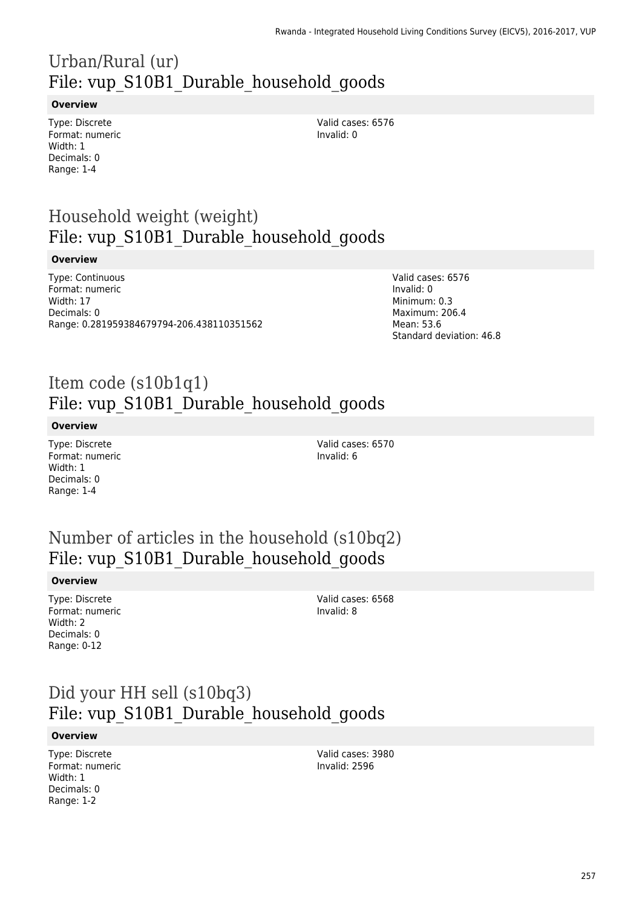## Urban/Rural (ur)
File: vup_S10B1_Durable_household_goods

**Overview**

Type: Discrete
Format: numeric
Width: 1
Decimals: 0
Range: 1-4

Valid cases: 6576
Invalid: 0

## Household weight (weight)
File: vup_S10B1_Durable_household_goods

**Overview**

Type: Continuous
Format: numeric
Width: 17
Decimals: 0
Range: 0.281959384679794-206.438110351562

Valid cases: 6576
Invalid: 0
Minimum: 0.3
Maximum: 206.4
Mean: 53.6
Standard deviation: 46.8

## Item code (s10b1q1)
File: vup_S10B1_Durable_household_goods

**Overview**

Type: Discrete
Format: numeric
Width: 1
Decimals: 0
Range: 1-4

Valid cases: 6570
Invalid: 6

## Number of articles in the household (s10bq2)
File: vup_S10B1_Durable_household_goods

**Overview**

Type: Discrete
Format: numeric
Width: 2
Decimals: 0
Range: 0-12

Valid cases: 6568
Invalid: 8

## Did your HH sell (s10bq3)
File: vup_S10B1_Durable_household_goods

**Overview**

Type: Discrete
Format: numeric
Width: 1
Decimals: 0
Range: 1-2

Valid cases: 3980
Invalid: 2596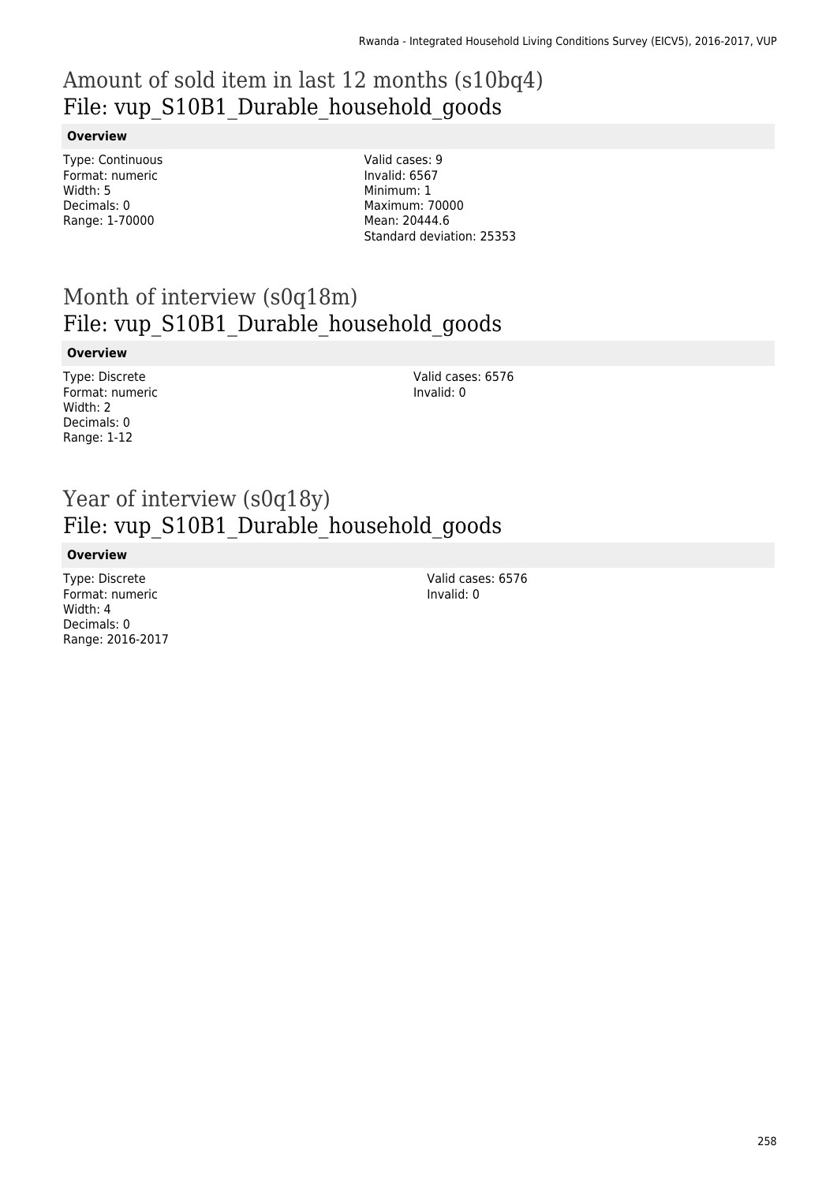# Amount of sold item in last 12 months (s10bq4)
## File: vup_S10B1_Durable_household_goods

**Overview**

Type: Continuous
Format: numeric
Width: 5
Decimals: 0
Range: 1-70000

Valid cases: 9
Invalid: 6567
Minimum: 1
Maximum: 70000
Mean: 20444.6
Standard deviation: 25353

# Month of interview (s0q18m)
## File: vup_S10B1_Durable_household_goods

**Overview**

Type: Discrete
Format: numeric
Width: 2
Decimals: 0
Range: 1-12

Valid cases: 6576
Invalid: 0

# Year of interview (s0q18y)
## File: vup_S10B1_Durable_household_goods

**Overview**

Type: Discrete
Format: numeric
Width: 4
Decimals: 0
Range: 2016-2017

Valid cases: 6576
Invalid: 0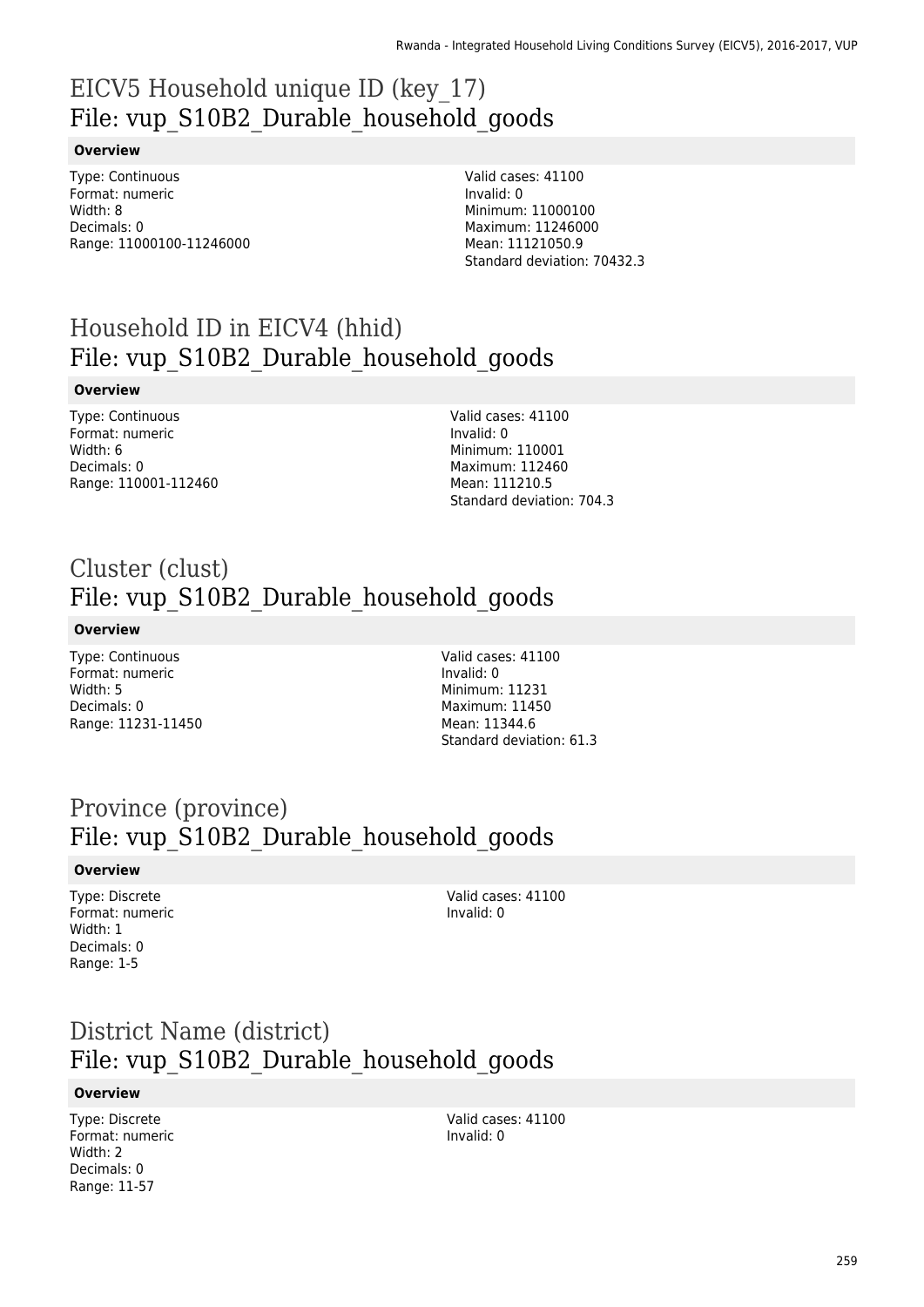# EICV5 Household unique ID (key_17)
# File: vup_S10B2_Durable_household_goods

**Overview**

Type: Continuous
Format: numeric
Width: 8
Decimals: 0
Range: 11000100-11246000

Valid cases: 41100
Invalid: 0
Minimum: 11000100
Maximum: 11246000
Mean: 11121050.9
Standard deviation: 70432.3

# Household ID in EICV4 (hhid)
# File: vup_S10B2_Durable_household_goods

**Overview**

Type: Continuous
Format: numeric
Width: 6
Decimals: 0
Range: 110001-112460

Valid cases: 41100
Invalid: 0
Minimum: 110001
Maximum: 112460
Mean: 111210.5
Standard deviation: 704.3

# Cluster (clust)
# File: vup_S10B2_Durable_household_goods

**Overview**

Type: Continuous
Format: numeric
Width: 5
Decimals: 0
Range: 11231-11450

Valid cases: 41100
Invalid: 0
Minimum: 11231
Maximum: 11450
Mean: 11344.6
Standard deviation: 61.3

# Province (province)
# File: vup_S10B2_Durable_household_goods

**Overview**

Type: Discrete
Format: numeric
Width: 1
Decimals: 0
Range: 1-5

Valid cases: 41100
Invalid: 0

# District Name (district)
# File: vup_S10B2_Durable_household_goods

**Overview**

Type: Discrete
Format: numeric
Width: 2
Decimals: 0
Range: 11-57

Valid cases: 41100
Invalid: 0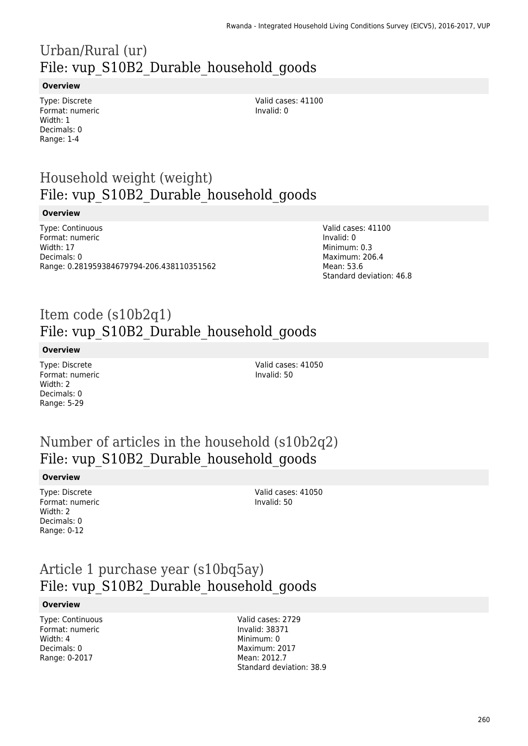# Urban/Rural (ur)
File: vup_S10B2_Durable_household_goods

**Overview**

Type: Discrete
Format: numeric
Width: 1
Decimals: 0
Range: 1-4

Valid cases: 41100
Invalid: 0

# Household weight (weight)
File: vup_S10B2_Durable_household_goods

**Overview**

Type: Continuous
Format: numeric
Width: 17
Decimals: 0
Range: 0.281959384679794-206.438110351562

Valid cases: 41100
Invalid: 0
Minimum: 0.3
Maximum: 206.4
Mean: 53.6
Standard deviation: 46.8

# Item code (s10b2q1)
File: vup_S10B2_Durable_household_goods

**Overview**

Type: Discrete
Format: numeric
Width: 2
Decimals: 0
Range: 5-29

Valid cases: 41050
Invalid: 50

# Number of articles in the household (s10b2q2)
File: vup_S10B2_Durable_household_goods

**Overview**

Type: Discrete
Format: numeric
Width: 2
Decimals: 0
Range: 0-12

Valid cases: 41050
Invalid: 50

# Article 1 purchase year (s10bq5ay)
File: vup_S10B2_Durable_household_goods

**Overview**

Type: Continuous
Format: numeric
Width: 4
Decimals: 0
Range: 0-2017

Valid cases: 2729
Invalid: 38371
Minimum: 0
Maximum: 2017
Mean: 2012.7
Standard deviation: 38.9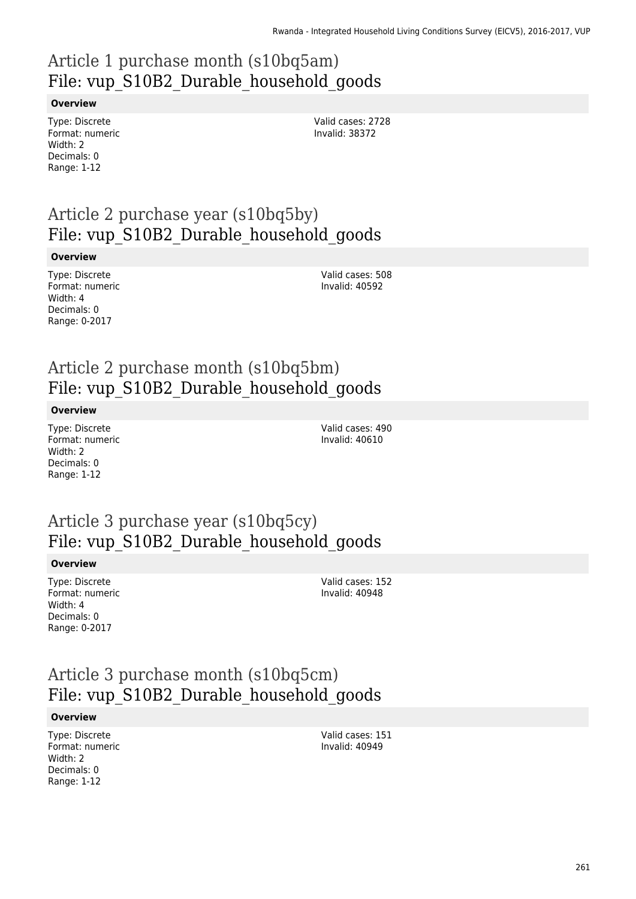## Article 1 purchase month (s10bq5am)
## File: vup_S10B2_Durable_household_goods

**Overview**

Type: Discrete
Format: numeric
Width: 2
Decimals: 0
Range: 1-12

Valid cases: 2728
Invalid: 38372

## Article 2 purchase year (s10bq5by)
## File: vup_S10B2_Durable_household_goods

**Overview**

Type: Discrete
Format: numeric
Width: 4
Decimals: 0
Range: 0-2017

Valid cases: 508
Invalid: 40592

## Article 2 purchase month (s10bq5bm)
## File: vup_S10B2_Durable_household_goods

**Overview**

Type: Discrete
Format: numeric
Width: 2
Decimals: 0
Range: 1-12

Valid cases: 490
Invalid: 40610

## Article 3 purchase year (s10bq5cy)
## File: vup_S10B2_Durable_household_goods

**Overview**

Type: Discrete
Format: numeric
Width: 4
Decimals: 0
Range: 0-2017

Valid cases: 152
Invalid: 40948

## Article 3 purchase month (s10bq5cm)
## File: vup_S10B2_Durable_household_goods

**Overview**

Type: Discrete
Format: numeric
Width: 2
Decimals: 0
Range: 1-12

Valid cases: 151
Invalid: 40949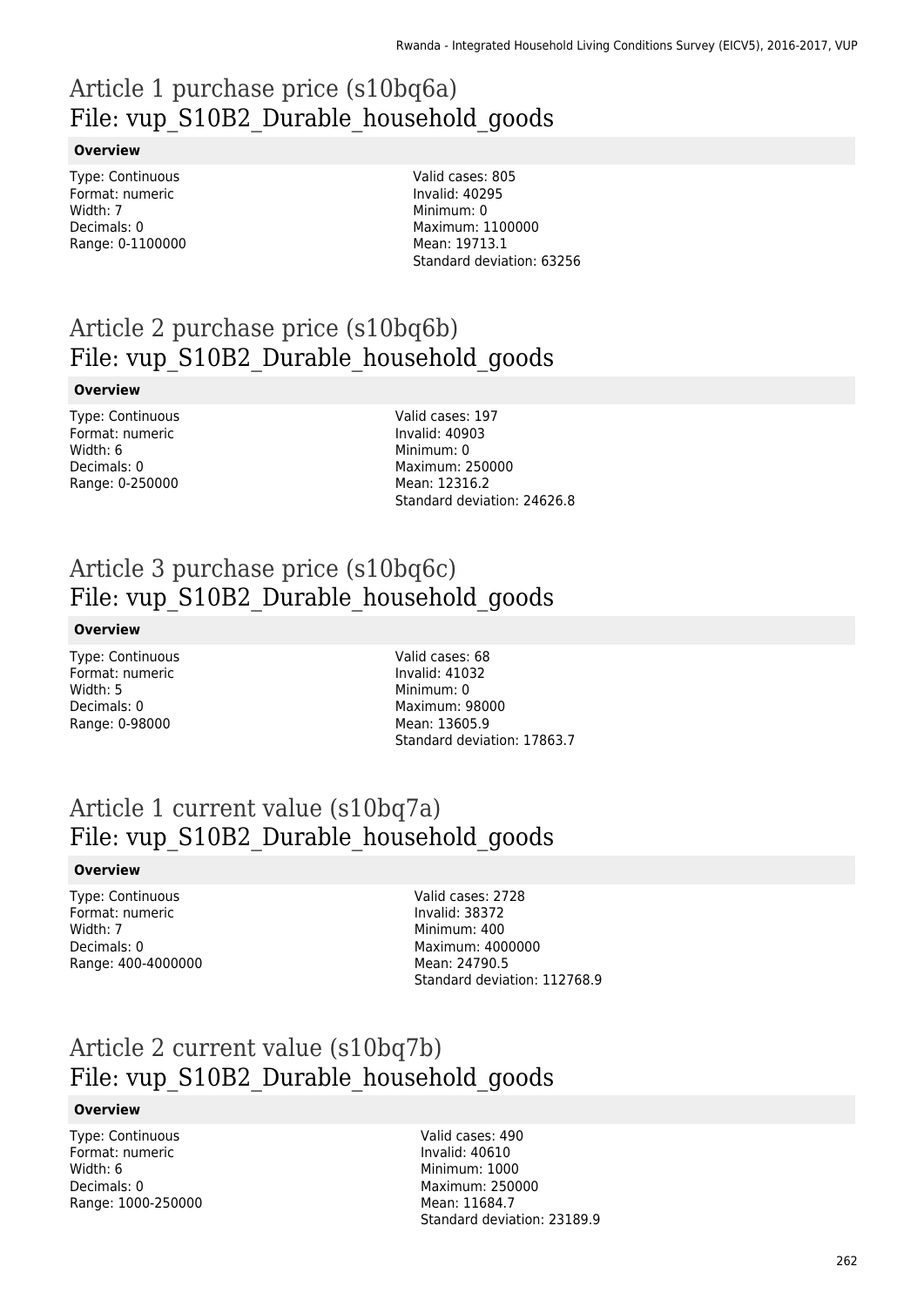# Article 1 purchase price (s10bq6a)
File: vup_S10B2_Durable_household_goods

**Overview**

Type: Continuous
Format: numeric
Width: 7
Decimals: 0
Range: 0-1100000

Valid cases: 805
Invalid: 40295
Minimum: 0
Maximum: 1100000
Mean: 19713.1
Standard deviation: 63256

# Article 2 purchase price (s10bq6b)
File: vup_S10B2_Durable_household_goods

**Overview**

Type: Continuous
Format: numeric
Width: 6
Decimals: 0
Range: 0-250000

Valid cases: 197
Invalid: 40903
Minimum: 0
Maximum: 250000
Mean: 12316.2
Standard deviation: 24626.8

# Article 3 purchase price (s10bq6c)
File: vup_S10B2_Durable_household_goods

**Overview**

Type: Continuous
Format: numeric
Width: 5
Decimals: 0
Range: 0-98000

Valid cases: 68
Invalid: 41032
Minimum: 0
Maximum: 98000
Mean: 13605.9
Standard deviation: 17863.7

# Article 1 current value (s10bq7a)
File: vup_S10B2_Durable_household_goods

**Overview**

Type: Continuous
Format: numeric
Width: 7
Decimals: 0
Range: 400-4000000

Valid cases: 2728
Invalid: 38372
Minimum: 400
Maximum: 4000000
Mean: 24790.5
Standard deviation: 112768.9

# Article 2 current value (s10bq7b)
File: vup_S10B2_Durable_household_goods

**Overview**

Type: Continuous
Format: numeric
Width: 6
Decimals: 0
Range: 1000-250000

Valid cases: 490
Invalid: 40610
Minimum: 1000
Maximum: 250000
Mean: 11684.7
Standard deviation: 23189.9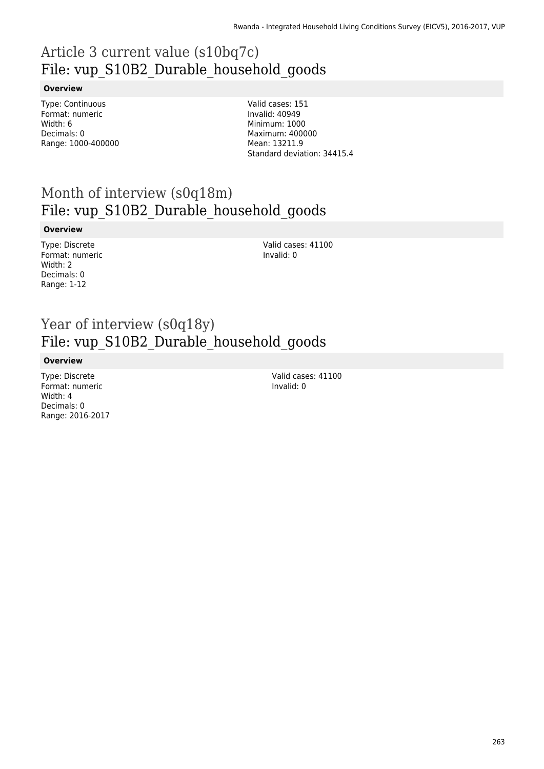# Article 3 current value (s10bq7c)
# File: vup_S10B2_Durable_household_goods

**Overview**

Type: Continuous
Format: numeric
Width: 6
Decimals: 0
Range: 1000-400000

Valid cases: 151
Invalid: 40949
Minimum: 1000
Maximum: 400000
Mean: 13211.9
Standard deviation: 34415.4

# Month of interview (s0q18m)
# File: vup_S10B2_Durable_household_goods

**Overview**

Type: Discrete
Format: numeric
Width: 2
Decimals: 0
Range: 1-12

Valid cases: 41100
Invalid: 0

# Year of interview (s0q18y)
# File: vup_S10B2_Durable_household_goods

**Overview**

Type: Discrete
Format: numeric
Width: 4
Decimals: 0
Range: 2016-2017

Valid cases: 41100
Invalid: 0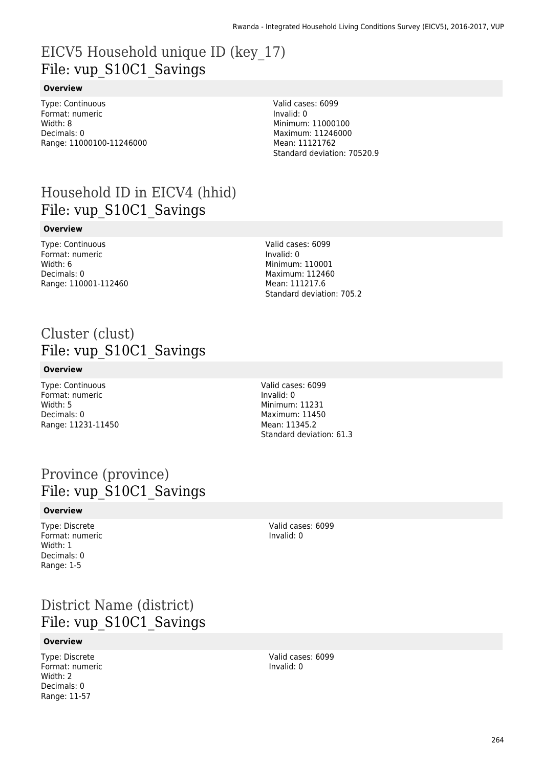## EICV5 Household unique ID (key_17)
## File: vup_S10C1_Savings

**Overview**

Type: Continuous
Format: numeric
Width: 8
Decimals: 0
Range: 11000100-11246000

Valid cases: 6099
Invalid: 0
Minimum: 11000100
Maximum: 11246000
Mean: 11121762
Standard deviation: 70520.9

## Household ID in EICV4 (hhid)
## File: vup_S10C1_Savings

**Overview**

Type: Continuous
Format: numeric
Width: 6
Decimals: 0
Range: 110001-112460

Valid cases: 6099
Invalid: 0
Minimum: 110001
Maximum: 112460
Mean: 111217.6
Standard deviation: 705.2

## Cluster (clust)
## File: vup_S10C1_Savings

**Overview**

Type: Continuous
Format: numeric
Width: 5
Decimals: 0
Range: 11231-11450

Valid cases: 6099
Invalid: 0
Minimum: 11231
Maximum: 11450
Mean: 11345.2
Standard deviation: 61.3

## Province (province)
## File: vup_S10C1_Savings

**Overview**

Type: Discrete
Format: numeric
Width: 1
Decimals: 0
Range: 1-5

Valid cases: 6099
Invalid: 0

## District Name (district)
## File: vup_S10C1_Savings

**Overview**

Type: Discrete
Format: numeric
Width: 2
Decimals: 0
Range: 11-57

Valid cases: 6099
Invalid: 0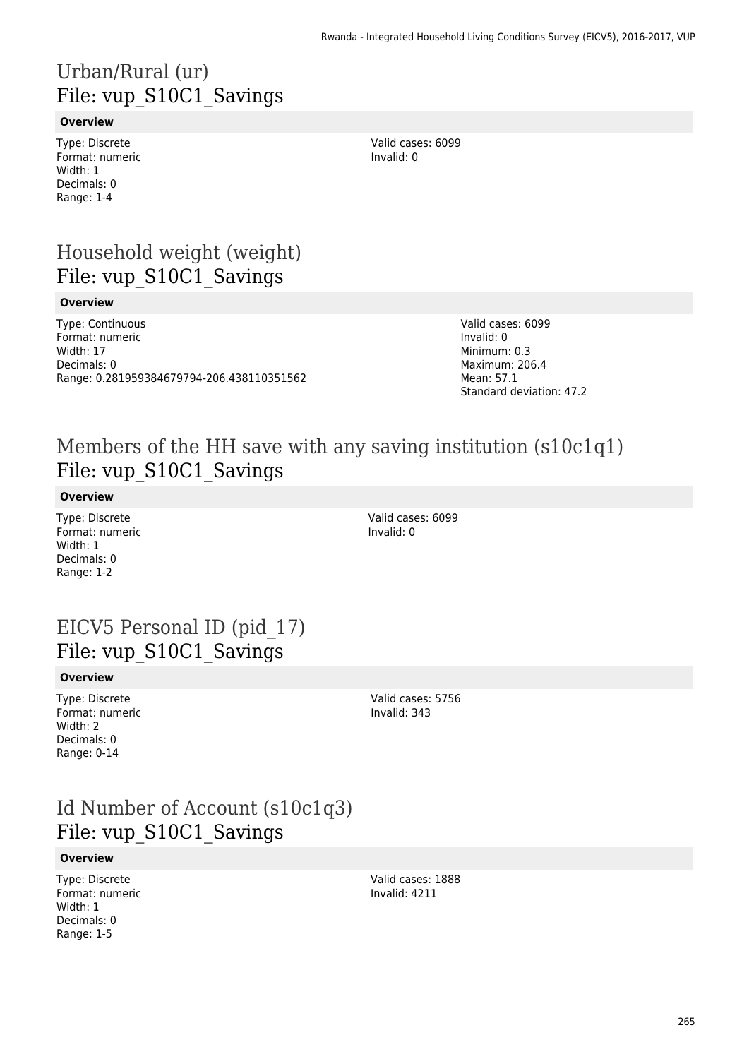# Urban/Rural (ur)
## File: vup_S10C1_Savings

**Overview**

Type: Discrete
Format: numeric
Width: 1
Decimals: 0
Range: 1-4

Valid cases: 6099
Invalid: 0

# Household weight (weight)
## File: vup_S10C1_Savings

**Overview**

Type: Continuous
Format: numeric
Width: 17
Decimals: 0
Range: 0.281959384679794-206.438110351562

Valid cases: 6099
Invalid: 0
Minimum: 0.3
Maximum: 206.4
Mean: 57.1
Standard deviation: 47.2

# Members of the HH save with any saving institution (s10c1q1)
## File: vup_S10C1_Savings

**Overview**

Type: Discrete
Format: numeric
Width: 1
Decimals: 0
Range: 1-2

Valid cases: 6099
Invalid: 0

# EICV5 Personal ID (pid_17)
## File: vup_S10C1_Savings

**Overview**

Type: Discrete
Format: numeric
Width: 2
Decimals: 0
Range: 0-14

Valid cases: 5756
Invalid: 343

# Id Number of Account (s10c1q3)
## File: vup_S10C1_Savings

**Overview**

Type: Discrete
Format: numeric
Width: 1
Decimals: 0
Range: 1-5

Valid cases: 1888
Invalid: 4211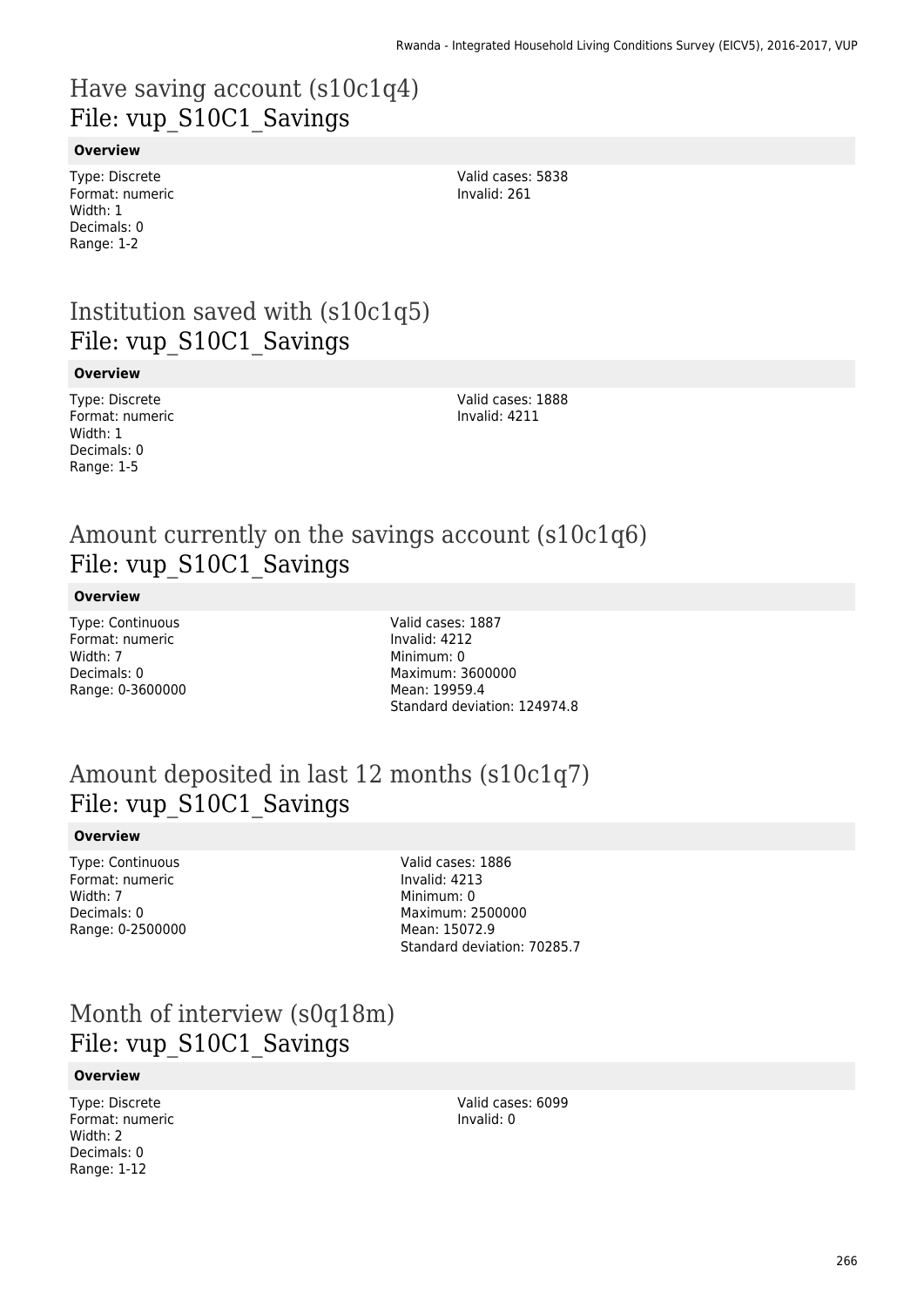# Have saving account (s10c1q4)
File: vup_S10C1_Savings

**Overview**

Type: Discrete
Format: numeric
Width: 1
Decimals: 0
Range: 1-2

Valid cases: 5838
Invalid: 261

# Institution saved with (s10c1q5)
File: vup_S10C1_Savings

**Overview**

Type: Discrete
Format: numeric
Width: 1
Decimals: 0
Range: 1-5

Valid cases: 1888
Invalid: 4211

# Amount currently on the savings account (s10c1q6)
File: vup_S10C1_Savings

**Overview**

Type: Continuous
Format: numeric
Width: 7
Decimals: 0
Range: 0-3600000

Valid cases: 1887
Invalid: 4212
Minimum: 0
Maximum: 3600000
Mean: 19959.4
Standard deviation: 124974.8

# Amount deposited in last 12 months (s10c1q7)
File: vup_S10C1_Savings

**Overview**

Type: Continuous
Format: numeric
Width: 7
Decimals: 0
Range: 0-2500000

Valid cases: 1886
Invalid: 4213
Minimum: 0
Maximum: 2500000
Mean: 15072.9
Standard deviation: 70285.7

# Month of interview (s0q18m)
File: vup_S10C1_Savings

**Overview**

Type: Discrete
Format: numeric
Width: 2
Decimals: 0
Range: 1-12

Valid cases: 6099
Invalid: 0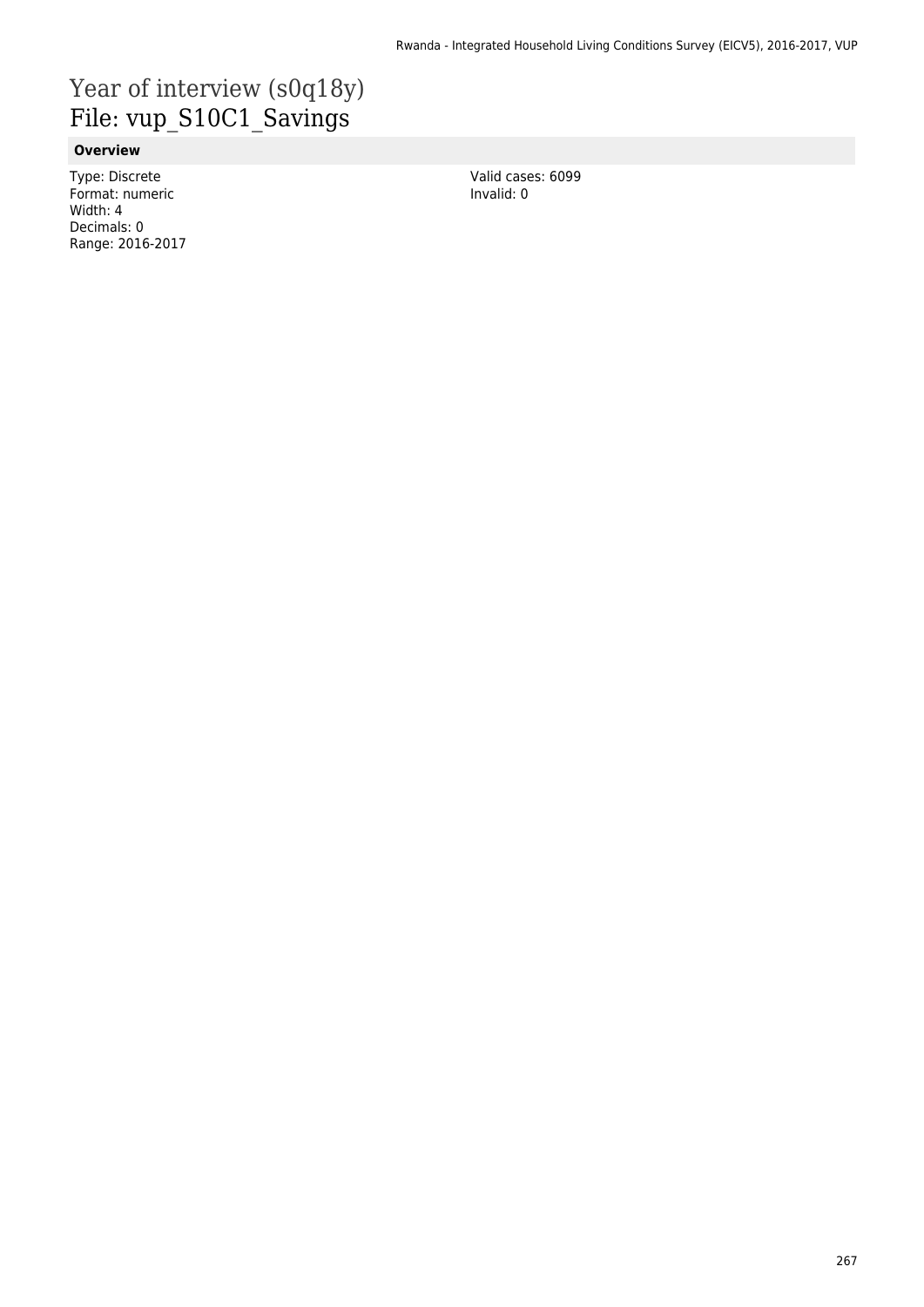# Year of interview (s0q18y)
File: vup_S10C1_Savings

### Overview

Type: Discrete
Format: numeric
Width: 4
Decimals: 0
Range: 2016-2017

Valid cases: 6099
Invalid: 0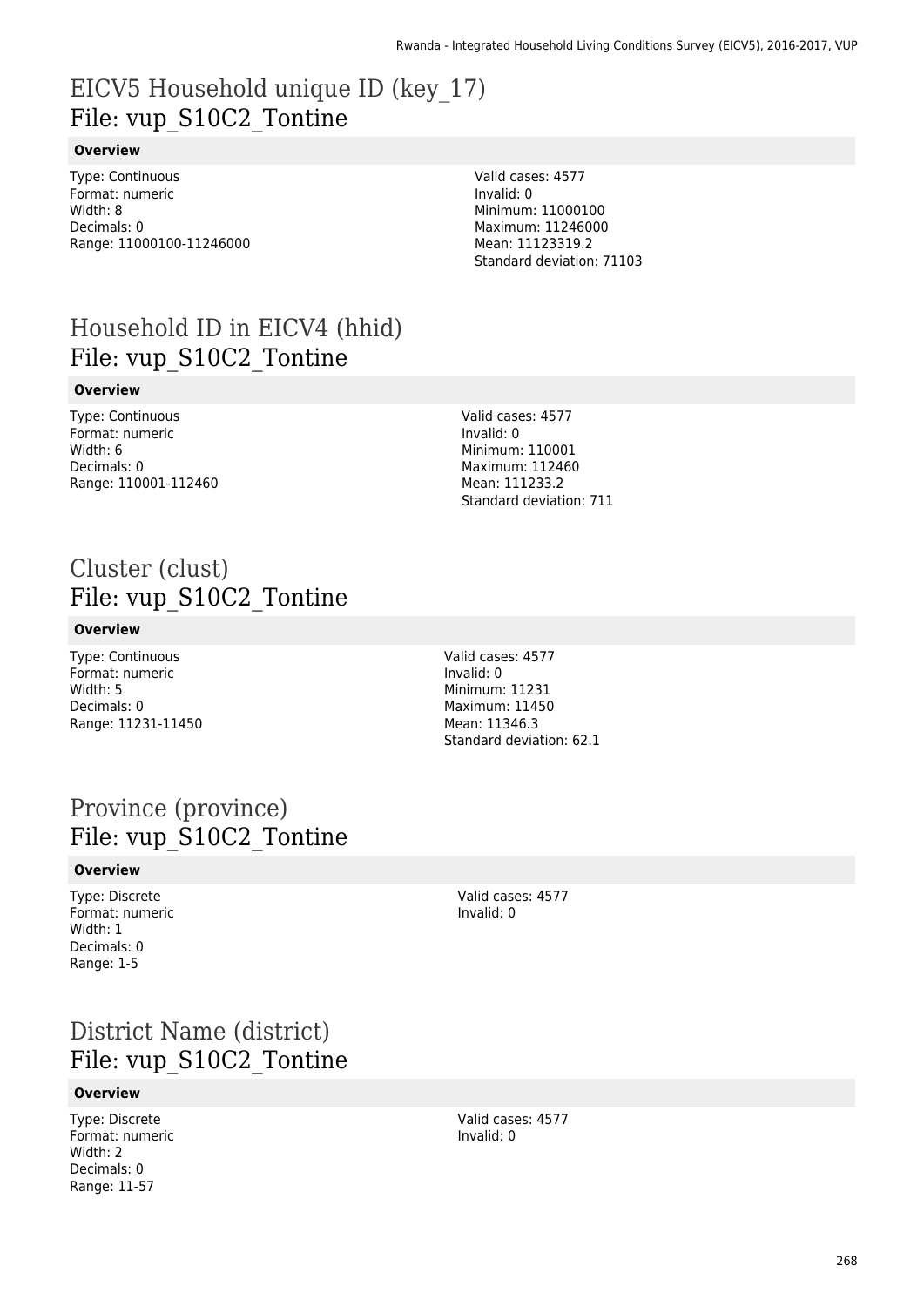# EICV5 Household unique ID (key_17)
File: vup_S10C2_Tontine

**Overview**

Type: Continuous
Format: numeric
Width: 8
Decimals: 0
Range: 11000100-11246000

Valid cases: 4577
Invalid: 0
Minimum: 11000100
Maximum: 11246000
Mean: 11123319.2
Standard deviation: 71103

# Household ID in EICV4 (hhid)
File: vup_S10C2_Tontine

**Overview**

Type: Continuous
Format: numeric
Width: 6
Decimals: 0
Range: 110001-112460

Valid cases: 4577
Invalid: 0
Minimum: 110001
Maximum: 112460
Mean: 111233.2
Standard deviation: 711

# Cluster (clust)
File: vup_S10C2_Tontine

**Overview**

Type: Continuous
Format: numeric
Width: 5
Decimals: 0
Range: 11231-11450

Valid cases: 4577
Invalid: 0
Minimum: 11231
Maximum: 11450
Mean: 11346.3
Standard deviation: 62.1

# Province (province)
File: vup_S10C2_Tontine

**Overview**

Type: Discrete
Format: numeric
Width: 1
Decimals: 0
Range: 1-5

Valid cases: 4577
Invalid: 0

# District Name (district)
File: vup_S10C2_Tontine

**Overview**

Type: Discrete
Format: numeric
Width: 2
Decimals: 0
Range: 11-57

Valid cases: 4577
Invalid: 0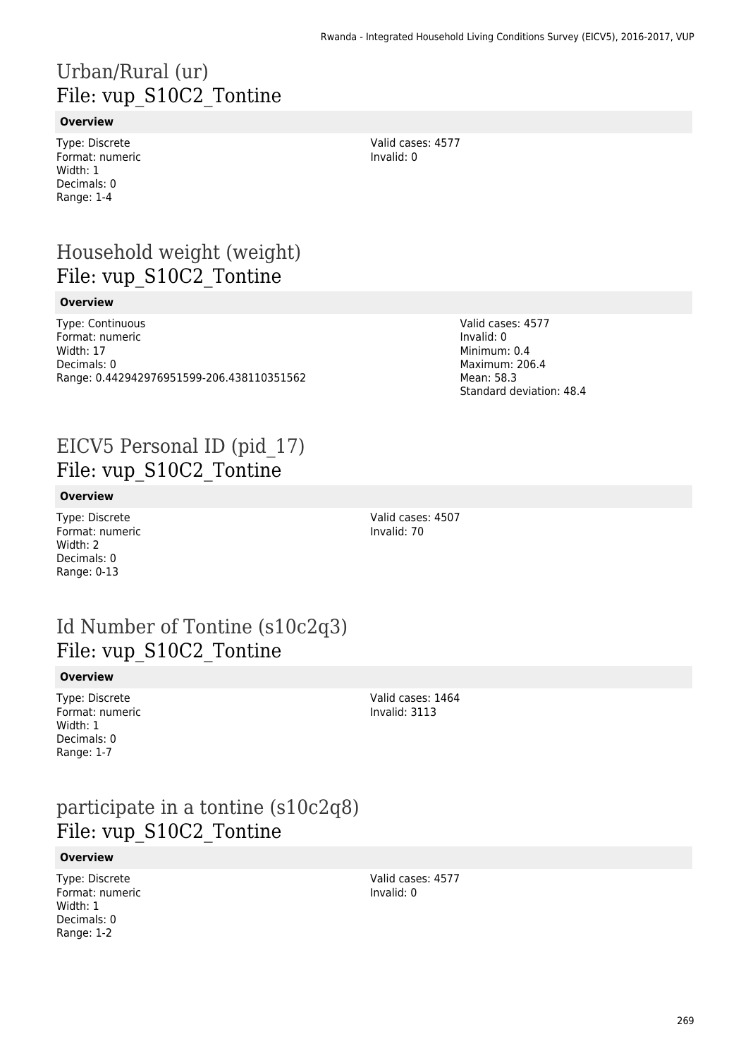## Urban/Rural (ur)
## File: vup_S10C2_Tontine

**Overview**

Type: Discrete
Format: numeric
Width: 1
Decimals: 0
Range: 1-4

Valid cases: 4577
Invalid: 0

## Household weight (weight)
## File: vup_S10C2_Tontine

**Overview**

Type: Continuous
Format: numeric
Width: 17
Decimals: 0
Range: 0.442942976951599-206.438110351562

Valid cases: 4577
Invalid: 0
Minimum: 0.4
Maximum: 206.4
Mean: 58.3
Standard deviation: 48.4

## EICV5 Personal ID (pid_17)
## File: vup_S10C2_Tontine

**Overview**

Type: Discrete
Format: numeric
Width: 2
Decimals: 0
Range: 0-13

Valid cases: 4507
Invalid: 70

## Id Number of Tontine (s10c2q3)
## File: vup_S10C2_Tontine

**Overview**

Type: Discrete
Format: numeric
Width: 1
Decimals: 0
Range: 1-7

Valid cases: 1464
Invalid: 3113

## participate in a tontine (s10c2q8)
## File: vup_S10C2_Tontine

**Overview**

Type: Discrete
Format: numeric
Width: 1
Decimals: 0
Range: 1-2

Valid cases: 4577
Invalid: 0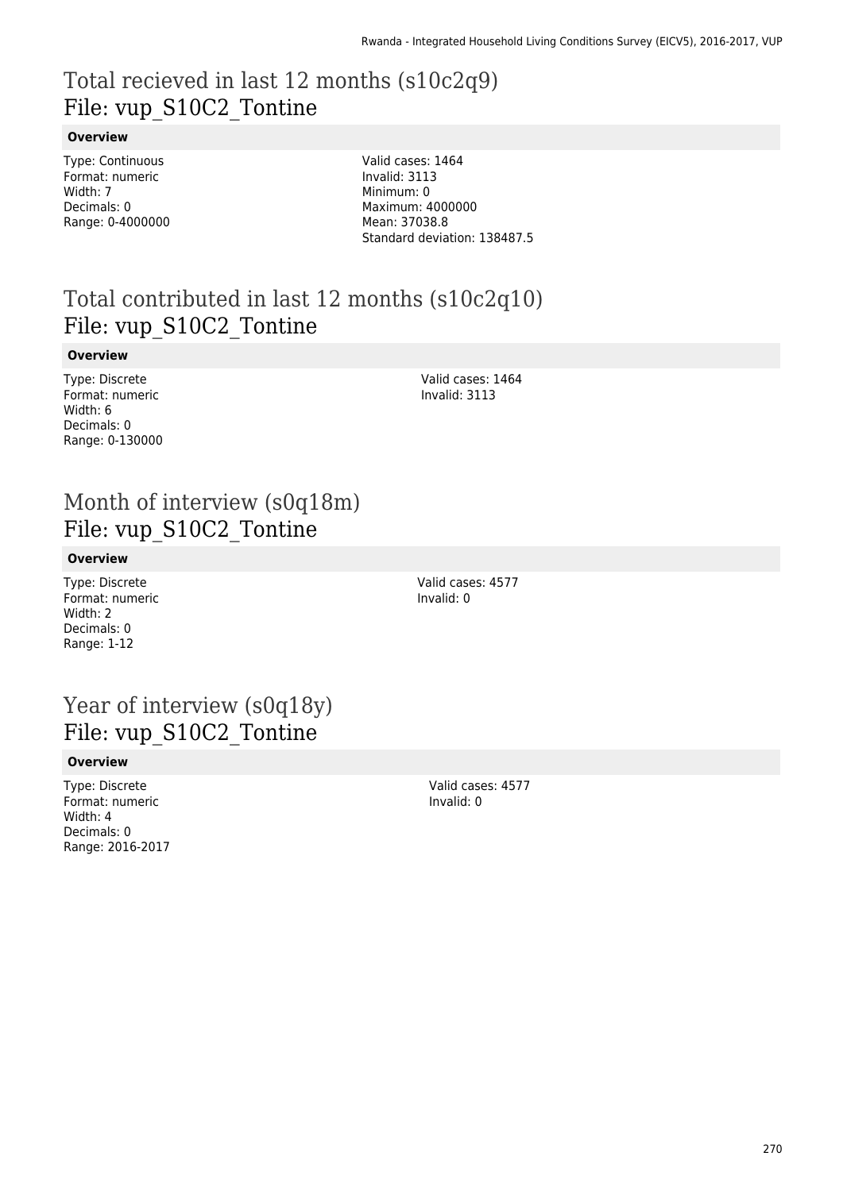# Total recieved in last 12 months (s10c2q9)
File: vup_S10C2_Tontine

**Overview**

Type: Continuous
Format: numeric
Width: 7
Decimals: 0
Range: 0-4000000

Valid cases: 1464
Invalid: 3113
Minimum: 0
Maximum: 4000000
Mean: 37038.8
Standard deviation: 138487.5

# Total contributed in last 12 months (s10c2q10)
File: vup_S10C2_Tontine

**Overview**

Type: Discrete
Format: numeric
Width: 6
Decimals: 0
Range: 0-130000

Valid cases: 1464
Invalid: 3113

# Month of interview (s0q18m)
File: vup_S10C2_Tontine

**Overview**

Type: Discrete
Format: numeric
Width: 2
Decimals: 0
Range: 1-12

Valid cases: 4577
Invalid: 0

# Year of interview (s0q18y)
File: vup_S10C2_Tontine

**Overview**

Type: Discrete
Format: numeric
Width: 4
Decimals: 0
Range: 2016-2017

Valid cases: 4577
Invalid: 0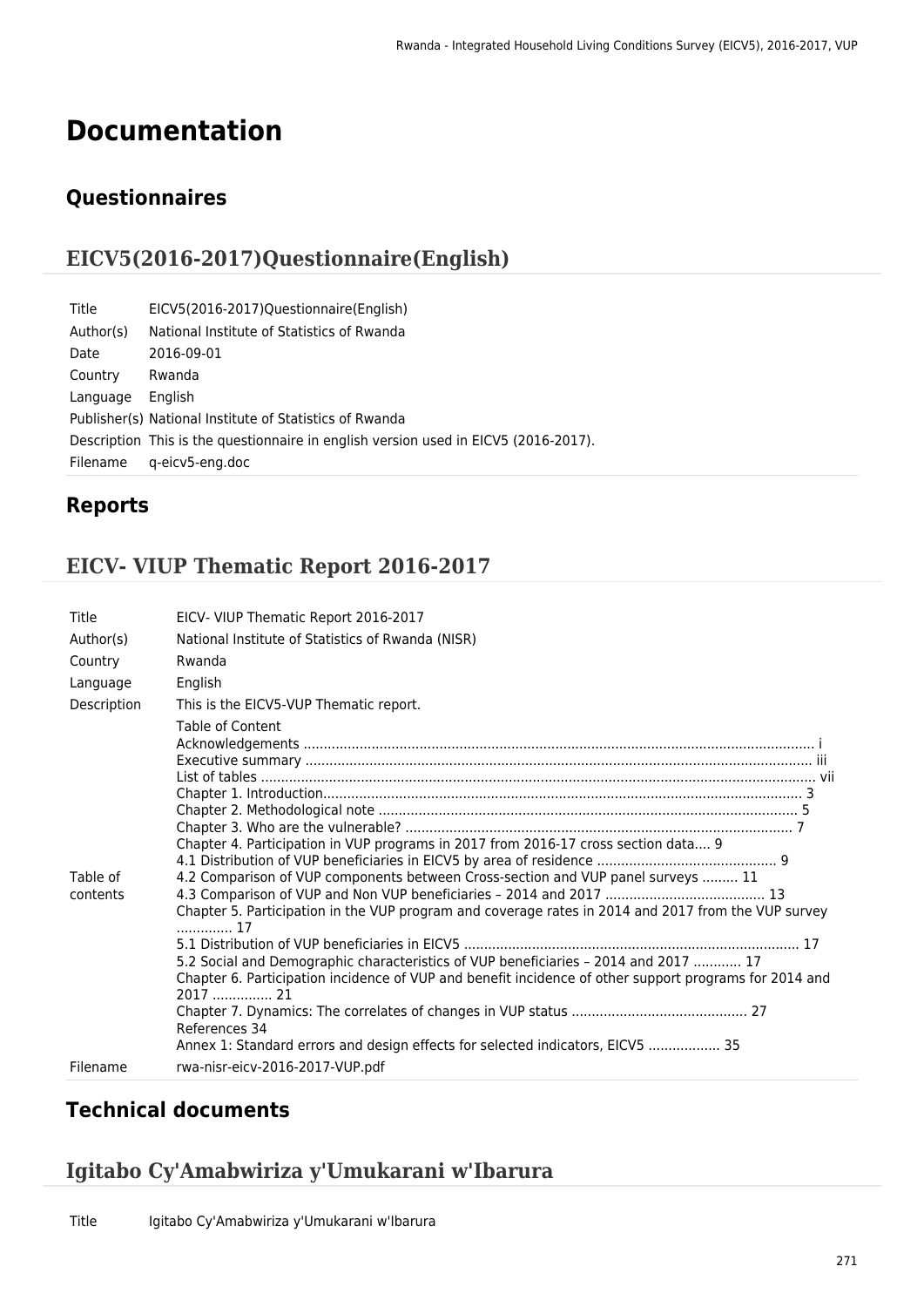# Documentation

## Questionnaires

### EICV5(2016-2017)Questionnaire(English)

| | |
|---|---|
| Title | EICV5(2016-2017)Questionnaire(English) |
| Author(s) | National Institute of Statistics of Rwanda |
| Date | 2016-09-01 |
| Country | Rwanda |
| Language | English |
| Publisher(s) | National Institute of Statistics of Rwanda |
| Description | This is the questionnaire in english version used in EICV5 (2016-2017). |
| Filename | q-eicv5-eng.doc |

## Reports

### EICV- VIUP Thematic Report 2016-2017

| | |
|---|---|
| Title | EICV- VIUP Thematic Report 2016-2017 |
| Author(s) | National Institute of Statistics of Rwanda (NISR) |
| Country | Rwanda |
| Language | English |
| Description | This is the EICV5-VUP Thematic report. |
| Table of contents | Table of Content<br>Acknowledgements .............................................................................................................................. i<br>Executive summary .............................................................................................................................. iii<br>List of tables ........................................................................................................................................ vii<br>Chapter 1. Introduction........................................................................................................................ 3<br>Chapter 2. Methodological note ......................................................................................................... 5<br>Chapter 3. Who are the vulnerable? ................................................................................................. 7<br>Chapter 4. Participation in VUP programs in 2017 from 2016-17 cross section data.... 9<br>4.1 Distribution of VUP beneficiaries in EICV5 by area of residence ............................................. 9<br>4.2 Comparison of VUP components between Cross-section and VUP panel surveys ......... 11<br>4.3 Comparison of VUP and Non VUP beneficiaries – 2014 and 2017 ........................................ 13<br>Chapter 5. Participation in the VUP program and coverage rates in 2014 and 2017 from the VUP survey ............. 17<br>5.1 Distribution of VUP beneficiaries in EICV5 .................................................................................... 17<br>5.2 Social and Demographic characteristics of VUP beneficiaries – 2014 and 2017 ............ 17<br>Chapter 6. Participation incidence of VUP and benefit incidence of other support programs for 2014 and 2017 ............... 21<br>Chapter 7. Dynamics: The correlates of changes in VUP status ............................................ 27<br>References 34<br>Annex 1: Standard errors and design effects for selected indicators, EICV5 .................. 35 |
| Filename | rwa-nisr-eicv-2016-2017-VUP.pdf |

## Technical documents

### Igitabo Cy'Amabwiriza y'Umukarani w'Ibarura

| | |
|---|---|
| Title | Igitabo Cy'Amabwiriza y'Umukarani w'Ibarura |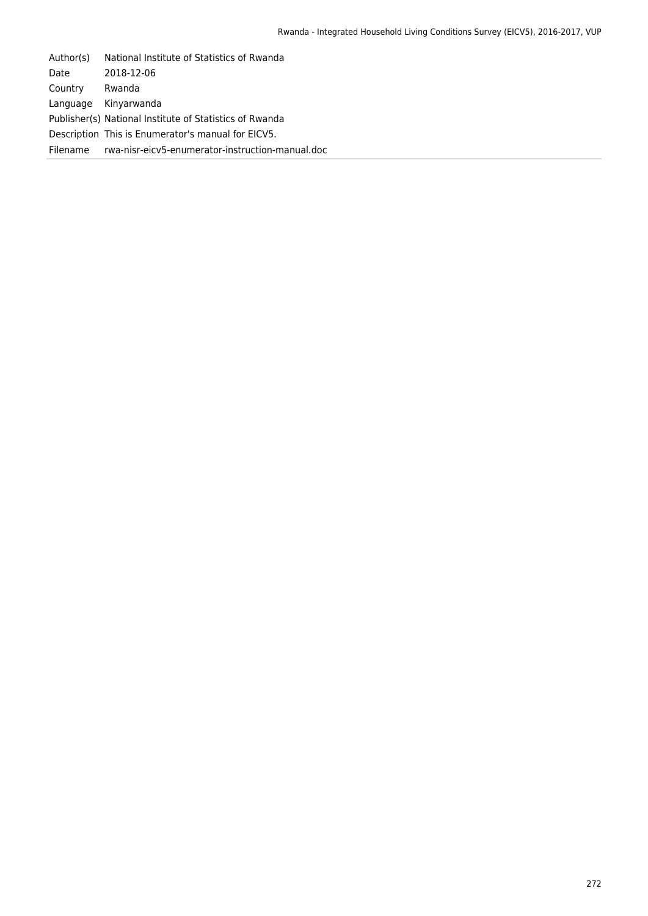| | |
|---|---|
| Author(s) | National Institute of Statistics of Rwanda |
| Date | 2018-12-06 |
| Country | Rwanda |
| Language | Kinyarwanda |
| Publisher(s) | National Institute of Statistics of Rwanda |
| Description | This is Enumerator's manual for EICV5. |
| Filename | rwa-nisr-eicv5-enumerator-instruction-manual.doc |